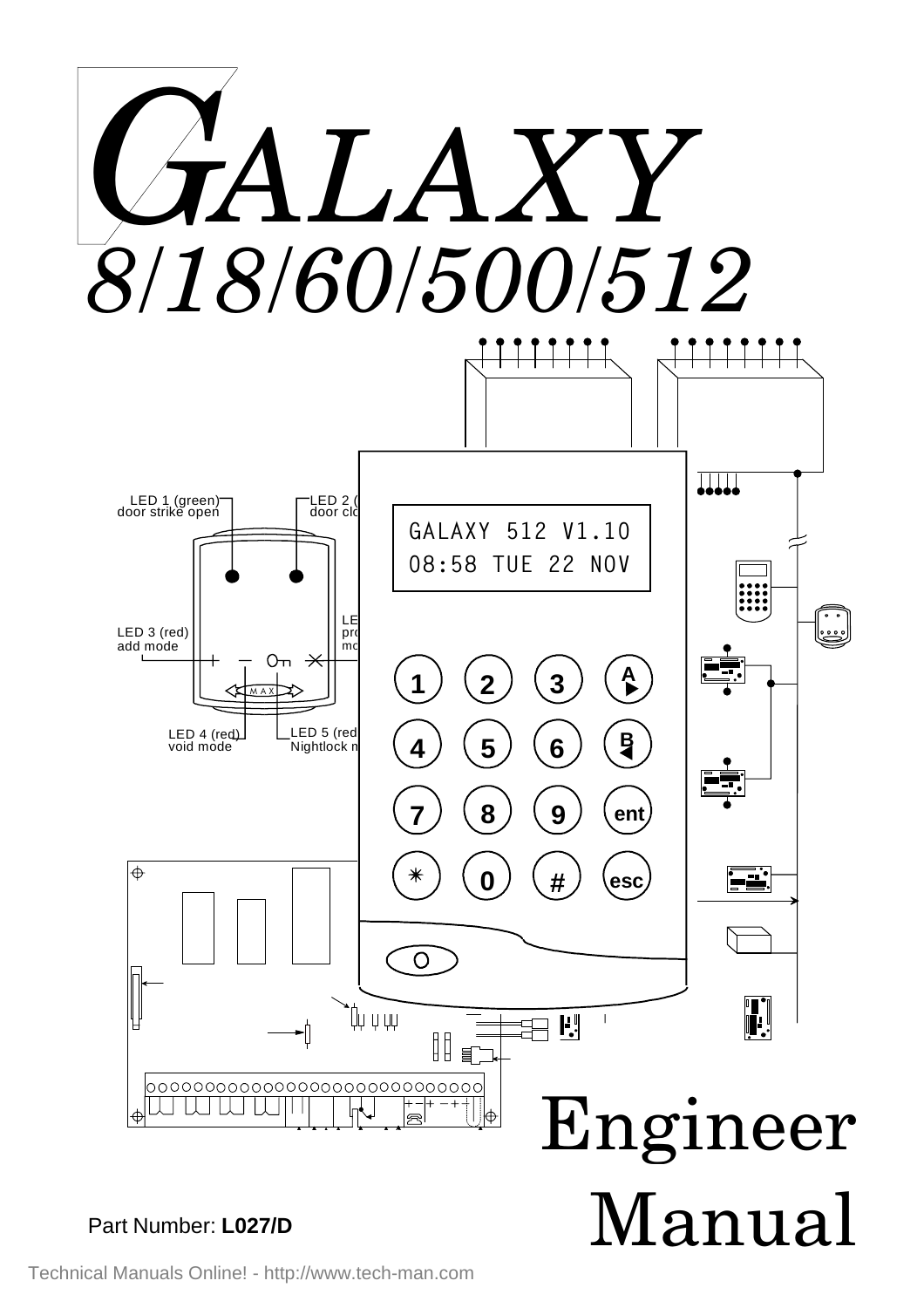# GALAXY

# 8/18/60/500/512

LED 1 (green) door strike open

LED 2 (... door clo...

LED 3 (red) add mode

LE... pro... mo...

LED 4 (red) void mode

LED 5 (red... Nightlock m...

GALAXY 512 V1.10
08:58 TUE 22 NOV

# Engineer Manual

Part Number: **L027/D**

Technical Manuals Online! - http://www.tech-man.com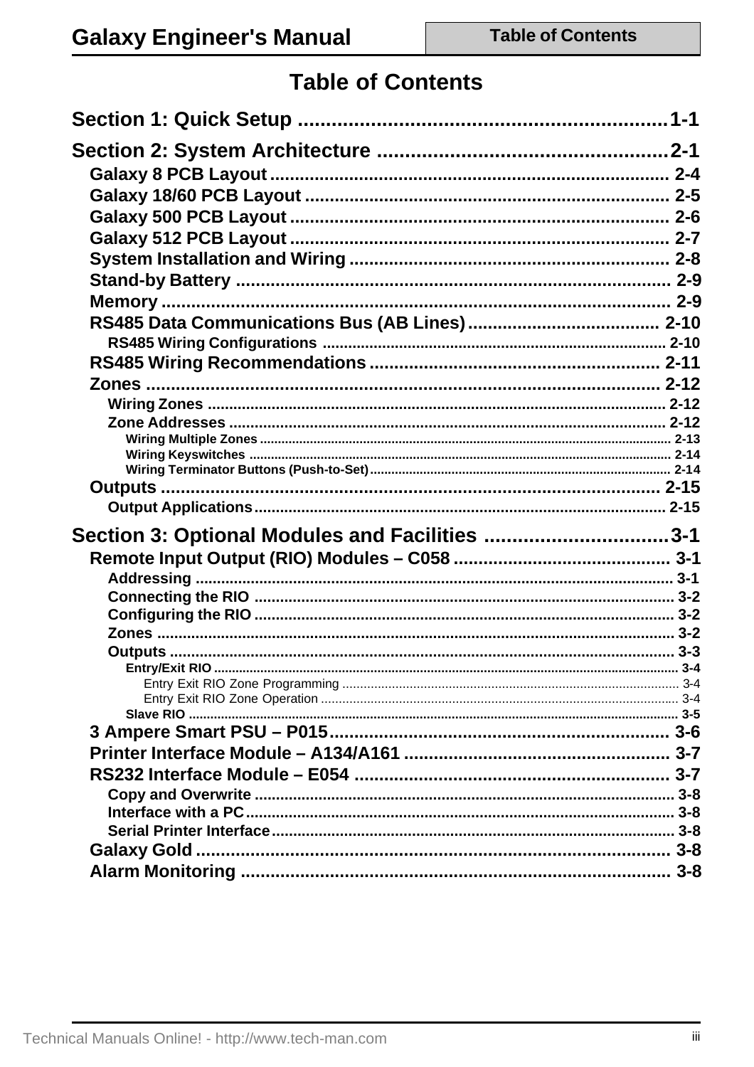# Table of Contents

**Section 1: Quick Setup ....................................................................1-1**

**Section 2: System Architecture ....................................................2-1**

- Galaxy 8 PCB Layout .................................................................. 2-4
- Galaxy 18/60 PCB Layout ........................................................... 2-5
- Galaxy 500 PCB Layout .............................................................. 2-6
- Galaxy 512 PCB Layout .............................................................. 2-7
- System Installation and Wiring .................................................. 2-8
- Stand-by Battery ........................................................................ 2-9
- Memory ...................................................................................... 2-9
- RS485 Data Communications Bus (AB Lines)....................................... 2-10
  - RS485 Wiring Configurations .................................................. 2-10
- RS485 Wiring Recommendations ........................................................ 2-11
- Zones .......................................................................................... 2-12
  - Wiring Zones ........................................................................... 2-12
  - Zone Addresses ........................................................................ 2-12
    - Wiring Multiple Zones ................................................................ 2-13
    - Wiring Keyswitches .................................................................... 2-14
    - Wiring Terminator Buttons (Push-to-Set).................................... 2-14
- Outputs ....................................................................................... 2-15
  - Output Applications .................................................................. 2-15

**Section 3: Optional Modules and Facilities .................................3-1**

- Remote Input Output (RIO) Modules – C058 ........................................... 3-1
  - Addressing ................................................................................ 3-1
  - Connecting the RIO .................................................................... 3-2
  - Configuring the RIO ................................................................... 3-2
  - Zones ......................................................................................... 3-2
  - Outputs ...................................................................................... 3-3
    - Entry/Exit RIO ................................................................................ 3-4
      - Entry Exit RIO Zone Programming ................................................ 3-4
      - Entry Exit RIO Zone Operation ..................................................... 3-4
    - Slave RIO ...................................................................................... 3-5
- 3 Ampere Smart PSU – P015.................................................................. 3-6
- Printer Interface Module – A134/A161 ................................................... 3-7
- RS232 Interface Module – E054 ............................................................. 3-7
  - Copy and Overwrite .................................................................... 3-8
  - Interface with a PC..................................................................... 3-8
  - Serial Printer Interface................................................................ 3-8
- Galaxy Gold ................................................................................ 3-8
- Alarm Monitoring ........................................................................ 3-8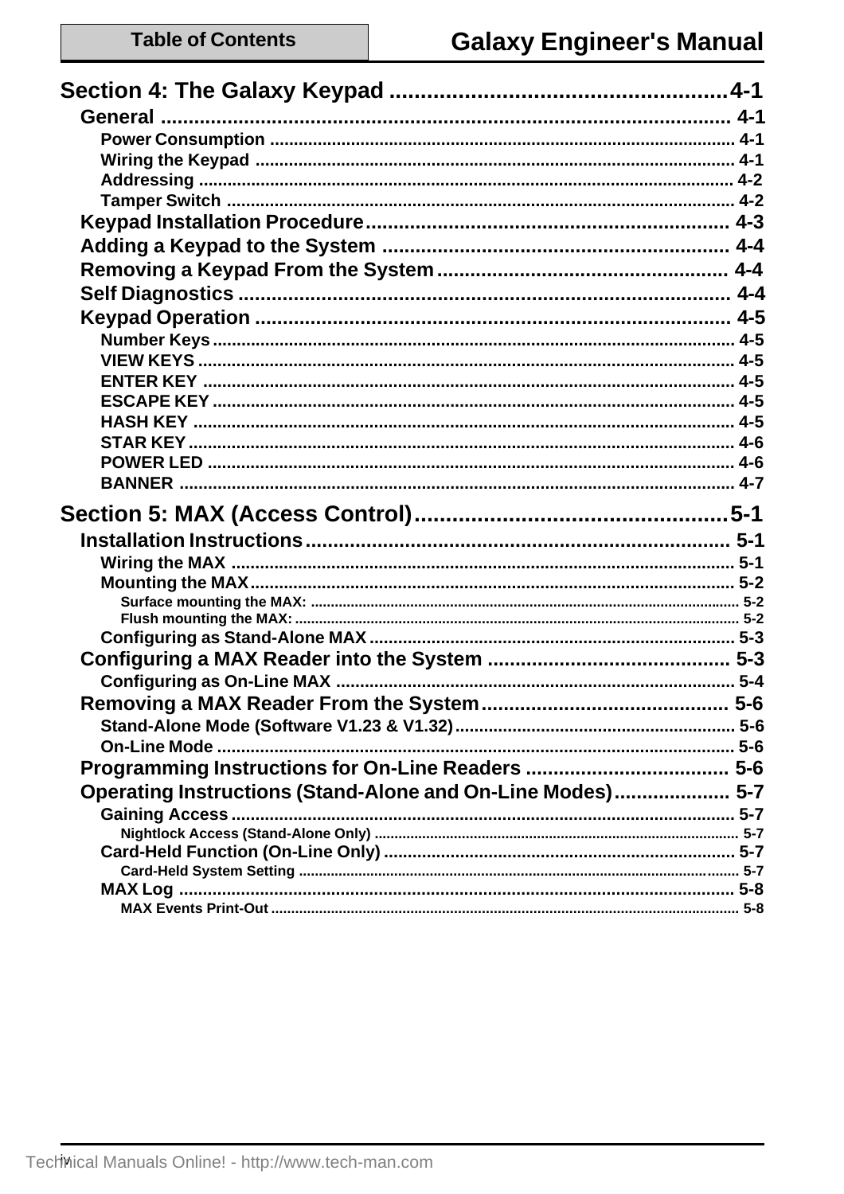# Section 4: The Galaxy Keypad ........................................ 4-1

## General ........................................ 4-1

- Power Consumption ........................................ 4-1
- Wiring the Keypad ........................................ 4-1
- Addressing ........................................ 4-2
- Tamper Switch ........................................ 4-2

## Keypad Installation Procedure ........................................ 4-3

## Adding a Keypad to the System ........................................ 4-4

## Removing a Keypad From the System ........................................ 4-4

## Self Diagnostics ........................................ 4-4

## Keypad Operation ........................................ 4-5

- Number Keys ........................................ 4-5
- VIEW KEYS ........................................ 4-5
- ENTER KEY ........................................ 4-5
- ESCAPE KEY ........................................ 4-5
- HASH KEY ........................................ 4-5
- STAR KEY ........................................ 4-6
- POWER LED ........................................ 4-6
- BANNER ........................................ 4-7

# Section 5: MAX (Access Control) ........................................ 5-1

## Installation Instructions ........................................ 5-1

- Wiring the MAX ........................................ 5-1
- Mounting the MAX ........................................ 5-2
  - Surface mounting the MAX: ........................................ 5-2
  - Flush mounting the MAX: ........................................ 5-2
- Configuring as Stand-Alone MAX ........................................ 5-3

## Configuring a MAX Reader into the System ........................................ 5-3

- Configuring as On-Line MAX ........................................ 5-4

## Removing a MAX Reader From the System ........................................ 5-6

- Stand-Alone Mode (Software V1.23 & V1.32) ........................................ 5-6
- On-Line Mode ........................................ 5-6

## Programming Instructions for On-Line Readers ........................................ 5-6

## Operating Instructions (Stand-Alone and On-Line Modes) ........................................ 5-7

- Gaining Access ........................................ 5-7
  - Nightlock Access (Stand-Alone Only) ........................................ 5-7
- Card-Held Function (On-Line Only) ........................................ 5-7
  - Card-Held System Setting ........................................ 5-7
- MAX Log ........................................ 5-8
  - MAX Events Print-Out ........................................ 5-8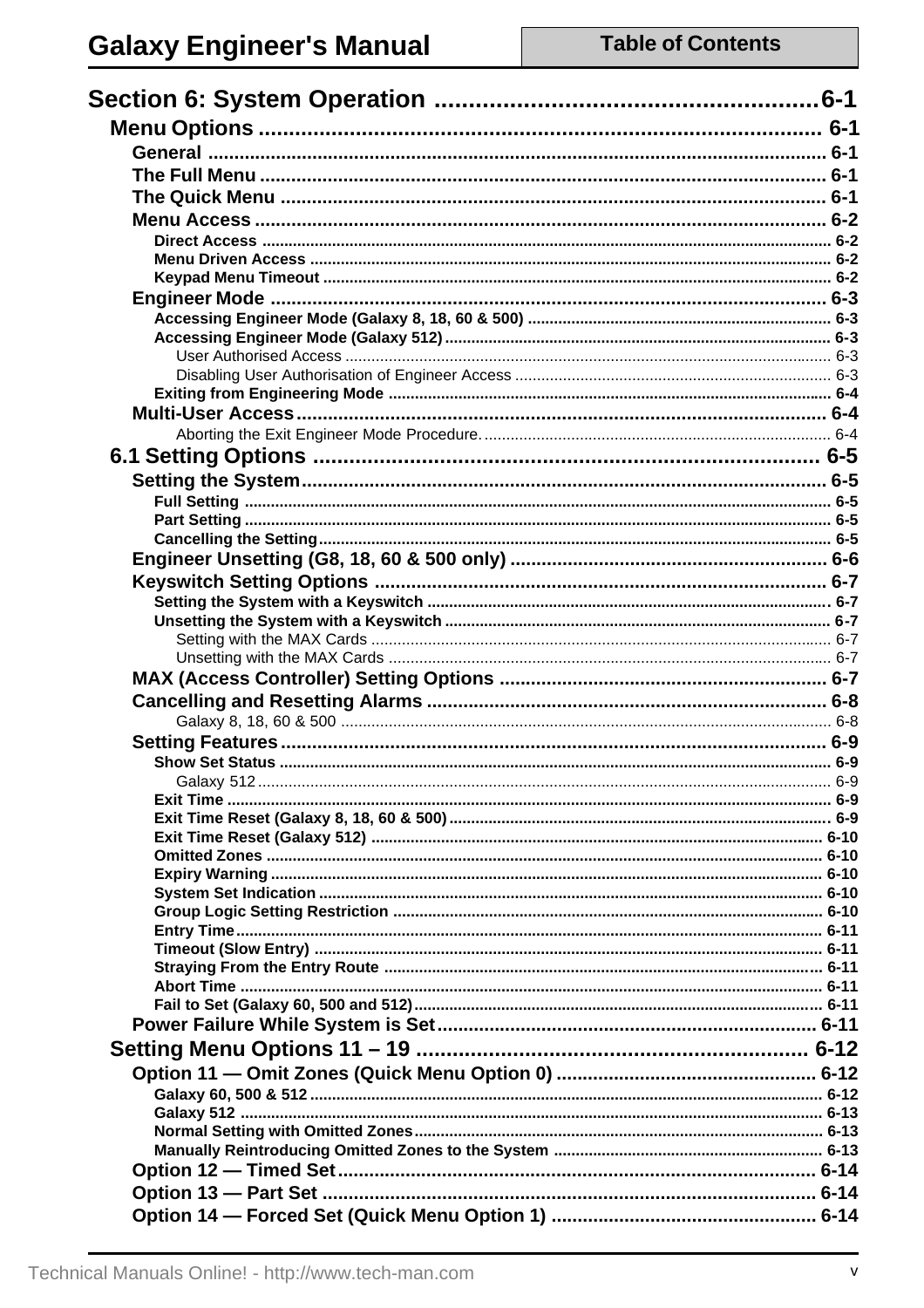# Table of Contents

**Section 6: System Operation ........................................................6-1**

**Menu Options .......................................................................................... 6-1**

- **General** ........................................................................................ 6-1
- **The Full Menu** ............................................................................. 6-1
- **The Quick Menu** ......................................................................... 6-1
- **Menu Access** ............................................................................... 6-2
  - **Direct Access** ............................................................................. 6-2
  - **Menu Driven Access** ................................................................. 6-2
  - **Keypad Menu Timeout** .............................................................. 6-2
- **Engineer Mode** ............................................................................. 6-3
  - **Accessing Engineer Mode (Galaxy 8, 18, 60 & 500)** ................. 6-3
  - **Accessing Engineer Mode (Galaxy 512)** ................................... 6-3
    - User Authorised Access ............................................................ 6-3
    - Disabling User Authorisation of Engineer Access ...................... 6-3
  - **Exiting from Engineering Mode** .................................................. 6-4
- **Multi-User Access** ....................................................................... 6-4
    - Aborting the Exit Engineer Mode Procedure. ............................. 6-4

**6.1 Setting Options ................................................................................... 6-5**

- **Setting the System** ....................................................................... 6-5
  - **Full Setting** ................................................................................. 6-5
  - **Part Setting** ................................................................................ 6-5
  - **Cancelling the Setting** ................................................................ 6-5
- **Engineer Unsetting (G8, 18, 60 & 500 only)** ................................. 6-6
- **Keyswitch Setting Options** ........................................................... 6-7
  - **Setting the System with a Keyswitch** ......................................... 6-7
  - **Unsetting the System with a Keyswitch** ..................................... 6-7
    - Setting with the MAX Cards ...................................................... 6-7
    - Unsetting with the MAX Cards ................................................... 6-7
- **MAX (Access Controller) Setting Options** ..................................... 6-7
- **Cancelling and Resetting Alarms** ................................................. 6-8
    - Galaxy 8, 18, 60 & 500 .............................................................. 6-8
- **Setting Features** .......................................................................... 6-9
  - **Show Set Status** ........................................................................ 6-9
    - Galaxy 512 ................................................................................ 6-9
  - **Exit Time** .................................................................................... 6-9
  - **Exit Time Reset (Galaxy 8, 18, 60 & 500)** .................................. 6-9
  - **Exit Time Reset (Galaxy 512)** .................................................... 6-10
  - **Omitted Zones** ........................................................................... 6-10
  - **Expiry Warning** .......................................................................... 6-10
  - **System Set Indication** ................................................................ 6-10
  - **Group Logic Setting Restriction** ................................................. 6-10
  - **Entry Time** ................................................................................. 6-11
  - **Timeout (Slow Entry)** ................................................................. 6-11
  - **Straying From the Entry Route** .................................................. 6-11
  - **Abort Time** ................................................................................. 6-11
  - **Fail to Set (Galaxy 60, 500 and 512)** .......................................... 6-11
- **Power Failure While System is Set** ............................................. 6-11

**Setting Menu Options 11 – 19 ................................................................ 6-12**

- **Option 11 — Omit Zones (Quick Menu Option 0)** ........................ 6-12
  - **Galaxy 60, 500 & 512** ................................................................. 6-12
  - **Galaxy 512** ................................................................................. 6-13
  - **Normal Setting with Omitted Zones** ........................................... 6-13
  - **Manually Reintroducing Omitted Zones to the System** .............. 6-13
- **Option 12 — Timed Set** ............................................................... 6-14
- **Option 13 — Part Set** .................................................................. 6-14
- **Option 14 — Forced Set (Quick Menu Option 1)** ......................... 6-14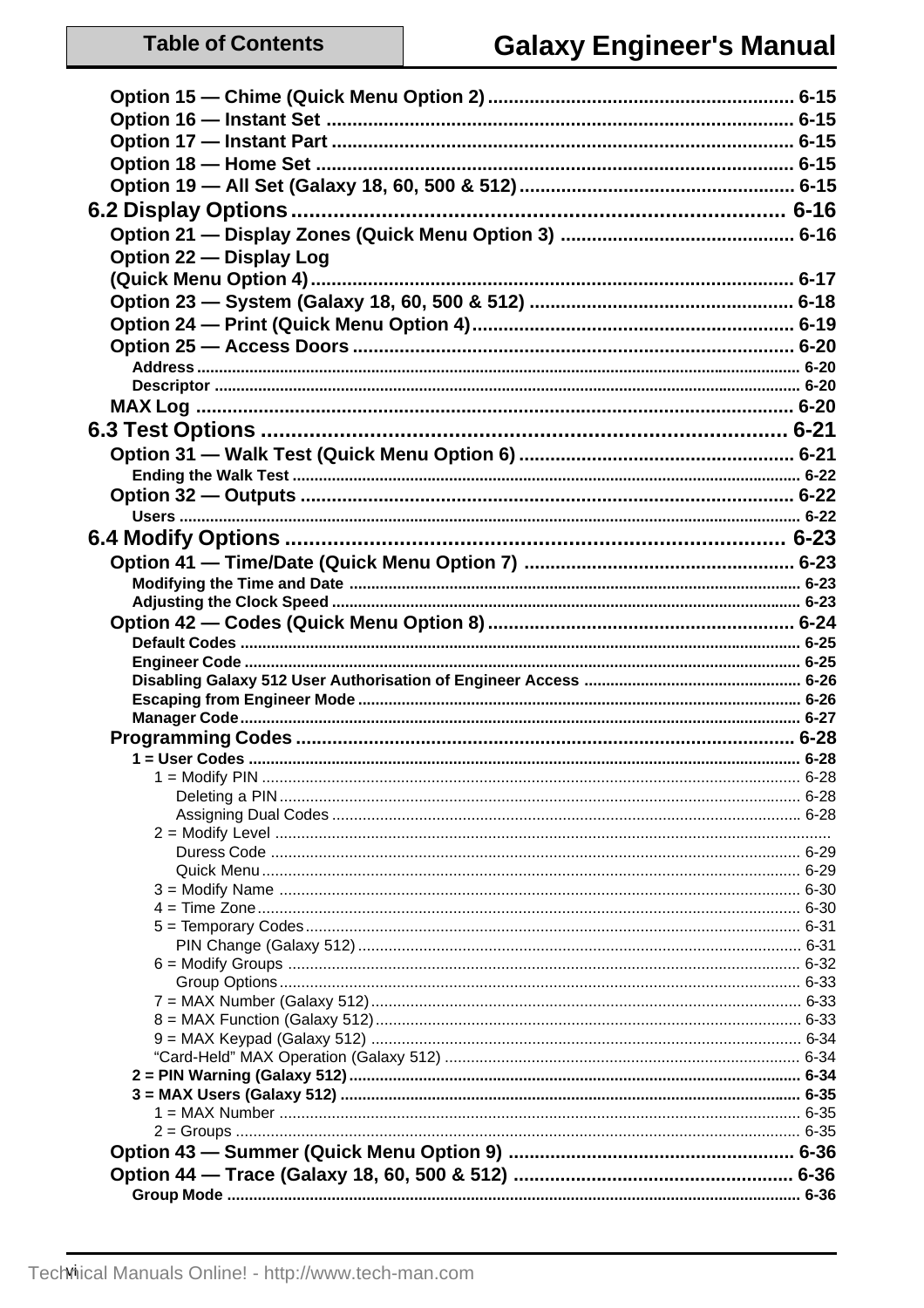Option 15 — Chime (Quick Menu Option 2) .......... 6-15
Option 16 — Instant Set .......... 6-15
Option 17 — Instant Part .......... 6-15
Option 18 — Home Set .......... 6-15
Option 19 — All Set (Galaxy 18, 60, 500 & 512) .......... 6-15

6.2 Display Options .......... 6-16

Option 21 — Display Zones (Quick Menu Option 3) .......... 6-16
Option 22 — Display Log (Quick Menu Option 4) .......... 6-17
Option 23 — System (Galaxy 18, 60, 500 & 512) .......... 6-18
Option 24 — Print (Quick Menu Option 4) .......... 6-19
Option 25 — Access Doors .......... 6-20
- Address .......... 6-20
- Descriptor .......... 6-20

MAX Log .......... 6-20

6.3 Test Options .......... 6-21

Option 31 — Walk Test (Quick Menu Option 6) .......... 6-21
- Ending the Walk Test .......... 6-22

Option 32 — Outputs .......... 6-22
- Users .......... 6-22

6.4 Modify Options .......... 6-23

Option 41 — Time/Date (Quick Menu Option 7) .......... 6-23
- Modifying the Time and Date .......... 6-23
- Adjusting the Clock Speed .......... 6-23

Option 42 — Codes (Quick Menu Option 8) .......... 6-24
- Default Codes .......... 6-25
- Engineer Code .......... 6-25
- Disabling Galaxy 512 User Authorisation of Engineer Access .......... 6-26
- Escaping from Engineer Mode .......... 6-26
- Manager Code .......... 6-27

Programming Codes .......... 6-28
- 1 = User Codes .......... 6-28
  - 1 = Modify PIN .......... 6-28
    - Deleting a PIN .......... 6-28
    - Assigning Dual Codes .......... 6-28
  - 2 = Modify Level ..........
    - Duress Code .......... 6-29
    - Quick Menu .......... 6-29
  - 3 = Modify Name .......... 6-30
  - 4 = Time Zone .......... 6-30
  - 5 = Temporary Codes .......... 6-31
    - PIN Change (Galaxy 512) .......... 6-31
  - 6 = Modify Groups .......... 6-32
    - Group Options .......... 6-33
  - 7 = MAX Number (Galaxy 512) .......... 6-33
  - 8 = MAX Function (Galaxy 512) .......... 6-33
  - 9 = MAX Keypad (Galaxy 512) .......... 6-34
  - "Card-Held" MAX Operation (Galaxy 512) .......... 6-34
- 2 = PIN Warning (Galaxy 512) .......... 6-34
- 3 = MAX Users (Galaxy 512) .......... 6-35
  - 1 = MAX Number .......... 6-35
  - 2 = Groups .......... 6-35

Option 43 — Summer (Quick Menu Option 9) .......... 6-36
Option 44 — Trace (Galaxy 18, 60, 500 & 512) .......... 6-36
- Group Mode .......... 6-36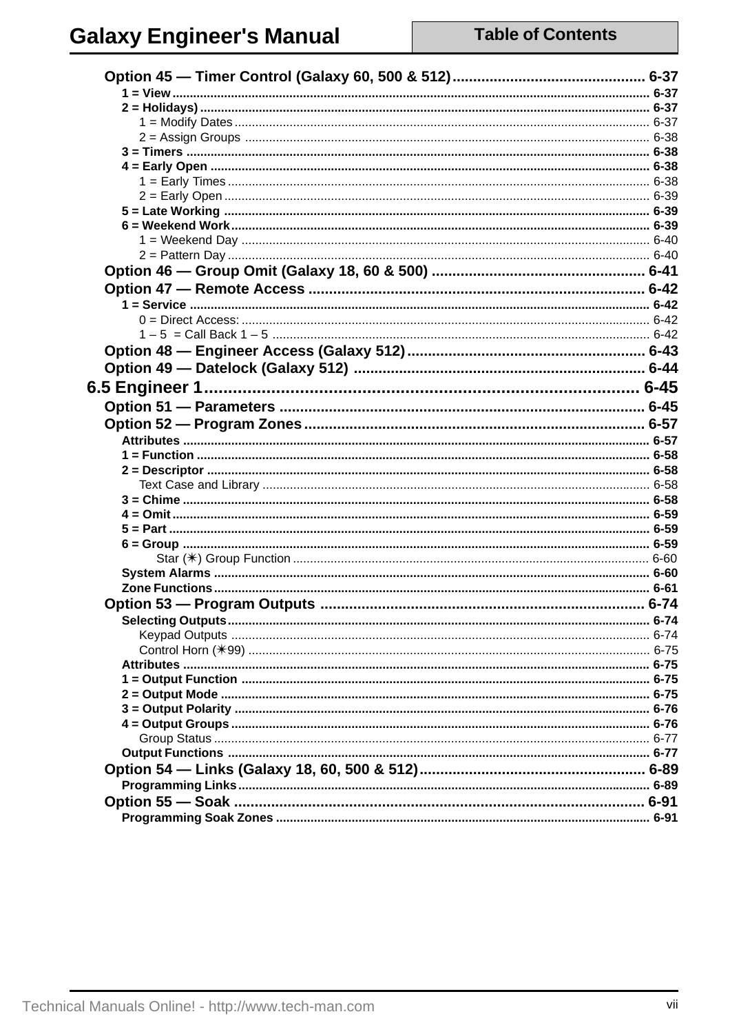Option 45 — Timer Control (Galaxy 60, 500 & 512) ............................................ 6-37
- **1 = View** ............ 6-37
- **2 = Holidays)** ............ 6-37
  - 1 = Modify Dates ............ 6-37
  - 2 = Assign Groups ............ 6-38
- **3 = Timers** ............ 6-38
- **4 = Early Open** ............ 6-38
  - 1 = Early Times ............ 6-38
  - 2 = Early Open ............ 6-39
- **5 = Late Working** ............ 6-39
- **6 = Weekend Work** ............ 6-39
  - 1 = Weekend Day ............ 6-40
  - 2 = Pattern Day ............ 6-40

Option 46 — Group Omit (Galaxy 18, 60 & 500) ............ 6-41

Option 47 — Remote Access ............ 6-42
- **1 = Service** ............ 6-42
  - 0 = Direct Access: ............ 6-42
  - 1 – 5 = Call Back 1 – 5 ............ 6-42

Option 48 — Engineer Access (Galaxy 512) ............ 6-43

Option 49 — Datelock (Galaxy 512) ............ 6-44

6.5 Engineer 1 ............ 6-45

Option 51 — Parameters ............ 6-45

Option 52 — Program Zones ............ 6-57
- **Attributes** ............ 6-57
- **1 = Function** ............ 6-58
- **2 = Descriptor** ............ 6-58
  - Text Case and Library ............ 6-58
- **3 = Chime** ............ 6-58
- **4 = Omit** ............ 6-59
- **5 = Part** ............ 6-59
- **6 = Group** ............ 6-59
  - Star (✳) Group Function ............ 6-60
- **System Alarms** ............ 6-60
- **Zone Functions** ............ 6-61

Option 53 — Program Outputs ............ 6-74
- **Selecting Outputs** ............ 6-74
  - Keypad Outputs ............ 6-74
  - Control Horn (✳99) ............ 6-75
- **Attributes** ............ 6-75
- **1 = Output Function** ............ 6-75
- **2 = Output Mode** ............ 6-75
- **3 = Output Polarity** ............ 6-76
- **4 = Output Groups** ............ 6-76
  - Group Status ............ 6-77
- **Output Functions** ............ 6-77

Option 54 — Links (Galaxy 18, 60, 500 & 512) ............ 6-89
- **Programming Links** ............ 6-89

Option 55 — Soak ............ 6-91
- **Programming Soak Zones** ............ 6-91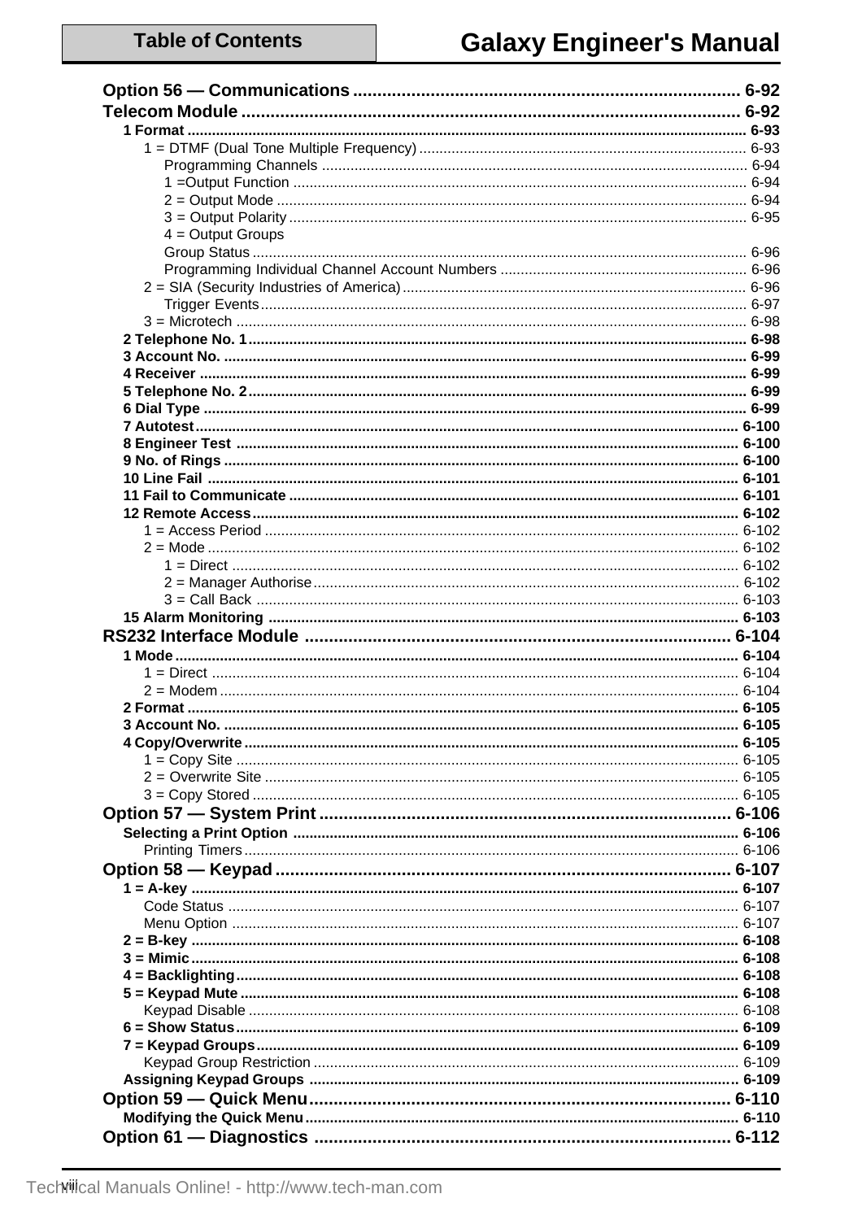**Option 56 — Communications** .......... 6-92
**Telecom Module** .......... 6-92
- **1 Format** .......... 6-93
  - 1 = DTMF (Dual Tone Multiple Frequency) .......... 6-93
    - Programming Channels .......... 6-94
    - 1 =Output Function .......... 6-94
    - 2 = Output Mode .......... 6-94
    - 3 = Output Polarity .......... 6-95
    - 4 = Output Groups
    - Group Status .......... 6-96
    - Programming Individual Channel Account Numbers .......... 6-96
  - 2 = SIA (Security Industries of America) .......... 6-96
    - Trigger Events .......... 6-97
  - 3 = Microtech .......... 6-98
- **2 Telephone No. 1** .......... 6-98
- **3 Account No.** .......... 6-99
- **4 Receiver** .......... 6-99
- **5 Telephone No. 2** .......... 6-99
- **6 Dial Type** .......... 6-99
- **7 Autotest** .......... 6-100
- **8 Engineer Test** .......... 6-100
- **9 No. of Rings** .......... 6-100
- **10 Line Fail** .......... 6-101
- **11 Fail to Communicate** .......... 6-101
- **12 Remote Access** .......... 6-102
  - 1 = Access Period .......... 6-102
  - 2 = Mode .......... 6-102
    - 1 = Direct .......... 6-102
    - 2 = Manager Authorise .......... 6-102
    - 3 = Call Back .......... 6-103
- **15 Alarm Monitoring** .......... 6-103

**RS232 Interface Module** .......... 6-104
- **1 Mode** .......... 6-104
  - 1 = Direct .......... 6-104
  - 2 = Modem .......... 6-104
- **2 Format** .......... 6-105
- **3 Account No.** .......... 6-105
- **4 Copy/Overwrite** .......... 6-105
  - 1 = Copy Site .......... 6-105
  - 2 = Overwrite Site .......... 6-105
  - 3 = Copy Stored .......... 6-105

**Option 57 — System Print** .......... 6-106
- **Selecting a Print Option** .......... 6-106
  - Printing Timers .......... 6-106

**Option 58 — Keypad** .......... 6-107
- **1 = A-key** .......... 6-107
  - Code Status .......... 6-107
  - Menu Option .......... 6-107
- **2 = B-key** .......... 6-108
- **3 = Mimic** .......... 6-108
- **4 = Backlighting** .......... 6-108
- **5 = Keypad Mute** .......... 6-108
  - Keypad Disable .......... 6-108
- **6 = Show Status** .......... 6-109
- **7 = Keypad Groups** .......... 6-109
  - Keypad Group Restriction .......... 6-109
- **Assigning Keypad Groups** .......... 6-109

**Option 59 — Quick Menu** .......... 6-110
- **Modifying the Quick Menu** .......... 6-110

**Option 61 — Diagnostics** .......... 6-112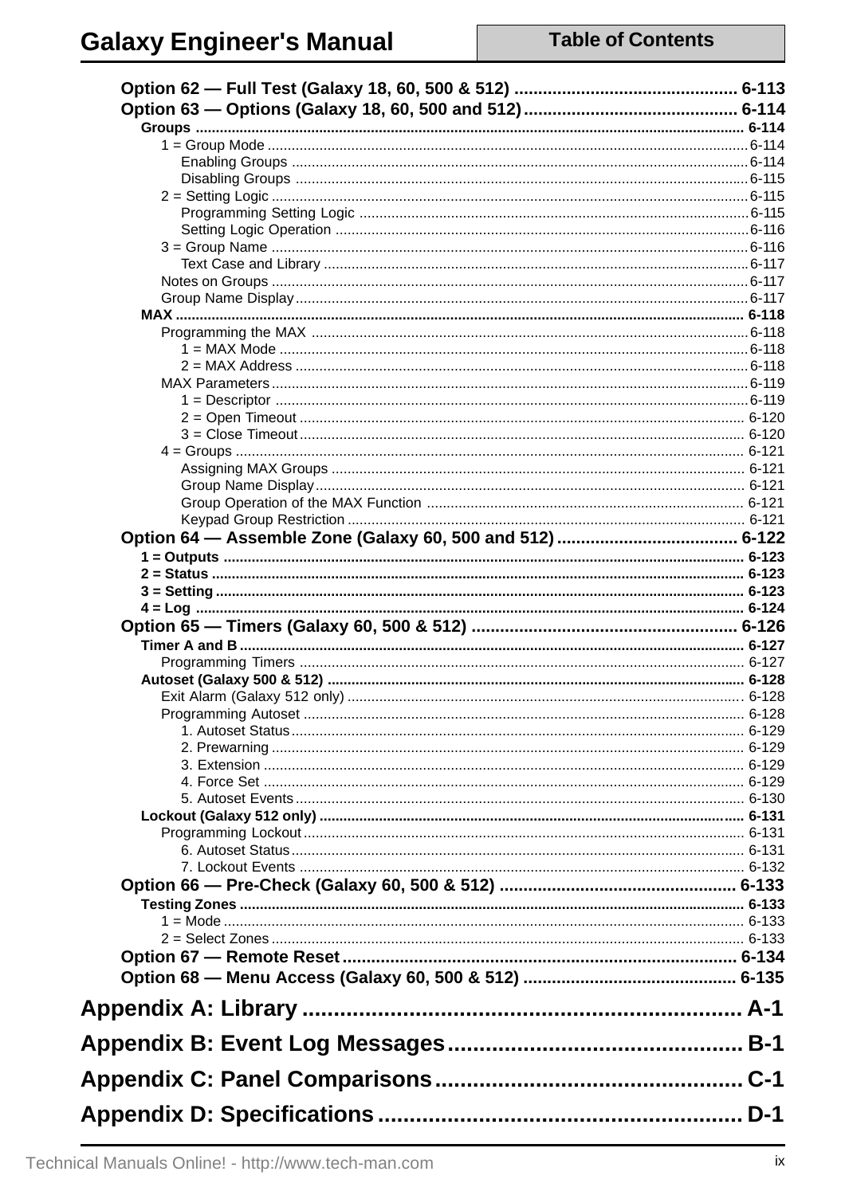Option 62 — Full Test (Galaxy 18, 60, 500 & 512) .......... 6-113
Option 63 — Options (Galaxy 18, 60, 500 and 512) .......... 6-114
- **Groups** .......... 6-114
  - 1 = Group Mode .......... 6-114
    - Enabling Groups .......... 6-114
    - Disabling Groups .......... 6-115
  - 2 = Setting Logic .......... 6-115
    - Programming Setting Logic .......... 6-115
    - Setting Logic Operation .......... 6-116
  - 3 = Group Name .......... 6-116
    - Text Case and Library .......... 6-117
  - Notes on Groups .......... 6-117
  - Group Name Display .......... 6-117
- **MAX** .......... 6-118
  - Programming the MAX .......... 6-118
    - 1 = MAX Mode .......... 6-118
    - 2 = MAX Address .......... 6-118
  - MAX Parameters .......... 6-119
    - 1 = Descriptor .......... 6-119
    - 2 = Open Timeout .......... 6-120
    - 3 = Close Timeout .......... 6-120
  - 4 = Groups .......... 6-121
    - Assigning MAX Groups .......... 6-121
    - Group Name Display .......... 6-121
    - Group Operation of the MAX Function .......... 6-121
    - Keypad Group Restriction .......... 6-121

Option 64 — Assemble Zone (Galaxy 60, 500 and 512) .......... 6-122
- **1 = Outputs** .......... 6-123
- **2 = Status** .......... 6-123
- **3 = Setting** .......... 6-123
- **4 = Log** .......... 6-124

Option 65 — Timers (Galaxy 60, 500 & 512) .......... 6-126
- **Timer A and B** .......... 6-127
  - Programming Timers .......... 6-127
- **Autoset (Galaxy 500 & 512)** .......... 6-128
  - Exit Alarm (Galaxy 512 only) .......... 6-128
  - Programming Autoset .......... 6-128
    - 1. Autoset Status .......... 6-129
    - 2. Prewarning .......... 6-129
    - 3. Extension .......... 6-129
    - 4. Force Set .......... 6-129
    - 5. Autoset Events .......... 6-130
- **Lockout (Galaxy 512 only)** .......... 6-131
  - Programming Lockout .......... 6-131
    - 6. Autoset Status .......... 6-131
    - 7. Lockout Events .......... 6-132

Option 66 — Pre-Check (Galaxy 60, 500 & 512) .......... 6-133
- **Testing Zones** .......... 6-133
  - 1 = Mode .......... 6-133
  - 2 = Select Zones .......... 6-133

Option 67 — Remote Reset .......... 6-134
Option 68 — Menu Access (Galaxy 60, 500 & 512) .......... 6-135

# Appendix A: Library .......... A-1

# Appendix B: Event Log Messages .......... B-1

# Appendix C: Panel Comparisons .......... C-1

# Appendix D: Specifications .......... D-1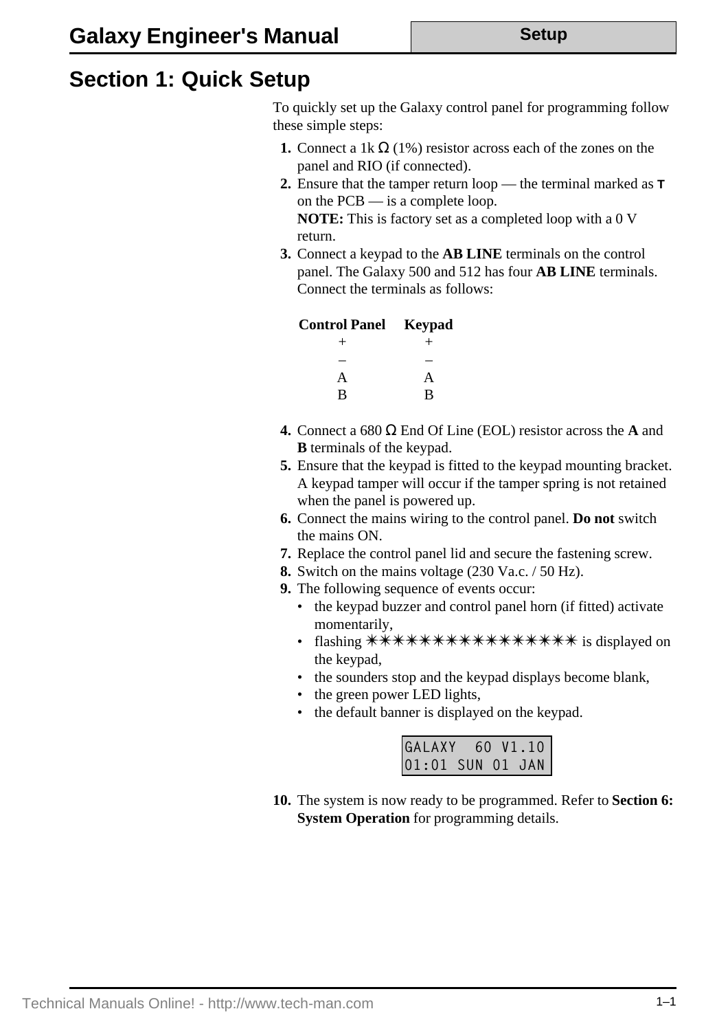# Section 1: Quick Setup

To quickly set up the Galaxy control panel for programming follow these simple steps:

1. Connect a 1k Ω (1%) resistor across each of the zones on the panel and RIO (if connected).
2. Ensure that the tamper return loop — the terminal marked as **T** on the PCB — is a complete loop.
   **NOTE:** This is factory set as a completed loop with a 0 V return.
3. Connect a keypad to the **AB LINE** terminals on the control panel. The Galaxy 500 and 512 has four **AB LINE** terminals. Connect the terminals as follows:

| Control Panel | Keypad |
|---|---|
| + | + |
| – | – |
| A | A |
| B | B |

4. Connect a 680 Ω End Of Line (EOL) resistor across the **A** and **B** terminals of the keypad.
5. Ensure that the keypad is fitted to the keypad mounting bracket. A keypad tamper will occur if the tamper spring is not retained when the panel is powered up.
6. Connect the mains wiring to the control panel. **Do not** switch the mains ON.
7. Replace the control panel lid and secure the fastening screw.
8. Switch on the mains voltage (230 Va.c. / 50 Hz).
9. The following sequence of events occur:
   - the keypad buzzer and control panel horn (if fitted) activate momentarily,
   - flashing ✳✳✳✳✳✳✳✳✳✳✳✳✳✳✳✳ is displayed on the keypad,
   - the sounders stop and the keypad displays become blank,
   - the green power LED lights,
   - the default banner is displayed on the keypad.

```
GALAXY  60 V1.10
01:01 SUN 01 JAN
```

10. The system is now ready to be programmed. Refer to **Section 6: System Operation** for programming details.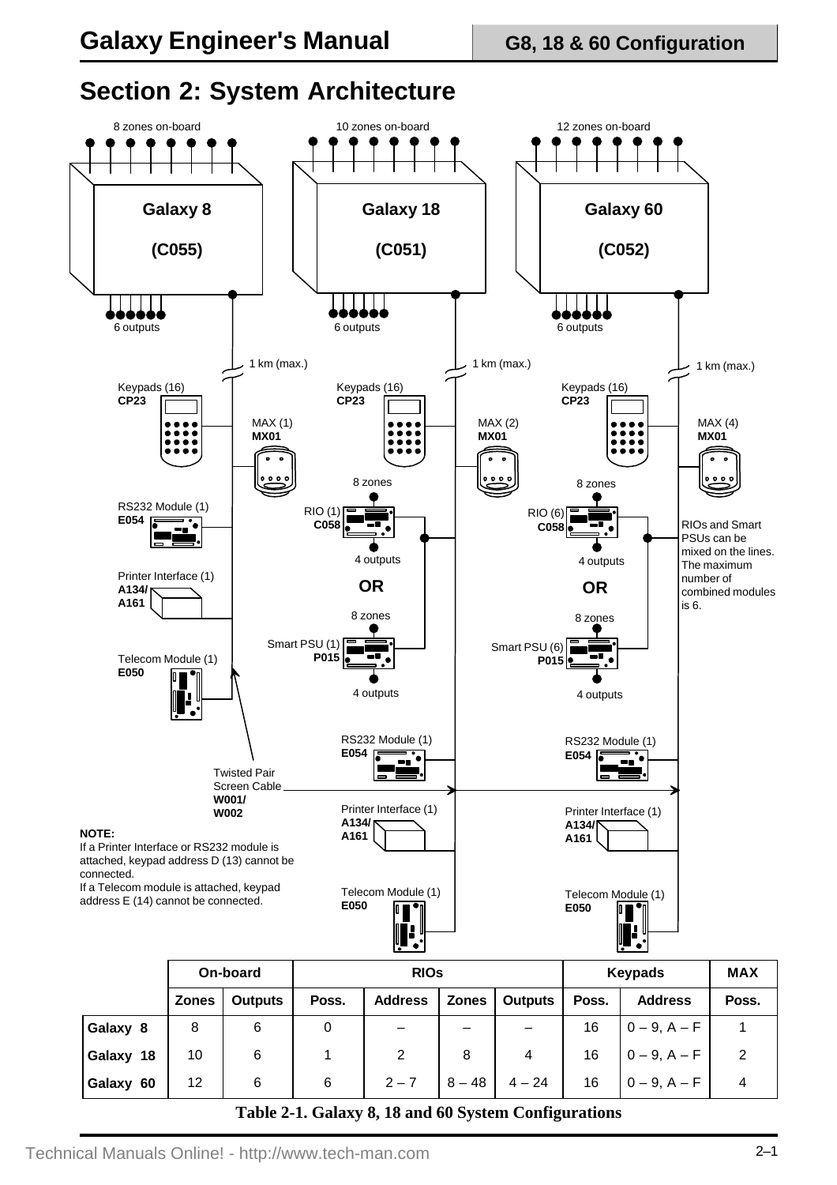# Section 2: System Architecture

8 zones on-board

**Galaxy 8**

**(C055)**

6 outputs

1 km (max.)

Keypads (16)
**CP23**

MAX (1)
**MX01**

RS232 Module (1)
**E054**

Printer Interface (1)
**A134/ A161**

Telecom Module (1)
**E050**

Twisted Pair Screen Cable
**W001/ W002**

10 zones on-board

**Galaxy 18**

**(C051)**

6 outputs

1 km (max.)

Keypads (16)
**CP23**

MAX (2)
**MX01**

8 zones

RIO (1)
**C058**

4 outputs

**OR**

8 zones

Smart PSU (1)
**P015**

4 outputs

RS232 Module (1)
**E054**

Printer Interface (1)
**A134/ A161**

Telecom Module (1)
**E050**

12 zones on-board

**Galaxy 60**

**(C052)**

6 outputs

1 km (max.)

Keypads (16)
**CP23**

MAX (4)
**MX01**

8 zones

RIO (6)
**C058**

4 outputs

**OR**

8 zones

Smart PSU (6)
**P015**

4 outputs

RIOs and Smart PSUs can be mixed on the lines. The maximum number of combined modules is 6.

RS232 Module (1)
**E054**

Printer Interface (1)
**A134/ A161**

Telecom Module (1)
**E050**

**NOTE:**
If a Printer Interface or RS232 module is attached, keypad address D (13) cannot be connected.
If a Telecom module is attached, keypad address E (14) cannot be connected.

| | On-board | | RIOs | | | | Keypads | | MAX |
|---|---|---|---|---|---|---|---|---|---|
| | Zones | Outputs | Poss. | Address | Zones | Outputs | Poss. | Address | Poss. |
| Galaxy 8 | 8 | 6 | 0 | – | – | – | 16 | 0 – 9, A – F | 1 |
| Galaxy 18 | 10 | 6 | 1 | 2 | 8 | 4 | 16 | 0 – 9, A – F | 2 |
| Galaxy 60 | 12 | 6 | 6 | 2 – 7 | 8 – 48 | 4 – 24 | 16 | 0 – 9, A – F | 4 |

**Table 2-1. Galaxy 8, 18 and 60 System Configurations**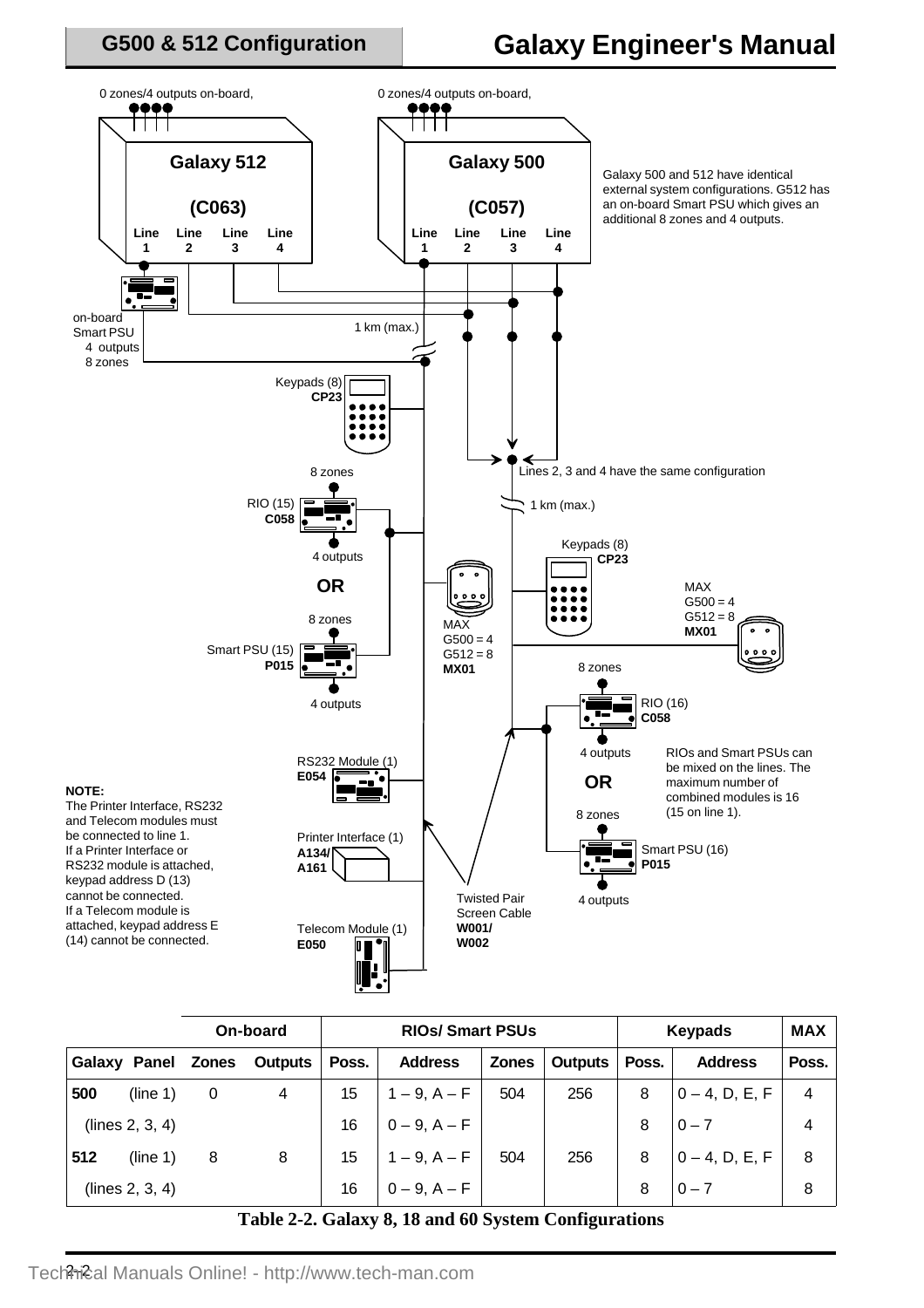0 zones/4 outputs on-board,

0 zones/4 outputs on-board,

**Galaxy 512**

**(C063)**

Line 1 Line 2 Line 3 Line 4

**Galaxy 500**

**(C057)**

Line 1 Line 2 Line 3 Line 4

Galaxy 500 and 512 have identical external system configurations. G512 has an on-board Smart PSU which gives an additional 8 zones and 4 outputs.

on-board Smart PSU
4 outputs
8 zones

1 km (max.)

Keypads (8)
**CP23**

Lines 2, 3 and 4 have the same configuration

1 km (max.)

8 zones

RIO (15)
**C058**

4 outputs

**OR**

8 zones

Smart PSU (15)
**P015**

4 outputs

MAX
G500 = 4
G512 = 8
**MX01**

Keypads (8)
**CP23**

MAX
G500 = 4
G512 = 8
**MX01**

8 zones

RIO (16)
**C058**

4 outputs

**OR**

8 zones

Smart PSU (16)
**P015**

4 outputs

RIOs and Smart PSUs can be mixed on the lines. The maximum number of combined modules is 16 (15 on line 1).

RS232 Module (1)
**E054**

Printer Interface (1)
**A134/ A161**

Telecom Module (1)
**E050**

Twisted Pair Screen Cable
**W001/ W002**

**NOTE:**
The Printer Interface, RS232 and Telecom modules must be connected to line 1.
If a Printer Interface or RS232 module is attached, keypad address D (13) cannot be connected.
If a Telecom module is attached, keypad address E (14) cannot be connected.

| | | On-board | | RIOs/ Smart PSUs | | | | Keypads | | MAX |
|---|---|---|---|---|---|---|---|---|---|---|
| **Galaxy** | **Panel** | **Zones** | **Outputs** | **Poss.** | **Address** | **Zones** | **Outputs** | **Poss.** | **Address** | **Poss.** |
| **500** | (line 1) | 0 | 4 | 15 | 1 – 9, A – F | 504 | 256 | 8 | 0 – 4, D, E, F | 4 |
| | (lines 2, 3, 4) | | | 16 | 0 – 9, A – F | | | 8 | 0 – 7 | 4 |
| **512** | (line 1) | 8 | 8 | 15 | 1 – 9, A – F | 504 | 256 | 8 | 0 – 4, D, E, F | 8 |
| | (lines 2, 3, 4) | | | 16 | 0 – 9, A – F | | | 8 | 0 – 7 | 8 |

**Table 2-2. Galaxy 8, 18 and 60 System Configurations**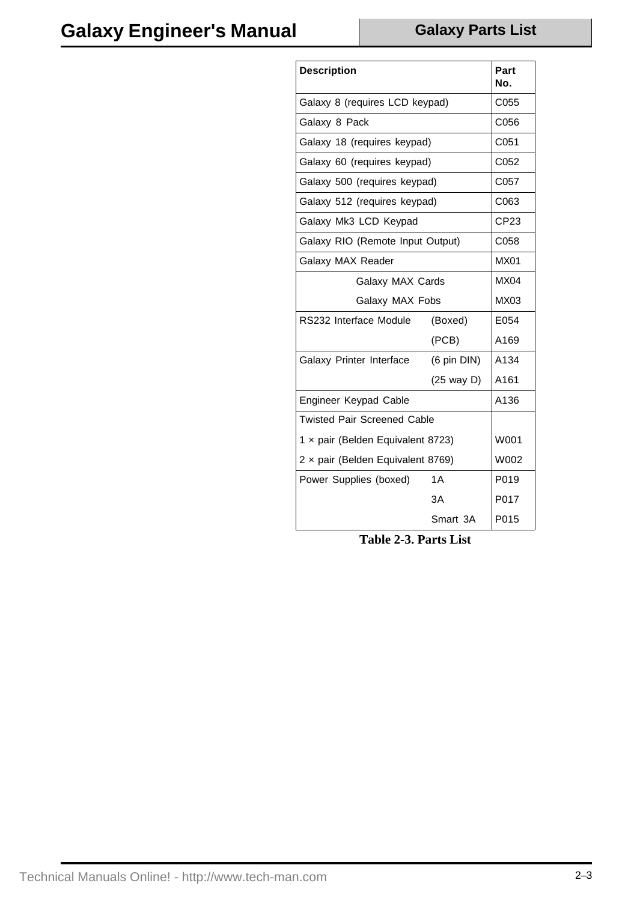| Description | | Part No. |
| --- | --- | --- |
| Galaxy 8 (requires LCD keypad) | | C055 |
| Galaxy 8 Pack | | C056 |
| Galaxy 18 (requires keypad) | | C051 |
| Galaxy 60 (requires keypad) | | C052 |
| Galaxy 500 (requires keypad) | | C057 |
| Galaxy 512 (requires keypad) | | C063 |
| Galaxy Mk3 LCD Keypad | | CP23 |
| Galaxy RIO (Remote Input Output) | | C058 |
| Galaxy MAX Reader | | MX01 |
| Galaxy MAX Cards | | MX04 |
| Galaxy MAX Fobs | | MX03 |
| RS232 Interface Module | (Boxed) | E054 |
| | (PCB) | A169 |
| Galaxy Printer Interface | (6 pin DIN) | A134 |
| | (25 way D) | A161 |
| Engineer Keypad Cable | | A136 |
| Twisted Pair Screened Cable | | |
| 1 × pair (Belden Equivalent 8723) | | W001 |
| 2 × pair (Belden Equivalent 8769) | | W002 |
| Power Supplies (boxed) | 1A | P019 |
| | 3A | P017 |
| | Smart 3A | P015 |

**Table 2-3. Parts List**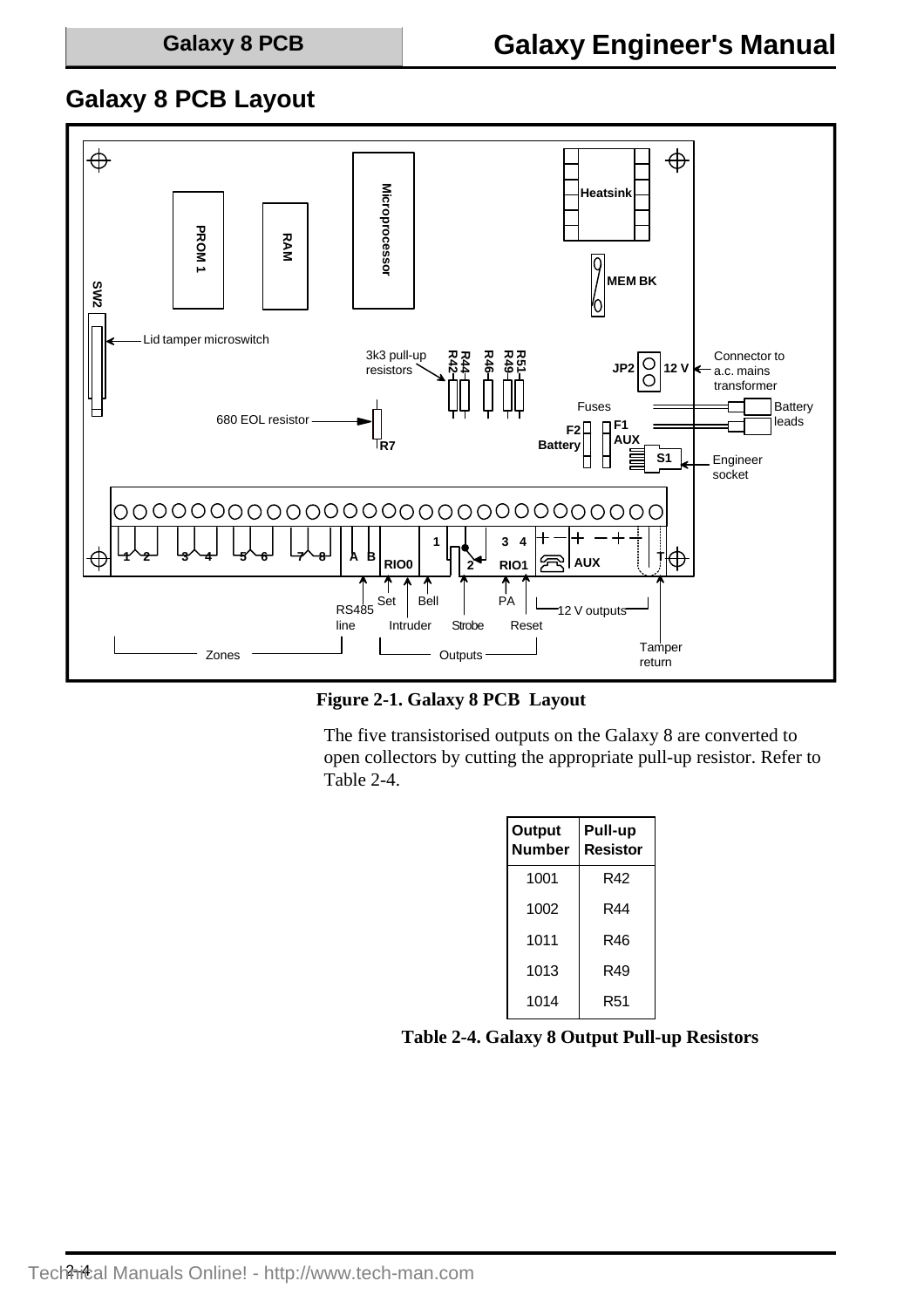## Galaxy 8 PCB Layout

**Figure 2-1. Galaxy 8 PCB Layout**

The five transistorised outputs on the Galaxy 8 are converted to open collectors by cutting the appropriate pull-up resistor. Refer to Table 2-4.

| Output Number | Pull-up Resistor |
|---|---|
| 1001 | R42 |
| 1002 | R44 |
| 1011 | R46 |
| 1013 | R49 |
| 1014 | R51 |

**Table 2-4. Galaxy 8 Output Pull-up Resistors**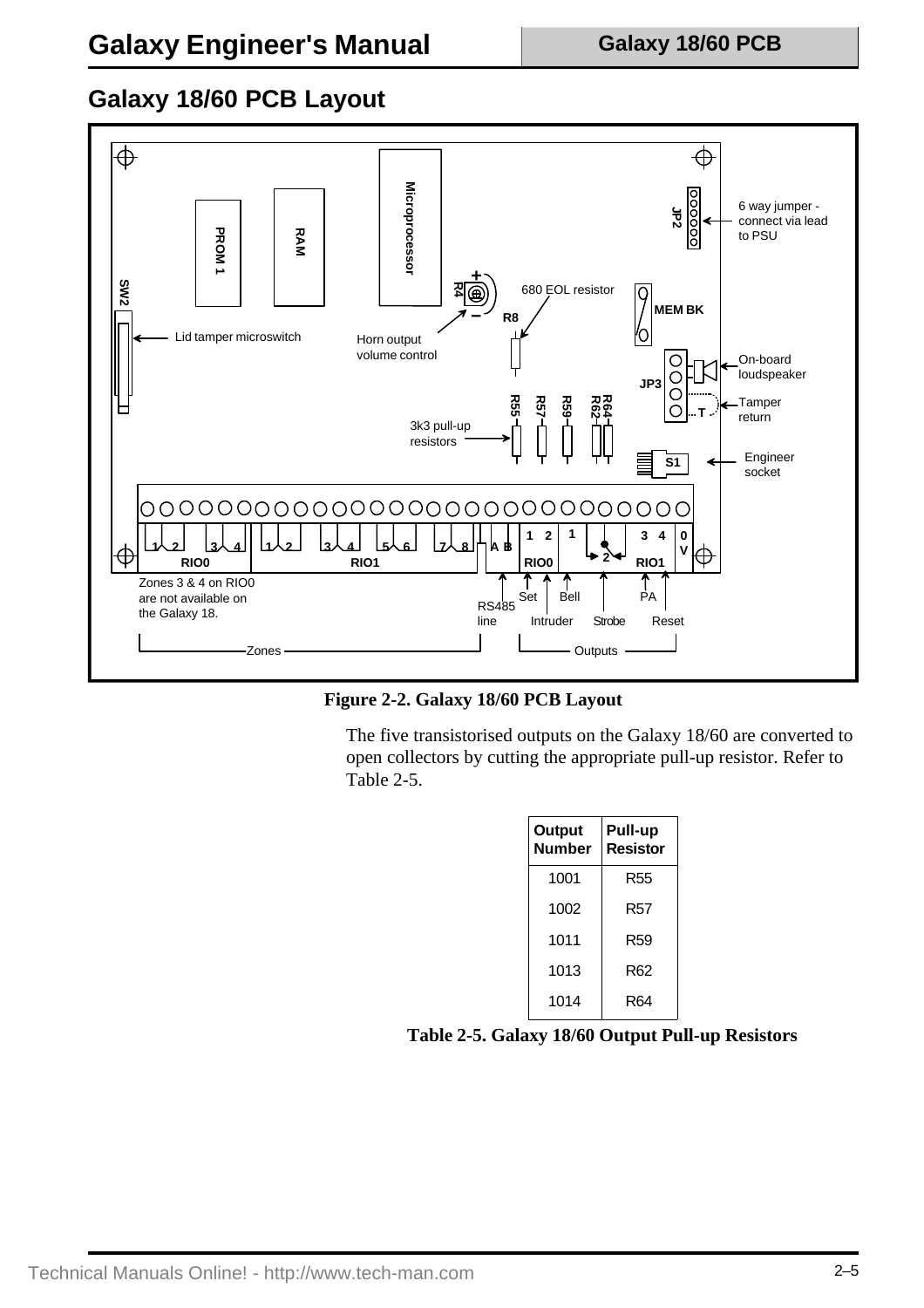## Galaxy 18/60 PCB Layout

**Figure 2-2. Galaxy 18/60 PCB Layout**

The five transistorised outputs on the Galaxy 18/60 are converted to open collectors by cutting the appropriate pull-up resistor. Refer to Table 2-5.

| Output Number | Pull-up Resistor |
|---|---|
| 1001 | R55 |
| 1002 | R57 |
| 1011 | R59 |
| 1013 | R62 |
| 1014 | R64 |

**Table 2-5. Galaxy 18/60 Output Pull-up Resistors**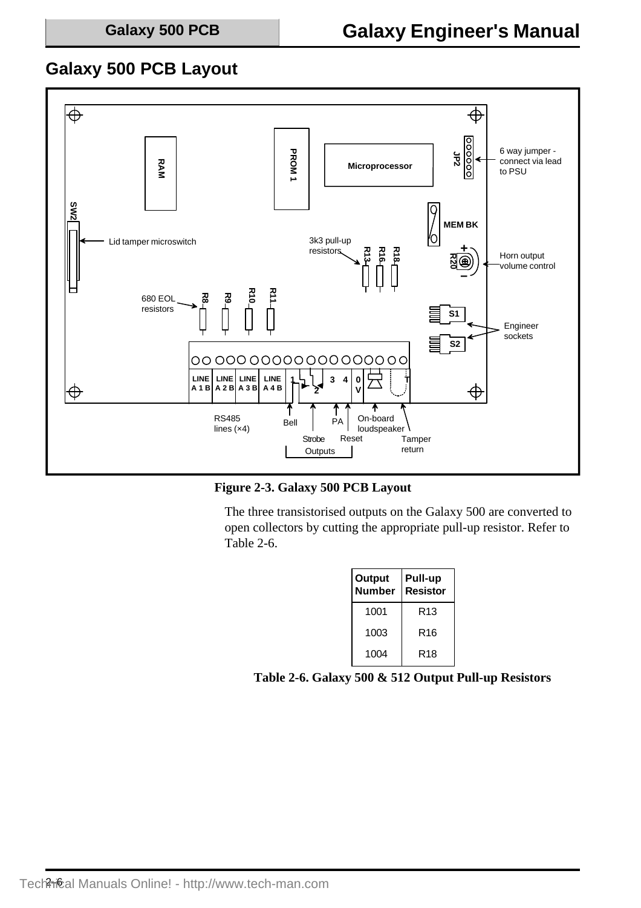## Galaxy 500 PCB Layout

**Figure 2-3. Galaxy 500 PCB Layout**

The three transistorised outputs on the Galaxy 500 are converted to open collectors by cutting the appropriate pull-up resistor. Refer to Table 2-6.

| Output Number | Pull-up Resistor |
|---|---|
| 1001 | R13 |
| 1003 | R16 |
| 1004 | R18 |

**Table 2-6. Galaxy 500 & 512 Output Pull-up Resistors**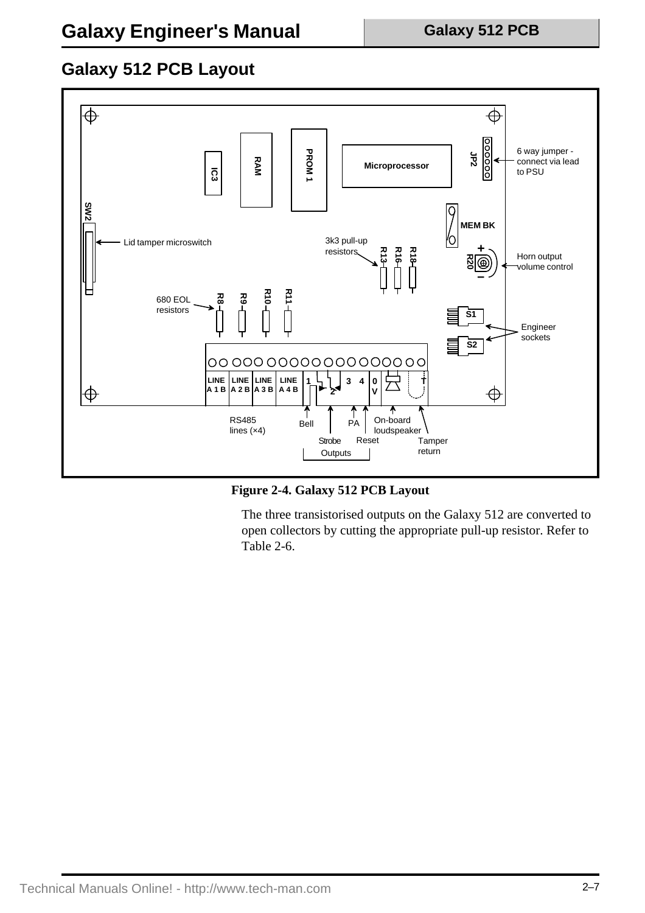## Galaxy 512 PCB Layout

**Figure 2-4. Galaxy 512 PCB Layout**

The three transistorised outputs on the Galaxy 512 are converted to open collectors by cutting the appropriate pull-up resistor. Refer to Table 2-6.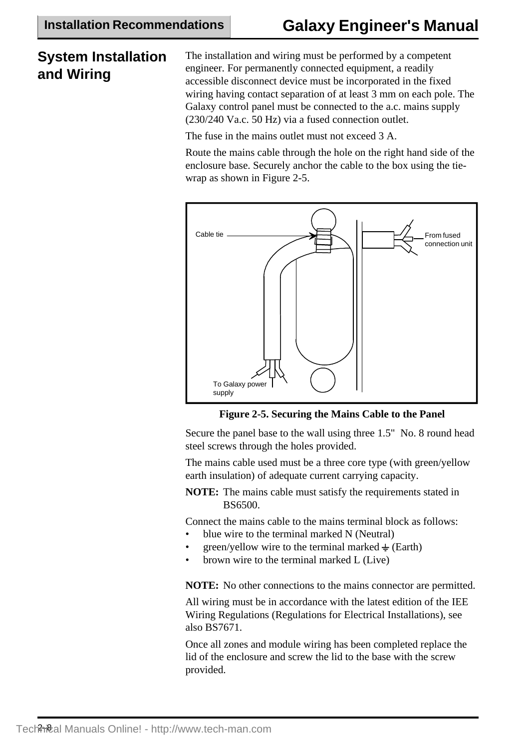## System Installation and Wiring

The installation and wiring must be performed by a competent engineer. For permanently connected equipment, a readily accessible disconnect device must be incorporated in the fixed wiring having contact separation of at least 3 mm on each pole. The Galaxy control panel must be connected to the a.c. mains supply (230/240 Va.c. 50 Hz) via a fused connection outlet.

The fuse in the mains outlet must not exceed 3 A.

Route the mains cable through the hole on the right hand side of the enclosure base. Securely anchor the cable to the box using the tie-wrap as shown in Figure 2-5.

Cable tie

From fused connection unit

To Galaxy power supply

**Figure 2-5. Securing the Mains Cable to the Panel**

Secure the panel base to the wall using three 1.5" No. 8 round head steel screws through the holes provided.

The mains cable used must be a three core type (with green/yellow earth insulation) of adequate current carrying capacity.

**NOTE:** The mains cable must satisfy the requirements stated in BS6500.

Connect the mains cable to the mains terminal block as follows:

- blue wire to the terminal marked N (Neutral)
- green/yellow wire to the terminal marked ⏚ (Earth)
- brown wire to the terminal marked L (Live)

**NOTE:** No other connections to the mains connector are permitted.

All wiring must be in accordance with the latest edition of the IEE Wiring Regulations (Regulations for Electrical Installations), see also BS7671.

Once all zones and module wiring has been completed replace the lid of the enclosure and screw the lid to the base with the screw provided.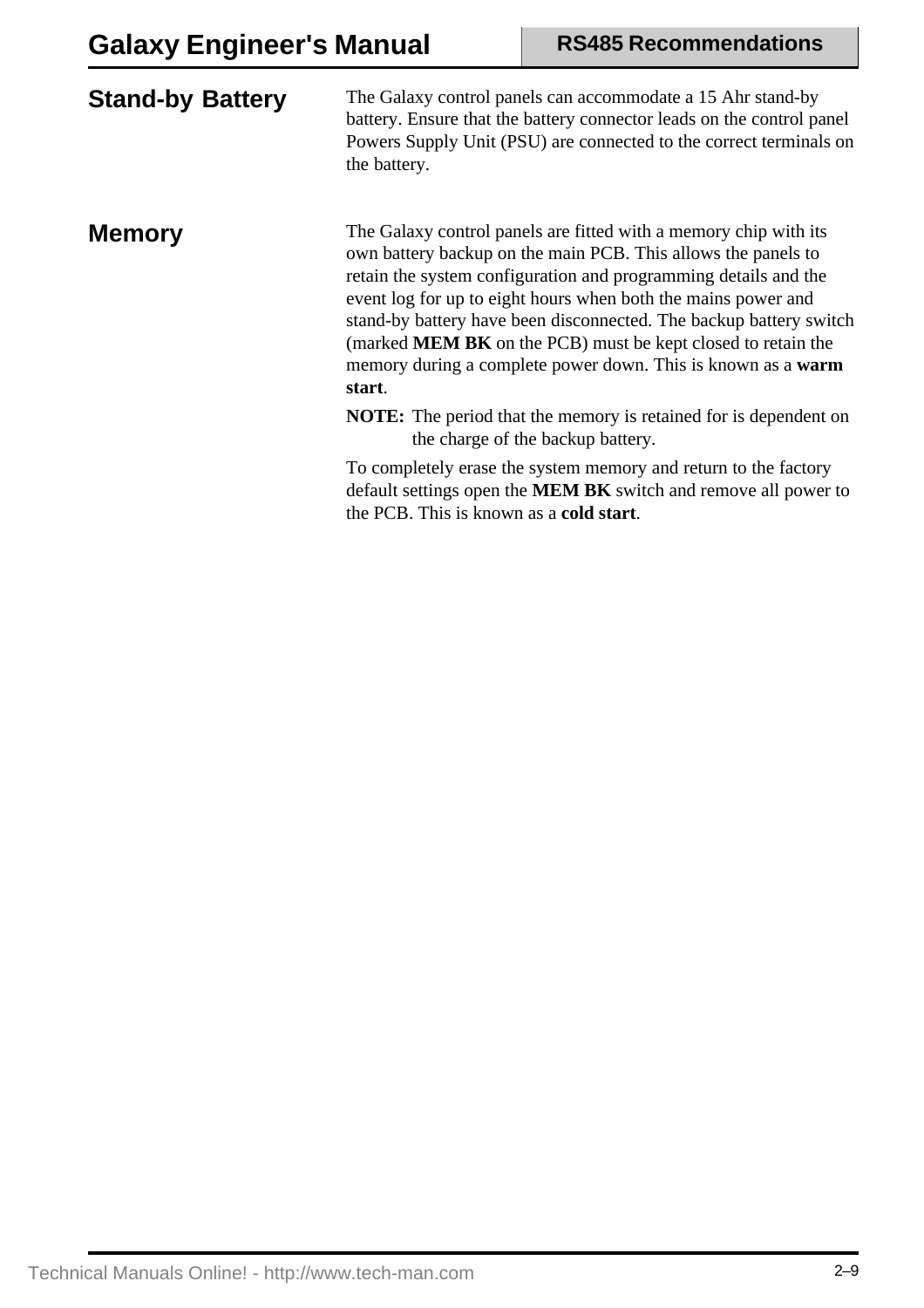## Stand-by Battery

The Galaxy control panels can accommodate a 15 Ahr stand-by battery. Ensure that the battery connector leads on the control panel Powers Supply Unit (PSU) are connected to the correct terminals on the battery.

## Memory

The Galaxy control panels are fitted with a memory chip with its own battery backup on the main PCB. This allows the panels to retain the system configuration and programming details and the event log for up to eight hours when both the mains power and stand-by battery have been disconnected. The backup battery switch (marked **MEM BK** on the PCB) must be kept closed to retain the memory during a complete power down. This is known as a **warm start**.

**NOTE:** The period that the memory is retained for is dependent on the charge of the backup battery.

To completely erase the system memory and return to the factory default settings open the **MEM BK** switch and remove all power to the PCB. This is known as a **cold start**.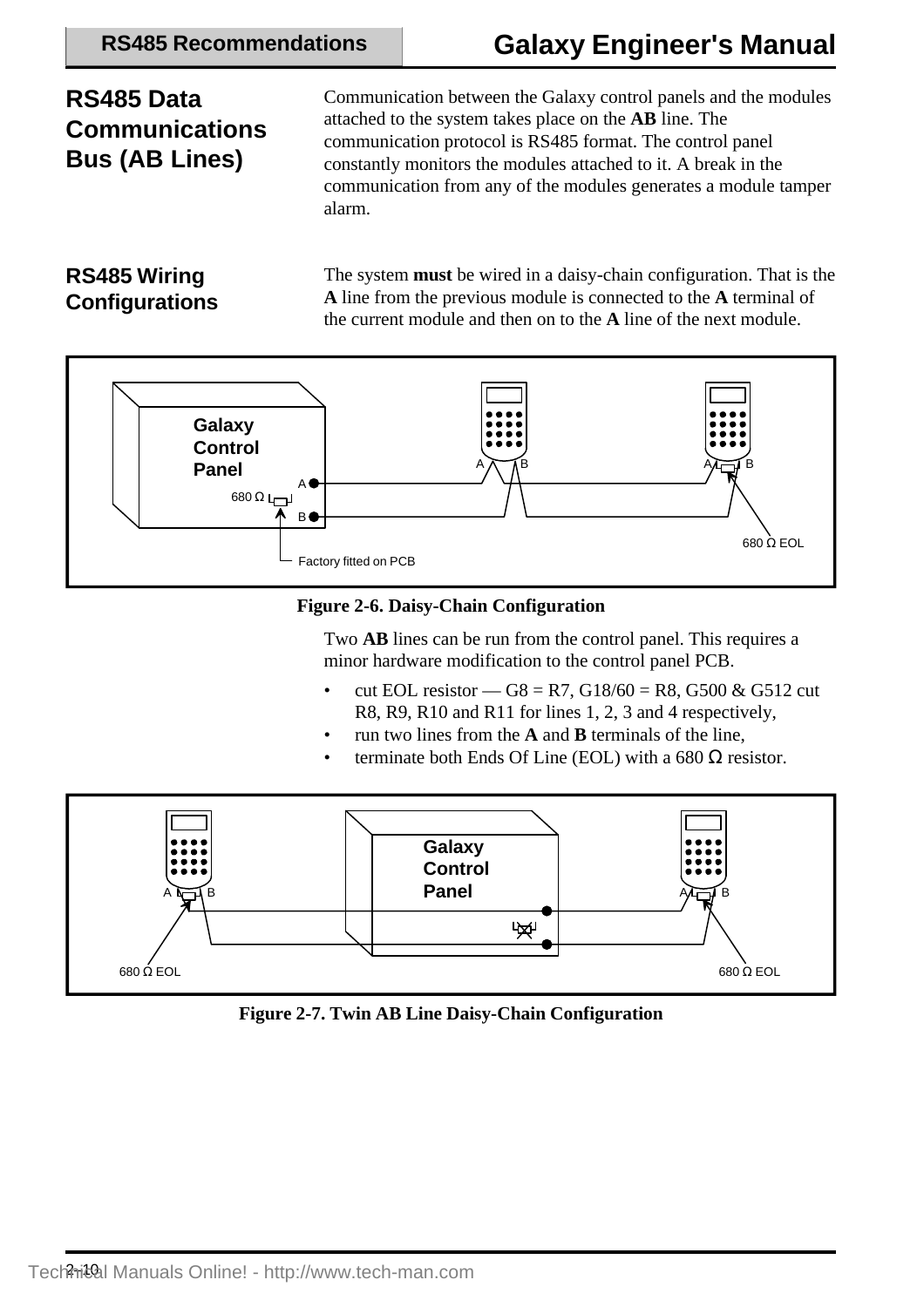## RS485 Data Communications Bus (AB Lines)

Communication between the Galaxy control panels and the modules attached to the system takes place on the **AB** line. The communication protocol is RS485 format. The control panel constantly monitors the modules attached to it. A break in the communication from any of the modules generates a module tamper alarm.

### RS485 Wiring Configurations

The system **must** be wired in a daisy-chain configuration. That is the **A** line from the previous module is connected to the **A** terminal of the current module and then on to the **A** line of the next module.

Figure 2-6. Daisy-Chain Configuration

Two **AB** lines can be run from the control panel. This requires a minor hardware modification to the control panel PCB.

- cut EOL resistor — G8 = R7, G18/60 = R8, G500 & G512 cut R8, R9, R10 and R11 for lines 1, 2, 3 and 4 respectively,
- run two lines from the **A** and **B** terminals of the line,
- terminate both Ends Of Line (EOL) with a 680 Ω resistor.

Figure 2-7. Twin AB Line Daisy-Chain Configuration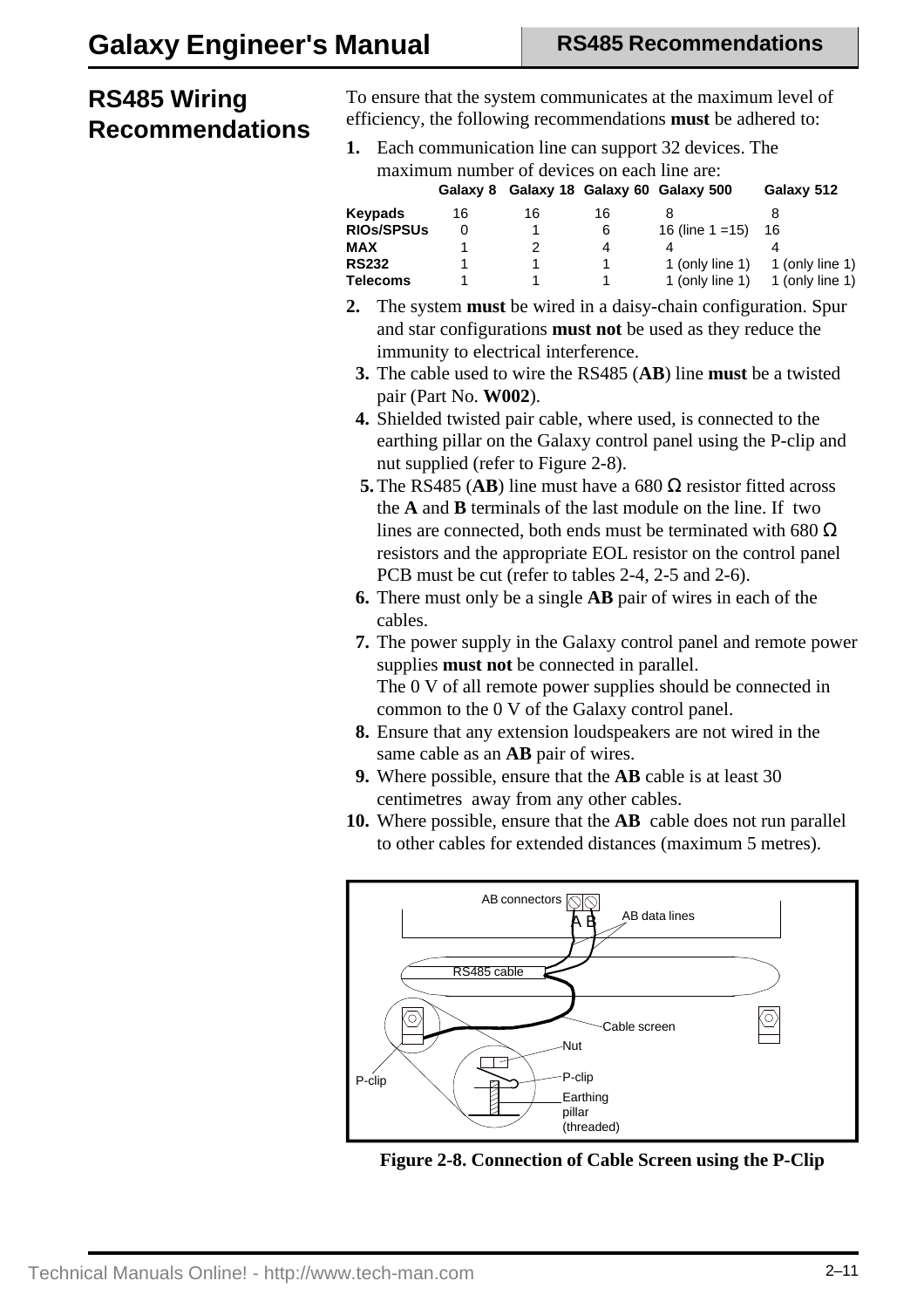## RS485 Wiring Recommendations

To ensure that the system communicates at the maximum level of efficiency, the following recommendations **must** be adhered to:

1. Each communication line can support 32 devices. The maximum number of devices on each line are:

| | Galaxy 8 | Galaxy 18 | Galaxy 60 | Galaxy 500 | Galaxy 512 |
|---|---|---|---|---|---|
| **Keypads** | 16 | 16 | 16 | 8 | 8 |
| **RIOs/SPSUs** | 0 | 1 | 6 | 16 (line 1 =15) | 16 |
| **MAX** | 1 | 2 | 4 | 4 | 4 |
| **RS232** | 1 | 1 | 1 | 1 (only line 1) | 1 (only line 1) |
| **Telecoms** | 1 | 1 | 1 | 1 (only line 1) | 1 (only line 1) |

2. The system **must** be wired in a daisy-chain configuration. Spur and star configurations **must not** be used as they reduce the immunity to electrical interference.
3. The cable used to wire the RS485 (**AB**) line **must** be a twisted pair (Part No. **W002**).
4. Shielded twisted pair cable, where used, is connected to the earthing pillar on the Galaxy control panel using the P-clip and nut supplied (refer to Figure 2-8).
5. The RS485 (**AB**) line must have a 680 Ω resistor fitted across the **A** and **B** terminals of the last module on the line. If two lines are connected, both ends must be terminated with 680 Ω resistors and the appropriate EOL resistor on the control panel PCB must be cut (refer to tables 2-4, 2-5 and 2-6).
6. There must only be a single **AB** pair of wires in each of the cables.
7. The power supply in the Galaxy control panel and remote power supplies **must not** be connected in parallel.
   The 0 V of all remote power supplies should be connected in common to the 0 V of the Galaxy control panel.
8. Ensure that any extension loudspeakers are not wired in the same cable as an **AB** pair of wires.
9. Where possible, ensure that the **AB** cable is at least 30 centimetres away from any other cables.
10. Where possible, ensure that the **AB** cable does not run parallel to other cables for extended distances (maximum 5 metres).

AB connectors, A B, AB data lines, RS485 cable, Cable screen, Nut, P-clip, P-clip, Earthing pillar (threaded)

**Figure 2-8. Connection of Cable Screen using the P-Clip**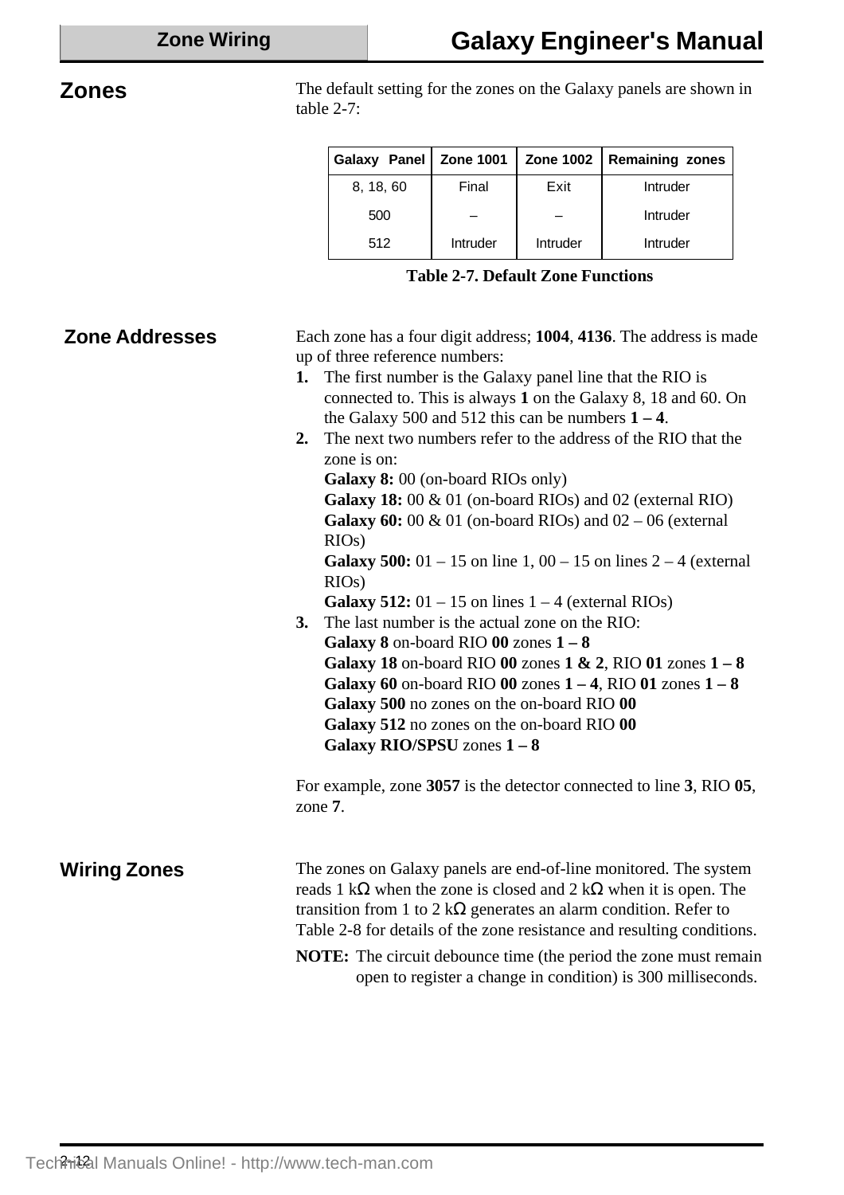## Zones

The default setting for the zones on the Galaxy panels are shown in table 2-7:

| Galaxy Panel | Zone 1001 | Zone 1002 | Remaining zones |
|---|---|---|---|
| 8, 18, 60 | Final | Exit | Intruder |
| 500 | – | – | Intruder |
| 512 | Intruder | Intruder | Intruder |

**Table 2-7. Default Zone Functions**

## Zone Addresses

Each zone has a four digit address; **1004**, **4136**. The address is made up of three reference numbers:

1. The first number is the Galaxy panel line that the RIO is connected to. This is always **1** on the Galaxy 8, 18 and 60. On the Galaxy 500 and 512 this can be numbers **1 – 4**.
2. The next two numbers refer to the address of the RIO that the zone is on:
   **Galaxy 8:** 00 (on-board RIOs only)
   **Galaxy 18:** 00 & 01 (on-board RIOs) and 02 (external RIO)
   **Galaxy 60:** 00 & 01 (on-board RIOs) and 02 – 06 (external RIOs)
   **Galaxy 500:** 01 – 15 on line 1, 00 – 15 on lines 2 – 4 (external RIOs)
   **Galaxy 512:** 01 – 15 on lines 1 – 4 (external RIOs)
3. The last number is the actual zone on the RIO:
   **Galaxy 8** on-board RIO **00** zones **1 – 8**
   **Galaxy 18** on-board RIO **00** zones **1 & 2**, RIO **01** zones **1 – 8**
   **Galaxy 60** on-board RIO **00** zones **1 – 4**, RIO **01** zones **1 – 8**
   **Galaxy 500** no zones on the on-board RIO **00**
   **Galaxy 512** no zones on the on-board RIO **00**
   **Galaxy RIO/SPSU** zones **1 – 8**

For example, zone **3057** is the detector connected to line **3**, RIO **05**, zone **7**.

## Wiring Zones

The zones on Galaxy panels are end-of-line monitored. The system reads 1 kΩ when the zone is closed and 2 kΩ when it is open. The transition from 1 to 2 kΩ generates an alarm condition. Refer to Table 2-8 for details of the zone resistance and resulting conditions.

**NOTE:** The circuit debounce time (the period the zone must remain open to register a change in condition) is 300 milliseconds.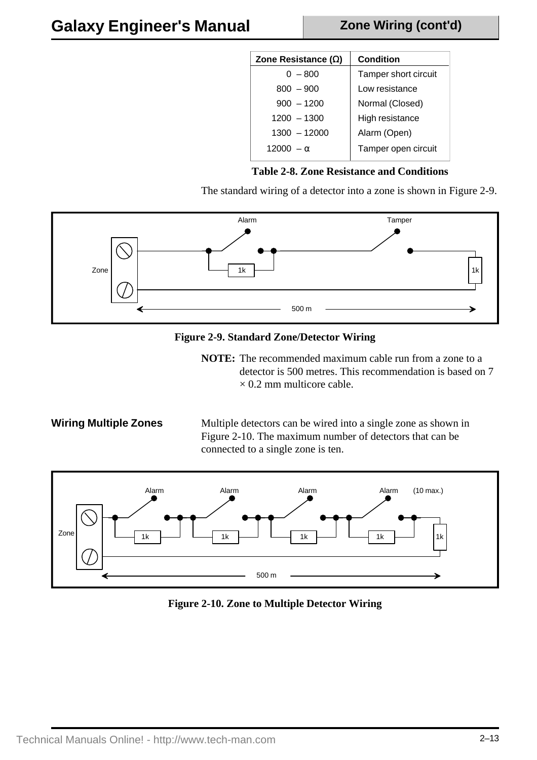| Zone Resistance (Ω) | Condition |
|---|---|
| 0 – 800 | Tamper short circuit |
| 800 – 900 | Low resistance |
| 900 – 1200 | Normal (Closed) |
| 1200 – 1300 | High resistance |
| 1300 – 12000 | Alarm (Open) |
| 12000 – α | Tamper open circuit |

**Table 2-8. Zone Resistance and Conditions**

The standard wiring of a detector into a zone is shown in Figure 2-9.

**Figure 2-9. Standard Zone/Detector Wiring**

**NOTE:** The recommended maximum cable run from a zone to a detector is 500 metres. This recommendation is based on 7 × 0.2 mm multicore cable.

### Wiring Multiple Zones

Multiple detectors can be wired into a single zone as shown in Figure 2-10. The maximum number of detectors that can be connected to a single zone is ten.

**Figure 2-10. Zone to Multiple Detector Wiring**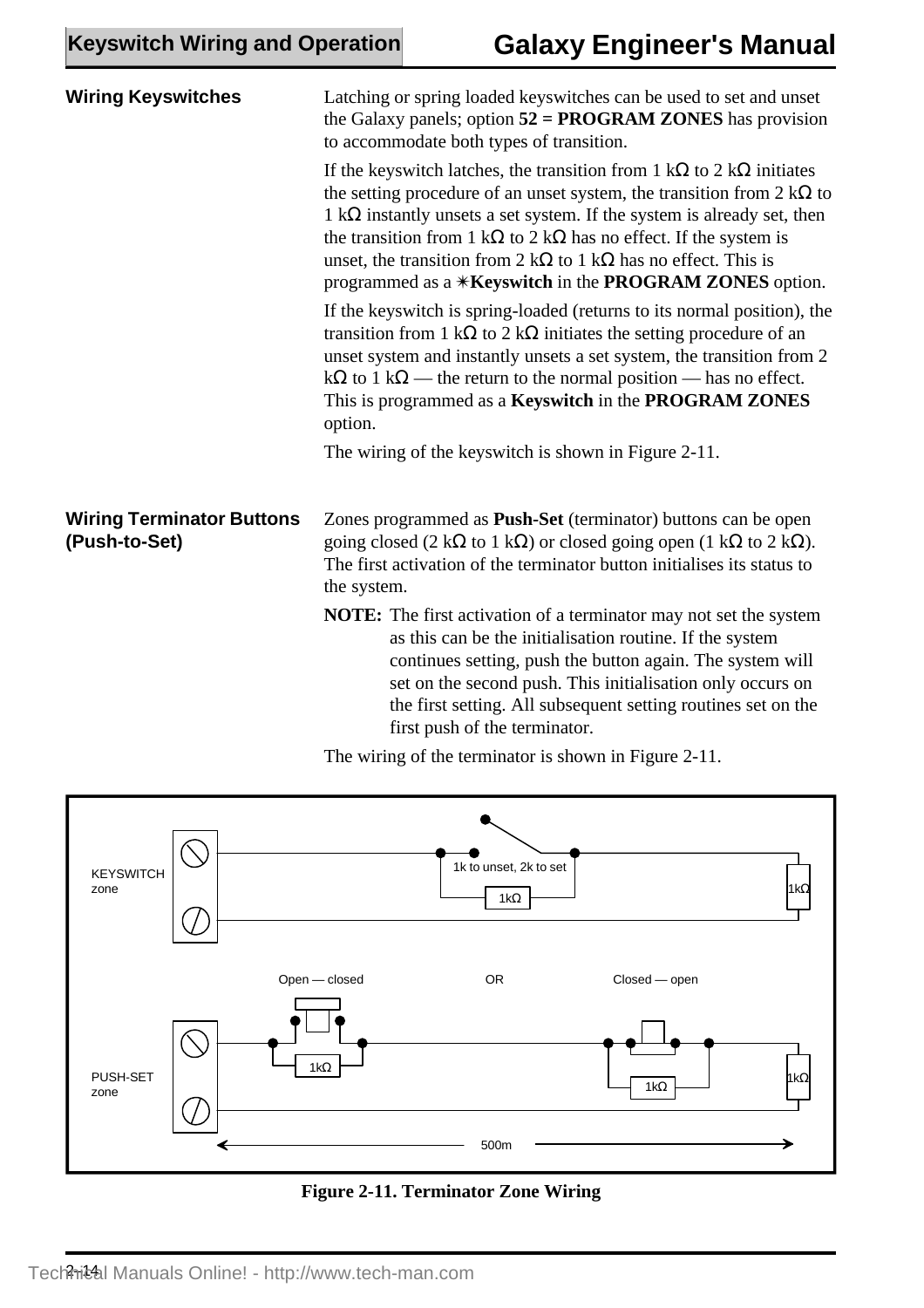## Wiring Keyswitches

Latching or spring loaded keyswitches can be used to set and unset the Galaxy panels; option **52 = PROGRAM ZONES** has provision to accommodate both types of transition.

If the keyswitch latches, the transition from 1 kΩ to 2 kΩ initiates the setting procedure of an unset system, the transition from 2 kΩ to 1 kΩ instantly unsets a set system. If the system is already set, then the transition from 1 kΩ to 2 kΩ has no effect. If the system is unset, the transition from 2 kΩ to 1 kΩ has no effect. This is programmed as a ✶**Keyswitch** in the **PROGRAM ZONES** option.

If the keyswitch is spring-loaded (returns to its normal position), the transition from 1 kΩ to 2 kΩ initiates the setting procedure of an unset system and instantly unsets a set system, the transition from 2 kΩ to 1 kΩ — the return to the normal position — has no effect. This is programmed as a **Keyswitch** in the **PROGRAM ZONES** option.

The wiring of the keyswitch is shown in Figure 2-11.

## Wiring Terminator Buttons (Push-to-Set)

Zones programmed as **Push-Set** (terminator) buttons can be open going closed (2 kΩ to 1 kΩ) or closed going open (1 kΩ to 2 kΩ). The first activation of the terminator button initialises its status to the system.

**NOTE:** The first activation of a terminator may not set the system as this can be the initialisation routine. If the system continues setting, push the button again. The system will set on the second push. This initialisation only occurs on the first setting. All subsequent setting routines set on the first push of the terminator.

The wiring of the terminator is shown in Figure 2-11.

KEYSWITCH zone — 1k to unset, 2k to set — 1kΩ — 1kΩ

PUSH-SET zone — Open — closed — OR — Closed — open — 1kΩ — 1kΩ — 1kΩ — 500m

**Figure 2-11. Terminator Zone Wiring**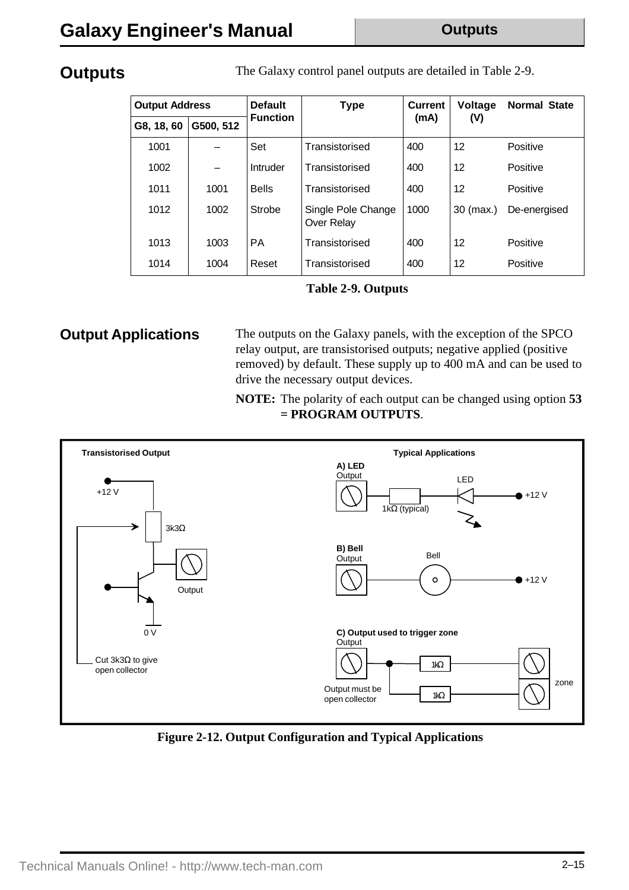## Outputs

The Galaxy control panel outputs are detailed in Table 2-9.

| Output Address | | Default Function | Type | Current (mA) | Voltage (V) | Normal State |
|---|---|---|---|---|---|---|
| G8, 18, 60 | G500, 512 | | | | | |
| 1001 | – | Set | Transistorised | 400 | 12 | Positive |
| 1002 | – | Intruder | Transistorised | 400 | 12 | Positive |
| 1011 | 1001 | Bells | Transistorised | 400 | 12 | Positive |
| 1012 | 1002 | Strobe | Single Pole Change Over Relay | 1000 | 30 (max.) | De-energised |
| 1013 | 1003 | PA | Transistorised | 400 | 12 | Positive |
| 1014 | 1004 | Reset | Transistorised | 400 | 12 | Positive |

**Table 2-9. Outputs**

## Output Applications

The outputs on the Galaxy panels, with the exception of the SPCO relay output, are transistorised outputs; negative applied (positive removed) by default. These supply up to 400 mA and can be used to drive the necessary output devices.

**NOTE:** The polarity of each output can be changed using option **53 = PROGRAM OUTPUTS**.

**Figure 2-12. Output Configuration and Typical Applications**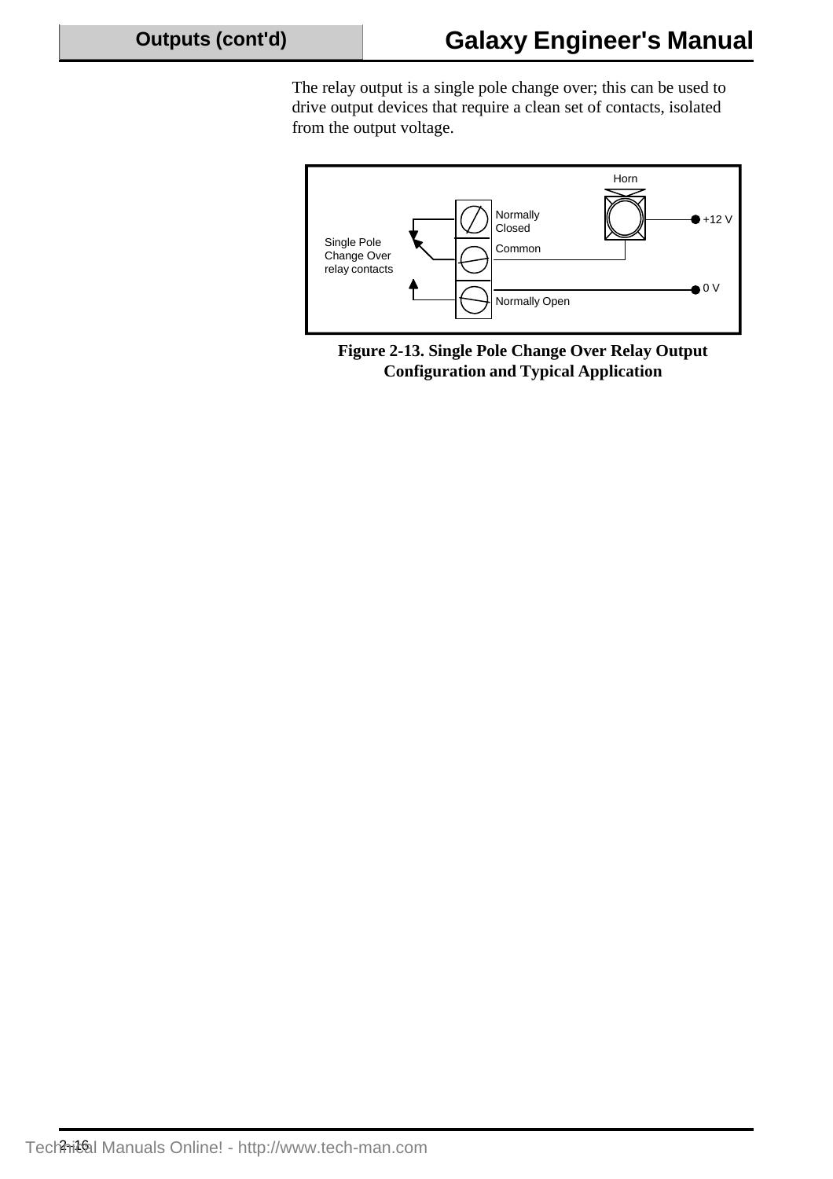The relay output is a single pole change over; this can be used to drive output devices that require a clean set of contacts, isolated from the output voltage.

**Figure 2-13. Single Pole Change Over Relay Output Configuration and Typical Application**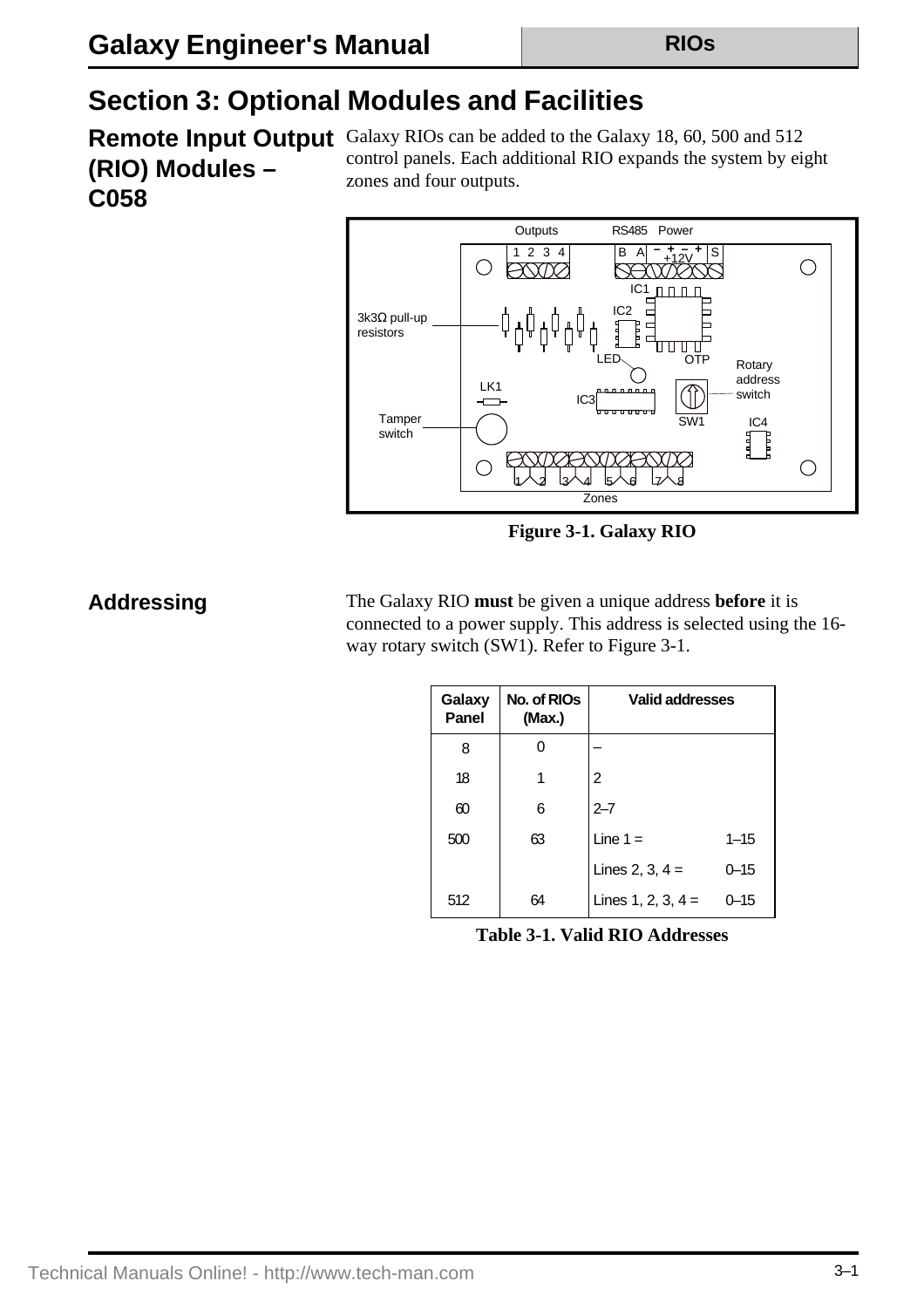# Section 3: Optional Modules and Facilities

## Remote Input Output (RIO) Modules – C058

Galaxy RIOs can be added to the Galaxy 18, 60, 500 and 512 control panels. Each additional RIO expands the system by eight zones and four outputs.

**Figure 3-1. Galaxy RIO**

## Addressing

The Galaxy RIO **must** be given a unique address **before** it is connected to a power supply. This address is selected using the 16-way rotary switch (SW1). Refer to Figure 3-1.

| Galaxy Panel | No. of RIOs (Max.) | Valid addresses | |
|---|---|---|---|
| 8 | 0 | – | |
| 18 | 1 | 2 | |
| 60 | 6 | 2–7 | |
| 500 | 63 | Line 1 = | 1–15 |
| | | Lines 2, 3, 4 = | 0–15 |
| 512 | 64 | Lines 1, 2, 3, 4 = | 0–15 |

**Table 3-1. Valid RIO Addresses**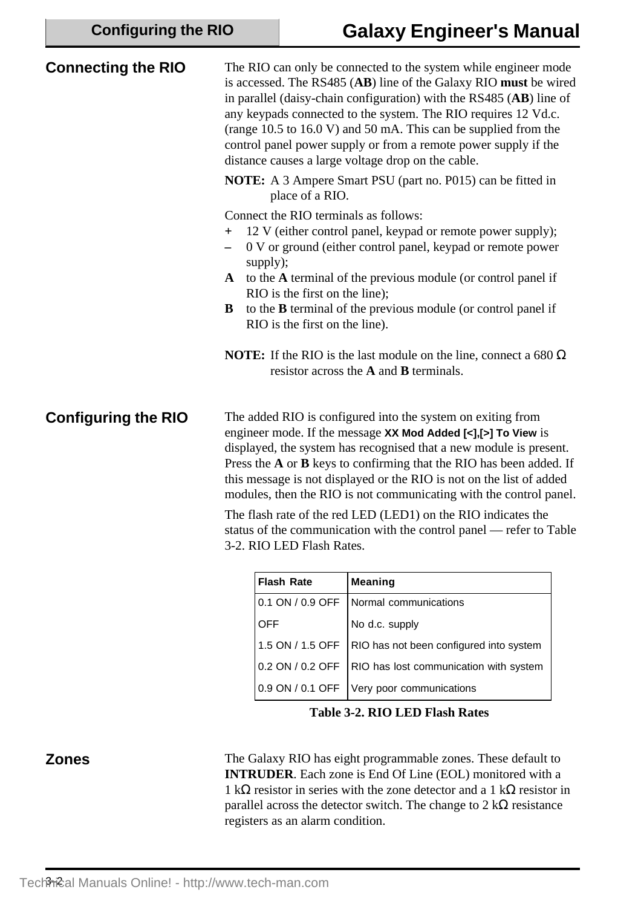## Connecting the RIO

The RIO can only be connected to the system while engineer mode is accessed. The RS485 (**AB**) line of the Galaxy RIO **must** be wired in parallel (daisy-chain configuration) with the RS485 (**AB**) line of any keypads connected to the system. The RIO requires 12 Vd.c. (range 10.5 to 16.0 V) and 50 mA. This can be supplied from the control panel power supply or from a remote power supply if the distance causes a large voltage drop on the cable.

**NOTE:** A 3 Ampere Smart PSU (part no. P015) can be fitted in place of a RIO.

Connect the RIO terminals as follows:

- **+** 12 V (either control panel, keypad or remote power supply);
- **–** 0 V or ground (either control panel, keypad or remote power supply);
- **A** to the **A** terminal of the previous module (or control panel if RIO is the first on the line);
- **B** to the **B** terminal of the previous module (or control panel if RIO is the first on the line).

**NOTE:** If the RIO is the last module on the line, connect a 680 Ω resistor across the **A** and **B** terminals.

## Configuring the RIO

The added RIO is configured into the system on exiting from engineer mode. If the message **XX Mod Added [<],[>] To View** is displayed, the system has recognised that a new module is present. Press the **A** or **B** keys to confirming that the RIO has been added. If this message is not displayed or the RIO is not on the list of added modules, then the RIO is not communicating with the control panel.

The flash rate of the red LED (LED1) on the RIO indicates the status of the communication with the control panel — refer to Table 3-2. RIO LED Flash Rates.

| Flash Rate | Meaning |
|---|---|
| 0.1 ON / 0.9 OFF | Normal communications |
| OFF | No d.c. supply |
| 1.5 ON / 1.5 OFF | RIO has not been configured into system |
| 0.2 ON / 0.2 OFF | RIO has lost communication with system |
| 0.9 ON / 0.1 OFF | Very poor communications |

**Table 3-2. RIO LED Flash Rates**

## Zones

The Galaxy RIO has eight programmable zones. These default to **INTRUDER**. Each zone is End Of Line (EOL) monitored with a 1 kΩ resistor in series with the zone detector and a 1 kΩ resistor in parallel across the detector switch. The change to 2 kΩ resistance registers as an alarm condition.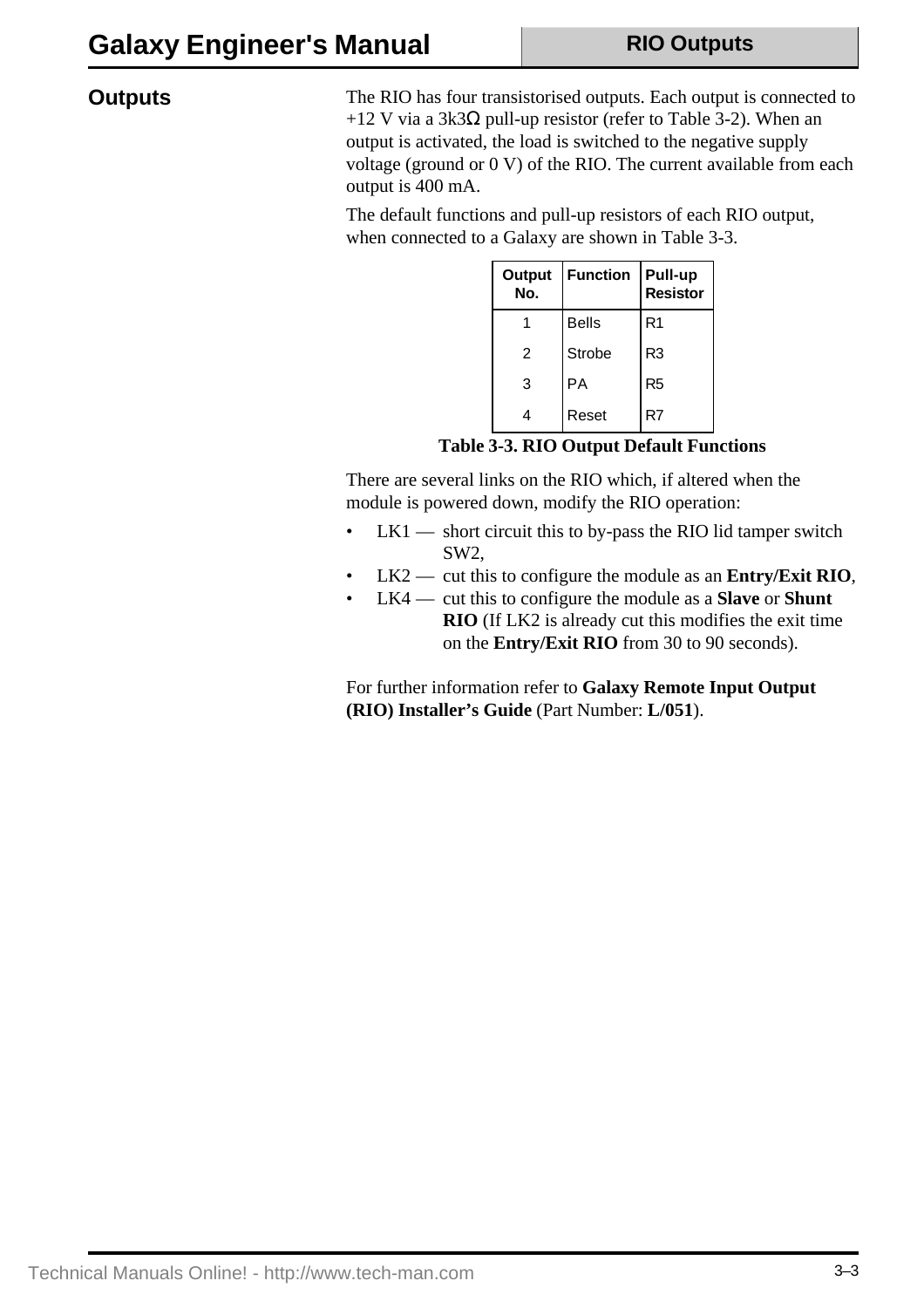## Outputs

The RIO has four transistorised outputs. Each output is connected to +12 V via a 3k3Ω pull-up resistor (refer to Table 3-2). When an output is activated, the load is switched to the negative supply voltage (ground or 0 V) of the RIO. The current available from each output is 400 mA.

The default functions and pull-up resistors of each RIO output, when connected to a Galaxy are shown in Table 3-3.

| Output No. | Function | Pull-up Resistor |
|---|---|---|
| 1 | Bells | R1 |
| 2 | Strobe | R3 |
| 3 | PA | R5 |
| 4 | Reset | R7 |

**Table 3-3. RIO Output Default Functions**

There are several links on the RIO which, if altered when the module is powered down, modify the RIO operation:

- LK1 — short circuit this to by-pass the RIO lid tamper switch SW2,
- LK2 — cut this to configure the module as an **Entry/Exit RIO**,
- LK4 — cut this to configure the module as a **Slave** or **Shunt RIO** (If LK2 is already cut this modifies the exit time on the **Entry/Exit RIO** from 30 to 90 seconds).

For further information refer to **Galaxy Remote Input Output (RIO) Installer's Guide** (Part Number: **L/051**).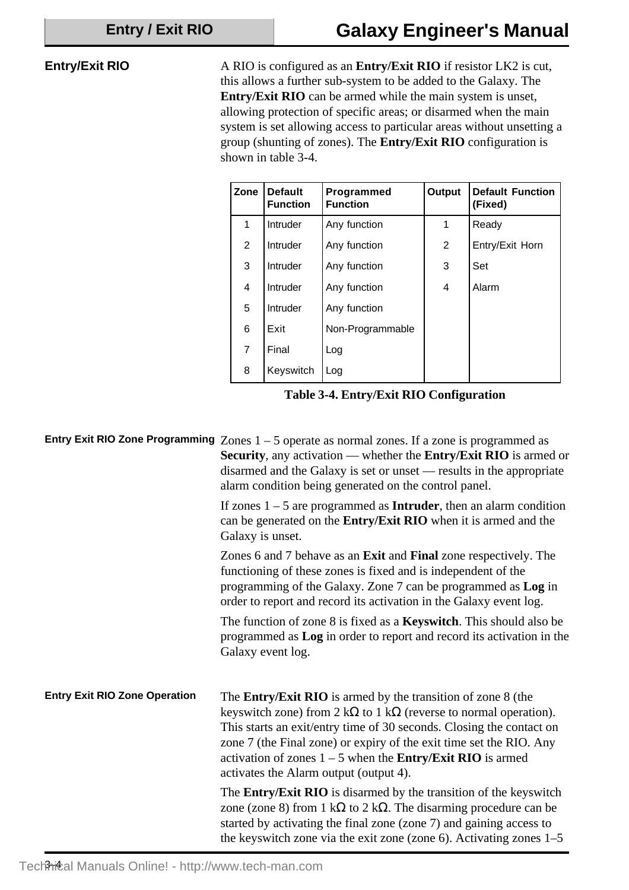## Entry/Exit RIO

A RIO is configured as an **Entry/Exit RIO** if resistor LK2 is cut, this allows a further sub-system to be added to the Galaxy. The **Entry/Exit RIO** can be armed while the main system is unset, allowing protection of specific areas; or disarmed when the main system is set allowing access to particular areas without unsetting a group (shunting of zones). The **Entry/Exit RIO** configuration is shown in table 3-4.

| Zone | Default Function | Programmed Function | Output | Default Function (Fixed) |
|---|---|---|---|---|
| 1 | Intruder | Any function | 1 | Ready |
| 2 | Intruder | Any function | 2 | Entry/Exit Horn |
| 3 | Intruder | Any function | 3 | Set |
| 4 | Intruder | Any function | 4 | Alarm |
| 5 | Intruder | Any function | | |
| 6 | Exit | Non-Programmable | | |
| 7 | Final | Log | | |
| 8 | Keyswitch | Log | | |

**Table 3-4. Entry/Exit RIO Configuration**

### Entry Exit RIO Zone Programming

Zones 1 – 5 operate as normal zones. If a zone is programmed as **Security**, any activation — whether the **Entry/Exit RIO** is armed or disarmed and the Galaxy is set or unset — results in the appropriate alarm condition being generated on the control panel.

If zones 1 – 5 are programmed as **Intruder**, then an alarm condition can be generated on the **Entry/Exit RIO** when it is armed and the Galaxy is unset.

Zones 6 and 7 behave as an **Exit** and **Final** zone respectively. The functioning of these zones is fixed and is independent of the programming of the Galaxy. Zone 7 can be programmed as **Log** in order to report and record its activation in the Galaxy event log.

The function of zone 8 is fixed as a **Keyswitch**. This should also be programmed as **Log** in order to report and record its activation in the Galaxy event log.

### Entry Exit RIO Zone Operation

The **Entry/Exit RIO** is armed by the transition of zone 8 (the keyswitch zone) from 2 kΩ to 1 kΩ (reverse to normal operation). This starts an exit/entry time of 30 seconds. Closing the contact on zone 7 (the Final zone) or expiry of the exit time set the RIO. Any activation of zones 1 – 5 when the **Entry/Exit RIO** is armed activates the Alarm output (output 4).

The **Entry/Exit RIO** is disarmed by the transition of the keyswitch zone (zone 8) from 1 kΩ to 2 kΩ. The disarming procedure can be started by activating the final zone (zone 7) and gaining access to the keyswitch zone via the exit zone (zone 6). Activating zones 1–5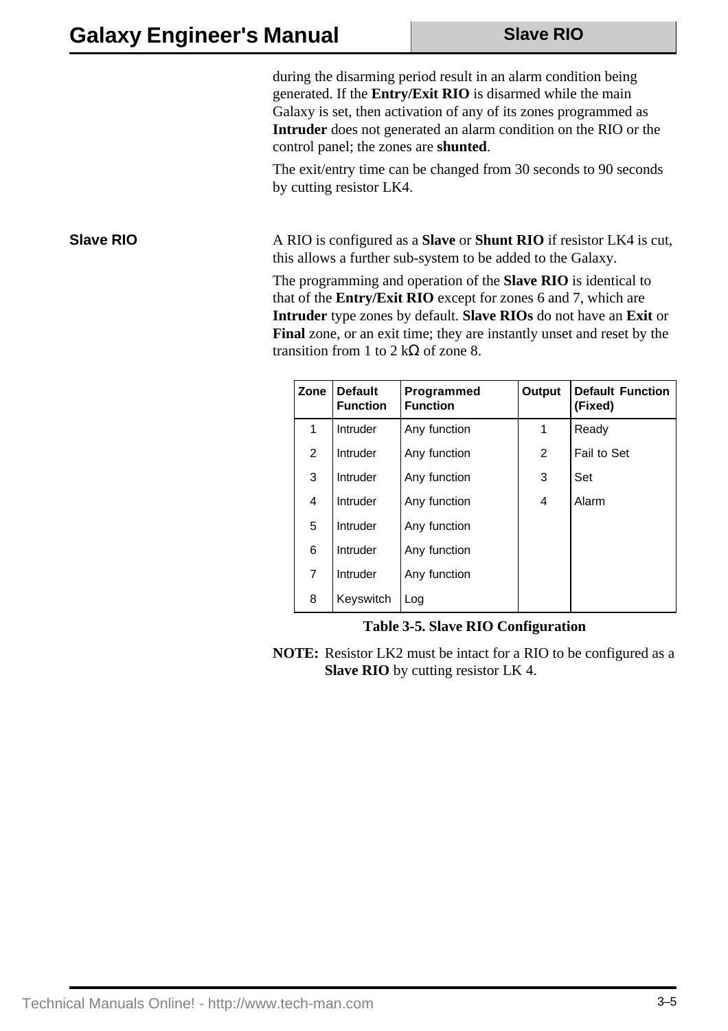during the disarming period result in an alarm condition being generated. If the **Entry/Exit RIO** is disarmed while the main Galaxy is set, then activation of any of its zones programmed as **Intruder** does not generated an alarm condition on the RIO or the control panel; the zones are **shunted**.

The exit/entry time can be changed from 30 seconds to 90 seconds by cutting resistor LK4.

## Slave RIO

A RIO is configured as a **Slave** or **Shunt RIO** if resistor LK4 is cut, this allows a further sub-system to be added to the Galaxy.

The programming and operation of the **Slave RIO** is identical to that of the **Entry/Exit RIO** except for zones 6 and 7, which are **Intruder** type zones by default. **Slave RIOs** do not have an **Exit** or **Final** zone, or an exit time; they are instantly unset and reset by the transition from 1 to 2 kΩ of zone 8.

| Zone | Default Function | Programmed Function | Output | Default Function (Fixed) |
|---|---|---|---|---|
| 1 | Intruder | Any function | 1 | Ready |
| 2 | Intruder | Any function | 2 | Fail to Set |
| 3 | Intruder | Any function | 3 | Set |
| 4 | Intruder | Any function | 4 | Alarm |
| 5 | Intruder | Any function | | |
| 6 | Intruder | Any function | | |
| 7 | Intruder | Any function | | |
| 8 | Keyswitch | Log | | |

**Table 3-5. Slave RIO Configuration**

**NOTE:** Resistor LK2 must be intact for a RIO to be configured as a **Slave RIO** by cutting resistor LK 4.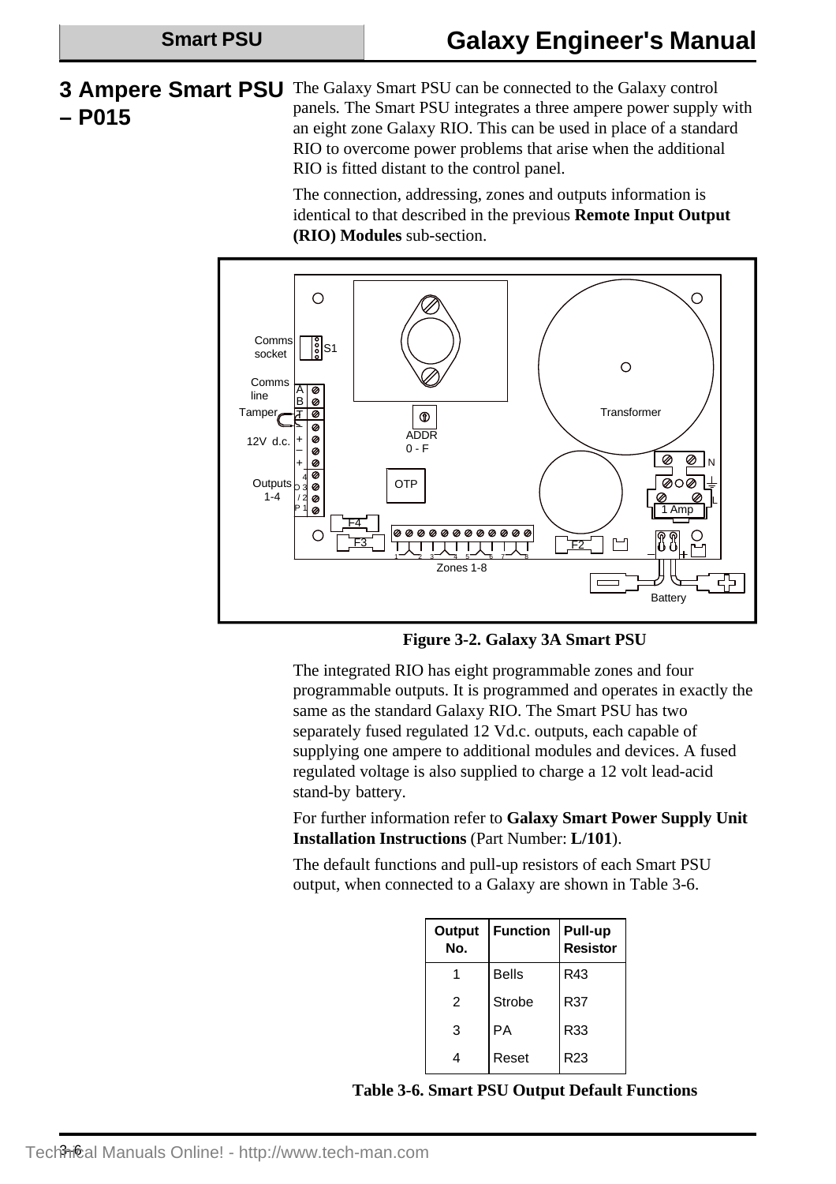## 3 Ampere Smart PSU – P015

The Galaxy Smart PSU can be connected to the Galaxy control panels. The Smart PSU integrates a three ampere power supply with an eight zone Galaxy RIO. This can be used in place of a standard RIO to overcome power problems that arise when the additional RIO is fitted distant to the control panel.

The connection, addressing, zones and outputs information is identical to that described in the previous **Remote Input Output (RIO) Modules** sub-section.

**Figure 3-2. Galaxy 3A Smart PSU**

The integrated RIO has eight programmable zones and four programmable outputs. It is programmed and operates in exactly the same as the standard Galaxy RIO. The Smart PSU has two separately fused regulated 12 Vd.c. outputs, each capable of supplying one ampere to additional modules and devices. A fused regulated voltage is also supplied to charge a 12 volt lead-acid stand-by battery.

For further information refer to **Galaxy Smart Power Supply Unit Installation Instructions** (Part Number: **L/101**).

The default functions and pull-up resistors of each Smart PSU output, when connected to a Galaxy are shown in Table 3-6.

| Output No. | Function | Pull-up Resistor |
|---|---|---|
| 1 | Bells | R43 |
| 2 | Strobe | R37 |
| 3 | PA | R33 |
| 4 | Reset | R23 |

**Table 3-6. Smart PSU Output Default Functions**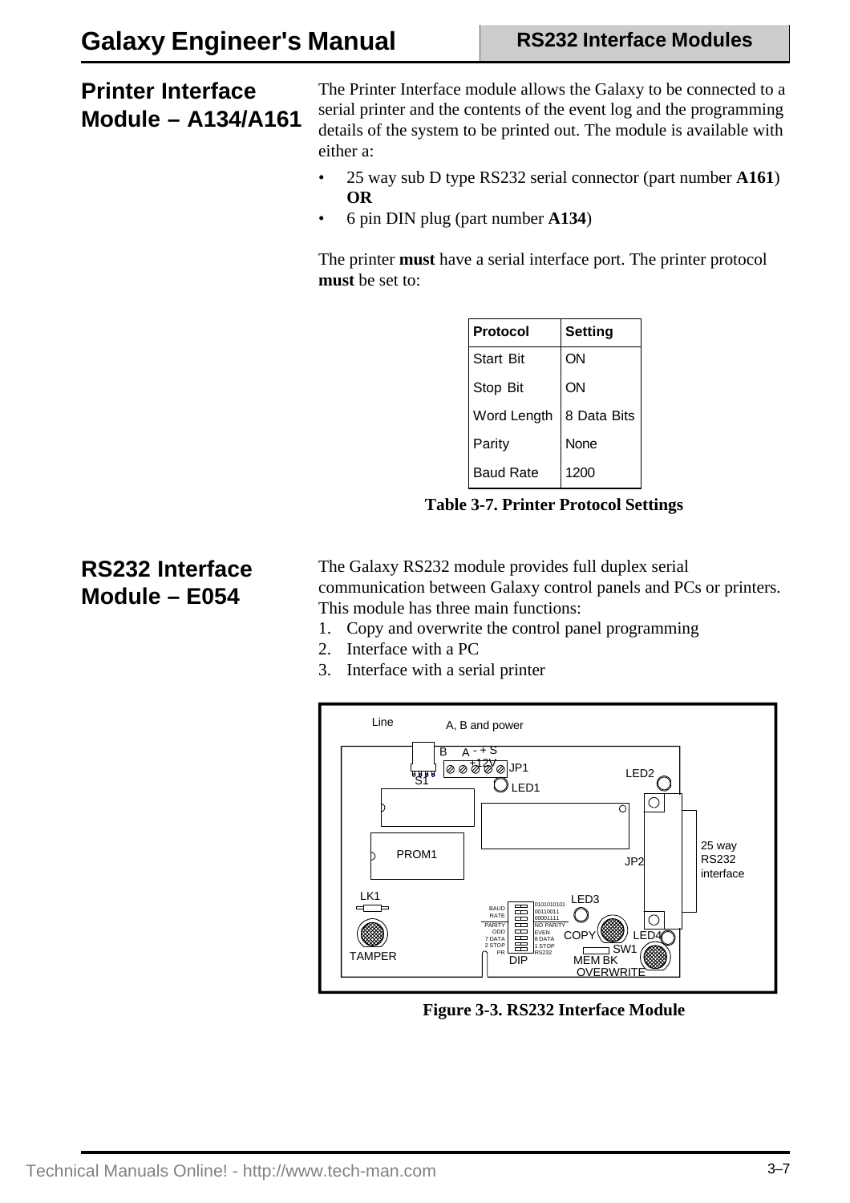## Printer Interface Module – A134/A161

The Printer Interface module allows the Galaxy to be connected to a serial printer and the contents of the event log and the programming details of the system to be printed out. The module is available with either a:

- 25 way sub D type RS232 serial connector (part number **A161**) **OR**
- 6 pin DIN plug (part number **A134**)

The printer **must** have a serial interface port. The printer protocol **must** be set to:

| Protocol | Setting |
|---|---|
| Start Bit | ON |
| Stop Bit | ON |
| Word Length | 8 Data Bits |
| Parity | None |
| Baud Rate | 1200 |

**Table 3-7. Printer Protocol Settings**

## RS232 Interface Module – E054

The Galaxy RS232 module provides full duplex serial communication between Galaxy control panels and PCs or printers. This module has three main functions:

1. Copy and overwrite the control panel programming
2. Interface with a PC
3. Interface with a serial printer

**Figure 3-3. RS232 Interface Module**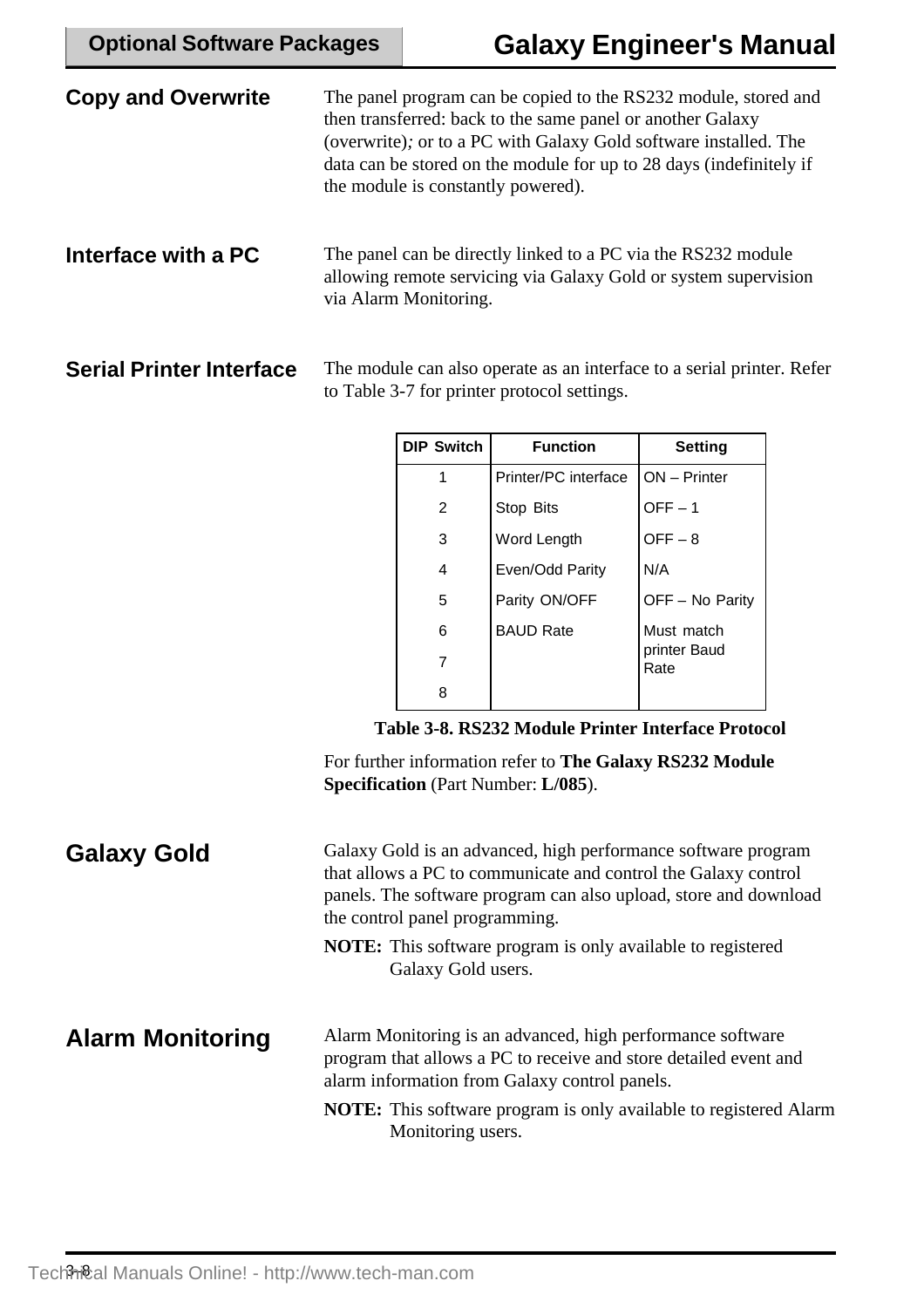## Copy and Overwrite

The panel program can be copied to the RS232 module, stored and then transferred: back to the same panel or another Galaxy (overwrite)*;* or to a PC with Galaxy Gold software installed. The data can be stored on the module for up to 28 days (indefinitely if the module is constantly powered).

## Interface with a PC

The panel can be directly linked to a PC via the RS232 module allowing remote servicing via Galaxy Gold or system supervision via Alarm Monitoring.

## Serial Printer Interface

The module can also operate as an interface to a serial printer. Refer to Table 3-7 for printer protocol settings.

| DIP Switch | Function | Setting |
|---|---|---|
| 1 | Printer/PC interface | ON – Printer |
| 2 | Stop Bits | OFF – 1 |
| 3 | Word Length | OFF – 8 |
| 4 | Even/Odd Parity | N/A |
| 5 | Parity ON/OFF | OFF – No Parity |
| 6 | BAUD Rate | Must match printer Baud Rate |
| 7 | | |
| 8 | | |

**Table 3-8. RS232 Module Printer Interface Protocol**

For further information refer to **The Galaxy RS232 Module Specification** (Part Number: **L/085**).

## Galaxy Gold

Galaxy Gold is an advanced, high performance software program that allows a PC to communicate and control the Galaxy control panels. The software program can also upload, store and download the control panel programming.

**NOTE:** This software program is only available to registered Galaxy Gold users.

## Alarm Monitoring

Alarm Monitoring is an advanced, high performance software program that allows a PC to receive and store detailed event and alarm information from Galaxy control panels.

**NOTE:** This software program is only available to registered Alarm Monitoring users.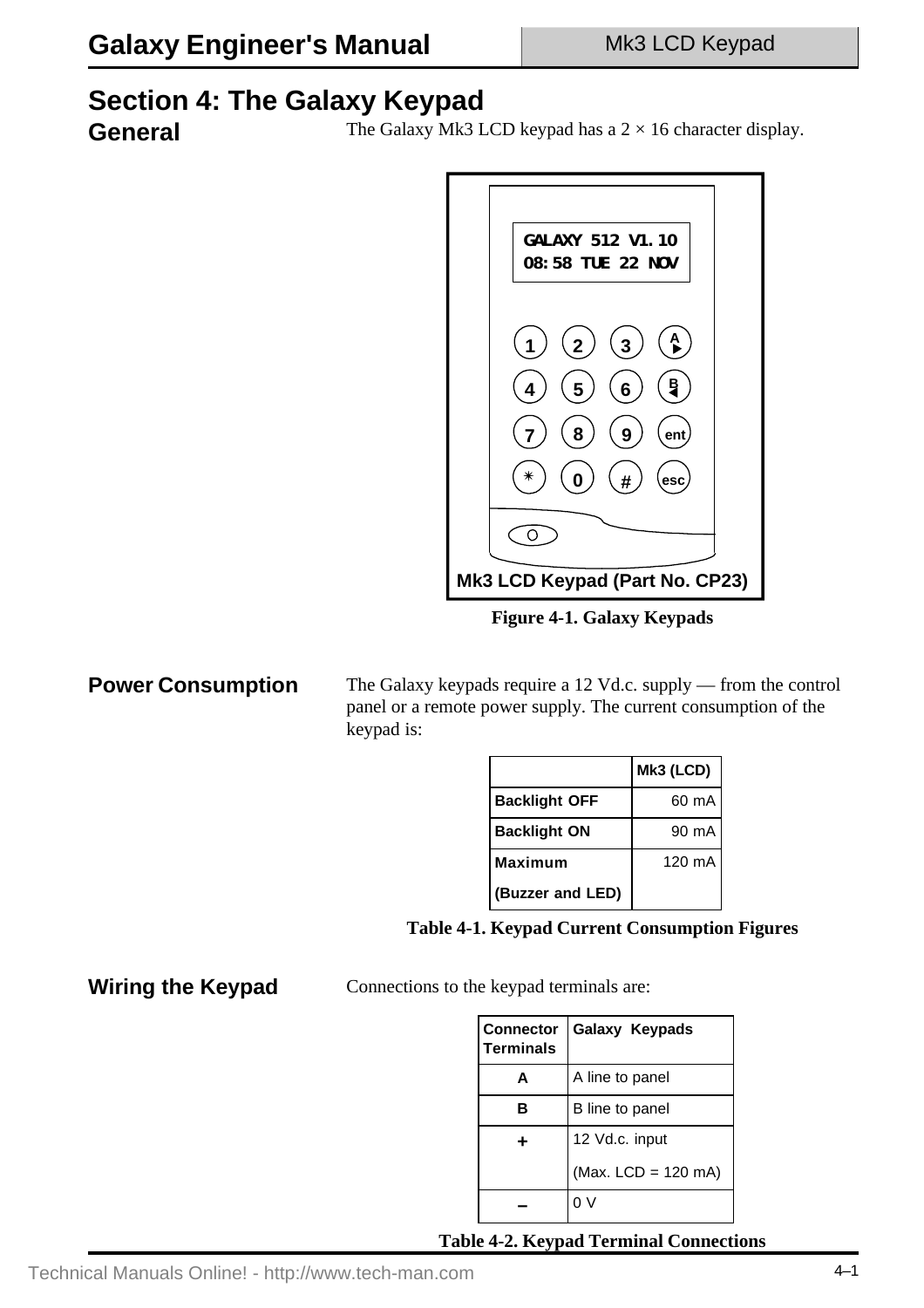# Section 4: The Galaxy Keypad

## General

The Galaxy Mk3 LCD keypad has a 2 × 16 character display.

GALAXY 512 V1.10
08:58 TUE 22 NOV

Mk3 LCD Keypad (Part No. CP23)

**Figure 4-1. Galaxy Keypads**

## Power Consumption

The Galaxy keypads require a 12 Vd.c. supply — from the control panel or a remote power supply. The current consumption of the keypad is:

| | **Mk3 (LCD)** |
|---|---|
| **Backlight OFF** | 60 mA |
| **Backlight ON** | 90 mA |
| **Maximum (Buzzer and LED)** | 120 mA |

**Table 4-1. Keypad Current Consumption Figures**

## Wiring the Keypad

Connections to the keypad terminals are:

| **Connector Terminals** | **Galaxy Keypads** |
|---|---|
| **A** | A line to panel |
| **B** | B line to panel |
| **+** | 12 Vd.c. input (Max. LCD = 120 mA) |
| **–** | 0 V |

**Table 4-2. Keypad Terminal Connections**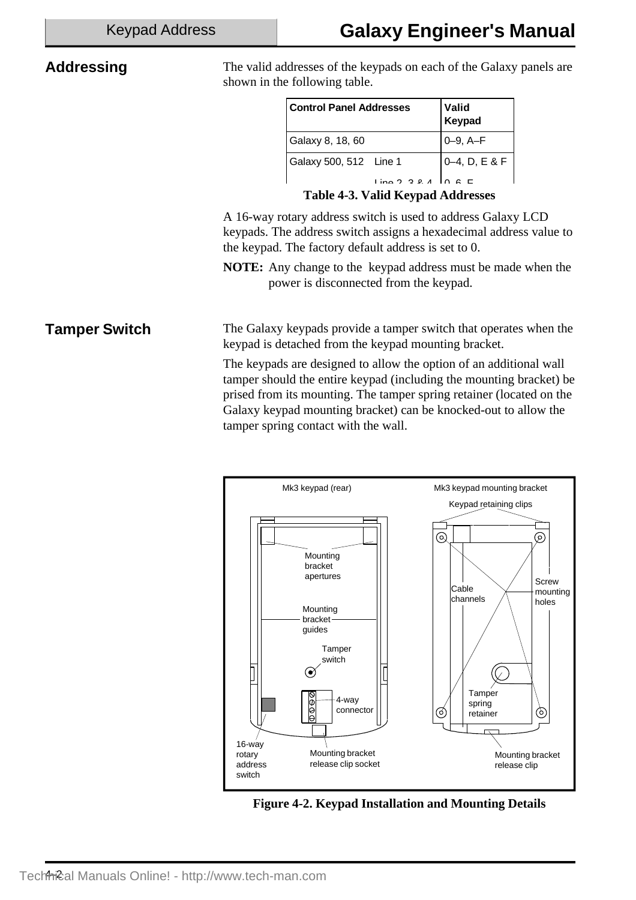## Addressing

The valid addresses of the keypads on each of the Galaxy panels are shown in the following table.

| Control Panel Addresses | Valid Keypad |
|---|---|
| Galaxy 8, 18, 60 | 0–9, A–F |
| Galaxy 500, 512 Line 1 | 0–4, D, E & F |
| Line 2, 3 & 4 | 0, 6, F |

**Table 4-3. Valid Keypad Addresses**

A 16-way rotary address switch is used to address Galaxy LCD keypads. The address switch assigns a hexadecimal address value to the keypad. The factory default address is set to 0.

**NOTE:** Any change to the keypad address must be made when the power is disconnected from the keypad.

## Tamper Switch

The Galaxy keypads provide a tamper switch that operates when the keypad is detached from the keypad mounting bracket.

The keypads are designed to allow the option of an additional wall tamper should the entire keypad (including the mounting bracket) be prised from its mounting. The tamper spring retainer (located on the Galaxy keypad mounting bracket) can be knocked-out to allow the tamper spring contact with the wall.

**Figure 4-2. Keypad Installation and Mounting Details**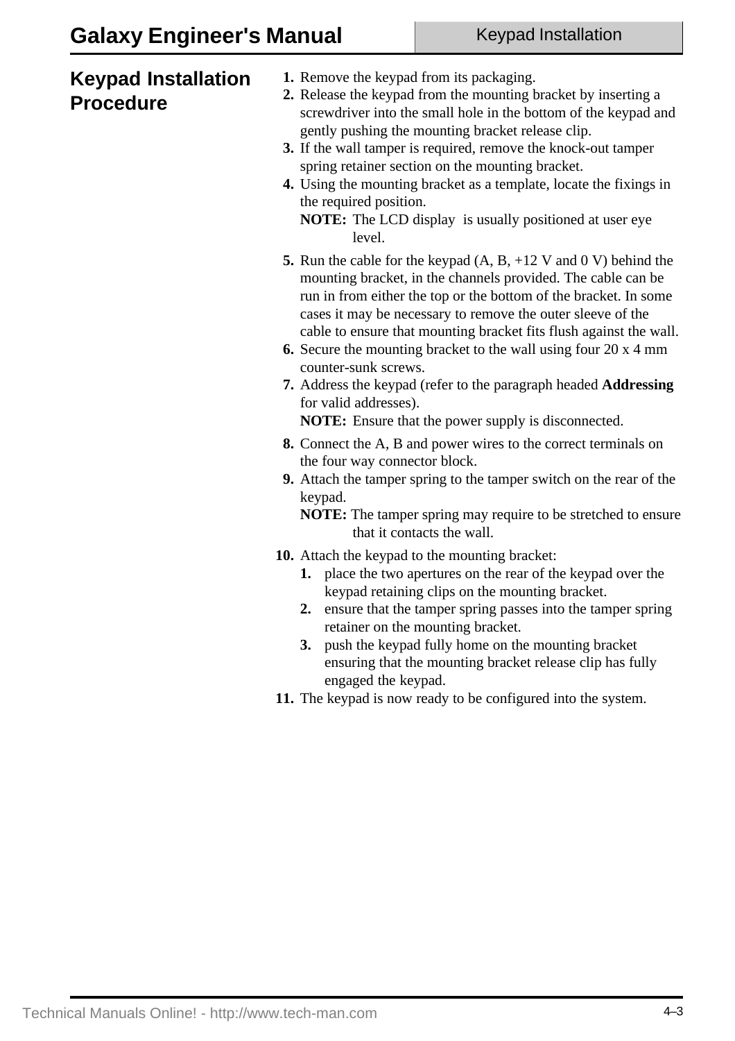## Keypad Installation Procedure

1. Remove the keypad from its packaging.
2. Release the keypad from the mounting bracket by inserting a screwdriver into the small hole in the bottom of the keypad and gently pushing the mounting bracket release clip.
3. If the wall tamper is required, remove the knock-out tamper spring retainer section on the mounting bracket.
4. Using the mounting bracket as a template, locate the fixings in the required position.

   **NOTE:** The LCD display is usually positioned at user eye level.

5. Run the cable for the keypad (A, B, +12 V and 0 V) behind the mounting bracket, in the channels provided. The cable can be run in from either the top or the bottom of the bracket. In some cases it may be necessary to remove the outer sleeve of the cable to ensure that mounting bracket fits flush against the wall.
6. Secure the mounting bracket to the wall using four 20 x 4 mm counter-sunk screws.
7. Address the keypad (refer to the paragraph headed **Addressing** for valid addresses).

   **NOTE:** Ensure that the power supply is disconnected.

8. Connect the A, B and power wires to the correct terminals on the four way connector block.
9. Attach the tamper spring to the tamper switch on the rear of the keypad.

   **NOTE:** The tamper spring may require to be stretched to ensure that it contacts the wall.

10. Attach the keypad to the mounting bracket:
    1. place the two apertures on the rear of the keypad over the keypad retaining clips on the mounting bracket.
    2. ensure that the tamper spring passes into the tamper spring retainer on the mounting bracket.
    3. push the keypad fully home on the mounting bracket ensuring that the mounting bracket release clip has fully engaged the keypad.
11. The keypad is now ready to be configured into the system.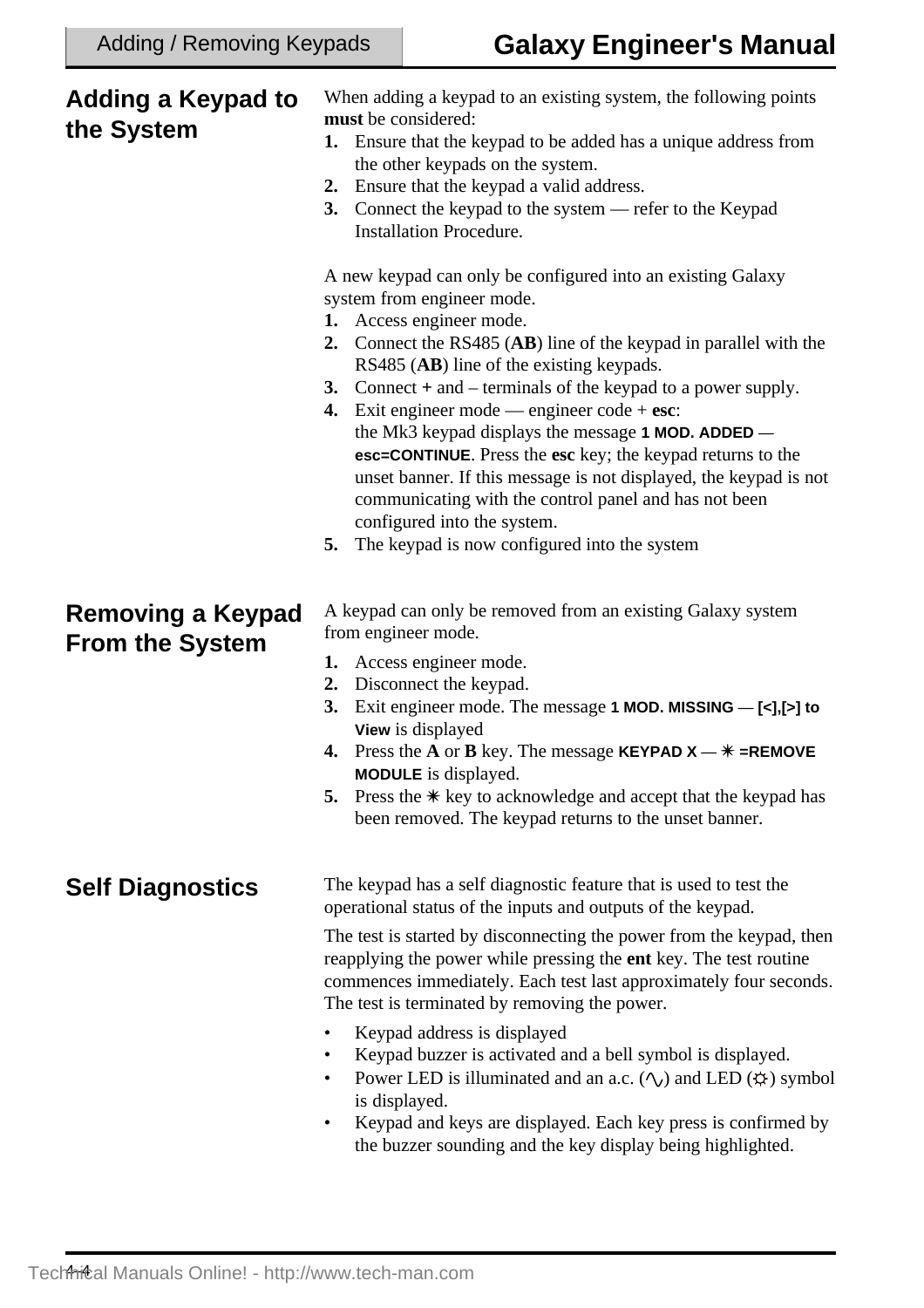## Adding a Keypad to the System

When adding a keypad to an existing system, the following points **must** be considered:

1. Ensure that the keypad to be added has a unique address from the other keypads on the system.
2. Ensure that the keypad a valid address.
3. Connect the keypad to the system — refer to the Keypad Installation Procedure.

A new keypad can only be configured into an existing Galaxy system from engineer mode.

1. Access engineer mode.
2. Connect the RS485 (**AB**) line of the keypad in parallel with the RS485 (**AB**) line of the existing keypads.
3. Connect **+** and – terminals of the keypad to a power supply.
4. Exit engineer mode — engineer code + **esc**: the Mk3 keypad displays the message **1 MOD. ADDED** — **esc=CONTINUE**. Press the **esc** key; the keypad returns to the unset banner. If this message is not displayed, the keypad is not communicating with the control panel and has not been configured into the system.
5. The keypad is now configured into the system

## Removing a Keypad From the System

A keypad can only be removed from an existing Galaxy system from engineer mode.

1. Access engineer mode.
2. Disconnect the keypad.
3. Exit engineer mode. The message **1 MOD. MISSING** — **[<],[>] to View** is displayed
4. Press the **A** or **B** key. The message **KEYPAD X** — **✳ =REMOVE MODULE** is displayed.
5. Press the ✳ key to acknowledge and accept that the keypad has been removed. The keypad returns to the unset banner.

## Self Diagnostics

The keypad has a self diagnostic feature that is used to test the operational status of the inputs and outputs of the keypad.

The test is started by disconnecting the power from the keypad, then reapplying the power while pressing the **ent** key. The test routine commences immediately. Each test last approximately four seconds. The test is terminated by removing the power.

- Keypad address is displayed
- Keypad buzzer is activated and a bell symbol is displayed.
- Power LED is illuminated and an a.c. (∿) and LED (☼) symbol is displayed.
- Keypad and keys are displayed. Each key press is confirmed by the buzzer sounding and the key display being highlighted.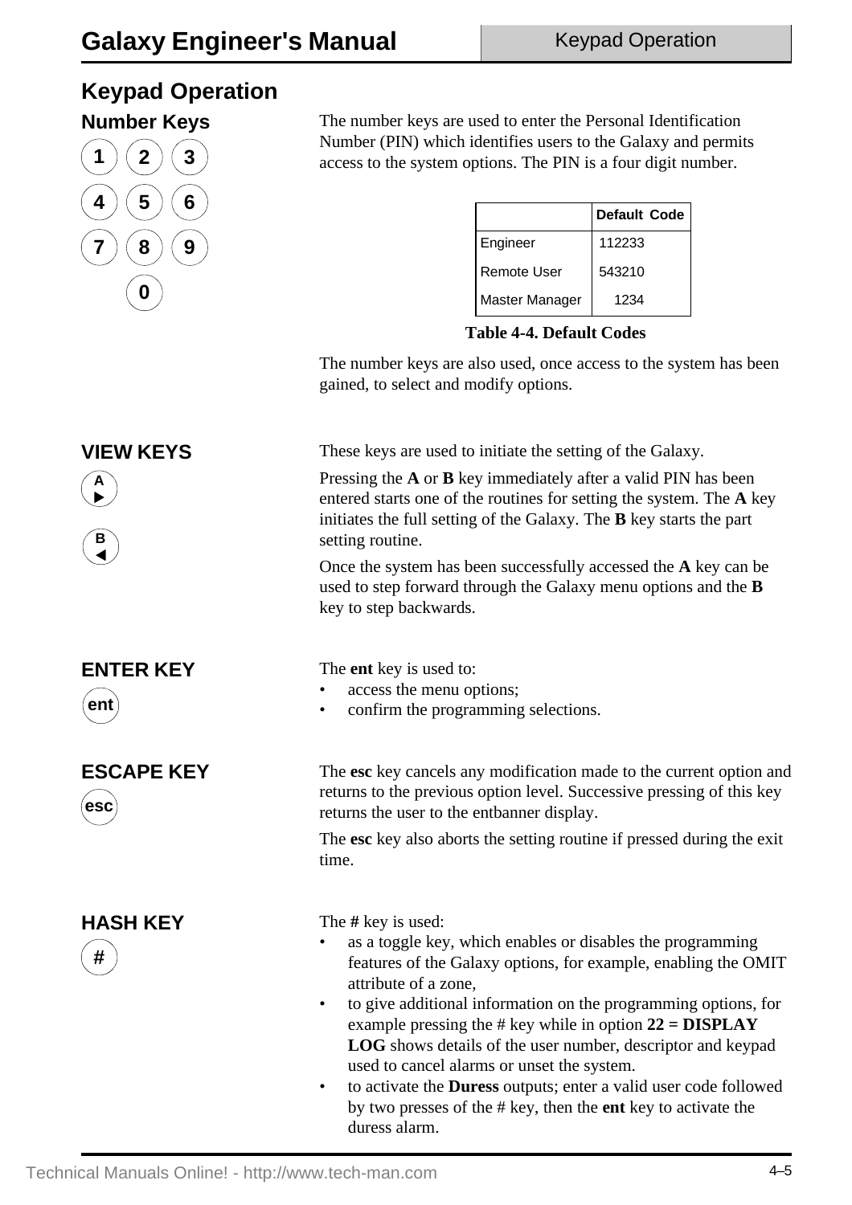// Keypad Operation

## Number Keys

1 2 3
4 5 6
7 8 9
0

The number keys are used to enter the Personal Identification Number (PIN) which identifies users to the Galaxy and permits access to the system options. The PIN is a four digit number.

| | Default Code |
|---|---|
| Engineer | 112233 |
| Remote User | 543210 |
| Master Manager | 1234 |

**Table 4-4. Default Codes**

The number keys are also used, once access to the system has been gained, to select and modify options.

## VIEW KEYS

A ▶

B ◀

These keys are used to initiate the setting of the Galaxy.

Pressing the **A** or **B** key immediately after a valid PIN has been entered starts one of the routines for setting the system. The **A** key initiates the full setting of the Galaxy. The **B** key starts the part setting routine.

Once the system has been successfully accessed the **A** key can be used to step forward through the Galaxy menu options and the **B** key to step backwards.

## ENTER KEY

ent

The **ent** key is used to:

- access the menu options;
- confirm the programming selections.

## ESCAPE KEY

esc

The **esc** key cancels any modification made to the current option and returns to the previous option level. Successive pressing of this key returns the user to the entbanner display.

The **esc** key also aborts the setting routine if pressed during the exit time.

## HASH KEY

#

The **#** key is used:

- as a toggle key, which enables or disables the programming features of the Galaxy options, for example, enabling the OMIT attribute of a zone,
- to give additional information on the programming options, for example pressing the # key while in option **22 = DISPLAY LOG** shows details of the user number, descriptor and keypad used to cancel alarms or unset the system.
- to activate the **Duress** outputs; enter a valid user code followed by two presses of the # key, then the **ent** key to activate the duress alarm.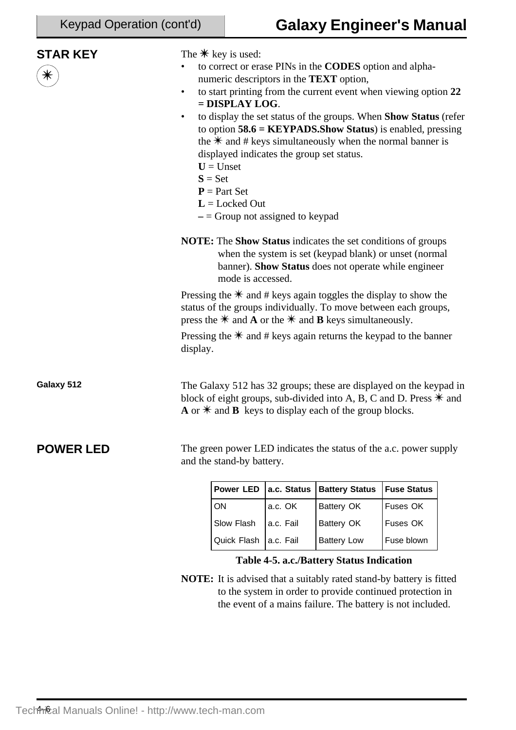## STAR KEY

✳

The ✳ key is used:

- to correct or erase PINs in the **CODES** option and alpha-numeric descriptors in the **TEXT** option,
- to start printing from the current event when viewing option **22 = DISPLAY LOG**.
- to display the set status of the groups. When **Show Status** (refer to option **58.6 = KEYPADS.Show Status**) is enabled, pressing the ✳ and # keys simultaneously when the normal banner is displayed indicates the group set status.
  - **U** = Unset
  - **S** = Set
  - **P** = Part Set
  - **L** = Locked Out
  - **–** = Group not assigned to keypad

**NOTE:** The **Show Status** indicates the set conditions of groups when the system is set (keypad blank) or unset (normal banner). **Show Status** does not operate while engineer mode is accessed.

Pressing the ✳ and # keys again toggles the display to show the status of the groups individually. To move between each groups, press the ✳ and **A** or the ✳ and **B** keys simultaneously.

Pressing the ✳ and # keys again returns the keypad to the banner display.

### Galaxy 512

The Galaxy 512 has 32 groups; these are displayed on the keypad in block of eight groups, sub-divided into A, B, C and D. Press ✳ and **A** or ✳ and **B** keys to display each of the group blocks.

## POWER LED

The green power LED indicates the status of the a.c. power supply and the stand-by battery.

| Power LED | a.c. Status | Battery Status | Fuse Status |
|---|---|---|---|
| ON | a.c. OK | Battery OK | Fuses OK |
| Slow Flash | a.c. Fail | Battery OK | Fuses OK |
| Quick Flash | a.c. Fail | Battery Low | Fuse blown |

**Table 4-5. a.c./Battery Status Indication**

**NOTE:** It is advised that a suitably rated stand-by battery is fitted to the system in order to provide continued protection in the event of a mains failure. The battery is not included.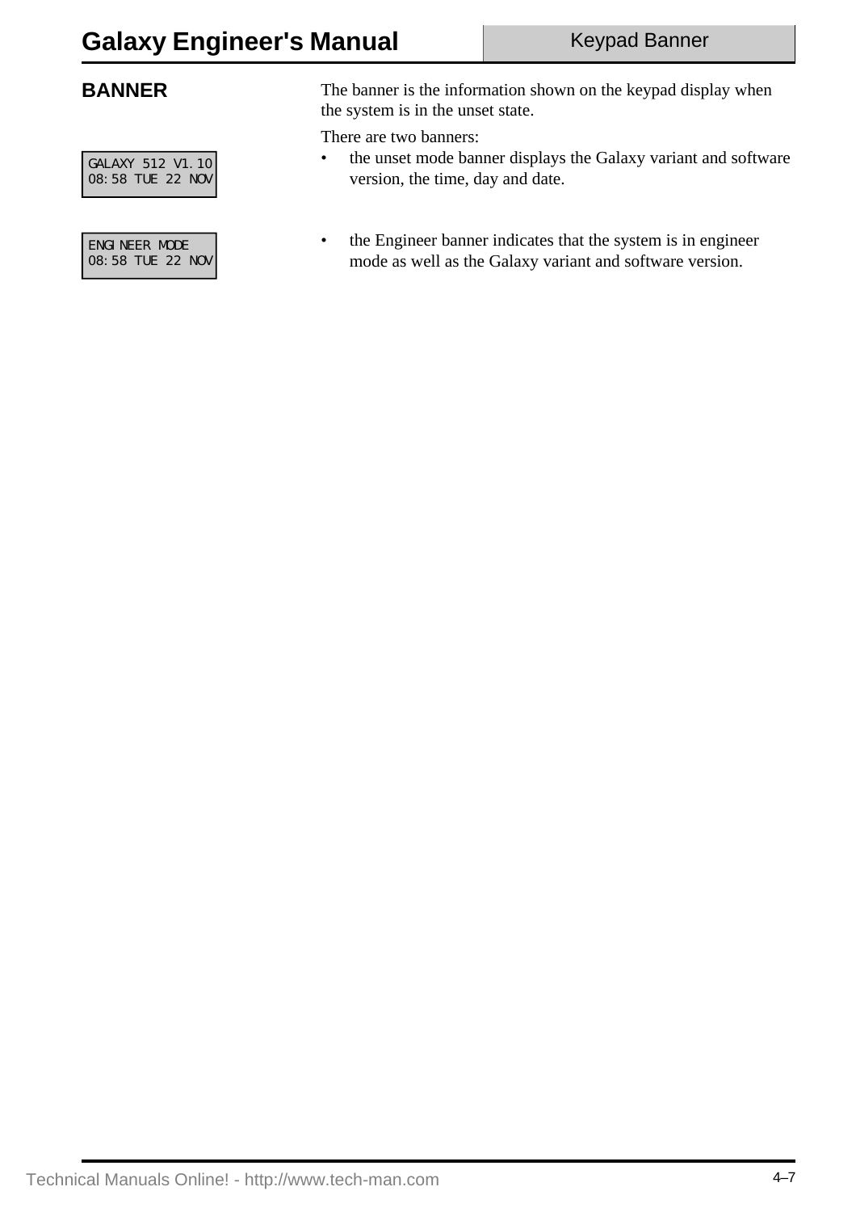## BANNER

The banner is the information shown on the keypad display when the system is in the unset state.

There are two banners:

```
GALAXY 512 V1.10
08:58 TUE 22 NOV
```

- the unset mode banner displays the Galaxy variant and software version, the time, day and date.

```
ENGINEER MODE
08:58 TUE 22 NOV
```

- the Engineer banner indicates that the system is in engineer mode as well as the Galaxy variant and software version.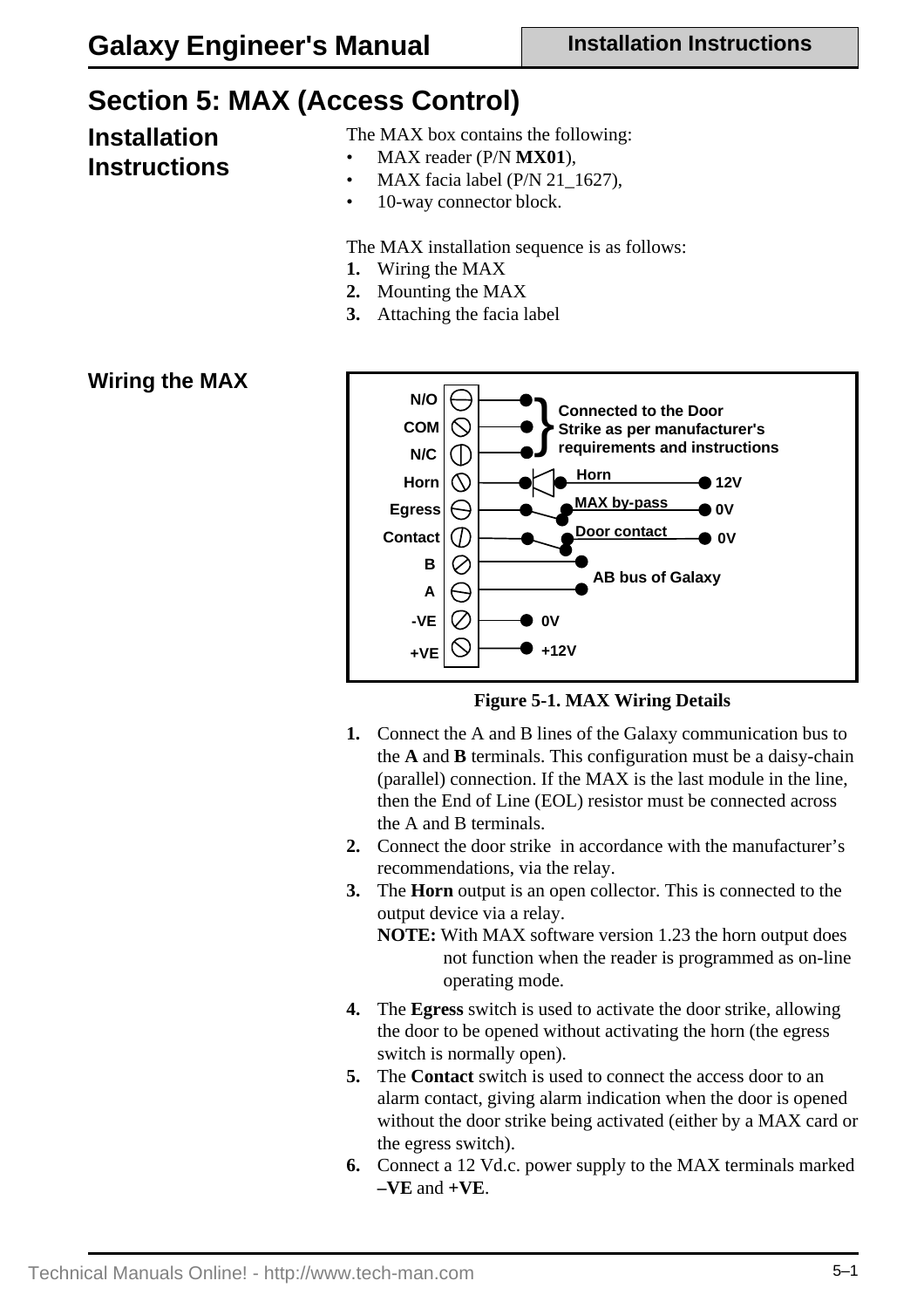# Section 5: MAX (Access Control)

## Installation Instructions

The MAX box contains the following:

- MAX reader (P/N **MX01**),
- MAX facia label (P/N 21_1627),
- 10-way connector block.

The MAX installation sequence is as follows:

1. Wiring the MAX
2. Mounting the MAX
3. Attaching the facia label

## Wiring the MAX

N/O
COM
N/C
Horn
Egress
Contact
B
A
-VE
+VE

Connected to the Door Strike as per manufacturer's requirements and instructions

Horn 12V

MAX by-pass 0V

Door contact 0V

AB bus of Galaxy

0V

+12V

**Figure 5-1. MAX Wiring Details**

1. Connect the A and B lines of the Galaxy communication bus to the **A** and **B** terminals. This configuration must be a daisy-chain (parallel) connection. If the MAX is the last module in the line, then the End of Line (EOL) resistor must be connected across the A and B terminals.
2. Connect the door strike in accordance with the manufacturer's recommendations, via the relay.
3. The **Horn** output is an open collector. This is connected to the output device via a relay.
   **NOTE:** With MAX software version 1.23 the horn output does not function when the reader is programmed as on-line operating mode.
4. The **Egress** switch is used to activate the door strike, allowing the door to be opened without activating the horn (the egress switch is normally open).
5. The **Contact** switch is used to connect the access door to an alarm contact, giving alarm indication when the door is opened without the door strike being activated (either by a MAX card or the egress switch).
6. Connect a 12 Vd.c. power supply to the MAX terminals marked **–VE** and **+VE**.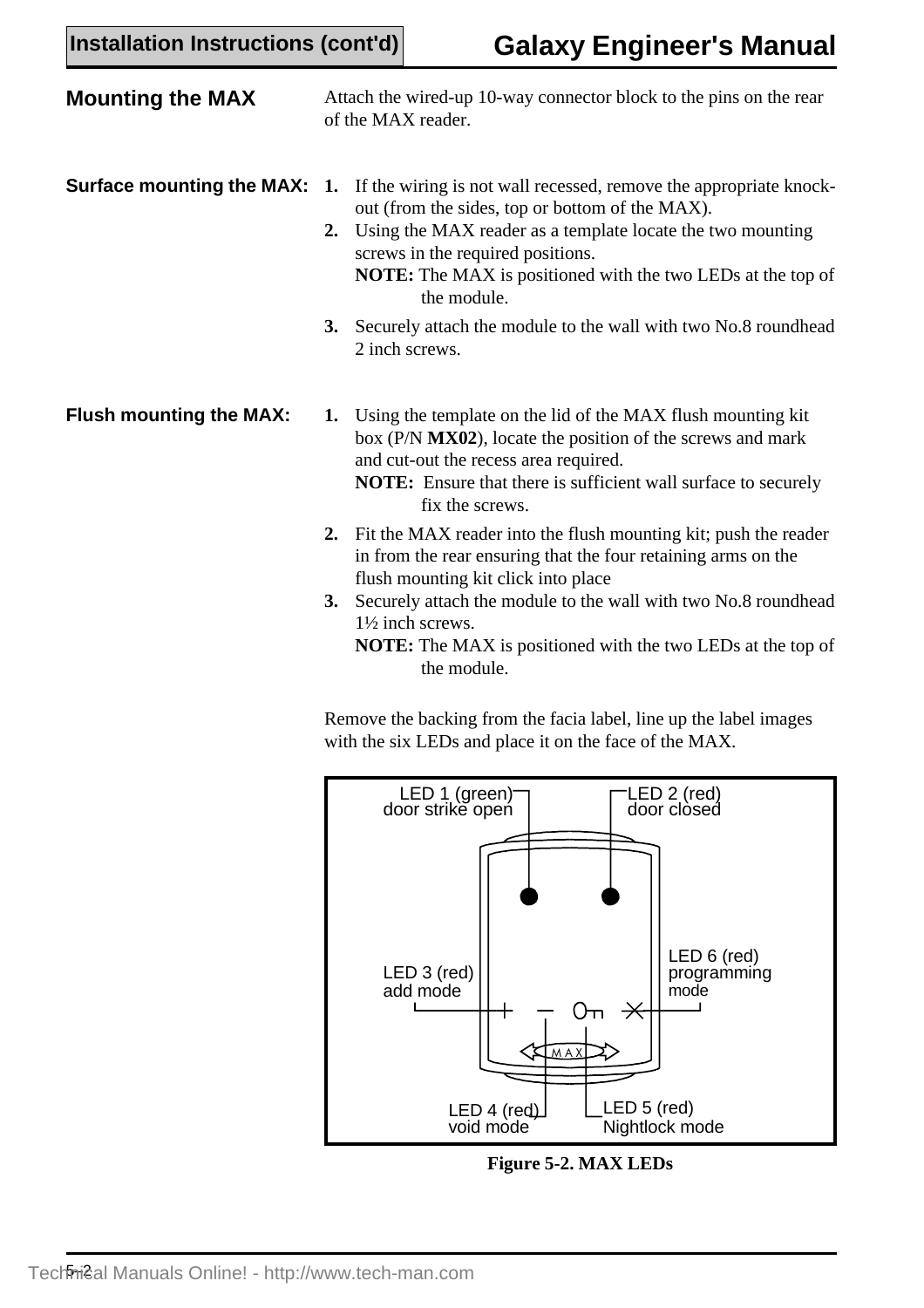## Mounting the MAX

Attach the wired-up 10-way connector block to the pins on the rear of the MAX reader.

### Surface mounting the MAX:

1. If the wiring is not wall recessed, remove the appropriate knock-out (from the sides, top or bottom of the MAX).
2. Using the MAX reader as a template locate the two mounting screws in the required positions.
   **NOTE:** The MAX is positioned with the two LEDs at the top of the module.
3. Securely attach the module to the wall with two No.8 roundhead 2 inch screws.

### Flush mounting the MAX:

1. Using the template on the lid of the MAX flush mounting kit box (P/N **MX02**), locate the position of the screws and mark and cut-out the recess area required.
   **NOTE:** Ensure that there is sufficient wall surface to securely fix the screws.
2. Fit the MAX reader into the flush mounting kit; push the reader in from the rear ensuring that the four retaining arms on the flush mounting kit click into place
3. Securely attach the module to the wall with two No.8 roundhead 1½ inch screws.
   **NOTE:** The MAX is positioned with the two LEDs at the top of the module.

Remove the backing from the facia label, line up the label images with the six LEDs and place it on the face of the MAX.

LED 1 (green) door strike open
LED 2 (red) door closed
LED 3 (red) add mode
LED 4 (red) void mode
LED 5 (red) Nightlock mode
LED 6 (red) programming mode

**Figure 5-2. MAX LEDs**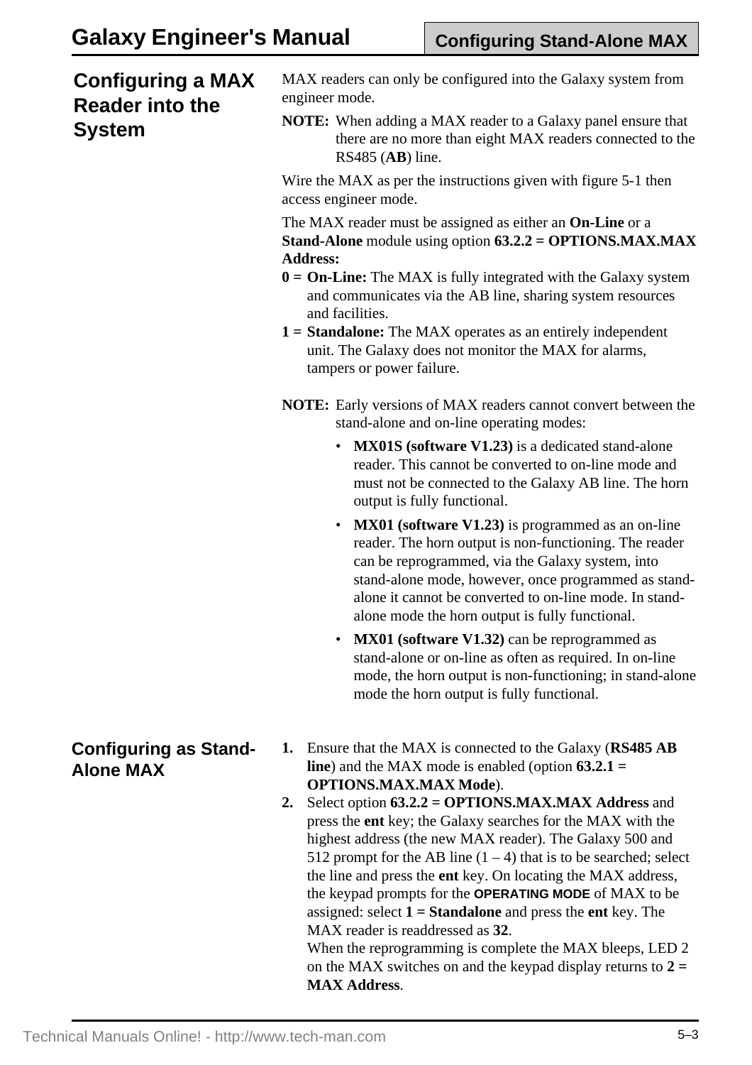## Configuring a MAX Reader into the System

MAX readers can only be configured into the Galaxy system from engineer mode.

**NOTE:** When adding a MAX reader to a Galaxy panel ensure that there are no more than eight MAX readers connected to the RS485 (**AB**) line.

Wire the MAX as per the instructions given with figure 5-1 then access engineer mode.

The MAX reader must be assigned as either an **On-Line** or a **Stand-Alone** module using option **63.2.2 = OPTIONS.MAX.MAX Address:**

**0 = On-Line:** The MAX is fully integrated with the Galaxy system and communicates via the AB line, sharing system resources and facilities.

**1 = Standalone:** The MAX operates as an entirely independent unit. The Galaxy does not monitor the MAX for alarms, tampers or power failure.

**NOTE:** Early versions of MAX readers cannot convert between the stand-alone and on-line operating modes:

- **MX01S (software V1.23)** is a dedicated stand-alone reader. This cannot be converted to on-line mode and must not be connected to the Galaxy AB line. The horn output is fully functional.
- **MX01 (software V1.23)** is programmed as an on-line reader. The horn output is non-functioning. The reader can be reprogrammed, via the Galaxy system, into stand-alone mode, however, once programmed as stand-alone it cannot be converted to on-line mode. In stand-alone mode the horn output is fully functional.
- **MX01 (software V1.32)** can be reprogrammed as stand-alone or on-line as often as required. In on-line mode, the horn output is non-functioning; in stand-alone mode the horn output is fully functional.

### Configuring as Stand-Alone MAX

1. Ensure that the MAX is connected to the Galaxy (**RS485 AB line**) and the MAX mode is enabled (option **63.2.1 = OPTIONS.MAX.MAX Mode**).
2. Select option **63.2.2 = OPTIONS.MAX.MAX Address** and press the **ent** key; the Galaxy searches for the MAX with the highest address (the new MAX reader). The Galaxy 500 and 512 prompt for the AB line (1 – 4) that is to be searched; select the line and press the **ent** key. On locating the MAX address, the keypad prompts for the **OPERATING MODE** of MAX to be assigned: select **1 = Standalone** and press the **ent** key. The MAX reader is readdressed as **32**.
   When the reprogramming is complete the MAX bleeps, LED 2 on the MAX switches on and the keypad display returns to **2 = MAX Address**.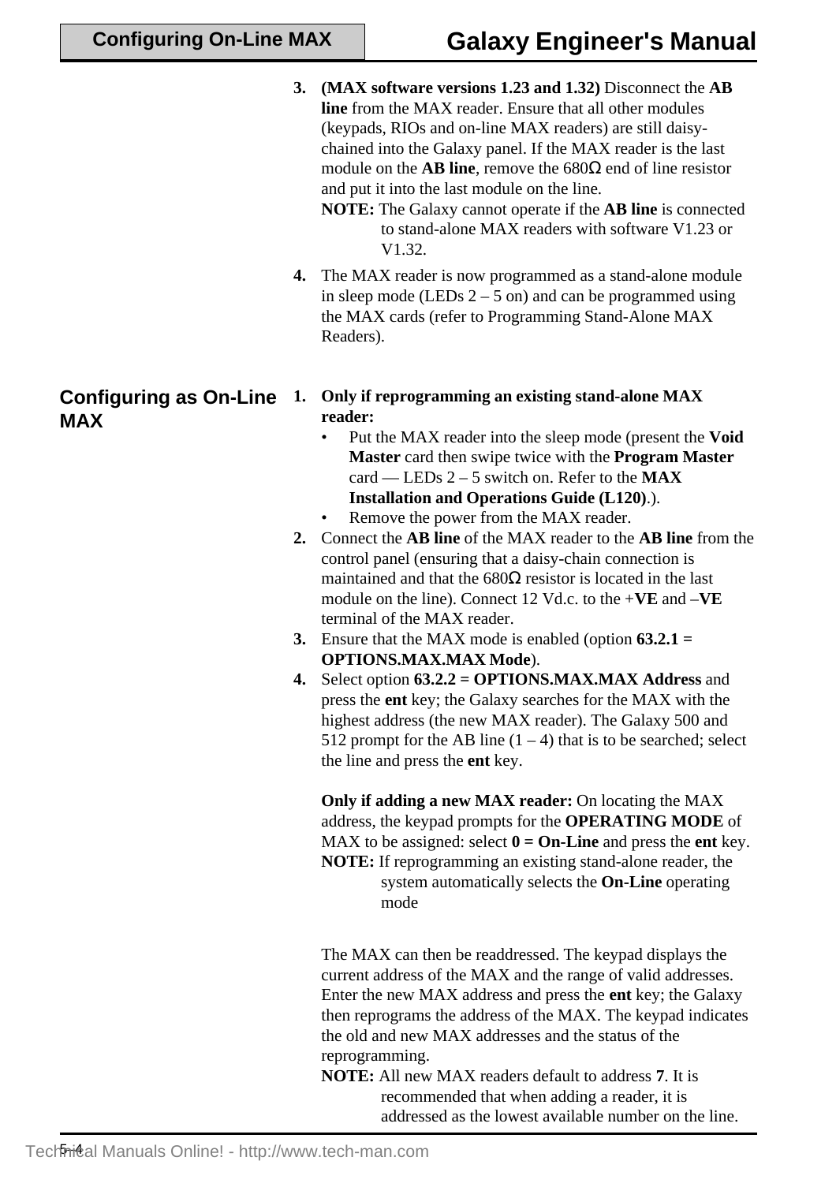3. **(MAX software versions 1.23 and 1.32)** Disconnect the **AB line** from the MAX reader. Ensure that all other modules (keypads, RIOs and on-line MAX readers) are still daisy-chained into the Galaxy panel. If the MAX reader is the last module on the **AB line**, remove the 680Ω end of line resistor and put it into the last module on the line.

   **NOTE:** The Galaxy cannot operate if the **AB line** is connected to stand-alone MAX readers with software V1.23 or V1.32.

4. The MAX reader is now programmed as a stand-alone module in sleep mode (LEDs 2 – 5 on) and can be programmed using the MAX cards (refer to Programming Stand-Alone MAX Readers).

## Configuring as On-Line MAX

1. **Only if reprogramming an existing stand-alone MAX reader:**
   - Put the MAX reader into the sleep mode (present the **Void Master** card then swipe twice with the **Program Master** card — LEDs 2 – 5 switch on. Refer to the **MAX Installation and Operations Guide (L120)**.).
   - Remove the power from the MAX reader.
2. Connect the **AB line** of the MAX reader to the **AB line** from the control panel (ensuring that a daisy-chain connection is maintained and that the 680Ω resistor is located in the last module on the line). Connect 12 Vd.c. to the +**VE** and –**VE** terminal of the MAX reader.
3. Ensure that the MAX mode is enabled (option **63.2.1 = OPTIONS.MAX.MAX Mode**).
4. Select option **63.2.2 = OPTIONS.MAX.MAX Address** and press the **ent** key; the Galaxy searches for the MAX with the highest address (the new MAX reader). The Galaxy 500 and 512 prompt for the AB line (1 – 4) that is to be searched; select the line and press the **ent** key.

   **Only if adding a new MAX reader:** On locating the MAX address, the keypad prompts for the **OPERATING MODE** of MAX to be assigned: select **0 = On-Line** and press the **ent** key.

   **NOTE:** If reprogramming an existing stand-alone reader, the system automatically selects the **On-Line** operating mode

   The MAX can then be readdressed. The keypad displays the current address of the MAX and the range of valid addresses. Enter the new MAX address and press the **ent** key; the Galaxy then reprograms the address of the MAX. The keypad indicates the old and new MAX addresses and the status of the reprogramming.

   **NOTE:** All new MAX readers default to address **7**. It is recommended that when adding a reader, it is addressed as the lowest available number on the line.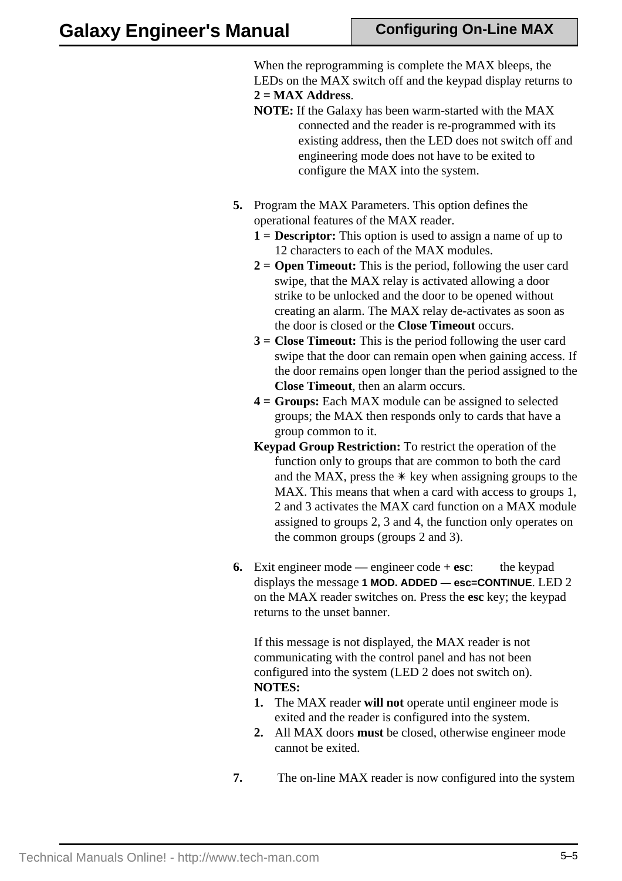When the reprogramming is complete the MAX bleeps, the LEDs on the MAX switch off and the keypad display returns to **2 = MAX Address**.

**NOTE:** If the Galaxy has been warm-started with the MAX connected and the reader is re-programmed with its existing address, then the LED does not switch off and engineering mode does not have to be exited to configure the MAX into the system.

**5.** Program the MAX Parameters. This option defines the operational features of the MAX reader.

- **1 = Descriptor:** This option is used to assign a name of up to 12 characters to each of the MAX modules.
- **2 = Open Timeout:** This is the period, following the user card swipe, that the MAX relay is activated allowing a door strike to be unlocked and the door to be opened without creating an alarm. The MAX relay de-activates as soon as the door is closed or the **Close Timeout** occurs.
- **3 = Close Timeout:** This is the period following the user card swipe that the door can remain open when gaining access. If the door remains open longer than the period assigned to the **Close Timeout**, then an alarm occurs.
- **4 = Groups:** Each MAX module can be assigned to selected groups; the MAX then responds only to cards that have a group common to it.

**Keypad Group Restriction:** To restrict the operation of the function only to groups that are common to both the card and the MAX, press the ✳ key when assigning groups to the MAX. This means that when a card with access to groups 1, 2 and 3 activates the MAX card function on a MAX module assigned to groups 2, 3 and 4, the function only operates on the common groups (groups 2 and 3).

**6.** Exit engineer mode — engineer code + **esc**: the keypad displays the message **1 MOD. ADDED — esc=CONTINUE**. LED 2 on the MAX reader switches on. Press the **esc** key; the keypad returns to the unset banner.

If this message is not displayed, the MAX reader is not communicating with the control panel and has not been configured into the system (LED 2 does not switch on).

**NOTES:**

1. The MAX reader **will not** operate until engineer mode is exited and the reader is configured into the system.
2. All MAX doors **must** be closed, otherwise engineer mode cannot be exited.

**7.** The on-line MAX reader is now configured into the system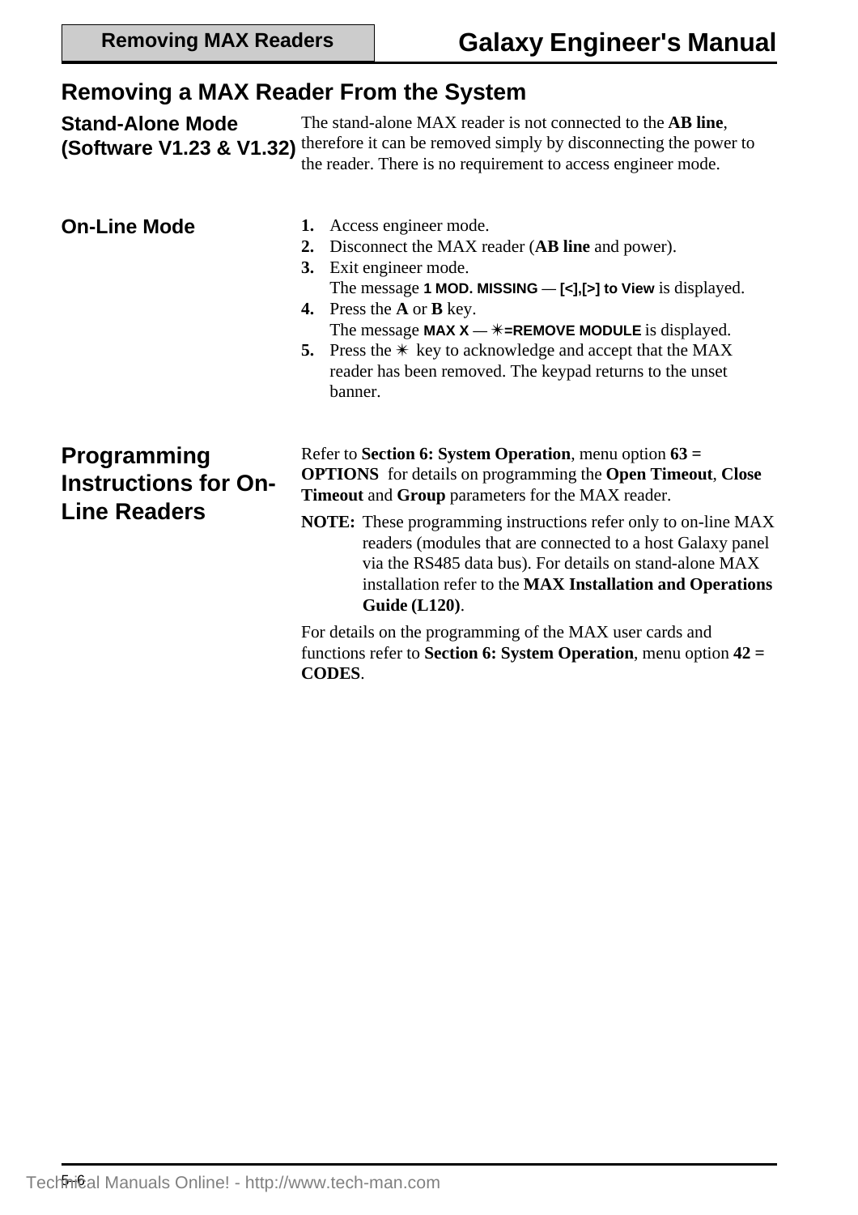# Removing a MAX Reader From the System

## Stand-Alone Mode (Software V1.23 & V1.32)

The stand-alone MAX reader is not connected to the **AB line**, therefore it can be removed simply by disconnecting the power to the reader. There is no requirement to access engineer mode.

## On-Line Mode

1. Access engineer mode.
2. Disconnect the MAX reader (**AB line** and power).
3. Exit engineer mode.
   The message **1 MOD. MISSING — [<],[>] to View** is displayed.
4. Press the **A** or **B** key.
   The message **MAX X — ✳=REMOVE MODULE** is displayed.
5. Press the ✳ key to acknowledge and accept that the MAX reader has been removed. The keypad returns to the unset banner.

## Programming Instructions for On-Line Readers

Refer to **Section 6: System Operation**, menu option **63 = OPTIONS** for details on programming the **Open Timeout**, **Close Timeout** and **Group** parameters for the MAX reader.

**NOTE:** These programming instructions refer only to on-line MAX readers (modules that are connected to a host Galaxy panel via the RS485 data bus). For details on stand-alone MAX installation refer to the **MAX Installation and Operations Guide (L120)**.

For details on the programming of the MAX user cards and functions refer to **Section 6: System Operation**, menu option **42 = CODES**.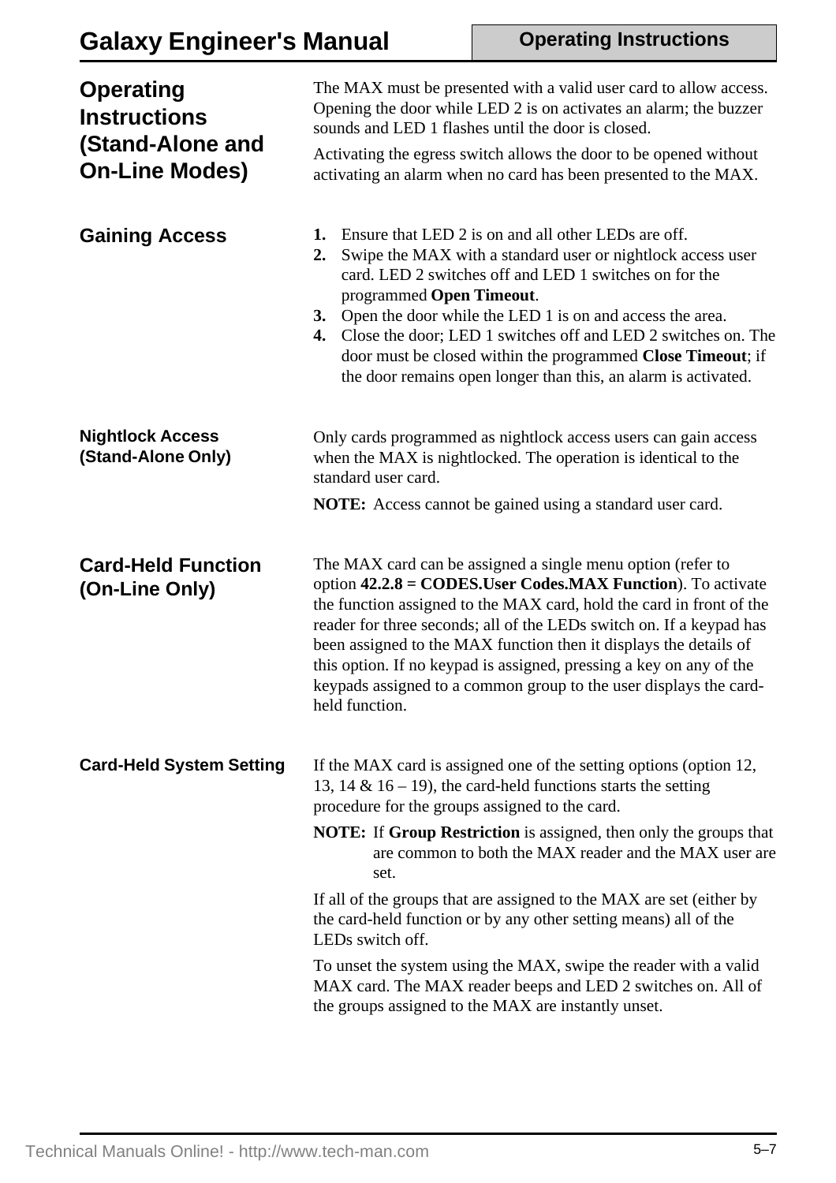## Operating Instructions (Stand-Alone and On-Line Modes)

The MAX must be presented with a valid user card to allow access. Opening the door while LED 2 is on activates an alarm; the buzzer sounds and LED 1 flashes until the door is closed.

Activating the egress switch allows the door to be opened without activating an alarm when no card has been presented to the MAX.

## Gaining Access

1. Ensure that LED 2 is on and all other LEDs are off.
2. Swipe the MAX with a standard user or nightlock access user card. LED 2 switches off and LED 1 switches on for the programmed **Open Timeout**.
3. Open the door while the LED 1 is on and access the area.
4. Close the door; LED 1 switches off and LED 2 switches on. The door must be closed within the programmed **Close Timeout**; if the door remains open longer than this, an alarm is activated.

### Nightlock Access (Stand-Alone Only)

Only cards programmed as nightlock access users can gain access when the MAX is nightlocked. The operation is identical to the standard user card.

**NOTE:** Access cannot be gained using a standard user card.

## Card-Held Function (On-Line Only)

The MAX card can be assigned a single menu option (refer to option **42.2.8 = CODES.User Codes.MAX Function**). To activate the function assigned to the MAX card, hold the card in front of the reader for three seconds; all of the LEDs switch on. If a keypad has been assigned to the MAX function then it displays the details of this option. If no keypad is assigned, pressing a key on any of the keypads assigned to a common group to the user displays the card-held function.

### Card-Held System Setting

If the MAX card is assigned one of the setting options (option 12, 13, 14 & 16 – 19), the card-held functions starts the setting procedure for the groups assigned to the card.

**NOTE:** If **Group Restriction** is assigned, then only the groups that are common to both the MAX reader and the MAX user are set.

If all of the groups that are assigned to the MAX are set (either by the card-held function or by any other setting means) all of the LEDs switch off.

To unset the system using the MAX, swipe the reader with a valid MAX card. The MAX reader beeps and LED 2 switches on. All of the groups assigned to the MAX are instantly unset.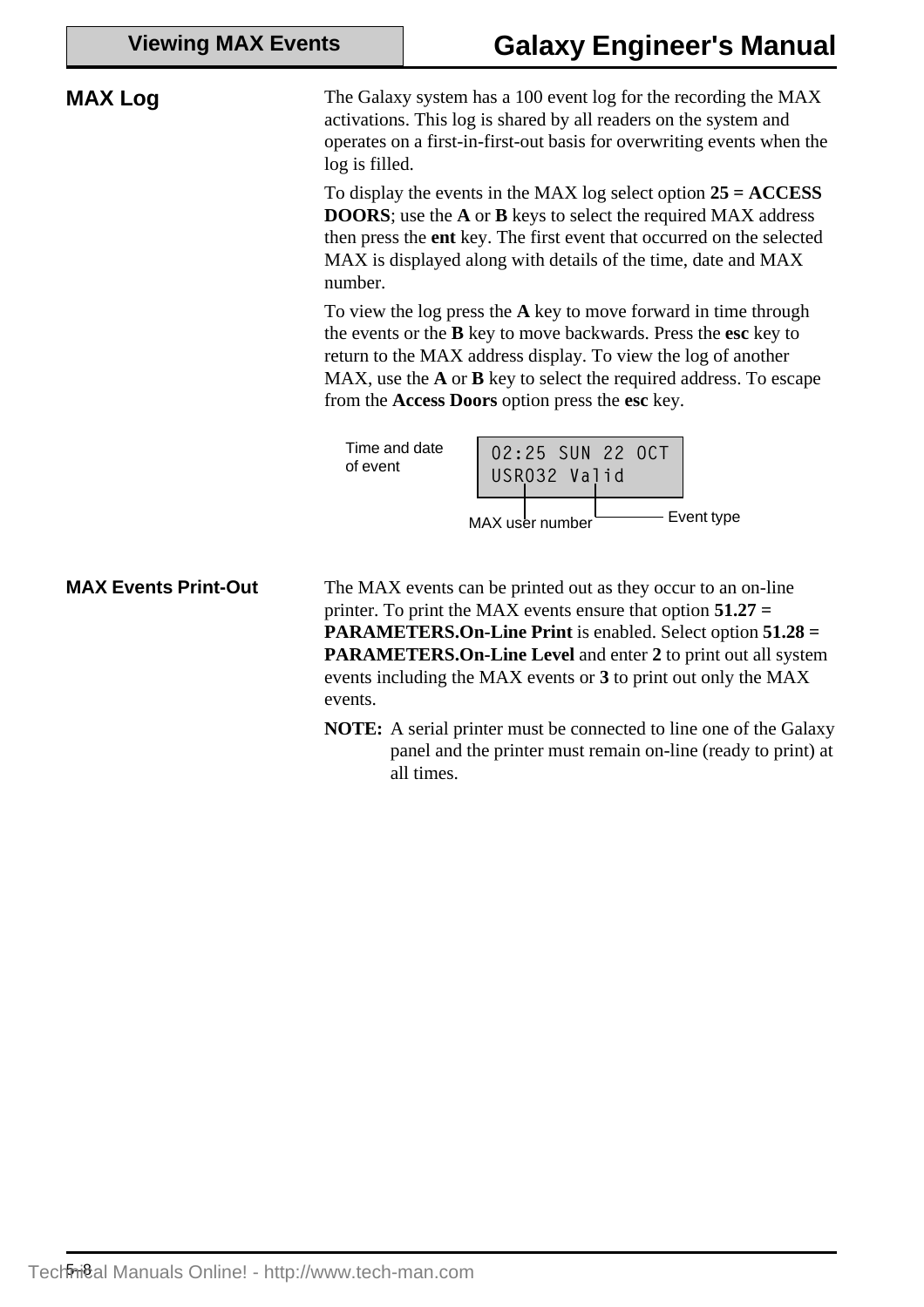## MAX Log

The Galaxy system has a 100 event log for the recording the MAX activations. This log is shared by all readers on the system and operates on a first-in-first-out basis for overwriting events when the log is filled.

To display the events in the MAX log select option **25 = ACCESS DOORS**; use the **A** or **B** keys to select the required MAX address then press the **ent** key. The first event that occurred on the selected MAX is displayed along with details of the time, date and MAX number.

To view the log press the **A** key to move forward in time through the events or the **B** key to move backwards. Press the **esc** key to return to the MAX address display. To view the log of another MAX, use the **A** or **B** key to select the required address. To escape from the **Access Doors** option press the **esc** key.

Time and date of event

```
02:25 SUN 22 OCT
USR032 Valid
```

MAX user number    Event type

## MAX Events Print-Out

The MAX events can be printed out as they occur to an on-line printer. To print the MAX events ensure that option **51.27 = PARAMETERS.On-Line Print** is enabled. Select option **51.28 = PARAMETERS.On-Line Level** and enter **2** to print out all system events including the MAX events or **3** to print out only the MAX events.

**NOTE:** A serial printer must be connected to line one of the Galaxy panel and the printer must remain on-line (ready to print) at all times.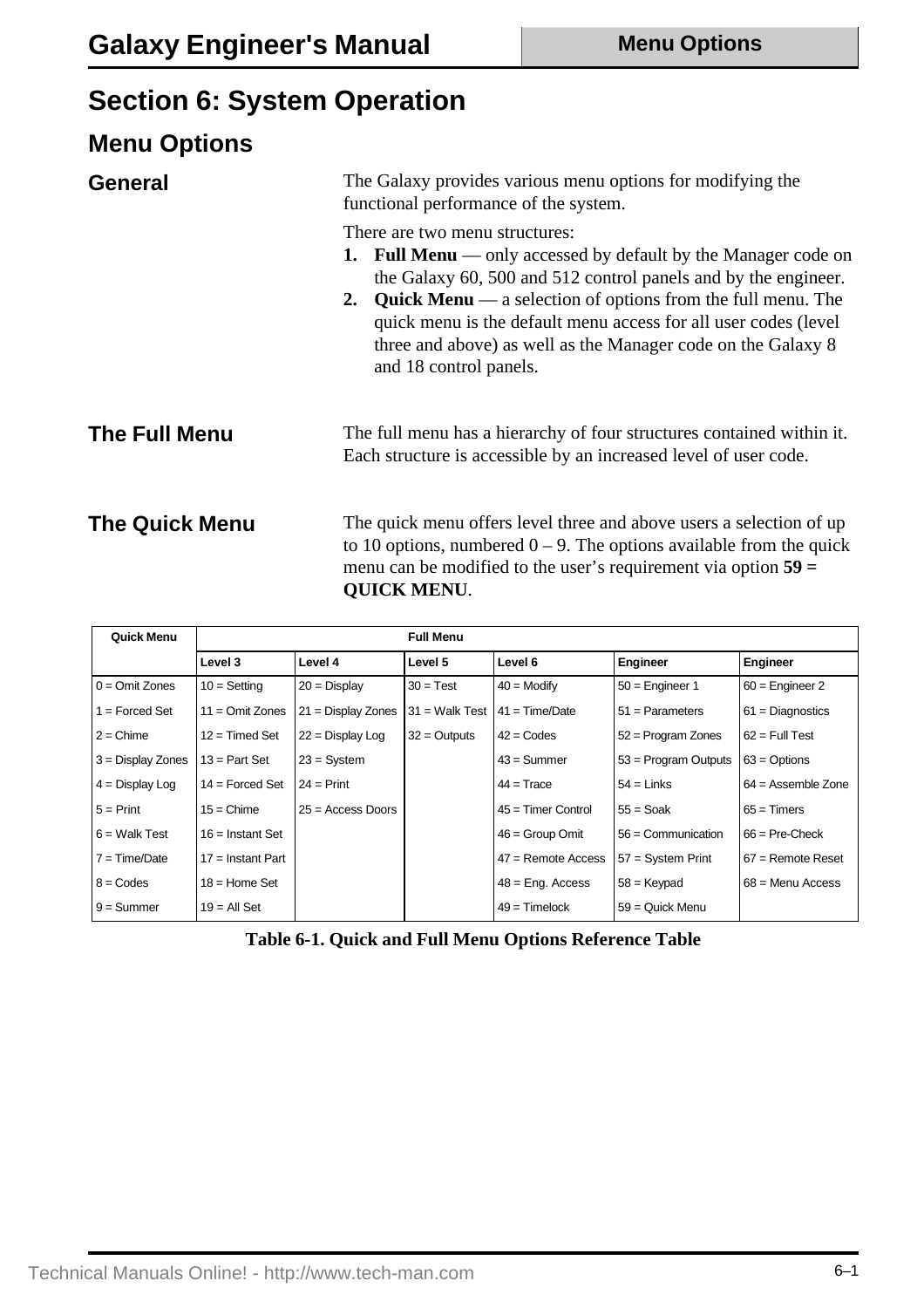# Section 6: System Operation

## Menu Options

### General

The Galaxy provides various menu options for modifying the functional performance of the system.

There are two menu structures:

1. **Full Menu** — only accessed by default by the Manager code on the Galaxy 60, 500 and 512 control panels and by the engineer.
2. **Quick Menu** — a selection of options from the full menu. The quick menu is the default menu access for all user codes (level three and above) as well as the Manager code on the Galaxy 8 and 18 control panels.

### The Full Menu

The full menu has a hierarchy of four structures contained within it. Each structure is accessible by an increased level of user code.

### The Quick Menu

The quick menu offers level three and above users a selection of up to 10 options, numbered 0 – 9. The options available from the quick menu can be modified to the user's requirement via option **59 = QUICK MENU**.

| Quick Menu | Full Menu | | | | | |
|---|---|---|---|---|---|---|
| | Level 3 | Level 4 | Level 5 | Level 6 | Engineer | Engineer |
| 0 = Omit Zones | 10 = Setting | 20 = Display | 30 = Test | 40 = Modify | 50 = Engineer 1 | 60 = Engineer 2 |
| 1 = Forced Set | 11 = Omit Zones | 21 = Display Zones | 31 = Walk Test | 41 = Time/Date | 51 = Parameters | 61 = Diagnostics |
| 2 = Chime | 12 = Timed Set | 22 = Display Log | 32 = Outputs | 42 = Codes | 52 = Program Zones | 62 = Full Test |
| 3 = Display Zones | 13 = Part Set | 23 = System | | 43 = Summer | 53 = Program Outputs | 63 = Options |
| 4 = Display Log | 14 = Forced Set | 24 = Print | | 44 = Trace | 54 = Links | 64 = Assemble Zone |
| 5 = Print | 15 = Chime | 25 = Access Doors | | 45 = Timer Control | 55 = Soak | 65 = Timers |
| 6 = Walk Test | 16 = Instant Set | | | 46 = Group Omit | 56 = Communication | 66 = Pre-Check |
| 7 = Time/Date | 17 = Instant Part | | | 47 = Remote Access | 57 = System Print | 67 = Remote Reset |
| 8 = Codes | 18 = Home Set | | | 48 = Eng. Access | 58 = Keypad | 68 = Menu Access |
| 9 = Summer | 19 = All Set | | | 49 = Timelock | 59 = Quick Menu | |

**Table 6-1. Quick and Full Menu Options Reference Table**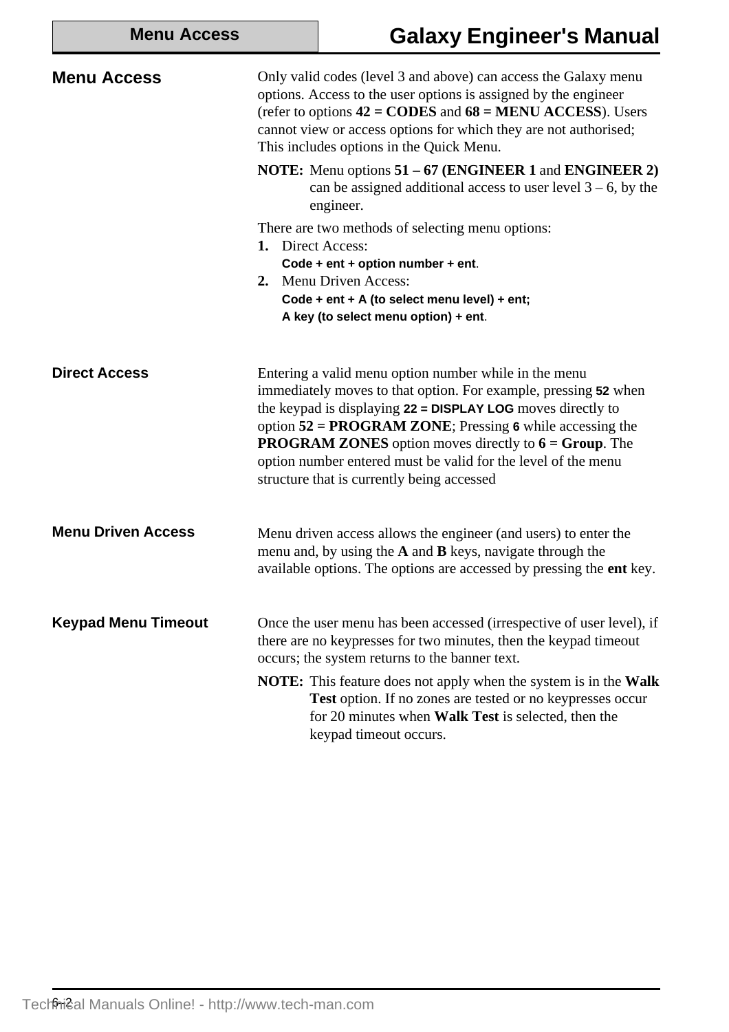## Menu Access

Only valid codes (level 3 and above) can access the Galaxy menu options. Access to the user options is assigned by the engineer (refer to options **42 = CODES** and **68 = MENU ACCESS**). Users cannot view or access options for which they are not authorised; This includes options in the Quick Menu.

**NOTE:** Menu options **51 – 67 (ENGINEER 1** and **ENGINEER 2)** can be assigned additional access to user level 3 – 6, by the engineer.

There are two methods of selecting menu options:

1. Direct Access:
   **Code + ent + option number + ent**.
2. Menu Driven Access:
   **Code + ent + A (to select menu level) + ent;**
   **A key (to select menu option) + ent**.

### Direct Access

Entering a valid menu option number while in the menu immediately moves to that option. For example, pressing **52** when the keypad is displaying **22 = DISPLAY LOG** moves directly to option **52 = PROGRAM ZONE**; Pressing **6** while accessing the **PROGRAM ZONES** option moves directly to **6 = Group**. The option number entered must be valid for the level of the menu structure that is currently being accessed

### Menu Driven Access

Menu driven access allows the engineer (and users) to enter the menu and, by using the **A** and **B** keys, navigate through the available options. The options are accessed by pressing the **ent** key.

### Keypad Menu Timeout

Once the user menu has been accessed (irrespective of user level), if there are no keypresses for two minutes, then the keypad timeout occurs; the system returns to the banner text.

**NOTE:** This feature does not apply when the system is in the **Walk Test** option. If no zones are tested or no keypresses occur for 20 minutes when **Walk Test** is selected, then the keypad timeout occurs.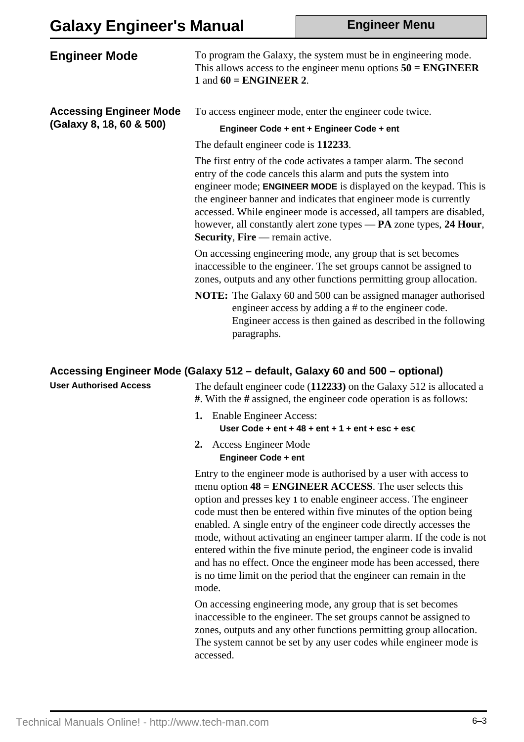## Engineer Mode

To program the Galaxy, the system must be in engineering mode. This allows access to the engineer menu options **50 = ENGINEER 1** and **60 = ENGINEER 2**.

### Accessing Engineer Mode (Galaxy 8, 18, 60 & 500)

To access engineer mode, enter the engineer code twice.

**Engineer Code + ent + Engineer Code + ent**

The default engineer code is **112233**.

The first entry of the code activates a tamper alarm. The second entry of the code cancels this alarm and puts the system into engineer mode; **ENGINEER MODE** is displayed on the keypad. This is the engineer banner and indicates that engineer mode is currently accessed. While engineer mode is accessed, all tampers are disabled, however, all constantly alert zone types — **PA** zone types, **24 Hour**, **Security**, **Fire** — remain active.

On accessing engineering mode, any group that is set becomes inaccessible to the engineer. The set groups cannot be assigned to zones, outputs and any other functions permitting group allocation.

**NOTE:** The Galaxy 60 and 500 can be assigned manager authorised engineer access by adding a # to the engineer code. Engineer access is then gained as described in the following paragraphs.

### Accessing Engineer Mode (Galaxy 512 – default, Galaxy 60 and 500 – optional)

#### User Authorised Access

The default engineer code (**112233)** on the Galaxy 512 is allocated a **#**. With the **#** assigned, the engineer code operation is as follows:

1. Enable Engineer Access:
   **User Code + ent + 48 + ent + 1 + ent + esc + esc**
2. Access Engineer Mode
   **Engineer Code + ent**

Entry to the engineer mode is authorised by a user with access to menu option **48 = ENGINEER ACCESS**. The user selects this option and presses key **1** to enable engineer access. The engineer code must then be entered within five minutes of the option being enabled. A single entry of the engineer code directly accesses the mode, without activating an engineer tamper alarm. If the code is not entered within the five minute period, the engineer code is invalid and has no effect. Once the engineer mode has been accessed, there is no time limit on the period that the engineer can remain in the mode.

On accessing engineering mode, any group that is set becomes inaccessible to the engineer. The set groups cannot be assigned to zones, outputs and any other functions permitting group allocation. The system cannot be set by any user codes while engineer mode is accessed.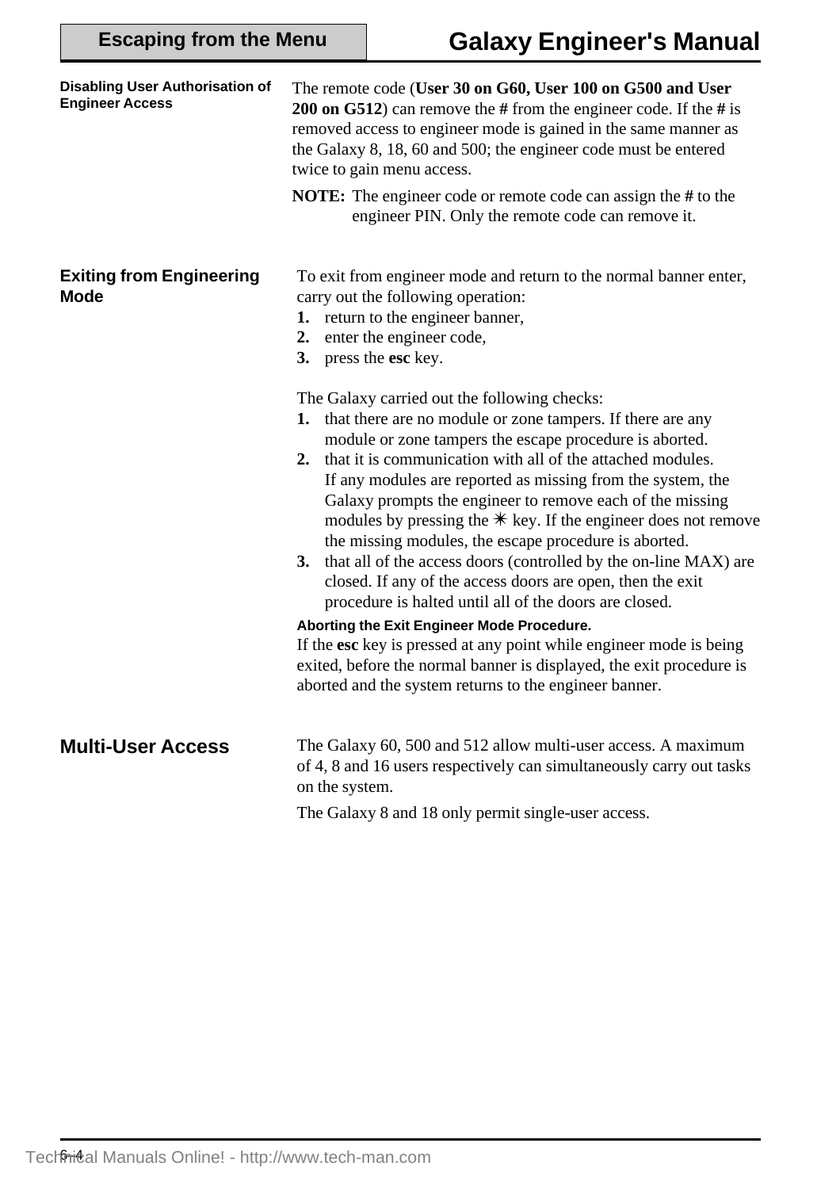## Disabling User Authorisation of Engineer Access

The remote code (**User 30 on G60, User 100 on G500 and User 200 on G512**) can remove the **#** from the engineer code. If the **#** is removed access to engineer mode is gained in the same manner as the Galaxy 8, 18, 60 and 500; the engineer code must be entered twice to gain menu access.

**NOTE:** The engineer code or remote code can assign the **#** to the engineer PIN. Only the remote code can remove it.

## Exiting from Engineering Mode

To exit from engineer mode and return to the normal banner enter, carry out the following operation:

1. return to the engineer banner,
2. enter the engineer code,
3. press the **esc** key.

The Galaxy carried out the following checks:

1. that there are no module or zone tampers. If there are any module or zone tampers the escape procedure is aborted.
2. that it is communication with all of the attached modules. If any modules are reported as missing from the system, the Galaxy prompts the engineer to remove each of the missing modules by pressing the ✳ key. If the engineer does not remove the missing modules, the escape procedure is aborted.
3. that all of the access doors (controlled by the on-line MAX) are closed. If any of the access doors are open, then the exit procedure is halted until all of the doors are closed.

**Aborting the Exit Engineer Mode Procedure.**

If the **esc** key is pressed at any point while engineer mode is being exited, before the normal banner is displayed, the exit procedure is aborted and the system returns to the engineer banner.

## Multi-User Access

The Galaxy 60, 500 and 512 allow multi-user access. A maximum of 4, 8 and 16 users respectively can simultaneously carry out tasks on the system.

The Galaxy 8 and 18 only permit single-user access.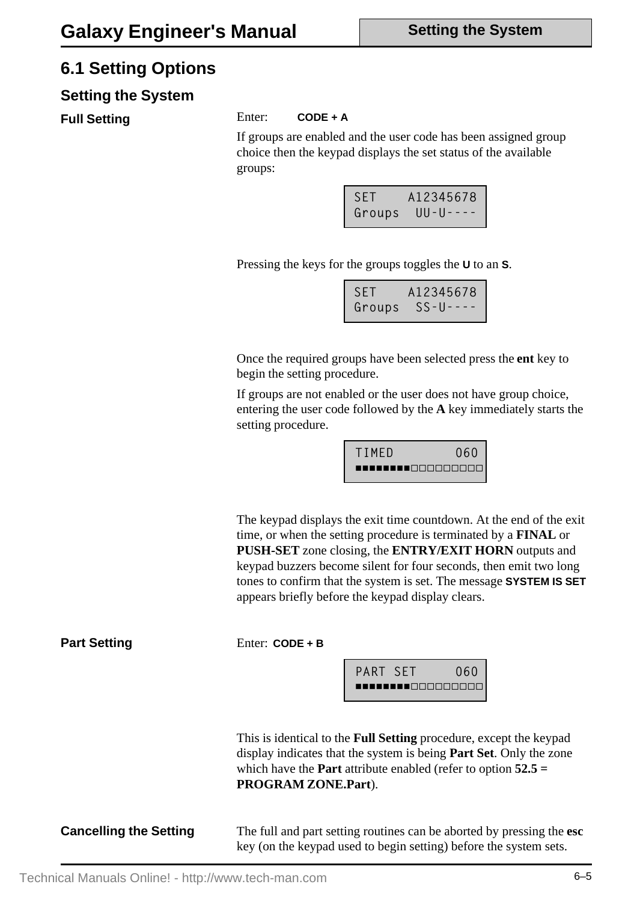# 6.1 Setting Options

## Setting the System

### Full Setting

Enter: **CODE + A**

If groups are enabled and the user code has been assigned group choice then the keypad displays the set status of the available groups:

```
SET    A12345678
Groups  UU-U----
```

Pressing the keys for the groups toggles the **U** to an **S**.

```
SET    A12345678
Groups  SS-U----
```

Once the required groups have been selected press the **ent** key to begin the setting procedure.

If groups are not enabled or the user does not have group choice, entering the user code followed by the **A** key immediately starts the setting procedure.

```
TIMED        060
■■■■■■■■□□□□□□□□
```

The keypad displays the exit time countdown. At the end of the exit time, or when the setting procedure is terminated by a **FINAL** or **PUSH-SET** zone closing, the **ENTRY/EXIT HORN** outputs and keypad buzzers become silent for four seconds, then emit two long tones to confirm that the system is set. The message **SYSTEM IS SET** appears briefly before the keypad display clears.

### Part Setting

Enter: **CODE + B**

```
PART SET     060
■■■■■■■■□□□□□□□□
```

This is identical to the **Full Setting** procedure, except the keypad display indicates that the system is being **Part Set**. Only the zone which have the **Part** attribute enabled (refer to option **52.5 = PROGRAM ZONE.Part**).

### Cancelling the Setting

The full and part setting routines can be aborted by pressing the **esc** key (on the keypad used to begin setting) before the system sets.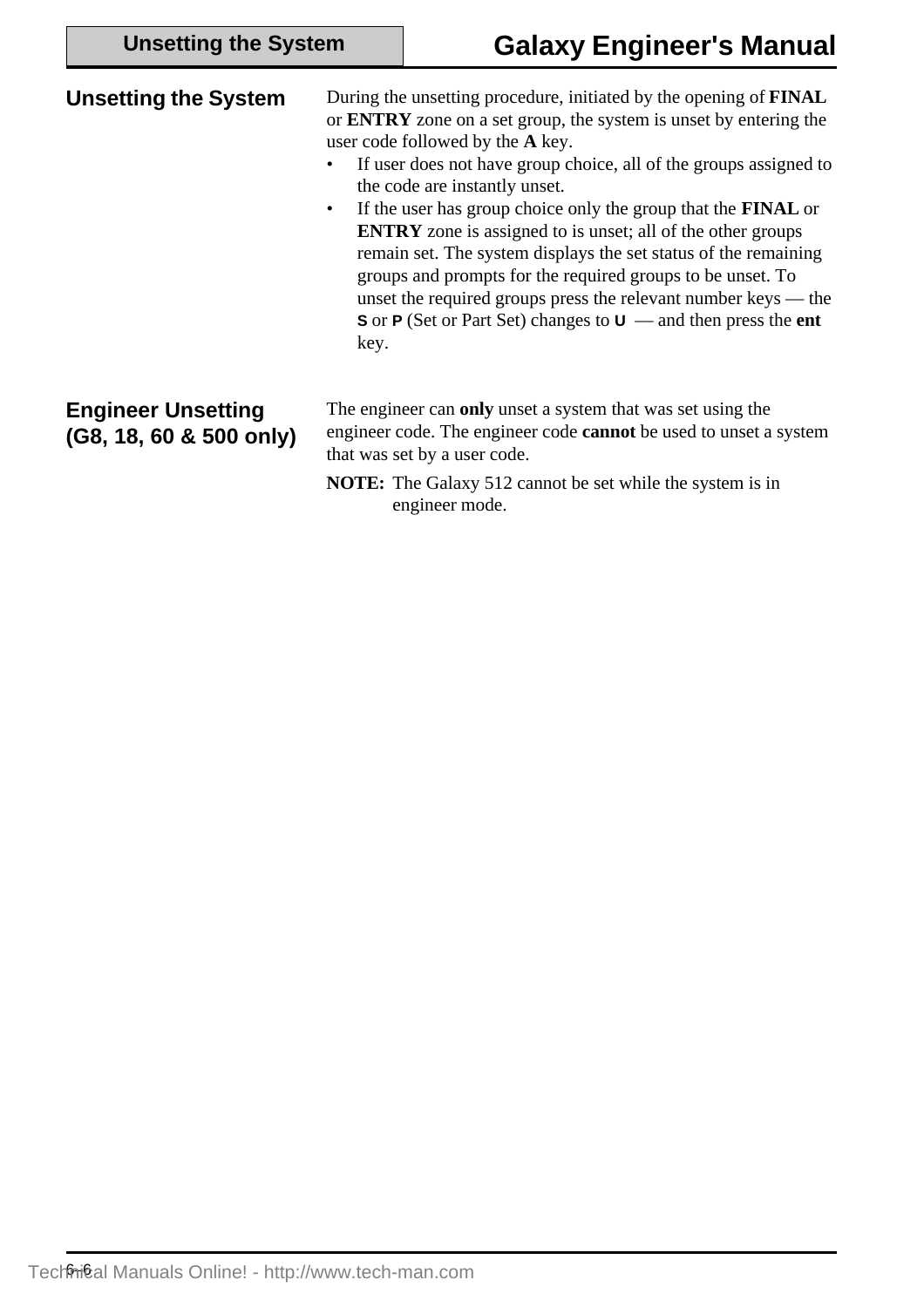## Unsetting the System

During the unsetting procedure, initiated by the opening of **FINAL** or **ENTRY** zone on a set group, the system is unset by entering the user code followed by the **A** key.

- If user does not have group choice, all of the groups assigned to the code are instantly unset.
- If the user has group choice only the group that the **FINAL** or **ENTRY** zone is assigned to is unset; all of the other groups remain set. The system displays the set status of the remaining groups and prompts for the required groups to be unset. To unset the required groups press the relevant number keys — the **S** or **P** (Set or Part Set) changes to **U** — and then press the **ent** key.

## Engineer Unsetting (G8, 18, 60 & 500 only)

The engineer can **only** unset a system that was set using the engineer code. The engineer code **cannot** be used to unset a system that was set by a user code.

**NOTE:** The Galaxy 512 cannot be set while the system is in engineer mode.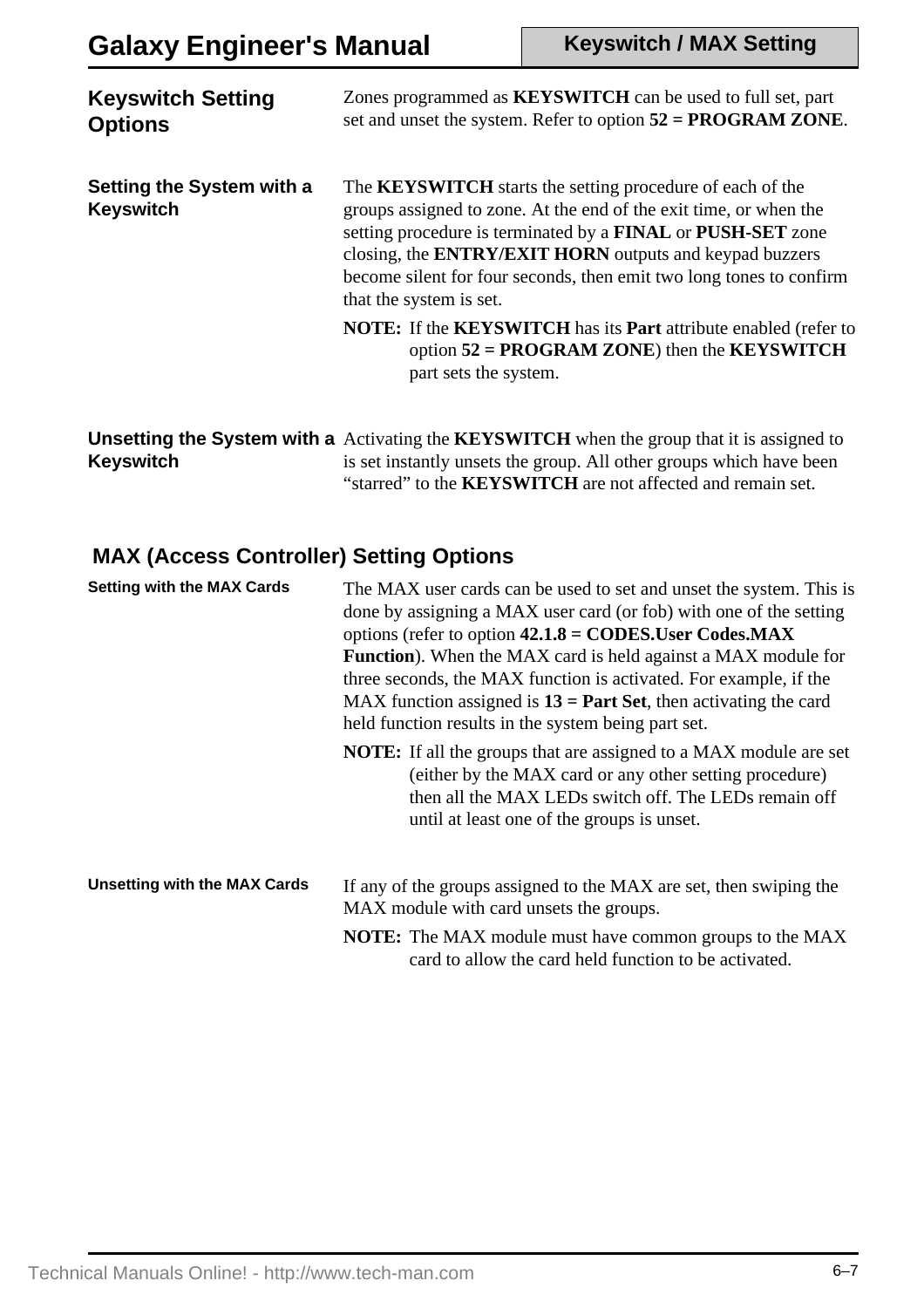## Keyswitch Setting Options

Zones programmed as **KEYSWITCH** can be used to full set, part set and unset the system. Refer to option **52 = PROGRAM ZONE**.

### Setting the System with a Keyswitch

The **KEYSWITCH** starts the setting procedure of each of the groups assigned to zone. At the end of the exit time, or when the setting procedure is terminated by a **FINAL** or **PUSH-SET** zone closing, the **ENTRY/EXIT HORN** outputs and keypad buzzers become silent for four seconds, then emit two long tones to confirm that the system is set.

**NOTE:** If the **KEYSWITCH** has its **Part** attribute enabled (refer to option **52 = PROGRAM ZONE**) then the **KEYSWITCH** part sets the system.

### Unsetting the System with a Keyswitch

Activating the **KEYSWITCH** when the group that it is assigned to is set instantly unsets the group. All other groups which have been “starred” to the **KEYSWITCH** are not affected and remain set.

## MAX (Access Controller) Setting Options

#### Setting with the MAX Cards

The MAX user cards can be used to set and unset the system. This is done by assigning a MAX user card (or fob) with one of the setting options (refer to option **42.1.8 = CODES.User Codes.MAX Function**). When the MAX card is held against a MAX module for three seconds, the MAX function is activated. For example, if the MAX function assigned is **13 = Part Set**, then activating the card held function results in the system being part set.

**NOTE:** If all the groups that are assigned to a MAX module are set (either by the MAX card or any other setting procedure) then all the MAX LEDs switch off. The LEDs remain off until at least one of the groups is unset.

#### Unsetting with the MAX Cards

If any of the groups assigned to the MAX are set, then swiping the MAX module with card unsets the groups.

**NOTE:** The MAX module must have common groups to the MAX card to allow the card held function to be activated.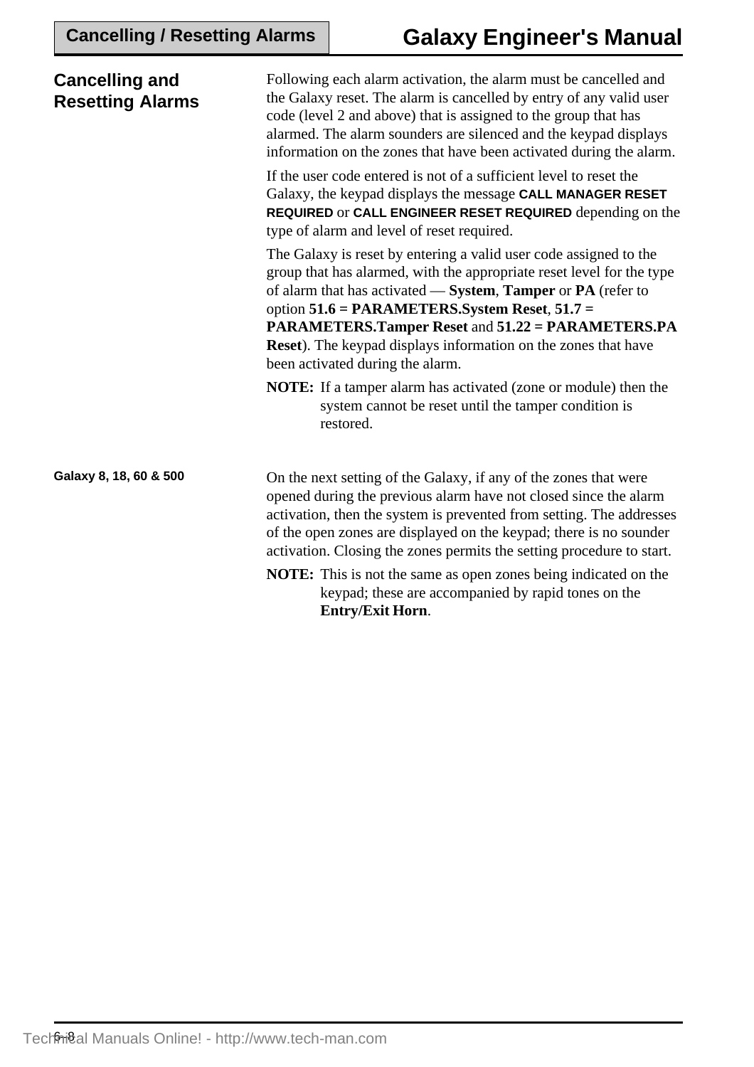## Cancelling and Resetting Alarms

Following each alarm activation, the alarm must be cancelled and the Galaxy reset. The alarm is cancelled by entry of any valid user code (level 2 and above) that is assigned to the group that has alarmed. The alarm sounders are silenced and the keypad displays information on the zones that have been activated during the alarm.

If the user code entered is not of a sufficient level to reset the Galaxy, the keypad displays the message **CALL MANAGER RESET REQUIRED** or **CALL ENGINEER RESET REQUIRED** depending on the type of alarm and level of reset required.

The Galaxy is reset by entering a valid user code assigned to the group that has alarmed, with the appropriate reset level for the type of alarm that has activated — **System**, **Tamper** or **PA** (refer to option **51.6 = PARAMETERS.System Reset**, **51.7 = PARAMETERS.Tamper Reset** and **51.22 = PARAMETERS.PA Reset**). The keypad displays information on the zones that have been activated during the alarm.

**NOTE:** If a tamper alarm has activated (zone or module) then the system cannot be reset until the tamper condition is restored.

#### Galaxy 8, 18, 60 & 500

On the next setting of the Galaxy, if any of the zones that were opened during the previous alarm have not closed since the alarm activation, then the system is prevented from setting. The addresses of the open zones are displayed on the keypad; there is no sounder activation. Closing the zones permits the setting procedure to start.

**NOTE:** This is not the same as open zones being indicated on the keypad; these are accompanied by rapid tones on the **Entry/Exit Horn**.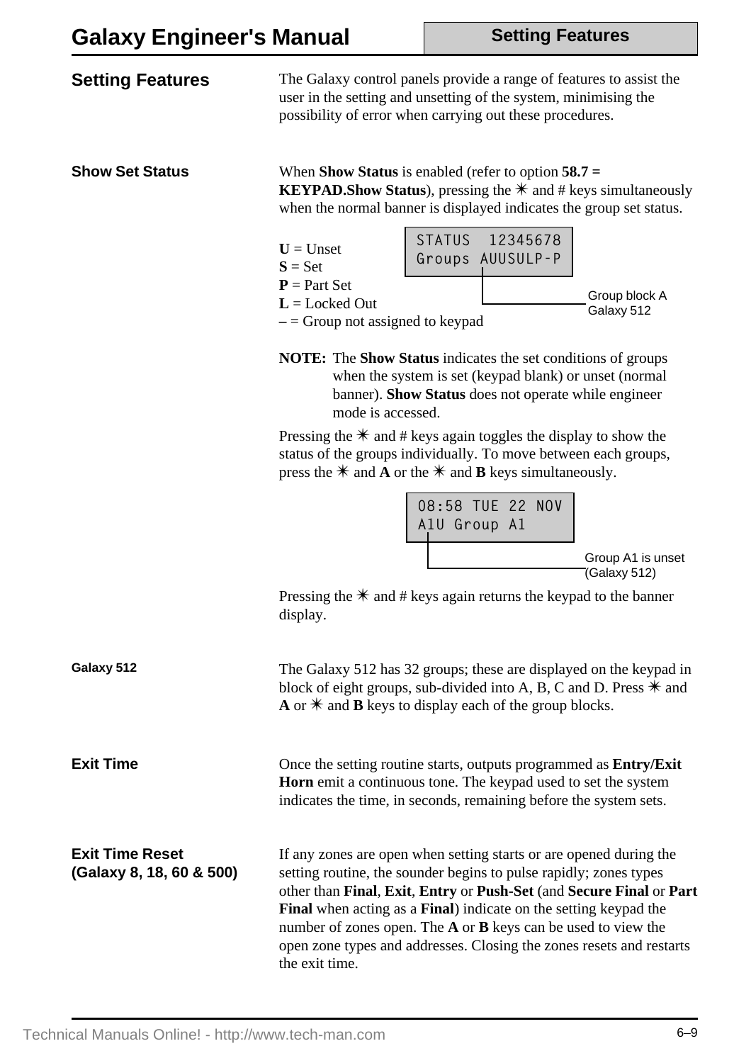## Setting Features

The Galaxy control panels provide a range of features to assist the user in the setting and unsetting of the system, minimising the possibility of error when carrying out these procedures.

### Show Set Status

When **Show Status** is enabled (refer to option **58.7 = KEYPAD.Show Status**), pressing the ✳ and # keys simultaneously when the normal banner is displayed indicates the group set status.

**U** = Unset
**S** = Set
**P** = Part Set
**L** = Locked Out
**–** = Group not assigned to keypad

```
STATUS  12345678
Groups AUUSULP-P
```

Group block A Galaxy 512

**NOTE:** The **Show Status** indicates the set conditions of groups when the system is set (keypad blank) or unset (normal banner). **Show Status** does not operate while engineer mode is accessed.

Pressing the ✳ and # keys again toggles the display to show the status of the groups individually. To move between each groups, press the ✳ and **A** or the ✳ and **B** keys simultaneously.

```
08:58 TUE 22 NOV
A1U Group A1
```

Group A1 is unset (Galaxy 512)

Pressing the ✳ and # keys again returns the keypad to the banner display.

#### Galaxy 512

The Galaxy 512 has 32 groups; these are displayed on the keypad in block of eight groups, sub-divided into A, B, C and D. Press ✳ and **A** or ✳ and **B** keys to display each of the group blocks.

### Exit Time

Once the setting routine starts, outputs programmed as **Entry/Exit Horn** emit a continuous tone. The keypad used to set the system indicates the time, in seconds, remaining before the system sets.

### Exit Time Reset (Galaxy 8, 18, 60 & 500)

If any zones are open when setting starts or are opened during the setting routine, the sounder begins to pulse rapidly; zones types other than **Final**, **Exit**, **Entry** or **Push-Set** (and **Secure Final** or **Part Final** when acting as a **Final**) indicate on the setting keypad the number of zones open. The **A** or **B** keys can be used to view the open zone types and addresses. Closing the zones resets and restarts the exit time.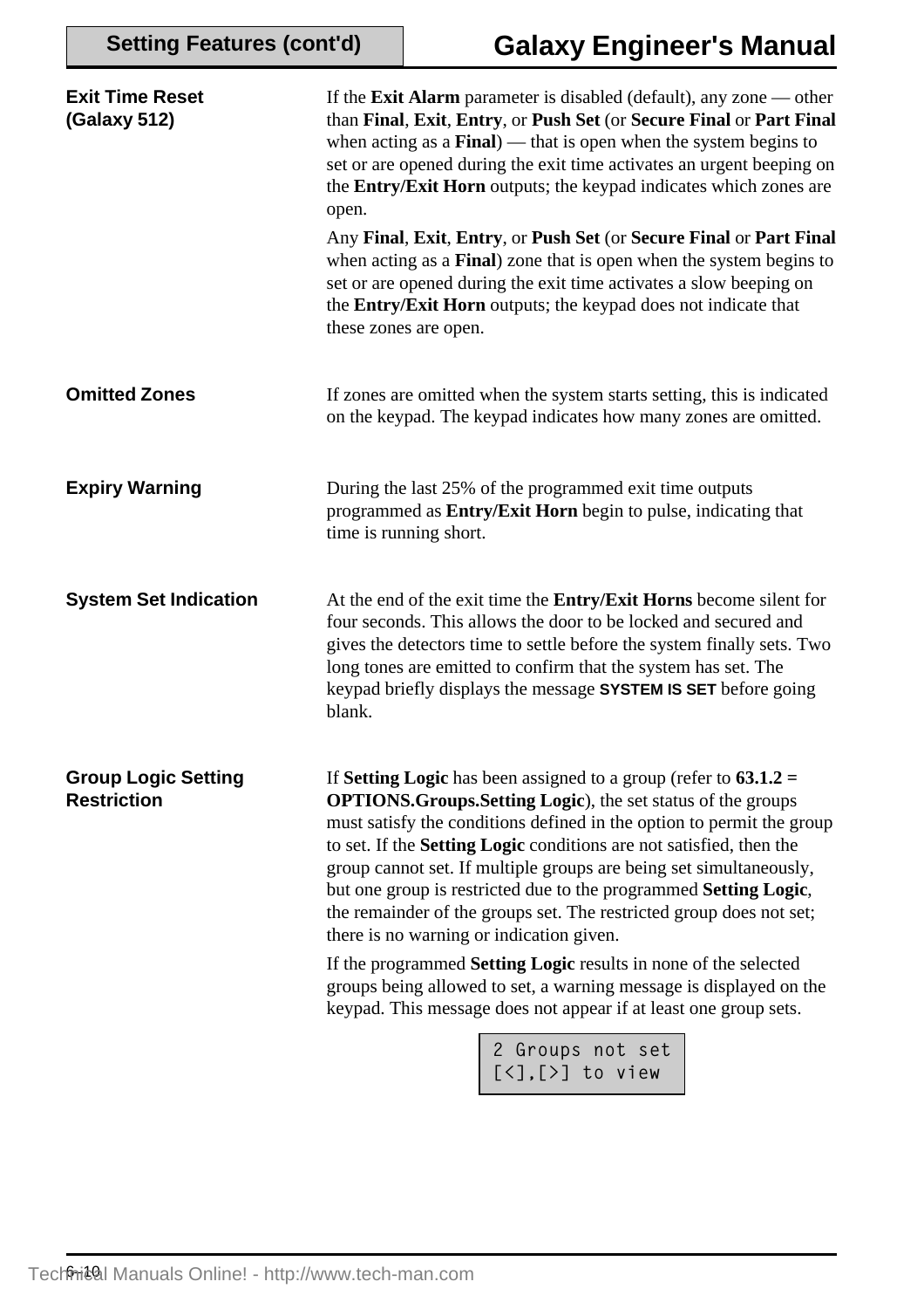## Exit Time Reset (Galaxy 512)

If the **Exit Alarm** parameter is disabled (default), any zone — other than **Final**, **Exit**, **Entry**, or **Push Set** (or **Secure Final** or **Part Final** when acting as a **Final**) — that is open when the system begins to set or are opened during the exit time activates an urgent beeping on the **Entry/Exit Horn** outputs; the keypad indicates which zones are open.

Any **Final**, **Exit**, **Entry**, or **Push Set** (or **Secure Final** or **Part Final** when acting as a **Final**) zone that is open when the system begins to set or are opened during the exit time activates a slow beeping on the **Entry/Exit Horn** outputs; the keypad does not indicate that these zones are open.

## Omitted Zones

If zones are omitted when the system starts setting, this is indicated on the keypad. The keypad indicates how many zones are omitted.

## Expiry Warning

During the last 25% of the programmed exit time outputs programmed as **Entry/Exit Horn** begin to pulse, indicating that time is running short.

## System Set Indication

At the end of the exit time the **Entry/Exit Horns** become silent for four seconds. This allows the door to be locked and secured and gives the detectors time to settle before the system finally sets. Two long tones are emitted to confirm that the system has set. The keypad briefly displays the message **SYSTEM IS SET** before going blank.

## Group Logic Setting Restriction

If **Setting Logic** has been assigned to a group (refer to **63.1.2 = OPTIONS.Groups.Setting Logic**), the set status of the groups must satisfy the conditions defined in the option to permit the group to set. If the **Setting Logic** conditions are not satisfied, then the group cannot set. If multiple groups are being set simultaneously, but one group is restricted due to the programmed **Setting Logic**, the remainder of the groups set. The restricted group does not set; there is no warning or indication given.

If the programmed **Setting Logic** results in none of the selected groups being allowed to set, a warning message is displayed on the keypad. This message does not appear if at least one group sets.

```
2 Groups not set
[<],[>] to view
```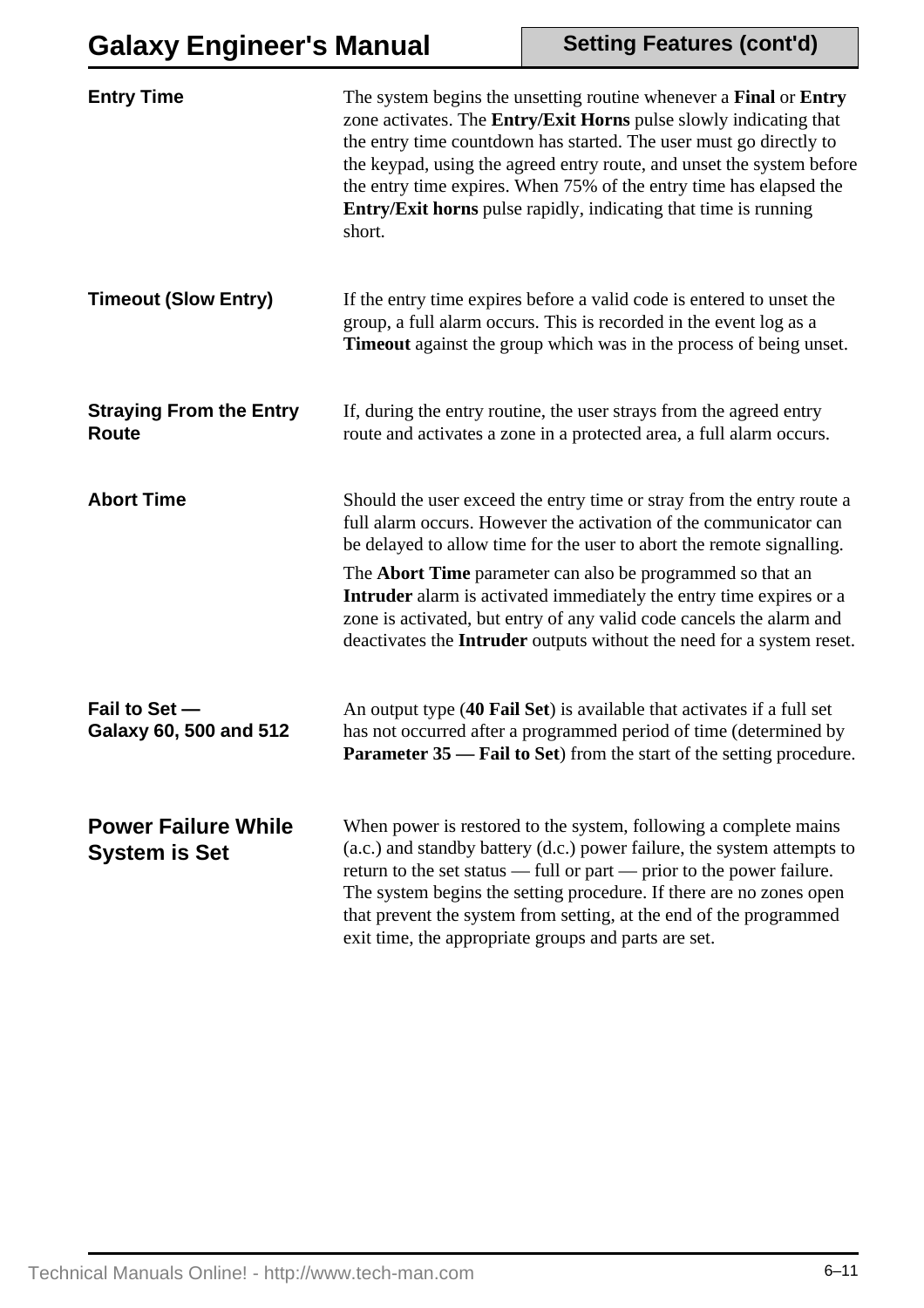### Entry Time

The system begins the unsetting routine whenever a **Final** or **Entry** zone activates. The **Entry/Exit Horns** pulse slowly indicating that the entry time countdown has started. The user must go directly to the keypad, using the agreed entry route, and unset the system before the entry time expires. When 75% of the entry time has elapsed the **Entry/Exit horns** pulse rapidly, indicating that time is running short.

### Timeout (Slow Entry)

If the entry time expires before a valid code is entered to unset the group, a full alarm occurs. This is recorded in the event log as a **Timeout** against the group which was in the process of being unset.

### Straying From the Entry Route

If, during the entry routine, the user strays from the agreed entry route and activates a zone in a protected area, a full alarm occurs.

### Abort Time

Should the user exceed the entry time or stray from the entry route a full alarm occurs. However the activation of the communicator can be delayed to allow time for the user to abort the remote signalling.

The **Abort Time** parameter can also be programmed so that an **Intruder** alarm is activated immediately the entry time expires or a zone is activated, but entry of any valid code cancels the alarm and deactivates the **Intruder** outputs without the need for a system reset.

### Fail to Set — Galaxy 60, 500 and 512

An output type (**40 Fail Set**) is available that activates if a full set has not occurred after a programmed period of time (determined by **Parameter 35 — Fail to Set**) from the start of the setting procedure.

## Power Failure While System is Set

When power is restored to the system, following a complete mains (a.c.) and standby battery (d.c.) power failure, the system attempts to return to the set status — full or part — prior to the power failure. The system begins the setting procedure. If there are no zones open that prevent the system from setting, at the end of the programmed exit time, the appropriate groups and parts are set.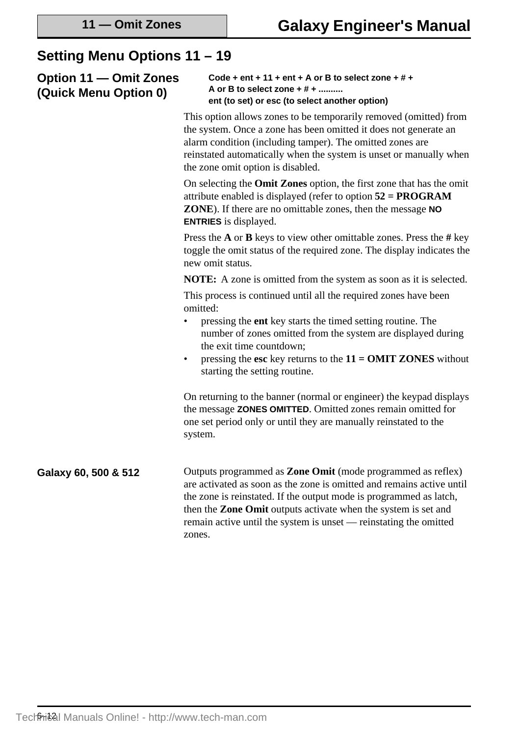## Setting Menu Options 11 – 19

### Option 11 — Omit Zones (Quick Menu Option 0)

**Code + ent + 11 + ent + A or B to select zone + # + A or B to select zone + # + .......... ent (to set) or esc (to select another option)**

This option allows zones to be temporarily removed (omitted) from the system. Once a zone has been omitted it does not generate an alarm condition (including tamper). The omitted zones are reinstated automatically when the system is unset or manually when the zone omit option is disabled.

On selecting the **Omit Zones** option, the first zone that has the omit attribute enabled is displayed (refer to option **52 = PROGRAM ZONE**). If there are no omittable zones, then the message **NO ENTRIES** is displayed.

Press the **A** or **B** keys to view other omittable zones. Press the **#** key toggle the omit status of the required zone. The display indicates the new omit status.

**NOTE:** A zone is omitted from the system as soon as it is selected.

This process is continued until all the required zones have been omitted:

- pressing the **ent** key starts the timed setting routine. The number of zones omitted from the system are displayed during the exit time countdown;
- pressing the **esc** key returns to the **11 = OMIT ZONES** without starting the setting routine.

On returning to the banner (normal or engineer) the keypad displays the message **ZONES OMITTED**. Omitted zones remain omitted for one set period only or until they are manually reinstated to the system.

**Galaxy 60, 500 & 512**

Outputs programmed as **Zone Omit** (mode programmed as reflex) are activated as soon as the zone is omitted and remains active until the zone is reinstated. If the output mode is programmed as latch, then the **Zone Omit** outputs activate when the system is set and remain active until the system is unset — reinstating the omitted zones.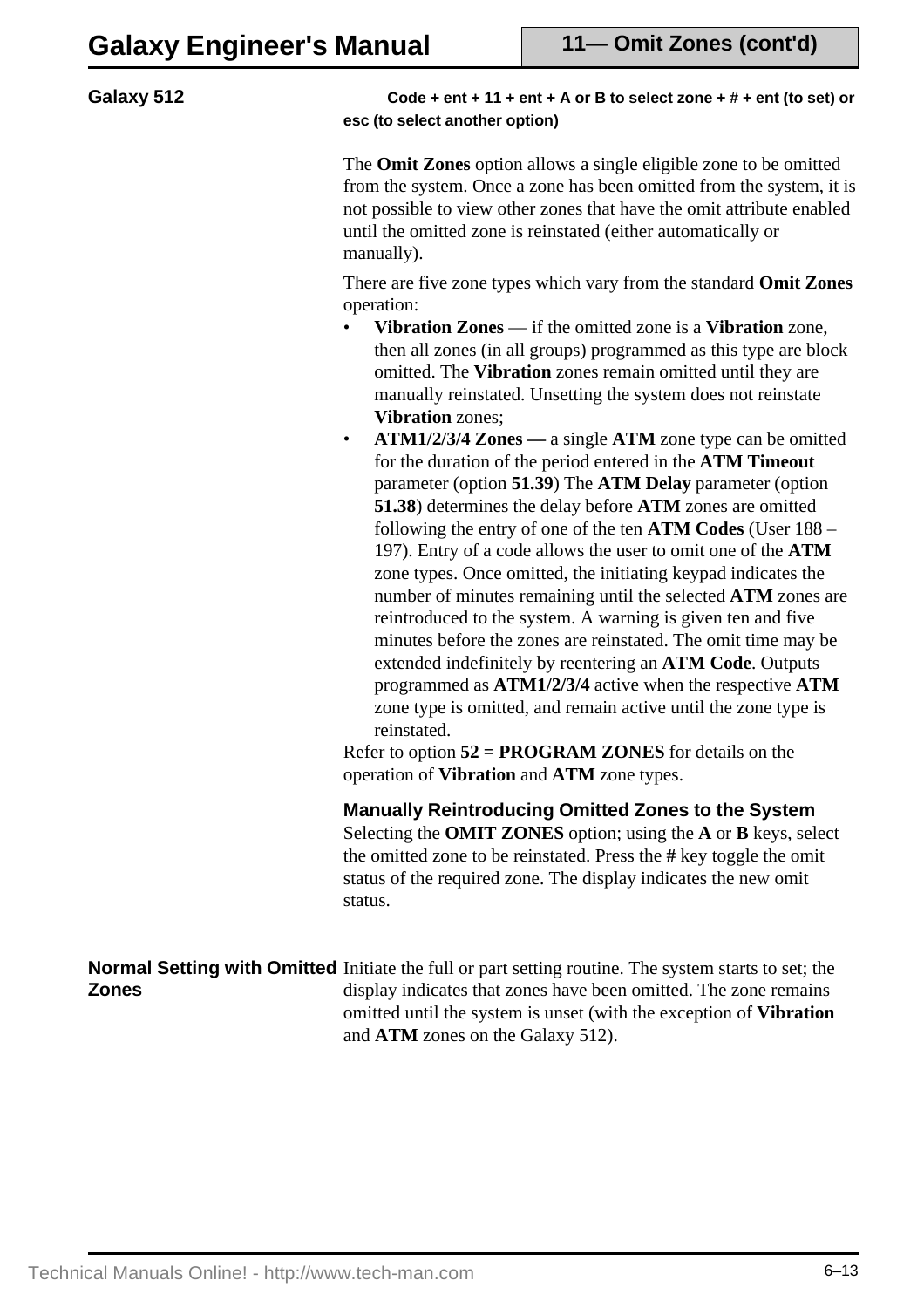#### Galaxy 512

**Code + ent + 11 + ent + A or B to select zone + # + ent (to set) or esc (to select another option)**

The **Omit Zones** option allows a single eligible zone to be omitted from the system. Once a zone has been omitted from the system, it is not possible to view other zones that have the omit attribute enabled until the omitted zone is reinstated (either automatically or manually).

There are five zone types which vary from the standard **Omit Zones** operation:

- **Vibration Zones** — if the omitted zone is a **Vibration** zone, then all zones (in all groups) programmed as this type are block omitted. The **Vibration** zones remain omitted until they are manually reinstated. Unsetting the system does not reinstate **Vibration** zones;
- **ATM1/2/3/4 Zones —** a single **ATM** zone type can be omitted for the duration of the period entered in the **ATM Timeout** parameter (option **51.39**) The **ATM Delay** parameter (option **51.38**) determines the delay before **ATM** zones are omitted following the entry of one of the ten **ATM Codes** (User 188 – 197). Entry of a code allows the user to omit one of the **ATM** zone types. Once omitted, the initiating keypad indicates the number of minutes remaining until the selected **ATM** zones are reintroduced to the system. A warning is given ten and five minutes before the zones are reinstated. The omit time may be extended indefinitely by reentering an **ATM Code**. Outputs programmed as **ATM1/2/3/4** active when the respective **ATM** zone type is omitted, and remain active until the zone type is reinstated.

Refer to option **52 = PROGRAM ZONES** for details on the operation of **Vibration** and **ATM** zone types.

#### Manually Reintroducing Omitted Zones to the System

Selecting the **OMIT ZONES** option; using the **A** or **B** keys, select the omitted zone to be reinstated. Press the **#** key toggle the omit status of the required zone. The display indicates the new omit status.

#### Normal Setting with Omitted Zones

Initiate the full or part setting routine. The system starts to set; the display indicates that zones have been omitted. The zone remains omitted until the system is unset (with the exception of **Vibration** and **ATM** zones on the Galaxy 512).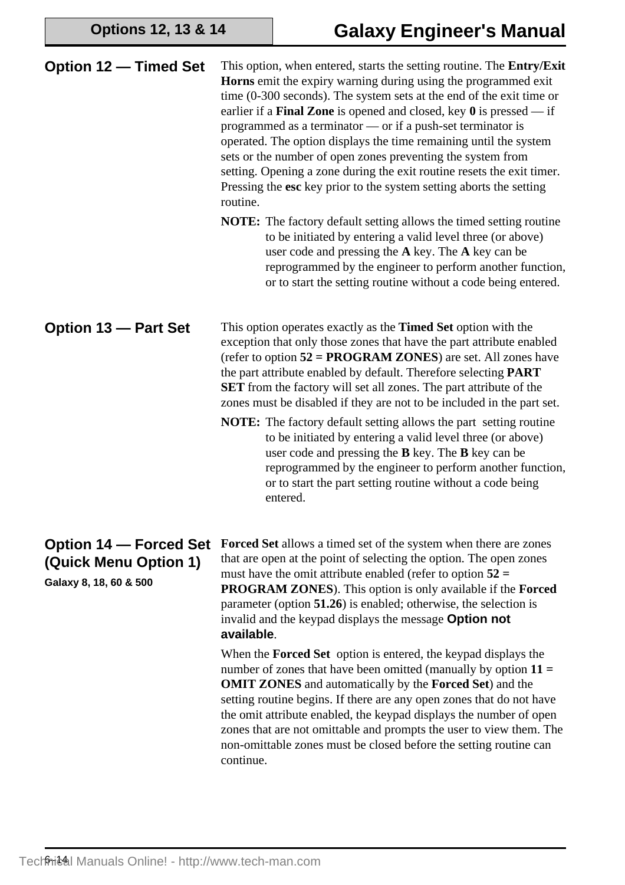## Option 12 — Timed Set

This option, when entered, starts the setting routine. The **Entry/Exit Horns** emit the expiry warning during using the programmed exit time (0-300 seconds). The system sets at the end of the exit time or earlier if a **Final Zone** is opened and closed, key **0** is pressed — if programmed as a terminator — or if a push-set terminator is operated. The option displays the time remaining until the system sets or the number of open zones preventing the system from setting. Opening a zone during the exit routine resets the exit timer. Pressing the **esc** key prior to the system setting aborts the setting routine.

**NOTE:** The factory default setting allows the timed setting routine to be initiated by entering a valid level three (or above) user code and pressing the **A** key. The **A** key can be reprogrammed by the engineer to perform another function, or to start the setting routine without a code being entered.

## Option 13 — Part Set

This option operates exactly as the **Timed Set** option with the exception that only those zones that have the part attribute enabled (refer to option **52 = PROGRAM ZONES**) are set. All zones have the part attribute enabled by default. Therefore selecting **PART SET** from the factory will set all zones. The part attribute of the zones must be disabled if they are not to be included in the part set.

**NOTE:** The factory default setting allows the part setting routine to be initiated by entering a valid level three (or above) user code and pressing the **B** key. The **B** key can be reprogrammed by the engineer to perform another function, or to start the part setting routine without a code being entered.

## Option 14 — Forced Set (Quick Menu Option 1)

**Galaxy 8, 18, 60 & 500**

**Forced Set** allows a timed set of the system when there are zones that are open at the point of selecting the option. The open zones must have the omit attribute enabled (refer to option **52 = PROGRAM ZONES**). This option is only available if the **Forced** parameter (option **51.26**) is enabled; otherwise, the selection is invalid and the keypad displays the message **Option not available**.

When the **Forced Set** option is entered, the keypad displays the number of zones that have been omitted (manually by option **11 = OMIT ZONES** and automatically by the **Forced Set**) and the setting routine begins. If there are any open zones that do not have the omit attribute enabled, the keypad displays the number of open zones that are not omittable and prompts the user to view them. The non-omittable zones must be closed before the setting routine can continue.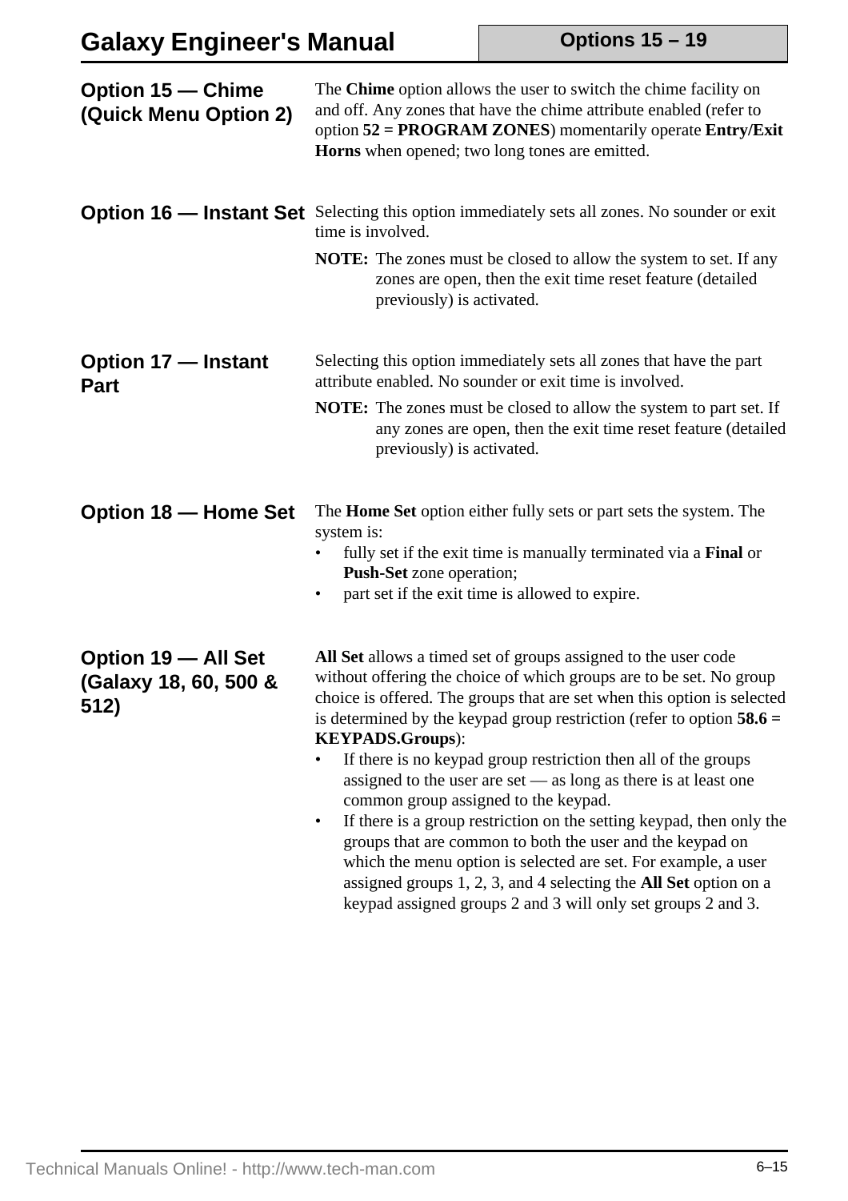## Option 15 — Chime (Quick Menu Option 2)

The **Chime** option allows the user to switch the chime facility on and off. Any zones that have the chime attribute enabled (refer to option **52 = PROGRAM ZONES**) momentarily operate **Entry/Exit Horns** when opened; two long tones are emitted.

## Option 16 — Instant Set

Selecting this option immediately sets all zones. No sounder or exit time is involved.

**NOTE:** The zones must be closed to allow the system to set. If any zones are open, then the exit time reset feature (detailed previously) is activated.

## Option 17 — Instant Part

Selecting this option immediately sets all zones that have the part attribute enabled. No sounder or exit time is involved.

**NOTE:** The zones must be closed to allow the system to part set. If any zones are open, then the exit time reset feature (detailed previously) is activated.

## Option 18 — Home Set

The **Home Set** option either fully sets or part sets the system. The system is:

- fully set if the exit time is manually terminated via a **Final** or **Push-Set** zone operation;
- part set if the exit time is allowed to expire.

## Option 19 — All Set (Galaxy 18, 60, 500 & 512)

**All Set** allows a timed set of groups assigned to the user code without offering the choice of which groups are to be set. No group choice is offered. The groups that are set when this option is selected is determined by the keypad group restriction (refer to option **58.6 = KEYPADS.Groups**):

- If there is no keypad group restriction then all of the groups assigned to the user are set — as long as there is at least one common group assigned to the keypad.
- If there is a group restriction on the setting keypad, then only the groups that are common to both the user and the keypad on which the menu option is selected are set. For example, a user assigned groups 1, 2, 3, and 4 selecting the **All Set** option on a keypad assigned groups 2 and 3 will only set groups 2 and 3.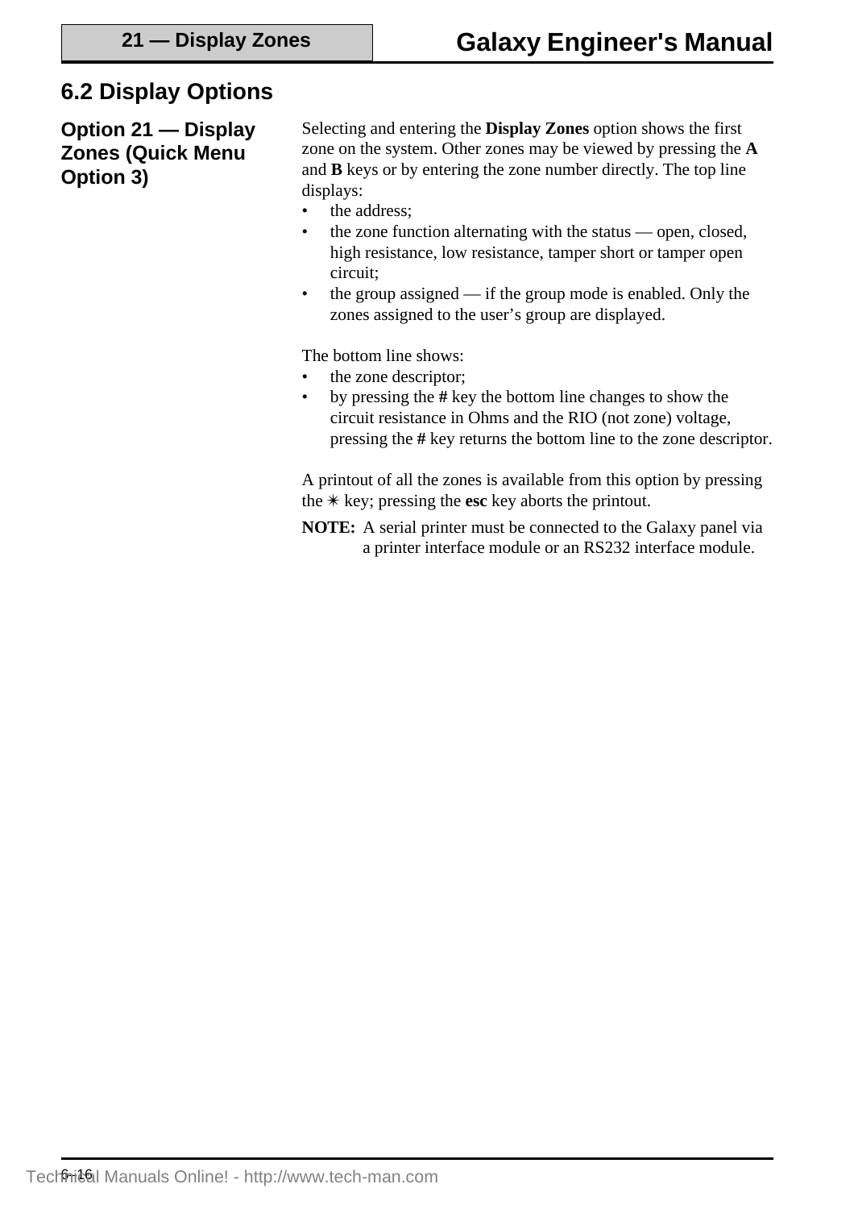## 6.2 Display Options

### Option 21 — Display Zones (Quick Menu Option 3)

Selecting and entering the **Display Zones** option shows the first zone on the system. Other zones may be viewed by pressing the **A** and **B** keys or by entering the zone number directly. The top line displays:

- the address;
- the zone function alternating with the status — open, closed, high resistance, low resistance, tamper short or tamper open circuit;
- the group assigned — if the group mode is enabled. Only the zones assigned to the user's group are displayed.

The bottom line shows:

- the zone descriptor;
- by pressing the **#** key the bottom line changes to show the circuit resistance in Ohms and the RIO (not zone) voltage, pressing the **#** key returns the bottom line to the zone descriptor.

A printout of all the zones is available from this option by pressing the ✶ key; pressing the **esc** key aborts the printout.

**NOTE:** A serial printer must be connected to the Galaxy panel via a printer interface module or an RS232 interface module.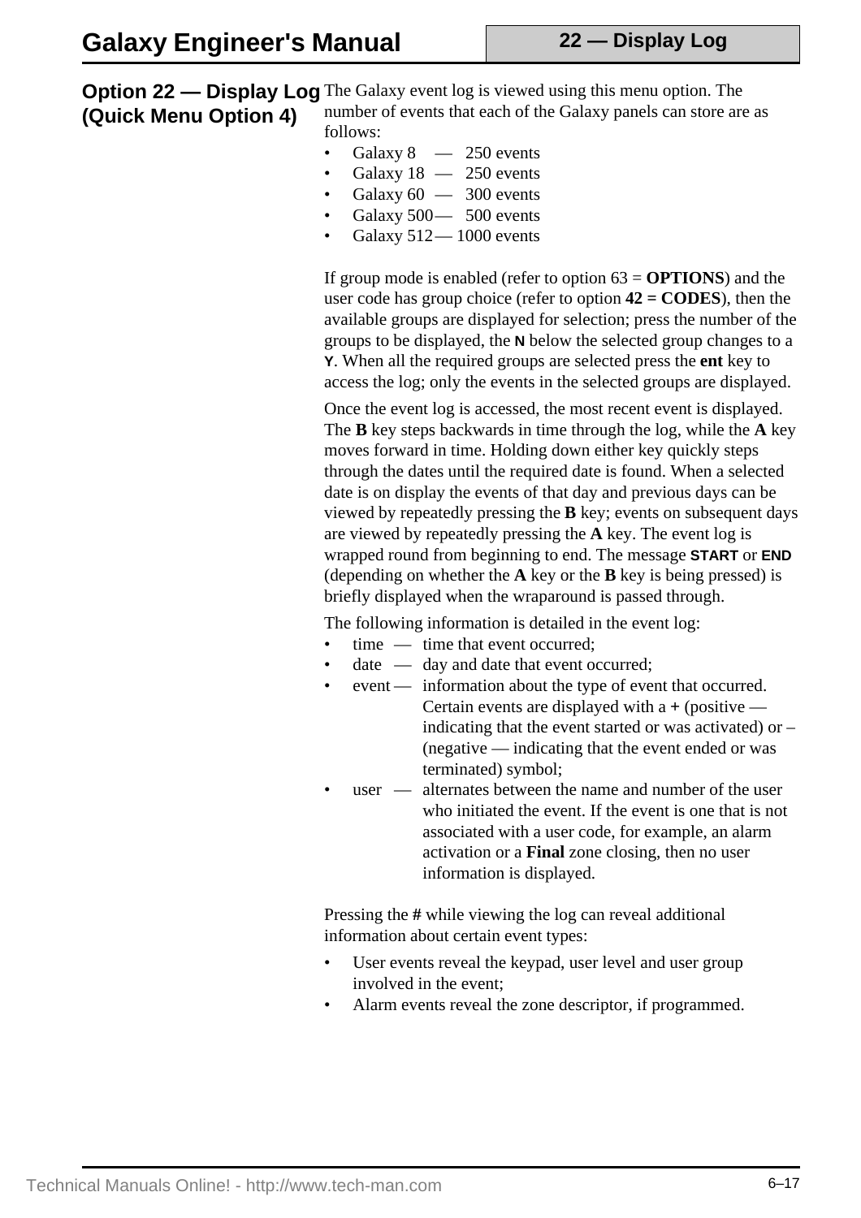## Option 22 — Display Log (Quick Menu Option 4)

The Galaxy event log is viewed using this menu option. The number of events that each of the Galaxy panels can store are as follows:

- Galaxy 8 — 250 events
- Galaxy 18 — 250 events
- Galaxy 60 — 300 events
- Galaxy 500 — 500 events
- Galaxy 512 — 1000 events

If group mode is enabled (refer to option 63 = **OPTIONS**) and the user code has group choice (refer to option **42 = CODES**), then the available groups are displayed for selection; press the number of the groups to be displayed, the **N** below the selected group changes to a **Y**. When all the required groups are selected press the **ent** key to access the log; only the events in the selected groups are displayed.

Once the event log is accessed, the most recent event is displayed. The **B** key steps backwards in time through the log, while the **A** key moves forward in time. Holding down either key quickly steps through the dates until the required date is found. When a selected date is on display the events of that day and previous days can be viewed by repeatedly pressing the **B** key; events on subsequent days are viewed by repeatedly pressing the **A** key. The event log is wrapped round from beginning to end. The message **START** or **END** (depending on whether the **A** key or the **B** key is being pressed) is briefly displayed when the wraparound is passed through.

The following information is detailed in the event log:

- time — time that event occurred;
- date — day and date that event occurred;
- event — information about the type of event that occurred. Certain events are displayed with a **+** (positive — indicating that the event started or was activated) or – (negative — indicating that the event ended or was terminated) symbol;
- user — alternates between the name and number of the user who initiated the event. If the event is one that is not associated with a user code, for example, an alarm activation or a **Final** zone closing, then no user information is displayed.

Pressing the **#** while viewing the log can reveal additional information about certain event types:

- User events reveal the keypad, user level and user group involved in the event;
- Alarm events reveal the zone descriptor, if programmed.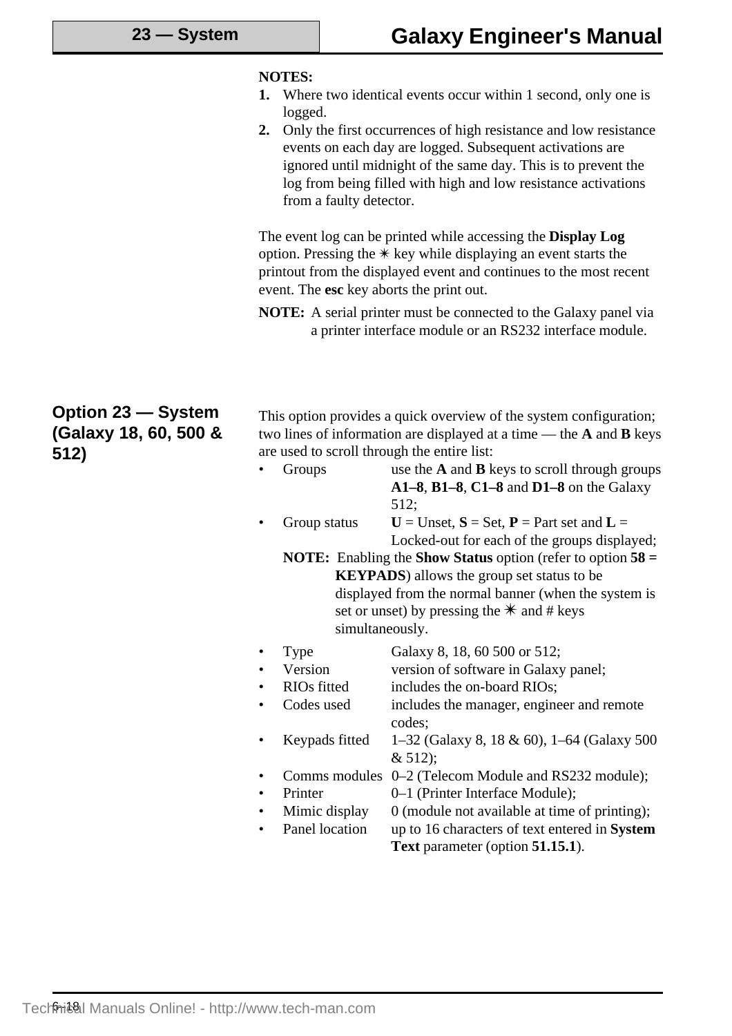**NOTES:**

1. Where two identical events occur within 1 second, only one is logged.
2. Only the first occurrences of high resistance and low resistance events on each day are logged. Subsequent activations are ignored until midnight of the same day. This is to prevent the log from being filled with high and low resistance activations from a faulty detector.

The event log can be printed while accessing the **Display Log** option. Pressing the ✳ key while displaying an event starts the printout from the displayed event and continues to the most recent event. The **esc** key aborts the print out.

**NOTE:** A serial printer must be connected to the Galaxy panel via a printer interface module or an RS232 interface module.

## Option 23 — System (Galaxy 18, 60, 500 & 512)

This option provides a quick overview of the system configuration; two lines of information are displayed at a time — the **A** and **B** keys are used to scroll through the entire list:

- Groups — use the **A** and **B** keys to scroll through groups **A1–8**, **B1–8**, **C1–8** and **D1–8** on the Galaxy 512;
- Group status — **U** = Unset, **S** = Set, **P** = Part set and **L** = Locked-out for each of the groups displayed;

  **NOTE:** Enabling the **Show Status** option (refer to option **58 = KEYPADS**) allows the group set status to be displayed from the normal banner (when the system is set or unset) by pressing the ✳ and # keys simultaneously.

- Type — Galaxy 8, 18, 60 500 or 512;
- Version — version of software in Galaxy panel;
- RIOs fitted — includes the on-board RIOs;
- Codes used — includes the manager, engineer and remote codes;
- Keypads fitted — 1–32 (Galaxy 8, 18 & 60), 1–64 (Galaxy 500 & 512);
- Comms modules — 0–2 (Telecom Module and RS232 module);
- Printer — 0–1 (Printer Interface Module);
- Mimic display — 0 (module not available at time of printing);
- Panel location — up to 16 characters of text entered in **System Text** parameter (option **51.15.1**).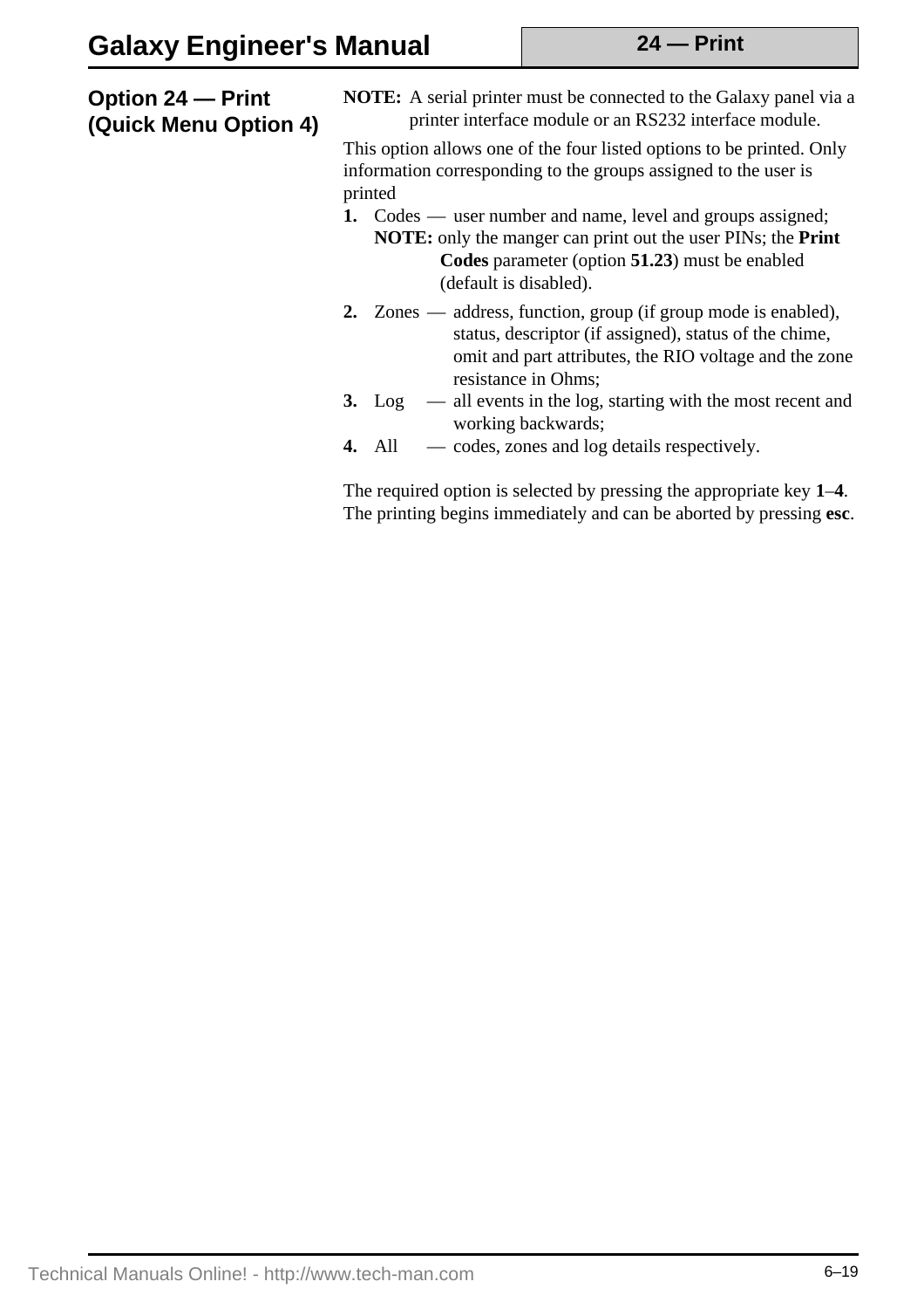## Option 24 — Print (Quick Menu Option 4)

**NOTE:** A serial printer must be connected to the Galaxy panel via a printer interface module or an RS232 interface module.

This option allows one of the four listed options to be printed. Only information corresponding to the groups assigned to the user is printed

1. Codes — user number and name, level and groups assigned;
   **NOTE:** only the manger can print out the user PINs; the **Print Codes** parameter (option **51.23**) must be enabled (default is disabled).
2. Zones — address, function, group (if group mode is enabled), status, descriptor (if assigned), status of the chime, omit and part attributes, the RIO voltage and the zone resistance in Ohms;
3. Log — all events in the log, starting with the most recent and working backwards;
4. All — codes, zones and log details respectively.

The required option is selected by pressing the appropriate key **1**–**4**. The printing begins immediately and can be aborted by pressing **esc**.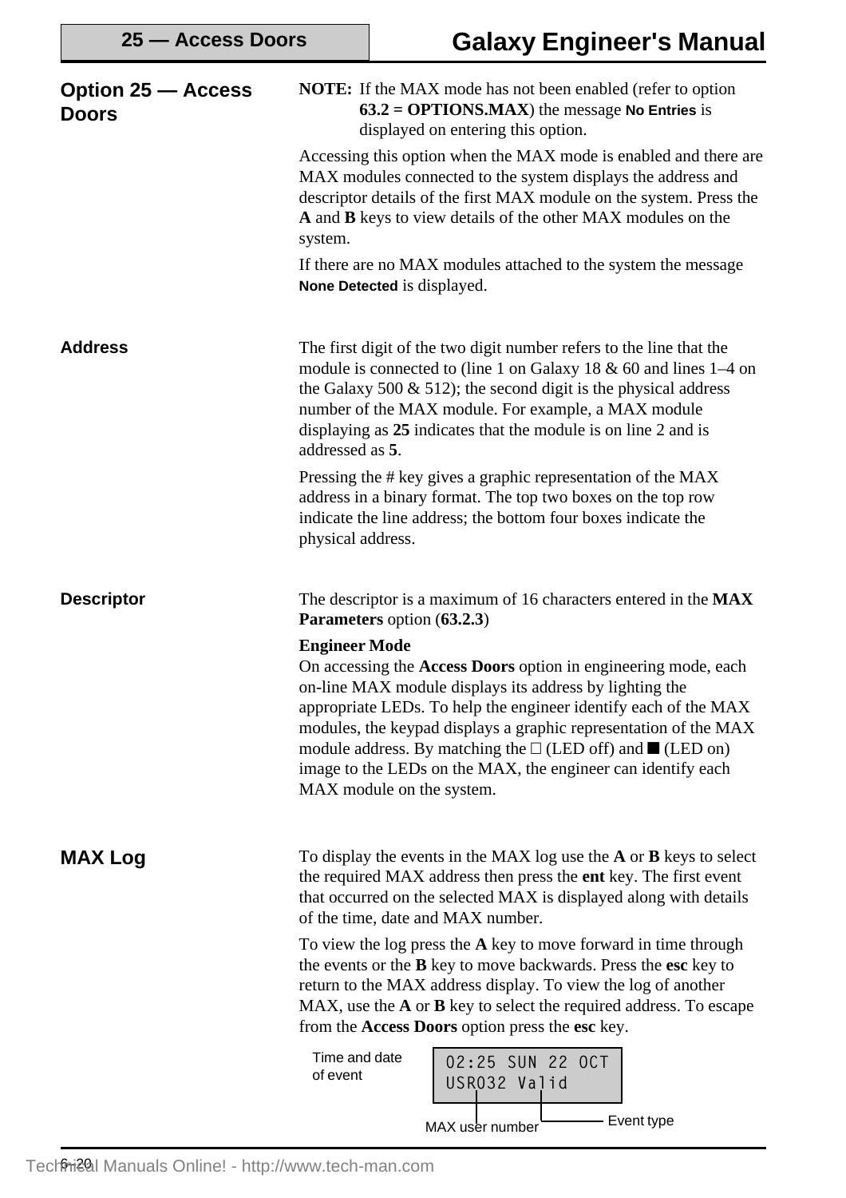## Option 25 — Access Doors

**NOTE:** If the MAX mode has not been enabled (refer to option **63.2 = OPTIONS.MAX**) the message **No Entries** is displayed on entering this option.

Accessing this option when the MAX mode is enabled and there are MAX modules connected to the system displays the address and descriptor details of the first MAX module on the system. Press the **A** and **B** keys to view details of the other MAX modules on the system.

If there are no MAX modules attached to the system the message **None Detected** is displayed.

### Address

The first digit of the two digit number refers to the line that the module is connected to (line 1 on Galaxy 18 & 60 and lines 1–4 on the Galaxy 500 & 512); the second digit is the physical address number of the MAX module. For example, a MAX module displaying as **25** indicates that the module is on line 2 and is addressed as **5**.

Pressing the # key gives a graphic representation of the MAX address in a binary format. The top two boxes on the top row indicate the line address; the bottom four boxes indicate the physical address.

### Descriptor

The descriptor is a maximum of 16 characters entered in the **MAX Parameters** option (**63.2.3**)

**Engineer Mode**
On accessing the **Access Doors** option in engineering mode, each on-line MAX module displays its address by lighting the appropriate LEDs. To help the engineer identify each of the MAX modules, the keypad displays a graphic representation of the MAX module address. By matching the □ (LED off) and ■ (LED on) image to the LEDs on the MAX, the engineer can identify each MAX module on the system.

## MAX Log

To display the events in the MAX log use the **A** or **B** keys to select the required MAX address then press the **ent** key. The first event that occurred on the selected MAX is displayed along with details of the time, date and MAX number.

To view the log press the **A** key to move forward in time through the events or the **B** key to move backwards. Press the **esc** key to return to the MAX address display. To view the log of another MAX, use the **A** or **B** key to select the required address. To escape from the **Access Doors** option press the **esc** key.

Time and date of event

```
02:25 SUN 22 OCT
USR032 Valid
```

MAX user number — Event type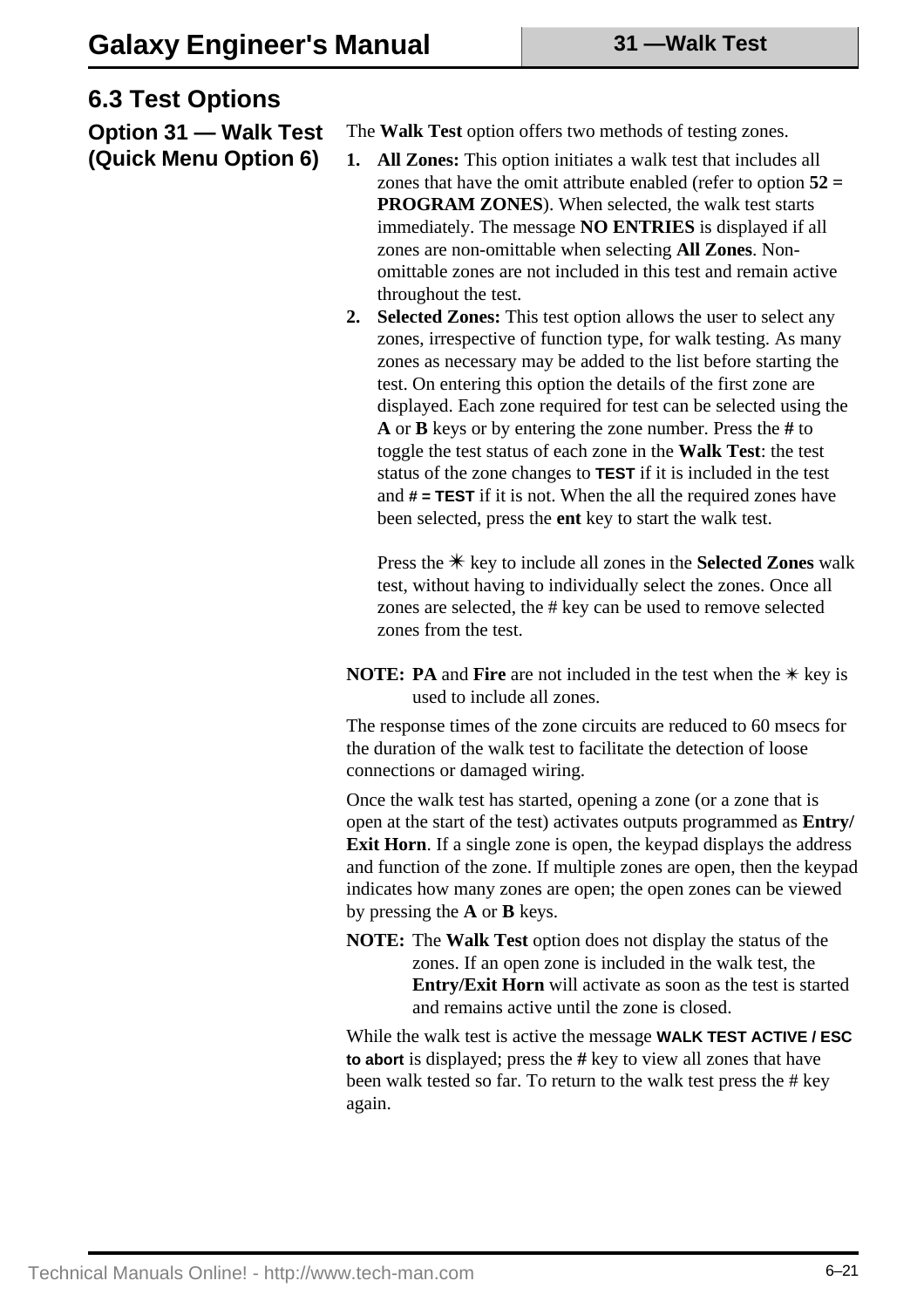## 6.3 Test Options

### Option 31 — Walk Test (Quick Menu Option 6)

The **Walk Test** option offers two methods of testing zones.

1. **All Zones:** This option initiates a walk test that includes all zones that have the omit attribute enabled (refer to option **52 = PROGRAM ZONES**). When selected, the walk test starts immediately. The message **NO ENTRIES** is displayed if all zones are non-omittable when selecting **All Zones**. Non-omittable zones are not included in this test and remain active throughout the test.
2. **Selected Zones:** This test option allows the user to select any zones, irrespective of function type, for walk testing. As many zones as necessary may be added to the list before starting the test. On entering this option the details of the first zone are displayed. Each zone required for test can be selected using the **A** or **B** keys or by entering the zone number. Press the **#** to toggle the test status of each zone in the **Walk Test**: the test status of the zone changes to **TEST** if it is included in the test and **# = TEST** if it is not. When the all the required zones have been selected, press the **ent** key to start the walk test.

   Press the ✳ key to include all zones in the **Selected Zones** walk test, without having to individually select the zones. Once all zones are selected, the # key can be used to remove selected zones from the test.

**NOTE:** **PA** and **Fire** are not included in the test when the ✳ key is used to include all zones.

The response times of the zone circuits are reduced to 60 msecs for the duration of the walk test to facilitate the detection of loose connections or damaged wiring.

Once the walk test has started, opening a zone (or a zone that is open at the start of the test) activates outputs programmed as **Entry/Exit Horn**. If a single zone is open, the keypad displays the address and function of the zone. If multiple zones are open, then the keypad indicates how many zones are open; the open zones can be viewed by pressing the **A** or **B** keys.

**NOTE:** The **Walk Test** option does not display the status of the zones. If an open zone is included in the walk test, the **Entry/Exit Horn** will activate as soon as the test is started and remains active until the zone is closed.

While the walk test is active the message **WALK TEST ACTIVE / ESC to abort** is displayed; press the **#** key to view all zones that have been walk tested so far. To return to the walk test press the # key again.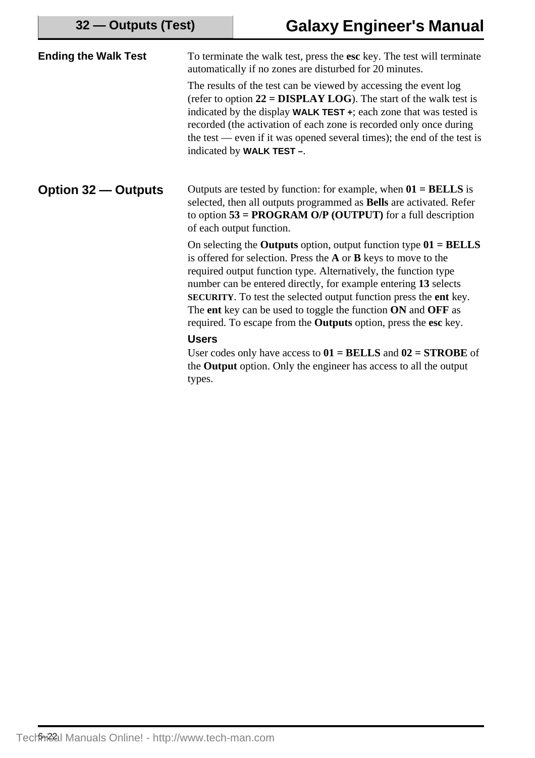## Ending the Walk Test

To terminate the walk test, press the **esc** key. The test will terminate automatically if no zones are disturbed for 20 minutes.

The results of the test can be viewed by accessing the event log (refer to option **22 = DISPLAY LOG**). The start of the walk test is indicated by the display **WALK TEST +**; each zone that was tested is recorded (the activation of each zone is recorded only once during the test — even if it was opened several times); the end of the test is indicated by **WALK TEST –**.

## Option 32 — Outputs

Outputs are tested by function: for example, when **01 = BELLS** is selected, then all outputs programmed as **Bells** are activated. Refer to option **53 = PROGRAM O/P (OUTPUT)** for a full description of each output function.

On selecting the **Outputs** option, output function type **01 = BELLS** is offered for selection. Press the **A** or **B** keys to move to the required output function type. Alternatively, the function type number can be entered directly, for example entering **13** selects **SECURITY**. To test the selected output function press the **ent** key. The **ent** key can be used to toggle the function **ON** and **OFF** as required. To escape from the **Outputs** option, press the **esc** key.

### Users

User codes only have access to **01 = BELLS** and **02 = STROBE** of the **Output** option. Only the engineer has access to all the output types.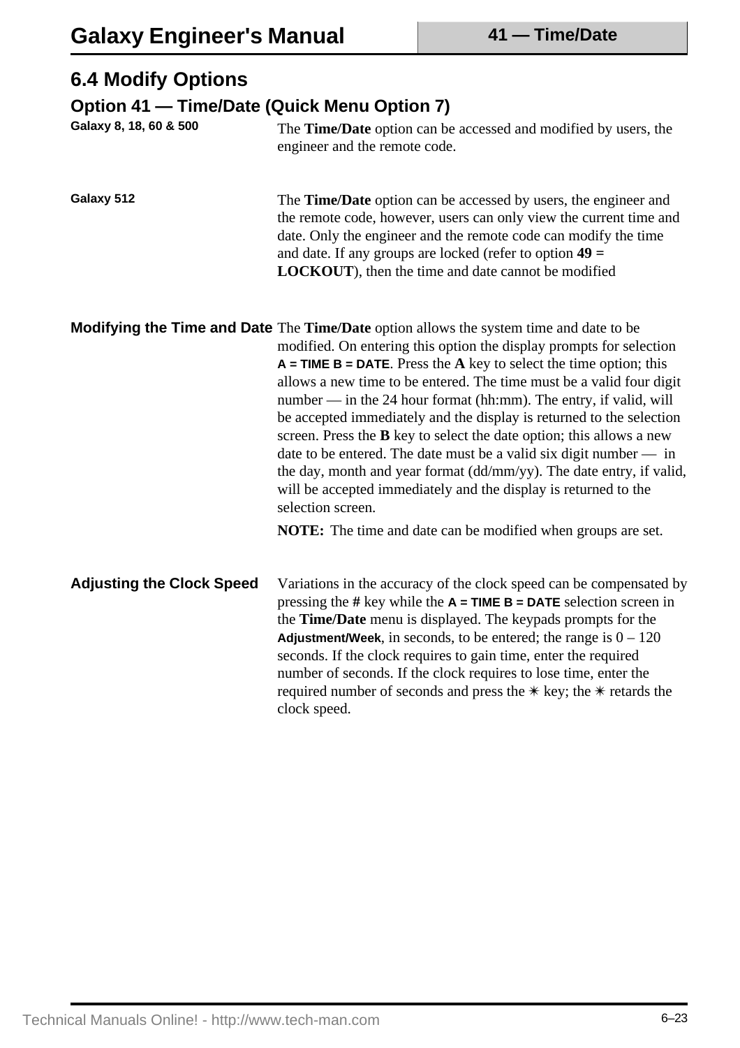## 6.4 Modify Options

### Option 41 — Time/Date (Quick Menu Option 7)

**Galaxy 8, 18, 60 & 500**

The **Time/Date** option can be accessed and modified by users, the engineer and the remote code.

**Galaxy 512**

The **Time/Date** option can be accessed by users, the engineer and the remote code, however, users can only view the current time and date. Only the engineer and the remote code can modify the time and date. If any groups are locked (refer to option **49 = LOCKOUT**), then the time and date cannot be modified

**Modifying the Time and Date**

The **Time/Date** option allows the system time and date to be modified. On entering this option the display prompts for selection **A = TIME B = DATE**. Press the **A** key to select the time option; this allows a new time to be entered. The time must be a valid four digit number — in the 24 hour format (hh:mm). The entry, if valid, will be accepted immediately and the display is returned to the selection screen. Press the **B** key to select the date option; this allows a new date to be entered. The date must be a valid six digit number — in the day, month and year format (dd/mm/yy). The date entry, if valid, will be accepted immediately and the display is returned to the selection screen.

**NOTE:** The time and date can be modified when groups are set.

**Adjusting the Clock Speed**

Variations in the accuracy of the clock speed can be compensated by pressing the **#** key while the **A = TIME B = DATE** selection screen in the **Time/Date** menu is displayed. The keypads prompts for the **Adjustment/Week**, in seconds, to be entered; the range is 0 – 120 seconds. If the clock requires to gain time, enter the required number of seconds. If the clock requires to lose time, enter the required number of seconds and press the ✶ key; the ✶ retards the clock speed.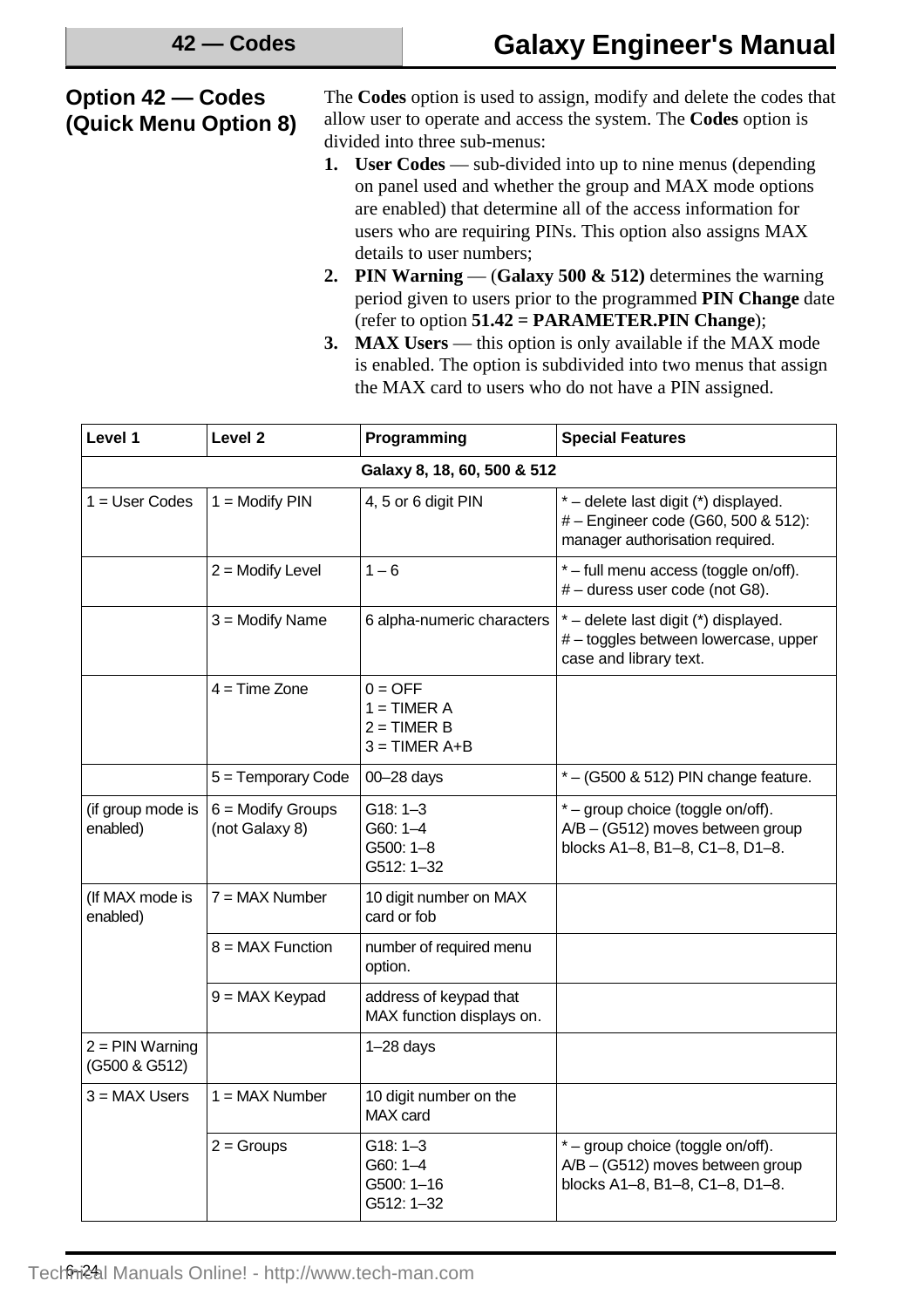## Option 42 — Codes (Quick Menu Option 8)

The **Codes** option is used to assign, modify and delete the codes that allow user to operate and access the system. The **Codes** option is divided into three sub-menus:

1. **User Codes** — sub-divided into up to nine menus (depending on panel used and whether the group and MAX mode options are enabled) that determine all of the access information for users who are requiring PINs. This option also assigns MAX details to user numbers;
2. **PIN Warning** — (**Galaxy 500 & 512)** determines the warning period given to users prior to the programmed **PIN Change** date (refer to option **51.42 = PARAMETER.PIN Change**);
3. **MAX Users** — this option is only available if the MAX mode is enabled. The option is subdivided into two menus that assign the MAX card to users who do not have a PIN assigned.

| Level 1 | Level 2 | Programming | Special Features |
|---|---|---|---|
| | | **Galaxy 8, 18, 60, 500 & 512** | |
| 1 = User Codes | 1 = Modify PIN | 4, 5 or 6 digit PIN | * – delete last digit (*) displayed.<br># – Engineer code (G60, 500 & 512): manager authorisation required. |
| | 2 = Modify Level | 1 – 6 | * – full menu access (toggle on/off).<br># – duress user code (not G8). |
| | 3 = Modify Name | 6 alpha-numeric characters | * – delete last digit (*) displayed.<br># – toggles between lowercase, upper case and library text. |
| | 4 = Time Zone | 0 = OFF<br>1 = TIMER A<br>2 = TIMER B<br>3 = TIMER A+B | |
| | 5 = Temporary Code | 00–28 days | * – (G500 & 512) PIN change feature. |
| (if group mode is enabled) | 6 = Modify Groups (not Galaxy 8) | G18: 1–3<br>G60: 1–4<br>G500: 1–8<br>G512: 1–32 | * – group choice (toggle on/off).<br>A/B – (G512) moves between group blocks A1–8, B1–8, C1–8, D1–8. |
| (If MAX mode is enabled) | 7 = MAX Number | 10 digit number on MAX card or fob | |
| | 8 = MAX Function | number of required menu option. | |
| | 9 = MAX Keypad | address of keypad that MAX function displays on. | |
| 2 = PIN Warning (G500 & G512) | | 1–28 days | |
| 3 = MAX Users | 1 = MAX Number | 10 digit number on the MAX card | |
| | 2 = Groups | G18: 1–3<br>G60: 1–4<br>G500: 1–16<br>G512: 1–32 | * – group choice (toggle on/off).<br>A/B – (G512) moves between group blocks A1–8, B1–8, C1–8, D1–8. |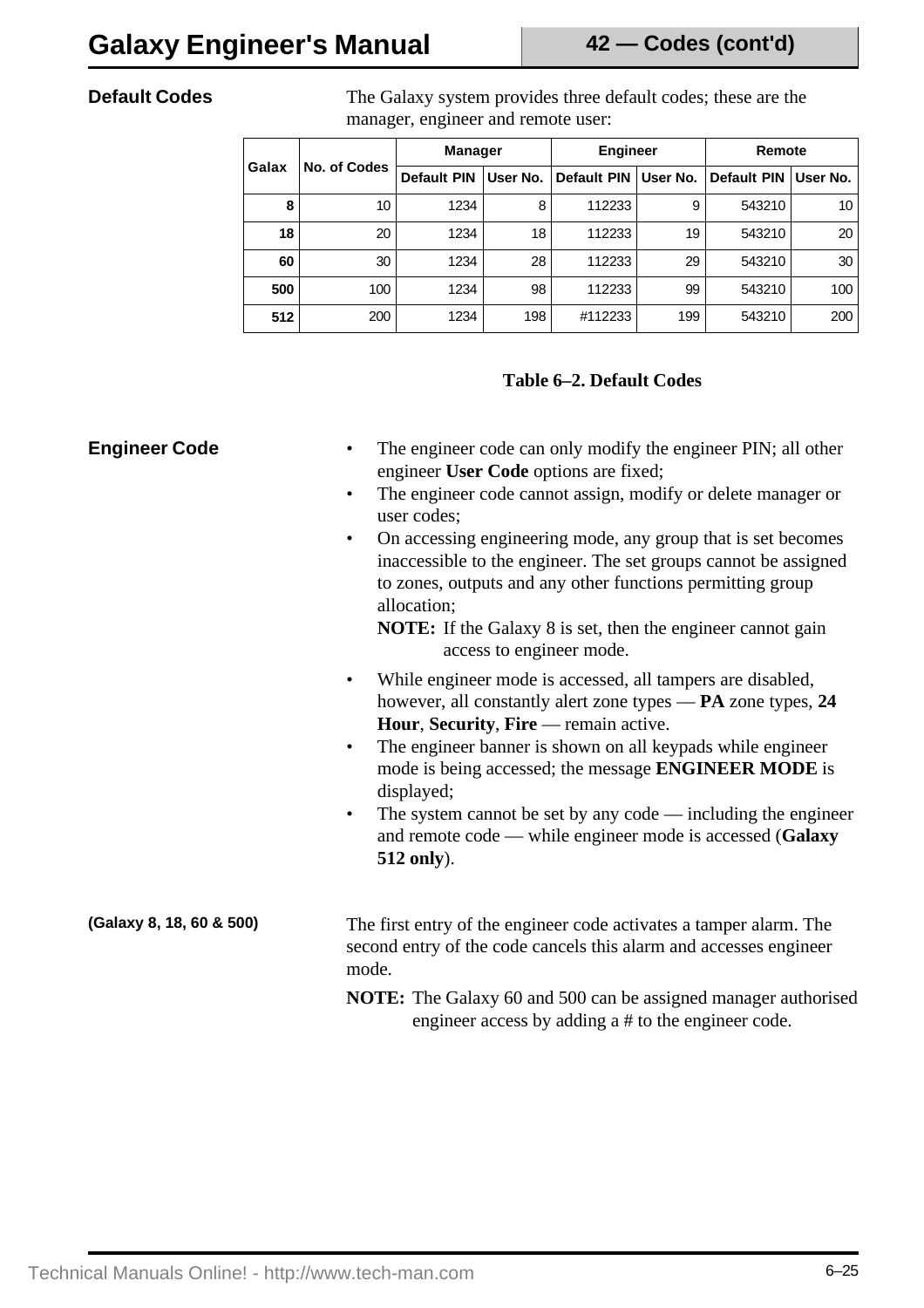## Default Codes

The Galaxy system provides three default codes; these are the manager, engineer and remote user:

| Galax | No. of Codes | Manager | | Engineer | | Remote | |
|---|---|---|---|---|---|---|---|
| | | Default PIN | User No. | Default PIN | User No. | Default PIN | User No. |
| **8** | 10 | 1234 | 8 | 112233 | 9 | 543210 | 10 |
| **18** | 20 | 1234 | 18 | 112233 | 19 | 543210 | 20 |
| **60** | 30 | 1234 | 28 | 112233 | 29 | 543210 | 30 |
| **500** | 100 | 1234 | 98 | 112233 | 99 | 543210 | 100 |
| **512** | 200 | 1234 | 198 | #112233 | 199 | 543210 | 200 |

**Table 6–2. Default Codes**

## Engineer Code

- The engineer code can only modify the engineer PIN; all other engineer **User Code** options are fixed;
- The engineer code cannot assign, modify or delete manager or user codes;
- On accessing engineering mode, any group that is set becomes inaccessible to the engineer. The set groups cannot be assigned to zones, outputs and any other functions permitting group allocation;

  **NOTE:** If the Galaxy 8 is set, then the engineer cannot gain access to engineer mode.
- While engineer mode is accessed, all tampers are disabled, however, all constantly alert zone types — **PA** zone types, **24 Hour**, **Security**, **Fire** — remain active.
- The engineer banner is shown on all keypads while engineer mode is being accessed; the message **ENGINEER MODE** is displayed;
- The system cannot be set by any code — including the engineer and remote code — while engineer mode is accessed (**Galaxy 512 only**).

### (Galaxy 8, 18, 60 & 500)

The first entry of the engineer code activates a tamper alarm. The second entry of the code cancels this alarm and accesses engineer mode.

**NOTE:** The Galaxy 60 and 500 can be assigned manager authorised engineer access by adding a # to the engineer code.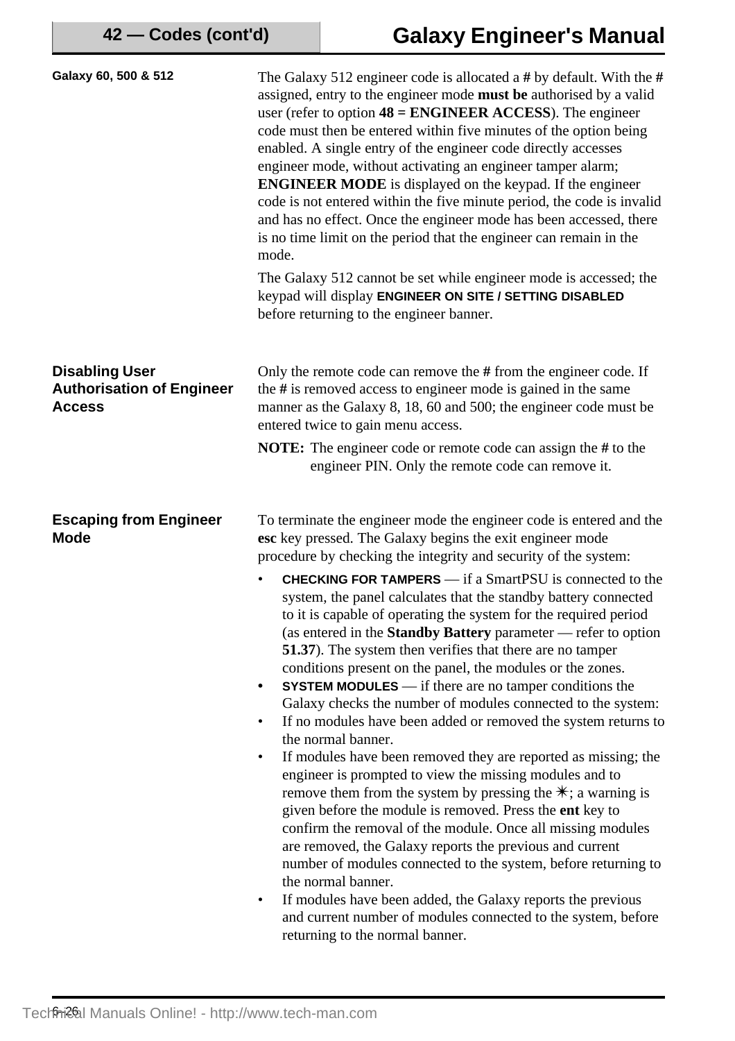### Galaxy 60, 500 & 512

The Galaxy 512 engineer code is allocated a **#** by default. With the **#** assigned, entry to the engineer mode **must be** authorised by a valid user (refer to option **48 = ENGINEER ACCESS**). The engineer code must then be entered within five minutes of the option being enabled. A single entry of the engineer code directly accesses engineer mode, without activating an engineer tamper alarm; **ENGINEER MODE** is displayed on the keypad. If the engineer code is not entered within the five minute period, the code is invalid and has no effect. Once the engineer mode has been accessed, there is no time limit on the period that the engineer can remain in the mode.

The Galaxy 512 cannot be set while engineer mode is accessed; the keypad will display **ENGINEER ON SITE / SETTING DISABLED** before returning to the engineer banner.

### Disabling User Authorisation of Engineer Access

Only the remote code can remove the **#** from the engineer code. If the **#** is removed access to engineer mode is gained in the same manner as the Galaxy 8, 18, 60 and 500; the engineer code must be entered twice to gain menu access.

**NOTE:** The engineer code or remote code can assign the **#** to the engineer PIN. Only the remote code can remove it.

### Escaping from Engineer Mode

To terminate the engineer mode the engineer code is entered and the **esc** key pressed. The Galaxy begins the exit engineer mode procedure by checking the integrity and security of the system:

- **CHECKING FOR TAMPERS** — if a SmartPSU is connected to the system, the panel calculates that the standby battery connected to it is capable of operating the system for the required period (as entered in the **Standby Battery** parameter — refer to option **51.37**). The system then verifies that there are no tamper conditions present on the panel, the modules or the zones.
- **SYSTEM MODULES** — if there are no tamper conditions the Galaxy checks the number of modules connected to the system:
- If no modules have been added or removed the system returns to the normal banner.
- If modules have been removed they are reported as missing; the engineer is prompted to view the missing modules and to remove them from the system by pressing the ✳; a warning is given before the module is removed. Press the **ent** key to confirm the removal of the module. Once all missing modules are removed, the Galaxy reports the previous and current number of modules connected to the system, before returning to the normal banner.
- If modules have been added, the Galaxy reports the previous and current number of modules connected to the system, before returning to the normal banner.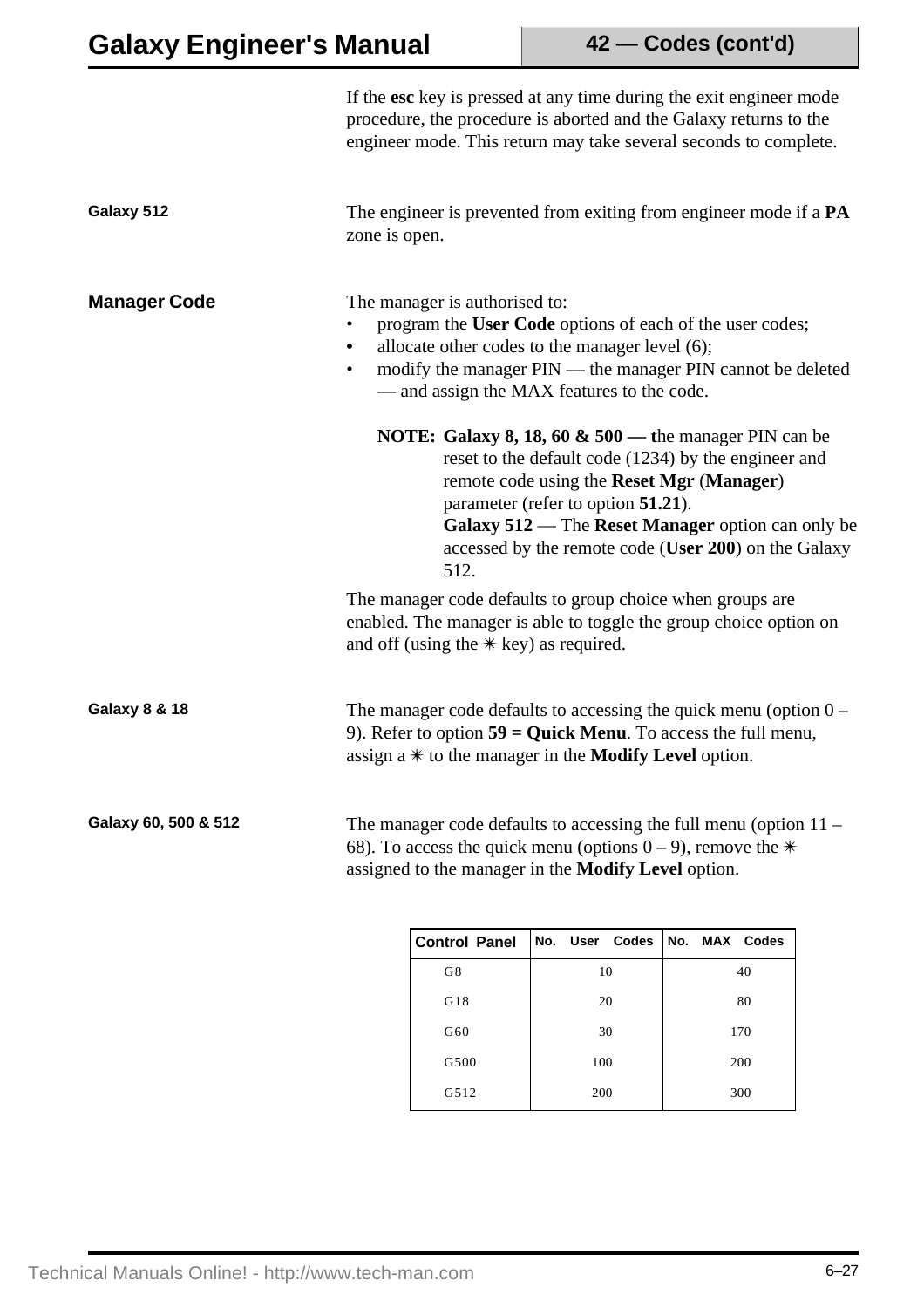If the **esc** key is pressed at any time during the exit engineer mode procedure, the procedure is aborted and the Galaxy returns to the engineer mode. This return may take several seconds to complete.

**Galaxy 512**

The engineer is prevented from exiting from engineer mode if a **PA** zone is open.

## Manager Code

The manager is authorised to:

- program the **User Code** options of each of the user codes;
- allocate other codes to the manager level (6);
- modify the manager PIN — the manager PIN cannot be deleted — and assign the MAX features to the code.

> **NOTE: Galaxy 8, 18, 60 & 500 — t**he manager PIN can be reset to the default code (1234) by the engineer and remote code using the **Reset Mgr** (**Manager**) parameter (refer to option **51.21**).
> **Galaxy 512** — The **Reset Manager** option can only be accessed by the remote code (**User 200**) on the Galaxy 512.

The manager code defaults to group choice when groups are enabled. The manager is able to toggle the group choice option on and off (using the ✴ key) as required.

**Galaxy 8 & 18**

The manager code defaults to accessing the quick menu (option 0 – 9). Refer to option **59 = Quick Menu**. To access the full menu, assign a ✴ to the manager in the **Modify Level** option.

**Galaxy 60, 500 & 512**

The manager code defaults to accessing the full menu (option 11 – 68). To access the quick menu (options 0 – 9), remove the ✴ assigned to the manager in the **Modify Level** option.

| Control Panel | No. User Codes | No. MAX Codes |
|---|---|---|
| G8 | 10 | 40 |
| G18 | 20 | 80 |
| G60 | 30 | 170 |
| G500 | 100 | 200 |
| G512 | 200 | 300 |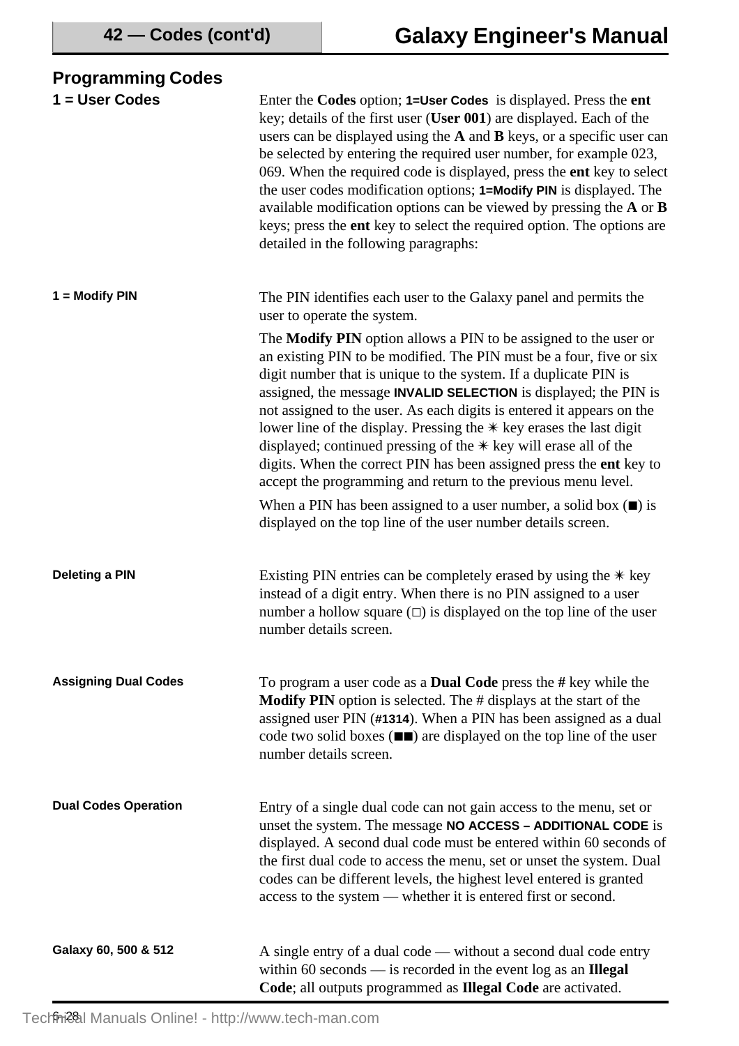## Programming Codes

### 1 = User Codes

Enter the **Codes** option; **1=User Codes** is displayed. Press the **ent** key; details of the first user (**User 001**) are displayed. Each of the users can be displayed using the **A** and **B** keys, or a specific user can be selected by entering the required user number, for example 023, 069. When the required code is displayed, press the **ent** key to select the user codes modification options; **1=Modify PIN** is displayed. The available modification options can be viewed by pressing the **A** or **B** keys; press the **ent** key to select the required option. The options are detailed in the following paragraphs:

#### 1 = Modify PIN

The PIN identifies each user to the Galaxy panel and permits the user to operate the system.

The **Modify PIN** option allows a PIN to be assigned to the user or an existing PIN to be modified. The PIN must be a four, five or six digit number that is unique to the system. If a duplicate PIN is assigned, the message **INVALID SELECTION** is displayed; the PIN is not assigned to the user. As each digits is entered it appears on the lower line of the display. Pressing the ✴ key erases the last digit displayed; continued pressing of the ✴ key will erase all of the digits. When the correct PIN has been assigned press the **ent** key to accept the programming and return to the previous menu level.

When a PIN has been assigned to a user number, a solid box (■) is displayed on the top line of the user number details screen.

#### Deleting a PIN

Existing PIN entries can be completely erased by using the ✴ key instead of a digit entry. When there is no PIN assigned to a user number a hollow square (□) is displayed on the top line of the user number details screen.

#### Assigning Dual Codes

To program a user code as a **Dual Code** press the **#** key while the **Modify PIN** option is selected. The # displays at the start of the assigned user PIN (**#1314**). When a PIN has been assigned as a dual code two solid boxes (■■) are displayed on the top line of the user number details screen.

#### Dual Codes Operation

Entry of a single dual code can not gain access to the menu, set or unset the system. The message **NO ACCESS – ADDITIONAL CODE** is displayed. A second dual code must be entered within 60 seconds of the first dual code to access the menu, set or unset the system. Dual codes can be different levels, the highest level entered is granted access to the system — whether it is entered first or second.

#### Galaxy 60, 500 & 512

A single entry of a dual code — without a second dual code entry within 60 seconds — is recorded in the event log as an **Illegal Code**; all outputs programmed as **Illegal Code** are activated.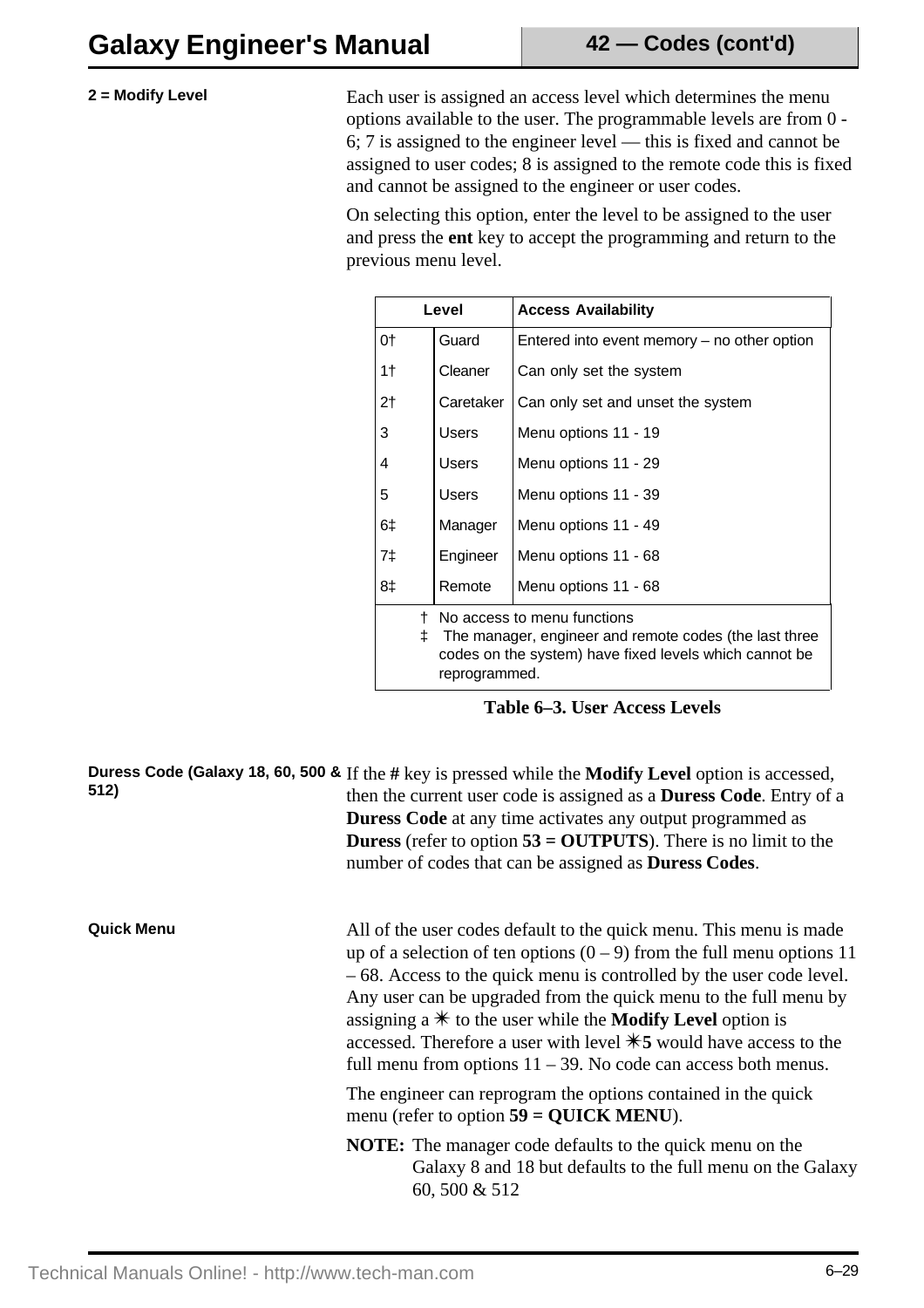**2 = Modify Level**

Each user is assigned an access level which determines the menu options available to the user. The programmable levels are from 0 - 6; 7 is assigned to the engineer level — this is fixed and cannot be assigned to user codes; 8 is assigned to the remote code this is fixed and cannot be assigned to the engineer or user codes.

On selecting this option, enter the level to be assigned to the user and press the **ent** key to accept the programming and return to the previous menu level.

| Level | | Access Availability |
|---|---|---|
| 0† | Guard | Entered into event memory – no other option |
| 1† | Cleaner | Can only set the system |
| 2† | Caretaker | Can only set and unset the system |
| 3 | Users | Menu options 11 - 19 |
| 4 | Users | Menu options 11 - 29 |
| 5 | Users | Menu options 11 - 39 |
| 6‡ | Manager | Menu options 11 - 49 |
| 7‡ | Engineer | Menu options 11 - 68 |
| 8‡ | Remote | Menu options 11 - 68 |

† No access to menu functions
‡ The manager, engineer and remote codes (the last three codes on the system) have fixed levels which cannot be reprogrammed.

**Table 6–3. User Access Levels**

**Duress Code (Galaxy 18, 60, 500 & 512)**

If the **#** key is pressed while the **Modify Level** option is accessed, then the current user code is assigned as a **Duress Code**. Entry of a **Duress Code** at any time activates any output programmed as **Duress** (refer to option **53 = OUTPUTS**). There is no limit to the number of codes that can be assigned as **Duress Codes**.

**Quick Menu**

All of the user codes default to the quick menu. This menu is made up of a selection of ten options (0 – 9) from the full menu options 11 – 68. Access to the quick menu is controlled by the user code level. Any user can be upgraded from the quick menu to the full menu by assigning a ✳ to the user while the **Modify Level** option is accessed. Therefore a user with level **✳5** would have access to the full menu from options 11 – 39. No code can access both menus.

The engineer can reprogram the options contained in the quick menu (refer to option **59 = QUICK MENU**).

**NOTE:** The manager code defaults to the quick menu on the Galaxy 8 and 18 but defaults to the full menu on the Galaxy 60, 500 & 512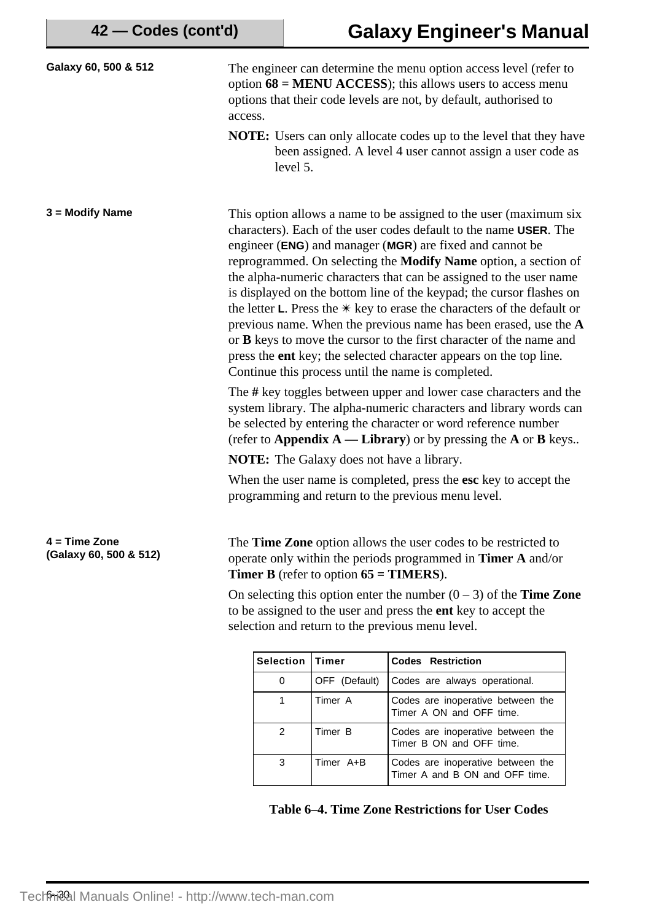**Galaxy 60, 500 & 512**

The engineer can determine the menu option access level (refer to option **68 = MENU ACCESS**); this allows users to access menu options that their code levels are not, by default, authorised to access.

**NOTE:** Users can only allocate codes up to the level that they have been assigned. A level 4 user cannot assign a user code as level 5.

**3 = Modify Name**

This option allows a name to be assigned to the user (maximum six characters). Each of the user codes default to the name **USER**. The engineer (**ENG**) and manager (**MGR**) are fixed and cannot be reprogrammed. On selecting the **Modify Name** option, a section of the alpha-numeric characters that can be assigned to the user name is displayed on the bottom line of the keypad; the cursor flashes on the letter **L**. Press the ✳ key to erase the characters of the default or previous name. When the previous name has been erased, use the **A** or **B** keys to move the cursor to the first character of the name and press the **ent** key; the selected character appears on the top line. Continue this process until the name is completed.

The **#** key toggles between upper and lower case characters and the system library. The alpha-numeric characters and library words can be selected by entering the character or word reference number (refer to **Appendix A — Library**) or by pressing the **A** or **B** keys..

**NOTE:** The Galaxy does not have a library.

When the user name is completed, press the **esc** key to accept the programming and return to the previous menu level.

**4 = Time Zone (Galaxy 60, 500 & 512)**

The **Time Zone** option allows the user codes to be restricted to operate only within the periods programmed in **Timer A** and/or **Timer B** (refer to option **65 = TIMERS**).

On selecting this option enter the number (0 – 3) of the **Time Zone** to be assigned to the user and press the **ent** key to accept the selection and return to the previous menu level.

| Selection | Timer | Codes Restriction |
|---|---|---|
| 0 | OFF (Default) | Codes are always operational. |
| 1 | Timer A | Codes are inoperative between the Timer A ON and OFF time. |
| 2 | Timer B | Codes are inoperative between the Timer B ON and OFF time. |
| 3 | Timer A+B | Codes are inoperative between the Timer A and B ON and OFF time. |

**Table 6–4. Time Zone Restrictions for User Codes**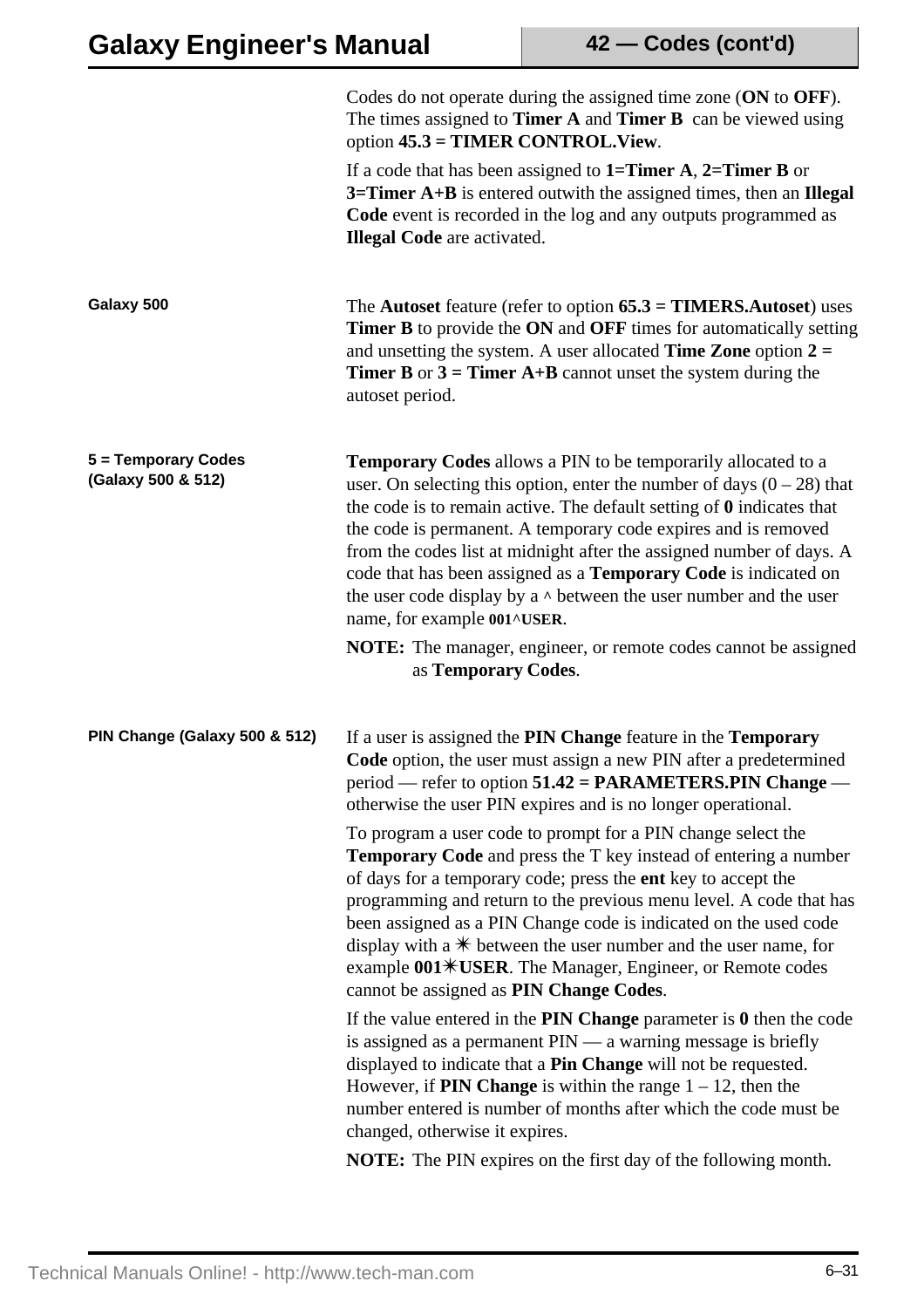Codes do not operate during the assigned time zone (**ON** to **OFF**). The times assigned to **Timer A** and **Timer B** can be viewed using option **45.3 = TIMER CONTROL.View**.

If a code that has been assigned to **1=Timer A**, **2=Timer B** or **3=Timer A+B** is entered outwith the assigned times, then an **Illegal Code** event is recorded in the log and any outputs programmed as **Illegal Code** are activated.

**Galaxy 500**

The **Autoset** feature (refer to option **65.3 = TIMERS.Autoset**) uses **Timer B** to provide the **ON** and **OFF** times for automatically setting and unsetting the system. A user allocated **Time Zone** option **2 = Timer B** or **3 = Timer A+B** cannot unset the system during the autoset period.

**5 = Temporary Codes (Galaxy 500 & 512)**

**Temporary Codes** allows a PIN to be temporarily allocated to a user. On selecting this option, enter the number of days (0 – 28) that the code is to remain active. The default setting of **0** indicates that the code is permanent. A temporary code expires and is removed from the codes list at midnight after the assigned number of days. A code that has been assigned as a **Temporary Code** is indicated on the user code display by a ^ between the user number and the user name, for example **001^USER**.

**NOTE:** The manager, engineer, or remote codes cannot be assigned as **Temporary Codes**.

**PIN Change (Galaxy 500 & 512)**

If a user is assigned the **PIN Change** feature in the **Temporary Code** option, the user must assign a new PIN after a predetermined period — refer to option **51.42 = PARAMETERS.PIN Change** — otherwise the user PIN expires and is no longer operational.

To program a user code to prompt for a PIN change select the **Temporary Code** and press the T key instead of entering a number of days for a temporary code; press the **ent** key to accept the programming and return to the previous menu level. A code that has been assigned as a PIN Change code is indicated on the used code display with a ✳ between the user number and the user name, for example **001✳USER**. The Manager, Engineer, or Remote codes cannot be assigned as **PIN Change Codes**.

If the value entered in the **PIN Change** parameter is **0** then the code is assigned as a permanent PIN — a warning message is briefly displayed to indicate that a **Pin Change** will not be requested. However, if **PIN Change** is within the range 1 – 12, then the number entered is number of months after which the code must be changed, otherwise it expires.

**NOTE:** The PIN expires on the first day of the following month.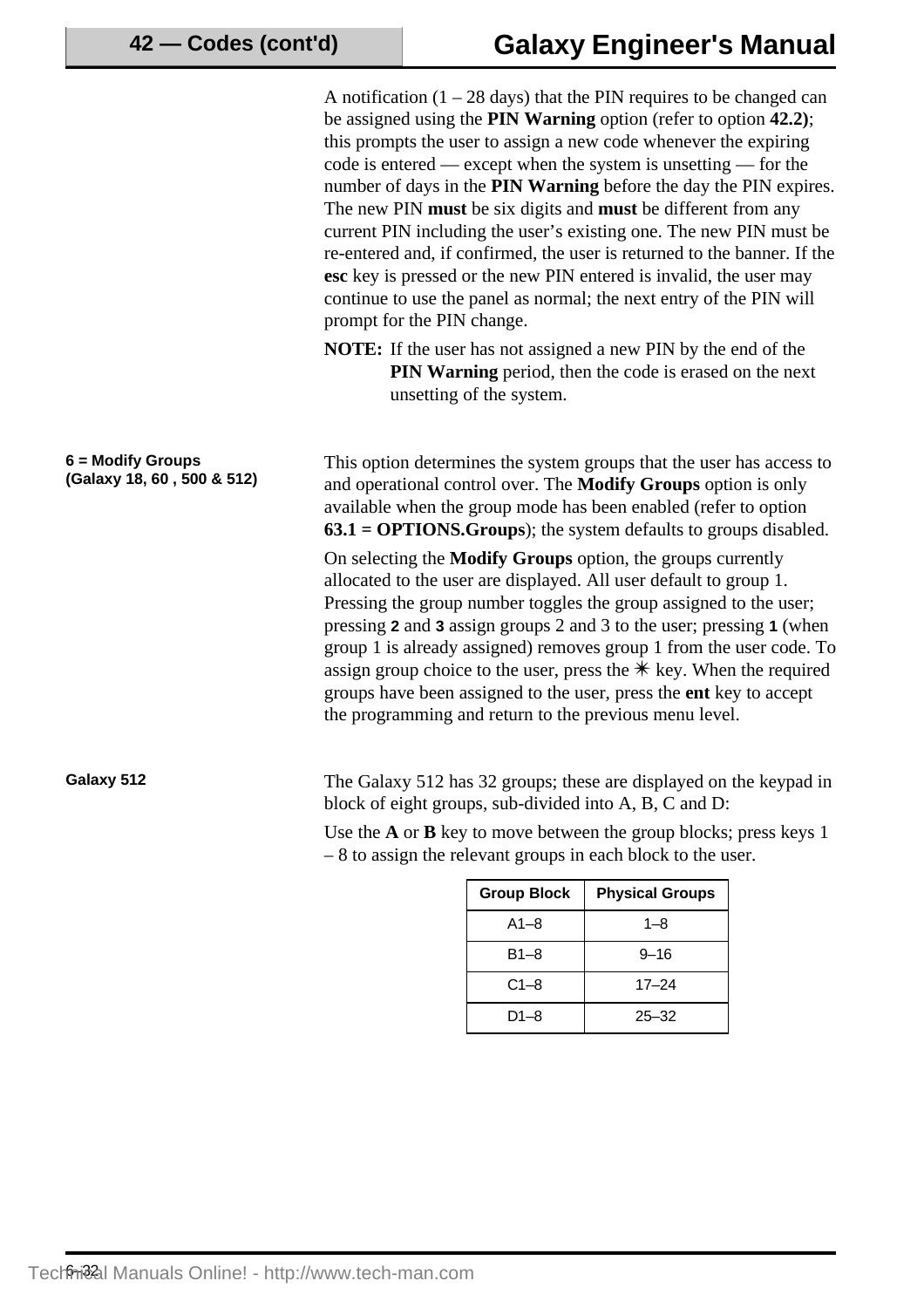A notification (1 – 28 days) that the PIN requires to be changed can be assigned using the **PIN Warning** option (refer to option **42.2)**; this prompts the user to assign a new code whenever the expiring code is entered — except when the system is unsetting — for the number of days in the **PIN Warning** before the day the PIN expires. The new PIN **must** be six digits and **must** be different from any current PIN including the user's existing one. The new PIN must be re-entered and, if confirmed, the user is returned to the banner. If the **esc** key is pressed or the new PIN entered is invalid, the user may continue to use the panel as normal; the next entry of the PIN will prompt for the PIN change.

**NOTE:** If the user has not assigned a new PIN by the end of the **PIN Warning** period, then the code is erased on the next unsetting of the system.

#### 6 = Modify Groups (Galaxy 18, 60 , 500 & 512)

This option determines the system groups that the user has access to and operational control over. The **Modify Groups** option is only available when the group mode has been enabled (refer to option **63.1 = OPTIONS.Groups**); the system defaults to groups disabled.

On selecting the **Modify Groups** option, the groups currently allocated to the user are displayed. All user default to group 1. Pressing the group number toggles the group assigned to the user; pressing **2** and **3** assign groups 2 and 3 to the user; pressing **1** (when group 1 is already assigned) removes group 1 from the user code. To assign group choice to the user, press the ✳ key. When the required groups have been assigned to the user, press the **ent** key to accept the programming and return to the previous menu level.

#### Galaxy 512

The Galaxy 512 has 32 groups; these are displayed on the keypad in block of eight groups, sub-divided into A, B, C and D:

Use the **A** or **B** key to move between the group blocks; press keys 1 – 8 to assign the relevant groups in each block to the user.

| Group Block | Physical Groups |
|---|---|
| A1–8 | 1–8 |
| B1–8 | 9–16 |
| C1–8 | 17–24 |
| D1–8 | 25–32 |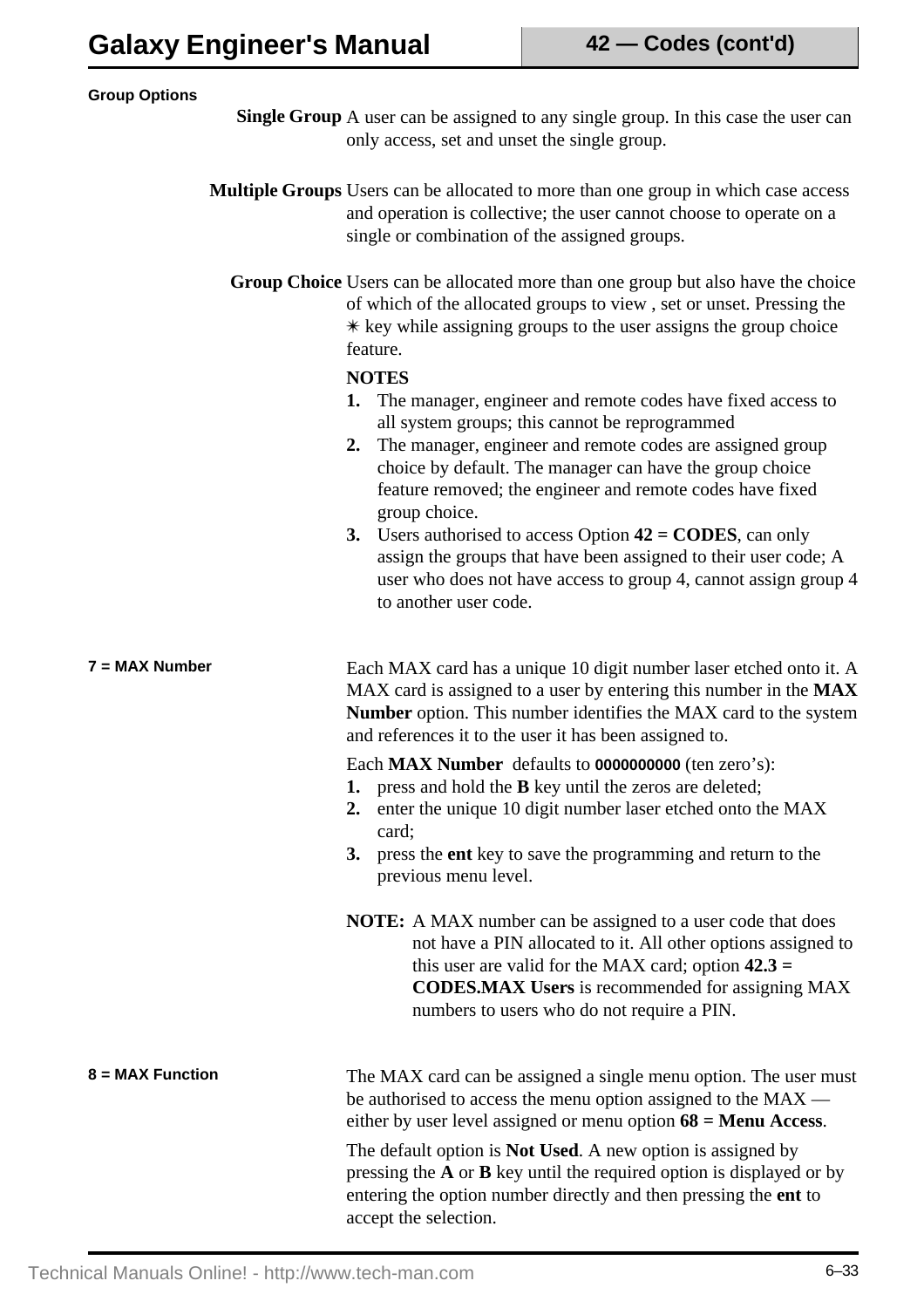#### Group Options

**Single Group** A user can be assigned to any single group. In this case the user can only access, set and unset the single group.

**Multiple Groups** Users can be allocated to more than one group in which case access and operation is collective; the user cannot choose to operate on a single or combination of the assigned groups.

**Group Choice** Users can be allocated more than one group but also have the choice of which of the allocated groups to view , set or unset. Pressing the ✳ key while assigning groups to the user assigns the group choice feature.

**NOTES**

1. The manager, engineer and remote codes have fixed access to all system groups; this cannot be reprogrammed
2. The manager, engineer and remote codes are assigned group choice by default. The manager can have the group choice feature removed; the engineer and remote codes have fixed group choice.
3. Users authorised to access Option **42 = CODES**, can only assign the groups that have been assigned to their user code; A user who does not have access to group 4, cannot assign group 4 to another user code.

#### 7 = MAX Number

Each MAX card has a unique 10 digit number laser etched onto it. A MAX card is assigned to a user by entering this number in the **MAX Number** option. This number identifies the MAX card to the system and references it to the user it has been assigned to.

Each **MAX Number** defaults to **0000000000** (ten zero's):

1. press and hold the **B** key until the zeros are deleted;
2. enter the unique 10 digit number laser etched onto the MAX card;
3. press the **ent** key to save the programming and return to the previous menu level.

**NOTE:** A MAX number can be assigned to a user code that does not have a PIN allocated to it. All other options assigned to this user are valid for the MAX card; option **42.3 = CODES.MAX Users** is recommended for assigning MAX numbers to users who do not require a PIN.

#### 8 = MAX Function

The MAX card can be assigned a single menu option. The user must be authorised to access the menu option assigned to the MAX — either by user level assigned or menu option **68 = Menu Access**.

The default option is **Not Used**. A new option is assigned by pressing the **A** or **B** key until the required option is displayed or by entering the option number directly and then pressing the **ent** to accept the selection.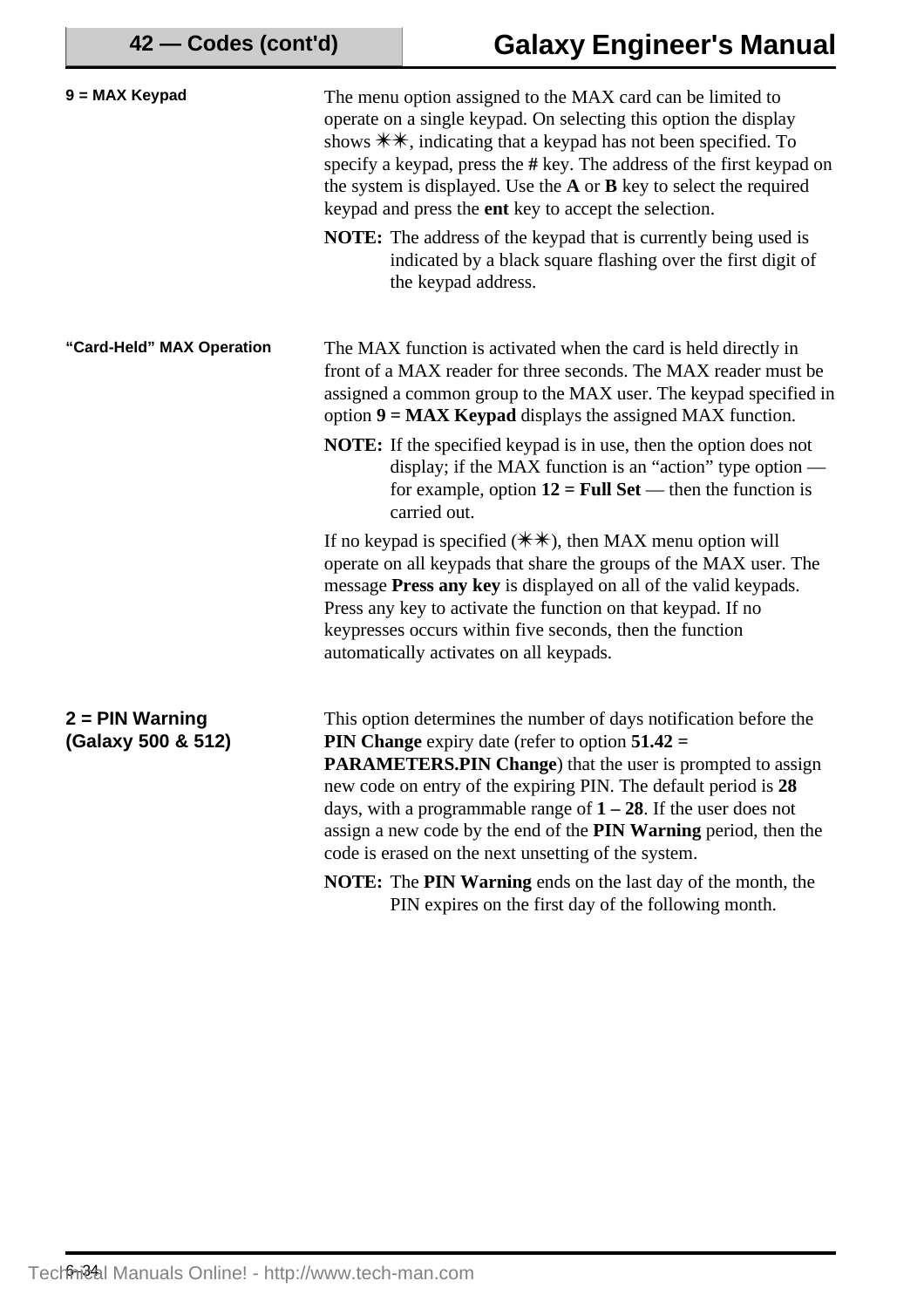### 9 = MAX Keypad

The menu option assigned to the MAX card can be limited to operate on a single keypad. On selecting this option the display shows ✳✳, indicating that a keypad has not been specified. To specify a keypad, press the **#** key. The address of the first keypad on the system is displayed. Use the **A** or **B** key to select the required keypad and press the **ent** key to accept the selection.

**NOTE:** The address of the keypad that is currently being used is indicated by a black square flashing over the first digit of the keypad address.

### "Card-Held" MAX Operation

The MAX function is activated when the card is held directly in front of a MAX reader for three seconds. The MAX reader must be assigned a common group to the MAX user. The keypad specified in option **9 = MAX Keypad** displays the assigned MAX function.

**NOTE:** If the specified keypad is in use, then the option does not display; if the MAX function is an "action" type option — for example, option **12 = Full Set** — then the function is carried out.

If no keypad is specified (✳✳), then MAX menu option will operate on all keypads that share the groups of the MAX user. The message **Press any key** is displayed on all of the valid keypads. Press any key to activate the function on that keypad. If no keypresses occurs within five seconds, then the function automatically activates on all keypads.

## 2 = PIN Warning (Galaxy 500 & 512)

This option determines the number of days notification before the **PIN Change** expiry date (refer to option **51.42 = PARAMETERS.PIN Change**) that the user is prompted to assign new code on entry of the expiring PIN. The default period is **28** days, with a programmable range of **1 – 28**. If the user does not assign a new code by the end of the **PIN Warning** period, then the code is erased on the next unsetting of the system.

**NOTE:** The **PIN Warning** ends on the last day of the month, the PIN expires on the first day of the following month.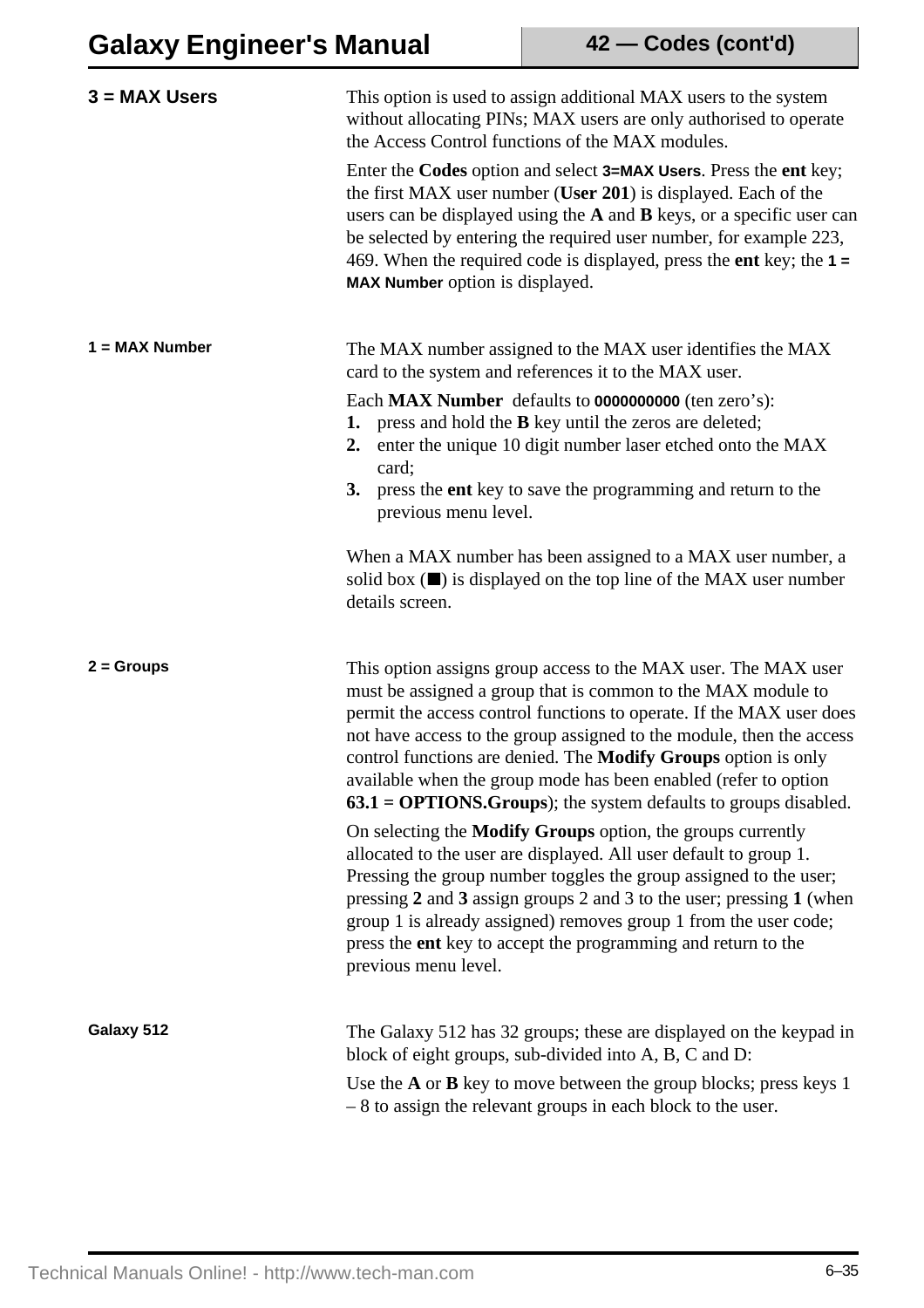## 3 = MAX Users

This option is used to assign additional MAX users to the system without allocating PINs; MAX users are only authorised to operate the Access Control functions of the MAX modules.

Enter the **Codes** option and select **3=MAX Users**. Press the **ent** key; the first MAX user number (**User 201**) is displayed. Each of the users can be displayed using the **A** and **B** keys, or a specific user can be selected by entering the required user number, for example 223, 469. When the required code is displayed, press the **ent** key; the **1 = MAX Number** option is displayed.

### 1 = MAX Number

The MAX number assigned to the MAX user identifies the MAX card to the system and references it to the MAX user.

Each **MAX Number** defaults to **0000000000** (ten zero's):

1. press and hold the **B** key until the zeros are deleted;
2. enter the unique 10 digit number laser etched onto the MAX card;
3. press the **ent** key to save the programming and return to the previous menu level.

When a MAX number has been assigned to a MAX user number, a solid box (■) is displayed on the top line of the MAX user number details screen.

### 2 = Groups

This option assigns group access to the MAX user. The MAX user must be assigned a group that is common to the MAX module to permit the access control functions to operate. If the MAX user does not have access to the group assigned to the module, then the access control functions are denied. The **Modify Groups** option is only available when the group mode has been enabled (refer to option **63.1 = OPTIONS.Groups**); the system defaults to groups disabled.

On selecting the **Modify Groups** option, the groups currently allocated to the user are displayed. All user default to group 1. Pressing the group number toggles the group assigned to the user; pressing **2** and **3** assign groups 2 and 3 to the user; pressing **1** (when group 1 is already assigned) removes group 1 from the user code; press the **ent** key to accept the programming and return to the previous menu level.

### Galaxy 512

The Galaxy 512 has 32 groups; these are displayed on the keypad in block of eight groups, sub-divided into A, B, C and D:

Use the **A** or **B** key to move between the group blocks; press keys 1 – 8 to assign the relevant groups in each block to the user.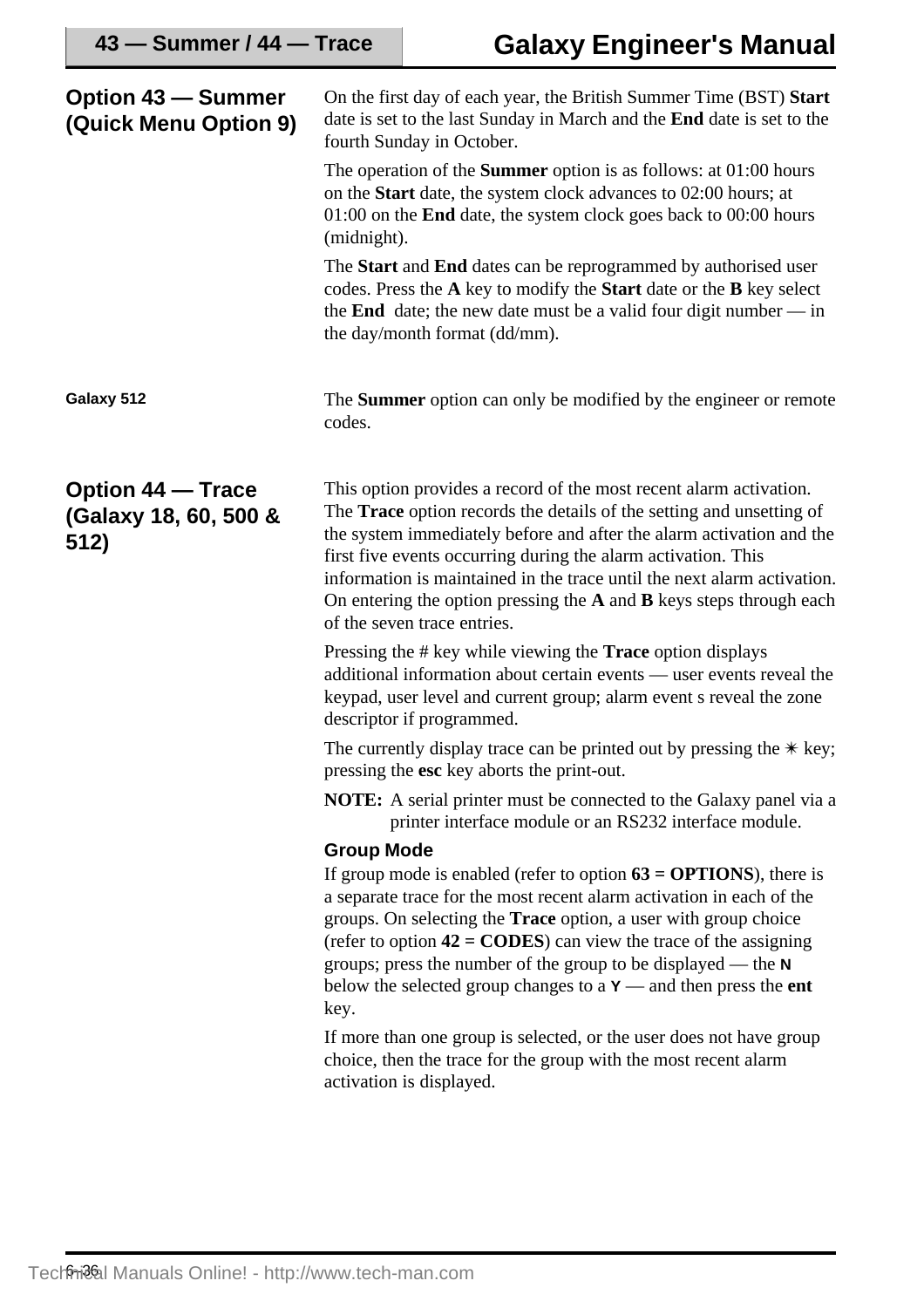## Option 43 — Summer (Quick Menu Option 9)

On the first day of each year, the British Summer Time (BST) **Start** date is set to the last Sunday in March and the **End** date is set to the fourth Sunday in October.

The operation of the **Summer** option is as follows: at 01:00 hours on the **Start** date, the system clock advances to 02:00 hours; at 01:00 on the **End** date, the system clock goes back to 00:00 hours (midnight).

The **Start** and **End** dates can be reprogrammed by authorised user codes. Press the **A** key to modify the **Start** date or the **B** key select the **End** date; the new date must be a valid four digit number — in the day/month format (dd/mm).

#### Galaxy 512

The **Summer** option can only be modified by the engineer or remote codes.

## Option 44 — Trace (Galaxy 18, 60, 500 & 512)

This option provides a record of the most recent alarm activation. The **Trace** option records the details of the setting and unsetting of the system immediately before and after the alarm activation and the first five events occurring during the alarm activation. This information is maintained in the trace until the next alarm activation. On entering the option pressing the **A** and **B** keys steps through each of the seven trace entries.

Pressing the # key while viewing the **Trace** option displays additional information about certain events — user events reveal the keypad, user level and current group; alarm event s reveal the zone descriptor if programmed.

The currently display trace can be printed out by pressing the ✳ key; pressing the **esc** key aborts the print-out.

**NOTE:** A serial printer must be connected to the Galaxy panel via a printer interface module or an RS232 interface module.

### Group Mode

If group mode is enabled (refer to option **63 = OPTIONS**), there is a separate trace for the most recent alarm activation in each of the groups. On selecting the **Trace** option, a user with group choice (refer to option **42 = CODES**) can view the trace of the assigning groups; press the number of the group to be displayed — the **N** below the selected group changes to a **Y** — and then press the **ent** key.

If more than one group is selected, or the user does not have group choice, then the trace for the group with the most recent alarm activation is displayed.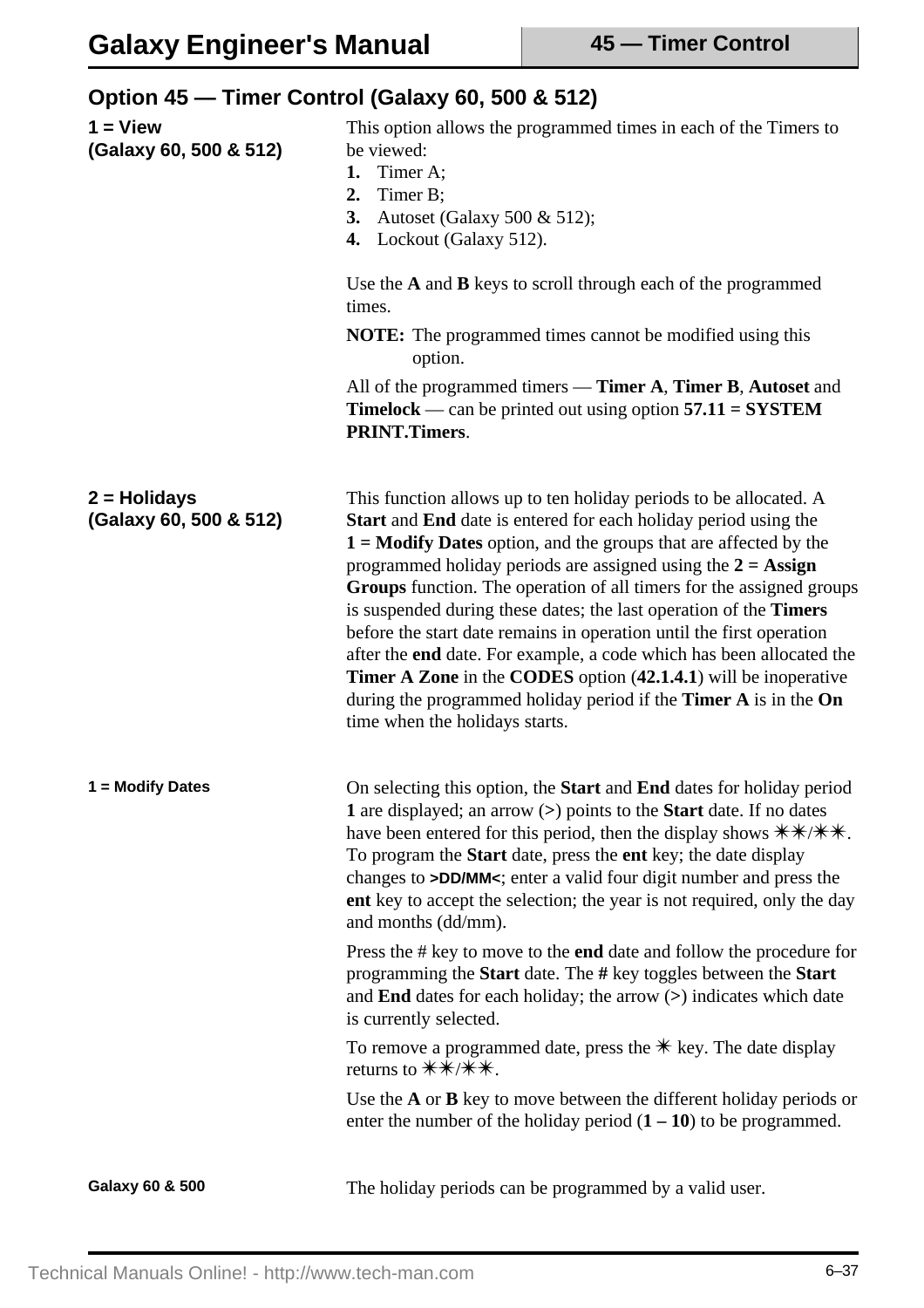## Option 45 — Timer Control (Galaxy 60, 500 & 512)

### 1 = View (Galaxy 60, 500 & 512)

This option allows the programmed times in each of the Timers to be viewed:

1. Timer A;
2. Timer B;
3. Autoset (Galaxy 500 & 512);
4. Lockout (Galaxy 512).

Use the **A** and **B** keys to scroll through each of the programmed times.

**NOTE:** The programmed times cannot be modified using this option.

All of the programmed timers — **Timer A**, **Timer B**, **Autoset** and **Timelock** — can be printed out using option **57.11 = SYSTEM PRINT.Timers**.

### 2 = Holidays (Galaxy 60, 500 & 512)

This function allows up to ten holiday periods to be allocated. A **Start** and **End** date is entered for each holiday period using the **1 = Modify Dates** option, and the groups that are affected by the programmed holiday periods are assigned using the **2 = Assign Groups** function. The operation of all timers for the assigned groups is suspended during these dates; the last operation of the **Timers** before the start date remains in operation until the first operation after the **end** date. For example, a code which has been allocated the **Timer A Zone** in the **CODES** option (**42.1.4.1**) will be inoperative during the programmed holiday period if the **Timer A** is in the **On** time when the holidays starts.

#### 1 = Modify Dates

On selecting this option, the **Start** and **End** dates for holiday period **1** are displayed; an arrow (>) points to the **Start** date. If no dates have been entered for this period, then the display shows ✳✳/✳✳. To program the **Start** date, press the **ent** key; the date display changes to **>DD/MM<**; enter a valid four digit number and press the **ent** key to accept the selection; the year is not required, only the day and months (dd/mm).

Press the # key to move to the **end** date and follow the procedure for programming the **Start** date. The **#** key toggles between the **Start** and **End** dates for each holiday; the arrow (>) indicates which date is currently selected.

To remove a programmed date, press the ✳ key. The date display returns to ✳✳/✳✳.

Use the **A** or **B** key to move between the different holiday periods or enter the number of the holiday period (**1 – 10**) to be programmed.

#### Galaxy 60 & 500

The holiday periods can be programmed by a valid user.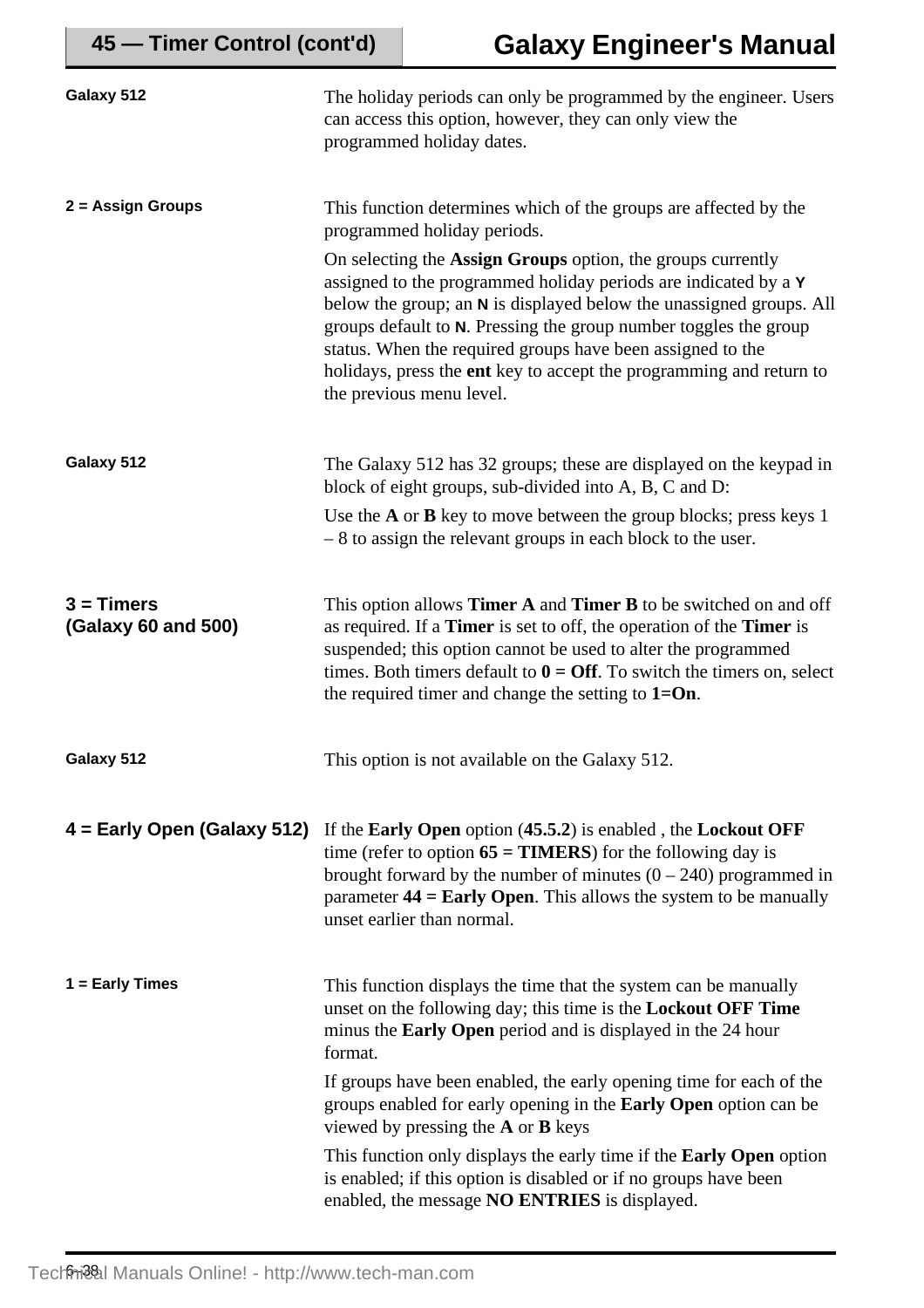**Galaxy 512**

The holiday periods can only be programmed by the engineer. Users can access this option, however, they can only view the programmed holiday dates.

**2 = Assign Groups**

This function determines which of the groups are affected by the programmed holiday periods.

On selecting the **Assign Groups** option, the groups currently assigned to the programmed holiday periods are indicated by a **Y** below the group; an **N** is displayed below the unassigned groups. All groups default to **N**. Pressing the group number toggles the group status. When the required groups have been assigned to the holidays, press the **ent** key to accept the programming and return to the previous menu level.

**Galaxy 512**

The Galaxy 512 has 32 groups; these are displayed on the keypad in block of eight groups, sub-divided into A, B, C and D:

Use the **A** or **B** key to move between the group blocks; press keys 1 – 8 to assign the relevant groups in each block to the user.

## 3 = Timers (Galaxy 60 and 500)

This option allows **Timer A** and **Timer B** to be switched on and off as required. If a **Timer** is set to off, the operation of the **Timer** is suspended; this option cannot be used to alter the programmed times. Both timers default to **0 = Off**. To switch the timers on, select the required timer and change the setting to **1=On**.

**Galaxy 512**

This option is not available on the Galaxy 512.

## 4 = Early Open (Galaxy 512)

If the **Early Open** option (**45.5.2**) is enabled , the **Lockout OFF** time (refer to option **65 = TIMERS**) for the following day is brought forward by the number of minutes (0 – 240) programmed in parameter **44 = Early Open**. This allows the system to be manually unset earlier than normal.

**1 = Early Times**

This function displays the time that the system can be manually unset on the following day; this time is the **Lockout OFF Time** minus the **Early Open** period and is displayed in the 24 hour format.

If groups have been enabled, the early opening time for each of the groups enabled for early opening in the **Early Open** option can be viewed by pressing the **A** or **B** keys

This function only displays the early time if the **Early Open** option is enabled; if this option is disabled or if no groups have been enabled, the message **NO ENTRIES** is displayed.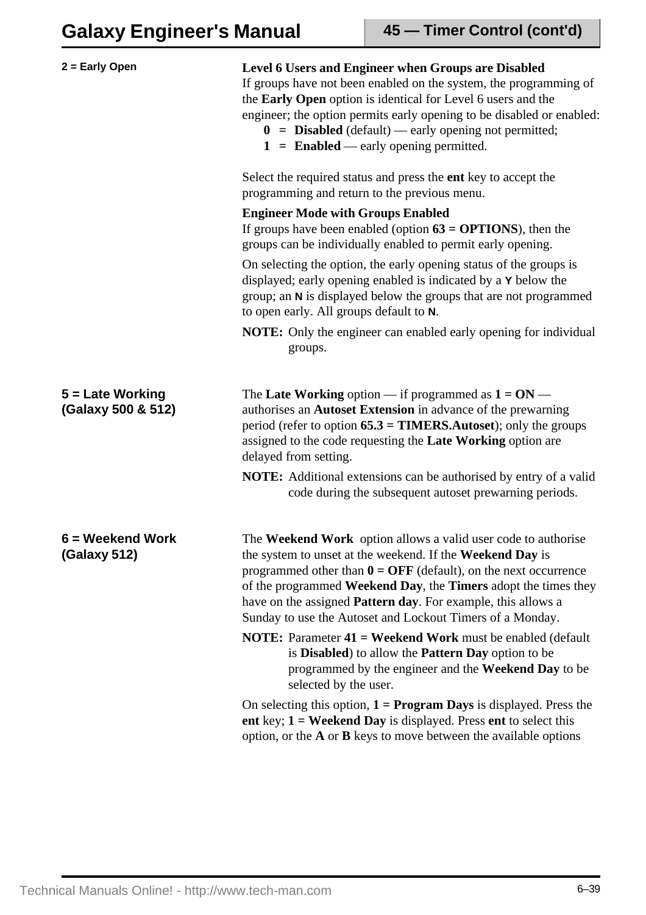## 2 = Early Open

**Level 6 Users and Engineer when Groups are Disabled**
If groups have not been enabled on the system, the programming of the **Early Open** option is identical for Level 6 users and the engineer; the option permits early opening to be disabled or enabled:

- **0 = Disabled** (default) — early opening not permitted;
- **1 = Enabled** — early opening permitted.

Select the required status and press the **ent** key to accept the programming and return to the previous menu.

**Engineer Mode with Groups Enabled**
If groups have been enabled (option **63 = OPTIONS**), then the groups can be individually enabled to permit early opening.

On selecting the option, the early opening status of the groups is displayed; early opening enabled is indicated by a **Y** below the group; an **N** is displayed below the groups that are not programmed to open early. All groups default to **N**.

**NOTE:** Only the engineer can enabled early opening for individual groups.

## 5 = Late Working (Galaxy 500 & 512)

The **Late Working** option — if programmed as **1 = ON** — authorises an **Autoset Extension** in advance of the prewarning period (refer to option **65.3 = TIMERS.Autoset**); only the groups assigned to the code requesting the **Late Working** option are delayed from setting.

**NOTE:** Additional extensions can be authorised by entry of a valid code during the subsequent autoset prewarning periods.

## 6 = Weekend Work (Galaxy 512)

The **Weekend Work** option allows a valid user code to authorise the system to unset at the weekend. If the **Weekend Day** is programmed other than **0 = OFF** (default), on the next occurrence of the programmed **Weekend Day**, the **Timers** adopt the times they have on the assigned **Pattern day**. For example, this allows a Sunday to use the Autoset and Lockout Timers of a Monday.

**NOTE:** Parameter **41 = Weekend Work** must be enabled (default is **Disabled**) to allow the **Pattern Day** option to be programmed by the engineer and the **Weekend Day** to be selected by the user.

On selecting this option, **1 = Program Days** is displayed. Press the **ent** key; **1 = Weekend Day** is displayed. Press **ent** to select this option, or the **A** or **B** keys to move between the available options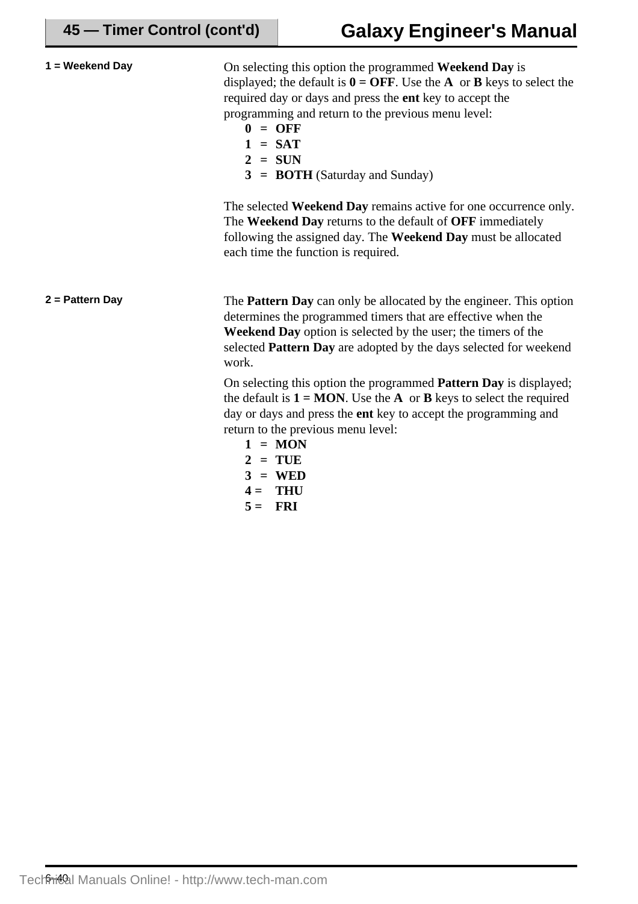**1 = Weekend Day**

On selecting this option the programmed **Weekend Day** is displayed; the default is **0 = OFF**. Use the **A** or **B** keys to select the required day or days and press the **ent** key to accept the programming and return to the previous menu level:

- **0 = OFF**
- **1 = SAT**
- **2 = SUN**
- **3 = BOTH** (Saturday and Sunday)

The selected **Weekend Day** remains active for one occurrence only. The **Weekend Day** returns to the default of **OFF** immediately following the assigned day. The **Weekend Day** must be allocated each time the function is required.

**2 = Pattern Day**

The **Pattern Day** can only be allocated by the engineer. This option determines the programmed timers that are effective when the **Weekend Day** option is selected by the user; the timers of the selected **Pattern Day** are adopted by the days selected for weekend work.

On selecting this option the programmed **Pattern Day** is displayed; the default is **1 = MON**. Use the **A** or **B** keys to select the required day or days and press the **ent** key to accept the programming and return to the previous menu level:

- **1 = MON**
- **2 = TUE**
- **3 = WED**
- **4 = THU**
- **5 = FRI**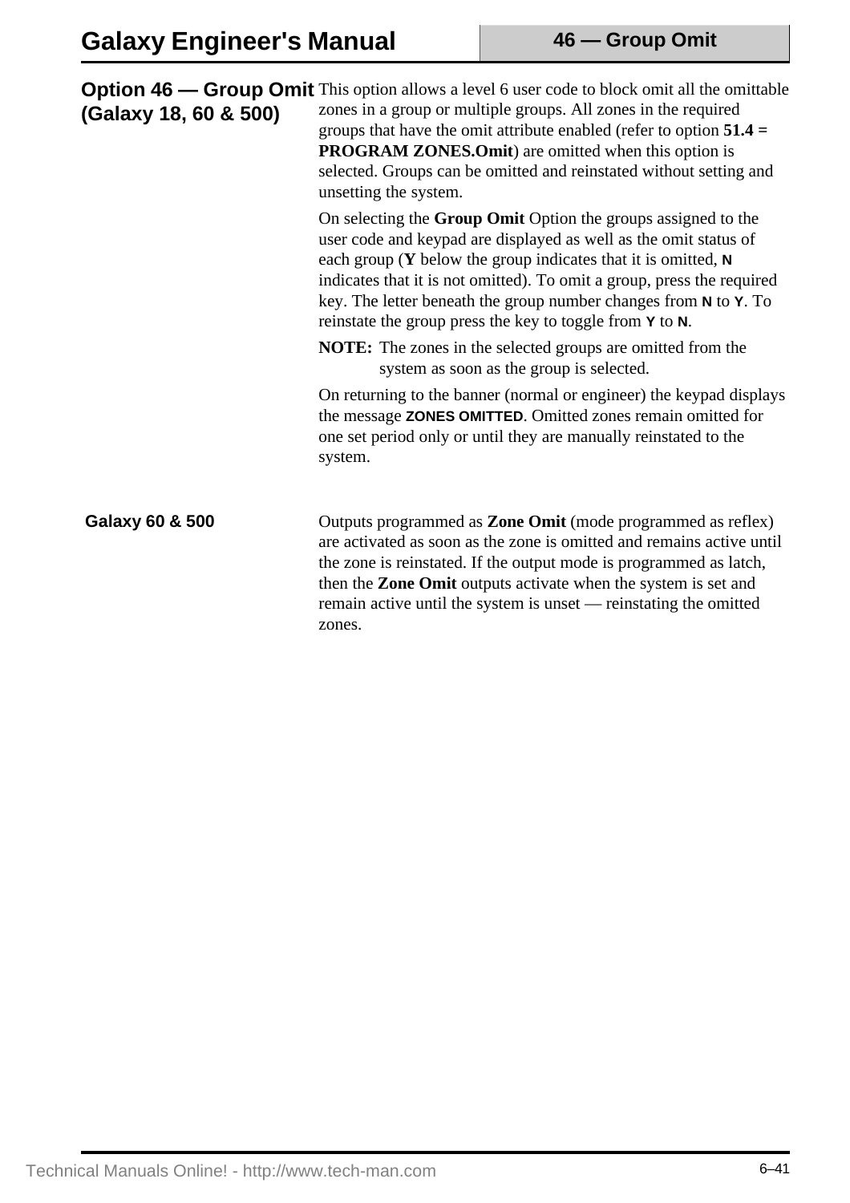## Option 46 — Group Omit (Galaxy 18, 60 & 500)

This option allows a level 6 user code to block omit all the omittable zones in a group or multiple groups. All zones in the required groups that have the omit attribute enabled (refer to option **51.4 = PROGRAM ZONES.Omit**) are omitted when this option is selected. Groups can be omitted and reinstated without setting and unsetting the system.

On selecting the **Group Omit** Option the groups assigned to the user code and keypad are displayed as well as the omit status of each group (**Y** below the group indicates that it is omitted, **N** indicates that it is not omitted). To omit a group, press the required key. The letter beneath the group number changes from **N** to **Y**. To reinstate the group press the key to toggle from **Y** to **N**.

**NOTE:** The zones in the selected groups are omitted from the system as soon as the group is selected.

On returning to the banner (normal or engineer) the keypad displays the message **ZONES OMITTED**. Omitted zones remain omitted for one set period only or until they are manually reinstated to the system.

### Galaxy 60 & 500

Outputs programmed as **Zone Omit** (mode programmed as reflex) are activated as soon as the zone is omitted and remains active until the zone is reinstated. If the output mode is programmed as latch, then the **Zone Omit** outputs activate when the system is set and remain active until the system is unset — reinstating the omitted zones.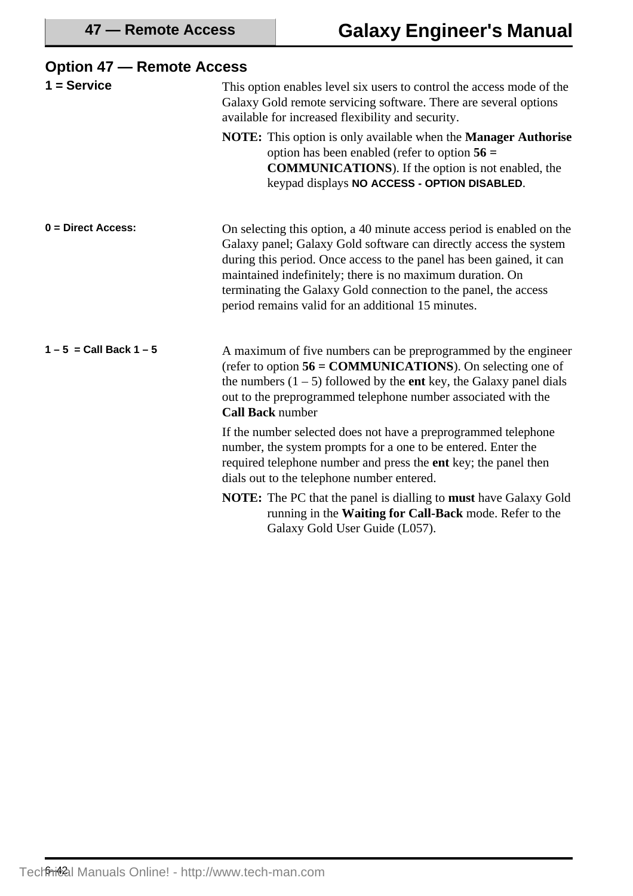## Option 47 — Remote Access

**1 = Service**

This option enables level six users to control the access mode of the Galaxy Gold remote servicing software. There are several options available for increased flexibility and security.

**NOTE:** This option is only available when the **Manager Authorise** option has been enabled (refer to option **56 = COMMUNICATIONS**). If the option is not enabled, the keypad displays **NO ACCESS - OPTION DISABLED**.

**0 = Direct Access:**

On selecting this option, a 40 minute access period is enabled on the Galaxy panel; Galaxy Gold software can directly access the system during this period. Once access to the panel has been gained, it can maintained indefinitely; there is no maximum duration. On terminating the Galaxy Gold connection to the panel, the access period remains valid for an additional 15 minutes.

**1 – 5 = Call Back 1 – 5**

A maximum of five numbers can be preprogrammed by the engineer (refer to option **56 = COMMUNICATIONS**). On selecting one of the numbers (1 – 5) followed by the **ent** key, the Galaxy panel dials out to the preprogrammed telephone number associated with the **Call Back** number

If the number selected does not have a preprogrammed telephone number, the system prompts for a one to be entered. Enter the required telephone number and press the **ent** key; the panel then dials out to the telephone number entered.

**NOTE:** The PC that the panel is dialling to **must** have Galaxy Gold running in the **Waiting for Call-Back** mode. Refer to the Galaxy Gold User Guide (L057).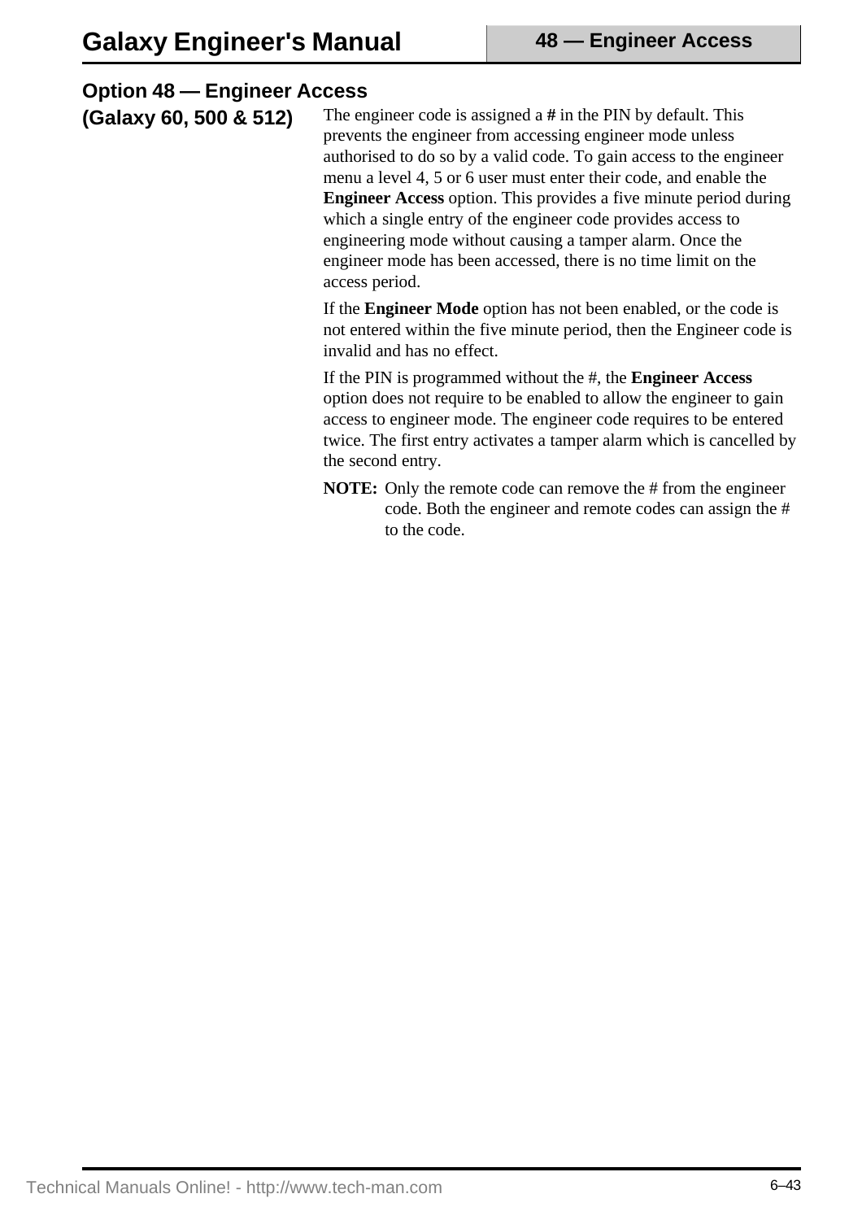## Option 48 — Engineer Access

**(Galaxy 60, 500 & 512)**

The engineer code is assigned a **#** in the PIN by default. This prevents the engineer from accessing engineer mode unless authorised to do so by a valid code. To gain access to the engineer menu a level 4, 5 or 6 user must enter their code, and enable the **Engineer Access** option. This provides a five minute period during which a single entry of the engineer code provides access to engineering mode without causing a tamper alarm. Once the engineer mode has been accessed, there is no time limit on the access period.

If the **Engineer Mode** option has not been enabled, or the code is not entered within the five minute period, then the Engineer code is invalid and has no effect.

If the PIN is programmed without the #, the **Engineer Access** option does not require to be enabled to allow the engineer to gain access to engineer mode. The engineer code requires to be entered twice. The first entry activates a tamper alarm which is cancelled by the second entry.

**NOTE:** Only the remote code can remove the # from the engineer code. Both the engineer and remote codes can assign the # to the code.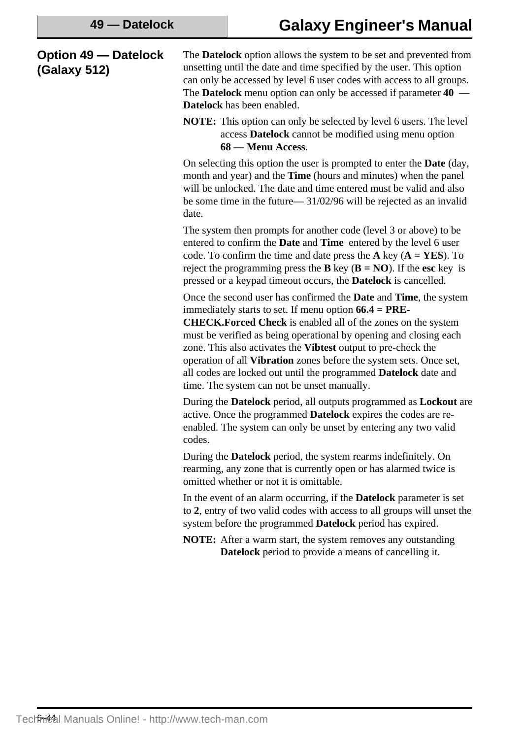## Option 49 — Datelock (Galaxy 512)

The **Datelock** option allows the system to be set and prevented from unsetting until the date and time specified by the user. This option can only be accessed by level 6 user codes with access to all groups. The **Datelock** menu option can only be accessed if parameter **40 — Datelock** has been enabled.

**NOTE:** This option can only be selected by level 6 users. The level access **Datelock** cannot be modified using menu option **68 — Menu Access**.

On selecting this option the user is prompted to enter the **Date** (day, month and year) and the **Time** (hours and minutes) when the panel will be unlocked. The date and time entered must be valid and also be some time in the future— 31/02/96 will be rejected as an invalid date.

The system then prompts for another code (level 3 or above) to be entered to confirm the **Date** and **Time** entered by the level 6 user code. To confirm the time and date press the **A** key (**A = YES**). To reject the programming press the **B** key (**B = NO**). If the **esc** key is pressed or a keypad timeout occurs, the **Datelock** is cancelled.

Once the second user has confirmed the **Date** and **Time**, the system immediately starts to set. If menu option **66.4 = PRE-CHECK.Forced Check** is enabled all of the zones on the system must be verified as being operational by opening and closing each zone. This also activates the **Vibtest** output to pre-check the operation of all **Vibration** zones before the system sets. Once set, all codes are locked out until the programmed **Datelock** date and time. The system can not be unset manually.

During the **Datelock** period, all outputs programmed as **Lockout** are active. Once the programmed **Datelock** expires the codes are re-enabled. The system can only be unset by entering any two valid codes.

During the **Datelock** period, the system rearms indefinitely. On rearming, any zone that is currently open or has alarmed twice is omitted whether or not it is omittable.

In the event of an alarm occurring, if the **Datelock** parameter is set to **2**, entry of two valid codes with access to all groups will unset the system before the programmed **Datelock** period has expired.

**NOTE:** After a warm start, the system removes any outstanding **Datelock** period to provide a means of cancelling it.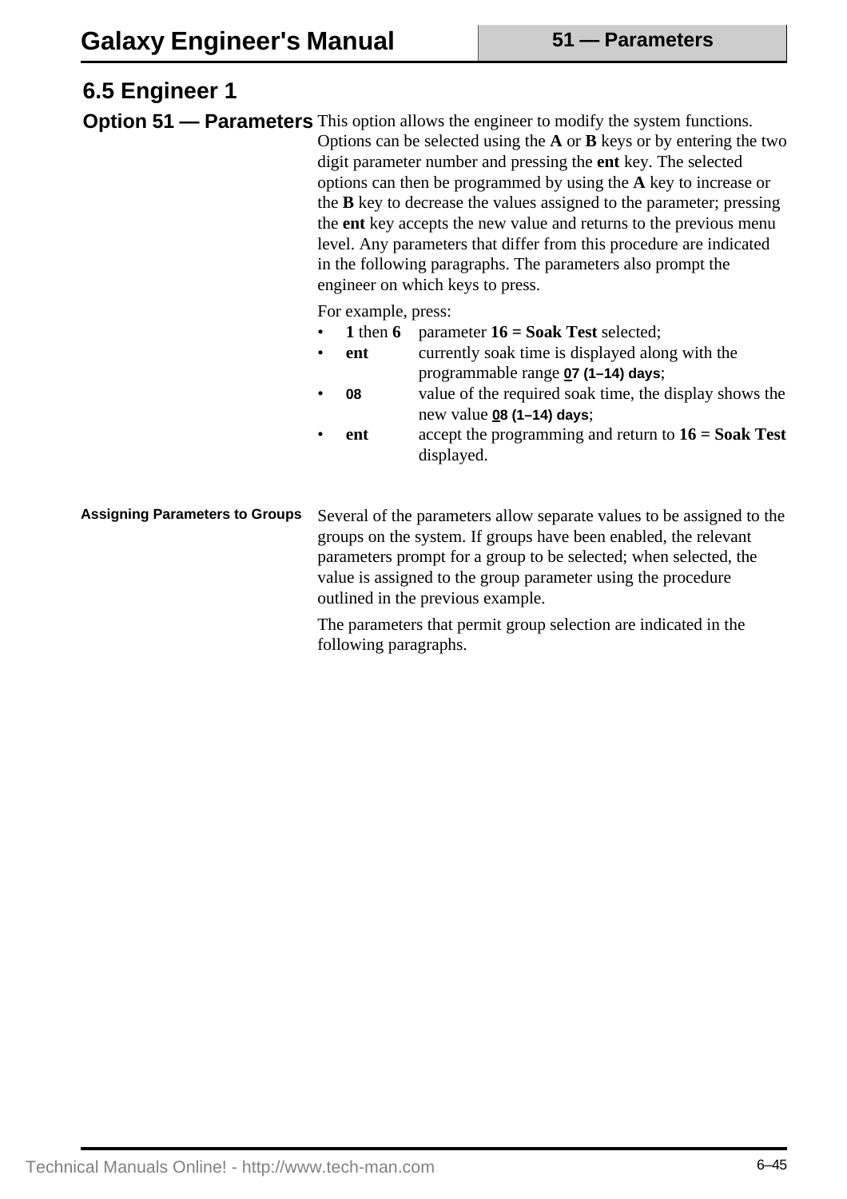## 6.5 Engineer 1

### Option 51 — Parameters

This option allows the engineer to modify the system functions. Options can be selected using the **A** or **B** keys or by entering the two digit parameter number and pressing the **ent** key. The selected options can then be programmed by using the **A** key to increase or the **B** key to decrease the values assigned to the parameter; pressing the **ent** key accepts the new value and returns to the previous menu level. Any parameters that differ from this procedure are indicated in the following paragraphs. The parameters also prompt the engineer on which keys to press.

For example, press:

- **1** then **6** parameter **16 = Soak Test** selected;
- **ent** currently soak time is displayed along with the programmable range **0̲7 (1–14) days**;
- **08** value of the required soak time, the display shows the new value **0̲8 (1–14) days**;
- **ent** accept the programming and return to **16 = Soak Test** displayed.

#### Assigning Parameters to Groups

Several of the parameters allow separate values to be assigned to the groups on the system. If groups have been enabled, the relevant parameters prompt for a group to be selected; when selected, the value is assigned to the group parameter using the procedure outlined in the previous example.

The parameters that permit group selection are indicated in the following paragraphs.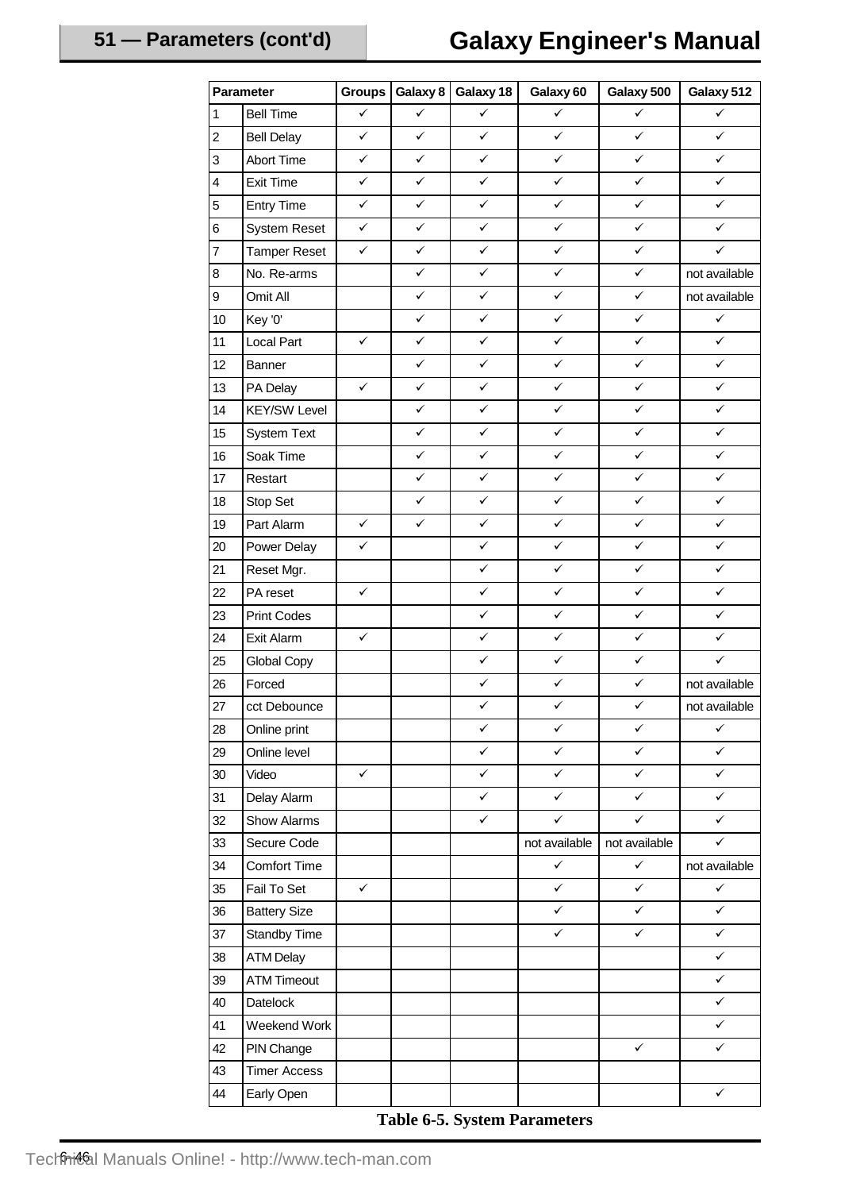| Parameter | | Groups | Galaxy 8 | Galaxy 18 | Galaxy 60 | Galaxy 500 | Galaxy 512 |
|---|---|---|---|---|---|---|---|
| 1 | Bell Time | ✓ | ✓ | ✓ | ✓ | ✓ | ✓ |
| 2 | Bell Delay | ✓ | ✓ | ✓ | ✓ | ✓ | ✓ |
| 3 | Abort Time | ✓ | ✓ | ✓ | ✓ | ✓ | ✓ |
| 4 | Exit Time | ✓ | ✓ | ✓ | ✓ | ✓ | ✓ |
| 5 | Entry Time | ✓ | ✓ | ✓ | ✓ | ✓ | ✓ |
| 6 | System Reset | ✓ | ✓ | ✓ | ✓ | ✓ | ✓ |
| 7 | Tamper Reset | ✓ | ✓ | ✓ | ✓ | ✓ | ✓ |
| 8 | No. Re-arms | | ✓ | ✓ | ✓ | ✓ | not available |
| 9 | Omit All | | ✓ | ✓ | ✓ | ✓ | not available |
| 10 | Key '0' | | ✓ | ✓ | ✓ | ✓ | ✓ |
| 11 | Local Part | ✓ | ✓ | ✓ | ✓ | ✓ | ✓ |
| 12 | Banner | | ✓ | ✓ | ✓ | ✓ | ✓ |
| 13 | PA Delay | ✓ | ✓ | ✓ | ✓ | ✓ | ✓ |
| 14 | KEY/SW Level | | ✓ | ✓ | ✓ | ✓ | ✓ |
| 15 | System Text | | ✓ | ✓ | ✓ | ✓ | ✓ |
| 16 | Soak Time | | ✓ | ✓ | ✓ | ✓ | ✓ |
| 17 | Restart | | ✓ | ✓ | ✓ | ✓ | ✓ |
| 18 | Stop Set | | ✓ | ✓ | ✓ | ✓ | ✓ |
| 19 | Part Alarm | ✓ | ✓ | ✓ | ✓ | ✓ | ✓ |
| 20 | Power Delay | ✓ | | ✓ | ✓ | ✓ | ✓ |
| 21 | Reset Mgr. | | | ✓ | ✓ | ✓ | ✓ |
| 22 | PA reset | ✓ | | ✓ | ✓ | ✓ | ✓ |
| 23 | Print Codes | | | ✓ | ✓ | ✓ | ✓ |
| 24 | Exit Alarm | ✓ | | ✓ | ✓ | ✓ | ✓ |
| 25 | Global Copy | | | ✓ | ✓ | ✓ | ✓ |
| 26 | Forced | | | ✓ | ✓ | ✓ | not available |
| 27 | cct Debounce | | | ✓ | ✓ | ✓ | not available |
| 28 | Online print | | | ✓ | ✓ | ✓ | ✓ |
| 29 | Online level | | | ✓ | ✓ | ✓ | ✓ |
| 30 | Video | ✓ | | ✓ | ✓ | ✓ | ✓ |
| 31 | Delay Alarm | | | ✓ | ✓ | ✓ | ✓ |
| 32 | Show Alarms | | | ✓ | ✓ | ✓ | ✓ |
| 33 | Secure Code | | | | not available | not available | ✓ |
| 34 | Comfort Time | | | | ✓ | ✓ | not available |
| 35 | Fail To Set | ✓ | | | ✓ | ✓ | ✓ |
| 36 | Battery Size | | | | ✓ | ✓ | ✓ |
| 37 | Standby Time | | | | ✓ | ✓ | ✓ |
| 38 | ATM Delay | | | | | | ✓ |
| 39 | ATM Timeout | | | | | | ✓ |
| 40 | Datelock | | | | | | ✓ |
| 41 | Weekend Work | | | | | | ✓ |
| 42 | PIN Change | | | | | ✓ | ✓ |
| 43 | Timer Access | | | | | | |
| 44 | Early Open | | | | | | ✓ |

**Table 6-5. System Parameters**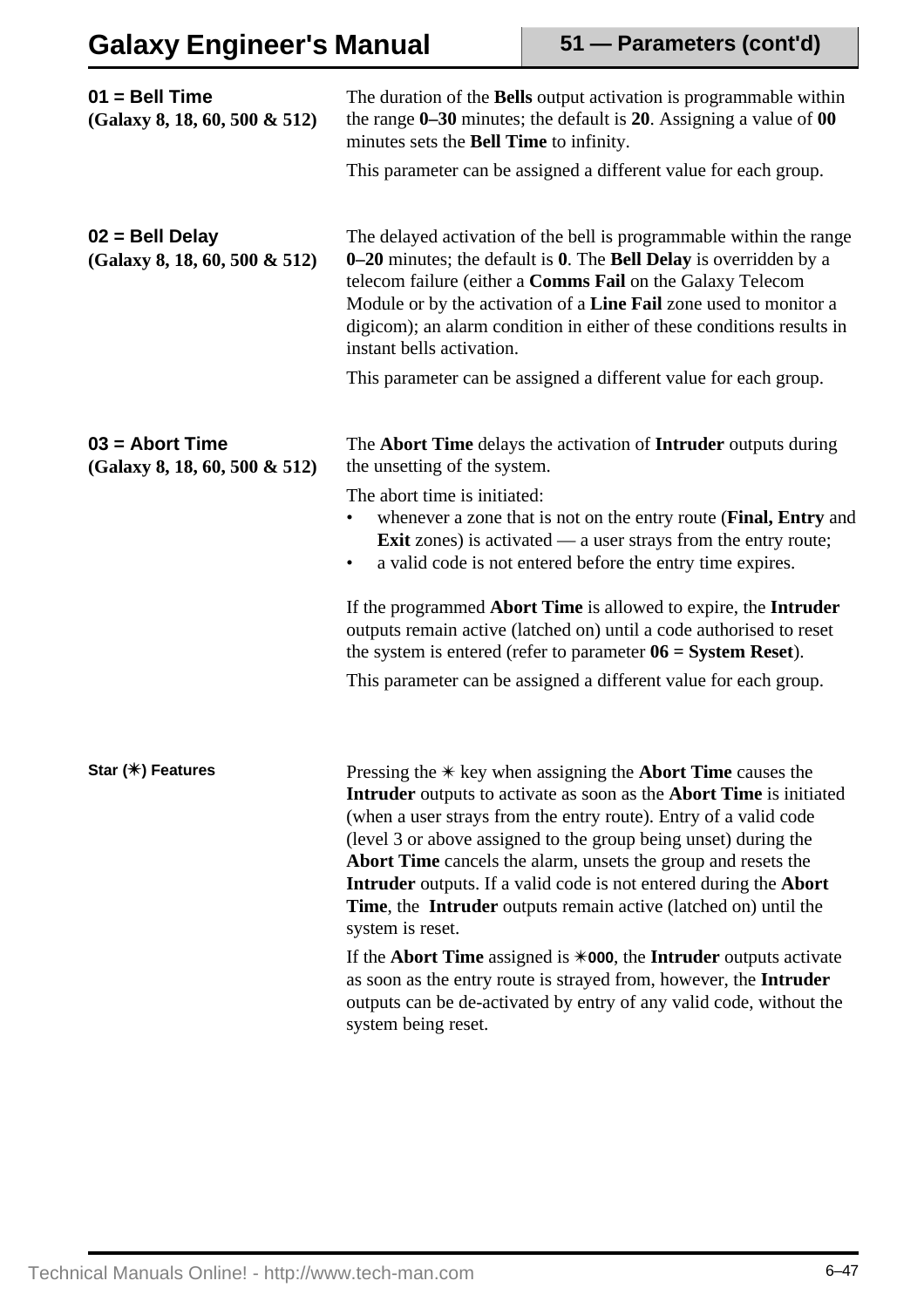### 01 = Bell Time
**(Galaxy 8, 18, 60, 500 & 512)**

The duration of the **Bells** output activation is programmable within the range **0–30** minutes; the default is **20**. Assigning a value of **00** minutes sets the **Bell Time** to infinity.

This parameter can be assigned a different value for each group.

### 02 = Bell Delay
**(Galaxy 8, 18, 60, 500 & 512)**

The delayed activation of the bell is programmable within the range **0–20** minutes; the default is **0**. The **Bell Delay** is overridden by a telecom failure (either a **Comms Fail** on the Galaxy Telecom Module or by the activation of a **Line Fail** zone used to monitor a digicom); an alarm condition in either of these conditions results in instant bells activation.

This parameter can be assigned a different value for each group.

### 03 = Abort Time
**(Galaxy 8, 18, 60, 500 & 512)**

The **Abort Time** delays the activation of **Intruder** outputs during the unsetting of the system.

The abort time is initiated:

- whenever a zone that is not on the entry route (**Final, Entry** and **Exit** zones) is activated — a user strays from the entry route;
- a valid code is not entered before the entry time expires.

If the programmed **Abort Time** is allowed to expire, the **Intruder** outputs remain active (latched on) until a code authorised to reset the system is entered (refer to parameter **06 = System Reset**).

This parameter can be assigned a different value for each group.

#### Star (✳) Features

Pressing the ✳ key when assigning the **Abort Time** causes the **Intruder** outputs to activate as soon as the **Abort Time** is initiated (when a user strays from the entry route). Entry of a valid code (level 3 or above assigned to the group being unset) during the **Abort Time** cancels the alarm, unsets the group and resets the **Intruder** outputs. If a valid code is not entered during the **Abort Time**, the **Intruder** outputs remain active (latched on) until the system is reset.

If the **Abort Time** assigned is **✳000**, the **Intruder** outputs activate as soon as the entry route is strayed from, however, the **Intruder** outputs can be de-activated by entry of any valid code, without the system being reset.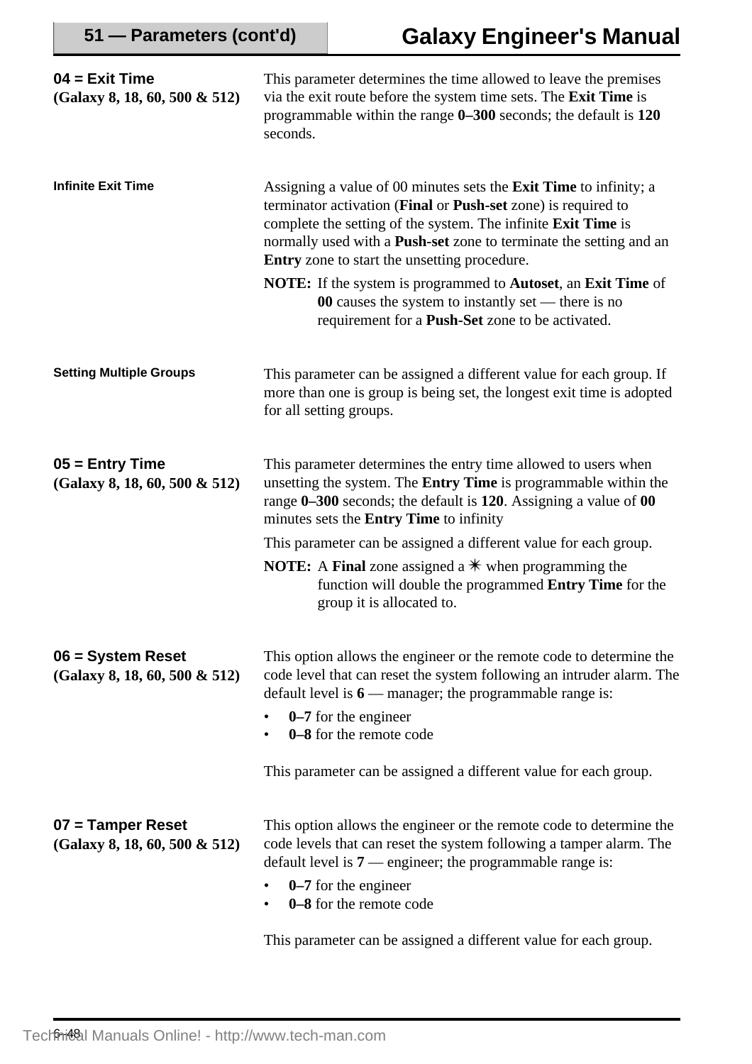### 04 = Exit Time
**(Galaxy 8, 18, 60, 500 & 512)**

This parameter determines the time allowed to leave the premises via the exit route before the system time sets. The **Exit Time** is programmable within the range **0–300** seconds; the default is **120** seconds.

#### Infinite Exit Time

Assigning a value of 00 minutes sets the **Exit Time** to infinity; a terminator activation (**Final** or **Push-set** zone) is required to complete the setting of the system. The infinite **Exit Time** is normally used with a **Push-set** zone to terminate the setting and an **Entry** zone to start the unsetting procedure.

**NOTE:** If the system is programmed to **Autoset**, an **Exit Time** of **00** causes the system to instantly set — there is no requirement for a **Push-Set** zone to be activated.

#### Setting Multiple Groups

This parameter can be assigned a different value for each group. If more than one is group is being set, the longest exit time is adopted for all setting groups.

### 05 = Entry Time
**(Galaxy 8, 18, 60, 500 & 512)**

This parameter determines the entry time allowed to users when unsetting the system. The **Entry Time** is programmable within the range **0–300** seconds; the default is **120**. Assigning a value of **00** minutes sets the **Entry Time** to infinity

This parameter can be assigned a different value for each group.

**NOTE:** A **Final** zone assigned a ✳ when programming the function will double the programmed **Entry Time** for the group it is allocated to.

### 06 = System Reset
**(Galaxy 8, 18, 60, 500 & 512)**

This option allows the engineer or the remote code to determine the code level that can reset the system following an intruder alarm. The default level is **6** — manager; the programmable range is:

- **0–7** for the engineer
- **0–8** for the remote code

This parameter can be assigned a different value for each group.

### 07 = Tamper Reset
**(Galaxy 8, 18, 60, 500 & 512)**

This option allows the engineer or the remote code to determine the code levels that can reset the system following a tamper alarm. The default level is **7** — engineer; the programmable range is:

- **0–7** for the engineer
- **0–8** for the remote code

This parameter can be assigned a different value for each group.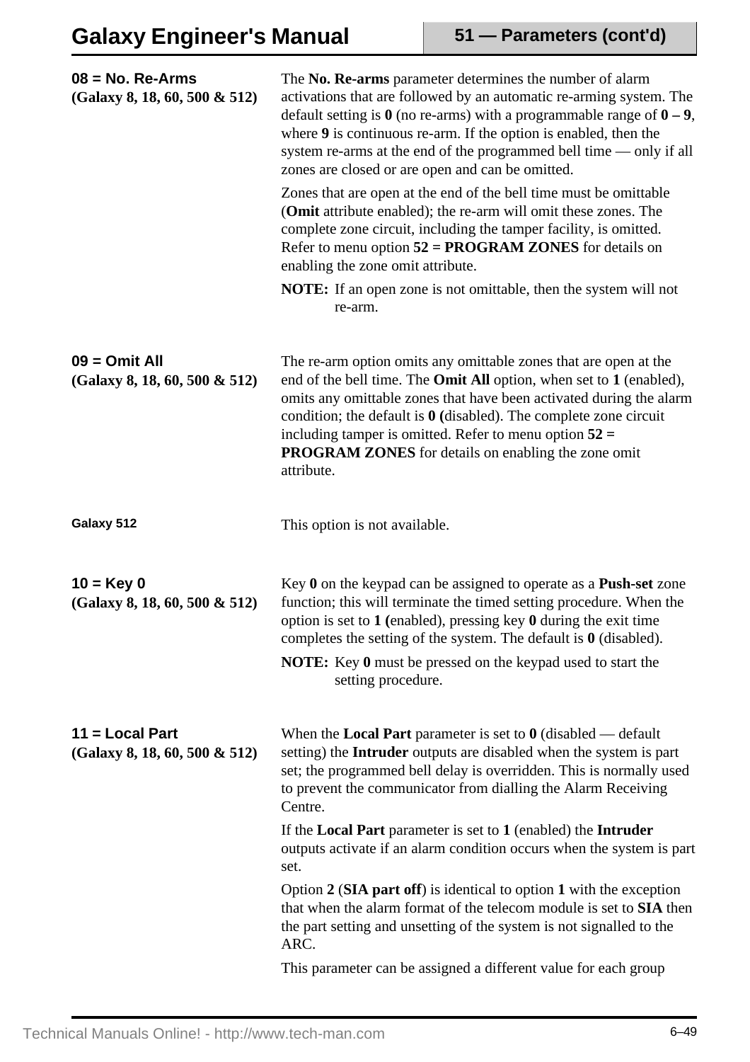### 08 = No. Re-Arms

**(Galaxy 8, 18, 60, 500 & 512)**

The **No. Re-arms** parameter determines the number of alarm activations that are followed by an automatic re-arming system. The default setting is **0** (no re-arms) with a programmable range of **0 – 9**, where **9** is continuous re-arm. If the option is enabled, then the system re-arms at the end of the programmed bell time — only if all zones are closed or are open and can be omitted.

Zones that are open at the end of the bell time must be omittable (**Omit** attribute enabled); the re-arm will omit these zones. The complete zone circuit, including the tamper facility, is omitted. Refer to menu option **52 = PROGRAM ZONES** for details on enabling the zone omit attribute.

**NOTE:** If an open zone is not omittable, then the system will not re-arm.

### 09 = Omit All

**(Galaxy 8, 18, 60, 500 & 512)**

The re-arm option omits any omittable zones that are open at the end of the bell time. The **Omit All** option, when set to **1** (enabled), omits any omittable zones that have been activated during the alarm condition; the default is **0 (**disabled). The complete zone circuit including tamper is omitted. Refer to menu option **52 = PROGRAM ZONES** for details on enabling the zone omit attribute.

**Galaxy 512**

This option is not available.

### 10 = Key 0

**(Galaxy 8, 18, 60, 500 & 512)**

Key **0** on the keypad can be assigned to operate as a **Push-set** zone function; this will terminate the timed setting procedure. When the option is set to **1 (**enabled), pressing key **0** during the exit time completes the setting of the system. The default is **0** (disabled).

**NOTE:** Key **0** must be pressed on the keypad used to start the setting procedure.

### 11 = Local Part

**(Galaxy 8, 18, 60, 500 & 512)**

When the **Local Part** parameter is set to **0** (disabled — default setting) the **Intruder** outputs are disabled when the system is part set; the programmed bell delay is overridden. This is normally used to prevent the communicator from dialling the Alarm Receiving Centre.

If the **Local Part** parameter is set to **1** (enabled) the **Intruder** outputs activate if an alarm condition occurs when the system is part set.

Option **2** (**SIA part off**) is identical to option **1** with the exception that when the alarm format of the telecom module is set to **SIA** then the part setting and unsetting of the system is not signalled to the ARC.

This parameter can be assigned a different value for each group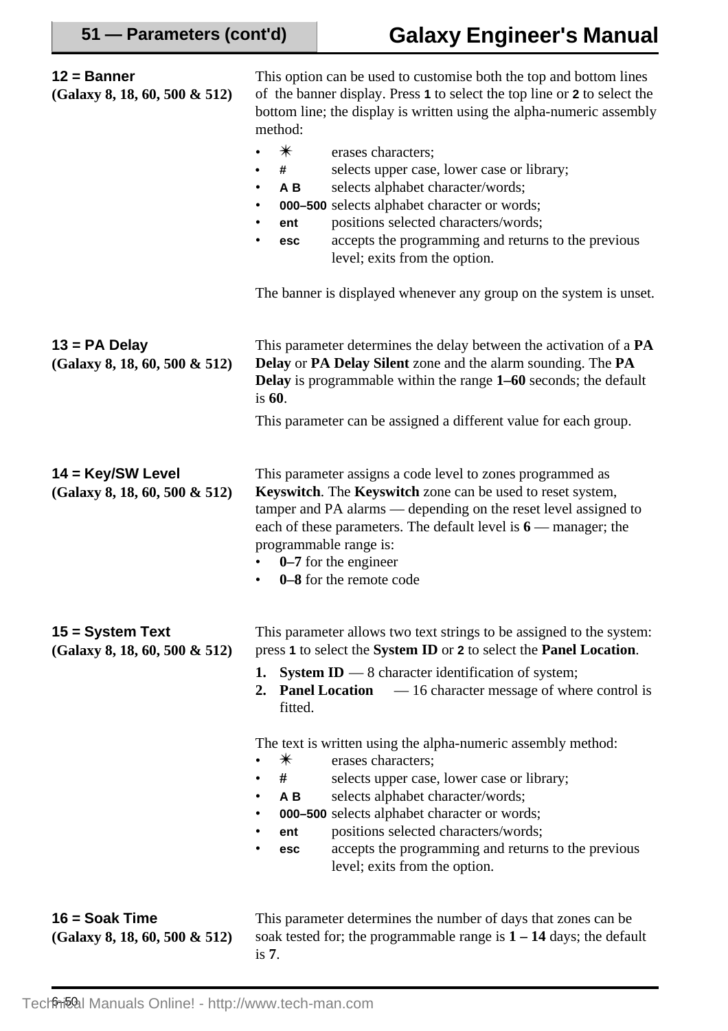### 12 = Banner
**(Galaxy 8, 18, 60, 500 & 512)**

This option can be used to customise both the top and bottom lines of the banner display. Press **1** to select the top line or **2** to select the bottom line; the display is written using the alpha-numeric assembly method:

- ✳ erases characters;
- **#** selects upper case, lower case or library;
- **A B** selects alphabet character/words;
- **000–500** selects alphabet character or words;
- **ent** positions selected characters/words;
- **esc** accepts the programming and returns to the previous level; exits from the option.

The banner is displayed whenever any group on the system is unset.

### 13 = PA Delay
**(Galaxy 8, 18, 60, 500 & 512)**

This parameter determines the delay between the activation of a **PA Delay** or **PA Delay Silent** zone and the alarm sounding. The **PA Delay** is programmable within the range **1–60** seconds; the default is **60**.

This parameter can be assigned a different value for each group.

### 14 = Key/SW Level
**(Galaxy 8, 18, 60, 500 & 512)**

This parameter assigns a code level to zones programmed as **Keyswitch**. The **Keyswitch** zone can be used to reset system, tamper and PA alarms — depending on the reset level assigned to each of these parameters. The default level is **6** — manager; the programmable range is:

- **0–7** for the engineer
- **0–8** for the remote code

### 15 = System Text
**(Galaxy 8, 18, 60, 500 & 512)**

This parameter allows two text strings to be assigned to the system: press **1** to select the **System ID** or **2** to select the **Panel Location**.

1. **System ID** — 8 character identification of system;
2. **Panel Location** — 16 character message of where control is fitted.

The text is written using the alpha-numeric assembly method:

- ✳ erases characters;
- **#** selects upper case, lower case or library;
- **A B** selects alphabet character/words;
- **000–500** selects alphabet character or words;
- **ent** positions selected characters/words;
- **esc** accepts the programming and returns to the previous level; exits from the option.

### 16 = Soak Time
**(Galaxy 8, 18, 60, 500 & 512)**

This parameter determines the number of days that zones can be soak tested for; the programmable range is **1 – 14** days; the default is **7**.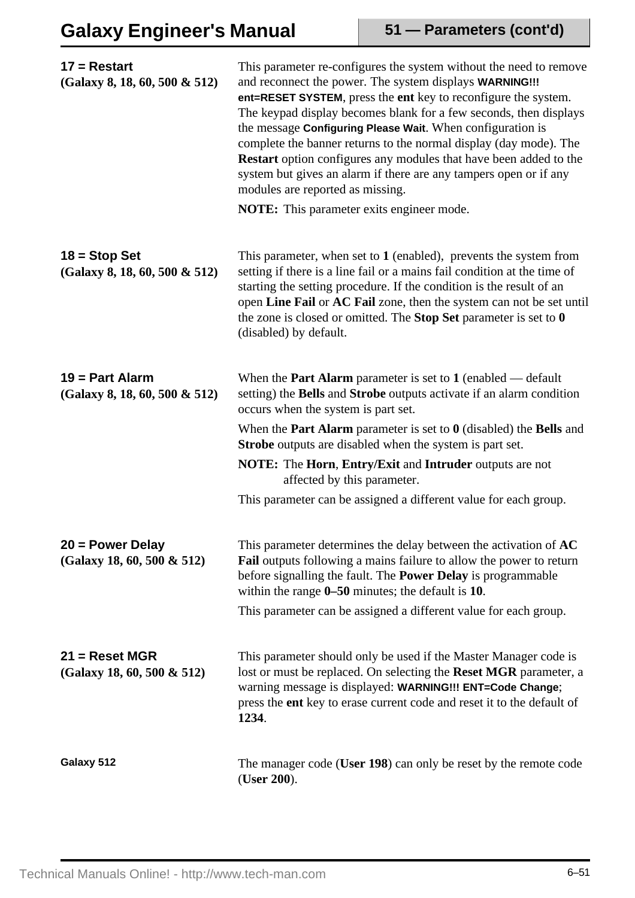### 17 = Restart
**(Galaxy 8, 18, 60, 500 & 512)**

This parameter re-configures the system without the need to remove and reconnect the power. The system displays **WARNING!!! ent=RESET SYSTEM**, press the **ent** key to reconfigure the system. The keypad display becomes blank for a few seconds, then displays the message **Configuring Please Wait**. When configuration is complete the banner returns to the normal display (day mode). The **Restart** option configures any modules that have been added to the system but gives an alarm if there are any tampers open or if any modules are reported as missing.

**NOTE:** This parameter exits engineer mode.

### 18 = Stop Set
**(Galaxy 8, 18, 60, 500 & 512)**

This parameter, when set to **1** (enabled), prevents the system from setting if there is a line fail or a mains fail condition at the time of starting the setting procedure. If the condition is the result of an open **Line Fail** or **AC Fail** zone, then the system can not be set until the zone is closed or omitted. The **Stop Set** parameter is set to **0** (disabled) by default.

### 19 = Part Alarm
**(Galaxy 8, 18, 60, 500 & 512)**

When the **Part Alarm** parameter is set to **1** (enabled — default setting) the **Bells** and **Strobe** outputs activate if an alarm condition occurs when the system is part set.

When the **Part Alarm** parameter is set to **0** (disabled) the **Bells** and **Strobe** outputs are disabled when the system is part set.

**NOTE:** The **Horn**, **Entry/Exit** and **Intruder** outputs are not affected by this parameter.

This parameter can be assigned a different value for each group.

### 20 = Power Delay
**(Galaxy 18, 60, 500 & 512)**

This parameter determines the delay between the activation of **AC Fail** outputs following a mains failure to allow the power to return before signalling the fault. The **Power Delay** is programmable within the range **0–50** minutes; the default is **10**.

This parameter can be assigned a different value for each group.

### 21 = Reset MGR
**(Galaxy 18, 60, 500 & 512)**

This parameter should only be used if the Master Manager code is lost or must be replaced. On selecting the **Reset MGR** parameter, a warning message is displayed: **WARNING!!! ENT=Code Change**; press the **ent** key to erase current code and reset it to the default of **1234**.

**Galaxy 512**

The manager code (**User 198**) can only be reset by the remote code (**User 200**).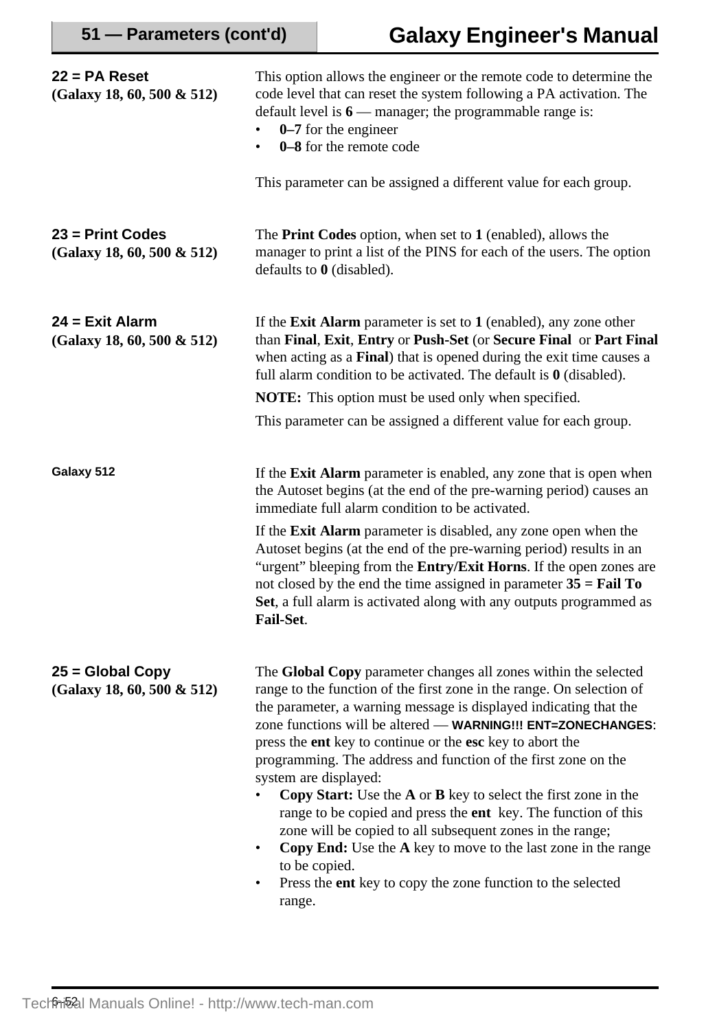## 22 = PA Reset
**(Galaxy 18, 60, 500 & 512)**

This option allows the engineer or the remote code to determine the code level that can reset the system following a PA activation. The default level is **6** — manager; the programmable range is:

- **0–7** for the engineer
- **0–8** for the remote code

This parameter can be assigned a different value for each group.

## 23 = Print Codes
**(Galaxy 18, 60, 500 & 512)**

The **Print Codes** option, when set to **1** (enabled), allows the manager to print a list of the PINS for each of the users. The option defaults to **0** (disabled).

## 24 = Exit Alarm
**(Galaxy 18, 60, 500 & 512)**

If the **Exit Alarm** parameter is set to **1** (enabled), any zone other than **Final**, **Exit**, **Entry** or **Push-Set** (or **Secure Final** or **Part Final** when acting as a **Final**) that is opened during the exit time causes a full alarm condition to be activated. The default is **0** (disabled).

**NOTE:** This option must be used only when specified.

This parameter can be assigned a different value for each group.

**Galaxy 512**

If the **Exit Alarm** parameter is enabled, any zone that is open when the Autoset begins (at the end of the pre-warning period) causes an immediate full alarm condition to be activated.

If the **Exit Alarm** parameter is disabled, any zone open when the Autoset begins (at the end of the pre-warning period) results in an “urgent” bleeping from the **Entry/Exit Horns**. If the open zones are not closed by the end the time assigned in parameter **35 = Fail To Set**, a full alarm is activated along with any outputs programmed as **Fail-Set**.

## 25 = Global Copy
**(Galaxy 18, 60, 500 & 512)**

The **Global Copy** parameter changes all zones within the selected range to the function of the first zone in the range. On selection of the parameter, a warning message is displayed indicating that the zone functions will be altered — **WARNING!!! ENT=ZONECHANGES**: press the **ent** key to continue or the **esc** key to abort the programming. The address and function of the first zone on the system are displayed:

- **Copy Start:** Use the **A** or **B** key to select the first zone in the range to be copied and press the **ent** key. The function of this zone will be copied to all subsequent zones in the range;
- **Copy End:** Use the **A** key to move to the last zone in the range to be copied.
- Press the **ent** key to copy the zone function to the selected range.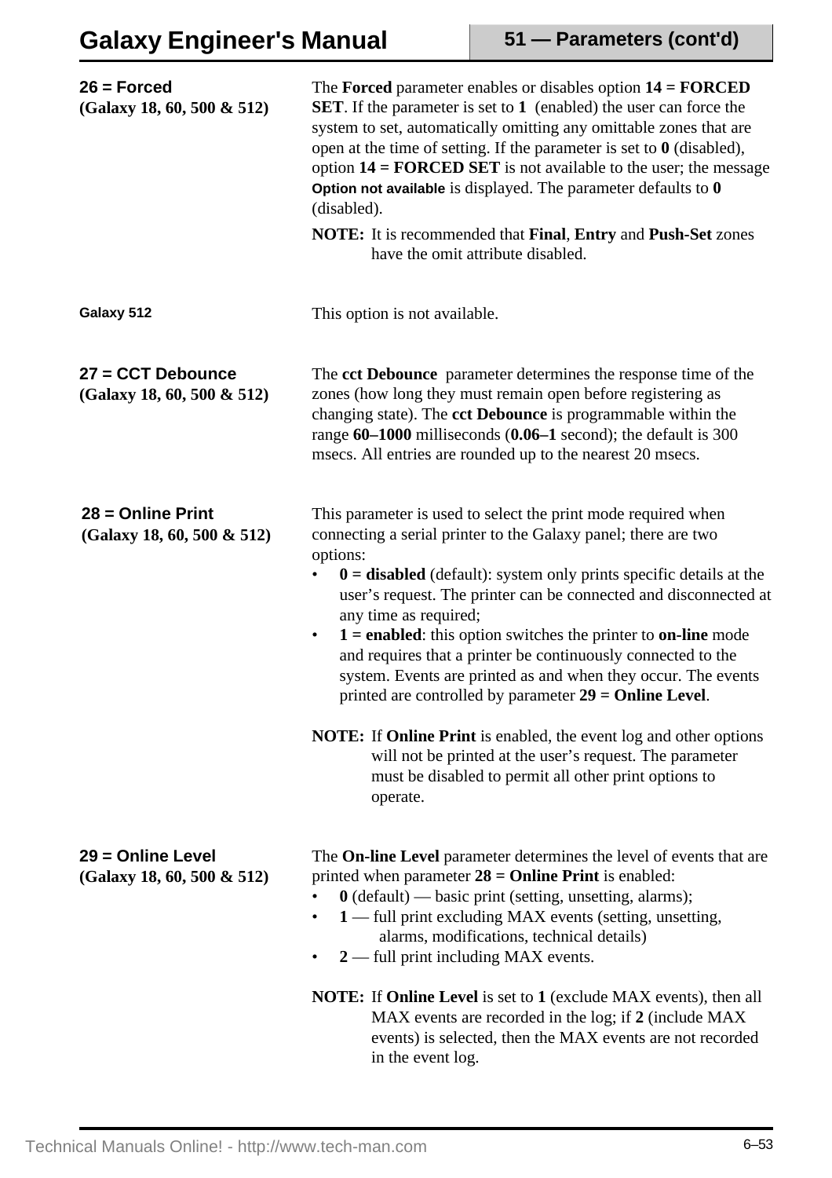### 26 = Forced
**(Galaxy 18, 60, 500 & 512)**

The **Forced** parameter enables or disables option **14 = FORCED SET**. If the parameter is set to **1** (enabled) the user can force the system to set, automatically omitting any omittable zones that are open at the time of setting. If the parameter is set to **0** (disabled), option **14 = FORCED SET** is not available to the user; the message **Option not available** is displayed. The parameter defaults to **0** (disabled).

**NOTE:** It is recommended that **Final**, **Entry** and **Push-Set** zones have the omit attribute disabled.

**Galaxy 512**

This option is not available.

### 27 = CCT Debounce
**(Galaxy 18, 60, 500 & 512)**

The **cct Debounce** parameter determines the response time of the zones (how long they must remain open before registering as changing state). The **cct Debounce** is programmable within the range **60–1000** milliseconds (**0.06–1** second); the default is 300 msecs. All entries are rounded up to the nearest 20 msecs.

### 28 = Online Print
**(Galaxy 18, 60, 500 & 512)**

This parameter is used to select the print mode required when connecting a serial printer to the Galaxy panel; there are two options:

- **0 = disabled** (default): system only prints specific details at the user's request. The printer can be connected and disconnected at any time as required;
- **1 = enabled**: this option switches the printer to **on-line** mode and requires that a printer be continuously connected to the system. Events are printed as and when they occur. The events printed are controlled by parameter **29 = Online Level**.

**NOTE:** If **Online Print** is enabled, the event log and other options will not be printed at the user's request. The parameter must be disabled to permit all other print options to operate.

### 29 = Online Level
**(Galaxy 18, 60, 500 & 512)**

The **On-line Level** parameter determines the level of events that are printed when parameter **28 = Online Print** is enabled:

- **0** (default) — basic print (setting, unsetting, alarms);
- **1** — full print excluding MAX events (setting, unsetting, alarms, modifications, technical details)
- **2** — full print including MAX events.

**NOTE:** If **Online Level** is set to **1** (exclude MAX events), then all MAX events are recorded in the log; if **2** (include MAX events) is selected, then the MAX events are not recorded in the event log.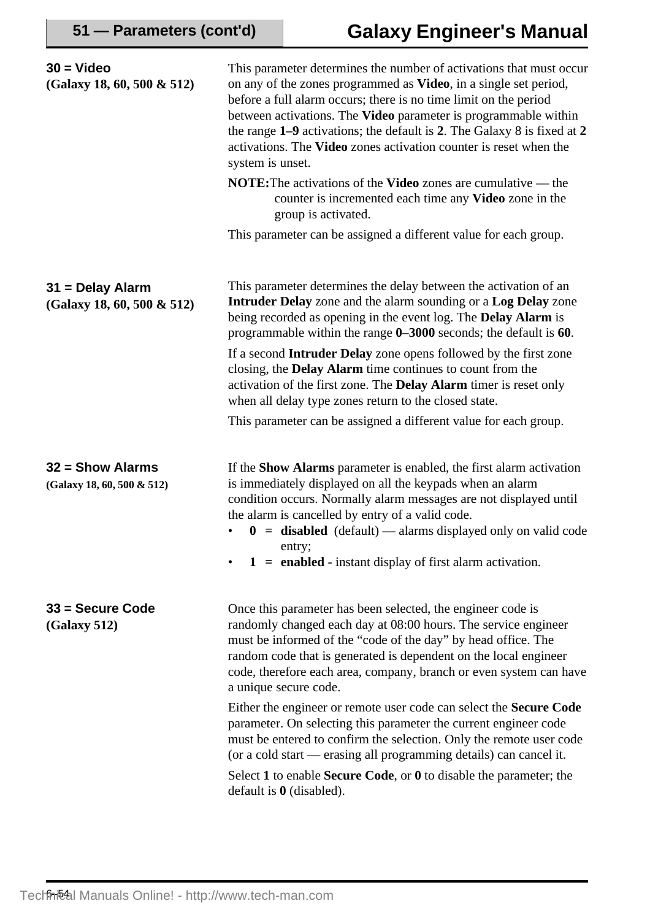### 30 = Video
**(Galaxy 18, 60, 500 & 512)**

This parameter determines the number of activations that must occur on any of the zones programmed as **Video**, in a single set period, before a full alarm occurs; there is no time limit on the period between activations. The **Video** parameter is programmable within the range **1–9** activations; the default is **2**. The Galaxy 8 is fixed at **2** activations. The **Video** zones activation counter is reset when the system is unset.

**NOTE:** The activations of the **Video** zones are cumulative — the counter is incremented each time any **Video** zone in the group is activated.

This parameter can be assigned a different value for each group.

### 31 = Delay Alarm
**(Galaxy 18, 60, 500 & 512)**

This parameter determines the delay between the activation of an **Intruder Delay** zone and the alarm sounding or a **Log Delay** zone being recorded as opening in the event log. The **Delay Alarm** is programmable within the range **0–3000** seconds; the default is **60**.

If a second **Intruder Delay** zone opens followed by the first zone closing, the **Delay Alarm** time continues to count from the activation of the first zone. The **Delay Alarm** timer is reset only when all delay type zones return to the closed state.

This parameter can be assigned a different value for each group.

### 32 = Show Alarms
**(Galaxy 18, 60, 500 & 512)**

If the **Show Alarms** parameter is enabled, the first alarm activation is immediately displayed on all the keypads when an alarm condition occurs. Normally alarm messages are not displayed until the alarm is cancelled by entry of a valid code.

- **0 = disabled** (default) — alarms displayed only on valid code entry;
- **1 = enabled** - instant display of first alarm activation.

### 33 = Secure Code
**(Galaxy 512)**

Once this parameter has been selected, the engineer code is randomly changed each day at 08:00 hours. The service engineer must be informed of the “code of the day” by head office. The random code that is generated is dependent on the local engineer code, therefore each area, company, branch or even system can have a unique secure code.

Either the engineer or remote user code can select the **Secure Code** parameter. On selecting this parameter the current engineer code must be entered to confirm the selection. Only the remote user code (or a cold start — erasing all programming details) can cancel it.

Select **1** to enable **Secure Code**, or **0** to disable the parameter; the default is **0** (disabled).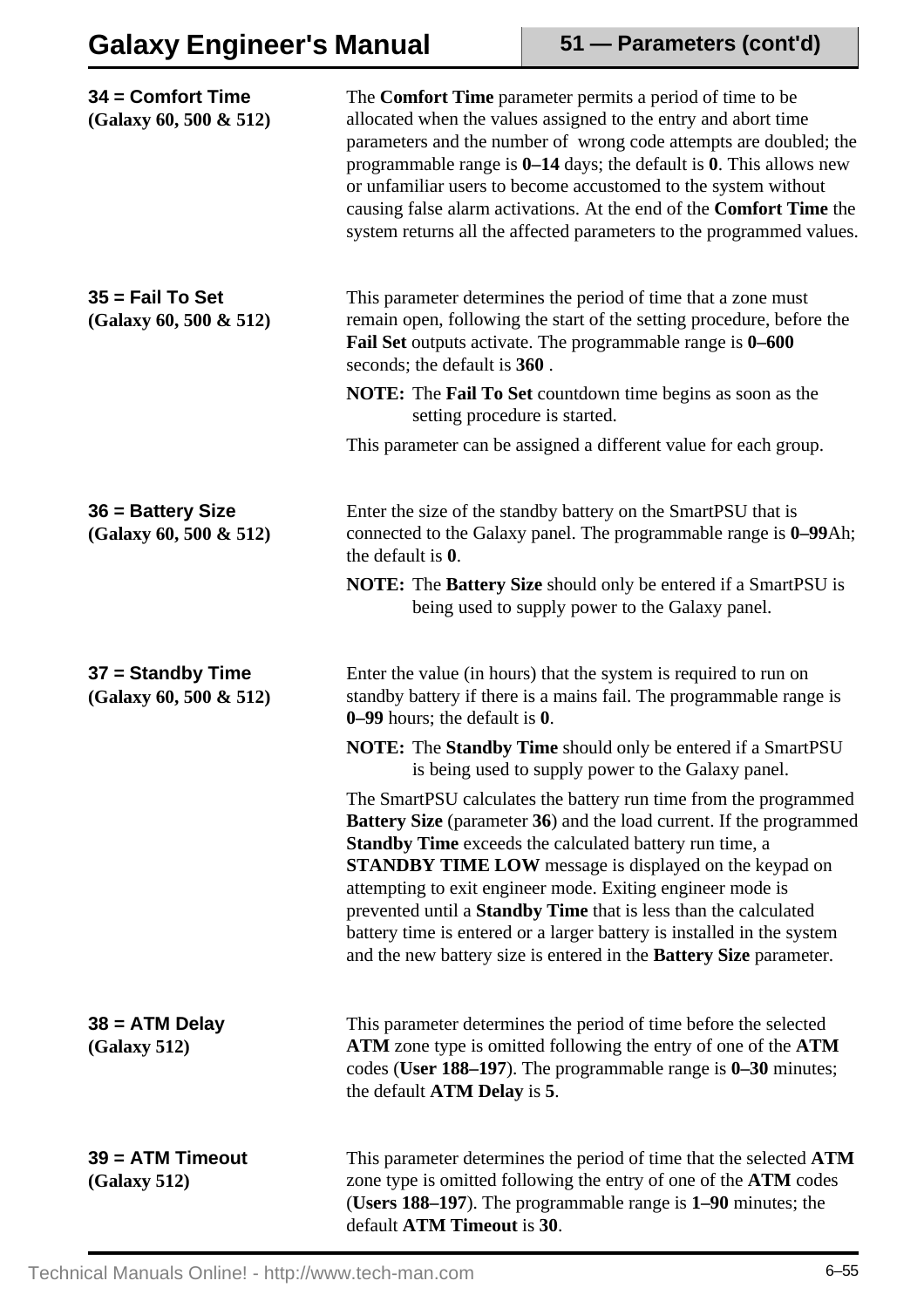### 34 = Comfort Time
**(Galaxy 60, 500 & 512)**

The **Comfort Time** parameter permits a period of time to be allocated when the values assigned to the entry and abort time parameters and the number of wrong code attempts are doubled; the programmable range is **0–14** days; the default is **0**. This allows new or unfamiliar users to become accustomed to the system without causing false alarm activations. At the end of the **Comfort Time** the system returns all the affected parameters to the programmed values.

### 35 = Fail To Set
**(Galaxy 60, 500 & 512)**

This parameter determines the period of time that a zone must remain open, following the start of the setting procedure, before the **Fail Set** outputs activate. The programmable range is **0–600** seconds; the default is **360** .

**NOTE:** The **Fail To Set** countdown time begins as soon as the setting procedure is started.

This parameter can be assigned a different value for each group.

### 36 = Battery Size
**(Galaxy 60, 500 & 512)**

Enter the size of the standby battery on the SmartPSU that is connected to the Galaxy panel. The programmable range is **0–99**Ah; the default is **0**.

**NOTE:** The **Battery Size** should only be entered if a SmartPSU is being used to supply power to the Galaxy panel.

### 37 = Standby Time
**(Galaxy 60, 500 & 512)**

Enter the value (in hours) that the system is required to run on standby battery if there is a mains fail. The programmable range is **0–99** hours; the default is **0**.

**NOTE:** The **Standby Time** should only be entered if a SmartPSU is being used to supply power to the Galaxy panel.

The SmartPSU calculates the battery run time from the programmed **Battery Size** (parameter **36**) and the load current. If the programmed **Standby Time** exceeds the calculated battery run time, a **STANDBY TIME LOW** message is displayed on the keypad on attempting to exit engineer mode. Exiting engineer mode is prevented until a **Standby Time** that is less than the calculated battery time is entered or a larger battery is installed in the system and the new battery size is entered in the **Battery Size** parameter.

### 38 = ATM Delay
**(Galaxy 512)**

This parameter determines the period of time before the selected **ATM** zone type is omitted following the entry of one of the **ATM** codes (**User 188–197**). The programmable range is **0–30** minutes; the default **ATM Delay** is **5**.

### 39 = ATM Timeout
**(Galaxy 512)**

This parameter determines the period of time that the selected **ATM** zone type is omitted following the entry of one of the **ATM** codes (**Users 188–197**). The programmable range is **1–90** minutes; the default **ATM Timeout** is **30**.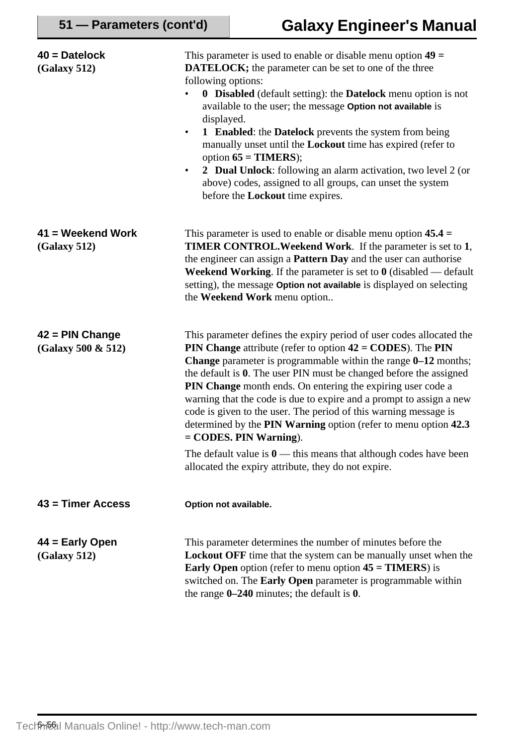**40 = Datelock**
**(Galaxy 512)**

This parameter is used to enable or disable menu option **49 = DATELOCK;** the parameter can be set to one of the three following options:

- **0 Disabled** (default setting): the **Datelock** menu option is not available to the user; the message **Option not available** is displayed.
- **1 Enabled**: the **Datelock** prevents the system from being manually unset until the **Lockout** time has expired (refer to option **65 = TIMERS**);
- **2 Dual Unlock**: following an alarm activation, two level 2 (or above) codes, assigned to all groups, can unset the system before the **Lockout** time expires.

**41 = Weekend Work**
**(Galaxy 512)**

This parameter is used to enable or disable menu option **45.4 = TIMER CONTROL.Weekend Work**. If the parameter is set to **1**, the engineer can assign a **Pattern Day** and the user can authorise **Weekend Working**. If the parameter is set to **0** (disabled — default setting), the message **Option not available** is displayed on selecting the **Weekend Work** menu option..

**42 = PIN Change**
**(Galaxy 500 & 512)**

This parameter defines the expiry period of user codes allocated the **PIN Change** attribute (refer to option **42 = CODES**). The **PIN Change** parameter is programmable within the range **0–12** months; the default is **0**. The user PIN must be changed before the assigned **PIN Change** month ends. On entering the expiring user code a warning that the code is due to expire and a prompt to assign a new code is given to the user. The period of this warning message is determined by the **PIN Warning** option (refer to menu option **42.3 = CODES. PIN Warning**).

The default value is **0** — this means that although codes have been allocated the expiry attribute, they do not expire.

**43 = Timer Access**

**Option not available.**

**44 = Early Open**
**(Galaxy 512)**

This parameter determines the number of minutes before the **Lockout OFF** time that the system can be manually unset when the **Early Open** option (refer to menu option **45 = TIMERS**) is switched on. The **Early Open** parameter is programmable within the range **0–240** minutes; the default is **0**.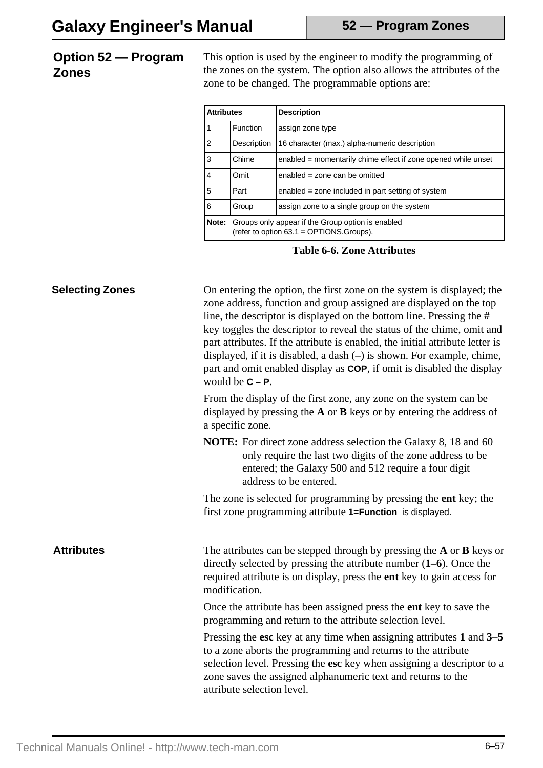## Option 52 — Program Zones

This option is used by the engineer to modify the programming of the zones on the system. The option also allows the attributes of the zone to be changed. The programmable options are:

| Attributes | | Description |
|---|---|---|
| 1 | Function | assign zone type |
| 2 | Description | 16 character (max.) alpha-numeric description |
| 3 | Chime | enabled = momentarily chime effect if zone opened while unset |
| 4 | Omit | enabled = zone can be omitted |
| 5 | Part | enabled = zone included in part setting of system |
| 6 | Group | assign zone to a single group on the system |
| **Note:** Groups only appear if the Group option is enabled (refer to option 63.1 = OPTIONS.Groups). | | |

**Table 6-6. Zone Attributes**

### Selecting Zones

On entering the option, the first zone on the system is displayed; the zone address, function and group assigned are displayed on the top line, the descriptor is displayed on the bottom line. Pressing the # key toggles the descriptor to reveal the status of the chime, omit and part attributes. If the attribute is enabled, the initial attribute letter is displayed, if it is disabled, a dash (–) is shown. For example, chime, part and omit enabled display as **COP**, if omit is disabled the display would be **C – P**.

From the display of the first zone, any zone on the system can be displayed by pressing the **A** or **B** keys or by entering the address of a specific zone.

**NOTE:** For direct zone address selection the Galaxy 8, 18 and 60 only require the last two digits of the zone address to be entered; the Galaxy 500 and 512 require a four digit address to be entered.

The zone is selected for programming by pressing the **ent** key; the first zone programming attribute **1=Function** is displayed.

### Attributes

The attributes can be stepped through by pressing the **A** or **B** keys or directly selected by pressing the attribute number (**1–6**). Once the required attribute is on display, press the **ent** key to gain access for modification.

Once the attribute has been assigned press the **ent** key to save the programming and return to the attribute selection level.

Pressing the **esc** key at any time when assigning attributes **1** and **3–5** to a zone aborts the programming and returns to the attribute selection level. Pressing the **esc** key when assigning a descriptor to a zone saves the assigned alphanumeric text and returns to the attribute selection level.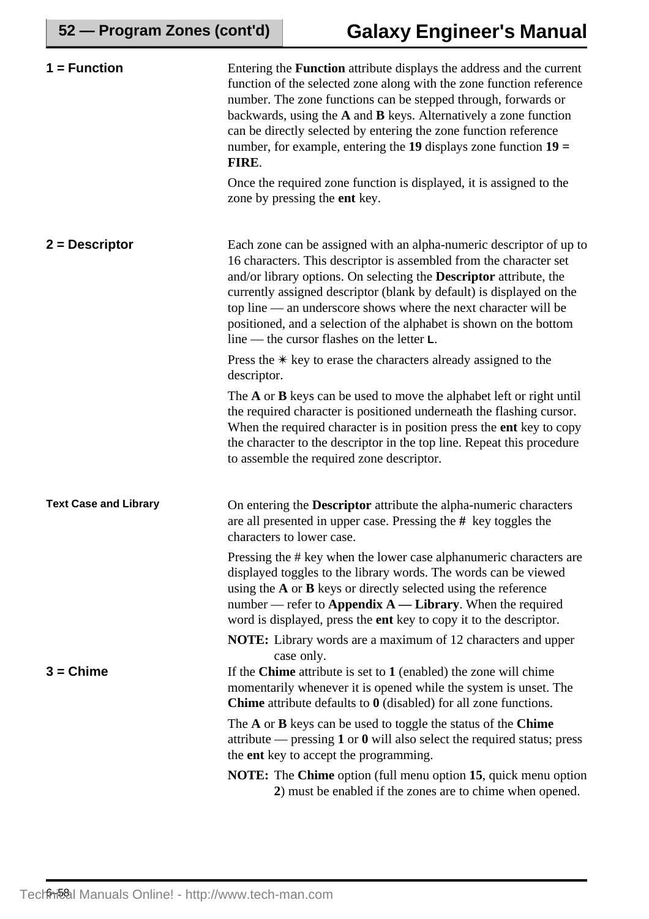## 1 = Function

Entering the **Function** attribute displays the address and the current function of the selected zone along with the zone function reference number. The zone functions can be stepped through, forwards or backwards, using the **A** and **B** keys. Alternatively a zone function can be directly selected by entering the zone function reference number, for example, entering the **19** displays zone function **19 = FIRE**.

Once the required zone function is displayed, it is assigned to the zone by pressing the **ent** key.

## 2 = Descriptor

Each zone can be assigned with an alpha-numeric descriptor of up to 16 characters. This descriptor is assembled from the character set and/or library options. On selecting the **Descriptor** attribute, the currently assigned descriptor (blank by default) is displayed on the top line — an underscore shows where the next character will be positioned, and a selection of the alphabet is shown on the bottom line — the cursor flashes on the letter **L**.

Press the ✳ key to erase the characters already assigned to the descriptor.

The **A** or **B** keys can be used to move the alphabet left or right until the required character is positioned underneath the flashing cursor. When the required character is in position press the **ent** key to copy the character to the descriptor in the top line. Repeat this procedure to assemble the required zone descriptor.

### Text Case and Library

On entering the **Descriptor** attribute the alpha-numeric characters are all presented in upper case. Pressing the **#** key toggles the characters to lower case.

Pressing the # key when the lower case alphanumeric characters are displayed toggles to the library words. The words can be viewed using the **A** or **B** keys or directly selected using the reference number — refer to **Appendix A — Library**. When the required word is displayed, press the **ent** key to copy it to the descriptor.

**NOTE:** Library words are a maximum of 12 characters and upper case only.

## 3 = Chime

If the **Chime** attribute is set to **1** (enabled) the zone will chime momentarily whenever it is opened while the system is unset. The **Chime** attribute defaults to **0** (disabled) for all zone functions.

The **A** or **B** keys can be used to toggle the status of the **Chime** attribute — pressing **1** or **0** will also select the required status; press the **ent** key to accept the programming.

**NOTE:** The **Chime** option (full menu option **15**, quick menu option **2**) must be enabled if the zones are to chime when opened.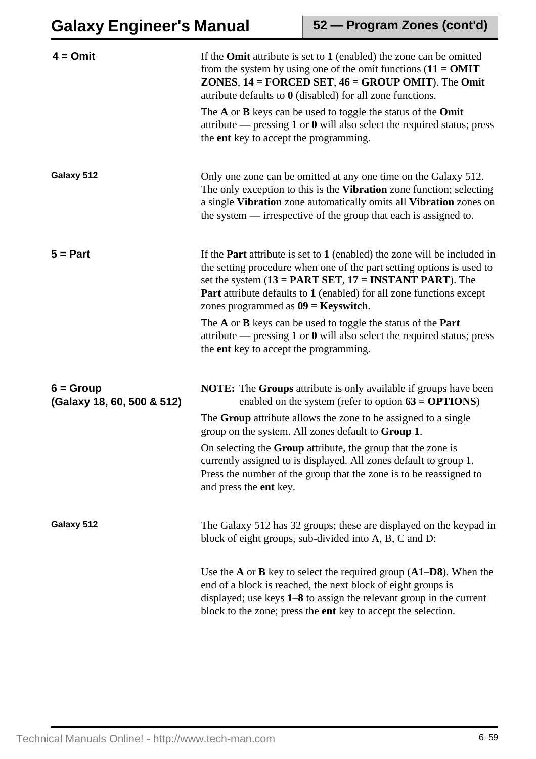### 4 = Omit

If the **Omit** attribute is set to **1** (enabled) the zone can be omitted from the system by using one of the omit functions (**11 = OMIT ZONES**, **14 = FORCED SET**, **46 = GROUP OMIT**). The **Omit** attribute defaults to **0** (disabled) for all zone functions.

The **A** or **B** keys can be used to toggle the status of the **Omit** attribute — pressing **1** or **0** will also select the required status; press the **ent** key to accept the programming.

#### Galaxy 512

Only one zone can be omitted at any one time on the Galaxy 512. The only exception to this is the **Vibration** zone function; selecting a single **Vibration** zone automatically omits all **Vibration** zones on the system — irrespective of the group that each is assigned to.

### 5 = Part

If the **Part** attribute is set to **1** (enabled) the zone will be included in the setting procedure when one of the part setting options is used to set the system (**13 = PART SET**, **17 = INSTANT PART**). The **Part** attribute defaults to **1** (enabled) for all zone functions except zones programmed as **09 = Keyswitch**.

The **A** or **B** keys can be used to toggle the status of the **Part** attribute — pressing **1** or **0** will also select the required status; press the **ent** key to accept the programming.

### 6 = Group (Galaxy 18, 60, 500 & 512)

**NOTE:** The **Groups** attribute is only available if groups have been enabled on the system (refer to option **63 = OPTIONS**)

The **Group** attribute allows the zone to be assigned to a single group on the system. All zones default to **Group 1**.

On selecting the **Group** attribute, the group that the zone is currently assigned to is displayed. All zones default to group 1. Press the number of the group that the zone is to be reassigned to and press the **ent** key.

#### Galaxy 512

The Galaxy 512 has 32 groups; these are displayed on the keypad in block of eight groups, sub-divided into A, B, C and D:

Use the **A** or **B** key to select the required group (**A1–D8**). When the end of a block is reached, the next block of eight groups is displayed; use keys **1–8** to assign the relevant group in the current block to the zone; press the **ent** key to accept the selection.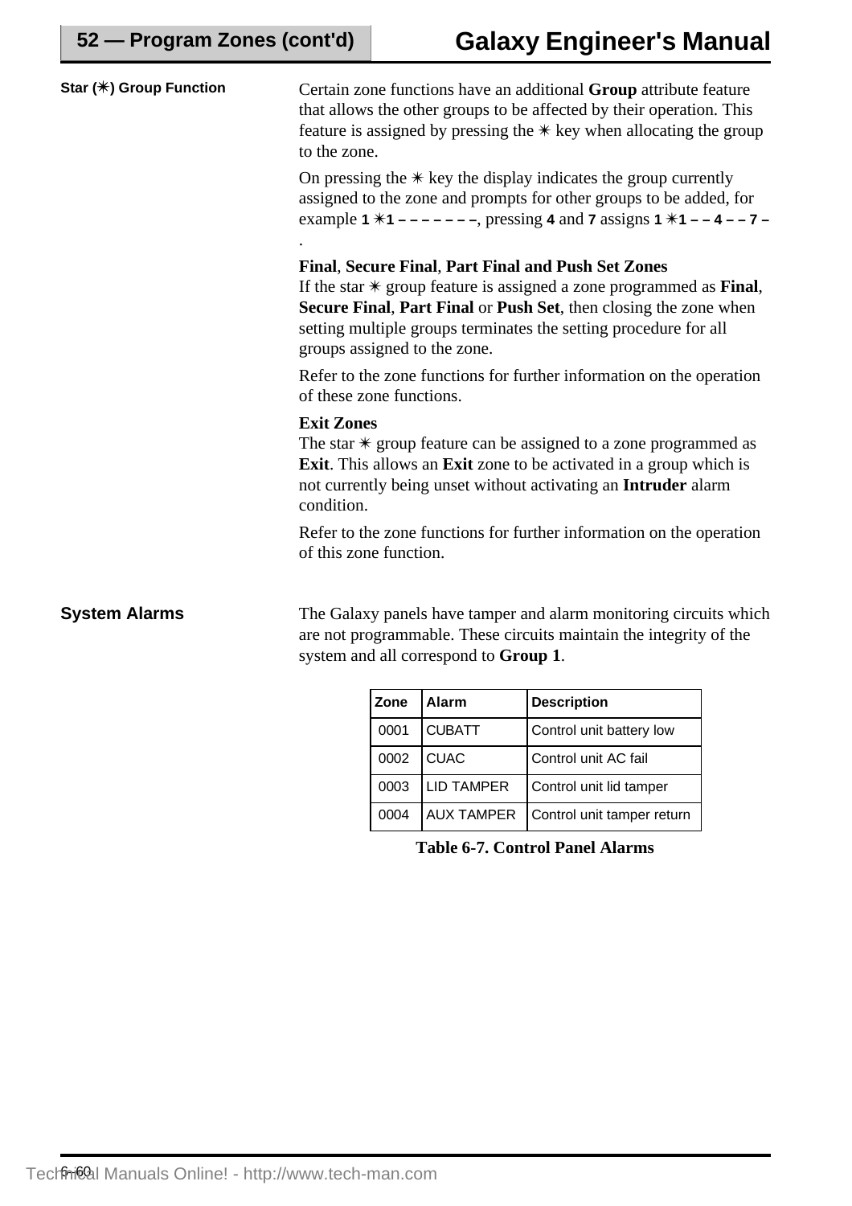#### Star (✳) Group Function

Certain zone functions have an additional **Group** attribute feature that allows the other groups to be affected by their operation. This feature is assigned by pressing the ✳ key when allocating the group to the zone.

On pressing the ✳ key the display indicates the group currently assigned to the zone and prompts for other groups to be added, for example **1 ✳1 – – – – – – –**, pressing **4** and **7** assigns **1 ✳1 – – 4 – – 7 –** .

**Final**, **Secure Final**, **Part Final and Push Set Zones**
If the star ✳ group feature is assigned a zone programmed as **Final**, **Secure Final**, **Part Final** or **Push Set**, then closing the zone when setting multiple groups terminates the setting procedure for all groups assigned to the zone.

Refer to the zone functions for further information on the operation of these zone functions.

**Exit Zones**
The star ✳ group feature can be assigned to a zone programmed as **Exit**. This allows an **Exit** zone to be activated in a group which is not currently being unset without activating an **Intruder** alarm condition.

Refer to the zone functions for further information on the operation of this zone function.

### System Alarms

The Galaxy panels have tamper and alarm monitoring circuits which are not programmable. These circuits maintain the integrity of the system and all correspond to **Group 1**.

| Zone | Alarm | Description |
|---|---|---|
| 0001 | CUBATT | Control unit battery low |
| 0002 | CUAC | Control unit AC fail |
| 0003 | LID TAMPER | Control unit lid tamper |
| 0004 | AUX TAMPER | Control unit tamper return |

**Table 6-7. Control Panel Alarms**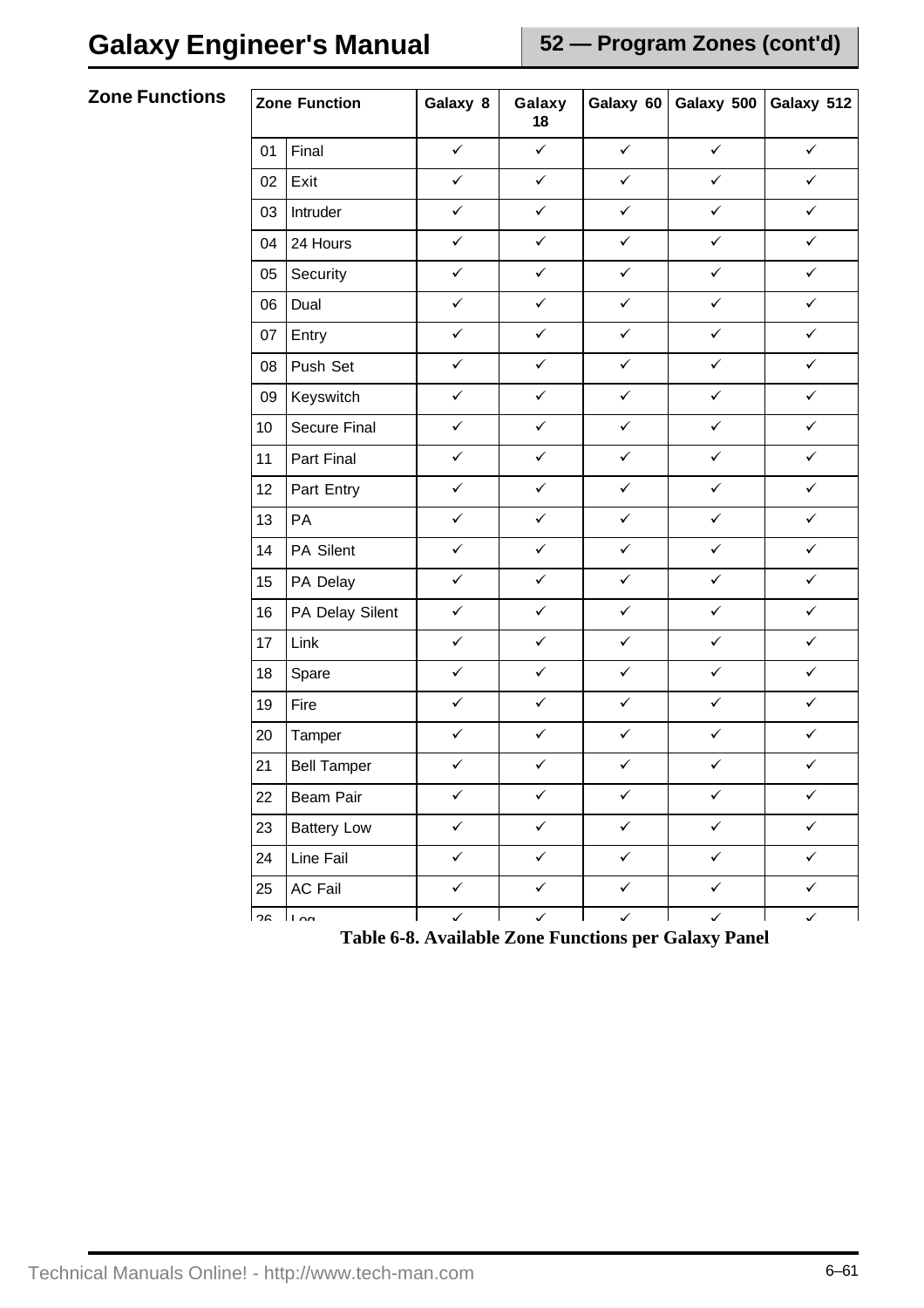## Zone Functions

| Zone Function | | Galaxy 8 | Galaxy 18 | Galaxy 60 | Galaxy 500 | Galaxy 512 |
|---|---|---|---|---|---|---|
| 01 | Final | ✓ | ✓ | ✓ | ✓ | ✓ |
| 02 | Exit | ✓ | ✓ | ✓ | ✓ | ✓ |
| 03 | Intruder | ✓ | ✓ | ✓ | ✓ | ✓ |
| 04 | 24 Hours | ✓ | ✓ | ✓ | ✓ | ✓ |
| 05 | Security | ✓ | ✓ | ✓ | ✓ | ✓ |
| 06 | Dual | ✓ | ✓ | ✓ | ✓ | ✓ |
| 07 | Entry | ✓ | ✓ | ✓ | ✓ | ✓ |
| 08 | Push Set | ✓ | ✓ | ✓ | ✓ | ✓ |
| 09 | Keyswitch | ✓ | ✓ | ✓ | ✓ | ✓ |
| 10 | Secure Final | ✓ | ✓ | ✓ | ✓ | ✓ |
| 11 | Part Final | ✓ | ✓ | ✓ | ✓ | ✓ |
| 12 | Part Entry | ✓ | ✓ | ✓ | ✓ | ✓ |
| 13 | PA | ✓ | ✓ | ✓ | ✓ | ✓ |
| 14 | PA Silent | ✓ | ✓ | ✓ | ✓ | ✓ |
| 15 | PA Delay | ✓ | ✓ | ✓ | ✓ | ✓ |
| 16 | PA Delay Silent | ✓ | ✓ | ✓ | ✓ | ✓ |
| 17 | Link | ✓ | ✓ | ✓ | ✓ | ✓ |
| 18 | Spare | ✓ | ✓ | ✓ | ✓ | ✓ |
| 19 | Fire | ✓ | ✓ | ✓ | ✓ | ✓ |
| 20 | Tamper | ✓ | ✓ | ✓ | ✓ | ✓ |
| 21 | Bell Tamper | ✓ | ✓ | ✓ | ✓ | ✓ |
| 22 | Beam Pair | ✓ | ✓ | ✓ | ✓ | ✓ |
| 23 | Battery Low | ✓ | ✓ | ✓ | ✓ | ✓ |
| 24 | Line Fail | ✓ | ✓ | ✓ | ✓ | ✓ |
| 25 | AC Fail | ✓ | ✓ | ✓ | ✓ | ✓ |
| 26 | Log | ✓ | ✓ | ✓ | ✓ | ✓ |

**Table 6-8. Available Zone Functions per Galaxy Panel**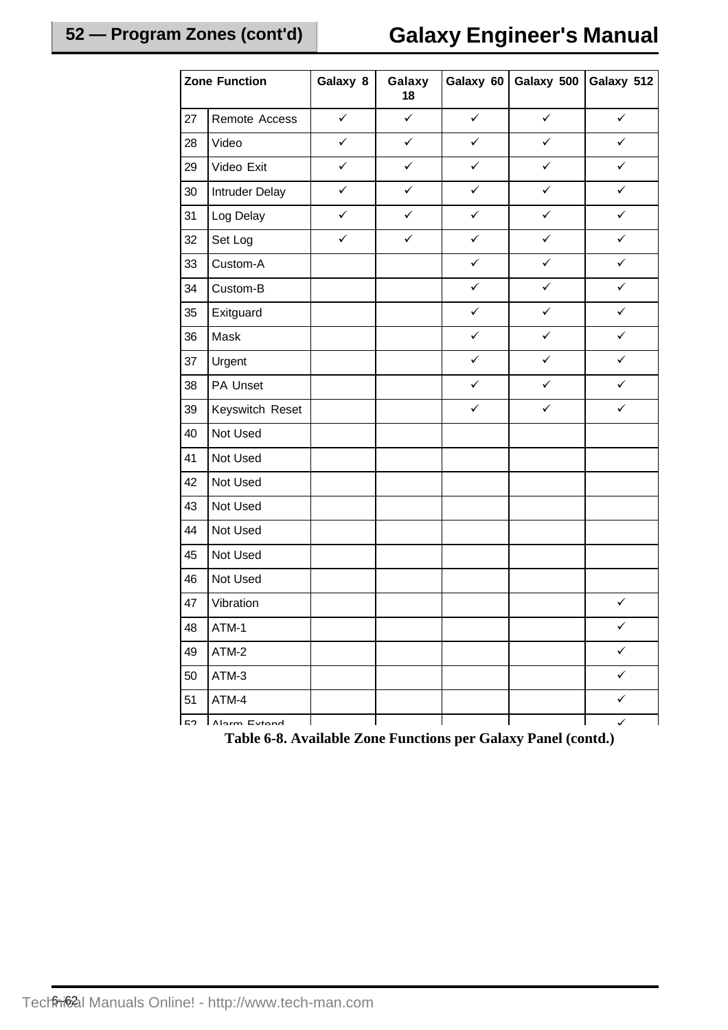| Zone Function | | Galaxy 8 | Galaxy 18 | Galaxy 60 | Galaxy 500 | Galaxy 512 |
|---|---|---|---|---|---|---|
| 27 | Remote Access | ✓ | ✓ | ✓ | ✓ | ✓ |
| 28 | Video | ✓ | ✓ | ✓ | ✓ | ✓ |
| 29 | Video Exit | ✓ | ✓ | ✓ | ✓ | ✓ |
| 30 | Intruder Delay | ✓ | ✓ | ✓ | ✓ | ✓ |
| 31 | Log Delay | ✓ | ✓ | ✓ | ✓ | ✓ |
| 32 | Set Log | ✓ | ✓ | ✓ | ✓ | ✓ |
| 33 | Custom-A | | | ✓ | ✓ | ✓ |
| 34 | Custom-B | | | ✓ | ✓ | ✓ |
| 35 | Exitguard | | | ✓ | ✓ | ✓ |
| 36 | Mask | | | ✓ | ✓ | ✓ |
| 37 | Urgent | | | ✓ | ✓ | ✓ |
| 38 | PA Unset | | | ✓ | ✓ | ✓ |
| 39 | Keyswitch Reset | | | ✓ | ✓ | ✓ |
| 40 | Not Used | | | | | |
| 41 | Not Used | | | | | |
| 42 | Not Used | | | | | |
| 43 | Not Used | | | | | |
| 44 | Not Used | | | | | |
| 45 | Not Used | | | | | |
| 46 | Not Used | | | | | |
| 47 | Vibration | | | | | ✓ |
| 48 | ATM-1 | | | | | ✓ |
| 49 | ATM-2 | | | | | ✓ |
| 50 | ATM-3 | | | | | ✓ |
| 51 | ATM-4 | | | | | ✓ |
| 52 | Alarm Extend | | | | | ✓ |

**Table 6-8. Available Zone Functions per Galaxy Panel (contd.)**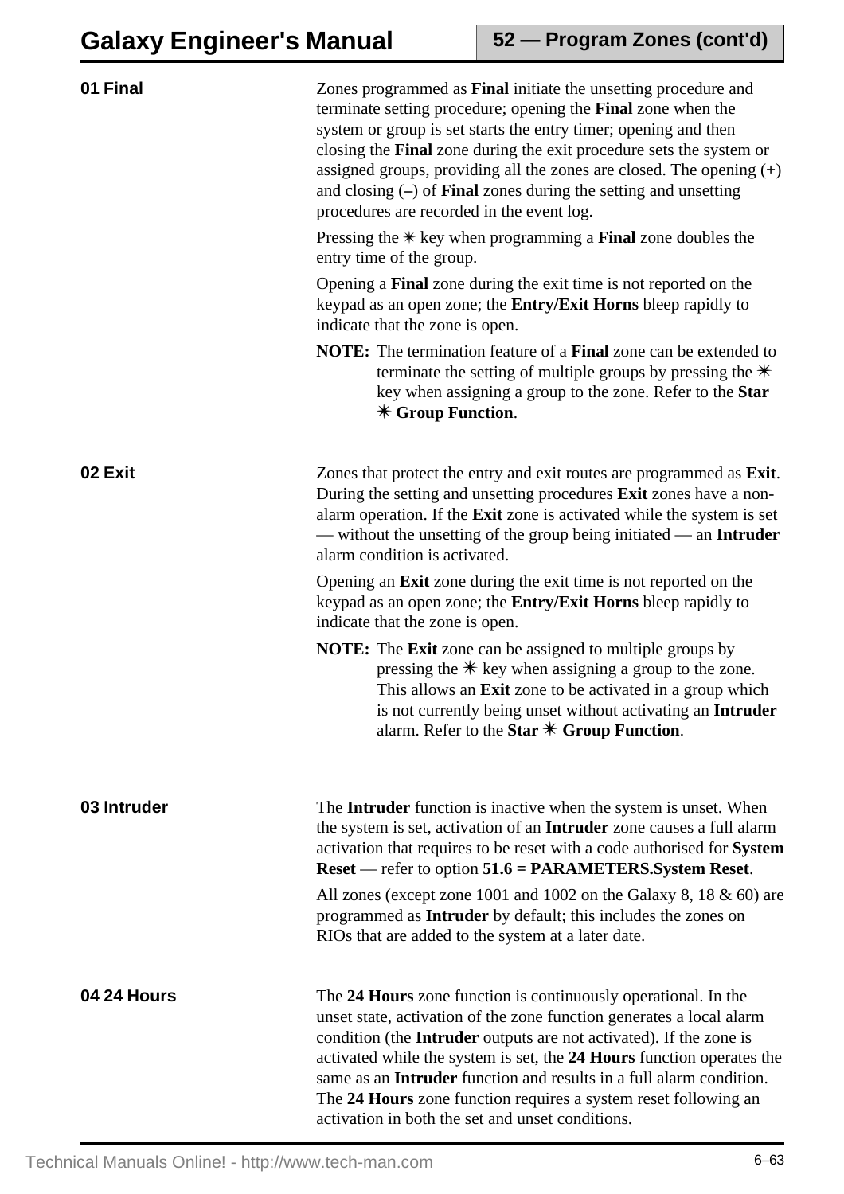## 01 Final

Zones programmed as **Final** initiate the unsetting procedure and terminate setting procedure; opening the **Final** zone when the system or group is set starts the entry timer; opening and then closing the **Final** zone during the exit procedure sets the system or assigned groups, providing all the zones are closed. The opening (+) and closing (–) of **Final** zones during the setting and unsetting procedures are recorded in the event log.

Pressing the ✳ key when programming a **Final** zone doubles the entry time of the group.

Opening a **Final** zone during the exit time is not reported on the keypad as an open zone; the **Entry/Exit Horns** bleep rapidly to indicate that the zone is open.

**NOTE:** The termination feature of a **Final** zone can be extended to terminate the setting of multiple groups by pressing the ✳ key when assigning a group to the zone. Refer to the **Star ✳ Group Function**.

## 02 Exit

Zones that protect the entry and exit routes are programmed as **Exit**. During the setting and unsetting procedures **Exit** zones have a non-alarm operation. If the **Exit** zone is activated while the system is set — without the unsetting of the group being initiated — an **Intruder** alarm condition is activated.

Opening an **Exit** zone during the exit time is not reported on the keypad as an open zone; the **Entry/Exit Horns** bleep rapidly to indicate that the zone is open.

**NOTE:** The **Exit** zone can be assigned to multiple groups by pressing the ✳ key when assigning a group to the zone. This allows an **Exit** zone to be activated in a group which is not currently being unset without activating an **Intruder** alarm. Refer to the **Star ✳ Group Function**.

## 03 Intruder

The **Intruder** function is inactive when the system is unset. When the system is set, activation of an **Intruder** zone causes a full alarm activation that requires to be reset with a code authorised for **System Reset** — refer to option **51.6 = PARAMETERS.System Reset**.

All zones (except zone 1001 and 1002 on the Galaxy 8, 18 & 60) are programmed as **Intruder** by default; this includes the zones on RIOs that are added to the system at a later date.

## 04 24 Hours

The **24 Hours** zone function is continuously operational. In the unset state, activation of the zone function generates a local alarm condition (the **Intruder** outputs are not activated). If the zone is activated while the system is set, the **24 Hours** function operates the same as an **Intruder** function and results in a full alarm condition. The **24 Hours** zone function requires a system reset following an activation in both the set and unset conditions.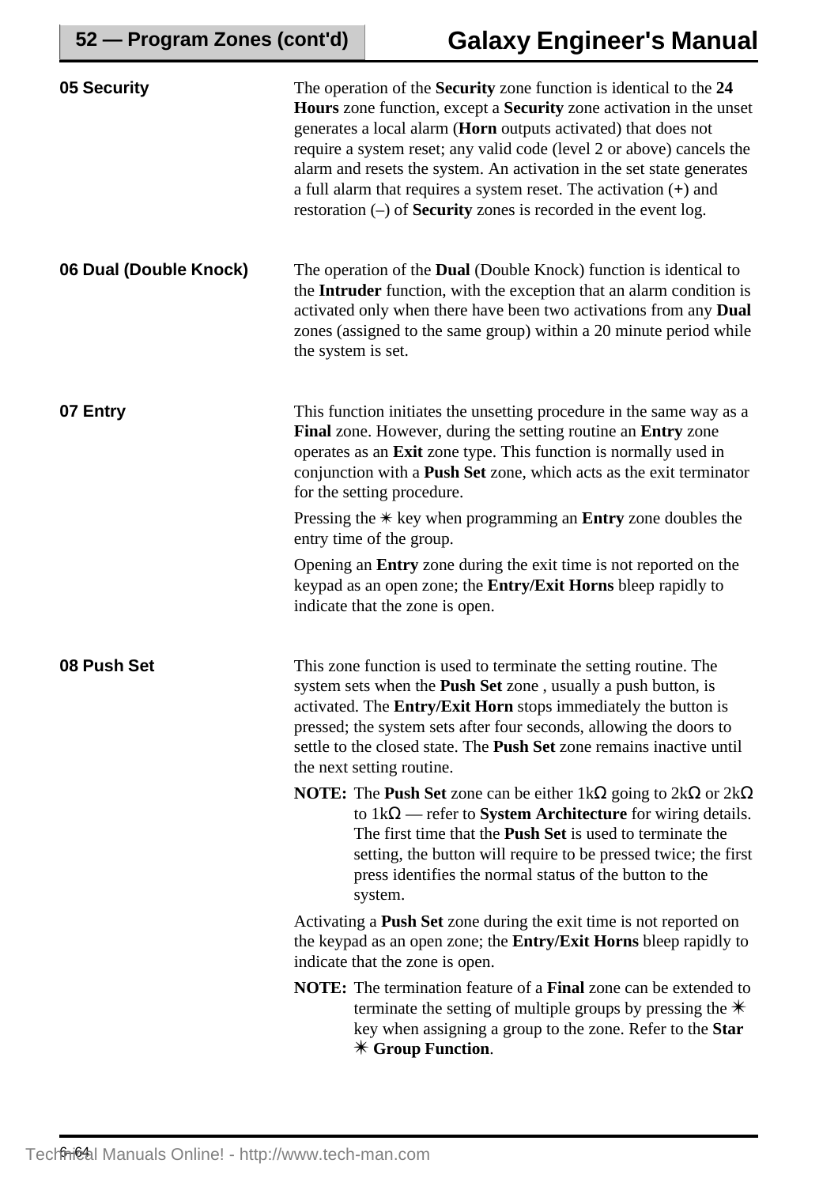## 05 Security

The operation of the **Security** zone function is identical to the **24 Hours** zone function, except a **Security** zone activation in the unset generates a local alarm (**Horn** outputs activated) that does not require a system reset; any valid code (level 2 or above) cancels the alarm and resets the system. An activation in the set state generates a full alarm that requires a system reset. The activation (+) and restoration (–) of **Security** zones is recorded in the event log.

## 06 Dual (Double Knock)

The operation of the **Dual** (Double Knock) function is identical to the **Intruder** function, with the exception that an alarm condition is activated only when there have been two activations from any **Dual** zones (assigned to the same group) within a 20 minute period while the system is set.

## 07 Entry

This function initiates the unsetting procedure in the same way as a **Final** zone. However, during the setting routine an **Entry** zone operates as an **Exit** zone type. This function is normally used in conjunction with a **Push Set** zone, which acts as the exit terminator for the setting procedure.

Pressing the ✳ key when programming an **Entry** zone doubles the entry time of the group.

Opening an **Entry** zone during the exit time is not reported on the keypad as an open zone; the **Entry/Exit Horns** bleep rapidly to indicate that the zone is open.

## 08 Push Set

This zone function is used to terminate the setting routine. The system sets when the **Push Set** zone , usually a push button, is activated. The **Entry/Exit Horn** stops immediately the button is pressed; the system sets after four seconds, allowing the doors to settle to the closed state. The **Push Set** zone remains inactive until the next setting routine.

**NOTE:** The **Push Set** zone can be either 1kΩ going to 2kΩ or 2kΩ to 1kΩ — refer to **System Architecture** for wiring details. The first time that the **Push Set** is used to terminate the setting, the button will require to be pressed twice; the first press identifies the normal status of the button to the system.

Activating a **Push Set** zone during the exit time is not reported on the keypad as an open zone; the **Entry/Exit Horns** bleep rapidly to indicate that the zone is open.

**NOTE:** The termination feature of a **Final** zone can be extended to terminate the setting of multiple groups by pressing the ✳ key when assigning a group to the zone. Refer to the **Star ✳ Group Function**.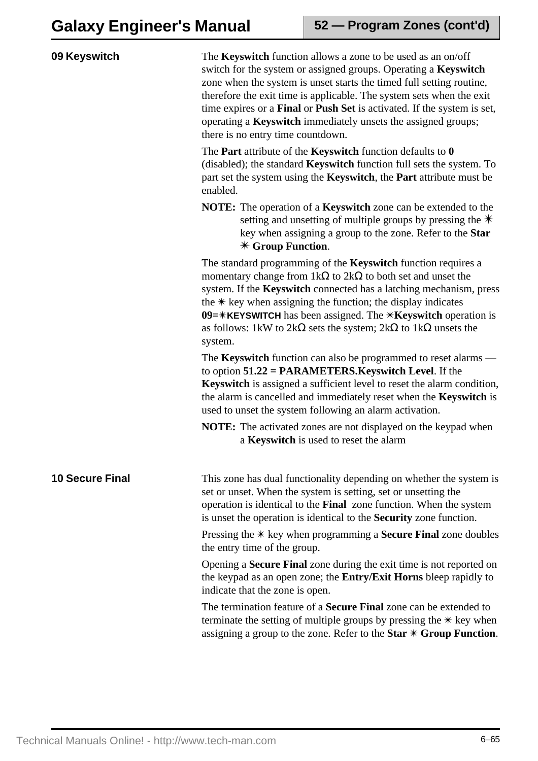## 09 Keyswitch

The **Keyswitch** function allows a zone to be used as an on/off switch for the system or assigned groups. Operating a **Keyswitch** zone when the system is unset starts the timed full setting routine, therefore the exit time is applicable. The system sets when the exit time expires or a **Final** or **Push Set** is activated. If the system is set, operating a **Keyswitch** immediately unsets the assigned groups; there is no entry time countdown.

The **Part** attribute of the **Keyswitch** function defaults to **0** (disabled); the standard **Keyswitch** function full sets the system. To part set the system using the **Keyswitch**, the **Part** attribute must be enabled.

**NOTE:** The operation of a **Keyswitch** zone can be extended to the setting and unsetting of multiple groups by pressing the ✴ key when assigning a group to the zone. Refer to the **Star ✴ Group Function**.

The standard programming of the **Keyswitch** function requires a momentary change from 1kΩ to 2kΩ to both set and unset the system. If the **Keyswitch** connected has a latching mechanism, press the ✴ key when assigning the function; the display indicates **09=✴KEYSWITCH** has been assigned. The ✴**Keyswitch** operation is as follows: 1kW to 2kΩ sets the system; 2kΩ to 1kΩ unsets the system.

The **Keyswitch** function can also be programmed to reset alarms — to option **51.22 = PARAMETERS.Keyswitch Level**. If the **Keyswitch** is assigned a sufficient level to reset the alarm condition, the alarm is cancelled and immediately reset when the **Keyswitch** is used to unset the system following an alarm activation.

**NOTE:** The activated zones are not displayed on the keypad when a **Keyswitch** is used to reset the alarm

## 10 Secure Final

This zone has dual functionality depending on whether the system is set or unset. When the system is setting, set or unsetting the operation is identical to the **Final** zone function. When the system is unset the operation is identical to the **Security** zone function.

Pressing the ✴ key when programming a **Secure Final** zone doubles the entry time of the group.

Opening a **Secure Final** zone during the exit time is not reported on the keypad as an open zone; the **Entry/Exit Horns** bleep rapidly to indicate that the zone is open.

The termination feature of a **Secure Final** zone can be extended to terminate the setting of multiple groups by pressing the ✴ key when assigning a group to the zone. Refer to the **Star ✴ Group Function**.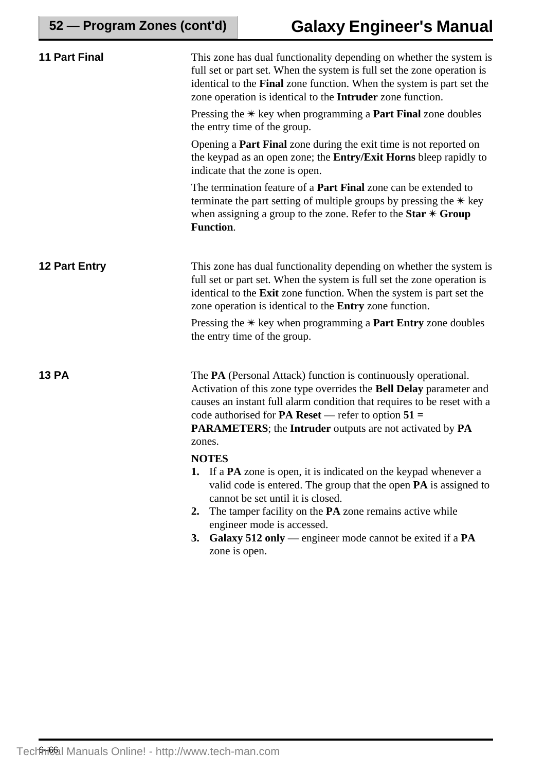### 11 Part Final

This zone has dual functionality depending on whether the system is full set or part set. When the system is full set the zone operation is identical to the **Final** zone function. When the system is part set the zone operation is identical to the **Intruder** zone function.

Pressing the ✳ key when programming a **Part Final** zone doubles the entry time of the group.

Opening a **Part Final** zone during the exit time is not reported on the keypad as an open zone; the **Entry/Exit Horns** bleep rapidly to indicate that the zone is open.

The termination feature of a **Part Final** zone can be extended to terminate the part setting of multiple groups by pressing the ✳ key when assigning a group to the zone. Refer to the **Star ✳ Group Function**.

### 12 Part Entry

This zone has dual functionality depending on whether the system is full set or part set. When the system is full set the zone operation is identical to the **Exit** zone function. When the system is part set the zone operation is identical to the **Entry** zone function.

Pressing the ✳ key when programming a **Part Entry** zone doubles the entry time of the group.

### 13 PA

The **PA** (Personal Attack) function is continuously operational. Activation of this zone type overrides the **Bell Delay** parameter and causes an instant full alarm condition that requires to be reset with a code authorised for **PA Reset** — refer to option **51 = PARAMETERS**; the **Intruder** outputs are not activated by **PA** zones.

**NOTES**

1. If a **PA** zone is open, it is indicated on the keypad whenever a valid code is entered. The group that the open **PA** is assigned to cannot be set until it is closed.
2. The tamper facility on the **PA** zone remains active while engineer mode is accessed.
3. **Galaxy 512 only** — engineer mode cannot be exited if a **PA** zone is open.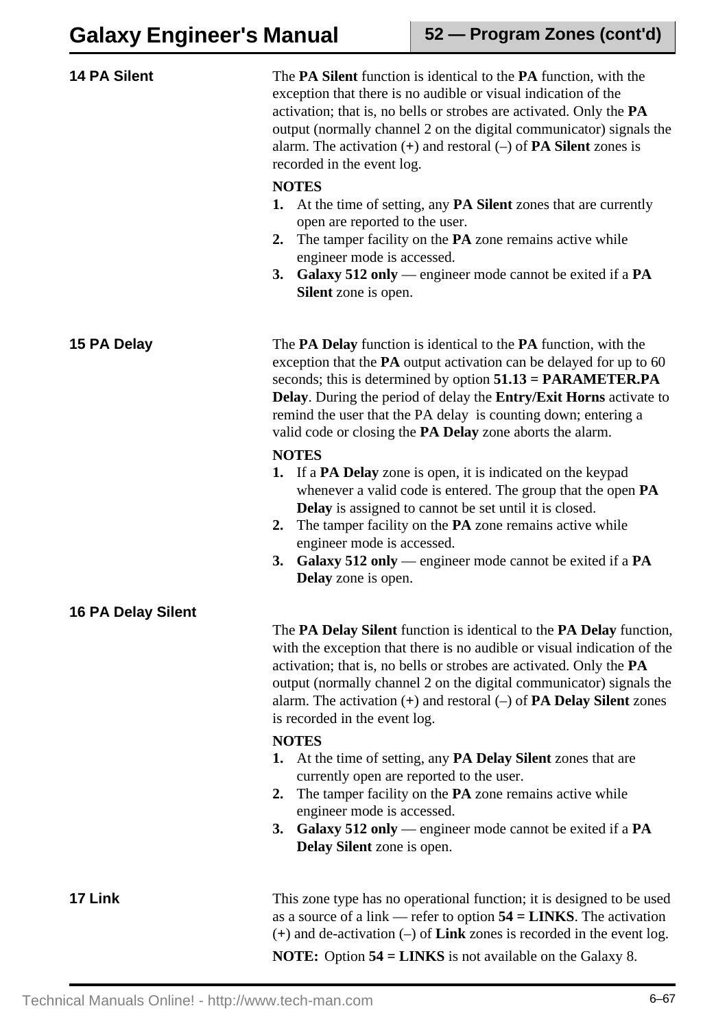### 14 PA Silent

The **PA Silent** function is identical to the **PA** function, with the exception that there is no audible or visual indication of the activation; that is, no bells or strobes are activated. Only the **PA** output (normally channel 2 on the digital communicator) signals the alarm. The activation (+) and restoral (–) of **PA Silent** zones is recorded in the event log.

**NOTES**

1. At the time of setting, any **PA Silent** zones that are currently open are reported to the user.
2. The tamper facility on the **PA** zone remains active while engineer mode is accessed.
3. **Galaxy 512 only** — engineer mode cannot be exited if a **PA Silent** zone is open.

### 15 PA Delay

The **PA Delay** function is identical to the **PA** function, with the exception that the **PA** output activation can be delayed for up to 60 seconds; this is determined by option **51.13 = PARAMETER.PA Delay**. During the period of delay the **Entry/Exit Horns** activate to remind the user that the PA delay is counting down; entering a valid code or closing the **PA Delay** zone aborts the alarm.

**NOTES**

1. If a **PA Delay** zone is open, it is indicated on the keypad whenever a valid code is entered. The group that the open **PA Delay** is assigned to cannot be set until it is closed.
2. The tamper facility on the **PA** zone remains active while engineer mode is accessed.
3. **Galaxy 512 only** — engineer mode cannot be exited if a **PA Delay** zone is open.

### 16 PA Delay Silent

The **PA Delay Silent** function is identical to the **PA Delay** function, with the exception that there is no audible or visual indication of the activation; that is, no bells or strobes are activated. Only the **PA** output (normally channel 2 on the digital communicator) signals the alarm. The activation (+) and restoral (–) of **PA Delay Silent** zones is recorded in the event log.

**NOTES**

1. At the time of setting, any **PA Delay Silent** zones that are currently open are reported to the user.
2. The tamper facility on the **PA** zone remains active while engineer mode is accessed.
3. **Galaxy 512 only** — engineer mode cannot be exited if a **PA Delay Silent** zone is open.

### 17 Link

This zone type has no operational function; it is designed to be used as a source of a link — refer to option **54 = LINKS**. The activation (+) and de-activation (–) of **Link** zones is recorded in the event log.

**NOTE:** Option **54 = LINKS** is not available on the Galaxy 8.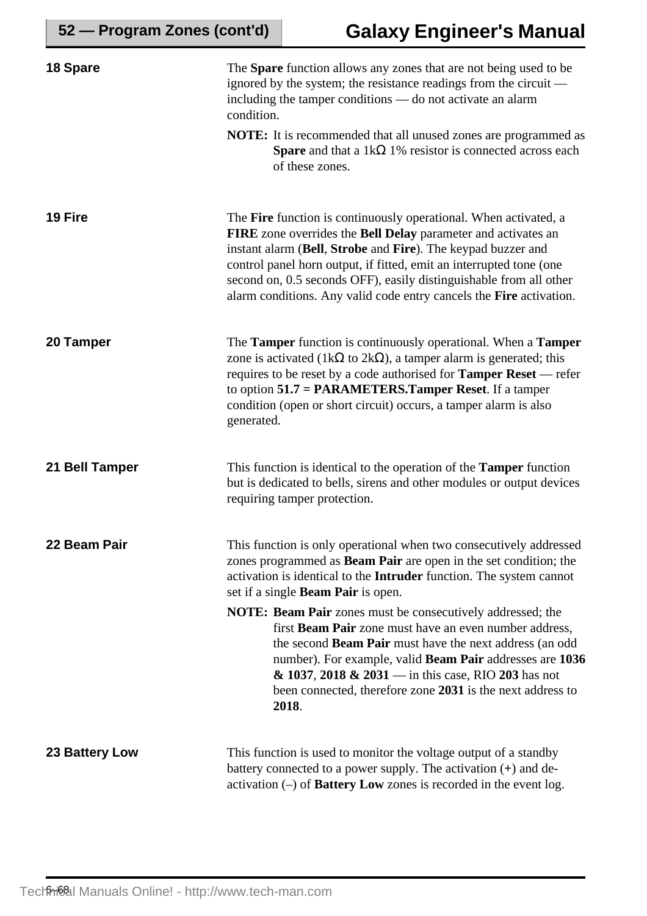### 18 Spare

The **Spare** function allows any zones that are not being used to be ignored by the system; the resistance readings from the circuit — including the tamper conditions — do not activate an alarm condition.

**NOTE:** It is recommended that all unused zones are programmed as **Spare** and that a 1kΩ 1% resistor is connected across each of these zones.

### 19 Fire

The **Fire** function is continuously operational. When activated, a **FIRE** zone overrides the **Bell Delay** parameter and activates an instant alarm (**Bell**, **Strobe** and **Fire**). The keypad buzzer and control panel horn output, if fitted, emit an interrupted tone (one second on, 0.5 seconds OFF), easily distinguishable from all other alarm conditions. Any valid code entry cancels the **Fire** activation.

### 20 Tamper

The **Tamper** function is continuously operational. When a **Tamper** zone is activated (1kΩ to 2kΩ), a tamper alarm is generated; this requires to be reset by a code authorised for **Tamper Reset** — refer to option **51.7 = PARAMETERS.Tamper Reset**. If a tamper condition (open or short circuit) occurs, a tamper alarm is also generated.

### 21 Bell Tamper

This function is identical to the operation of the **Tamper** function but is dedicated to bells, sirens and other modules or output devices requiring tamper protection.

### 22 Beam Pair

This function is only operational when two consecutively addressed zones programmed as **Beam Pair** are open in the set condition; the activation is identical to the **Intruder** function. The system cannot set if a single **Beam Pair** is open.

**NOTE:** **Beam Pair** zones must be consecutively addressed; the first **Beam Pair** zone must have an even number address, the second **Beam Pair** must have the next address (an odd number). For example, valid **Beam Pair** addresses are **1036 & 1037**, **2018 & 2031** — in this case, RIO **203** has not been connected, therefore zone **2031** is the next address to **2018**.

### 23 Battery Low

This function is used to monitor the voltage output of a standby battery connected to a power supply. The activation (+) and de-activation (–) of **Battery Low** zones is recorded in the event log.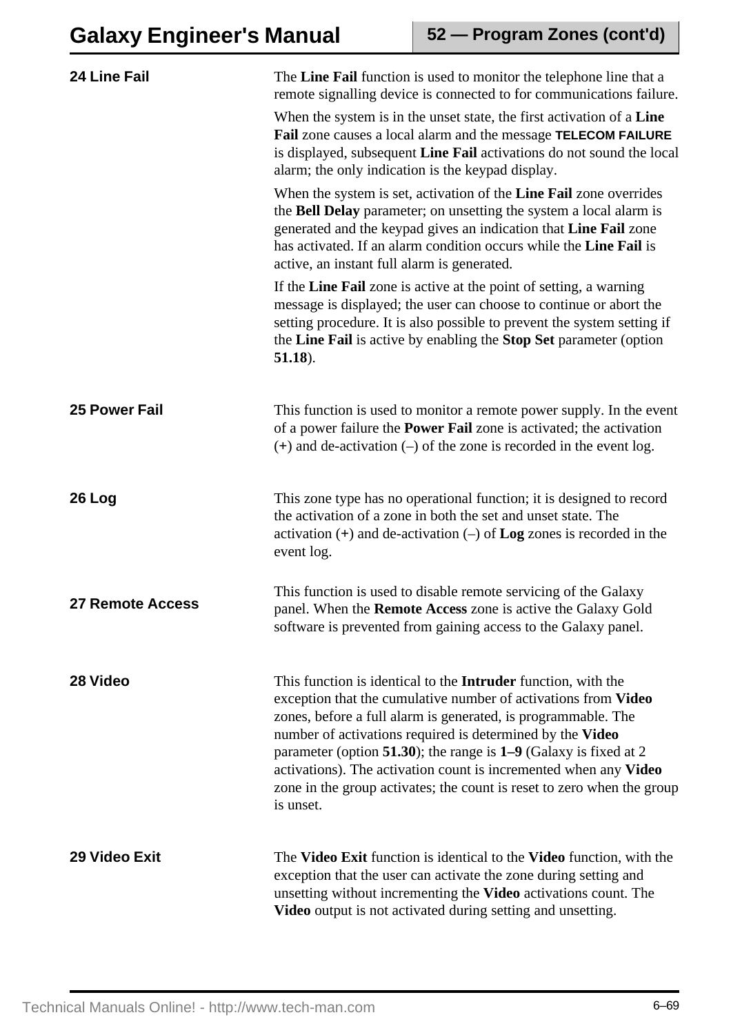## 24 Line Fail

The **Line Fail** function is used to monitor the telephone line that a remote signalling device is connected to for communications failure.

When the system is in the unset state, the first activation of a **Line Fail** zone causes a local alarm and the message **TELECOM FAILURE** is displayed, subsequent **Line Fail** activations do not sound the local alarm; the only indication is the keypad display.

When the system is set, activation of the **Line Fail** zone overrides the **Bell Delay** parameter; on unsetting the system a local alarm is generated and the keypad gives an indication that **Line Fail** zone has activated. If an alarm condition occurs while the **Line Fail** is active, an instant full alarm is generated.

If the **Line Fail** zone is active at the point of setting, a warning message is displayed; the user can choose to continue or abort the setting procedure. It is also possible to prevent the system setting if the **Line Fail** is active by enabling the **Stop Set** parameter (option **51.18**).

## 25 Power Fail

This function is used to monitor a remote power supply. In the event of a power failure the **Power Fail** zone is activated; the activation (+) and de-activation (–) of the zone is recorded in the event log.

## 26 Log

This zone type has no operational function; it is designed to record the activation of a zone in both the set and unset state. The activation (+) and de-activation (–) of **Log** zones is recorded in the event log.

## 27 Remote Access

This function is used to disable remote servicing of the Galaxy panel. When the **Remote Access** zone is active the Galaxy Gold software is prevented from gaining access to the Galaxy panel.

## 28 Video

This function is identical to the **Intruder** function, with the exception that the cumulative number of activations from **Video** zones, before a full alarm is generated, is programmable. The number of activations required is determined by the **Video** parameter (option **51.30**); the range is **1–9** (Galaxy is fixed at 2 activations). The activation count is incremented when any **Video** zone in the group activates; the count is reset to zero when the group is unset.

## 29 Video Exit

The **Video Exit** function is identical to the **Video** function, with the exception that the user can activate the zone during setting and unsetting without incrementing the **Video** activations count. The **Video** output is not activated during setting and unsetting.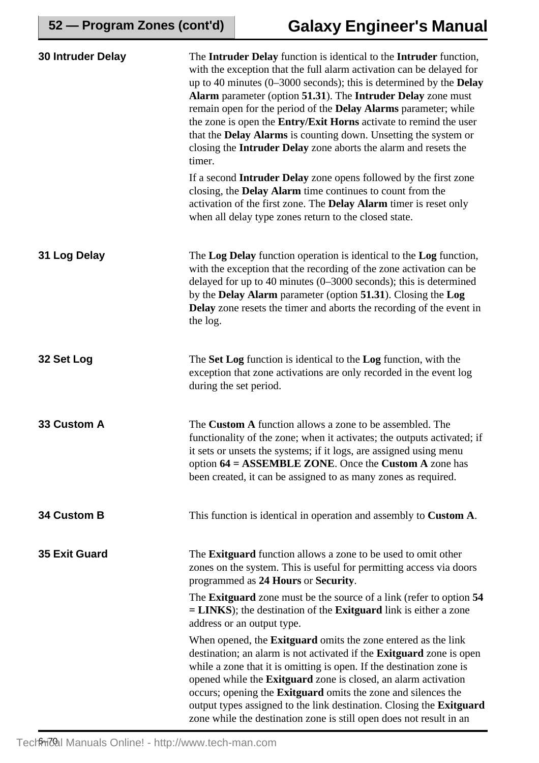### 30 Intruder Delay

The **Intruder Delay** function is identical to the **Intruder** function, with the exception that the full alarm activation can be delayed for up to 40 minutes (0–3000 seconds); this is determined by the **Delay Alarm** parameter (option **51.31**). The **Intruder Delay** zone must remain open for the period of the **Delay Alarms** parameter; while the zone is open the **Entry/Exit Horns** activate to remind the user that the **Delay Alarms** is counting down. Unsetting the system or closing the **Intruder Delay** zone aborts the alarm and resets the timer.

If a second **Intruder Delay** zone opens followed by the first zone closing, the **Delay Alarm** time continues to count from the activation of the first zone. The **Delay Alarm** timer is reset only when all delay type zones return to the closed state.

### 31 Log Delay

The **Log Delay** function operation is identical to the **Log** function, with the exception that the recording of the zone activation can be delayed for up to 40 minutes (0–3000 seconds); this is determined by the **Delay Alarm** parameter (option **51.31**). Closing the **Log Delay** zone resets the timer and aborts the recording of the event in the log.

### 32 Set Log

The **Set Log** function is identical to the **Log** function, with the exception that zone activations are only recorded in the event log during the set period.

### 33 Custom A

The **Custom A** function allows a zone to be assembled. The functionality of the zone; when it activates; the outputs activated; if it sets or unsets the systems; if it logs, are assigned using menu option **64 = ASSEMBLE ZONE**. Once the **Custom A** zone has been created, it can be assigned to as many zones as required.

### 34 Custom B

This function is identical in operation and assembly to **Custom A**.

### 35 Exit Guard

The **Exitguard** function allows a zone to be used to omit other zones on the system. This is useful for permitting access via doors programmed as **24 Hours** or **Security**.

The **Exitguard** zone must be the source of a link (refer to option **54 = LINKS**); the destination of the **Exitguard** link is either a zone address or an output type.

When opened, the **Exitguard** omits the zone entered as the link destination; an alarm is not activated if the **Exitguard** zone is open while a zone that it is omitting is open. If the destination zone is opened while the **Exitguard** zone is closed, an alarm activation occurs; opening the **Exitguard** omits the zone and silences the output types assigned to the link destination. Closing the **Exitguard** zone while the destination zone is still open does not result in an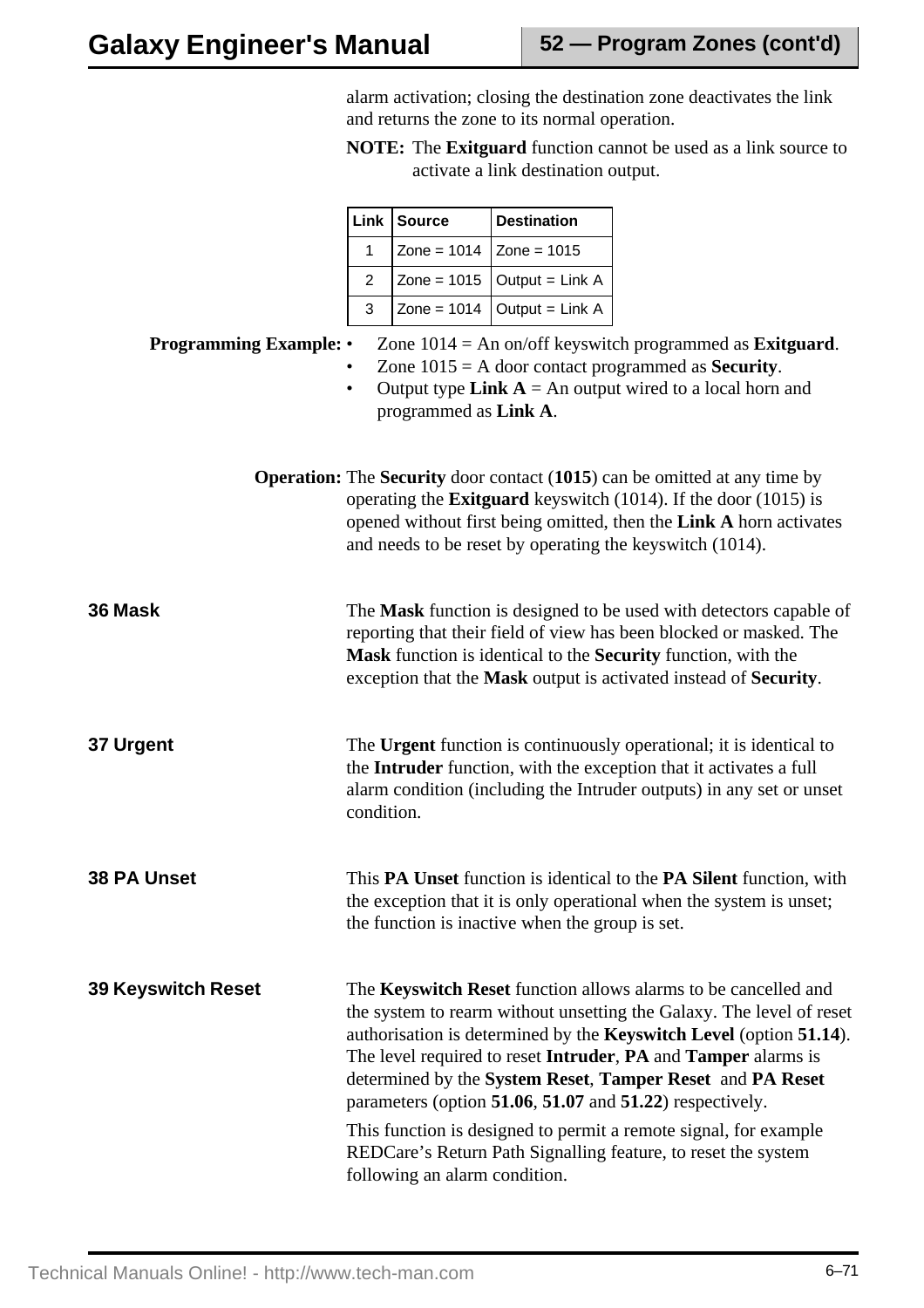alarm activation; closing the destination zone deactivates the link and returns the zone to its normal operation.

**NOTE:** The **Exitguard** function cannot be used as a link source to activate a link destination output.

| Link | Source | Destination |
|---|---|---|
| 1 | Zone = 1014 | Zone = 1015 |
| 2 | Zone = 1015 | Output = Link A |
| 3 | Zone = 1014 | Output = Link A |

**Programming Example:**

- Zone 1014 = An on/off keyswitch programmed as **Exitguard**.
- Zone 1015 = A door contact programmed as **Security**.
- Output type **Link A** = An output wired to a local horn and programmed as **Link A**.

**Operation:** The **Security** door contact (**1015**) can be omitted at any time by operating the **Exitguard** keyswitch (1014). If the door (1015) is opened without first being omitted, then the **Link A** horn activates and needs to be reset by operating the keyswitch (1014).

## 36 Mask

The **Mask** function is designed to be used with detectors capable of reporting that their field of view has been blocked or masked. The **Mask** function is identical to the **Security** function, with the exception that the **Mask** output is activated instead of **Security**.

## 37 Urgent

The **Urgent** function is continuously operational; it is identical to the **Intruder** function, with the exception that it activates a full alarm condition (including the Intruder outputs) in any set or unset condition.

## 38 PA Unset

This **PA Unset** function is identical to the **PA Silent** function, with the exception that it is only operational when the system is unset; the function is inactive when the group is set.

## 39 Keyswitch Reset

The **Keyswitch Reset** function allows alarms to be cancelled and the system to rearm without unsetting the Galaxy. The level of reset authorisation is determined by the **Keyswitch Level** (option **51.14**). The level required to reset **Intruder**, **PA** and **Tamper** alarms is determined by the **System Reset**, **Tamper Reset** and **PA Reset** parameters (option **51.06**, **51.07** and **51.22**) respectively.

This function is designed to permit a remote signal, for example REDCare's Return Path Signalling feature, to reset the system following an alarm condition.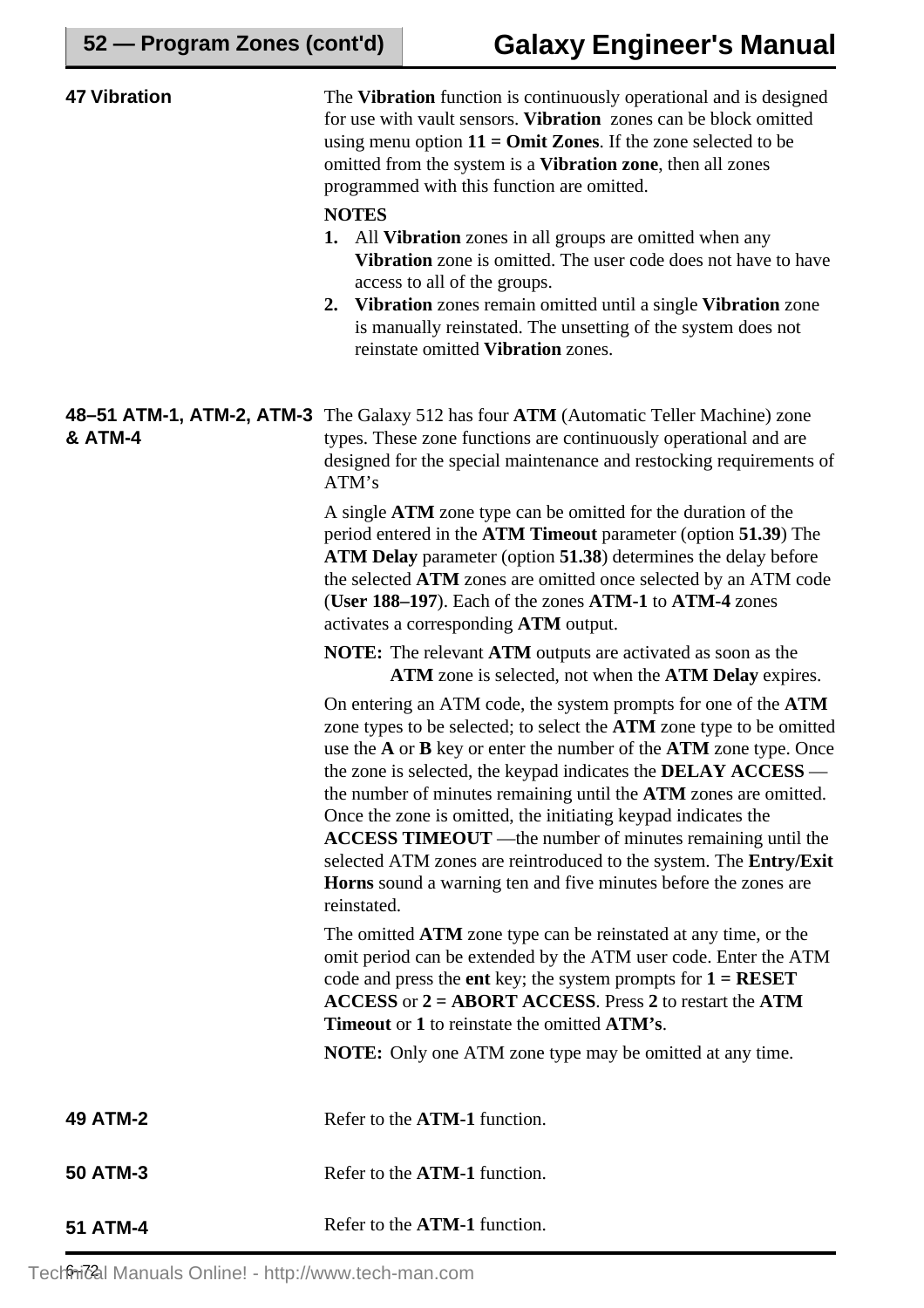### 47 Vibration

The **Vibration** function is continuously operational and is designed for use with vault sensors. **Vibration** zones can be block omitted using menu option **11 = Omit Zones**. If the zone selected to be omitted from the system is a **Vibration zone**, then all zones programmed with this function are omitted.

**NOTES**

1. All **Vibration** zones in all groups are omitted when any **Vibration** zone is omitted. The user code does not have to have access to all of the groups.
2. **Vibration** zones remain omitted until a single **Vibration** zone is manually reinstated. The unsetting of the system does not reinstate omitted **Vibration** zones.

### 48–51 ATM-1, ATM-2, ATM-3 & ATM-4

The Galaxy 512 has four **ATM** (Automatic Teller Machine) zone types. These zone functions are continuously operational and are designed for the special maintenance and restocking requirements of ATM's

A single **ATM** zone type can be omitted for the duration of the period entered in the **ATM Timeout** parameter (option **51.39**) The **ATM Delay** parameter (option **51.38**) determines the delay before the selected **ATM** zones are omitted once selected by an ATM code (**User 188–197**). Each of the zones **ATM-1** to **ATM-4** zones activates a corresponding **ATM** output.

**NOTE:** The relevant **ATM** outputs are activated as soon as the **ATM** zone is selected, not when the **ATM Delay** expires.

On entering an ATM code, the system prompts for one of the **ATM** zone types to be selected; to select the **ATM** zone type to be omitted use the **A** or **B** key or enter the number of the **ATM** zone type. Once the zone is selected, the keypad indicates the **DELAY ACCESS** — the number of minutes remaining until the **ATM** zones are omitted. Once the zone is omitted, the initiating keypad indicates the **ACCESS TIMEOUT** —the number of minutes remaining until the selected ATM zones are reintroduced to the system. The **Entry/Exit Horns** sound a warning ten and five minutes before the zones are reinstated.

The omitted **ATM** zone type can be reinstated at any time, or the omit period can be extended by the ATM user code. Enter the ATM code and press the **ent** key; the system prompts for **1 = RESET ACCESS** or **2 = ABORT ACCESS**. Press **2** to restart the **ATM Timeout** or **1** to reinstate the omitted **ATM's**.

**NOTE:** Only one ATM zone type may be omitted at any time.

### 49 ATM-2

Refer to the **ATM-1** function.

### 50 ATM-3

Refer to the **ATM-1** function.

### 51 ATM-4

Refer to the **ATM-1** function.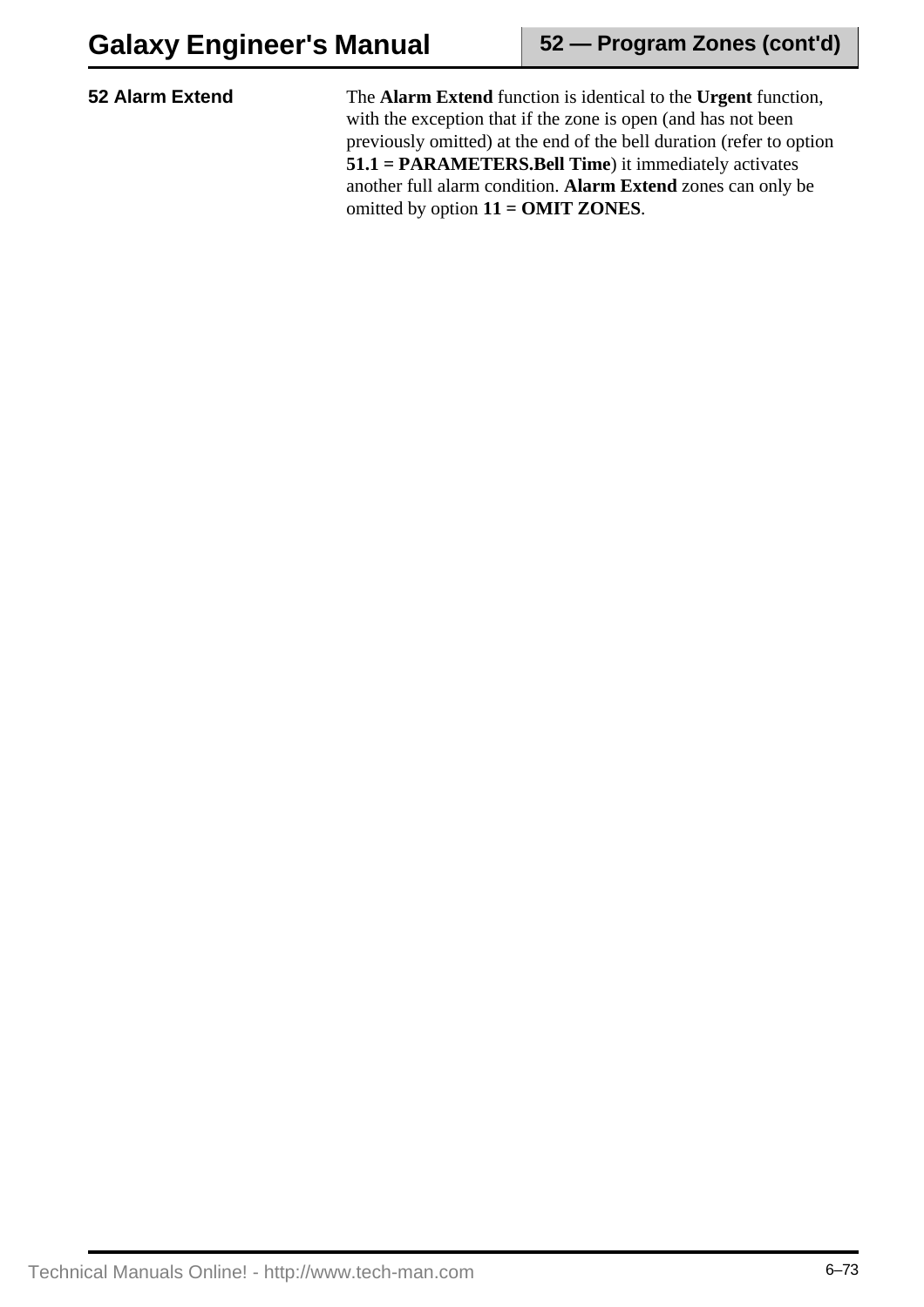## 52 Alarm Extend

The **Alarm Extend** function is identical to the **Urgent** function, with the exception that if the zone is open (and has not been previously omitted) at the end of the bell duration (refer to option **51.1 = PARAMETERS.Bell Time**) it immediately activates another full alarm condition. **Alarm Extend** zones can only be omitted by option **11 = OMIT ZONES**.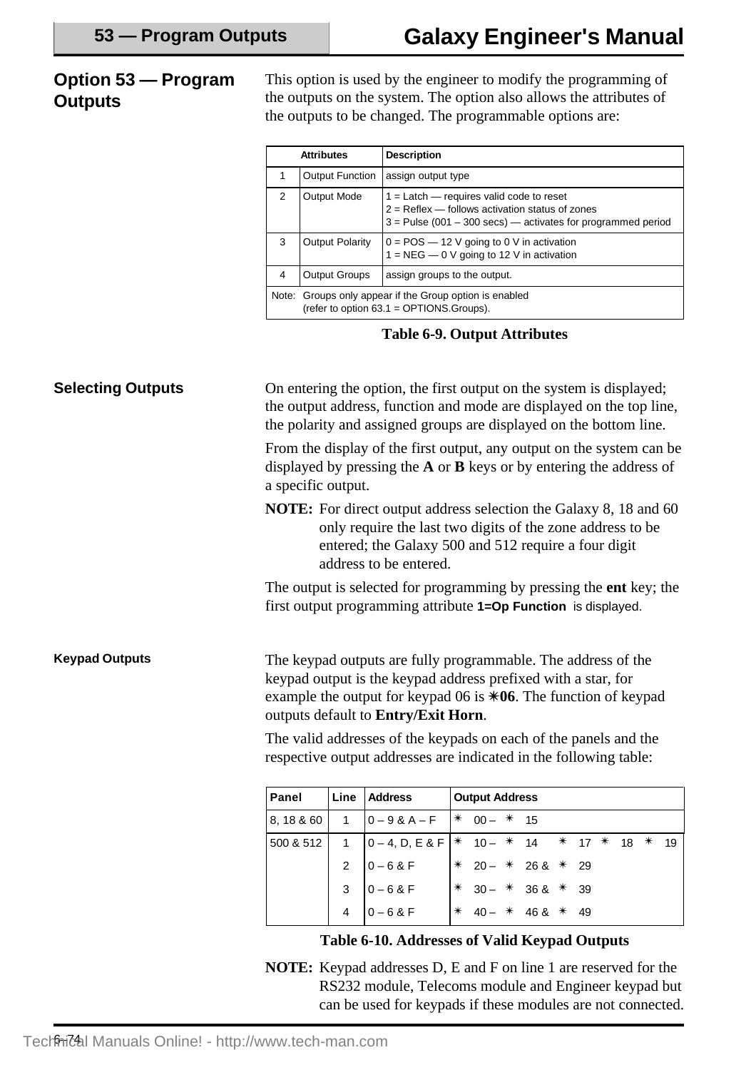## Option 53 — Program Outputs

This option is used by the engineer to modify the programming of the outputs on the system. The option also allows the attributes of the outputs to be changed. The programmable options are:

| | Attributes | Description |
|---|---|---|
| 1 | Output Function | assign output type |
| 2 | Output Mode | 1 = Latch — requires valid code to reset<br>2 = Reflex — follows activation status of zones<br>3 = Pulse (001 – 300 secs) — activates for programmed period |
| 3 | Output Polarity | 0 = POS — 12 V going to 0 V in activation<br>1 = NEG — 0 V going to 12 V in activation |
| 4 | Output Groups | assign groups to the output. |
| Note: | Groups only appear if the Group option is enabled (refer to option 63.1 = OPTIONS.Groups). | |

**Table 6-9. Output Attributes**

## Selecting Outputs

On entering the option, the first output on the system is displayed; the output address, function and mode are displayed on the top line, the polarity and assigned groups are displayed on the bottom line.

From the display of the first output, any output on the system can be displayed by pressing the **A** or **B** keys or by entering the address of a specific output.

**NOTE:** For direct output address selection the Galaxy 8, 18 and 60 only require the last two digits of the zone address to be entered; the Galaxy 500 and 512 require a four digit address to be entered.

The output is selected for programming by pressing the **ent** key; the first output programming attribute **1=Op Function** is displayed.

### Keypad Outputs

The keypad outputs are fully programmable. The address of the keypad output is the keypad address prefixed with a star, for example the output for keypad 06 is **✳06**. The function of keypad outputs default to **Entry/Exit Horn**.

The valid addresses of the keypads on each of the panels and the respective output addresses are indicated in the following table:

| Panel | Line | Address | Output Address |
|---|---|---|---|
| 8, 18 & 60 | 1 | 0 – 9 & A – F | ✳ 00 – ✳ 15 |
| 500 & 512 | 1 | 0 – 4, D, E & F | ✳ 10 – ✳ 14 ✳ 17 ✳ 18 ✳ 19 |
| | 2 | 0 – 6 & F | ✳ 20 – ✳ 26 & ✳ 29 |
| | 3 | 0 – 6 & F | ✳ 30 – ✳ 36 & ✳ 39 |
| | 4 | 0 – 6 & F | ✳ 40 – ✳ 46 & ✳ 49 |

**Table 6-10. Addresses of Valid Keypad Outputs**

**NOTE:** Keypad addresses D, E and F on line 1 are reserved for the RS232 module, Telecoms module and Engineer keypad but can be used for keypads if these modules are not connected.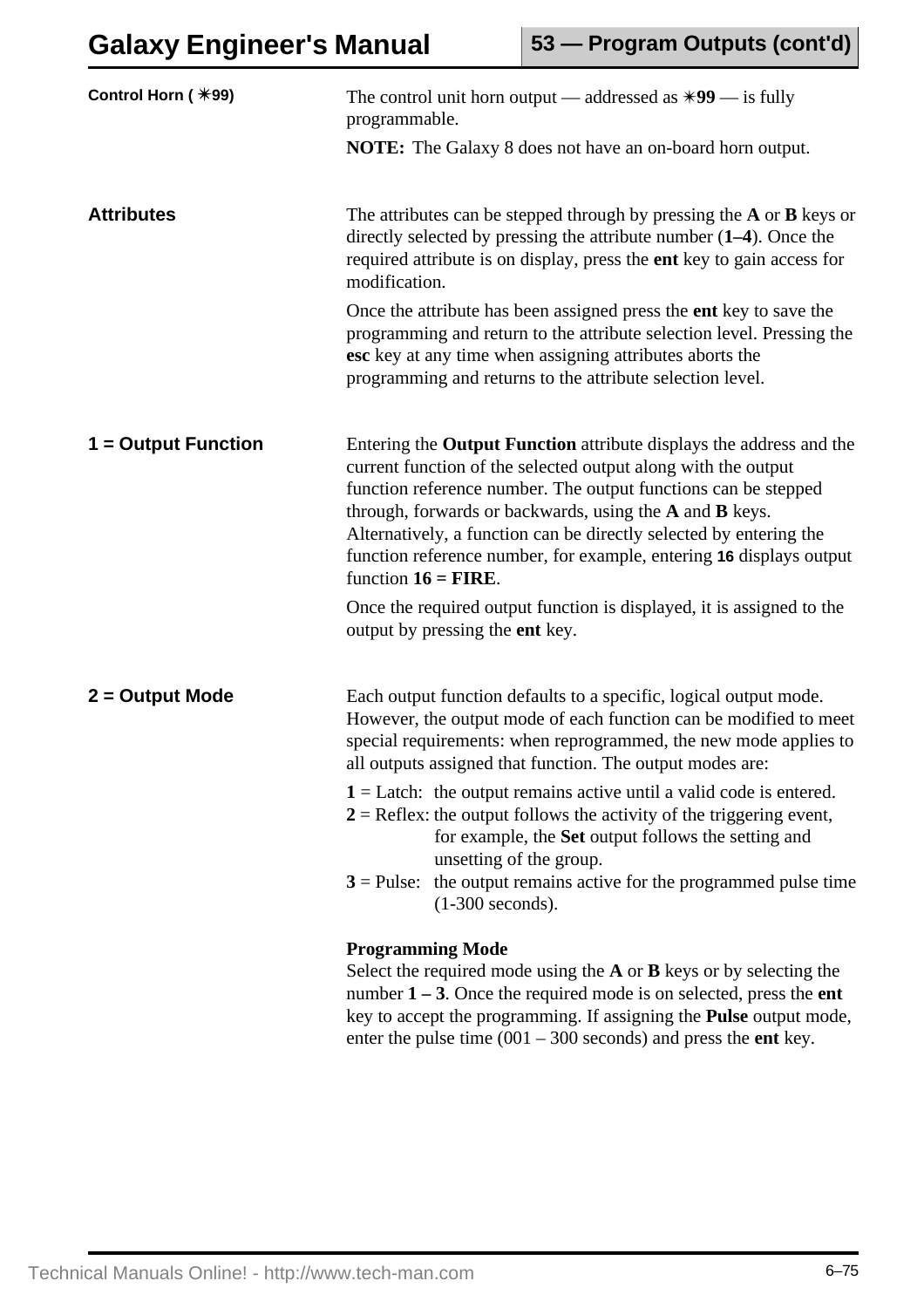**Control Horn ( ✳99)**

The control unit horn output — addressed as ✳**99** — is fully programmable.

**NOTE:** The Galaxy 8 does not have an on-board horn output.

**Attributes**

The attributes can be stepped through by pressing the **A** or **B** keys or directly selected by pressing the attribute number (**1–4**). Once the required attribute is on display, press the **ent** key to gain access for modification.

Once the attribute has been assigned press the **ent** key to save the programming and return to the attribute selection level. Pressing the **esc** key at any time when assigning attributes aborts the programming and returns to the attribute selection level.

**1 = Output Function**

Entering the **Output Function** attribute displays the address and the current function of the selected output along with the output function reference number. The output functions can be stepped through, forwards or backwards, using the **A** and **B** keys. Alternatively, a function can be directly selected by entering the function reference number, for example, entering **16** displays output function **16 = FIRE**.

Once the required output function is displayed, it is assigned to the output by pressing the **ent** key.

**2 = Output Mode**

Each output function defaults to a specific, logical output mode. However, the output mode of each function can be modified to meet special requirements: when reprogrammed, the new mode applies to all outputs assigned that function. The output modes are:

**1** = Latch: the output remains active until a valid code is entered.
**2** = Reflex: the output follows the activity of the triggering event, for example, the **Set** output follows the setting and unsetting of the group.
**3** = Pulse: the output remains active for the programmed pulse time (1-300 seconds).

**Programming Mode**
Select the required mode using the **A** or **B** keys or by selecting the number **1 – 3**. Once the required mode is on selected, press the **ent** key to accept the programming. If assigning the **Pulse** output mode, enter the pulse time (001 – 300 seconds) and press the **ent** key.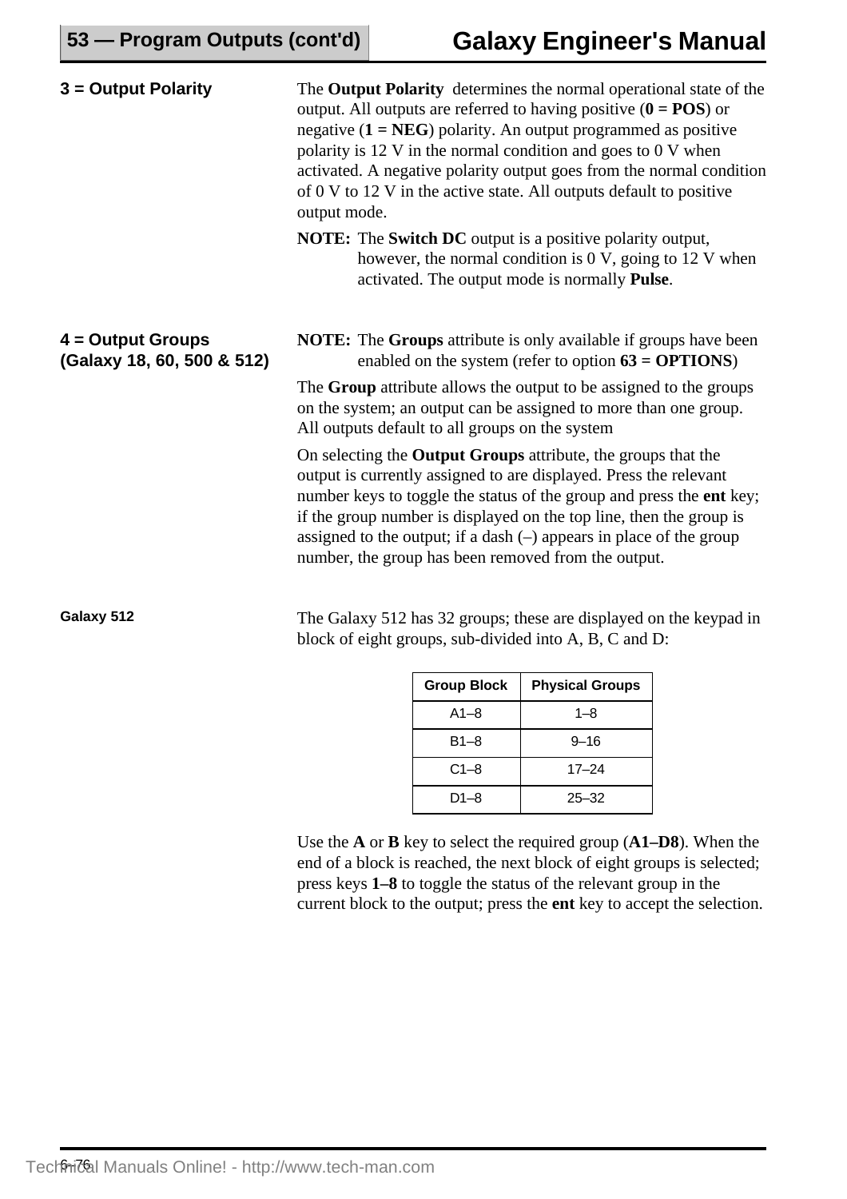### 3 = Output Polarity

The **Output Polarity** determines the normal operational state of the output. All outputs are referred to having positive (**0 = POS**) or negative (**1 = NEG**) polarity. An output programmed as positive polarity is 12 V in the normal condition and goes to 0 V when activated. A negative polarity output goes from the normal condition of 0 V to 12 V in the active state. All outputs default to positive output mode.

**NOTE:** The **Switch DC** output is a positive polarity output, however, the normal condition is 0 V, going to 12 V when activated. The output mode is normally **Pulse**.

### 4 = Output Groups (Galaxy 18, 60, 500 & 512)

**NOTE:** The **Groups** attribute is only available if groups have been enabled on the system (refer to option **63 = OPTIONS**)

The **Group** attribute allows the output to be assigned to the groups on the system; an output can be assigned to more than one group. All outputs default to all groups on the system

On selecting the **Output Groups** attribute, the groups that the output is currently assigned to are displayed. Press the relevant number keys to toggle the status of the group and press the **ent** key; if the group number is displayed on the top line, then the group is assigned to the output; if a dash (–) appears in place of the group number, the group has been removed from the output.

#### Galaxy 512

The Galaxy 512 has 32 groups; these are displayed on the keypad in block of eight groups, sub-divided into A, B, C and D:

| Group Block | Physical Groups |
|---|---|
| A1–8 | 1–8 |
| B1–8 | 9–16 |
| C1–8 | 17–24 |
| D1–8 | 25–32 |

Use the **A** or **B** key to select the required group (**A1–D8**). When the end of a block is reached, the next block of eight groups is selected; press keys **1–8** to toggle the status of the relevant group in the current block to the output; press the **ent** key to accept the selection.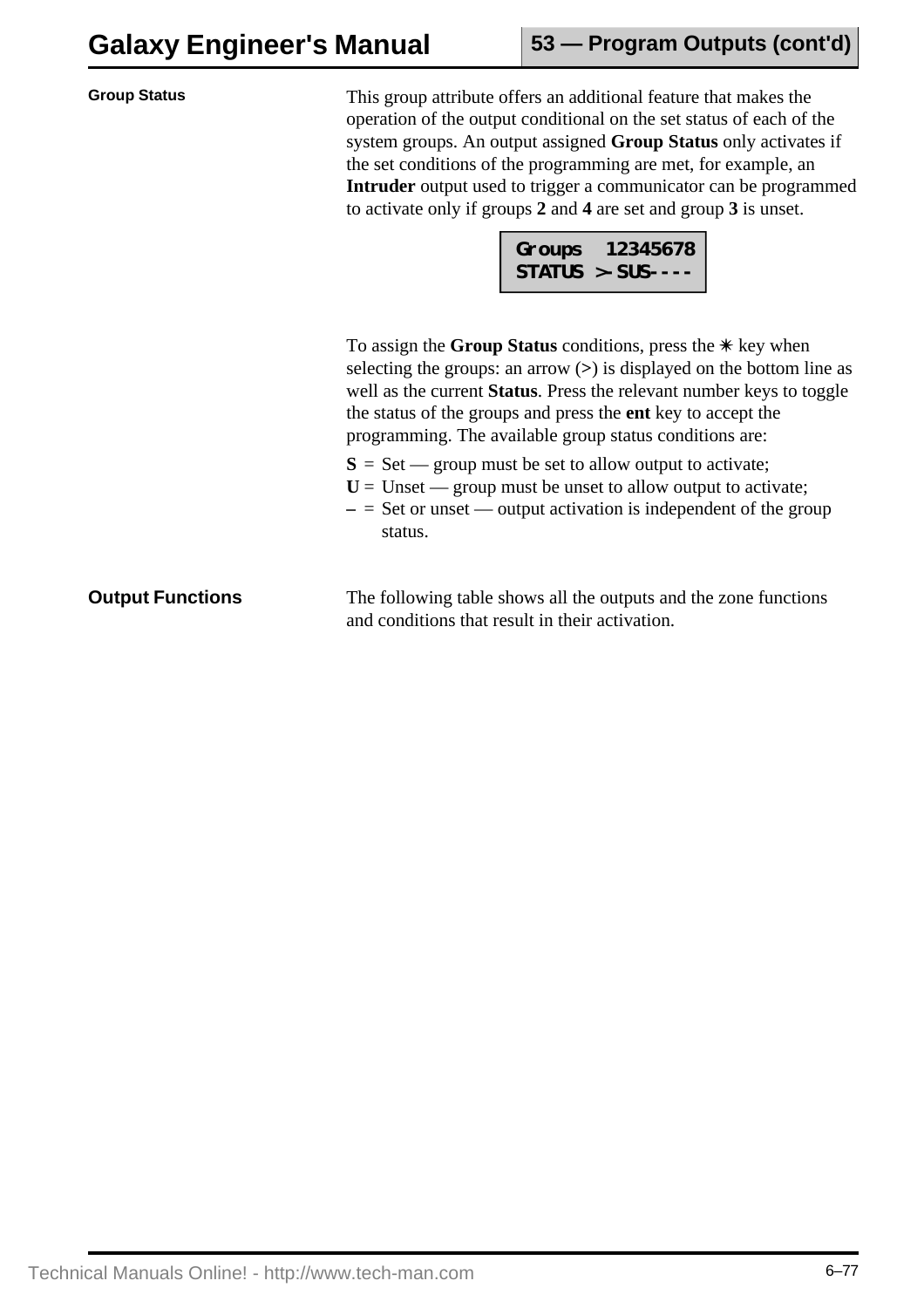### Group Status

This group attribute offers an additional feature that makes the operation of the output conditional on the set status of each of the system groups. An output assigned **Group Status** only activates if the set conditions of the programming are met, for example, an **Intruder** output used to trigger a communicator can be programmed to activate only if groups **2** and **4** are set and group **3** is unset.

```
Groups  12345678
STATUS >-SUS----
```

To assign the **Group Status** conditions, press the ✳ key when selecting the groups: an arrow (>) is displayed on the bottom line as well as the current **Status**. Press the relevant number keys to toggle the status of the groups and press the **ent** key to accept the programming. The available group status conditions are:

**S** = Set — group must be set to allow output to activate;
**U** = Unset — group must be unset to allow output to activate;
**–** = Set or unset — output activation is independent of the group status.

## Output Functions

The following table shows all the outputs and the zone functions and conditions that result in their activation.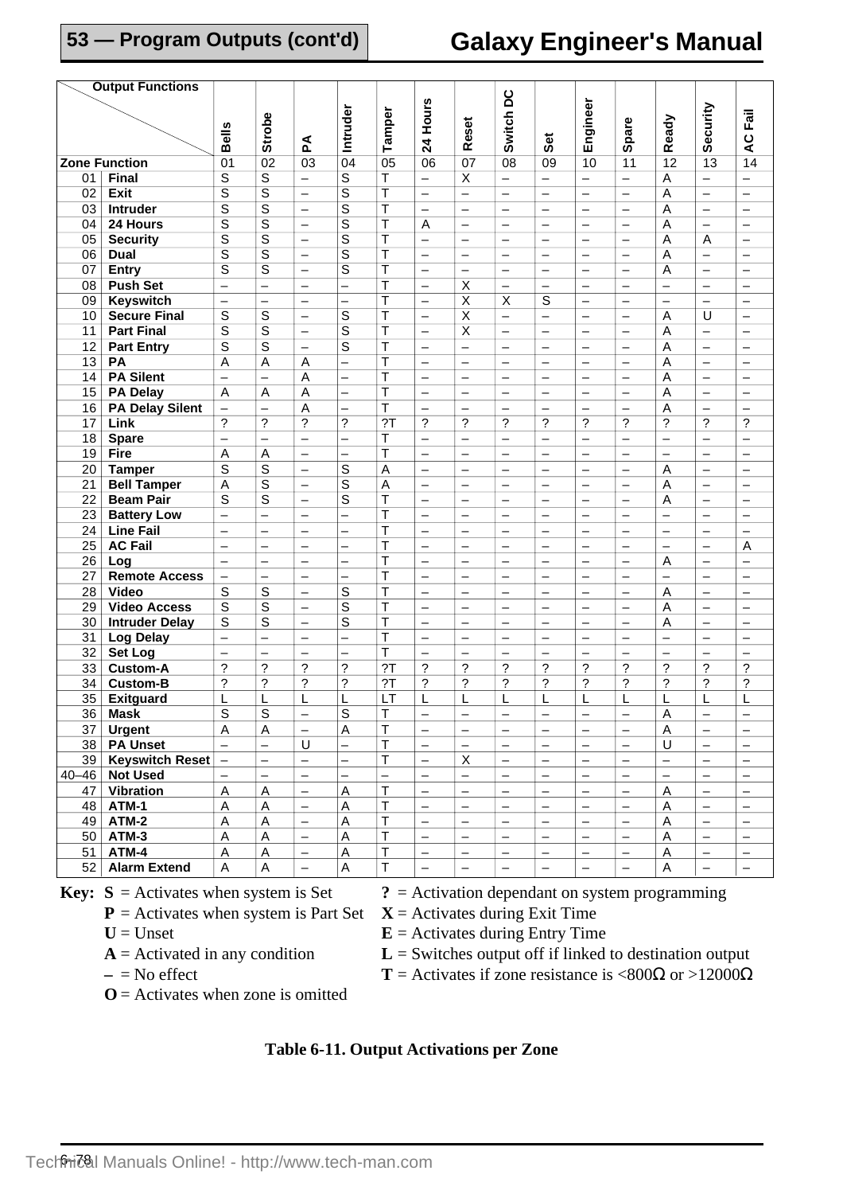## 53 — Program Outputs (cont'd)

| Zone Function \ Output Functions | | Bells | Strobe | PA | Intruder | Tamper | 24 Hours | Reset | Switch DC | Set | Engineer | Spare | Ready | Security | AC Fail |
|---|---|---|---|---|---|---|---|---|---|---|---|---|---|---|---|
| | | 01 | 02 | 03 | 04 | 05 | 06 | 07 | 08 | 09 | 10 | 11 | 12 | 13 | 14 |
| 01 | **Final** | S | S | – | S | T | – | X | – | – | – | – | A | – | – |
| 02 | **Exit** | S | S | – | S | T | – | – | – | – | – | – | A | – | – |
| 03 | **Intruder** | S | S | – | S | T | – | – | – | – | – | – | A | – | – |
| 04 | **24 Hours** | S | S | – | S | T | A | – | – | – | – | – | A | – | – |
| 05 | **Security** | S | S | – | S | T | – | – | – | – | – | – | A | A | – |
| 06 | **Dual** | S | S | – | S | T | – | – | – | – | – | – | A | – | – |
| 07 | **Entry** | S | S | – | S | T | – | – | – | – | – | – | A | – | – |
| 08 | **Push Set** | – | – | – | – | T | – | X | – | – | – | – | – | – | – |
| 09 | **Keyswitch** | – | – | – | – | T | – | X | X | S | – | – | – | – | – |
| 10 | **Secure Final** | S | S | – | S | T | – | X | – | – | – | – | A | U | – |
| 11 | **Part Final** | S | S | – | S | T | – | X | – | – | – | – | A | – | – |
| 12 | **Part Entry** | S | S | – | S | T | – | – | – | – | – | – | A | – | – |
| 13 | **PA** | A | A | A | – | T | – | – | – | – | – | – | A | – | – |
| 14 | **PA Silent** | – | – | A | – | T | – | – | – | – | – | – | A | – | – |
| 15 | **PA Delay** | A | A | A | – | T | – | – | – | – | – | – | A | – | – |
| 16 | **PA Delay Silent** | – | – | A | – | T | – | – | – | – | – | – | A | – | – |
| 17 | **Link** | ? | ? | ? | ? | ?T | ? | ? | ? | ? | ? | ? | ? | ? | ? |
| 18 | **Spare** | – | – | – | – | T | – | – | – | – | – | – | – | – | – |
| 19 | **Fire** | A | A | – | – | T | – | – | – | – | – | – | – | – | – |
| 20 | **Tamper** | S | S | – | S | A | – | – | – | – | – | – | A | – | – |
| 21 | **Bell Tamper** | A | S | – | S | A | – | – | – | – | – | – | A | – | – |
| 22 | **Beam Pair** | S | S | – | S | T | – | – | – | – | – | – | A | – | – |
| 23 | **Battery Low** | – | – | – | – | T | – | – | – | – | – | – | – | – | – |
| 24 | **Line Fail** | – | – | – | – | T | – | – | – | – | – | – | – | – | – |
| 25 | **AC Fail** | – | – | – | – | T | – | – | – | – | – | – | – | – | A |
| 26 | **Log** | – | – | – | – | T | – | – | – | – | – | – | A | – | – |
| 27 | **Remote Access** | – | – | – | – | T | – | – | – | – | – | – | – | – | – |
| 28 | **Video** | S | S | – | S | T | – | – | – | – | – | – | A | – | – |
| 29 | **Video Access** | S | S | – | S | T | – | – | – | – | – | – | A | – | – |
| 30 | **Intruder Delay** | S | S | – | S | T | – | – | – | – | – | – | A | – | – |
| 31 | **Log Delay** | – | – | – | – | T | – | – | – | – | – | – | – | – | – |
| 32 | **Set Log** | – | – | – | – | T | – | – | – | – | – | – | – | – | – |
| 33 | **Custom-A** | ? | ? | ? | ? | ?T | ? | ? | ? | ? | ? | ? | ? | ? | ? |
| 34 | **Custom-B** | ? | ? | ? | ? | ?T | ? | ? | ? | ? | ? | ? | ? | ? | ? |
| 35 | **Exitguard** | L | L | L | L | LT | L | L | L | L | L | L | L | L | L |
| 36 | **Mask** | S | S | – | S | T | – | – | – | – | – | – | A | – | – |
| 37 | **Urgent** | A | A | – | A | T | – | – | – | – | – | – | A | – | – |
| 38 | **PA Unset** | – | – | U | – | T | – | – | – | – | – | – | U | – | – |
| 39 | **Keyswitch Reset** | – | – | – | – | T | – | X | – | – | – | – | – | – | – |
| 40–46 | **Not Used** | – | – | – | – | – | – | – | – | – | – | – | – | – | – |
| 47 | **Vibration** | A | A | – | A | T | – | – | – | – | – | – | A | – | – |
| 48 | **ATM-1** | A | A | – | A | T | – | – | – | – | – | – | A | – | – |
| 49 | **ATM-2** | A | A | – | A | T | – | – | – | – | – | – | A | – | – |
| 50 | **ATM-3** | A | A | – | A | T | – | – | – | – | – | – | A | – | – |
| 51 | **ATM-4** | A | A | – | A | T | – | – | – | – | – | – | A | – | – |
| 52 | **Alarm Extend** | A | A | – | A | T | – | – | – | – | – | – | A | – | – |

**Key:**
- **S** = Activates when system is Set
- **P** = Activates when system is Part Set
- **U** = Unset
- **A** = Activated in any condition
- **–** = No effect
- **O** = Activates when zone is omitted
- **?** = Activation dependant on system programming
- **X** = Activates during Exit Time
- **E** = Activates during Entry Time
- **L** = Switches output off if linked to destination output
- **T** = Activates if zone resistance is <800Ω or >12000Ω

**Table 6-11. Output Activations per Zone**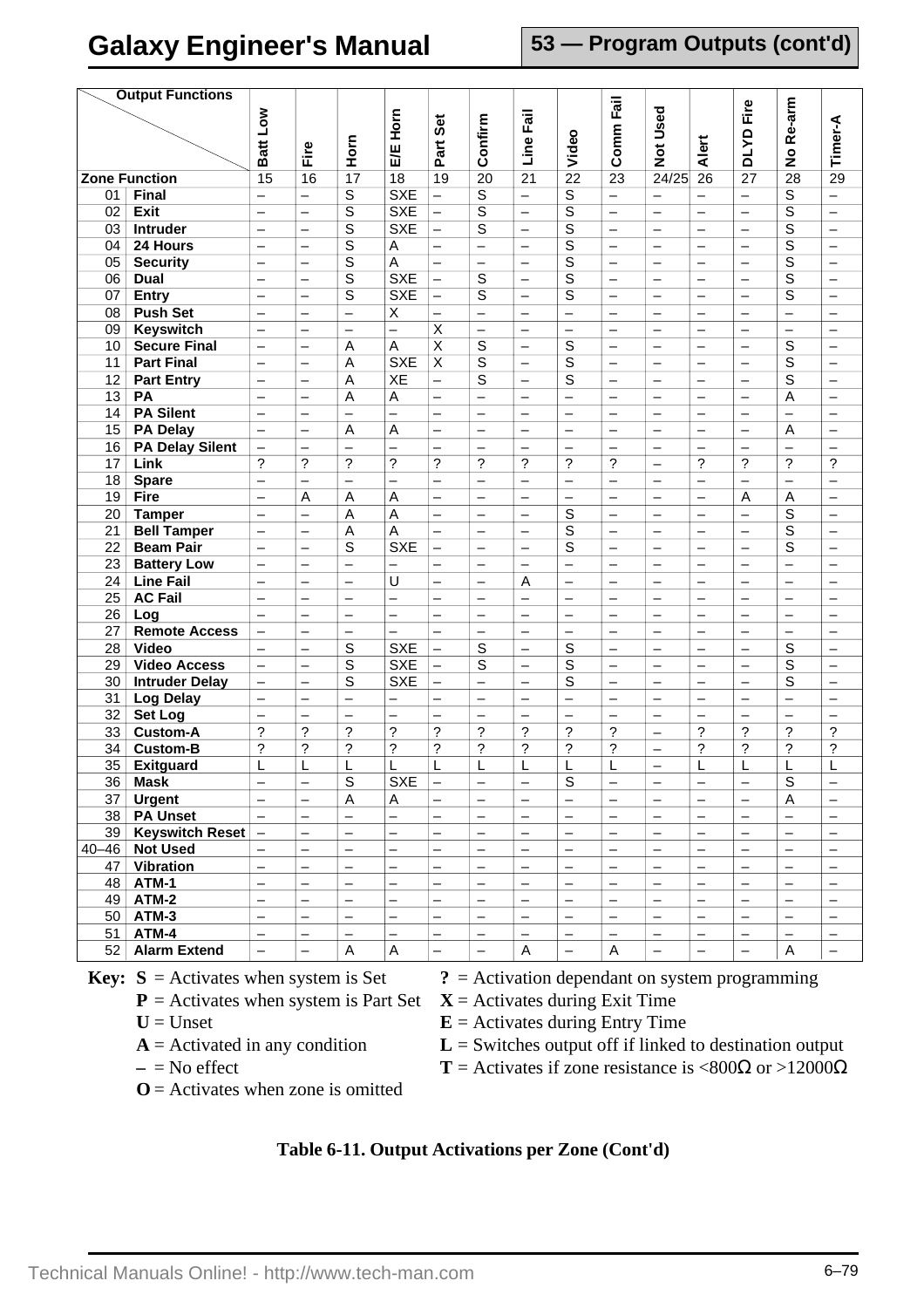## 53 — Program Outputs (cont'd)

| Output Functions / Zone Function | | Batt Low | Fire | Horn | E/E Horn | Part Set | Confirm | Line Fail | Video | Comm Fail | Not Used | Alert | DLYD Fire | No Re-arm | Timer-A |
|---|---|---|---|---|---|---|---|---|---|---|---|---|---|---|---|
| | | 15 | 16 | 17 | 18 | 19 | 20 | 21 | 22 | 23 | 24/25 | 26 | 27 | 28 | 29 |
| 01 | Final | – | – | S | SXE | – | S | – | S | – | – | – | – | S | – |
| 02 | Exit | – | – | S | SXE | – | S | – | S | – | – | – | – | S | – |
| 03 | Intruder | – | – | S | SXE | – | S | – | S | – | – | – | – | S | – |
| 04 | 24 Hours | – | – | S | A | – | – | – | S | – | – | – | – | S | – |
| 05 | Security | – | – | S | A | – | – | – | S | – | – | – | – | S | – |
| 06 | Dual | – | – | S | SXE | – | S | – | S | – | – | – | – | S | – |
| 07 | Entry | – | – | S | SXE | – | S | – | S | – | – | – | – | S | – |
| 08 | Push Set | – | – | – | X | – | – | – | – | – | – | – | – | – | – |
| 09 | Keyswitch | – | – | – | – | X | – | – | – | – | – | – | – | – | – |
| 10 | Secure Final | – | – | A | A | X | S | – | S | – | – | – | – | S | – |
| 11 | Part Final | – | – | A | SXE | X | S | – | S | – | – | – | – | S | – |
| 12 | Part Entry | – | – | A | XE | – | S | – | S | – | – | – | – | S | – |
| 13 | PA | – | – | A | A | – | – | – | – | – | – | – | – | A | – |
| 14 | PA Silent | – | – | – | – | – | – | – | – | – | – | – | – | – | – |
| 15 | PA Delay | – | – | A | A | – | – | – | – | – | – | – | – | A | – |
| 16 | PA Delay Silent | – | – | – | – | – | – | – | – | – | – | – | – | – | – |
| 17 | Link | ? | ? | ? | ? | ? | ? | ? | ? | ? | – | ? | ? | ? | ? |
| 18 | Spare | – | – | – | – | – | – | – | – | – | – | – | – | – | – |
| 19 | Fire | – | A | A | A | – | – | – | – | – | – | – | A | A | – |
| 20 | Tamper | – | – | A | A | – | – | – | S | – | – | – | – | S | – |
| 21 | Bell Tamper | – | – | A | A | – | – | – | S | – | – | – | – | S | – |
| 22 | Beam Pair | – | – | S | SXE | – | – | – | S | – | – | – | – | S | – |
| 23 | Battery Low | – | – | – | – | – | – | – | – | – | – | – | – | – | – |
| 24 | Line Fail | – | – | – | U | – | – | A | – | – | – | – | – | – | – |
| 25 | AC Fail | – | – | – | – | – | – | – | – | – | – | – | – | – | – |
| 26 | Log | – | – | – | – | – | – | – | – | – | – | – | – | – | – |
| 27 | Remote Access | – | – | – | – | – | – | – | – | – | – | – | – | – | – |
| 28 | Video | – | – | S | SXE | – | S | – | S | – | – | – | – | S | – |
| 29 | Video Access | – | – | S | SXE | – | S | – | S | – | – | – | – | S | – |
| 30 | Intruder Delay | – | – | S | SXE | – | – | – | S | – | – | – | – | S | – |
| 31 | Log Delay | – | – | – | – | – | – | – | – | – | – | – | – | – | – |
| 32 | Set Log | – | – | – | – | – | – | – | – | – | – | – | – | – | – |
| 33 | Custom-A | ? | ? | ? | ? | ? | ? | ? | ? | ? | – | ? | ? | ? | ? |
| 34 | Custom-B | ? | ? | ? | ? | ? | ? | ? | ? | ? | – | ? | ? | ? | ? |
| 35 | Exitguard | L | L | L | L | L | L | L | L | L | – | L | L | L | L |
| 36 | Mask | – | – | S | SXE | – | – | – | S | – | – | – | – | S | – |
| 37 | Urgent | – | – | A | A | – | – | – | – | – | – | – | – | A | – |
| 38 | PA Unset | – | – | – | – | – | – | – | – | – | – | – | – | – | – |
| 39 | Keyswitch Reset | – | – | – | – | – | – | – | – | – | – | – | – | – | – |
| 40–46 | Not Used | – | – | – | – | – | – | – | – | – | – | – | – | – | – |
| 47 | Vibration | – | – | – | – | – | – | – | – | – | – | – | – | – | – |
| 48 | ATM-1 | – | – | – | – | – | – | – | – | – | – | – | – | – | – |
| 49 | ATM-2 | – | – | – | – | – | – | – | – | – | – | – | – | – | – |
| 50 | ATM-3 | – | – | – | – | – | – | – | – | – | – | – | – | – | – |
| 51 | ATM-4 | – | – | – | – | – | – | – | – | – | – | – | – | – | – |
| 52 | Alarm Extend | – | – | A | A | – | – | A | – | A | – | – | – | A | – |

**Key:**
- **S** = Activates when system is Set
- **P** = Activates when system is Part Set
- **U** = Unset
- **A** = Activated in any condition
- **–** = No effect
- **O** = Activates when zone is omitted
- **?** = Activation dependant on system programming
- **X** = Activates during Exit Time
- **E** = Activates during Entry Time
- **L** = Switches output off if linked to destination output
- **T** = Activates if zone resistance is <800Ω or >12000Ω

**Table 6-11. Output Activations per Zone (Cont'd)**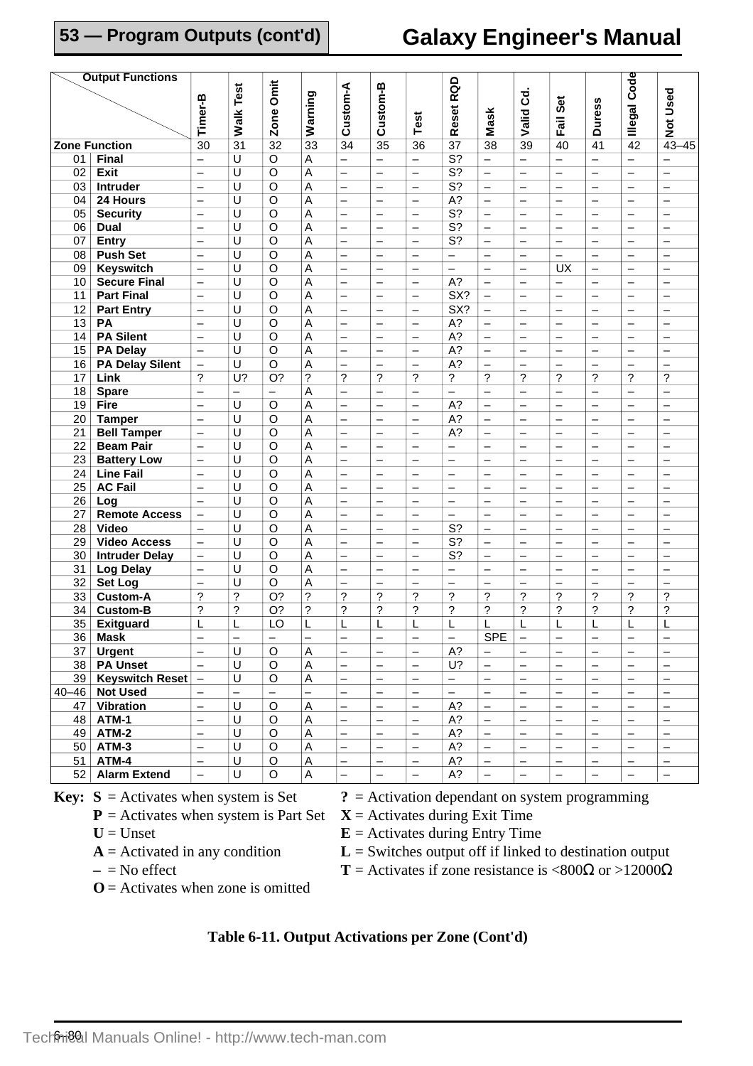| Output Functions / Zone Function | | Timer-B | Walk Test | Zone Omit | Warning | Custom-A | Custom-B | Test | Reset RQD | Mask | Valid Cd. | Fail Set | Duress | Illegal Code | Not Used |
|---|---|---|---|---|---|---|---|---|---|---|---|---|---|---|---|
| | | 30 | 31 | 32 | 33 | 34 | 35 | 36 | 37 | 38 | 39 | 40 | 41 | 42 | 43–45 |
| 01 | **Final** | – | U | O | A | – | – | – | S? | – | – | – | – | – | – |
| 02 | **Exit** | – | U | O | A | – | – | – | S? | – | – | – | – | – | – |
| 03 | **Intruder** | – | U | O | A | – | – | – | S? | – | – | – | – | – | – |
| 04 | **24 Hours** | – | U | O | A | – | – | – | A? | – | – | – | – | – | – |
| 05 | **Security** | – | U | O | A | – | – | – | S? | – | – | – | – | – | – |
| 06 | **Dual** | – | U | O | A | – | – | – | S? | – | – | – | – | – | – |
| 07 | **Entry** | – | U | O | A | – | – | – | S? | – | – | – | – | – | – |
| 08 | **Push Set** | – | U | O | A | – | – | – | – | – | – | – | – | – | – |
| 09 | **Keyswitch** | – | U | O | A | – | – | – | – | – | – | UX | – | – | – |
| 10 | **Secure Final** | – | U | O | A | – | – | – | A? | – | – | – | – | – | – |
| 11 | **Part Final** | – | U | O | A | – | – | – | SX? | – | – | – | – | – | – |
| 12 | **Part Entry** | – | U | O | A | – | – | – | SX? | – | – | – | – | – | – |
| 13 | **PA** | – | U | O | A | – | – | – | A? | – | – | – | – | – | – |
| 14 | **PA Silent** | – | U | O | A | – | – | – | A? | – | – | – | – | – | – |
| 15 | **PA Delay** | – | U | O | A | – | – | – | A? | – | – | – | – | – | – |
| 16 | **PA Delay Silent** | – | U | O | A | – | – | – | A? | – | – | – | – | – | – |
| 17 | **Link** | ? | U? | O? | ? | ? | ? | ? | ? | ? | ? | ? | ? | ? | ? |
| 18 | **Spare** | – | – | – | A | – | – | – | – | – | – | – | – | – | – |
| 19 | **Fire** | – | U | O | A | – | – | – | A? | – | – | – | – | – | – |
| 20 | **Tamper** | – | U | O | A | – | – | – | A? | – | – | – | – | – | – |
| 21 | **Bell Tamper** | – | U | O | A | – | – | – | A? | – | – | – | – | – | – |
| 22 | **Beam Pair** | – | U | O | A | – | – | – | – | – | – | – | – | – | – |
| 23 | **Battery Low** | – | U | O | A | – | – | – | – | – | – | – | – | – | – |
| 24 | **Line Fail** | – | U | O | A | – | – | – | – | – | – | – | – | – | – |
| 25 | **AC Fail** | – | U | O | A | – | – | – | – | – | – | – | – | – | – |
| 26 | **Log** | – | U | O | A | – | – | – | – | – | – | – | – | – | – |
| 27 | **Remote Access** | – | U | O | A | – | – | – | – | – | – | – | – | – | – |
| 28 | **Video** | – | U | O | A | – | – | – | S? | – | – | – | – | – | – |
| 29 | **Video Access** | – | U | O | A | – | – | – | S? | – | – | – | – | – | – |
| 30 | **Intruder Delay** | – | U | O | A | – | – | – | S? | – | – | – | – | – | – |
| 31 | **Log Delay** | – | U | O | A | – | – | – | – | – | – | – | – | – | – |
| 32 | **Set Log** | – | U | O | A | – | – | – | – | – | – | – | – | – | – |
| 33 | **Custom-A** | ? | ? | O? | ? | ? | ? | ? | ? | ? | ? | ? | ? | ? | ? |
| 34 | **Custom-B** | ? | ? | O? | ? | ? | ? | ? | ? | ? | ? | ? | ? | ? | ? |
| 35 | **Exitguard** | L | L | LO | L | L | L | L | L | L | L | L | L | L | L |
| 36 | **Mask** | – | – | – | – | – | – | – | – | SPE | – | – | – | – | – |
| 37 | **Urgent** | – | U | O | A | – | – | – | A? | – | – | – | – | – | – |
| 38 | **PA Unset** | – | U | O | A | – | – | – | U? | – | – | – | – | – | – |
| 39 | **Keyswitch Reset** | – | U | O | A | – | – | – | – | – | – | – | – | – | – |
| 40–46 | **Not Used** | – | – | – | – | – | – | – | – | – | – | – | – | – | – |
| 47 | **Vibration** | – | U | O | A | – | – | – | A? | – | – | – | – | – | – |
| 48 | **ATM-1** | – | U | O | A | – | – | – | A? | – | – | – | – | – | – |
| 49 | **ATM-2** | – | U | O | A | – | – | – | A? | – | – | – | – | – | – |
| 50 | **ATM-3** | – | U | O | A | – | – | – | A? | – | – | – | – | – | – |
| 51 | **ATM-4** | – | U | O | A | – | – | – | A? | – | – | – | – | – | – |
| 52 | **Alarm Extend** | – | U | O | A | – | – | – | A? | – | – | – | – | – | – |

**Key:**
- **S** = Activates when system is Set
- **P** = Activates when system is Part Set
- **U** = Unset
- **A** = Activated in any condition
- **–** = No effect
- **O** = Activates when zone is omitted
- **?** = Activation dependant on system programming
- **X** = Activates during Exit Time
- **E** = Activates during Entry Time
- **L** = Switches output off if linked to destination output
- **T** = Activates if zone resistance is <800Ω or >12000Ω

**Table 6-11. Output Activations per Zone (Cont'd)**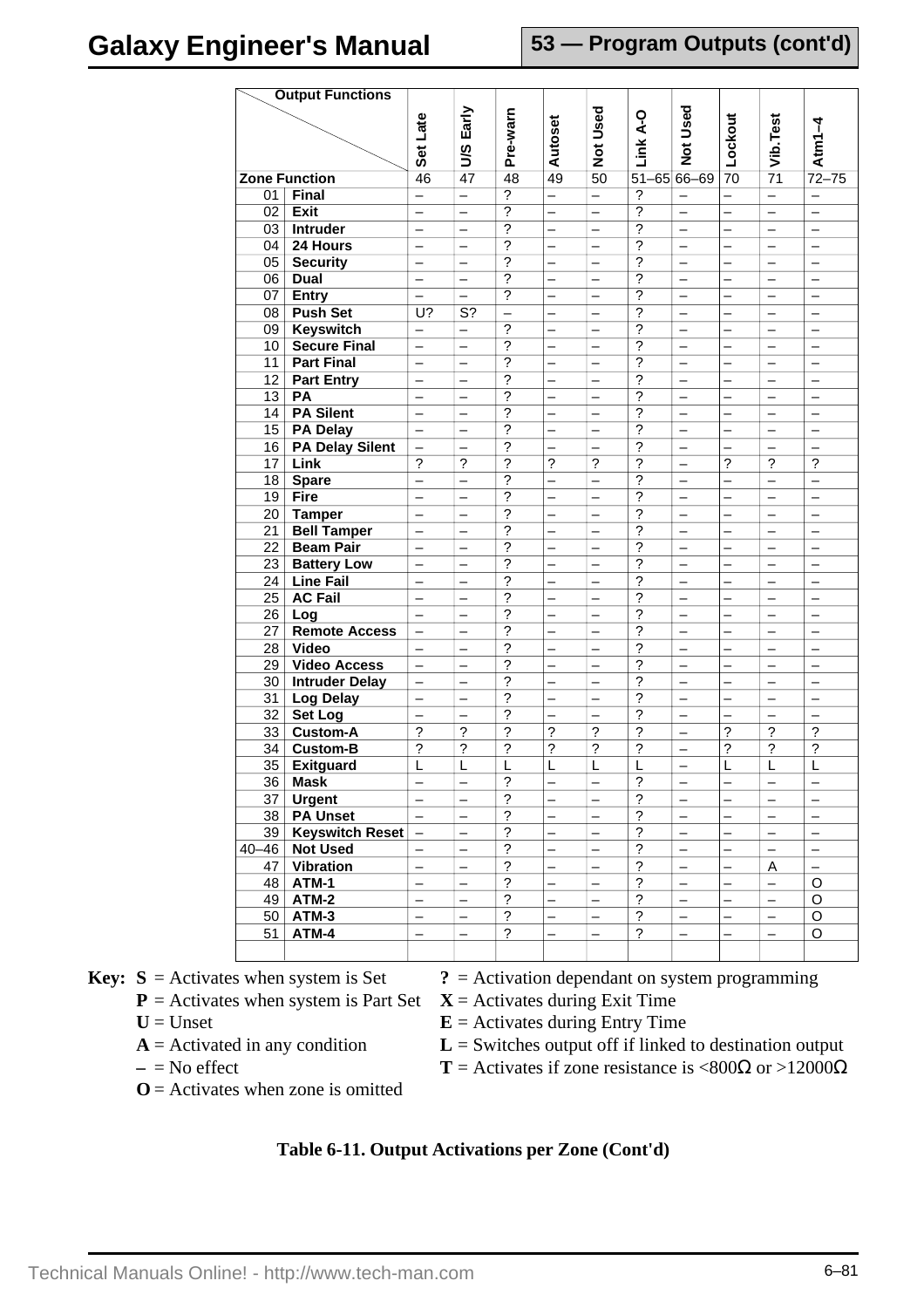| Zone Function | | Set Late | U/S Early | Pre-warn | Autoset | Not Used | Link A-O | Not Used | Lockout | Vib.Test | Atm1–4 |
|---|---|---|---|---|---|---|---|---|---|---|---|
| | | 46 | 47 | 48 | 49 | 50 | 51–65 | 66–69 | 70 | 71 | 72–75 |
| 01 | Final | – | – | ? | – | – | ? | – | – | – | – |
| 02 | Exit | – | – | ? | – | – | ? | – | – | – | – |
| 03 | Intruder | – | – | ? | – | – | ? | – | – | – | – |
| 04 | 24 Hours | – | – | ? | – | – | ? | – | – | – | – |
| 05 | Security | – | – | ? | – | – | ? | – | – | – | – |
| 06 | Dual | – | – | ? | – | – | ? | – | – | – | – |
| 07 | Entry | – | – | ? | – | – | ? | – | – | – | – |
| 08 | Push Set | U? | S? | – | – | – | ? | – | – | – | – |
| 09 | Keyswitch | – | – | ? | – | – | ? | – | – | – | – |
| 10 | Secure Final | – | – | ? | – | – | ? | – | – | – | – |
| 11 | Part Final | – | – | ? | – | – | ? | – | – | – | – |
| 12 | Part Entry | – | – | ? | – | – | ? | – | – | – | – |
| 13 | PA | – | – | ? | – | – | ? | – | – | – | – |
| 14 | PA Silent | – | – | ? | – | – | ? | – | – | – | – |
| 15 | PA Delay | – | – | ? | – | – | ? | – | – | – | – |
| 16 | PA Delay Silent | – | – | ? | – | – | ? | – | – | – | – |
| 17 | Link | ? | ? | ? | ? | ? | ? | – | ? | ? | ? |
| 18 | Spare | – | – | ? | – | – | ? | – | – | – | – |
| 19 | Fire | – | – | ? | – | – | ? | – | – | – | – |
| 20 | Tamper | – | – | ? | – | – | ? | – | – | – | – |
| 21 | Bell Tamper | – | – | ? | – | – | ? | – | – | – | – |
| 22 | Beam Pair | – | – | ? | – | – | ? | – | – | – | – |
| 23 | Battery Low | – | – | ? | – | – | ? | – | – | – | – |
| 24 | Line Fail | – | – | ? | – | – | ? | – | – | – | – |
| 25 | AC Fail | – | – | ? | – | – | ? | – | – | – | – |
| 26 | Log | – | – | ? | – | – | ? | – | – | – | – |
| 27 | Remote Access | – | – | ? | – | – | ? | – | – | – | – |
| 28 | Video | – | – | ? | – | – | ? | – | – | – | – |
| 29 | Video Access | – | – | ? | – | – | ? | – | – | – | – |
| 30 | Intruder Delay | – | – | ? | – | – | ? | – | – | – | – |
| 31 | Log Delay | – | – | ? | – | – | ? | – | – | – | – |
| 32 | Set Log | – | – | ? | – | – | ? | – | – | – | – |
| 33 | Custom-A | ? | ? | ? | ? | ? | ? | – | ? | ? | ? |
| 34 | Custom-B | ? | ? | ? | ? | ? | ? | – | ? | ? | ? |
| 35 | Exitguard | L | L | L | L | L | L | – | L | L | L |
| 36 | Mask | – | – | ? | – | – | ? | – | – | – | – |
| 37 | Urgent | – | – | ? | – | – | ? | – | – | – | – |
| 38 | PA Unset | – | – | ? | – | – | ? | – | – | – | – |
| 39 | Keyswitch Reset | – | – | ? | – | – | ? | – | – | – | – |
| 40–46 | Not Used | – | – | ? | – | – | ? | – | – | – | – |
| 47 | Vibration | – | – | ? | – | – | ? | – | – | A | – |
| 48 | ATM-1 | – | – | ? | – | – | ? | – | – | – | O |
| 49 | ATM-2 | – | – | ? | – | – | ? | – | – | – | O |
| 50 | ATM-3 | – | – | ? | – | – | ? | – | – | – | O |
| 51 | ATM-4 | – | – | ? | – | – | ? | – | – | – | O |

**Key:**
- **S** = Activates when system is Set
- **P** = Activates when system is Part Set
- **U** = Unset
- **A** = Activated in any condition
- **–** = No effect
- **O** = Activates when zone is omitted
- **?** = Activation dependant on system programming
- **X** = Activates during Exit Time
- **E** = Activates during Entry Time
- **L** = Switches output off if linked to destination output
- **T** = Activates if zone resistance is <800Ω or >12000Ω

**Table 6-11. Output Activations per Zone (Cont'd)**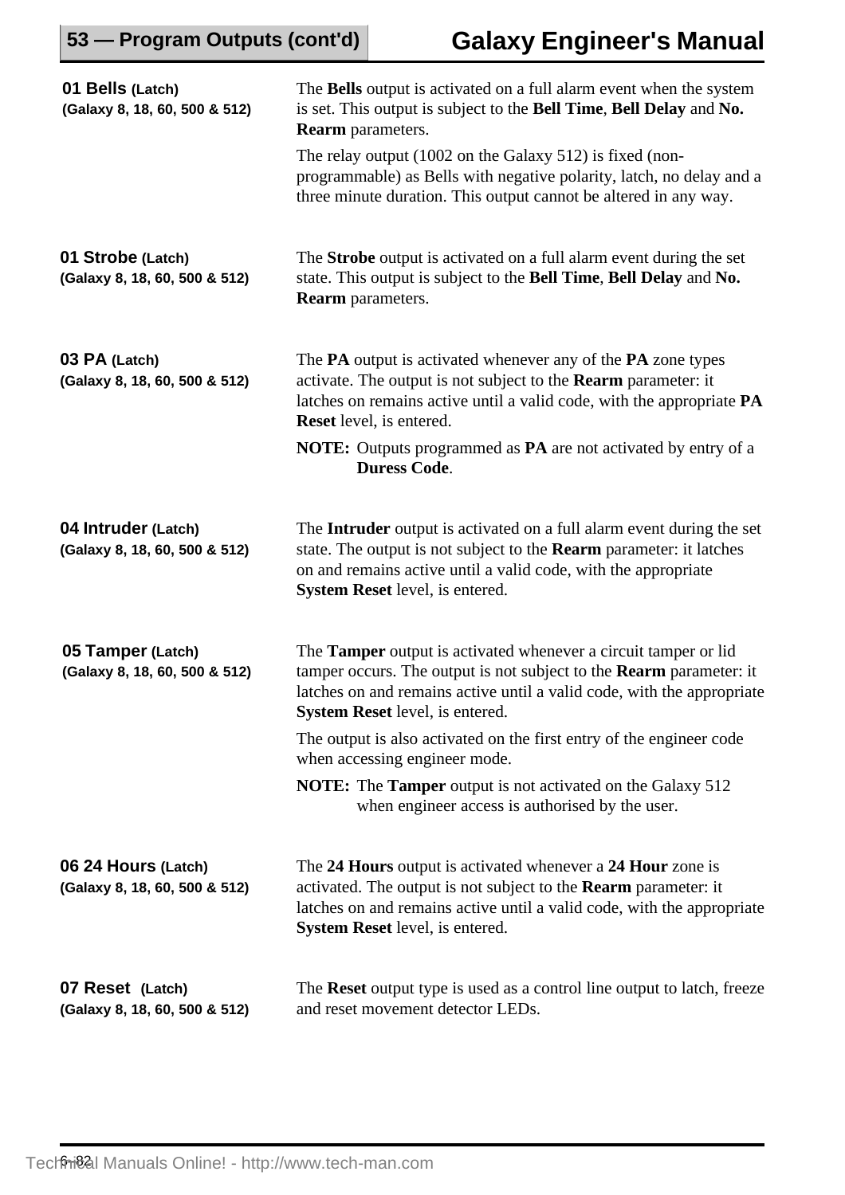**01 Bells** (Latch)
**(Galaxy 8, 18, 60, 500 & 512)**

The **Bells** output is activated on a full alarm event when the system is set. This output is subject to the **Bell Time**, **Bell Delay** and **No. Rearm** parameters.

The relay output (1002 on the Galaxy 512) is fixed (non-programmable) as Bells with negative polarity, latch, no delay and a three minute duration. This output cannot be altered in any way.

**01 Strobe** (Latch)
**(Galaxy 8, 18, 60, 500 & 512)**

The **Strobe** output is activated on a full alarm event during the set state. This output is subject to the **Bell Time**, **Bell Delay** and **No. Rearm** parameters.

**03 PA** (Latch)
**(Galaxy 8, 18, 60, 500 & 512)**

The **PA** output is activated whenever any of the **PA** zone types activate. The output is not subject to the **Rearm** parameter: it latches on remains active until a valid code, with the appropriate **PA Reset** level, is entered.

**NOTE:** Outputs programmed as **PA** are not activated by entry of a **Duress Code**.

**04 Intruder** (Latch)
**(Galaxy 8, 18, 60, 500 & 512)**

The **Intruder** output is activated on a full alarm event during the set state. The output is not subject to the **Rearm** parameter: it latches on and remains active until a valid code, with the appropriate **System Reset** level, is entered.

**05 Tamper** (Latch)
**(Galaxy 8, 18, 60, 500 & 512)**

The **Tamper** output is activated whenever a circuit tamper or lid tamper occurs. The output is not subject to the **Rearm** parameter: it latches on and remains active until a valid code, with the appropriate **System Reset** level, is entered.

The output is also activated on the first entry of the engineer code when accessing engineer mode.

**NOTE:** The **Tamper** output is not activated on the Galaxy 512 when engineer access is authorised by the user.

**06 24 Hours** (Latch)
**(Galaxy 8, 18, 60, 500 & 512)**

The **24 Hours** output is activated whenever a **24 Hour** zone is activated. The output is not subject to the **Rearm** parameter: it latches on and remains active until a valid code, with the appropriate **System Reset** level, is entered.

**07 Reset** (Latch)
**(Galaxy 8, 18, 60, 500 & 512)**

The **Reset** output type is used as a control line output to latch, freeze and reset movement detector LEDs.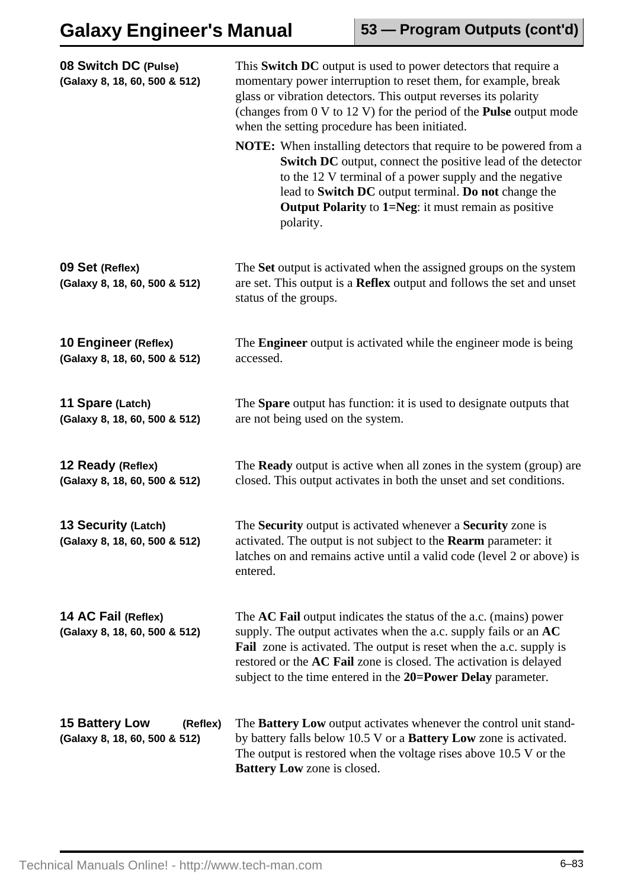### 08 Switch DC (Pulse)
**(Galaxy 8, 18, 60, 500 & 512)**

This **Switch DC** output is used to power detectors that require a momentary power interruption to reset them, for example, break glass or vibration detectors. This output reverses its polarity (changes from 0 V to 12 V) for the period of the **Pulse** output mode when the setting procedure has been initiated.

**NOTE:** When installing detectors that require to be powered from a **Switch DC** output, connect the positive lead of the detector to the 12 V terminal of a power supply and the negative lead to **Switch DC** output terminal. **Do not** change the **Output Polarity** to **1=Neg**: it must remain as positive polarity.

### 09 Set (Reflex)
**(Galaxy 8, 18, 60, 500 & 512)**

The **Set** output is activated when the assigned groups on the system are set. This output is a **Reflex** output and follows the set and unset status of the groups.

### 10 Engineer (Reflex)
**(Galaxy 8, 18, 60, 500 & 512)**

The **Engineer** output is activated while the engineer mode is being accessed.

### 11 Spare (Latch)
**(Galaxy 8, 18, 60, 500 & 512)**

The **Spare** output has function: it is used to designate outputs that are not being used on the system.

### 12 Ready (Reflex)
**(Galaxy 8, 18, 60, 500 & 512)**

The **Ready** output is active when all zones in the system (group) are closed. This output activates in both the unset and set conditions.

### 13 Security (Latch)
**(Galaxy 8, 18, 60, 500 & 512)**

The **Security** output is activated whenever a **Security** zone is activated. The output is not subject to the **Rearm** parameter: it latches on and remains active until a valid code (level 2 or above) is entered.

### 14 AC Fail (Reflex)
**(Galaxy 8, 18, 60, 500 & 512)**

The **AC Fail** output indicates the status of the a.c. (mains) power supply. The output activates when the a.c. supply fails or an **AC Fail** zone is activated. The output is reset when the a.c. supply is restored or the **AC Fail** zone is closed. The activation is delayed subject to the time entered in the **20=Power Delay** parameter.

### 15 Battery Low (Reflex)
**(Galaxy 8, 18, 60, 500 & 512)**

The **Battery Low** output activates whenever the control unit stand-by battery falls below 10.5 V or a **Battery Low** zone is activated. The output is restored when the voltage rises above 10.5 V or the **Battery Low** zone is closed.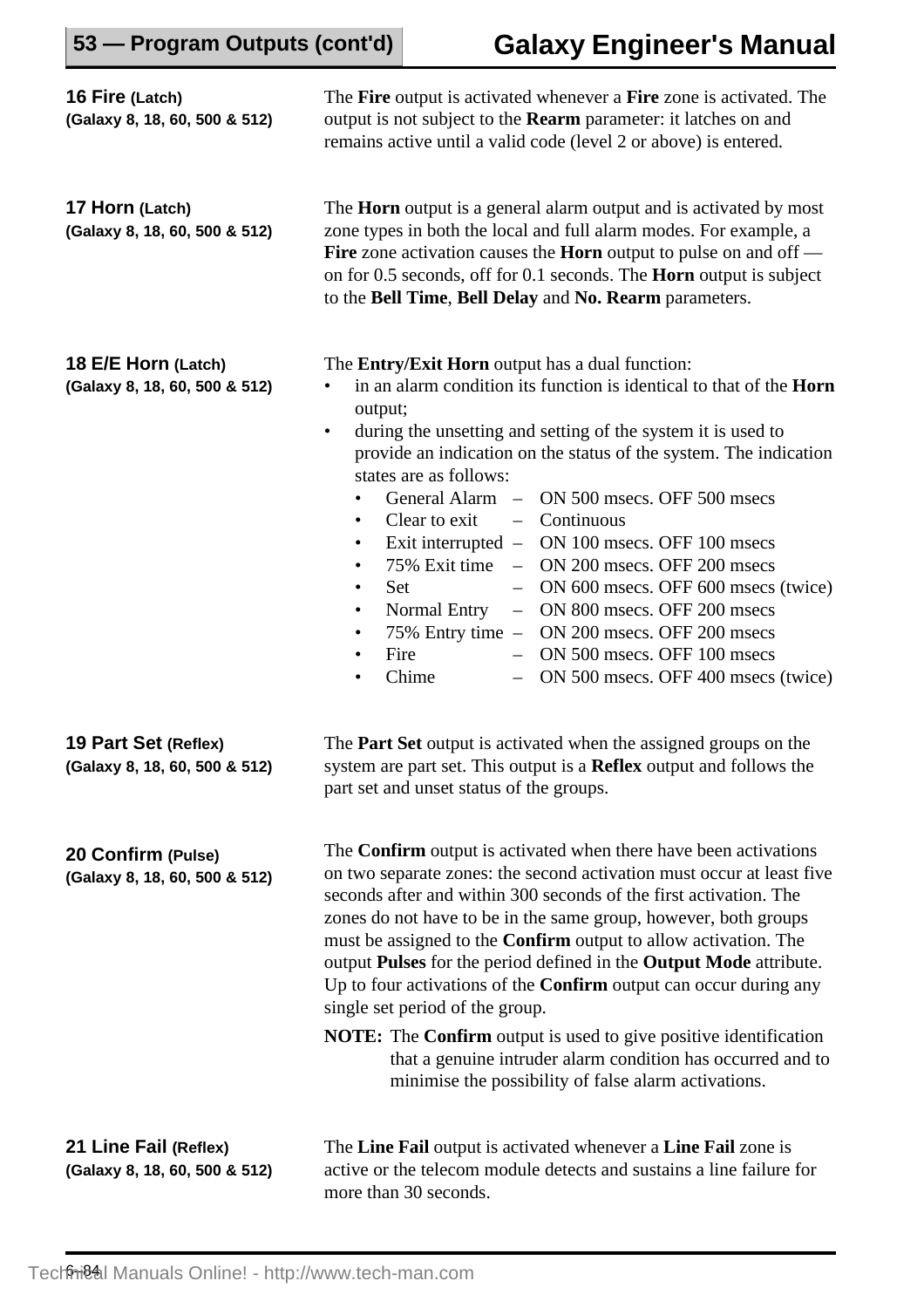## 16 Fire (Latch)
**(Galaxy 8, 18, 60, 500 & 512)**

The **Fire** output is activated whenever a **Fire** zone is activated. The output is not subject to the **Rearm** parameter: it latches on and remains active until a valid code (level 2 or above) is entered.

## 17 Horn (Latch)
**(Galaxy 8, 18, 60, 500 & 512)**

The **Horn** output is a general alarm output and is activated by most zone types in both the local and full alarm modes. For example, a **Fire** zone activation causes the **Horn** output to pulse on and off — on for 0.5 seconds, off for 0.1 seconds. The **Horn** output is subject to the **Bell Time**, **Bell Delay** and **No. Rearm** parameters.

## 18 E/E Horn (Latch)
**(Galaxy 8, 18, 60, 500 & 512)**

The **Entry/Exit Horn** output has a dual function:

- in an alarm condition its function is identical to that of the **Horn** output;
- during the unsetting and setting of the system it is used to provide an indication on the status of the system. The indication states are as follows:
  - General Alarm – ON 500 msecs. OFF 500 msecs
  - Clear to exit – Continuous
  - Exit interrupted – ON 100 msecs. OFF 100 msecs
  - 75% Exit time – ON 200 msecs. OFF 200 msecs
  - Set – ON 600 msecs. OFF 600 msecs (twice)
  - Normal Entry – ON 800 msecs. OFF 200 msecs
  - 75% Entry time – ON 200 msecs. OFF 200 msecs
  - Fire – ON 500 msecs. OFF 100 msecs
  - Chime – ON 500 msecs. OFF 400 msecs (twice)

## 19 Part Set (Reflex)
**(Galaxy 8, 18, 60, 500 & 512)**

The **Part Set** output is activated when the assigned groups on the system are part set. This output is a **Reflex** output and follows the part set and unset status of the groups.

## 20 Confirm (Pulse)
**(Galaxy 8, 18, 60, 500 & 512)**

The **Confirm** output is activated when there have been activations on two separate zones: the second activation must occur at least five seconds after and within 300 seconds of the first activation. The zones do not have to be in the same group, however, both groups must be assigned to the **Confirm** output to allow activation. The output **Pulses** for the period defined in the **Output Mode** attribute. Up to four activations of the **Confirm** output can occur during any single set period of the group.

**NOTE:** The **Confirm** output is used to give positive identification that a genuine intruder alarm condition has occurred and to minimise the possibility of false alarm activations.

## 21 Line Fail (Reflex)
**(Galaxy 8, 18, 60, 500 & 512)**

The **Line Fail** output is activated whenever a **Line Fail** zone is active or the telecom module detects and sustains a line failure for more than 30 seconds.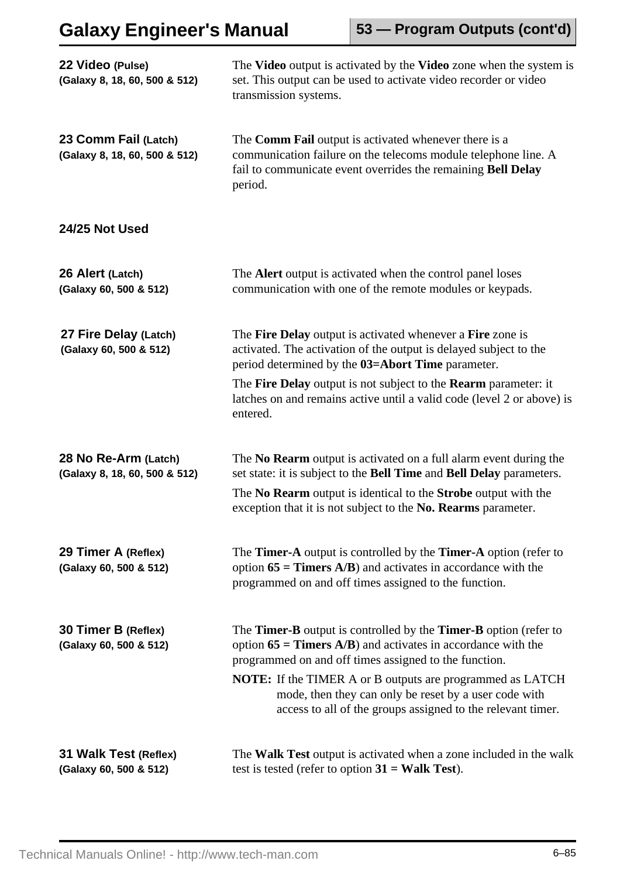**22 Video (Pulse)**
**(Galaxy 8, 18, 60, 500 & 512)**

The **Video** output is activated by the **Video** zone when the system is set. This output can be used to activate video recorder or video transmission systems.

**23 Comm Fail (Latch)**
**(Galaxy 8, 18, 60, 500 & 512)**

The **Comm Fail** output is activated whenever there is a communication failure on the telecoms module telephone line. A fail to communicate event overrides the remaining **Bell Delay** period.

**24/25 Not Used**

**26 Alert (Latch)**
**(Galaxy 60, 500 & 512)**

The **Alert** output is activated when the control panel loses communication with one of the remote modules or keypads.

**27 Fire Delay (Latch)**
**(Galaxy 60, 500 & 512)**

The **Fire Delay** output is activated whenever a **Fire** zone is activated. The activation of the output is delayed subject to the period determined by the **03=Abort Time** parameter.

The **Fire Delay** output is not subject to the **Rearm** parameter: it latches on and remains active until a valid code (level 2 or above) is entered.

**28 No Re-Arm (Latch)**
**(Galaxy 8, 18, 60, 500 & 512)**

The **No Rearm** output is activated on a full alarm event during the set state: it is subject to the **Bell Time** and **Bell Delay** parameters.

The **No Rearm** output is identical to the **Strobe** output with the exception that it is not subject to the **No. Rearms** parameter.

**29 Timer A (Reflex)**
**(Galaxy 60, 500 & 512)**

The **Timer-A** output is controlled by the **Timer-A** option (refer to option **65 = Timers A/B**) and activates in accordance with the programmed on and off times assigned to the function.

**30 Timer B (Reflex)**
**(Galaxy 60, 500 & 512)**

The **Timer-B** output is controlled by the **Timer-B** option (refer to option **65 = Timers A/B**) and activates in accordance with the programmed on and off times assigned to the function.

**NOTE:** If the TIMER A or B outputs are programmed as LATCH mode, then they can only be reset by a user code with access to all of the groups assigned to the relevant timer.

**31 Walk Test (Reflex)**
**(Galaxy 60, 500 & 512)**

The **Walk Test** output is activated when a zone included in the walk test is tested (refer to option **31 = Walk Test**).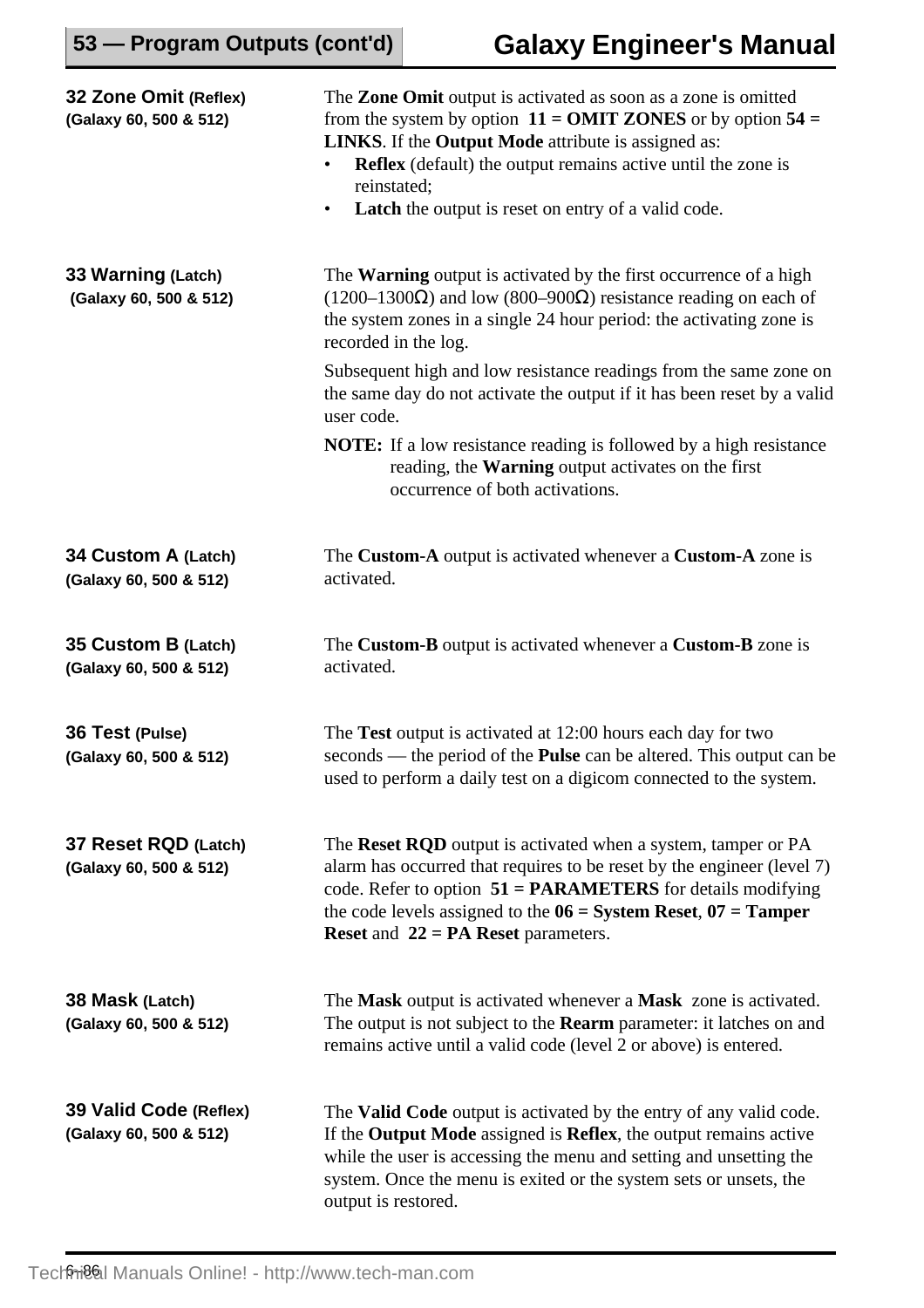**32 Zone Omit (Reflex)**
**(Galaxy 60, 500 & 512)**

The **Zone Omit** output is activated as soon as a zone is omitted from the system by option **11 = OMIT ZONES** or by option **54 = LINKS**. If the **Output Mode** attribute is assigned as:

- **Reflex** (default) the output remains active until the zone is reinstated;
- **Latch** the output is reset on entry of a valid code.

**33 Warning (Latch)**
**(Galaxy 60, 500 & 512)**

The **Warning** output is activated by the first occurrence of a high (1200–1300Ω) and low (800–900Ω) resistance reading on each of the system zones in a single 24 hour period: the activating zone is recorded in the log.

Subsequent high and low resistance readings from the same zone on the same day do not activate the output if it has been reset by a valid user code.

**NOTE:** If a low resistance reading is followed by a high resistance reading, the **Warning** output activates on the first occurrence of both activations.

**34 Custom A (Latch)**
**(Galaxy 60, 500 & 512)**

The **Custom-A** output is activated whenever a **Custom-A** zone is activated.

**35 Custom B (Latch)**
**(Galaxy 60, 500 & 512)**

The **Custom-B** output is activated whenever a **Custom-B** zone is activated.

**36 Test (Pulse)**
**(Galaxy 60, 500 & 512)**

The **Test** output is activated at 12:00 hours each day for two seconds — the period of the **Pulse** can be altered. This output can be used to perform a daily test on a digicom connected to the system.

**37 Reset RQD (Latch)**
**(Galaxy 60, 500 & 512)**

The **Reset RQD** output is activated when a system, tamper or PA alarm has occurred that requires to be reset by the engineer (level 7) code. Refer to option **51 = PARAMETERS** for details modifying the code levels assigned to the **06 = System Reset**, **07 = Tamper Reset** and **22 = PA Reset** parameters.

**38 Mask (Latch)**
**(Galaxy 60, 500 & 512)**

The **Mask** output is activated whenever a **Mask** zone is activated. The output is not subject to the **Rearm** parameter: it latches on and remains active until a valid code (level 2 or above) is entered.

**39 Valid Code (Reflex)**
**(Galaxy 60, 500 & 512)**

The **Valid Code** output is activated by the entry of any valid code. If the **Output Mode** assigned is **Reflex**, the output remains active while the user is accessing the menu and setting and unsetting the system. Once the menu is exited or the system sets or unsets, the output is restored.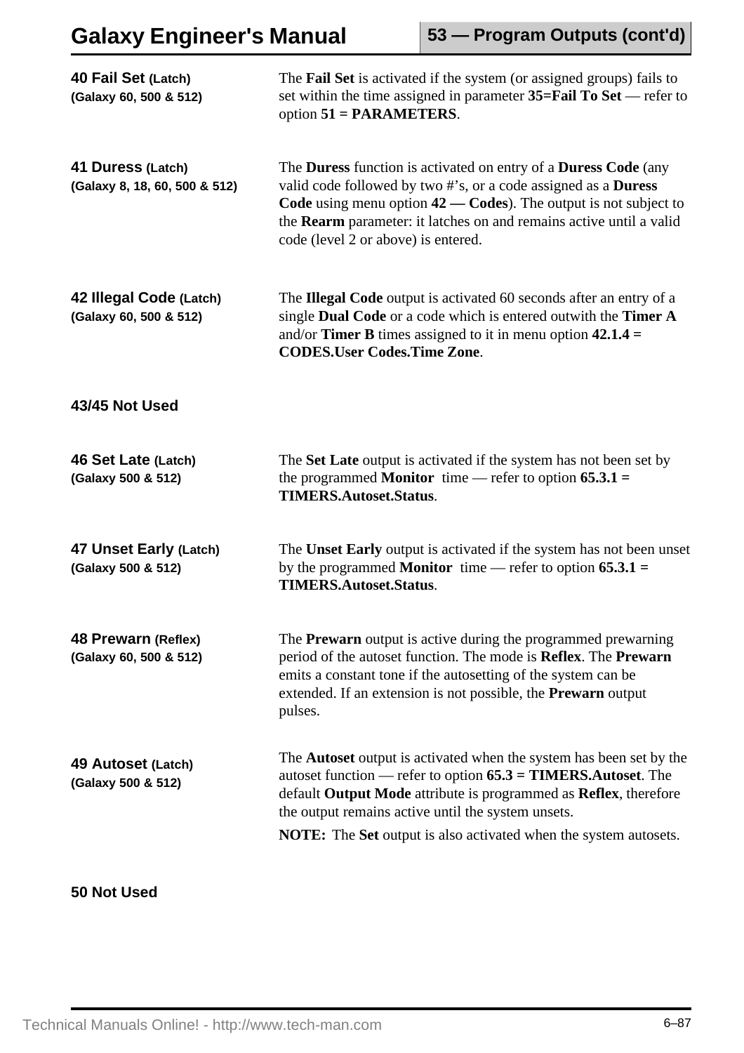**40 Fail Set (Latch)**
**(Galaxy 60, 500 & 512)**

The **Fail Set** is activated if the system (or assigned groups) fails to set within the time assigned in parameter **35=Fail To Set** — refer to option **51 = PARAMETERS**.

**41 Duress (Latch)**
**(Galaxy 8, 18, 60, 500 & 512)**

The **Duress** function is activated on entry of a **Duress Code** (any valid code followed by two #'s, or a code assigned as a **Duress Code** using menu option **42 — Codes**). The output is not subject to the **Rearm** parameter: it latches on and remains active until a valid code (level 2 or above) is entered.

**42 Illegal Code (Latch)**
**(Galaxy 60, 500 & 512)**

The **Illegal Code** output is activated 60 seconds after an entry of a single **Dual Code** or a code which is entered outwith the **Timer A** and/or **Timer B** times assigned to it in menu option **42.1.4 = CODES.User Codes.Time Zone**.

**43/45 Not Used**

**46 Set Late (Latch)**
**(Galaxy 500 & 512)**

The **Set Late** output is activated if the system has not been set by the programmed **Monitor** time — refer to option **65.3.1 = TIMERS.Autoset.Status**.

**47 Unset Early (Latch)**
**(Galaxy 500 & 512)**

The **Unset Early** output is activated if the system has not been unset by the programmed **Monitor** time — refer to option **65.3.1 = TIMERS.Autoset.Status**.

**48 Prewarn (Reflex)**
**(Galaxy 60, 500 & 512)**

The **Prewarn** output is active during the programmed prewarning period of the autoset function. The mode is **Reflex**. The **Prewarn** emits a constant tone if the autosetting of the system can be extended. If an extension is not possible, the **Prewarn** output pulses.

**49 Autoset (Latch)**
**(Galaxy 500 & 512)**

The **Autoset** output is activated when the system has been set by the autoset function — refer to option **65.3 = TIMERS.Autoset**. The default **Output Mode** attribute is programmed as **Reflex**, therefore the output remains active until the system unsets.

**NOTE:** The **Set** output is also activated when the system autosets.

**50 Not Used**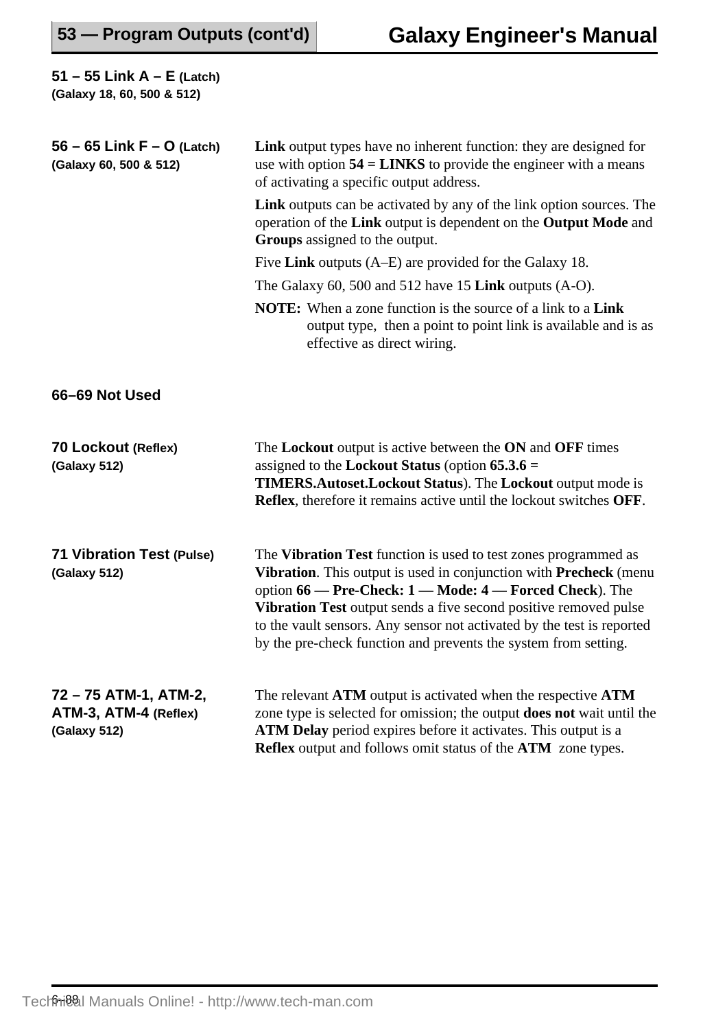**51 – 55 Link A – E (Latch)**
**(Galaxy 18, 60, 500 & 512)**

**56 – 65 Link F – O (Latch)**
**(Galaxy 60, 500 & 512)**

**Link** output types have no inherent function: they are designed for use with option **54 = LINKS** to provide the engineer with a means of activating a specific output address.

**Link** outputs can be activated by any of the link option sources. The operation of the **Link** output is dependent on the **Output Mode** and **Groups** assigned to the output.

Five **Link** outputs (A–E) are provided for the Galaxy 18.

The Galaxy 60, 500 and 512 have 15 **Link** outputs (A-O).

**NOTE:** When a zone function is the source of a link to a **Link** output type, then a point to point link is available and is as effective as direct wiring.

**66–69 Not Used**

**70 Lockout (Reflex)**
**(Galaxy 512)**

The **Lockout** output is active between the **ON** and **OFF** times assigned to the **Lockout Status** (option **65.3.6 = TIMERS.Autoset.Lockout Status**). The **Lockout** output mode is **Reflex**, therefore it remains active until the lockout switches **OFF**.

**71 Vibration Test (Pulse)**
**(Galaxy 512)**

The **Vibration Test** function is used to test zones programmed as **Vibration**. This output is used in conjunction with **Precheck** (menu option **66 — Pre-Check: 1 — Mode: 4 — Forced Check**). The **Vibration Test** output sends a five second positive removed pulse to the vault sensors. Any sensor not activated by the test is reported by the pre-check function and prevents the system from setting.

**72 – 75 ATM-1, ATM-2, ATM-3, ATM-4 (Reflex)**
**(Galaxy 512)**

The relevant **ATM** output is activated when the respective **ATM** zone type is selected for omission; the output **does not** wait until the **ATM Delay** period expires before it activates. This output is a **Reflex** output and follows omit status of the **ATM** zone types.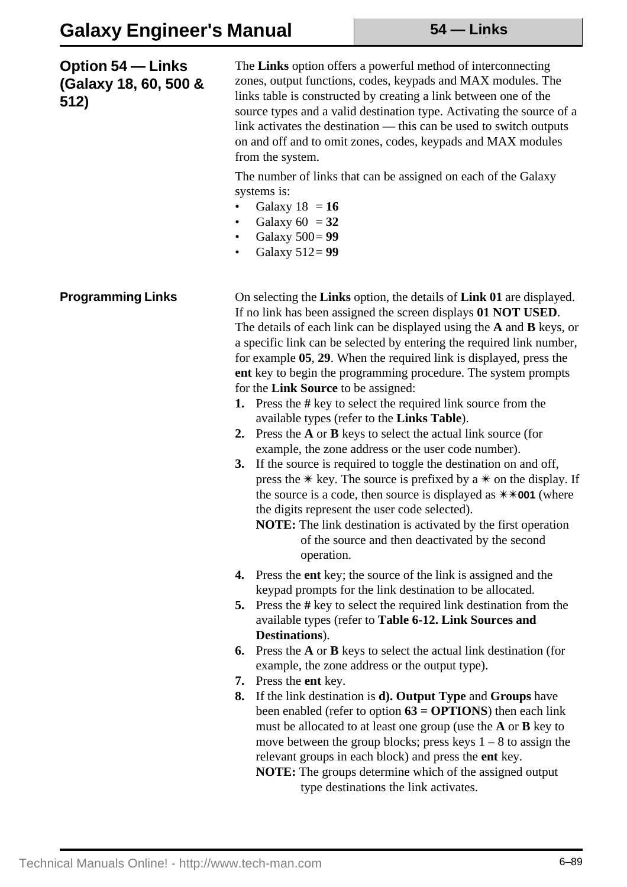## Option 54 — Links (Galaxy 18, 60, 500 & 512)

The **Links** option offers a powerful method of interconnecting zones, output functions, codes, keypads and MAX modules. The links table is constructed by creating a link between one of the source types and a valid destination type. Activating the source of a link activates the destination — this can be used to switch outputs on and off and to omit zones, codes, keypads and MAX modules from the system.

The number of links that can be assigned on each of the Galaxy systems is:

- Galaxy 18 = **16**
- Galaxy 60 = **32**
- Galaxy 500 = **99**
- Galaxy 512 = **99**

### Programming Links

On selecting the **Links** option, the details of **Link 01** are displayed. If no link has been assigned the screen displays **01 NOT USED**. The details of each link can be displayed using the **A** and **B** keys, or a specific link can be selected by entering the required link number, for example **05**, **29**. When the required link is displayed, press the **ent** key to begin the programming procedure. The system prompts for the **Link Source** to be assigned:

1. Press the **#** key to select the required link source from the available types (refer to the **Links Table**).
2. Press the **A** or **B** keys to select the actual link source (for example, the zone address or the user code number).
3. If the source is required to toggle the destination on and off, press the ✳ key. The source is prefixed by a ✳ on the display. If the source is a code, then source is displayed as ✳✳**001** (where the digits represent the user code selected).

   **NOTE:** The link destination is activated by the first operation of the source and then deactivated by the second operation.

4. Press the **ent** key; the source of the link is assigned and the keypad prompts for the link destination to be allocated.
5. Press the **#** key to select the required link destination from the available types (refer to **Table 6-12. Link Sources and Destinations**).
6. Press the **A** or **B** keys to select the actual link destination (for example, the zone address or the output type).
7. Press the **ent** key.
8. If the link destination is **d). Output Type** and **Groups** have been enabled (refer to option **63 = OPTIONS**) then each link must be allocated to at least one group (use the **A** or **B** key to move between the group blocks; press keys 1 – 8 to assign the relevant groups in each block) and press the **ent** key.

   **NOTE:** The groups determine which of the assigned output type destinations the link activates.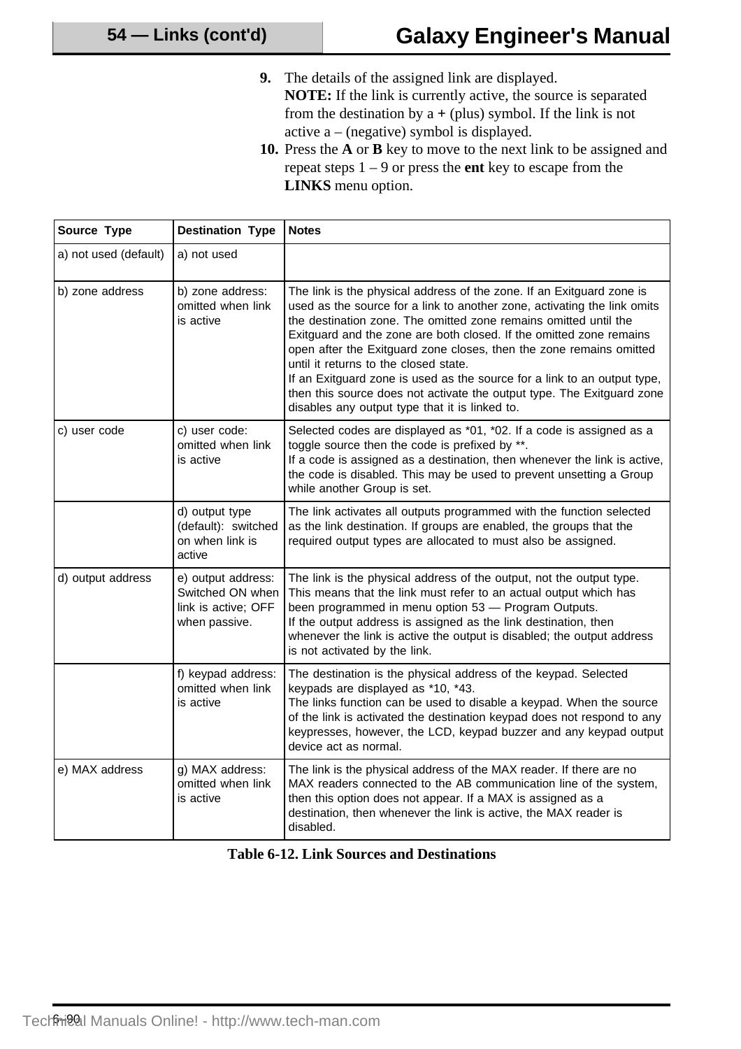9. The details of the assigned link are displayed.
   **NOTE:** If the link is currently active, the source is separated from the destination by a **+** (plus) symbol. If the link is not active a – (negative) symbol is displayed.
10. Press the **A** or **B** key to move to the next link to be assigned and repeat steps 1 – 9 or press the **ent** key to escape from the **LINKS** menu option.

| Source Type | Destination Type | Notes |
|---|---|---|
| a) not used (default) | a) not used | |
| b) zone address | b) zone address: omitted when link is active | The link is the physical address of the zone. If an Exitguard zone is used as the source for a link to another zone, activating the link omits the destination zone. The omitted zone remains omitted until the Exitguard and the zone are both closed. If the omitted zone remains open after the Exitguard zone closes, then the zone remains omitted until it returns to the closed state. If an Exitguard zone is used as the source for a link to an output type, then this source does not activate the output type. The Exitguard zone disables any output type that it is linked to. |
| c) user code | c) user code: omitted when link is active | Selected codes are displayed as *01, *02. If a code is assigned as a toggle source then the code is prefixed by **. If a code is assigned as a destination, then whenever the link is active, the code is disabled. This may be used to prevent unsetting a Group while another Group is set. |
| | d) output type (default): switched on when link is active | The link activates all outputs programmed with the function selected as the link destination. If groups are enabled, the groups that the required output types are allocated to must also be assigned. |
| d) output address | e) output address: Switched ON when link is active; OFF when passive. | The link is the physical address of the output, not the output type. This means that the link must refer to an actual output which has been programmed in menu option 53 — Program Outputs. If the output address is assigned as the link destination, then whenever the link is active the output is disabled; the output address is not activated by the link. |
| | f) keypad address: omitted when link is active | The destination is the physical address of the keypad. Selected keypads are displayed as *10, *43. The links function can be used to disable a keypad. When the source of the link is activated the destination keypad does not respond to any keypresses, however, the LCD, keypad buzzer and any keypad output device act as normal. |
| e) MAX address | g) MAX address: omitted when link is active | The link is the physical address of the MAX reader. If there are no MAX readers connected to the AB communication line of the system, then this option does not appear. If a MAX is assigned as a destination, then whenever the link is active, the MAX reader is disabled. |

**Table 6-12. Link Sources and Destinations**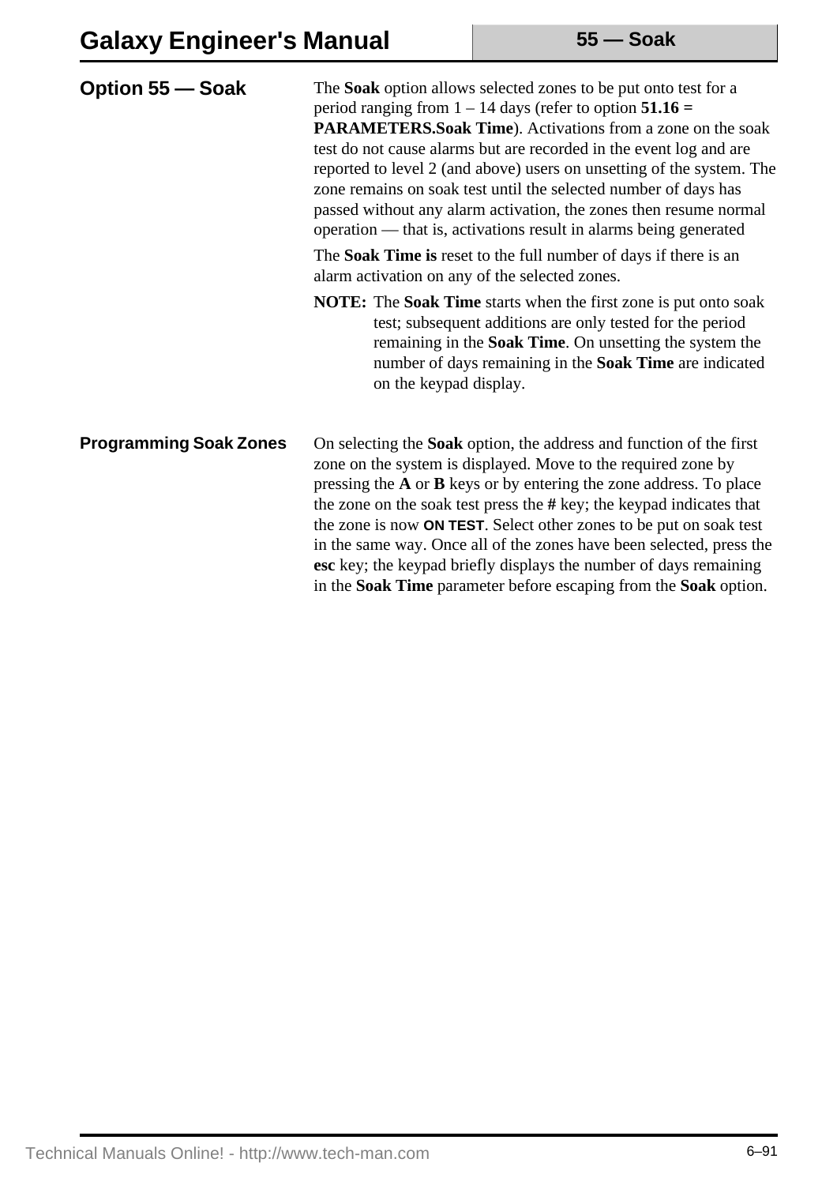## Option 55 — Soak

The **Soak** option allows selected zones to be put onto test for a period ranging from 1 – 14 days (refer to option **51.16 = PARAMETERS.Soak Time**). Activations from a zone on the soak test do not cause alarms but are recorded in the event log and are reported to level 2 (and above) users on unsetting of the system. The zone remains on soak test until the selected number of days has passed without any alarm activation, the zones then resume normal operation — that is, activations result in alarms being generated

The **Soak Time is** reset to the full number of days if there is an alarm activation on any of the selected zones.

**NOTE:** The **Soak Time** starts when the first zone is put onto soak test; subsequent additions are only tested for the period remaining in the **Soak Time**. On unsetting the system the number of days remaining in the **Soak Time** are indicated on the keypad display.

### Programming Soak Zones

On selecting the **Soak** option, the address and function of the first zone on the system is displayed. Move to the required zone by pressing the **A** or **B** keys or by entering the zone address. To place the zone on the soak test press the **#** key; the keypad indicates that the zone is now **ON TEST**. Select other zones to be put on soak test in the same way. Once all of the zones have been selected, press the **esc** key; the keypad briefly displays the number of days remaining in the **Soak Time** parameter before escaping from the **Soak** option.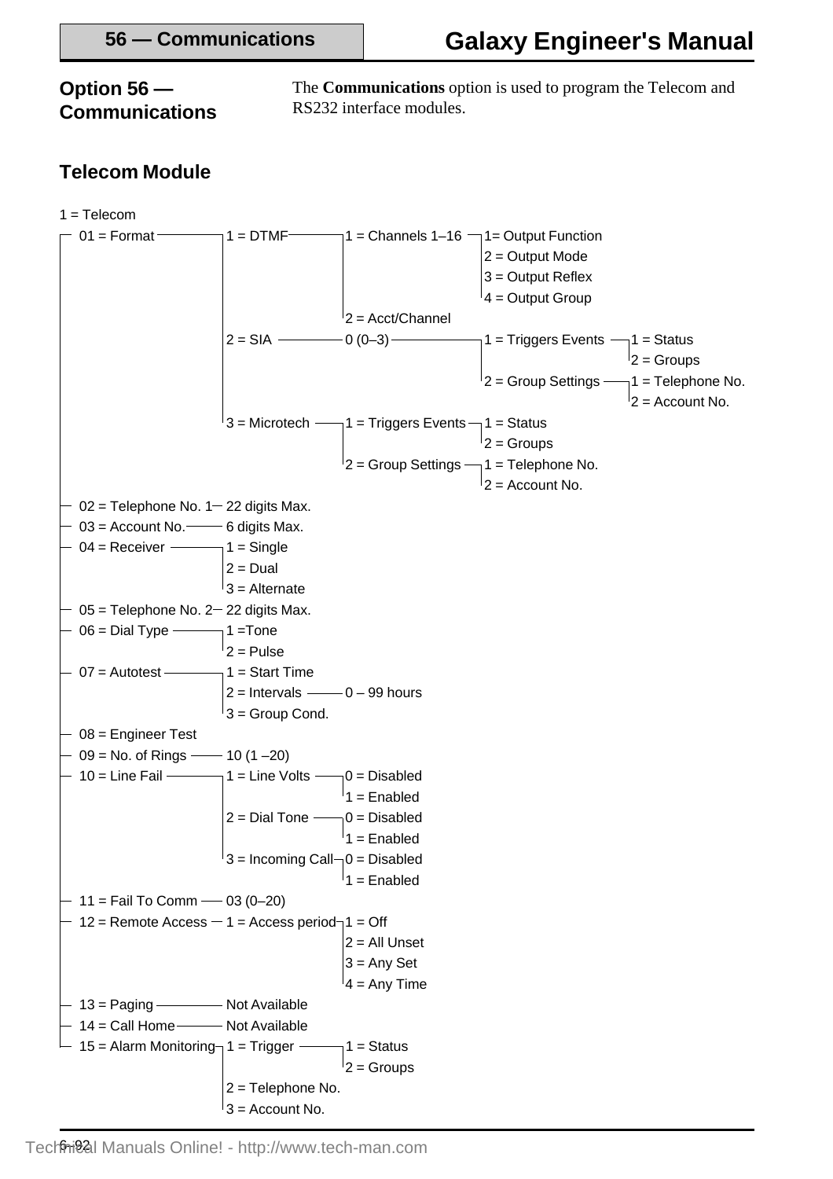## Option 56 — Communications

The **Communications** option is used to program the Telecom and RS232 interface modules.

### Telecom Module

- 1 = Telecom
  - 01 = Format
    - 1 = DTMF
      - 1 = Channels 1–16
        - 1= Output Function
        - 2 = Output Mode
        - 3 = Output Reflex
        - 4 = Output Group
      - 2 = Acct/Channel
    - 2 = SIA
      - 0 (0–3)
        - 1 = Triggers Events
          - 1 = Status
          - 2 = Groups
        - 2 = Group Settings
          - 1 = Telephone No.
          - 2 = Account No.
    - 3 = Microtech
      - 1 = Triggers Events
        - 1 = Status
        - 2 = Groups
      - 2 = Group Settings
        - 1 = Telephone No.
        - 2 = Account No.
  - 02 = Telephone No. 1 — 22 digits Max.
  - 03 = Account No. — 6 digits Max.
  - 04 = Receiver
    - 1 = Single
    - 2 = Dual
    - 3 = Alternate
  - 05 = Telephone No. 2 — 22 digits Max.
  - 06 = Dial Type
    - 1 =Tone
    - 2 = Pulse
  - 07 = Autotest
    - 1 = Start Time
    - 2 = Intervals — 0 – 99 hours
    - 3 = Group Cond.
  - 08 = Engineer Test
  - 09 = No. of Rings — 10 (1 –20)
  - 10 = Line Fail
    - 1 = Line Volts
      - 0 = Disabled
      - 1 = Enabled
    - 2 = Dial Tone
      - 0 = Disabled
      - 1 = Enabled
    - 3 = Incoming Call
      - 0 = Disabled
      - 1 = Enabled
  - 11 = Fail To Comm — 03 (0–20)
  - 12 = Remote Access
    - 1 = Access period
      - 1 = Off
      - 2 = All Unset
      - 3 = Any Set
      - 4 = Any Time
  - 13 = Paging — Not Available
  - 14 = Call Home — Not Available
  - 15 = Alarm Monitoring
    - 1 = Trigger
      - 1 = Status
      - 2 = Groups
    - 2 = Telephone No.
    - 3 = Account No.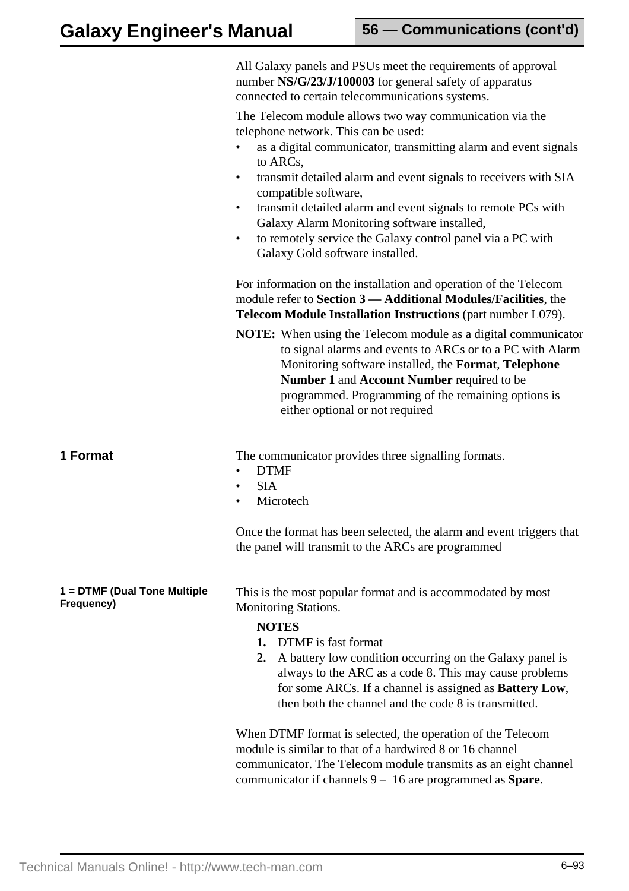All Galaxy panels and PSUs meet the requirements of approval number **NS/G/23/J/100003** for general safety of apparatus connected to certain telecommunications systems.

The Telecom module allows two way communication via the telephone network. This can be used:

- as a digital communicator, transmitting alarm and event signals to ARCs,
- transmit detailed alarm and event signals to receivers with SIA compatible software,
- transmit detailed alarm and event signals to remote PCs with Galaxy Alarm Monitoring software installed,
- to remotely service the Galaxy control panel via a PC with Galaxy Gold software installed.

For information on the installation and operation of the Telecom module refer to **Section 3 — Additional Modules/Facilities**, the **Telecom Module Installation Instructions** (part number L079).

**NOTE:** When using the Telecom module as a digital communicator to signal alarms and events to ARCs or to a PC with Alarm Monitoring software installed, the **Format**, **Telephone Number 1** and **Account Number** required to be programmed. Programming of the remaining options is either optional or not required

## 1 Format

The communicator provides three signalling formats.

- DTMF
- SIA
- Microtech

Once the format has been selected, the alarm and event triggers that the panel will transmit to the ARCs are programmed

### 1 = DTMF (Dual Tone Multiple Frequency)

This is the most popular format and is accommodated by most Monitoring Stations.

**NOTES**

1. DTMF is fast format
2. A battery low condition occurring on the Galaxy panel is always to the ARC as a code 8. This may cause problems for some ARCs. If a channel is assigned as **Battery Low**, then both the channel and the code 8 is transmitted.

When DTMF format is selected, the operation of the Telecom module is similar to that of a hardwired 8 or 16 channel communicator. The Telecom module transmits as an eight channel communicator if channels 9 – 16 are programmed as **Spare**.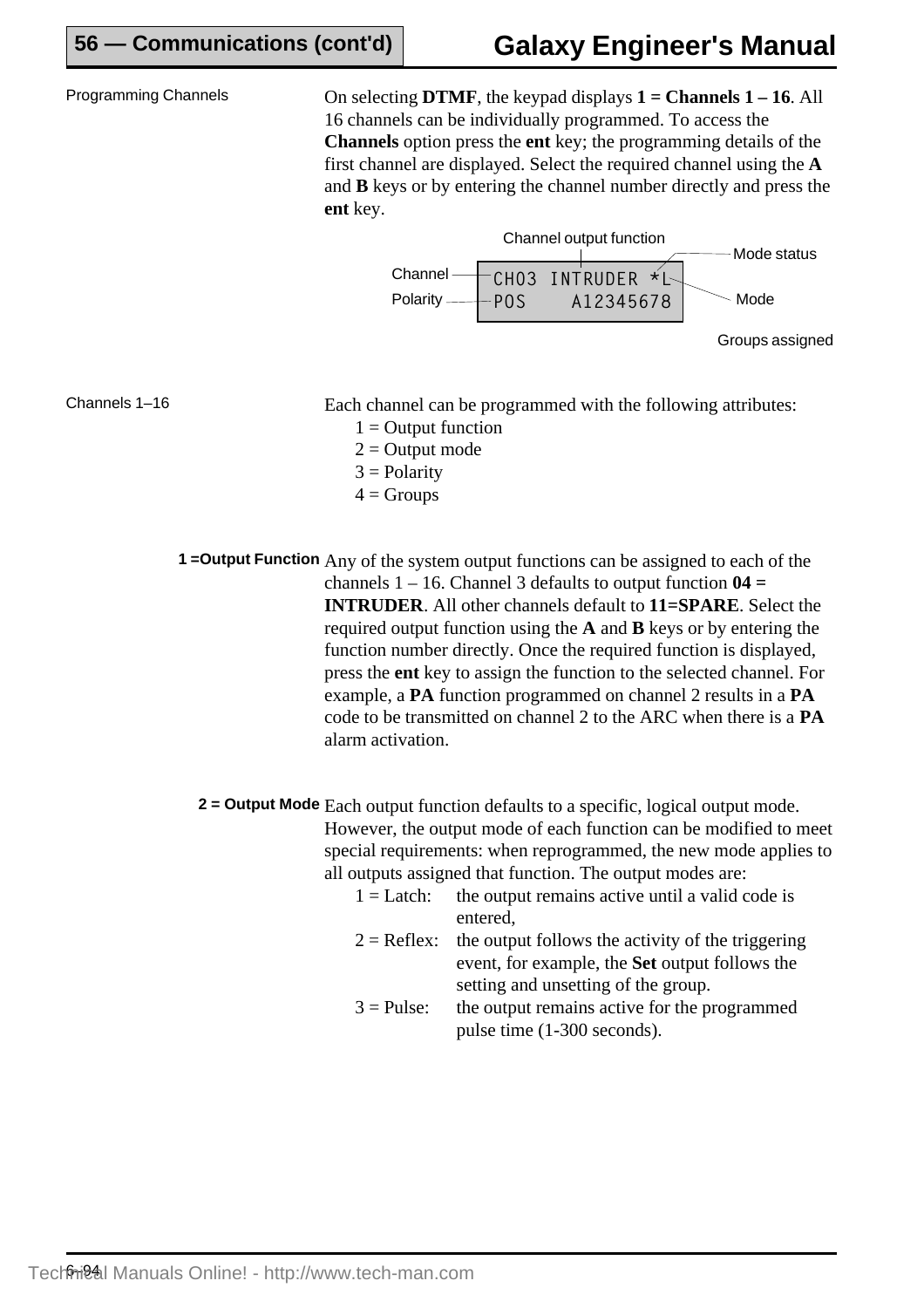## Programming Channels

On selecting **DTMF**, the keypad displays **1 = Channels 1 – 16**. All 16 channels can be individually programmed. To access the **Channels** option press the **ent** key; the programming details of the first channel are displayed. Select the required channel using the **A** and **B** keys or by entering the channel number directly and press the **ent** key.

```
CH03 INTRUDER *L
POS     A12345678
```

Channel output function — Mode status — Channel — Polarity — Mode — Groups assigned

## Channels 1–16

Each channel can be programmed with the following attributes:

1 = Output function
2 = Output mode
3 = Polarity
4 = Groups

### 1 =Output Function

Any of the system output functions can be assigned to each of the channels 1 – 16. Channel 3 defaults to output function **04 = INTRUDER**. All other channels default to **11=SPARE**. Select the required output function using the **A** and **B** keys or by entering the function number directly. Once the required function is displayed, press the **ent** key to assign the function to the selected channel. For example, a **PA** function programmed on channel 2 results in a **PA** code to be transmitted on channel 2 to the ARC when there is a **PA** alarm activation.

### 2 = Output Mode

Each output function defaults to a specific, logical output mode. However, the output mode of each function can be modified to meet special requirements: when reprogrammed, the new mode applies to all outputs assigned that function. The output modes are:

1 = Latch: the output remains active until a valid code is entered,
2 = Reflex: the output follows the activity of the triggering event, for example, the **Set** output follows the setting and unsetting of the group.
3 = Pulse: the output remains active for the programmed pulse time (1-300 seconds).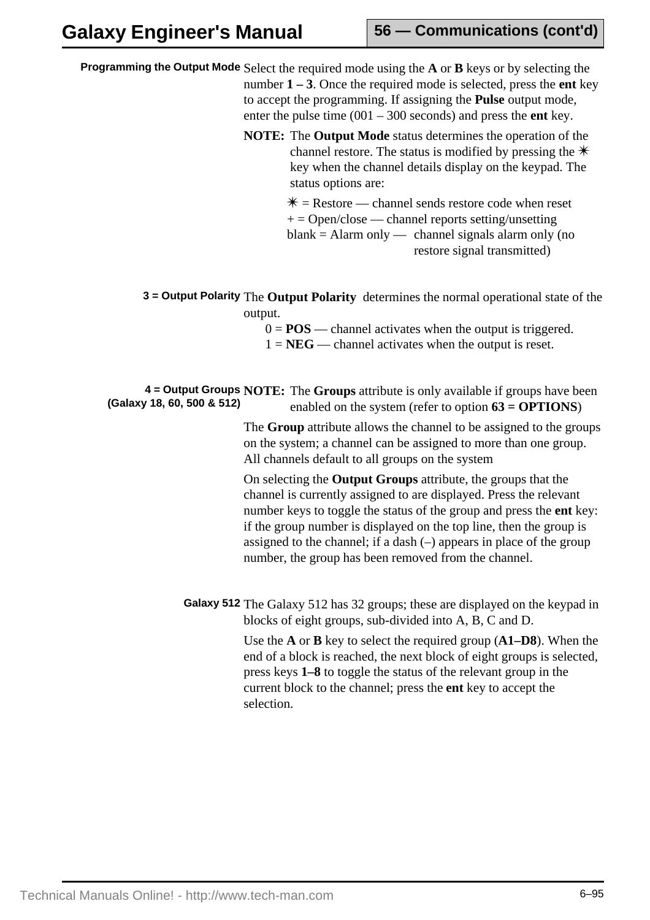**Programming the Output Mode**

Select the required mode using the **A** or **B** keys or by selecting the number **1 – 3**. Once the required mode is selected, press the **ent** key to accept the programming. If assigning the **Pulse** output mode, enter the pulse time (001 – 300 seconds) and press the **ent** key.

**NOTE:** The **Output Mode** status determines the operation of the channel restore. The status is modified by pressing the ✳ key when the channel details display on the keypad. The status options are:

✳ = Restore — channel sends restore code when reset
+ = Open/close — channel reports setting/unsetting
blank = Alarm only — channel signals alarm only (no restore signal transmitted)

**3 = Output Polarity**

The **Output Polarity** determines the normal operational state of the output.

0 = **POS** — channel activates when the output is triggered.
1 = **NEG** — channel activates when the output is reset.

**4 = Output Groups (Galaxy 18, 60, 500 & 512)**

**NOTE:** The **Groups** attribute is only available if groups have been enabled on the system (refer to option **63 = OPTIONS**)

The **Group** attribute allows the channel to be assigned to the groups on the system; a channel can be assigned to more than one group. All channels default to all groups on the system

On selecting the **Output Groups** attribute, the groups that the channel is currently assigned to are displayed. Press the relevant number keys to toggle the status of the group and press the **ent** key: if the group number is displayed on the top line, then the group is assigned to the channel; if a dash (–) appears in place of the group number, the group has been removed from the channel.

**Galaxy 512**

The Galaxy 512 has 32 groups; these are displayed on the keypad in blocks of eight groups, sub-divided into A, B, C and D.

Use the **A** or **B** key to select the required group (**A1–D8**). When the end of a block is reached, the next block of eight groups is selected, press keys **1–8** to toggle the status of the relevant group in the current block to the channel; press the **ent** key to accept the selection.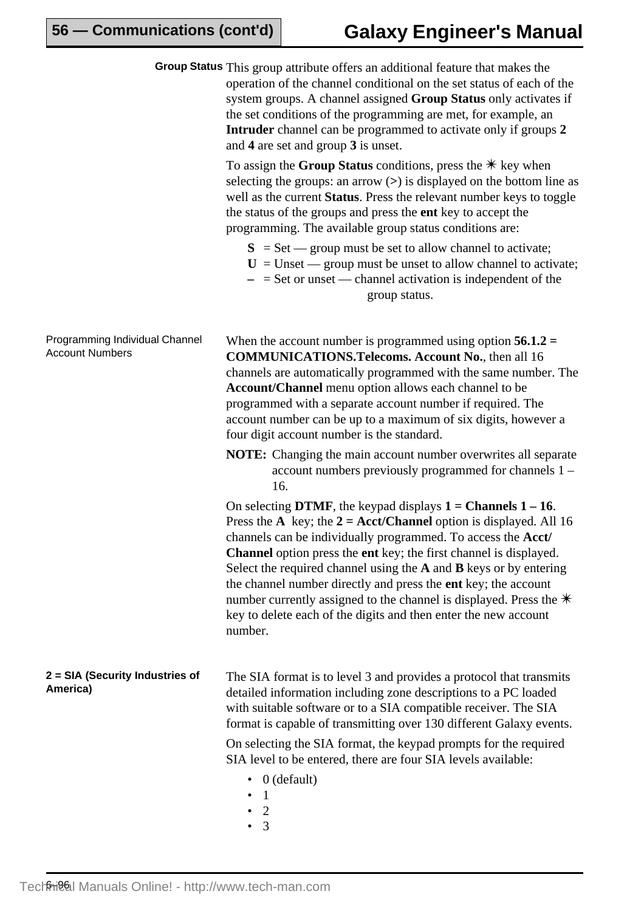**Group Status** This group attribute offers an additional feature that makes the operation of the channel conditional on the set status of each of the system groups. A channel assigned **Group Status** only activates if the set conditions of the programming are met, for example, an **Intruder** channel can be programmed to activate only if groups **2** and **4** are set and group **3** is unset.

To assign the **Group Status** conditions, press the ✳ key when selecting the groups: an arrow (>) is displayed on the bottom line as well as the current **Status**. Press the relevant number keys to toggle the status of the groups and press the **ent** key to accept the programming. The available group status conditions are:

- **S** = Set — group must be set to allow channel to activate;
- **U** = Unset — group must be unset to allow channel to activate;
- **–** = Set or unset — channel activation is independent of the group status.

### Programming Individual Channel Account Numbers

When the account number is programmed using option **56.1.2 = COMMUNICATIONS.Telecoms. Account No.**, then all 16 channels are automatically programmed with the same number. The **Account/Channel** menu option allows each channel to be programmed with a separate account number if required. The account number can be up to a maximum of six digits, however a four digit account number is the standard.

**NOTE:** Changing the main account number overwrites all separate account numbers previously programmed for channels 1 – 16.

On selecting **DTMF**, the keypad displays **1 = Channels 1 – 16**. Press the **A** key; the **2 = Acct/Channel** option is displayed. All 16 channels can be individually programmed. To access the **Acct/Channel** option press the **ent** key; the first channel is displayed. Select the required channel using the **A** and **B** keys or by entering the channel number directly and press the **ent** key; the account number currently assigned to the channel is displayed. Press the ✳ key to delete each of the digits and then enter the new account number.

### 2 = SIA (Security Industries of America)

The SIA format is to level 3 and provides a protocol that transmits detailed information including zone descriptions to a PC loaded with suitable software or to a SIA compatible receiver. The SIA format is capable of transmitting over 130 different Galaxy events.

On selecting the SIA format, the keypad prompts for the required SIA level to be entered, there are four SIA levels available:

- 0 (default)
- 1
- 2
- 3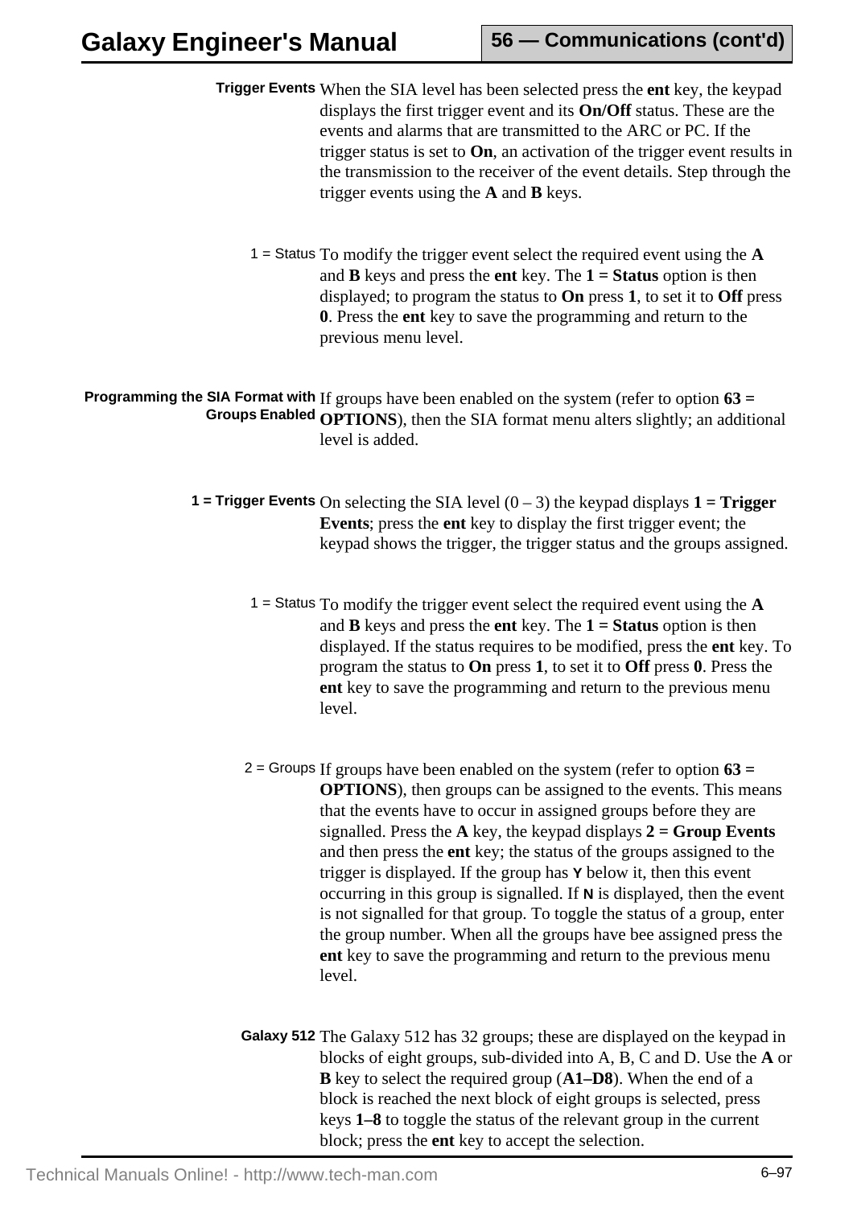**Trigger Events** When the SIA level has been selected press the **ent** key, the keypad displays the first trigger event and its **On**/**Off** status. These are the events and alarms that are transmitted to the ARC or PC. If the trigger status is set to **On**, an activation of the trigger event results in the transmission to the receiver of the event details. Step through the trigger events using the **A** and **B** keys.

1 = Status To modify the trigger event select the required event using the **A** and **B** keys and press the **ent** key. The **1 = Status** option is then displayed; to program the status to **On** press **1**, to set it to **Off** press **0**. Press the **ent** key to save the programming and return to the previous menu level.

**Programming the SIA Format with Groups Enabled** If groups have been enabled on the system (refer to option **63 = OPTIONS**), then the SIA format menu alters slightly; an additional level is added.

**1 = Trigger Events** On selecting the SIA level (0 – 3) the keypad displays **1 = Trigger Events**; press the **ent** key to display the first trigger event; the keypad shows the trigger, the trigger status and the groups assigned.

1 = Status To modify the trigger event select the required event using the **A** and **B** keys and press the **ent** key. The **1 = Status** option is then displayed. If the status requires to be modified, press the **ent** key. To program the status to **On** press **1**, to set it to **Off** press **0**. Press the **ent** key to save the programming and return to the previous menu level.

2 = Groups If groups have been enabled on the system (refer to option **63 = OPTIONS**), then groups can be assigned to the events. This means that the events have to occur in assigned groups before they are signalled. Press the **A** key, the keypad displays **2 = Group Events** and then press the **ent** key; the status of the groups assigned to the trigger is displayed. If the group has **Y** below it, then this event occurring in this group is signalled. If **N** is displayed, then the event is not signalled for that group. To toggle the status of a group, enter the group number. When all the groups have bee assigned press the **ent** key to save the programming and return to the previous menu level.

**Galaxy 512** The Galaxy 512 has 32 groups; these are displayed on the keypad in blocks of eight groups, sub-divided into A, B, C and D. Use the **A** or **B** key to select the required group (**A1–D8**). When the end of a block is reached the next block of eight groups is selected, press keys **1–8** to toggle the status of the relevant group in the current block; press the **ent** key to accept the selection.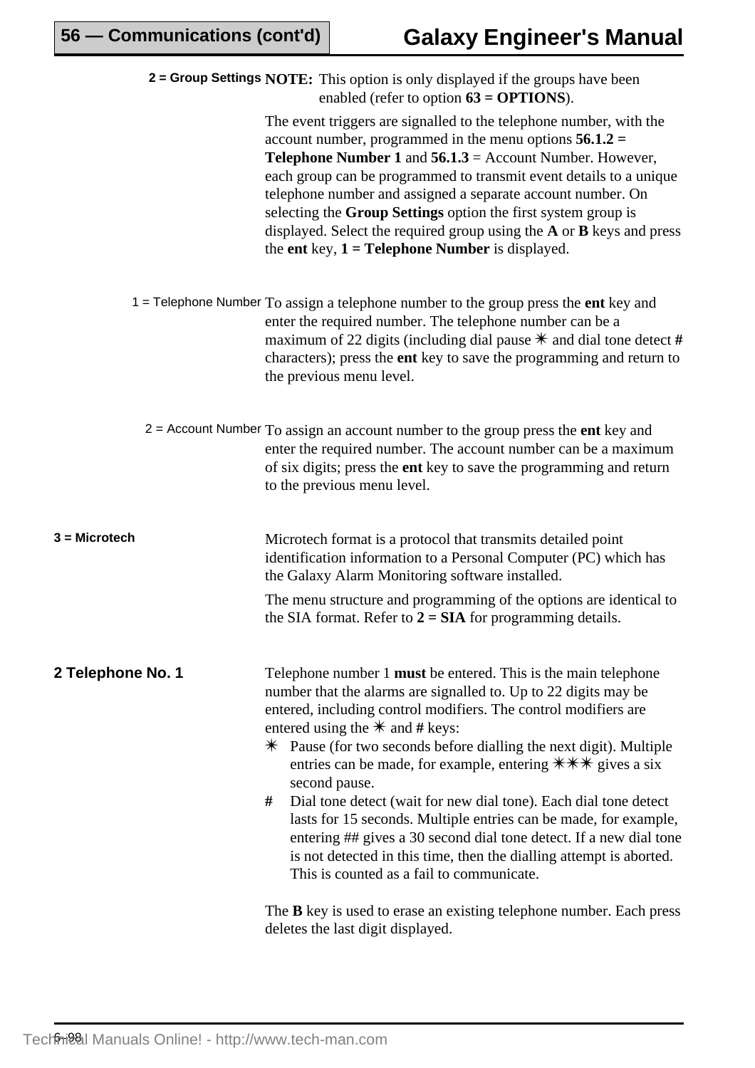**2 = Group Settings** **NOTE:** This option is only displayed if the groups have been enabled (refer to option **63 = OPTIONS**).

The event triggers are signalled to the telephone number, with the account number, programmed in the menu options **56.1.2 = Telephone Number 1** and **56.1.3** = Account Number. However, each group can be programmed to transmit event details to a unique telephone number and assigned a separate account number. On selecting the **Group Settings** option the first system group is displayed. Select the required group using the **A** or **B** keys and press the **ent** key, **1 = Telephone Number** is displayed.

1 = Telephone Number — To assign a telephone number to the group press the **ent** key and enter the required number. The telephone number can be a maximum of 22 digits (including dial pause ✳ and dial tone detect **#** characters); press the **ent** key to save the programming and return to the previous menu level.

2 = Account Number — To assign an account number to the group press the **ent** key and enter the required number. The account number can be a maximum of six digits; press the **ent** key to save the programming and return to the previous menu level.

**3 = Microtech**

Microtech format is a protocol that transmits detailed point identification information to a Personal Computer (PC) which has the Galaxy Alarm Monitoring software installed.

The menu structure and programming of the options are identical to the SIA format. Refer to **2 = SIA** for programming details.

## 2 Telephone No. 1

Telephone number 1 **must** be entered. This is the main telephone number that the alarms are signalled to. Up to 22 digits may be entered, including control modifiers. The control modifiers are entered using the ✳ and **#** keys:

- ✳ Pause (for two seconds before dialling the next digit). Multiple entries can be made, for example, entering ✳✳✳ gives a six second pause.
- **#** Dial tone detect (wait for new dial tone). Each dial tone detect lasts for 15 seconds. Multiple entries can be made, for example, entering ## gives a 30 second dial tone detect. If a new dial tone is not detected in this time, then the dialling attempt is aborted. This is counted as a fail to communicate.

The **B** key is used to erase an existing telephone number. Each press deletes the last digit displayed.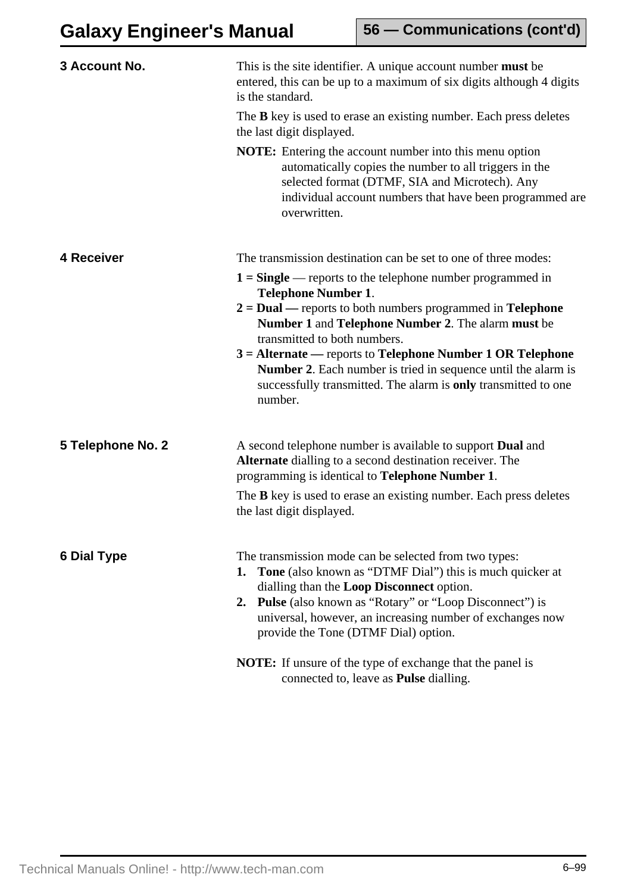### 3 Account No.

This is the site identifier. A unique account number **must** be entered, this can be up to a maximum of six digits although 4 digits is the standard.

The **B** key is used to erase an existing number. Each press deletes the last digit displayed.

**NOTE:** Entering the account number into this menu option automatically copies the number to all triggers in the selected format (DTMF, SIA and Microtech). Any individual account numbers that have been programmed are overwritten.

### 4 Receiver

The transmission destination can be set to one of three modes:

**1 = Single** — reports to the telephone number programmed in **Telephone Number 1**.
**2 = Dual —** reports to both numbers programmed in **Telephone Number 1** and **Telephone Number 2**. The alarm **must** be transmitted to both numbers.
**3 = Alternate —** reports to **Telephone Number 1 OR Telephone Number 2**. Each number is tried in sequence until the alarm is successfully transmitted. The alarm is **only** transmitted to one number.

### 5 Telephone No. 2

A second telephone number is available to support **Dual** and **Alternate** dialling to a second destination receiver. The programming is identical to **Telephone Number 1**.

The **B** key is used to erase an existing number. Each press deletes the last digit displayed.

### 6 Dial Type

The transmission mode can be selected from two types:

1. **Tone** (also known as "DTMF Dial") this is much quicker at dialling than the **Loop Disconnect** option.
2. **Pulse** (also known as "Rotary" or "Loop Disconnect") is universal, however, an increasing number of exchanges now provide the Tone (DTMF Dial) option.

**NOTE:** If unsure of the type of exchange that the panel is connected to, leave as **Pulse** dialling.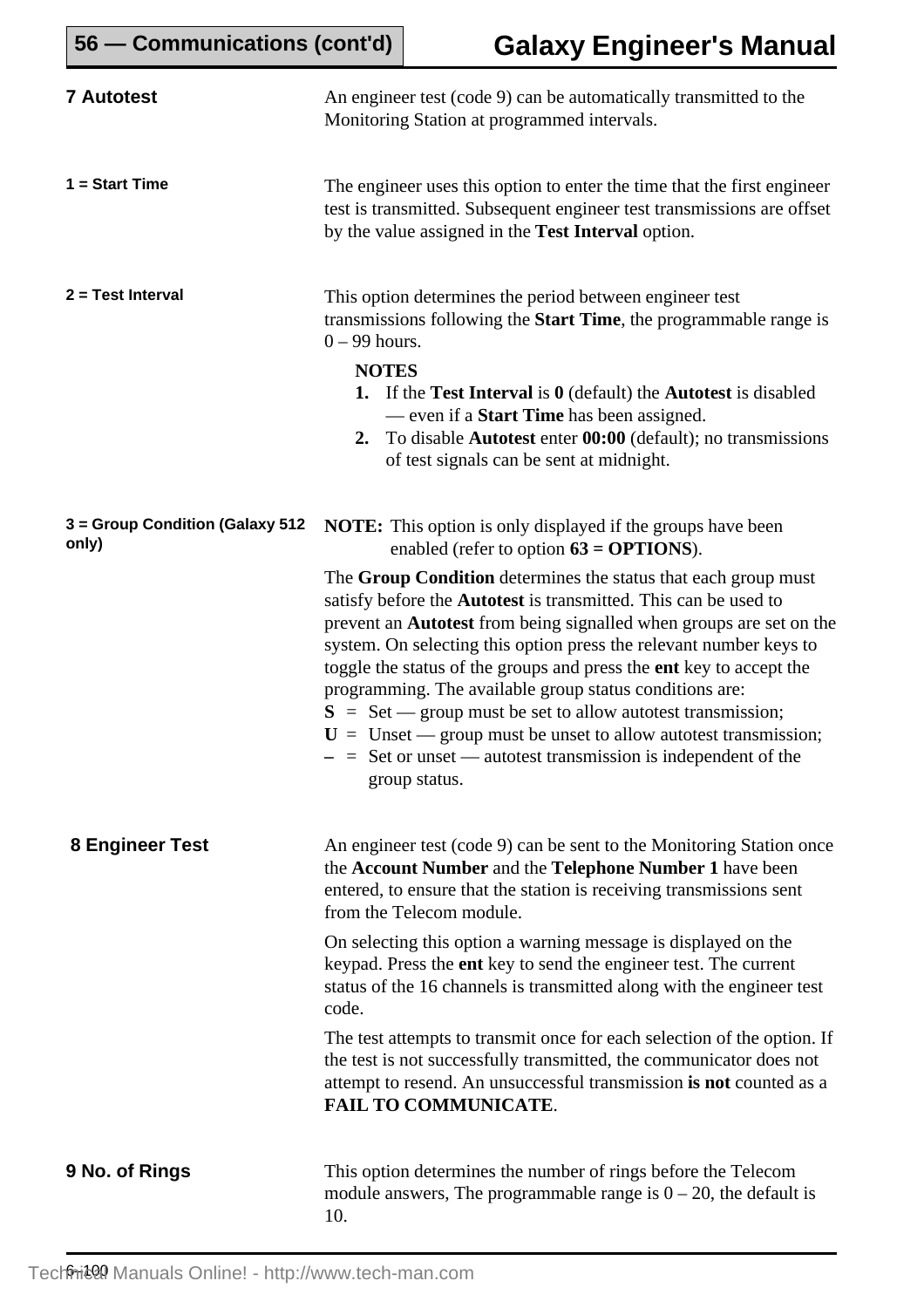## 7 Autotest

An engineer test (code 9) can be automatically transmitted to the Monitoring Station at programmed intervals.

### 1 = Start Time

The engineer uses this option to enter the time that the first engineer test is transmitted. Subsequent engineer test transmissions are offset by the value assigned in the **Test Interval** option.

### 2 = Test Interval

This option determines the period between engineer test transmissions following the **Start Time**, the programmable range is 0 – 99 hours.

**NOTES**

1. If the **Test Interval** is **0** (default) the **Autotest** is disabled — even if a **Start Time** has been assigned.
2. To disable **Autotest** enter **00:00** (default); no transmissions of test signals can be sent at midnight.

### 3 = Group Condition (Galaxy 512 only)

**NOTE:** This option is only displayed if the groups have been enabled (refer to option **63 = OPTIONS**).

The **Group Condition** determines the status that each group must satisfy before the **Autotest** is transmitted. This can be used to prevent an **Autotest** from being signalled when groups are set on the system. On selecting this option press the relevant number keys to toggle the status of the groups and press the **ent** key to accept the programming. The available group status conditions are:

**S** = Set — group must be set to allow autotest transmission;
**U** = Unset — group must be unset to allow autotest transmission;
**–** = Set or unset — autotest transmission is independent of the group status.

## 8 Engineer Test

An engineer test (code 9) can be sent to the Monitoring Station once the **Account Number** and the **Telephone Number 1** have been entered, to ensure that the station is receiving transmissions sent from the Telecom module.

On selecting this option a warning message is displayed on the keypad. Press the **ent** key to send the engineer test. The current status of the 16 channels is transmitted along with the engineer test code.

The test attempts to transmit once for each selection of the option. If the test is not successfully transmitted, the communicator does not attempt to resend. An unsuccessful transmission **is not** counted as a **FAIL TO COMMUNICATE**.

## 9 No. of Rings

This option determines the number of rings before the Telecom module answers, The programmable range is 0 – 20, the default is 10.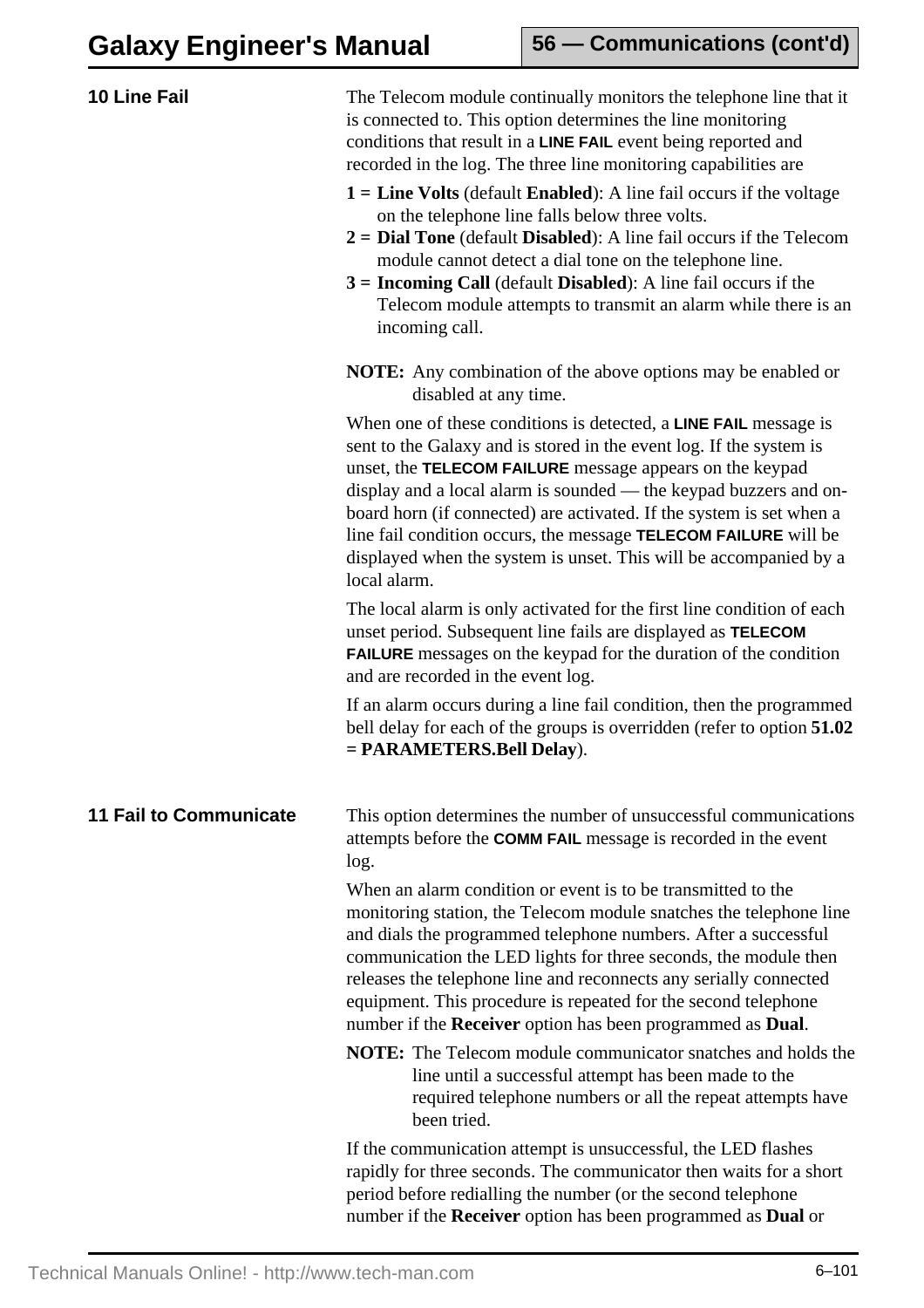## 10 Line Fail

The Telecom module continually monitors the telephone line that it is connected to. This option determines the line monitoring conditions that result in a **LINE FAIL** event being reported and recorded in the log. The three line monitoring capabilities are

**1 = Line Volts** (default **Enabled**): A line fail occurs if the voltage on the telephone line falls below three volts.
**2 = Dial Tone** (default **Disabled**): A line fail occurs if the Telecom module cannot detect a dial tone on the telephone line.
**3 = Incoming Call** (default **Disabled**): A line fail occurs if the Telecom module attempts to transmit an alarm while there is an incoming call.

**NOTE:** Any combination of the above options may be enabled or disabled at any time.

When one of these conditions is detected, a **LINE FAIL** message is sent to the Galaxy and is stored in the event log. If the system is unset, the **TELECOM FAILURE** message appears on the keypad display and a local alarm is sounded — the keypad buzzers and on-board horn (if connected) are activated. If the system is set when a line fail condition occurs, the message **TELECOM FAILURE** will be displayed when the system is unset. This will be accompanied by a local alarm.

The local alarm is only activated for the first line condition of each unset period. Subsequent line fails are displayed as **TELECOM FAILURE** messages on the keypad for the duration of the condition and are recorded in the event log.

If an alarm occurs during a line fail condition, then the programmed bell delay for each of the groups is overridden (refer to option **51.02 = PARAMETERS.Bell Delay**).

## 11 Fail to Communicate

This option determines the number of unsuccessful communications attempts before the **COMM FAIL** message is recorded in the event log.

When an alarm condition or event is to be transmitted to the monitoring station, the Telecom module snatches the telephone line and dials the programmed telephone numbers. After a successful communication the LED lights for three seconds, the module then releases the telephone line and reconnects any serially connected equipment. This procedure is repeated for the second telephone number if the **Receiver** option has been programmed as **Dual**.

**NOTE:** The Telecom module communicator snatches and holds the line until a successful attempt has been made to the required telephone numbers or all the repeat attempts have been tried.

If the communication attempt is unsuccessful, the LED flashes rapidly for three seconds. The communicator then waits for a short period before redialling the number (or the second telephone number if the **Receiver** option has been programmed as **Dual** or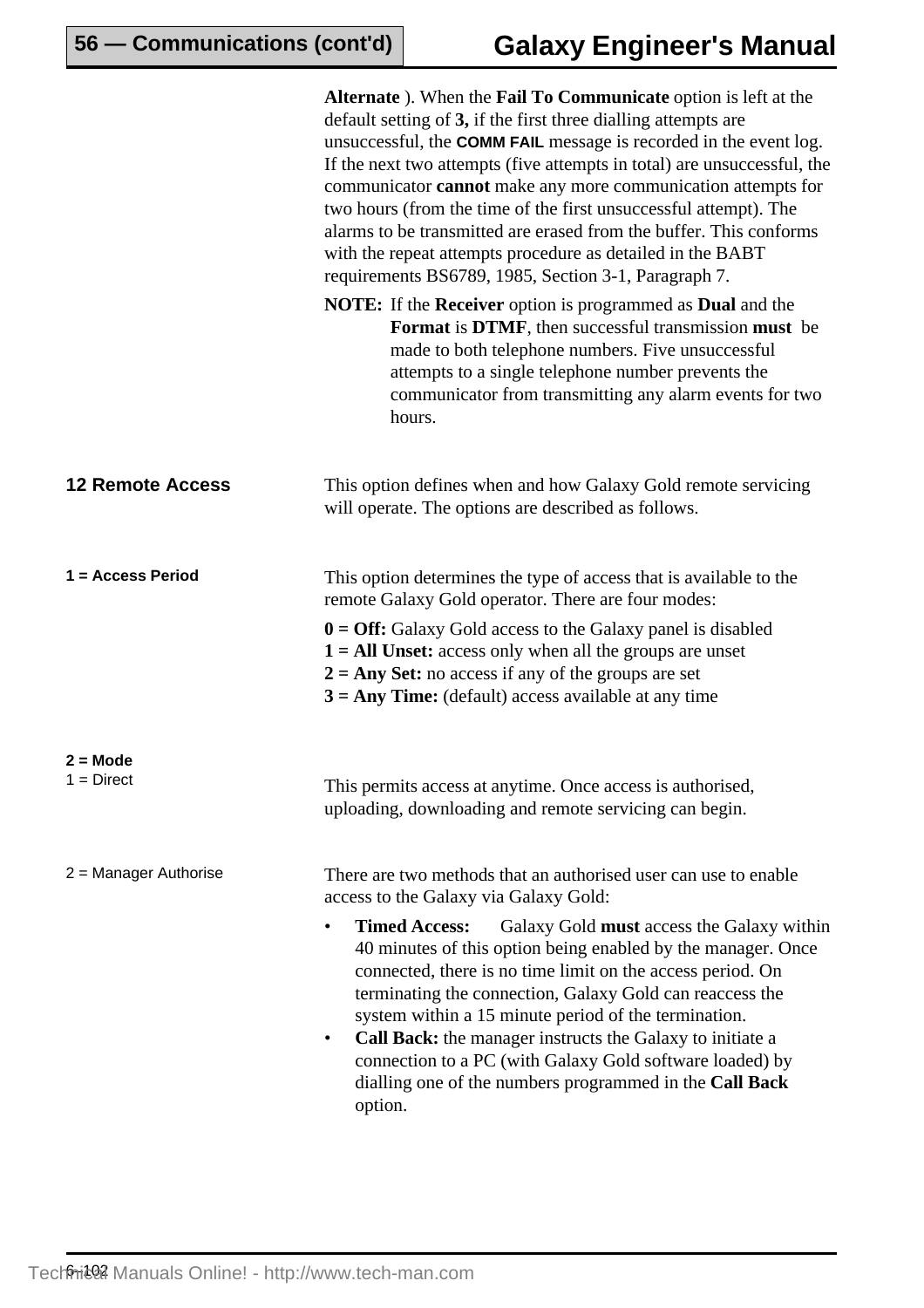**Alternate** ). When the **Fail To Communicate** option is left at the default setting of **3,** if the first three dialling attempts are unsuccessful, the **COMM FAIL** message is recorded in the event log. If the next two attempts (five attempts in total) are unsuccessful, the communicator **cannot** make any more communication attempts for two hours (from the time of the first unsuccessful attempt). The alarms to be transmitted are erased from the buffer. This conforms with the repeat attempts procedure as detailed in the BABT requirements BS6789, 1985, Section 3-1, Paragraph 7.

**NOTE:** If the **Receiver** option is programmed as **Dual** and the **Format** is **DTMF**, then successful transmission **must** be made to both telephone numbers. Five unsuccessful attempts to a single telephone number prevents the communicator from transmitting any alarm events for two hours.

## 12 Remote Access

This option defines when and how Galaxy Gold remote servicing will operate. The options are described as follows.

#### 1 = Access Period

This option determines the type of access that is available to the remote Galaxy Gold operator. There are four modes:

**0 = Off:** Galaxy Gold access to the Galaxy panel is disabled
**1 = All Unset:** access only when all the groups are unset
**2 = Any Set:** no access if any of the groups are set
**3 = Any Time:** (default) access available at any time

#### 2 = Mode

1 = Direct

This permits access at anytime. Once access is authorised, uploading, downloading and remote servicing can begin.

2 = Manager Authorise

There are two methods that an authorised user can use to enable access to the Galaxy via Galaxy Gold:

- **Timed Access:** Galaxy Gold **must** access the Galaxy within 40 minutes of this option being enabled by the manager. Once connected, there is no time limit on the access period. On terminating the connection, Galaxy Gold can reaccess the system within a 15 minute period of the termination.
- **Call Back:** the manager instructs the Galaxy to initiate a connection to a PC (with Galaxy Gold software loaded) by dialling one of the numbers programmed in the **Call Back** option.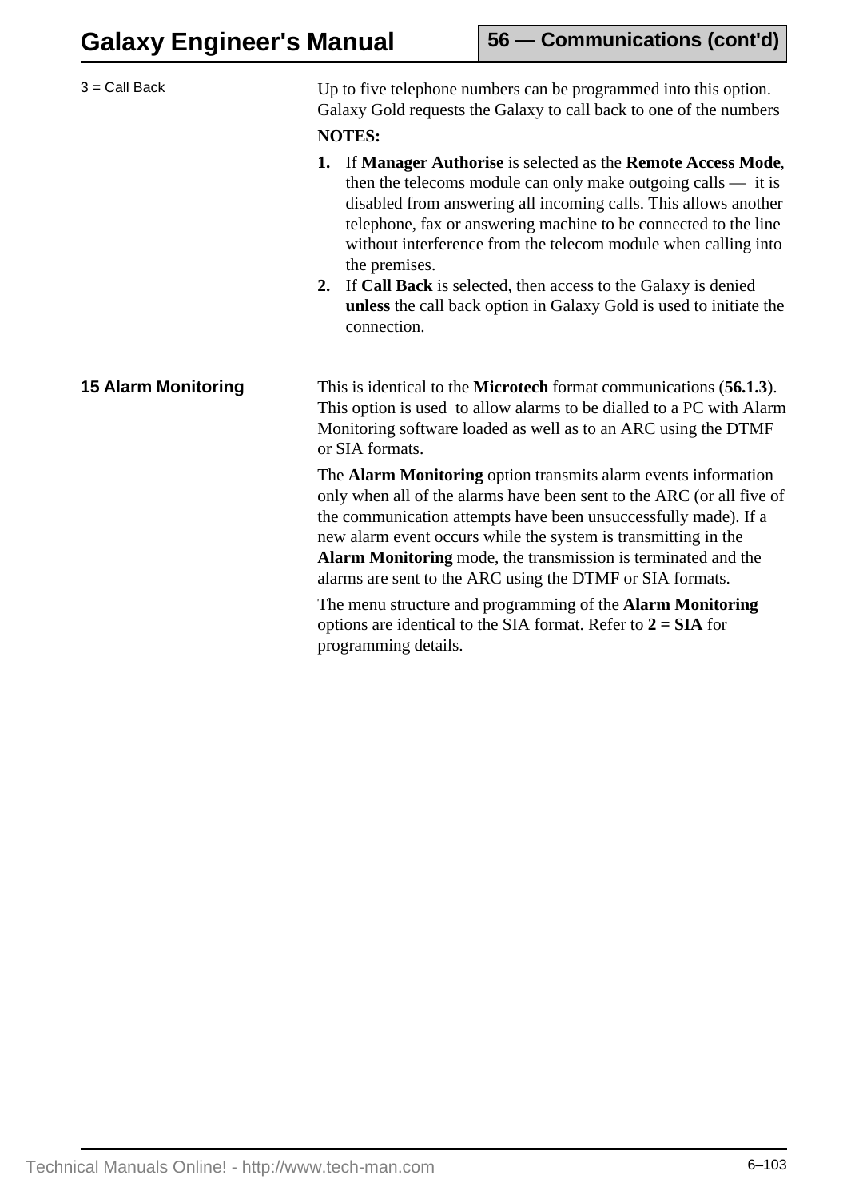3 = Call Back

Up to five telephone numbers can be programmed into this option. Galaxy Gold requests the Galaxy to call back to one of the numbers

**NOTES:**

1. If **Manager Authorise** is selected as the **Remote Access Mode**, then the telecoms module can only make outgoing calls — it is disabled from answering all incoming calls. This allows another telephone, fax or answering machine to be connected to the line without interference from the telecom module when calling into the premises.
2. If **Call Back** is selected, then access to the Galaxy is denied **unless** the call back option in Galaxy Gold is used to initiate the connection.

**15 Alarm Monitoring**

This is identical to the **Microtech** format communications (**56.1.3**). This option is used to allow alarms to be dialled to a PC with Alarm Monitoring software loaded as well as to an ARC using the DTMF or SIA formats.

The **Alarm Monitoring** option transmits alarm events information only when all of the alarms have been sent to the ARC (or all five of the communication attempts have been unsuccessfully made). If a new alarm event occurs while the system is transmitting in the **Alarm Monitoring** mode, the transmission is terminated and the alarms are sent to the ARC using the DTMF or SIA formats.

The menu structure and programming of the **Alarm Monitoring** options are identical to the SIA format. Refer to **2 = SIA** for programming details.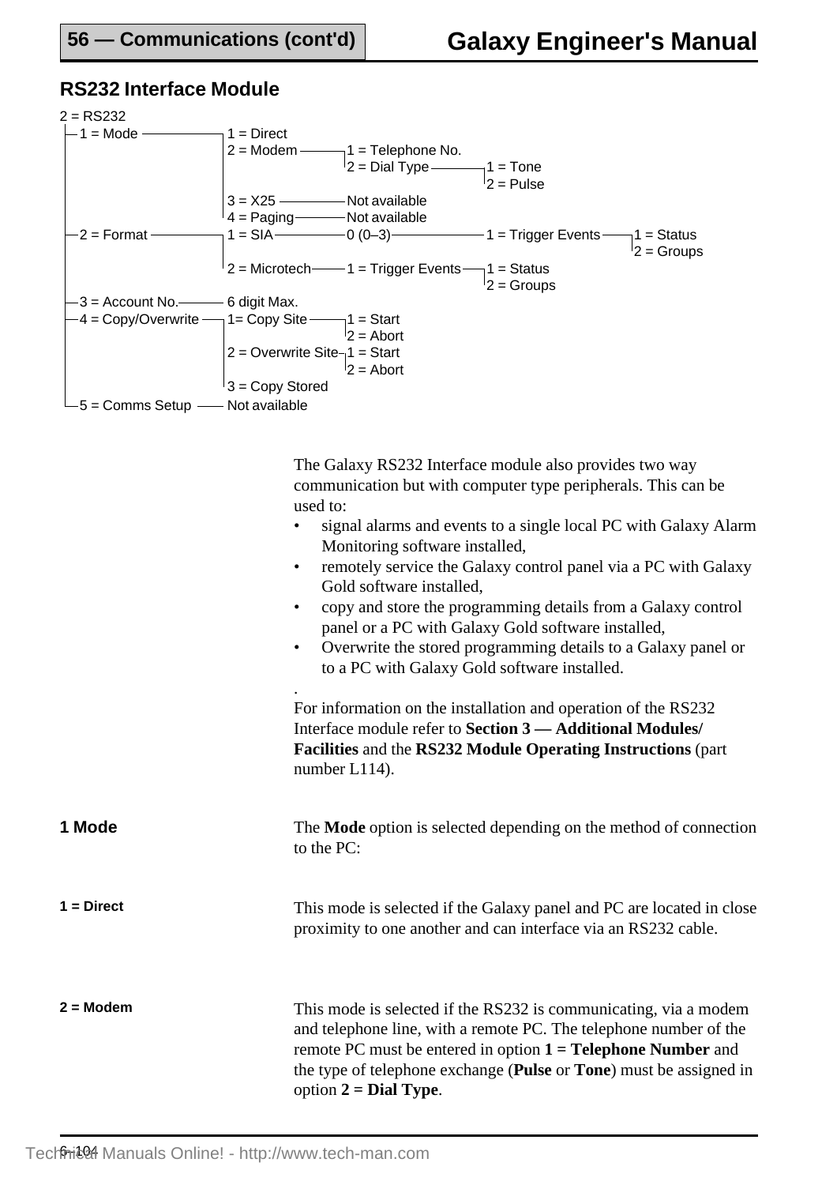## RS232 Interface Module

```
2 = RS232
├─1 = Mode ──────────── 1 = Direct
│                       2 = Modem ──────── 1 = Telephone No.
│                                          2 = Dial Type ────── 1 = Tone
│                                                               2 = Pulse
│                       3 = X25 ────────── Not available
│                       4 = Paging ─────── Not available
├─2 = Format ────────── 1 = SIA ────────── 0 (0–3) ──────────── 1 = Trigger Events ──── 1 = Status
│                                                                                        2 = Groups
│                       2 = Microtech ──── 1 = Trigger Events ── 1 = Status
│                                                               2 = Groups
├─3 = Account No. ───── 6 digit Max.
├─4 = Copy/Overwrite ── 1= Copy Site ───── 1 = Start
│                                          2 = Abort
│                       2 = Overwrite Site ─ 1 = Start
│                                          2 = Abort
│                       3 = Copy Stored
└─5 = Comms Setup ───── Not available
```

The Galaxy RS232 Interface module also provides two way communication but with computer type peripherals. This can be used to:

- signal alarms and events to a single local PC with Galaxy Alarm Monitoring software installed,
- remotely service the Galaxy control panel via a PC with Galaxy Gold software installed,
- copy and store the programming details from a Galaxy control panel or a PC with Galaxy Gold software installed,
- Overwrite the stored programming details to a Galaxy panel or to a PC with Galaxy Gold software installed.

For information on the installation and operation of the RS232 Interface module refer to **Section 3 — Additional Modules/ Facilities** and the **RS232 Module Operating Instructions** (part number L114).

### 1 Mode

The **Mode** option is selected depending on the method of connection to the PC:

#### 1 = Direct

This mode is selected if the Galaxy panel and PC are located in close proximity to one another and can interface via an RS232 cable.

#### 2 = Modem

This mode is selected if the RS232 is communicating, via a modem and telephone line, with a remote PC. The telephone number of the remote PC must be entered in option **1 = Telephone Number** and the type of telephone exchange (**Pulse** or **Tone**) must be assigned in option **2 = Dial Type**.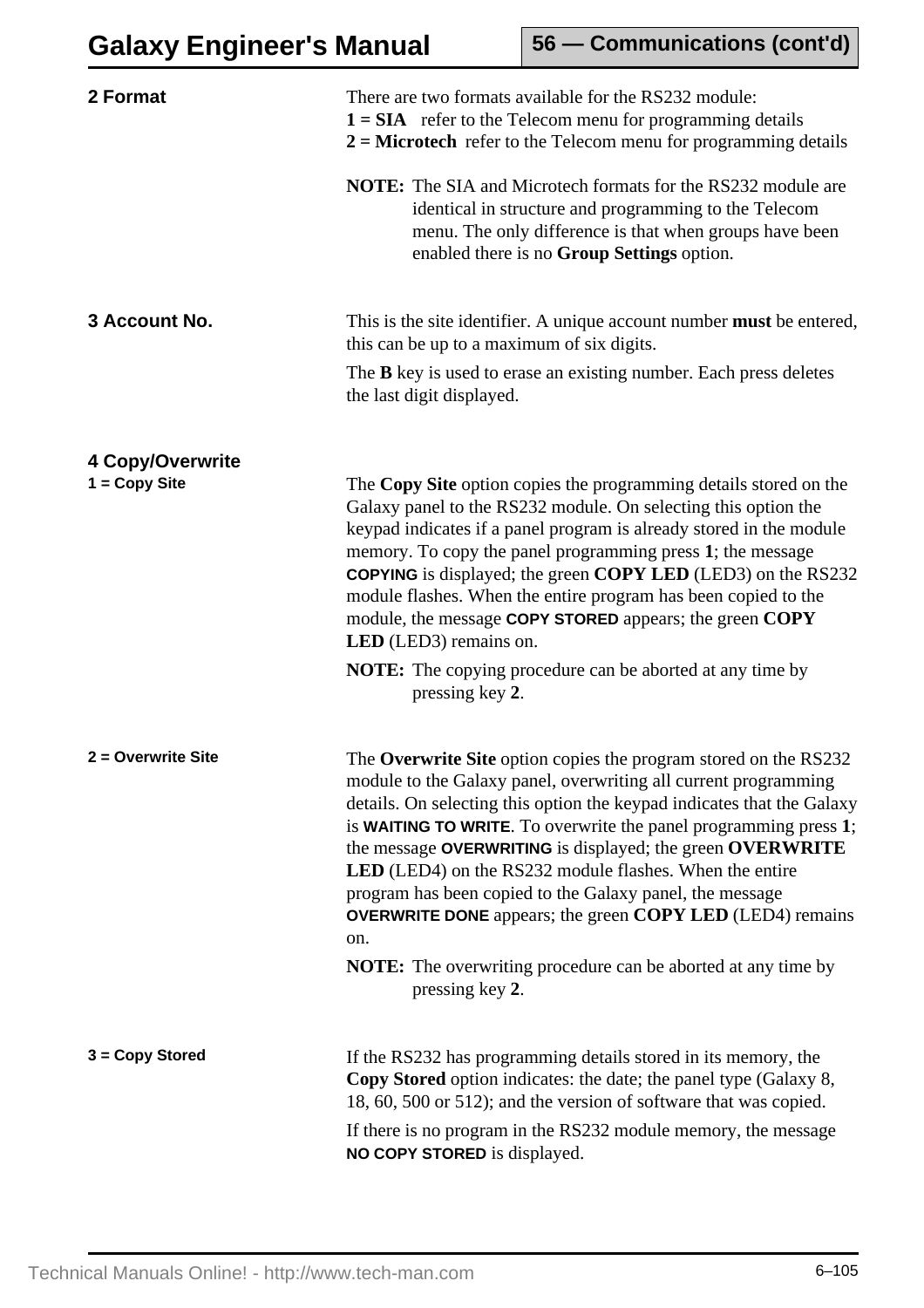## 2 Format

There are two formats available for the RS232 module:

**1 = SIA** refer to the Telecom menu for programming details
**2 = Microtech** refer to the Telecom menu for programming details

**NOTE:** The SIA and Microtech formats for the RS232 module are identical in structure and programming to the Telecom menu. The only difference is that when groups have been enabled there is no **Group Settings** option.

## 3 Account No.

This is the site identifier. A unique account number **must** be entered, this can be up to a maximum of six digits.

The **B** key is used to erase an existing number. Each press deletes the last digit displayed.

## 4 Copy/Overwrite

### 1 = Copy Site

The **Copy Site** option copies the programming details stored on the Galaxy panel to the RS232 module. On selecting this option the keypad indicates if a panel program is already stored in the module memory. To copy the panel programming press **1**; the message **COPYING** is displayed; the green **COPY LED** (LED3) on the RS232 module flashes. When the entire program has been copied to the module, the message **COPY STORED** appears; the green **COPY LED** (LED3) remains on.

**NOTE:** The copying procedure can be aborted at any time by pressing key **2**.

### 2 = Overwrite Site

The **Overwrite Site** option copies the program stored on the RS232 module to the Galaxy panel, overwriting all current programming details. On selecting this option the keypad indicates that the Galaxy is **WAITING TO WRITE**. To overwrite the panel programming press **1**; the message **OVERWRITING** is displayed; the green **OVERWRITE LED** (LED4) on the RS232 module flashes. When the entire program has been copied to the Galaxy panel, the message **OVERWRITE DONE** appears; the green **COPY LED** (LED4) remains on.

**NOTE:** The overwriting procedure can be aborted at any time by pressing key **2**.

### 3 = Copy Stored

If the RS232 has programming details stored in its memory, the **Copy Stored** option indicates: the date; the panel type (Galaxy 8, 18, 60, 500 or 512); and the version of software that was copied.

If there is no program in the RS232 module memory, the message **NO COPY STORED** is displayed.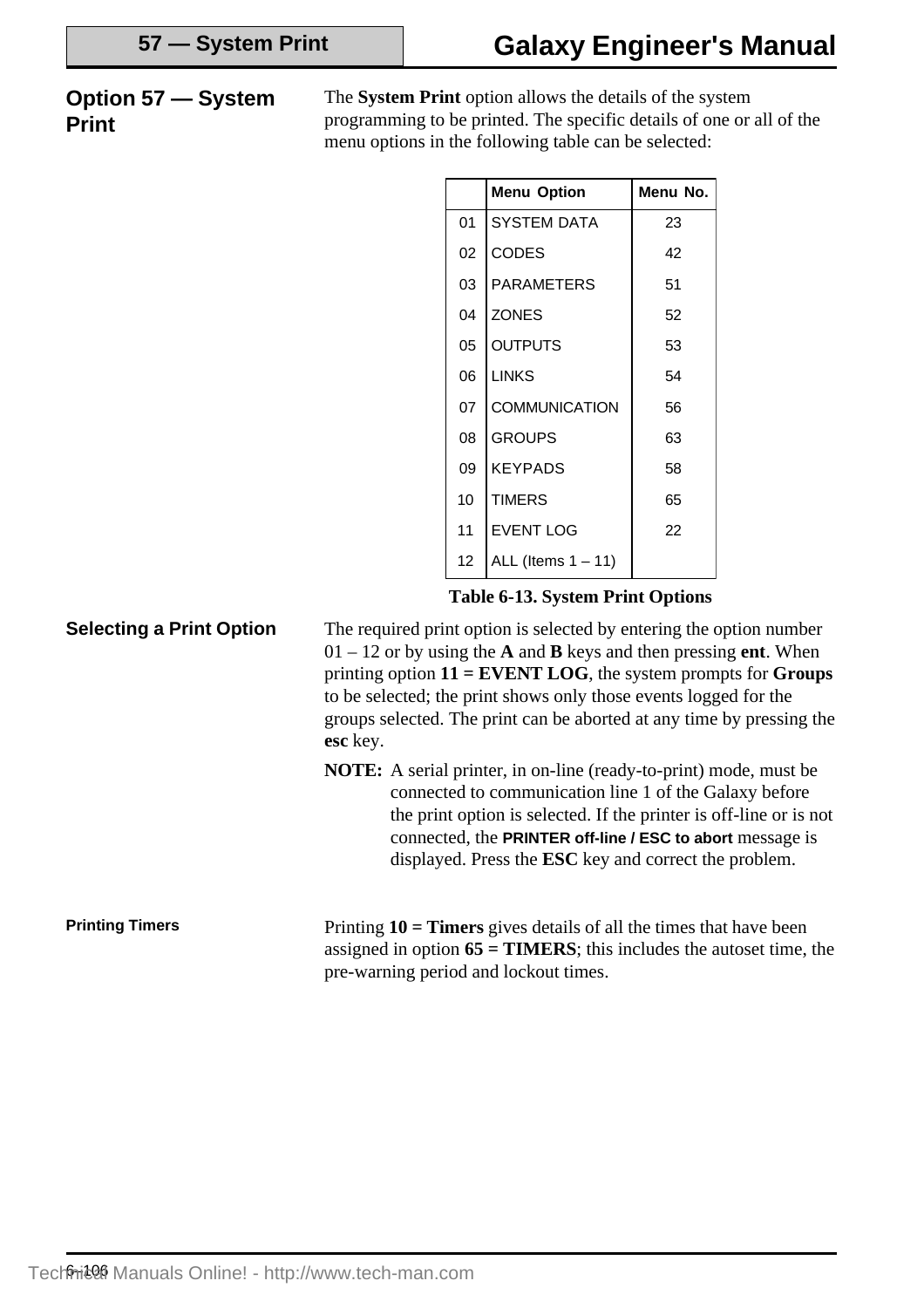## Option 57 — System Print

The **System Print** option allows the details of the system programming to be printed. The specific details of one or all of the menu options in the following table can be selected:

| | Menu Option | Menu No. |
|---|---|---|
| 01 | SYSTEM DATA | 23 |
| 02 | CODES | 42 |
| 03 | PARAMETERS | 51 |
| 04 | ZONES | 52 |
| 05 | OUTPUTS | 53 |
| 06 | LINKS | 54 |
| 07 | COMMUNICATION | 56 |
| 08 | GROUPS | 63 |
| 09 | KEYPADS | 58 |
| 10 | TIMERS | 65 |
| 11 | EVENT LOG | 22 |
| 12 | ALL (Items 1 – 11) | |

**Table 6-13. System Print Options**

### Selecting a Print Option

The required print option is selected by entering the option number 01 – 12 or by using the **A** and **B** keys and then pressing **ent**. When printing option **11 = EVENT LOG**, the system prompts for **Groups** to be selected; the print shows only those events logged for the groups selected. The print can be aborted at any time by pressing the **esc** key.

**NOTE:** A serial printer, in on-line (ready-to-print) mode, must be connected to communication line 1 of the Galaxy before the print option is selected. If the printer is off-line or is not connected, the **PRINTER off-line / ESC to abort** message is displayed. Press the **ESC** key and correct the problem.

#### Printing Timers

Printing **10 = Timers** gives details of all the times that have been assigned in option **65 = TIMERS**; this includes the autoset time, the pre-warning period and lockout times.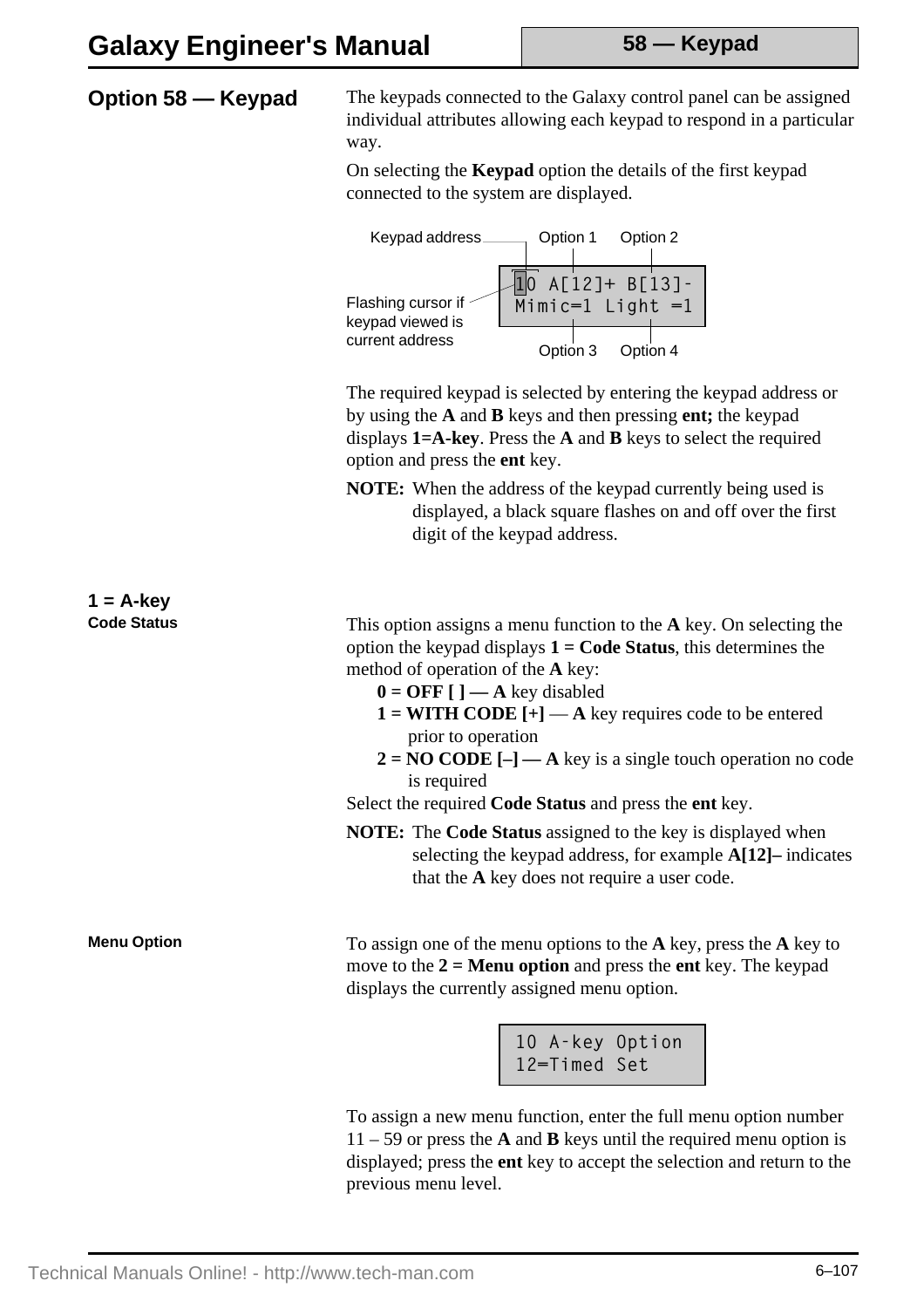## Option 58 — Keypad

The keypads connected to the Galaxy control panel can be assigned individual attributes allowing each keypad to respond in a particular way.

On selecting the **Keypad** option the details of the first keypad connected to the system are displayed.

Keypad address — Option 1 — Option 2

```
10 A[12]+ B[13]-
Mimic=1 Light =1
```

Flashing cursor if keypad viewed is current address — Option 3 — Option 4

The required keypad is selected by entering the keypad address or by using the **A** and **B** keys and then pressing **ent;** the keypad displays **1=A-key**. Press the **A** and **B** keys to select the required option and press the **ent** key.

**NOTE:** When the address of the keypad currently being used is displayed, a black square flashes on and off over the first digit of the keypad address.

### 1 = A-key

#### Code Status

This option assigns a menu function to the **A** key. On selecting the option the keypad displays **1 = Code Status**, this determines the method of operation of the **A** key:

- **0 = OFF [ ] — A** key disabled
- **1 = WITH CODE [+]** — **A** key requires code to be entered prior to operation
- **2 = NO CODE [–] — A** key is a single touch operation no code is required

Select the required **Code Status** and press the **ent** key.

**NOTE:** The **Code Status** assigned to the key is displayed when selecting the keypad address, for example **A[12]–** indicates that the **A** key does not require a user code.

#### Menu Option

To assign one of the menu options to the **A** key, press the **A** key to move to the **2 = Menu option** and press the **ent** key. The keypad displays the currently assigned menu option.

```
10 A-key Option
12=Timed Set
```

To assign a new menu function, enter the full menu option number 11 – 59 or press the **A** and **B** keys until the required menu option is displayed; press the **ent** key to accept the selection and return to the previous menu level.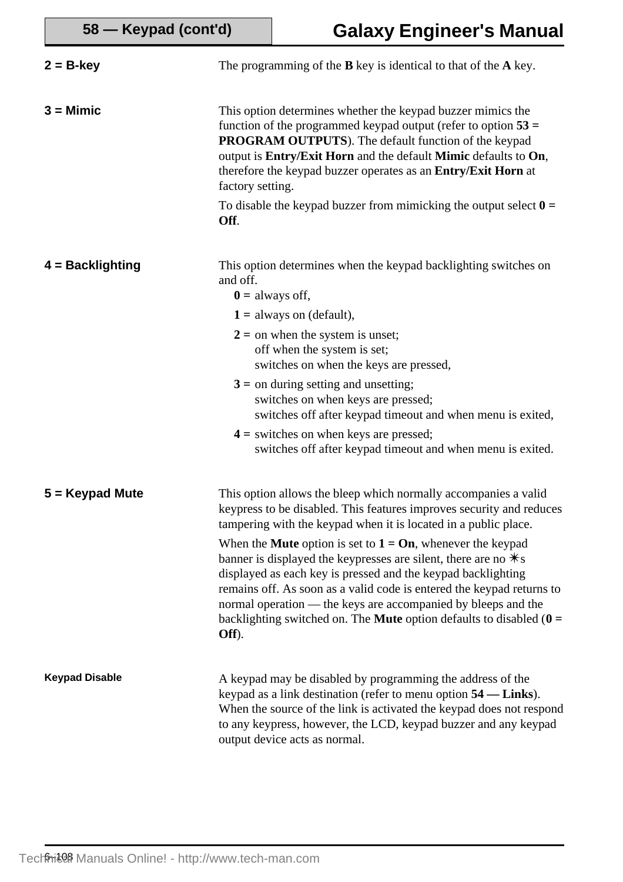**2 = B-key**

The programming of the **B** key is identical to that of the **A** key.

**3 = Mimic**

This option determines whether the keypad buzzer mimics the function of the programmed keypad output (refer to option **53 = PROGRAM OUTPUTS**). The default function of the keypad output is **Entry/Exit Horn** and the default **Mimic** defaults to **On**, therefore the keypad buzzer operates as an **Entry/Exit Horn** at factory setting.

To disable the keypad buzzer from mimicking the output select **0 = Off**.

**4 = Backlighting**

This option determines when the keypad backlighting switches on and off.

- **0 =** always off,
- **1 =** always on (default),
- **2 =** on when the system is unset;
  off when the system is set;
  switches on when the keys are pressed,
- **3 =** on during setting and unsetting;
  switches on when keys are pressed;
  switches off after keypad timeout and when menu is exited,
- **4 =** switches on when keys are pressed;
  switches off after keypad timeout and when menu is exited.

**5 = Keypad Mute**

This option allows the bleep which normally accompanies a valid keypress to be disabled. This features improves security and reduces tampering with the keypad when it is located in a public place.

When the **Mute** option is set to **1 = On**, whenever the keypad banner is displayed the keypresses are silent, there are no ✳s displayed as each key is pressed and the keypad backlighting remains off. As soon as a valid code is entered the keypad returns to normal operation — the keys are accompanied by bleeps and the backlighting switched on. The **Mute** option defaults to disabled (**0 = Off**).

**Keypad Disable**

A keypad may be disabled by programming the address of the keypad as a link destination (refer to menu option **54 — Links**). When the source of the link is activated the keypad does not respond to any keypress, however, the LCD, keypad buzzer and any keypad output device acts as normal.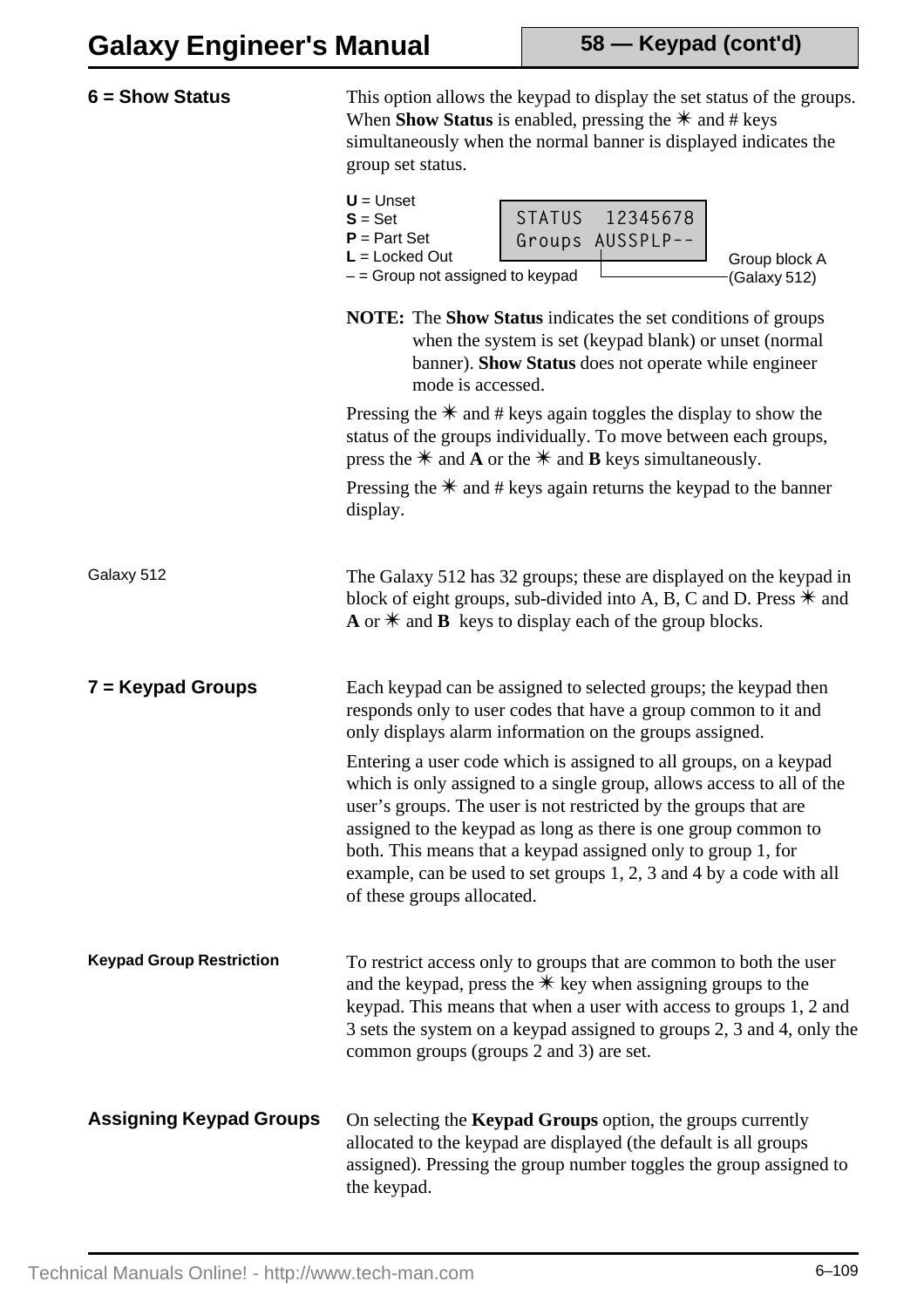## 6 = Show Status

This option allows the keypad to display the set status of the groups. When **Show Status** is enabled, pressing the ✳ and # keys simultaneously when the normal banner is displayed indicates the group set status.

**U** = Unset
**S** = Set
**P** = Part Set
**L** = Locked Out
– = Group not assigned to keypad

```
STATUS  12345678
Groups AUSSPLP--
```

Group block A (Galaxy 512)

**NOTE:** The **Show Status** indicates the set conditions of groups when the system is set (keypad blank) or unset (normal banner). **Show Status** does not operate while engineer mode is accessed.

Pressing the ✳ and # keys again toggles the display to show the status of the groups individually. To move between each groups, press the ✳ and **A** or the ✳ and **B** keys simultaneously.

Pressing the ✳ and # keys again returns the keypad to the banner display.

Galaxy 512

The Galaxy 512 has 32 groups; these are displayed on the keypad in block of eight groups, sub-divided into A, B, C and D. Press ✳ and **A** or ✳ and **B** keys to display each of the group blocks.

## 7 = Keypad Groups

Each keypad can be assigned to selected groups; the keypad then responds only to user codes that have a group common to it and only displays alarm information on the groups assigned.

Entering a user code which is assigned to all groups, on a keypad which is only assigned to a single group, allows access to all of the user’s groups. The user is not restricted by the groups that are assigned to the keypad as long as there is one group common to both. This means that a keypad assigned only to group 1, for example, can be used to set groups 1, 2, 3 and 4 by a code with all of these groups allocated.

#### Keypad Group Restriction

To restrict access only to groups that are common to both the user and the keypad, press the ✳ key when assigning groups to the keypad. This means that when a user with access to groups 1, 2 and 3 sets the system on a keypad assigned to groups 2, 3 and 4, only the common groups (groups 2 and 3) are set.

### Assigning Keypad Groups

On selecting the **Keypad Groups** option, the groups currently allocated to the keypad are displayed (the default is all groups assigned). Pressing the group number toggles the group assigned to the keypad.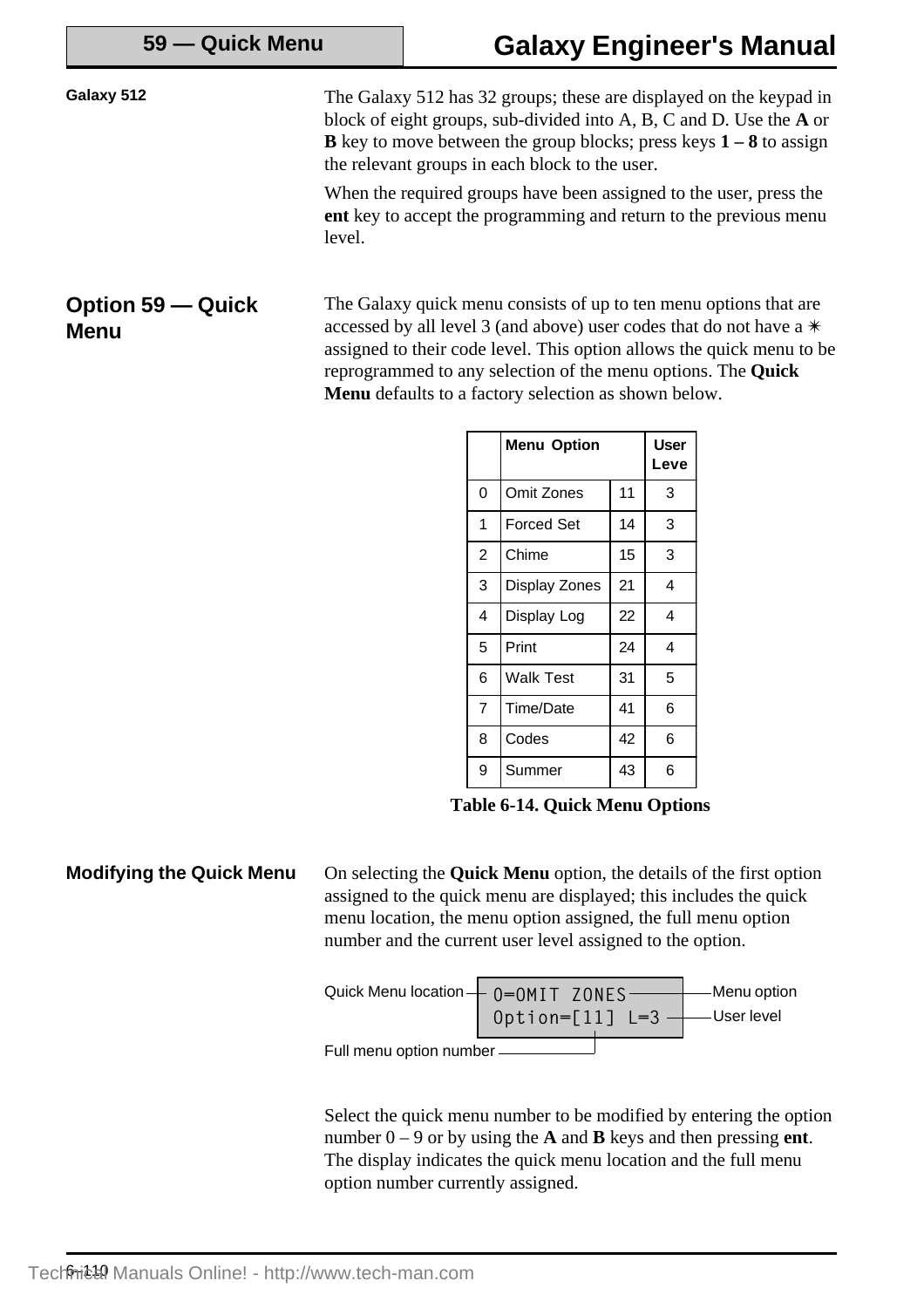**Galaxy 512**

The Galaxy 512 has 32 groups; these are displayed on the keypad in block of eight groups, sub-divided into A, B, C and D. Use the **A** or **B** key to move between the group blocks; press keys **1 – 8** to assign the relevant groups in each block to the user.

When the required groups have been assigned to the user, press the **ent** key to accept the programming and return to the previous menu level.

## Option 59 — Quick Menu

The Galaxy quick menu consists of up to ten menu options that are accessed by all level 3 (and above) user codes that do not have a ✴ assigned to their code level. This option allows the quick menu to be reprogrammed to any selection of the menu options. The **Quick Menu** defaults to a factory selection as shown below.

| | Menu Option | | User Leve |
|---|---|---|---|
| 0 | Omit Zones | 11 | 3 |
| 1 | Forced Set | 14 | 3 |
| 2 | Chime | 15 | 3 |
| 3 | Display Zones | 21 | 4 |
| 4 | Display Log | 22 | 4 |
| 5 | Print | 24 | 4 |
| 6 | Walk Test | 31 | 5 |
| 7 | Time/Date | 41 | 6 |
| 8 | Codes | 42 | 6 |
| 9 | Summer | 43 | 6 |

**Table 6-14. Quick Menu Options**

### Modifying the Quick Menu

On selecting the **Quick Menu** option, the details of the first option assigned to the quick menu are displayed; this includes the quick menu location, the menu option assigned, the full menu option number and the current user level assigned to the option.

```
0=OMIT ZONES
Option=[11] L=3
```

Quick Menu location — Menu option — User level — Full menu option number

Select the quick menu number to be modified by entering the option number 0 – 9 or by using the **A** and **B** keys and then pressing **ent**. The display indicates the quick menu location and the full menu option number currently assigned.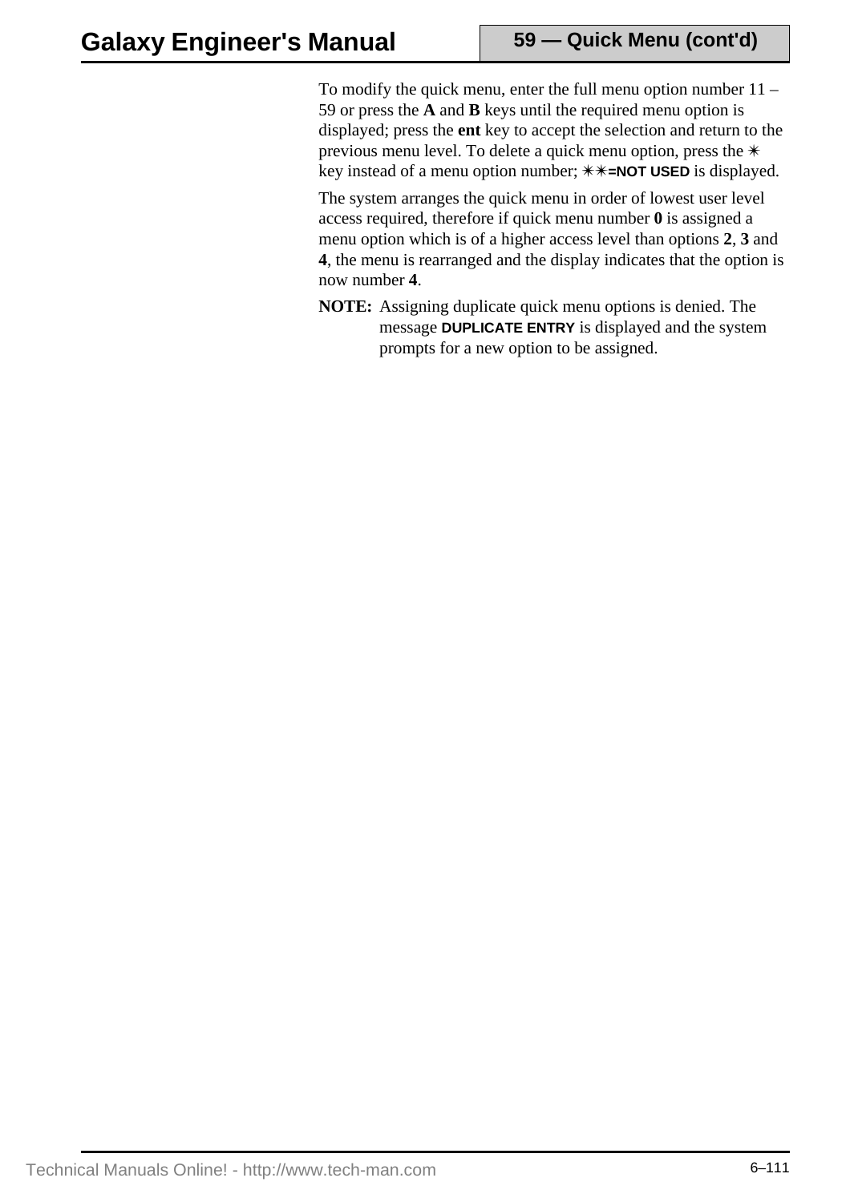To modify the quick menu, enter the full menu option number 11 – 59 or press the **A** and **B** keys until the required menu option is displayed; press the **ent** key to accept the selection and return to the previous menu level. To delete a quick menu option, press the ✳ key instead of a menu option number; **✳✳=NOT USED** is displayed.

The system arranges the quick menu in order of lowest user level access required, therefore if quick menu number **0** is assigned a menu option which is of a higher access level than options **2**, **3** and **4**, the menu is rearranged and the display indicates that the option is now number **4**.

**NOTE:** Assigning duplicate quick menu options is denied. The message **DUPLICATE ENTRY** is displayed and the system prompts for a new option to be assigned.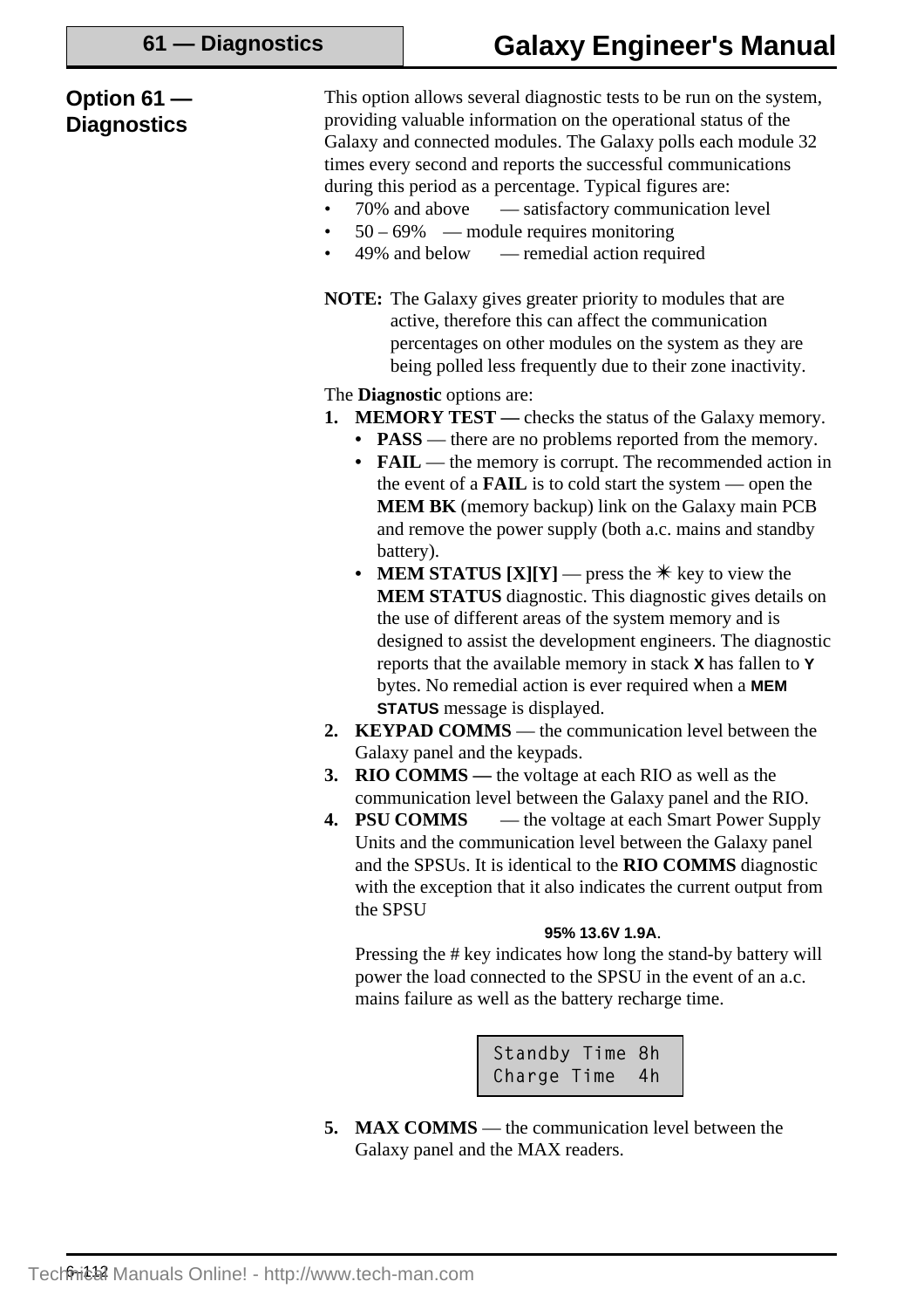## Option 61 — Diagnostics

This option allows several diagnostic tests to be run on the system, providing valuable information on the operational status of the Galaxy and connected modules. The Galaxy polls each module 32 times every second and reports the successful communications during this period as a percentage. Typical figures are:

- 70% and above — satisfactory communication level
- 50 – 69% — module requires monitoring
- 49% and below — remedial action required

**NOTE:** The Galaxy gives greater priority to modules that are active, therefore this can affect the communication percentages on other modules on the system as they are being polled less frequently due to their zone inactivity.

The **Diagnostic** options are:

1. **MEMORY TEST —** checks the status of the Galaxy memory.
   - **PASS** — there are no problems reported from the memory.
   - **FAIL** — the memory is corrupt. The recommended action in the event of a **FAIL** is to cold start the system — open the **MEM BK** (memory backup) link on the Galaxy main PCB and remove the power supply (both a.c. mains and standby battery).
   - **MEM STATUS [X][Y]** — press the ✳ key to view the **MEM STATUS** diagnostic. This diagnostic gives details on the use of different areas of the system memory and is designed to assist the development engineers. The diagnostic reports that the available memory in stack **X** has fallen to **Y** bytes. No remedial action is ever required when a **MEM STATUS** message is displayed.
2. **KEYPAD COMMS** — the communication level between the Galaxy panel and the keypads.
3. **RIO COMMS —** the voltage at each RIO as well as the communication level between the Galaxy panel and the RIO.
4. **PSU COMMS** — the voltage at each Smart Power Supply Units and the communication level between the Galaxy panel and the SPSUs. It is identical to the **RIO COMMS** diagnostic with the exception that it also indicates the current output from the SPSU

   **95% 13.6V 1.9A**.

   Pressing the # key indicates how long the stand-by battery will power the load connected to the SPSU in the event of an a.c. mains failure as well as the battery recharge time.

   ```
   Standby Time 8h
   Charge Time  4h
   ```

5. **MAX COMMS** — the communication level between the Galaxy panel and the MAX readers.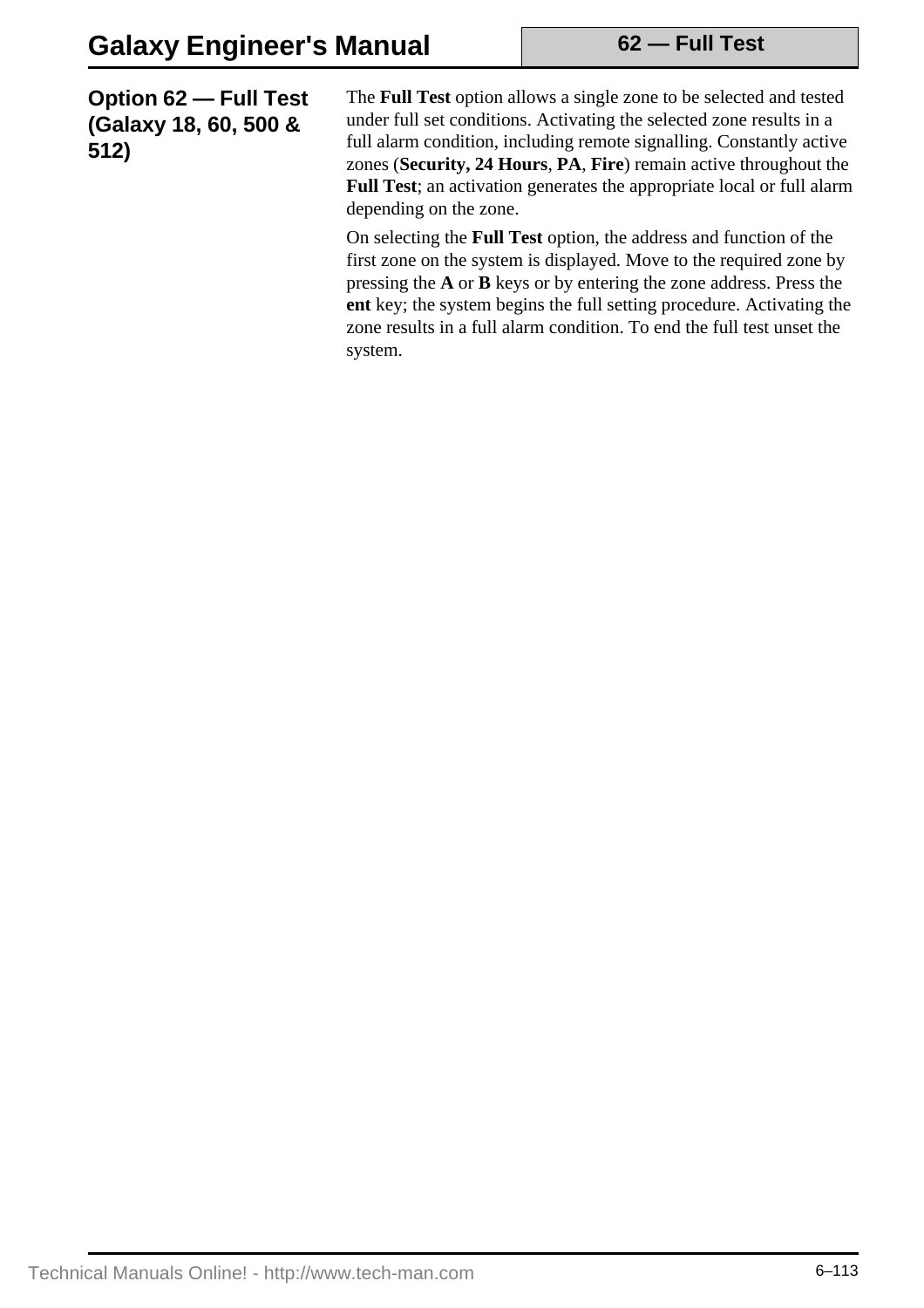## Option 62 — Full Test (Galaxy 18, 60, 500 & 512)

The **Full Test** option allows a single zone to be selected and tested under full set conditions. Activating the selected zone results in a full alarm condition, including remote signalling. Constantly active zones (**Security, 24 Hours**, **PA**, **Fire**) remain active throughout the **Full Test**; an activation generates the appropriate local or full alarm depending on the zone.

On selecting the **Full Test** option, the address and function of the first zone on the system is displayed. Move to the required zone by pressing the **A** or **B** keys or by entering the zone address. Press the **ent** key; the system begins the full setting procedure. Activating the zone results in a full alarm condition. To end the full test unset the system.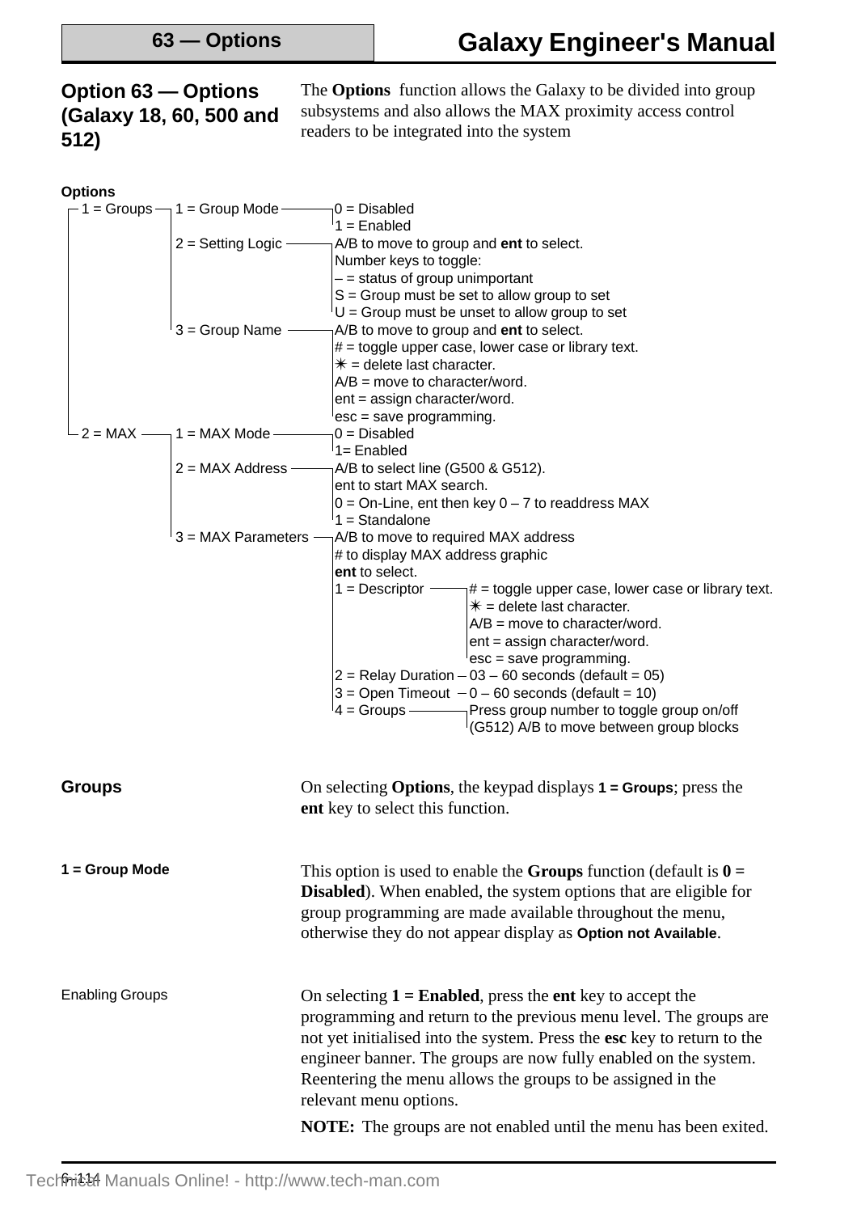# Option 63 — Options (Galaxy 18, 60, 500 and 512)

The **Options** function allows the Galaxy to be divided into group subsystems and also allows the MAX proximity access control readers to be integrated into the system

**Options**

- 1 = Groups
  - 1 = Group Mode
    - 0 = Disabled
    - 1 = Enabled
  - 2 = Setting Logic
    - A/B to move to group and **ent** to select.
    - Number keys to toggle:
    - – = status of group unimportant
    - S = Group must be set to allow group to set
    - U = Group must be unset to allow group to set
  - 3 = Group Name
    - A/B to move to group and **ent** to select.
    - # = toggle upper case, lower case or library text.
    - ✳ = delete last character.
    - A/B = move to character/word.
    - ent = assign character/word.
    - esc = save programming.
- 2 = MAX
  - 1 = MAX Mode
    - 0 = Disabled
    - 1= Enabled
  - 2 = MAX Address
    - A/B to select line (G500 & G512).
    - ent to start MAX search.
    - 0 = On-Line, ent then key 0 – 7 to readdress MAX
    - 1 = Standalone
  - 3 = MAX Parameters
    - A/B to move to required MAX address
    - # to display MAX address graphic
    - **ent** to select.
    - 1 = Descriptor
      - # = toggle upper case, lower case or library text.
      - ✳ = delete last character.
      - A/B = move to character/word.
      - ent = assign character/word.
      - esc = save programming.
    - 2 = Relay Duration – 03 – 60 seconds (default = 05)
    - 3 = Open Timeout – 0 – 60 seconds (default = 10)
    - 4 = Groups
      - Press group number to toggle group on/off
      - (G512) A/B to move between group blocks

## Groups

On selecting **Options**, the keypad displays **1 = Groups**; press the **ent** key to select this function.

### 1 = Group Mode

This option is used to enable the **Groups** function (default is **0 = Disabled**). When enabled, the system options that are eligible for group programming are made available throughout the menu, otherwise they do not appear display as **Option not Available**.

#### Enabling Groups

On selecting **1 = Enabled**, press the **ent** key to accept the programming and return to the previous menu level. The groups are not yet initialised into the system. Press the **esc** key to return to the engineer banner. The groups are now fully enabled on the system. Reentering the menu allows the groups to be assigned in the relevant menu options.

**NOTE:** The groups are not enabled until the menu has been exited.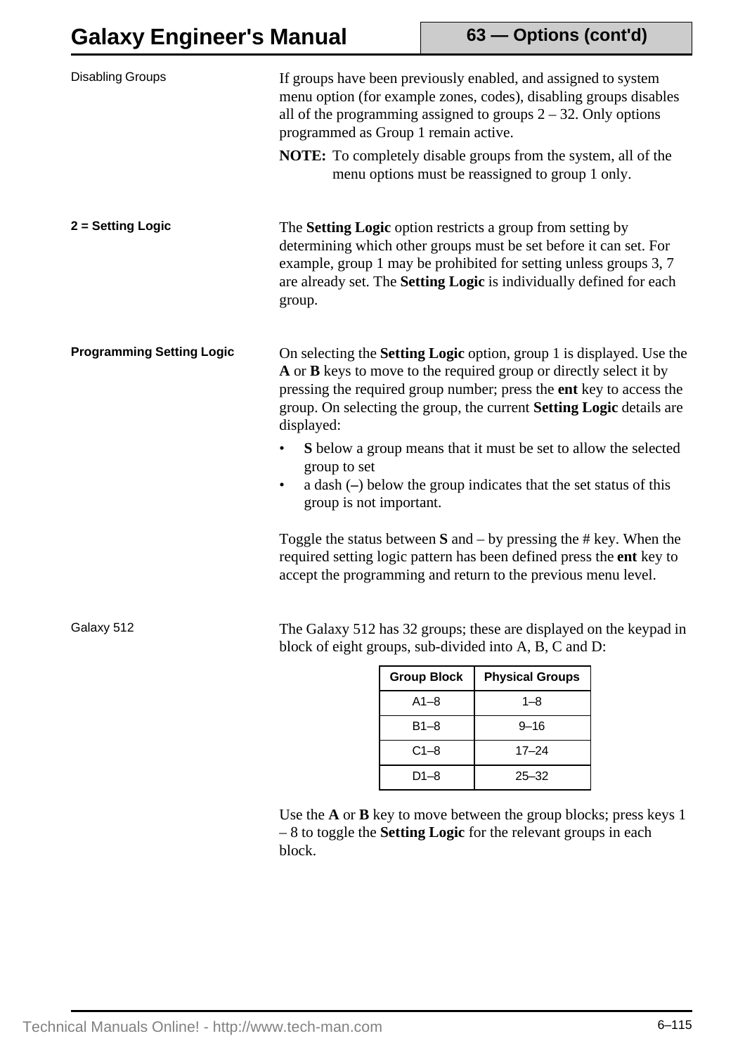### Disabling Groups

If groups have been previously enabled, and assigned to system menu option (for example zones, codes), disabling groups disables all of the programming assigned to groups 2 – 32. Only options programmed as Group 1 remain active.

**NOTE:** To completely disable groups from the system, all of the menu options must be reassigned to group 1 only.

### 2 = Setting Logic

The **Setting Logic** option restricts a group from setting by determining which other groups must be set before it can set. For example, group 1 may be prohibited for setting unless groups 3, 7 are already set. The **Setting Logic** is individually defined for each group.

### Programming Setting Logic

On selecting the **Setting Logic** option, group 1 is displayed. Use the **A** or **B** keys to move to the required group or directly select it by pressing the required group number; press the **ent** key to access the group. On selecting the group, the current **Setting Logic** details are displayed:

- **S** below a group means that it must be set to allow the selected group to set
- a dash (**–**) below the group indicates that the set status of this group is not important.

Toggle the status between **S** and – by pressing the # key. When the required setting logic pattern has been defined press the **ent** key to accept the programming and return to the previous menu level.

### Galaxy 512

The Galaxy 512 has 32 groups; these are displayed on the keypad in block of eight groups, sub-divided into A, B, C and D:

| Group Block | Physical Groups |
|---|---|
| A1–8 | 1–8 |
| B1–8 | 9–16 |
| C1–8 | 17–24 |
| D1–8 | 25–32 |

Use the **A** or **B** key to move between the group blocks; press keys 1 – 8 to toggle the **Setting Logic** for the relevant groups in each block.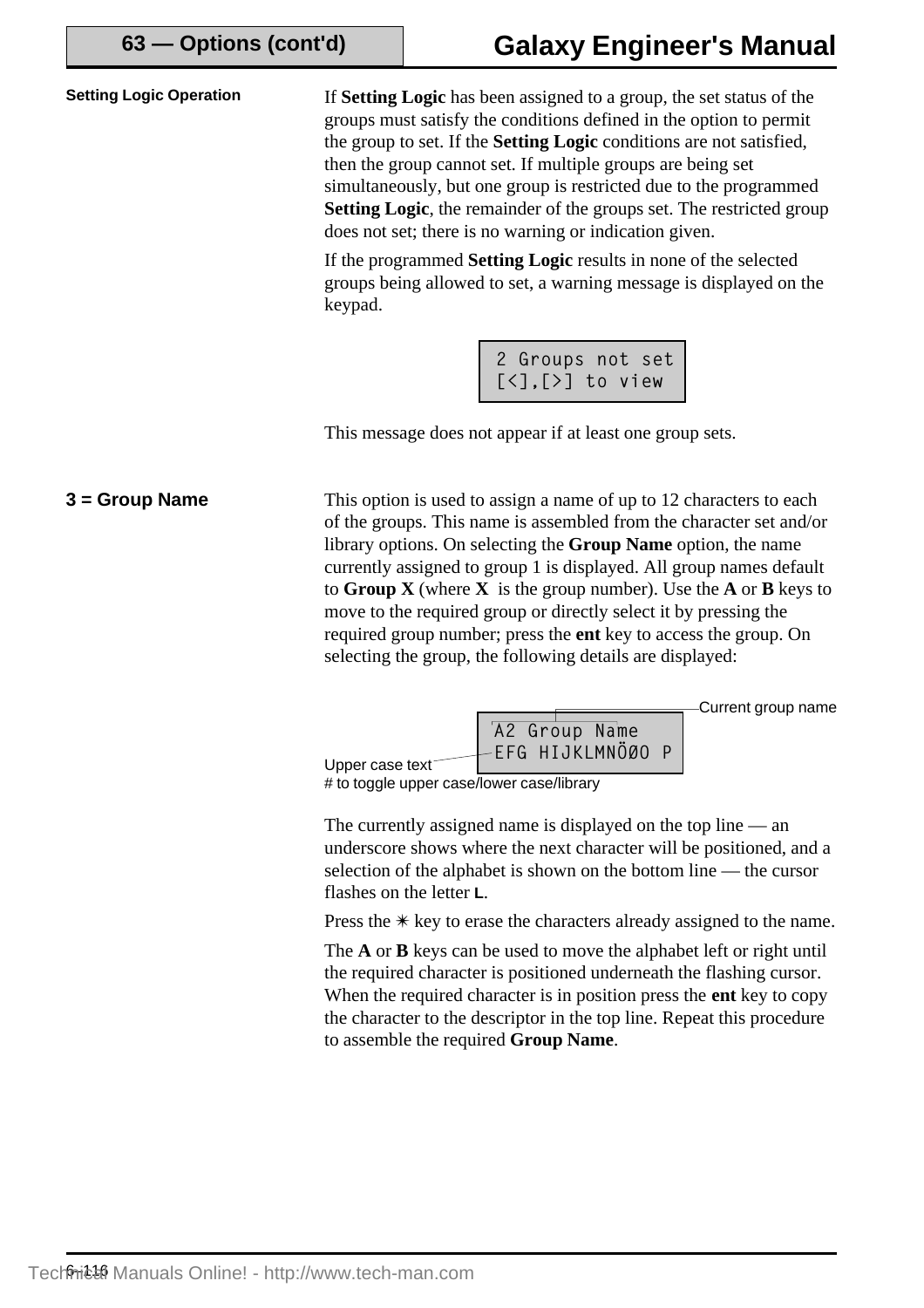#### Setting Logic Operation

If **Setting Logic** has been assigned to a group, the set status of the groups must satisfy the conditions defined in the option to permit the group to set. If the **Setting Logic** conditions are not satisfied, then the group cannot set. If multiple groups are being set simultaneously, but one group is restricted due to the programmed **Setting Logic**, the remainder of the groups set. The restricted group does not set; there is no warning or indication given.

If the programmed **Setting Logic** results in none of the selected groups being allowed to set, a warning message is displayed on the keypad.

```
2 Groups not set
[<],[>] to view
```

This message does not appear if at least one group sets.

### 3 = Group Name

This option is used to assign a name of up to 12 characters to each of the groups. This name is assembled from the character set and/or library options. On selecting the **Group Name** option, the name currently assigned to group 1 is displayed. All group names default to **Group X** (where **X** is the group number). Use the **A** or **B** keys to move to the required group or directly select it by pressing the required group number; press the **ent** key to access the group. On selecting the group, the following details are displayed:

```
A2 Group Name
EFG HIJKLMNÖØO P
```

Current group name

Upper case text

# to toggle upper case/lower case/library

The currently assigned name is displayed on the top line — an underscore shows where the next character will be positioned, and a selection of the alphabet is shown on the bottom line — the cursor flashes on the letter **L**.

Press the ✳ key to erase the characters already assigned to the name.

The **A** or **B** keys can be used to move the alphabet left or right until the required character is positioned underneath the flashing cursor. When the required character is in position press the **ent** key to copy the character to the descriptor in the top line. Repeat this procedure to assemble the required **Group Name**.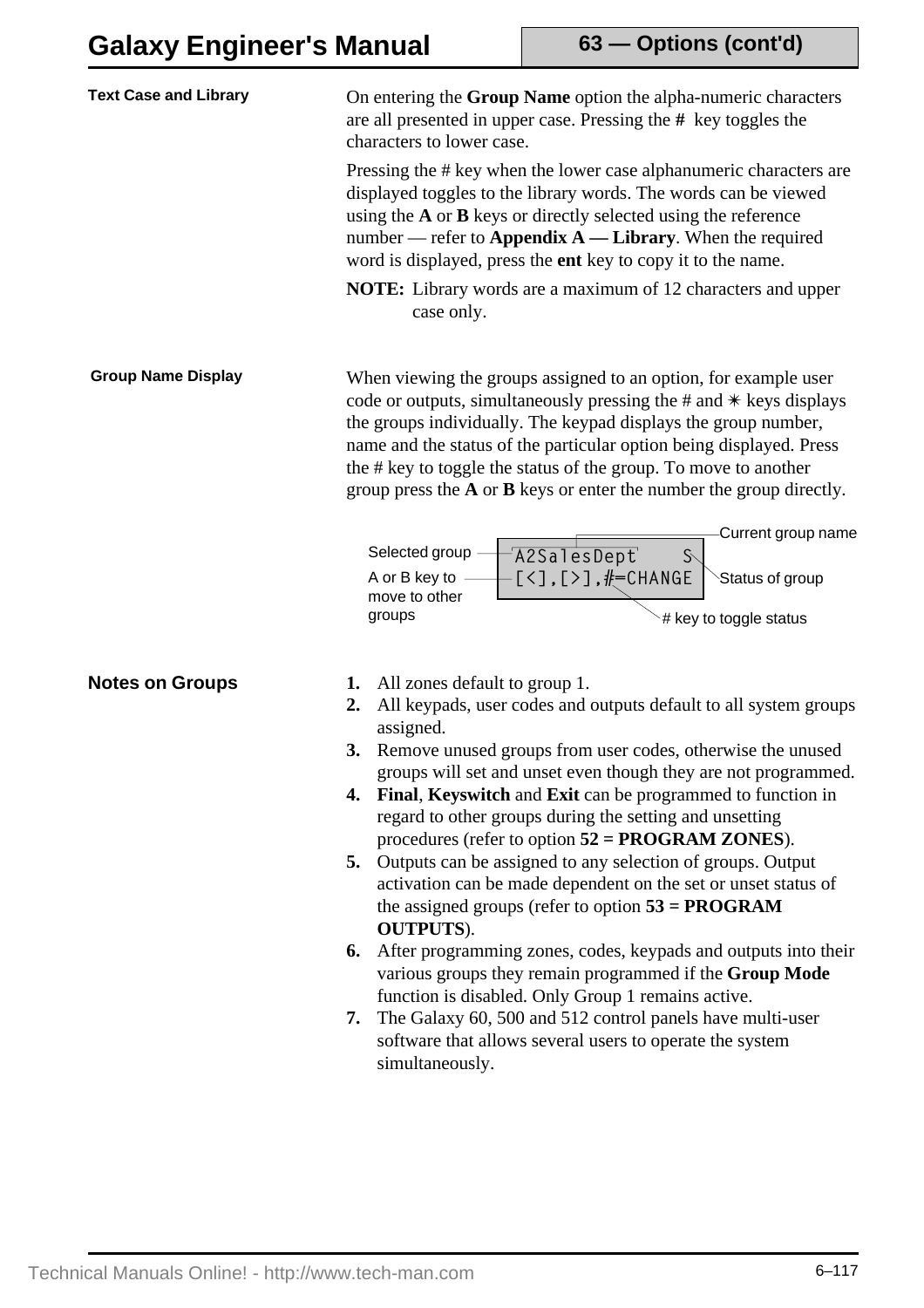## Text Case and Library

On entering the **Group Name** option the alpha-numeric characters are all presented in upper case. Pressing the **#** key toggles the characters to lower case.

Pressing the # key when the lower case alphanumeric characters are displayed toggles to the library words. The words can be viewed using the **A** or **B** keys or directly selected using the reference number — refer to **Appendix A — Library**. When the required word is displayed, press the **ent** key to copy it to the name.

**NOTE:** Library words are a maximum of 12 characters and upper case only.

## Group Name Display

When viewing the groups assigned to an option, for example user code or outputs, simultaneously pressing the # and ✳ keys displays the groups individually. The keypad displays the group number, name and the status of the particular option being displayed. Press the # key to toggle the status of the group. To move to another group press the **A** or **B** keys or enter the number the group directly.

```
A2SalesDept    S
[<],[>],#=CHANGE
```

Selected group — A or B key to move to other groups — Current group name — Status of group — # key to toggle status

## Notes on Groups

1. All zones default to group 1.
2. All keypads, user codes and outputs default to all system groups assigned.
3. Remove unused groups from user codes, otherwise the unused groups will set and unset even though they are not programmed.
4. **Final**, **Keyswitch** and **Exit** can be programmed to function in regard to other groups during the setting and unsetting procedures (refer to option **52 = PROGRAM ZONES**).
5. Outputs can be assigned to any selection of groups. Output activation can be made dependent on the set or unset status of the assigned groups (refer to option **53 = PROGRAM OUTPUTS**).
6. After programming zones, codes, keypads and outputs into their various groups they remain programmed if the **Group Mode** function is disabled. Only Group 1 remains active.
7. The Galaxy 60, 500 and 512 control panels have multi-user software that allows several users to operate the system simultaneously.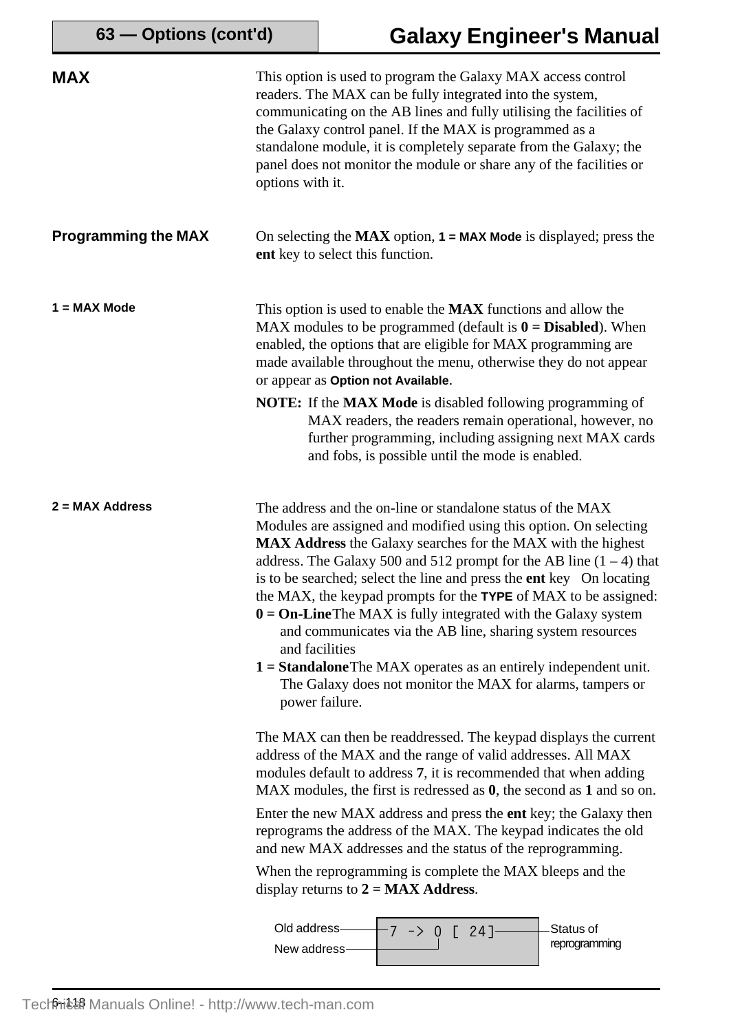## MAX

This option is used to program the Galaxy MAX access control readers. The MAX can be fully integrated into the system, communicating on the AB lines and fully utilising the facilities of the Galaxy control panel. If the MAX is programmed as a standalone module, it is completely separate from the Galaxy; the panel does not monitor the module or share any of the facilities or options with it.

### Programming the MAX

On selecting the **MAX** option, **1 = MAX Mode** is displayed; press the **ent** key to select this function.

#### 1 = MAX Mode

This option is used to enable the **MAX** functions and allow the MAX modules to be programmed (default is **0 = Disabled**). When enabled, the options that are eligible for MAX programming are made available throughout the menu, otherwise they do not appear or appear as **Option not Available**.

**NOTE:** If the **MAX Mode** is disabled following programming of MAX readers, the readers remain operational, however, no further programming, including assigning next MAX cards and fobs, is possible until the mode is enabled.

#### 2 = MAX Address

The address and the on-line or standalone status of the MAX Modules are assigned and modified using this option. On selecting **MAX Address** the Galaxy searches for the MAX with the highest address. The Galaxy 500 and 512 prompt for the AB line (1 – 4) that is to be searched; select the line and press the **ent** key   On locating the MAX, the keypad prompts for the **TYPE** of MAX to be assigned:

**0 = On-Line** The MAX is fully integrated with the Galaxy system and communicates via the AB line, sharing system resources and facilities

**1 = Standalone** The MAX operates as an entirely independent unit. The Galaxy does not monitor the MAX for alarms, tampers or power failure.

The MAX can then be readdressed. The keypad displays the current address of the MAX and the range of valid addresses. All MAX modules default to address **7**, it is recommended that when adding MAX modules, the first is redressed as **0**, the second as **1** and so on.

Enter the new MAX address and press the **ent** key; the Galaxy then reprograms the address of the MAX. The keypad indicates the old and new MAX addresses and the status of the reprogramming.

When the reprogramming is complete the MAX bleeps and the display returns to **2 = MAX Address**.

```
7 -> 0 [ 24]
```

Old address — 7; New address — 0; Status of reprogramming — [ 24]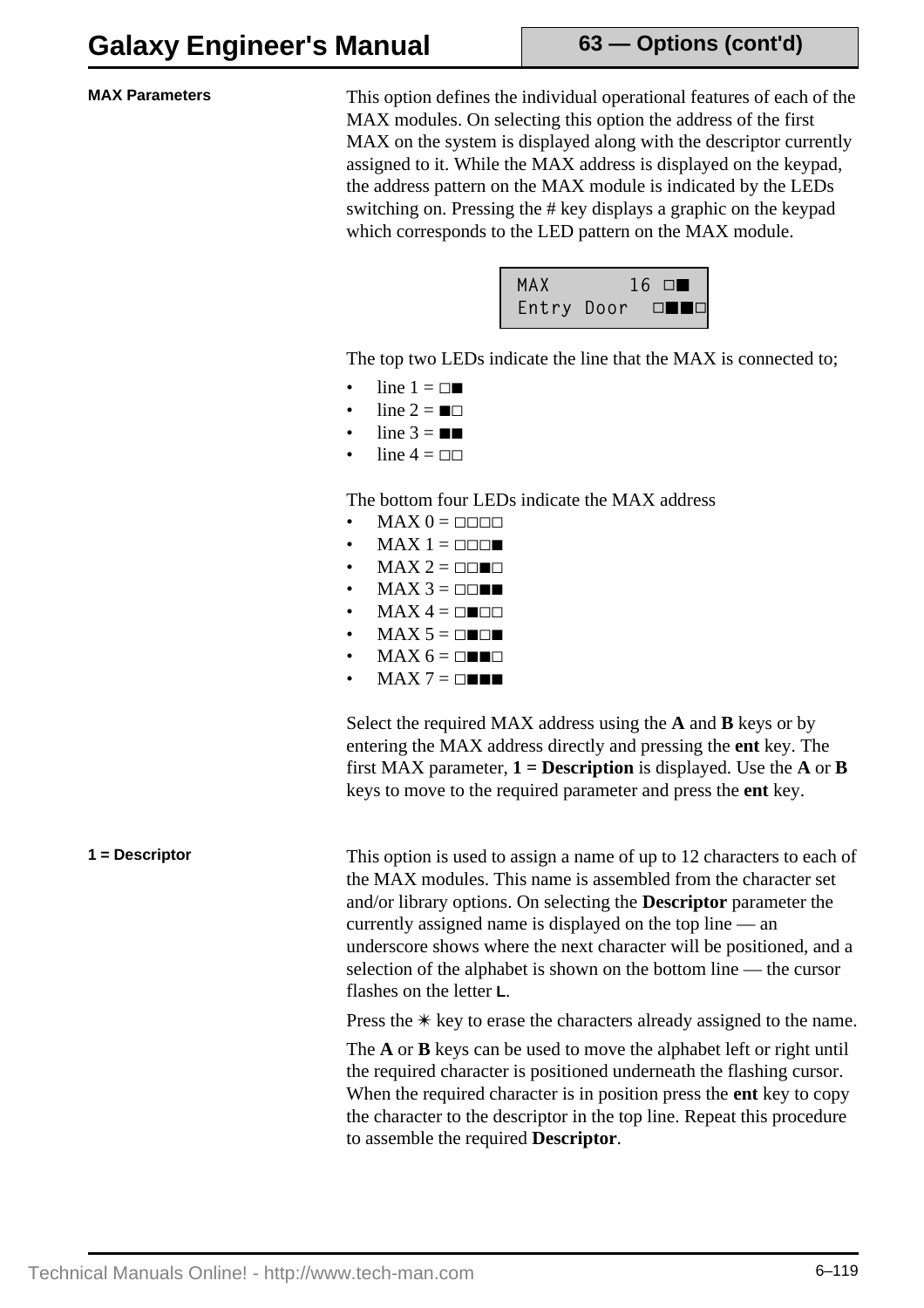## MAX Parameters

This option defines the individual operational features of each of the MAX modules. On selecting this option the address of the first MAX on the system is displayed along with the descriptor currently assigned to it. While the MAX address is displayed on the keypad, the address pattern on the MAX module is indicated by the LEDs switching on. Pressing the # key displays a graphic on the keypad which corresponds to the LED pattern on the MAX module.

```
MAX        16 □■
Entry Door  □■■□
```

The top two LEDs indicate the line that the MAX is connected to;

- line 1 = □■
- line 2 = ■□
- line 3 = ■■
- line 4 = □□

The bottom four LEDs indicate the MAX address

- MAX 0 = □□□□
- MAX 1 = □□□■
- MAX 2 = □□■□
- MAX 3 = □□■■
- MAX 4 = □■□□
- MAX 5 = □■□■
- MAX 6 = □■■□
- MAX 7 = □■■■

Select the required MAX address using the **A** and **B** keys or by entering the MAX address directly and pressing the **ent** key. The first MAX parameter, **1 = Description** is displayed. Use the **A** or **B** keys to move to the required parameter and press the **ent** key.

## 1 = Descriptor

This option is used to assign a name of up to 12 characters to each of the MAX modules. This name is assembled from the character set and/or library options. On selecting the **Descriptor** parameter the currently assigned name is displayed on the top line — an underscore shows where the next character will be positioned, and a selection of the alphabet is shown on the bottom line — the cursor flashes on the letter **L**.

Press the ✳ key to erase the characters already assigned to the name.

The **A** or **B** keys can be used to move the alphabet left or right until the required character is positioned underneath the flashing cursor. When the required character is in position press the **ent** key to copy the character to the descriptor in the top line. Repeat this procedure to assemble the required **Descriptor**.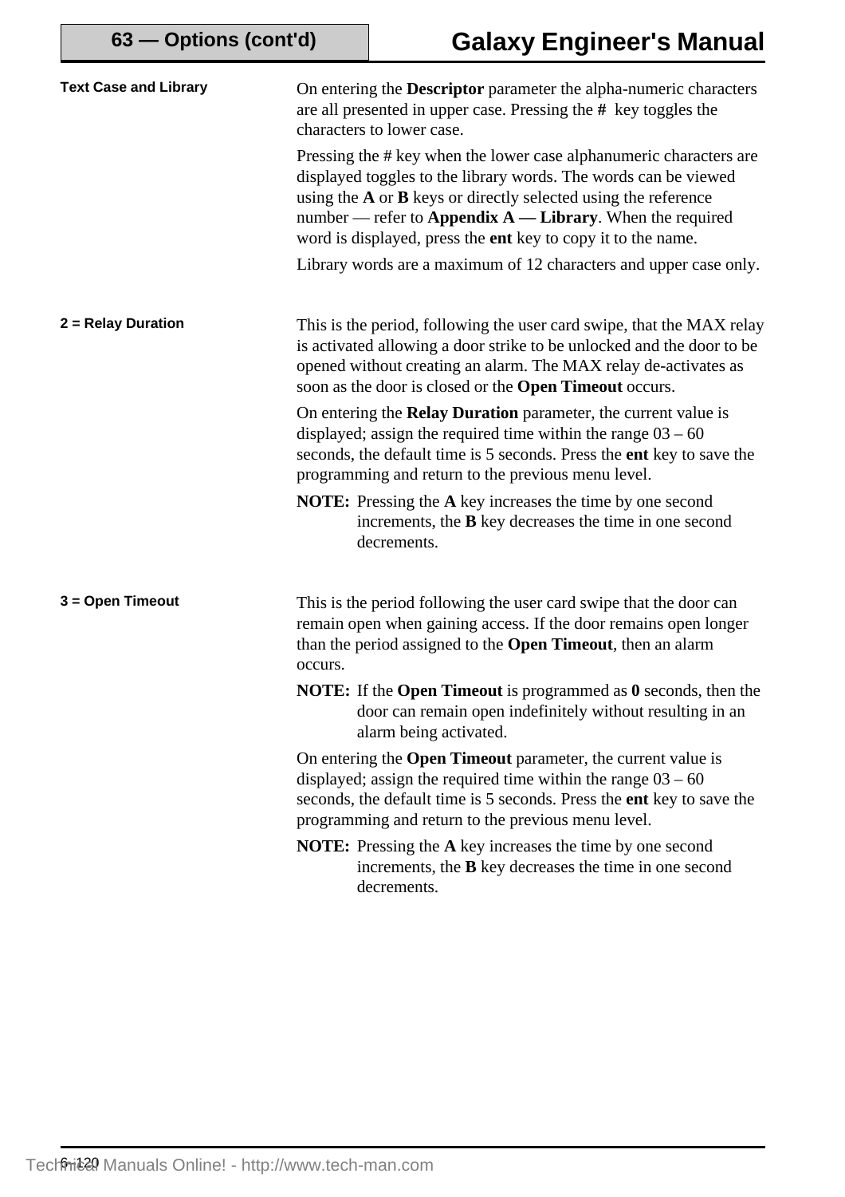#### Text Case and Library

On entering the **Descriptor** parameter the alpha-numeric characters are all presented in upper case. Pressing the **#** key toggles the characters to lower case.

Pressing the # key when the lower case alphanumeric characters are displayed toggles to the library words. The words can be viewed using the **A** or **B** keys or directly selected using the reference number — refer to **Appendix A — Library**. When the required word is displayed, press the **ent** key to copy it to the name.

Library words are a maximum of 12 characters and upper case only.

#### 2 = Relay Duration

This is the period, following the user card swipe, that the MAX relay is activated allowing a door strike to be unlocked and the door to be opened without creating an alarm. The MAX relay de-activates as soon as the door is closed or the **Open Timeout** occurs.

On entering the **Relay Duration** parameter, the current value is displayed; assign the required time within the range 03 – 60 seconds, the default time is 5 seconds. Press the **ent** key to save the programming and return to the previous menu level.

**NOTE:** Pressing the **A** key increases the time by one second increments, the **B** key decreases the time in one second decrements.

#### 3 = Open Timeout

This is the period following the user card swipe that the door can remain open when gaining access. If the door remains open longer than the period assigned to the **Open Timeout**, then an alarm occurs.

**NOTE:** If the **Open Timeout** is programmed as **0** seconds, then the door can remain open indefinitely without resulting in an alarm being activated.

On entering the **Open Timeout** parameter, the current value is displayed; assign the required time within the range 03 – 60 seconds, the default time is 5 seconds. Press the **ent** key to save the programming and return to the previous menu level.

**NOTE:** Pressing the **A** key increases the time by one second increments, the **B** key decreases the time in one second decrements.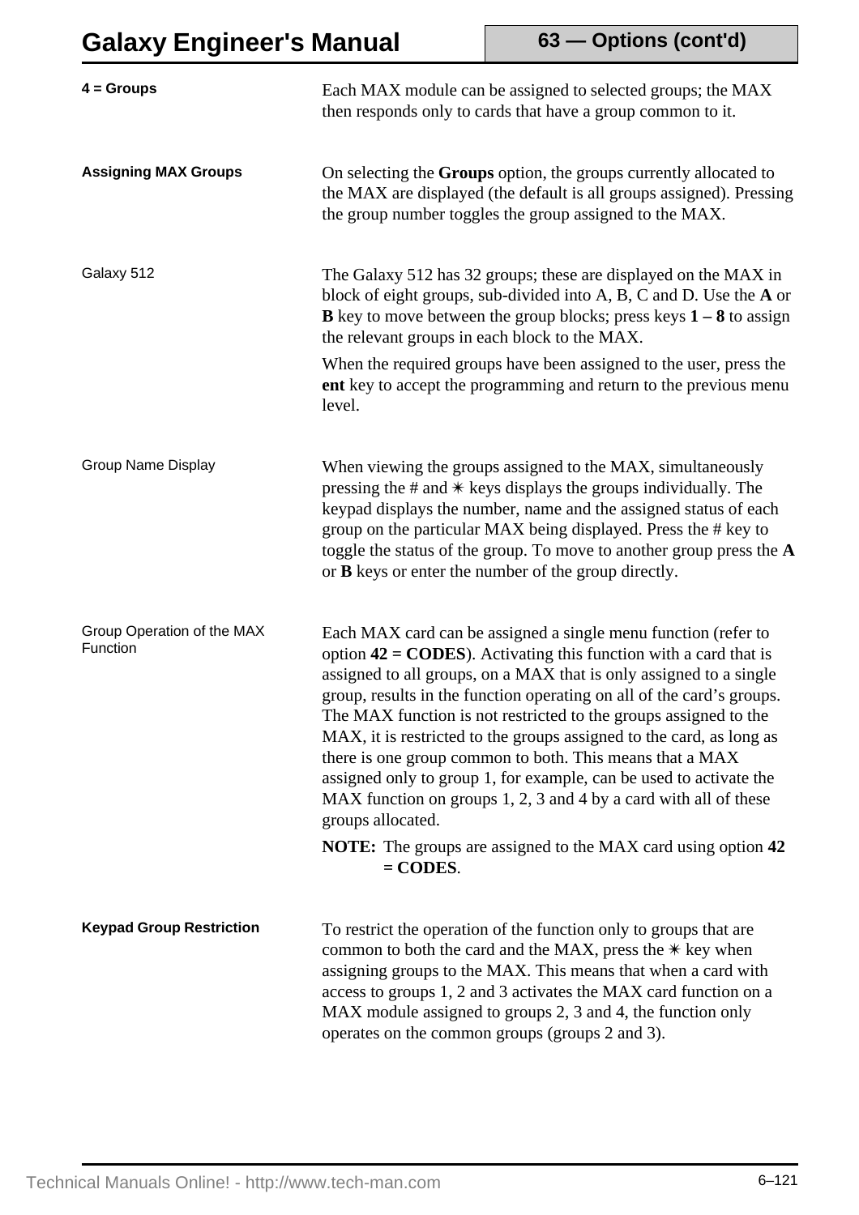### 4 = Groups

Each MAX module can be assigned to selected groups; the MAX then responds only to cards that have a group common to it.

### Assigning MAX Groups

On selecting the **Groups** option, the groups currently allocated to the MAX are displayed (the default is all groups assigned). Pressing the group number toggles the group assigned to the MAX.

#### Galaxy 512

The Galaxy 512 has 32 groups; these are displayed on the MAX in block of eight groups, sub-divided into A, B, C and D. Use the **A** or **B** key to move between the group blocks; press keys **1 – 8** to assign the relevant groups in each block to the MAX.

When the required groups have been assigned to the user, press the **ent** key to accept the programming and return to the previous menu level.

#### Group Name Display

When viewing the groups assigned to the MAX, simultaneously pressing the # and ✳ keys displays the groups individually. The keypad displays the number, name and the assigned status of each group on the particular MAX being displayed. Press the # key to toggle the status of the group. To move to another group press the **A** or **B** keys or enter the number of the group directly.

#### Group Operation of the MAX Function

Each MAX card can be assigned a single menu function (refer to option **42 = CODES**). Activating this function with a card that is assigned to all groups, on a MAX that is only assigned to a single group, results in the function operating on all of the card's groups. The MAX function is not restricted to the groups assigned to the MAX, it is restricted to the groups assigned to the card, as long as there is one group common to both. This means that a MAX assigned only to group 1, for example, can be used to activate the MAX function on groups 1, 2, 3 and 4 by a card with all of these groups allocated.

**NOTE:** The groups are assigned to the MAX card using option **42 = CODES**.

### Keypad Group Restriction

To restrict the operation of the function only to groups that are common to both the card and the MAX, press the ✳ key when assigning groups to the MAX. This means that when a card with access to groups 1, 2 and 3 activates the MAX card function on a MAX module assigned to groups 2, 3 and 4, the function only operates on the common groups (groups 2 and 3).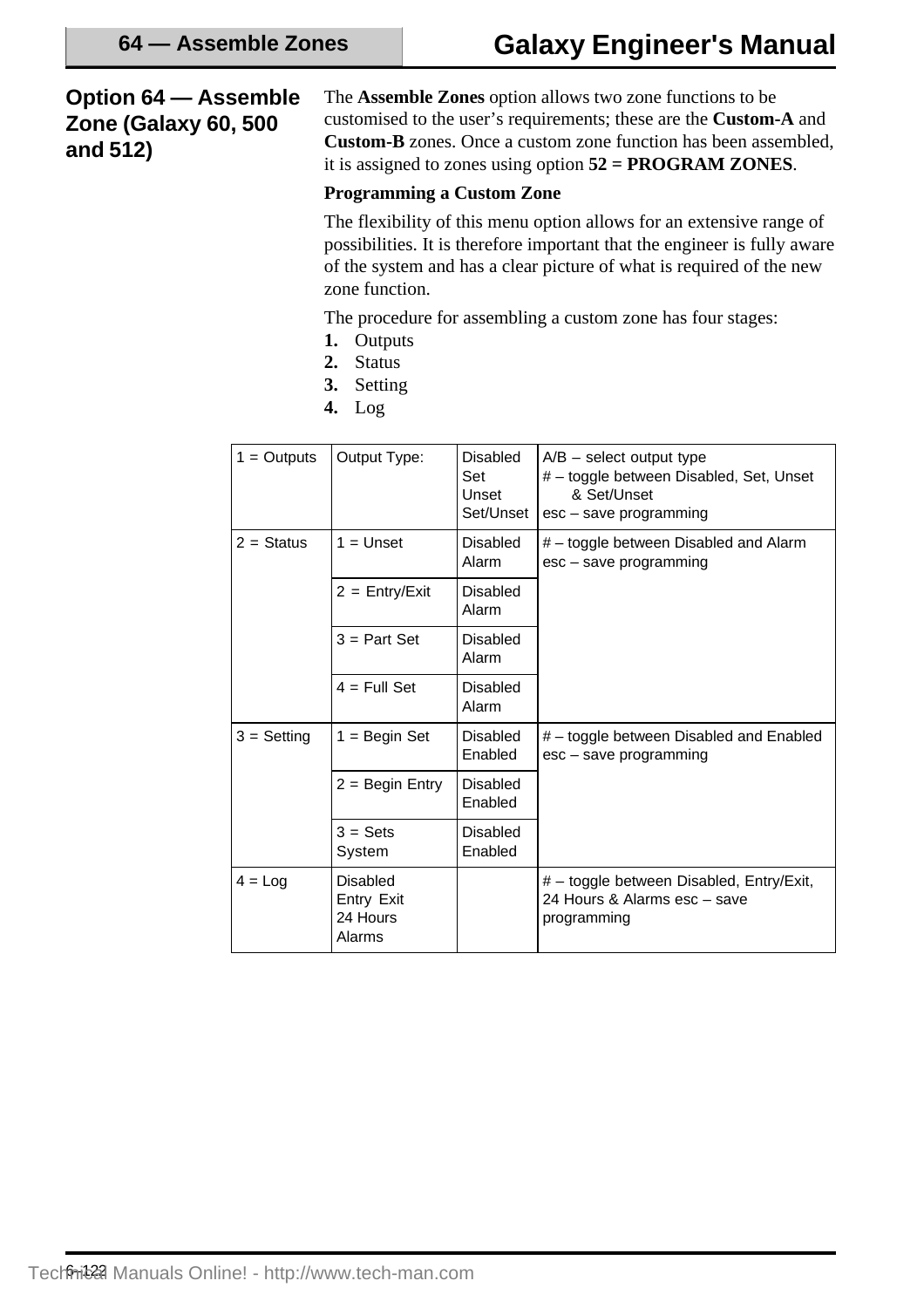## Option 64 — Assemble Zone (Galaxy 60, 500 and 512)

The **Assemble Zones** option allows two zone functions to be customised to the user's requirements; these are the **Custom-A** and **Custom-B** zones. Once a custom zone function has been assembled, it is assigned to zones using option **52 = PROGRAM ZONES**.

**Programming a Custom Zone**

The flexibility of this menu option allows for an extensive range of possibilities. It is therefore important that the engineer is fully aware of the system and has a clear picture of what is required of the new zone function.

The procedure for assembling a custom zone has four stages:

1. Outputs
2. Status
3. Setting
4. Log

| | | | |
|---|---|---|---|
| 1 = Outputs | Output Type: | Disabled<br>Set<br>Unset<br>Set/Unset | A/B – select output type<br># – toggle between Disabled, Set, Unset & Set/Unset<br>esc – save programming |
| 2 = Status | 1 = Unset | Disabled<br>Alarm | # – toggle between Disabled and Alarm<br>esc – save programming |
| | 2 = Entry/Exit | Disabled<br>Alarm | |
| | 3 = Part Set | Disabled<br>Alarm | |
| | 4 = Full Set | Disabled<br>Alarm | |
| 3 = Setting | 1 = Begin Set | Disabled<br>Enabled | # – toggle between Disabled and Enabled<br>esc – save programming |
| | 2 = Begin Entry | Disabled<br>Enabled | |
| | 3 = Sets System | Disabled<br>Enabled | |
| 4 = Log | Disabled<br>Entry Exit<br>24 Hours<br>Alarms | | # – toggle between Disabled, Entry/Exit, 24 Hours & Alarms esc – save programming |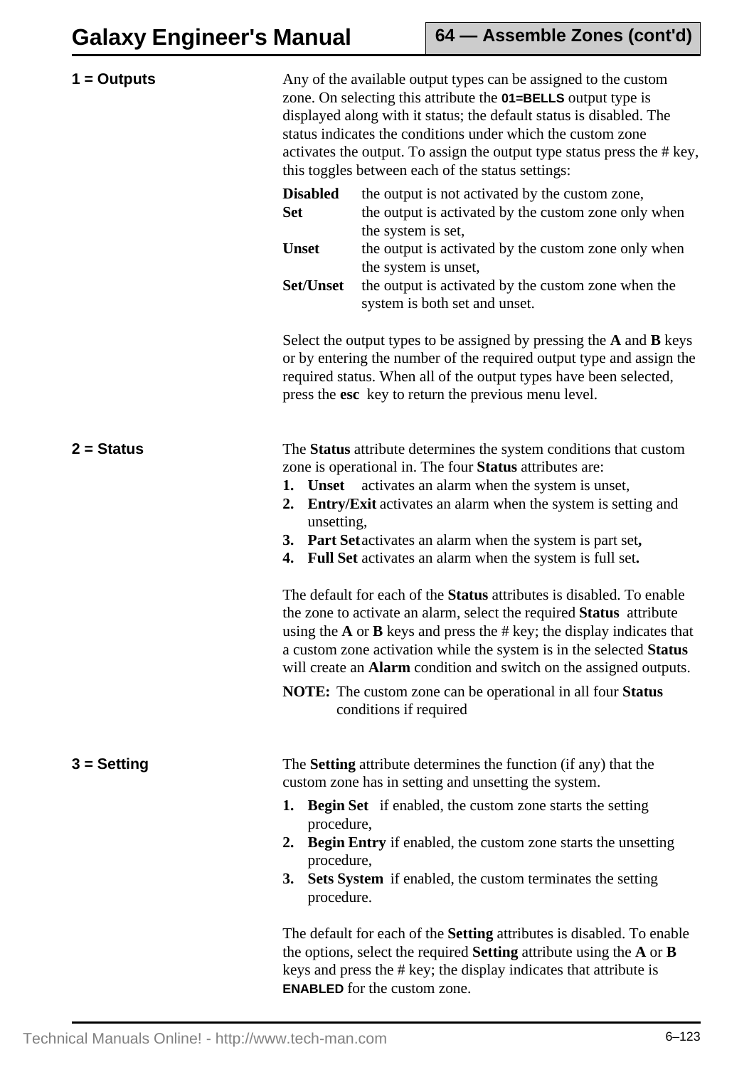### 1 = Outputs

Any of the available output types can be assigned to the custom zone. On selecting this attribute the **01=BELLS** output type is displayed along with it status; the default status is disabled. The status indicates the conditions under which the custom zone activates the output. To assign the output type status press the # key, this toggles between each of the status settings:

| | |
|---|---|
| **Disabled** | the output is not activated by the custom zone, |
| **Set** | the output is activated by the custom zone only when the system is set, |
| **Unset** | the output is activated by the custom zone only when the system is unset, |
| **Set/Unset** | the output is activated by the custom zone when the system is both set and unset. |

Select the output types to be assigned by pressing the **A** and **B** keys or by entering the number of the required output type and assign the required status. When all of the output types have been selected, press the **esc** key to return the previous menu level.

### 2 = Status

The **Status** attribute determines the system conditions that custom zone is operational in. The four **Status** attributes are:

1. **Unset** activates an alarm when the system is unset,
2. **Entry/Exit** activates an alarm when the system is setting and unsetting,
3. **Part Set** activates an alarm when the system is part set**,**
4. **Full Set** activates an alarm when the system is full set**.**

The default for each of the **Status** attributes is disabled. To enable the zone to activate an alarm, select the required **Status** attribute using the **A** or **B** keys and press the # key; the display indicates that a custom zone activation while the system is in the selected **Status** will create an **Alarm** condition and switch on the assigned outputs.

**NOTE:** The custom zone can be operational in all four **Status** conditions if required

### 3 = Setting

The **Setting** attribute determines the function (if any) that the custom zone has in setting and unsetting the system.

1. **Begin Set** if enabled, the custom zone starts the setting procedure,
2. **Begin Entry** if enabled, the custom zone starts the unsetting procedure,
3. **Sets System** if enabled, the custom terminates the setting procedure.

The default for each of the **Setting** attributes is disabled. To enable the options, select the required **Setting** attribute using the **A** or **B** keys and press the # key; the display indicates that attribute is **ENABLED** for the custom zone.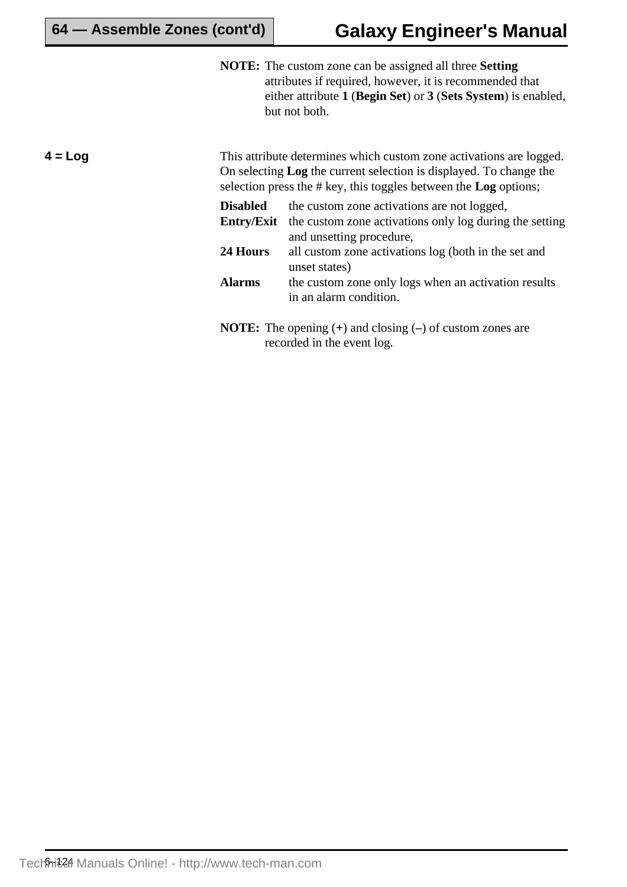**NOTE:** The custom zone can be assigned all three **Setting** attributes if required, however, it is recommended that either attribute **1** (**Begin Set**) or **3** (**Sets System**) is enabled, but not both.

**4 = Log**

This attribute determines which custom zone activations are logged. On selecting **Log** the current selection is displayed. To change the selection press the # key, this toggles between the **Log** options;

**Disabled** the custom zone activations are not logged,

**Entry/Exit** the custom zone activations only log during the setting and unsetting procedure,

**24 Hours** all custom zone activations log (both in the set and unset states)

**Alarms** the custom zone only logs when an activation results in an alarm condition.

**NOTE:** The opening (**+**) and closing (**–**) of custom zones are recorded in the event log.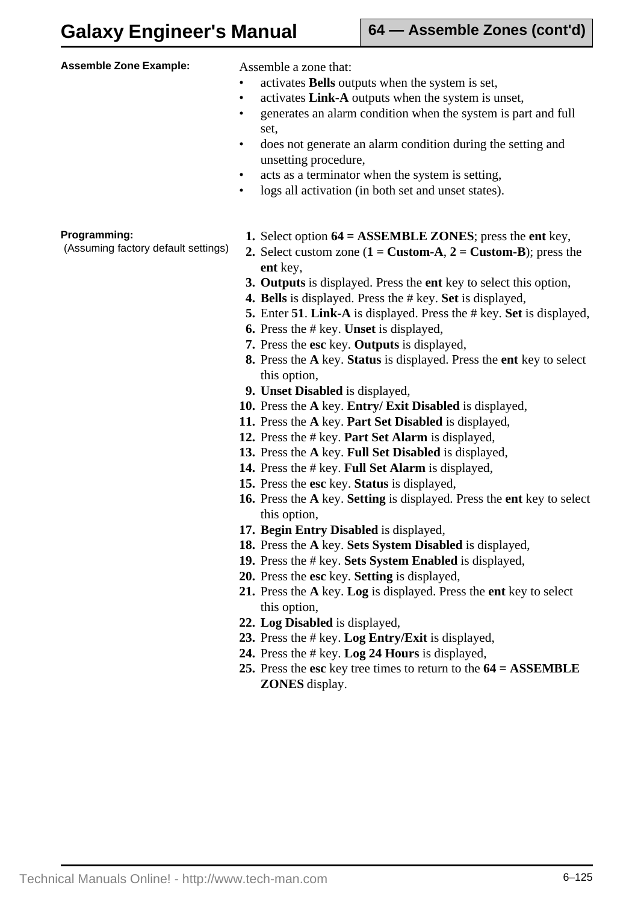**Assemble Zone Example:**

Assemble a zone that:

- activates **Bells** outputs when the system is set,
- activates **Link-A** outputs when the system is unset,
- generates an alarm condition when the system is part and full set,
- does not generate an alarm condition during the setting and unsetting procedure,
- acts as a terminator when the system is setting,
- logs all activation (in both set and unset states).

**Programming:**
(Assuming factory default settings)

1. Select option **64 = ASSEMBLE ZONES**; press the **ent** key,
2. Select custom zone (**1 = Custom-A**, **2 = Custom-B**); press the **ent** key,
3. **Outputs** is displayed. Press the **ent** key to select this option,
4. **Bells** is displayed. Press the # key. **Set** is displayed,
5. Enter **51**. **Link-A** is displayed. Press the # key. **Set** is displayed,
6. Press the # key. **Unset** is displayed,
7. Press the **esc** key. **Outputs** is displayed,
8. Press the **A** key. **Status** is displayed. Press the **ent** key to select this option,
9. **Unset Disabled** is displayed,
10. Press the **A** key. **Entry/ Exit Disabled** is displayed,
11. Press the **A** key. **Part Set Disabled** is displayed,
12. Press the # key. **Part Set Alarm** is displayed,
13. Press the **A** key. **Full Set Disabled** is displayed,
14. Press the # key. **Full Set Alarm** is displayed,
15. Press the **esc** key. **Status** is displayed,
16. Press the **A** key. **Setting** is displayed. Press the **ent** key to select this option,
17. **Begin Entry Disabled** is displayed,
18. Press the **A** key. **Sets System Disabled** is displayed,
19. Press the # key. **Sets System Enabled** is displayed,
20. Press the **esc** key. **Setting** is displayed,
21. Press the **A** key. **Log** is displayed. Press the **ent** key to select this option,
22. **Log Disabled** is displayed,
23. Press the # key. **Log Entry/Exit** is displayed,
24. Press the # key. **Log 24 Hours** is displayed,
25. Press the **esc** key tree times to return to the **64 = ASSEMBLE ZONES** display.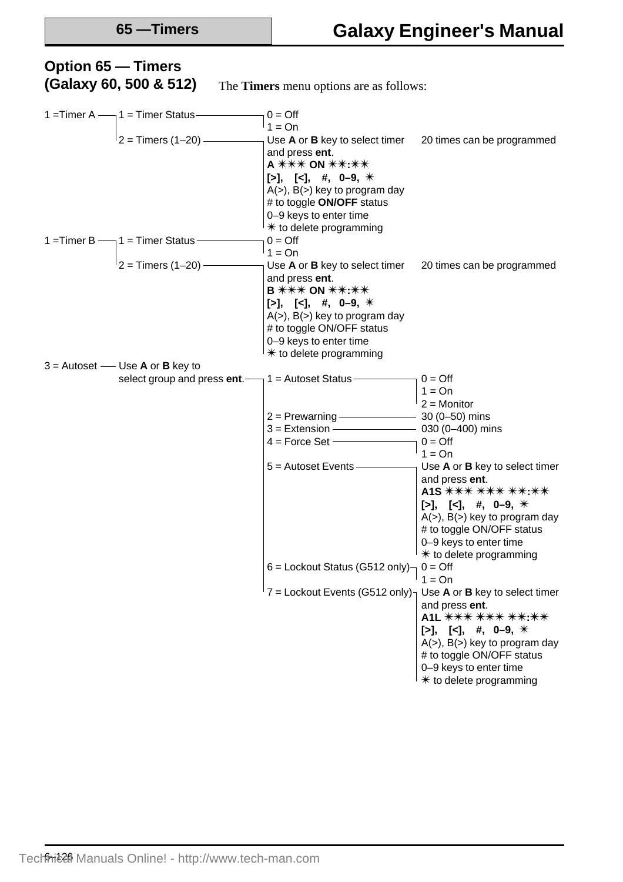## Option 65 — Timers (Galaxy 60, 500 & 512)

The **Timers** menu options are as follows:

- 1 =Timer A
  - 1 = Timer Status
    - 0 = Off
    - 1 = On
  - 2 = Timers (1–20)
    - Use **A** or **B** key to select timer and press **ent**. — 20 times can be programmed
    - **A ✱✱✱ ON ✱✱:✱✱**
    - **[>], [<], #, 0–9, ✱**
    - A(>), B(>) key to program day
    - # to toggle **ON/OFF** status
    - 0–9 keys to enter time
    - ✱ to delete programming
- 1 =Timer B
  - 1 = Timer Status
    - 0 = Off
    - 1 = On
  - 2 = Timers (1–20)
    - Use **A** or **B** key to select timer and press **ent**. — 20 times can be programmed
    - **B ✱✱✱ ON ✱✱:✱✱**
    - **[>], [<], #, 0–9, ✱**
    - A(>), B(>) key to program day
    - # to toggle ON/OFF status
    - 0–9 keys to enter time
    - ✱ to delete programming
- 3 = Autoset — Use **A** or **B** key to select group and press **ent**.
  - 1 = Autoset Status
    - 0 = Off
    - 1 = On
    - 2 = Monitor
  - 2 = Prewarning — 30 (0–50) mins
  - 3 = Extension — 030 (0–400) mins
  - 4 = Force Set
    - 0 = Off
    - 1 = On
  - 5 = Autoset Events
    - Use **A** or **B** key to select timer and press **ent**.
    - **A1S ✱✱✱ ✱✱✱ ✱✱:✱✱**
    - **[>], [<], #, 0–9, ✱**
    - A(>), B(>) key to program day
    - # to toggle ON/OFF status
    - 0–9 keys to enter time
    - ✱ to delete programming
  - 6 = Lockout Status (G512 only)
    - 0 = Off
    - 1 = On
  - 7 = Lockout Events (G512 only)
    - Use **A** or **B** key to select timer and press **ent**.
    - **A1L ✱✱✱ ✱✱✱ ✱✱:✱✱**
    - **[>], [<], #, 0–9, ✱**
    - A(>), B(>) key to program day
    - # to toggle ON/OFF status
    - 0–9 keys to enter time
    - ✱ to delete programming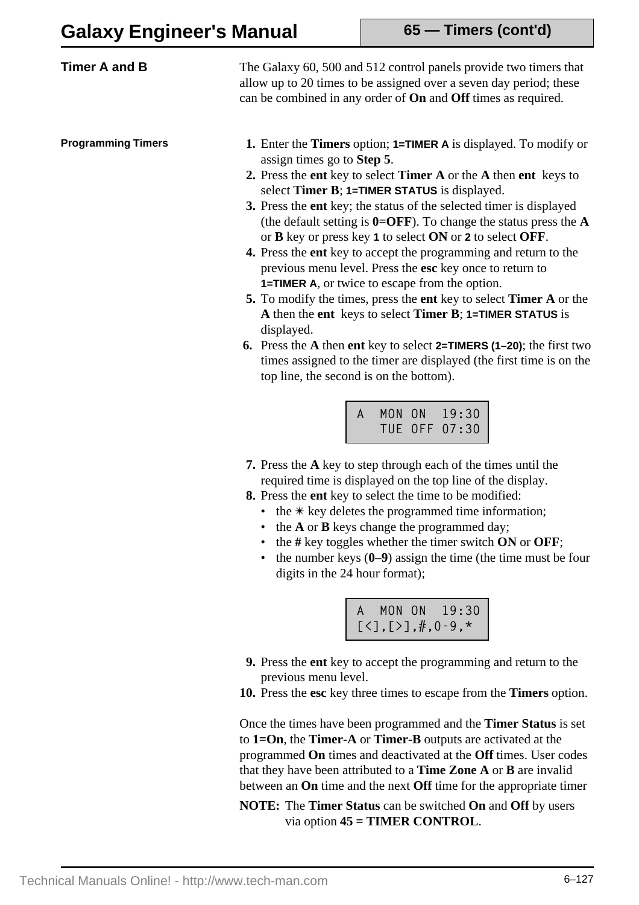## Timer A and B

The Galaxy 60, 500 and 512 control panels provide two timers that allow up to 20 times to be assigned over a seven day period; these can be combined in any order of **On** and **Off** times as required.

### Programming Timers

1. Enter the **Timers** option; **1=TIMER A** is displayed. To modify or assign times go to **Step 5**.
2. Press the **ent** key to select **Timer A** or the **A** then **ent** keys to select **Timer B**; **1=TIMER STATUS** is displayed.
3. Press the **ent** key; the status of the selected timer is displayed (the default setting is **0=OFF**). To change the status press the **A** or **B** key or press key **1** to select **ON** or **2** to select **OFF**.
4. Press the **ent** key to accept the programming and return to the previous menu level. Press the **esc** key once to return to **1=TIMER A**, or twice to escape from the option.
5. To modify the times, press the **ent** key to select **Timer A** or the **A** then the **ent** keys to select **Timer B**; **1=TIMER STATUS** is displayed.
6. Press the **A** then **ent** key to select **2=TIMERS (1–20)**; the first two times assigned to the timer are displayed (the first time is on the top line, the second is on the bottom).

```
A  MON ON  19:30
   TUE OFF 07:30
```

7. Press the **A** key to step through each of the times until the required time is displayed on the top line of the display.
8. Press the **ent** key to select the time to be modified:
   - the ✶ key deletes the programmed time information;
   - the **A** or **B** keys change the programmed day;
   - the **#** key toggles whether the timer switch **ON** or **OFF**;
   - the number keys (**0–9**) assign the time (the time must be four digits in the 24 hour format);

```
A  MON ON  19:30
[<],[>],#,0-9,*
```

9. Press the **ent** key to accept the programming and return to the previous menu level.
10. Press the **esc** key three times to escape from the **Timers** option.

Once the times have been programmed and the **Timer Status** is set to **1=On**, the **Timer-A** or **Timer-B** outputs are activated at the programmed **On** times and deactivated at the **Off** times. User codes that they have been attributed to a **Time Zone A** or **B** are invalid between an **On** time and the next **Off** time for the appropriate timer

**NOTE:** The **Timer Status** can be switched **On** and **Off** by users via option **45 = TIMER CONTROL**.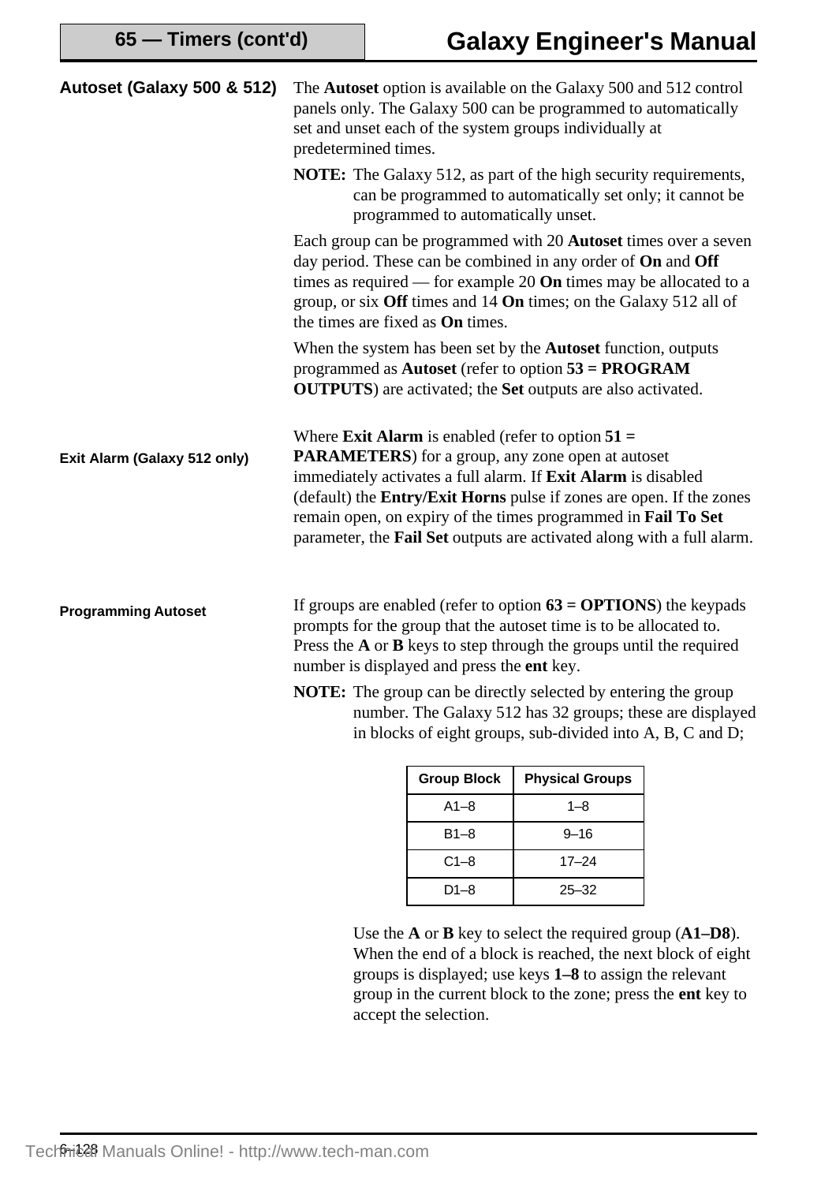## Autoset (Galaxy 500 & 512)

The **Autoset** option is available on the Galaxy 500 and 512 control panels only. The Galaxy 500 can be programmed to automatically set and unset each of the system groups individually at predetermined times.

**NOTE:** The Galaxy 512, as part of the high security requirements, can be programmed to automatically set only; it cannot be programmed to automatically unset.

Each group can be programmed with 20 **Autoset** times over a seven day period. These can be combined in any order of **On** and **Off** times as required — for example 20 **On** times may be allocated to a group, or six **Off** times and 14 **On** times; on the Galaxy 512 all of the times are fixed as **On** times.

When the system has been set by the **Autoset** function, outputs programmed as **Autoset** (refer to option **53 = PROGRAM OUTPUTS**) are activated; the **Set** outputs are also activated.

### Exit Alarm (Galaxy 512 only)

Where **Exit Alarm** is enabled (refer to option **51 = PARAMETERS**) for a group, any zone open at autoset immediately activates a full alarm. If **Exit Alarm** is disabled (default) the **Entry/Exit Horns** pulse if zones are open. If the zones remain open, on expiry of the times programmed in **Fail To Set** parameter, the **Fail Set** outputs are activated along with a full alarm.

### Programming Autoset

If groups are enabled (refer to option **63 = OPTIONS**) the keypads prompts for the group that the autoset time is to be allocated to. Press the **A** or **B** keys to step through the groups until the required number is displayed and press the **ent** key.

**NOTE:** The group can be directly selected by entering the group number. The Galaxy 512 has 32 groups; these are displayed in blocks of eight groups, sub-divided into A, B, C and D;

| Group Block | Physical Groups |
|---|---|
| A1–8 | 1–8 |
| B1–8 | 9–16 |
| C1–8 | 17–24 |
| D1–8 | 25–32 |

Use the **A** or **B** key to select the required group (**A1–D8**). When the end of a block is reached, the next block of eight groups is displayed; use keys **1–8** to assign the relevant group in the current block to the zone; press the **ent** key to accept the selection.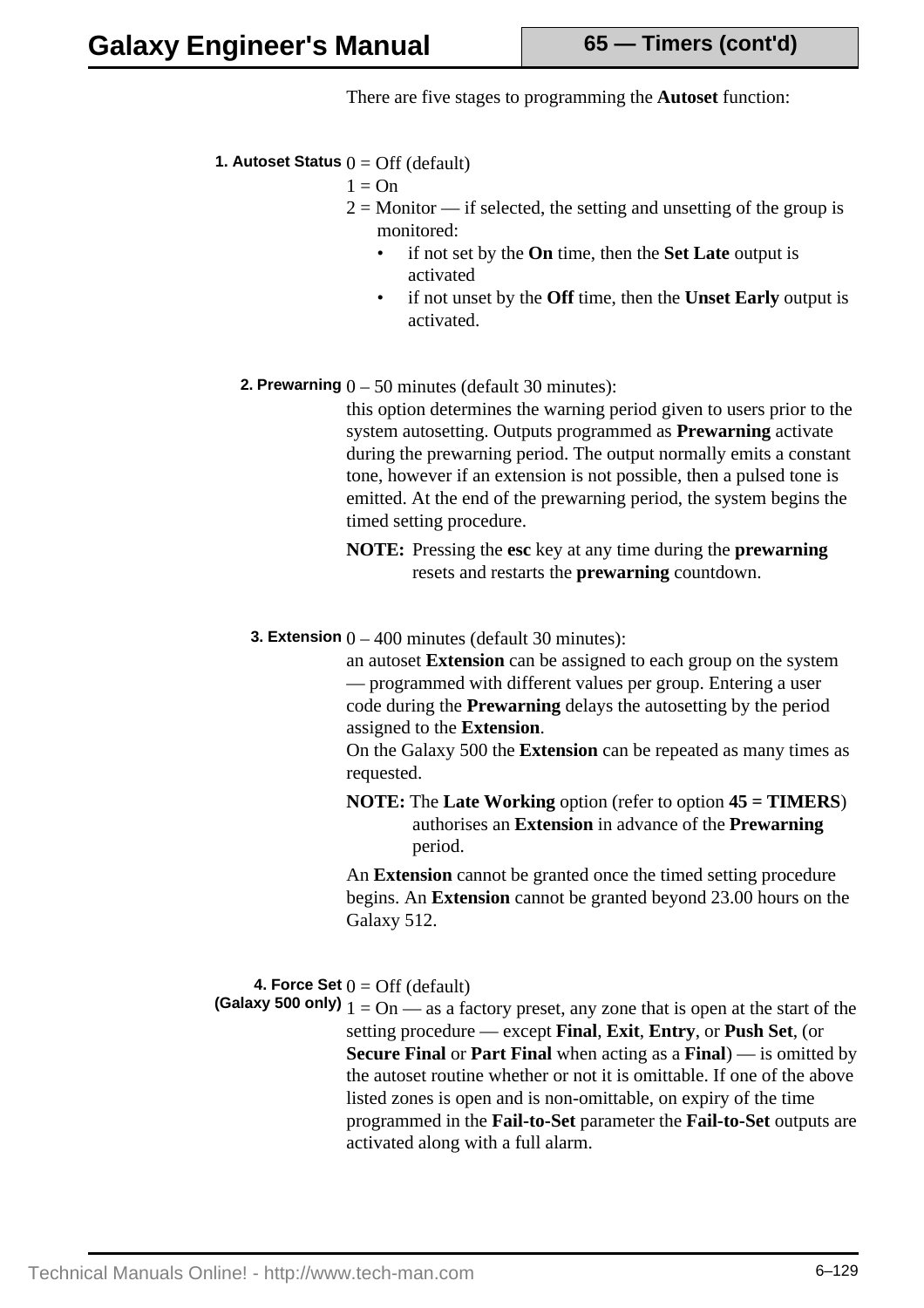There are five stages to programming the **Autoset** function:

**1. Autoset Status**

0 = Off (default)
1 = On
2 = Monitor — if selected, the setting and unsetting of the group is monitored:

- if not set by the **On** time, then the **Set Late** output is activated
- if not unset by the **Off** time, then the **Unset Early** output is activated.

**2. Prewarning**

0 – 50 minutes (default 30 minutes):
this option determines the warning period given to users prior to the system autosetting. Outputs programmed as **Prewarning** activate during the prewarning period. The output normally emits a constant tone, however if an extension is not possible, then a pulsed tone is emitted. At the end of the prewarning period, the system begins the timed setting procedure.

**NOTE:** Pressing the **esc** key at any time during the **prewarning** resets and restarts the **prewarning** countdown.

**3. Extension**

0 – 400 minutes (default 30 minutes):
an autoset **Extension** can be assigned to each group on the system — programmed with different values per group. Entering a user code during the **Prewarning** delays the autosetting by the period assigned to the **Extension**.
On the Galaxy 500 the **Extension** can be repeated as many times as requested.

**NOTE:** The **Late Working** option (refer to option **45 = TIMERS**) authorises an **Extension** in advance of the **Prewarning** period.

An **Extension** cannot be granted once the timed setting procedure begins. An **Extension** cannot be granted beyond 23.00 hours on the Galaxy 512.

**4. Force Set (Galaxy 500 only)**

0 = Off (default)
1 = On — as a factory preset, any zone that is open at the start of the setting procedure — except **Final**, **Exit**, **Entry**, or **Push Set**, (or **Secure Final** or **Part Final** when acting as a **Final**) — is omitted by the autoset routine whether or not it is omittable. If one of the above listed zones is open and is non-omittable, on expiry of the time programmed in the **Fail-to-Set** parameter the **Fail-to-Set** outputs are activated along with a full alarm.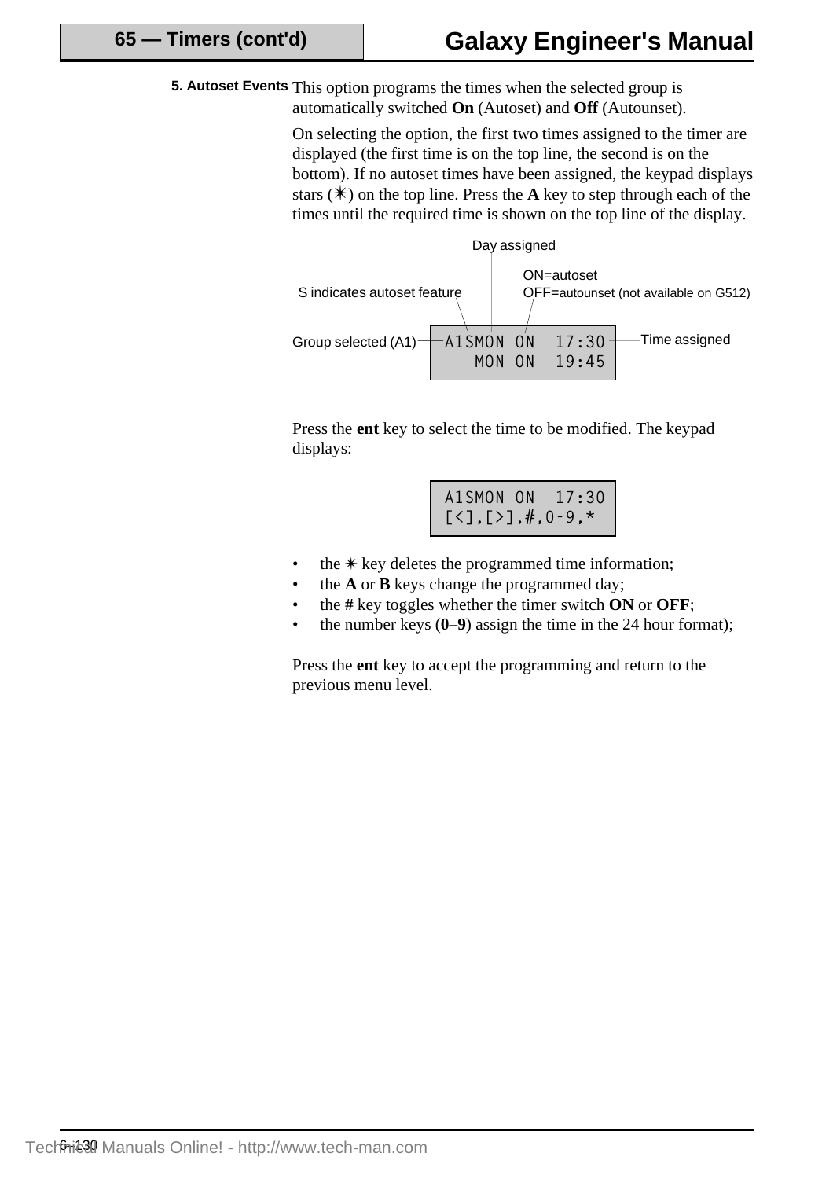**5. Autoset Events** This option programs the times when the selected group is automatically switched **On** (Autoset) and **Off** (Autounset).

On selecting the option, the first two times assigned to the timer are displayed (the first time is on the top line, the second is on the bottom). If no autoset times have been assigned, the keypad displays stars (✳) on the top line. Press the **A** key to step through each of the times until the required time is shown on the top line of the display.

```
A1SMON ON  17:30
   MON ON  19:45
```

- Day assigned
- ON=autoset, OFF=autounset (not available on G512)
- S indicates autoset feature
- Group selected (A1)
- Time assigned

Press the **ent** key to select the time to be modified. The keypad displays:

```
A1SMON ON  17:30
[<],[>],#,0-9,*
```

- the ✳ key deletes the programmed time information;
- the **A** or **B** keys change the programmed day;
- the **#** key toggles whether the timer switch **ON** or **OFF**;
- the number keys (**0–9**) assign the time in the 24 hour format);

Press the **ent** key to accept the programming and return to the previous menu level.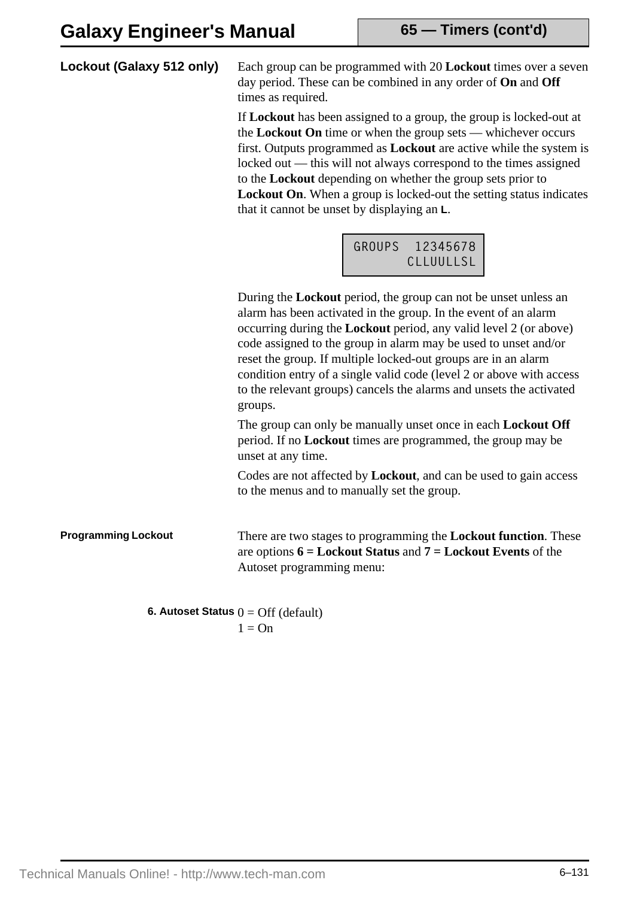## Lockout (Galaxy 512 only)

Each group can be programmed with 20 **Lockout** times over a seven day period. These can be combined in any order of **On** and **Off** times as required.

If **Lockout** has been assigned to a group, the group is locked-out at the **Lockout On** time or when the group sets — whichever occurs first. Outputs programmed as **Lockout** are active while the system is locked out — this will not always correspond to the times assigned to the **Lockout** depending on whether the group sets prior to **Lockout On**. When a group is locked-out the setting status indicates that it cannot be unset by displaying an **L**.

```
GROUPS  12345678
        CLLUULLSL
```

During the **Lockout** period, the group can not be unset unless an alarm has been activated in the group. In the event of an alarm occurring during the **Lockout** period, any valid level 2 (or above) code assigned to the group in alarm may be used to unset and/or reset the group. If multiple locked-out groups are in an alarm condition entry of a single valid code (level 2 or above with access to the relevant groups) cancels the alarms and unsets the activated groups.

The group can only be manually unset once in each **Lockout Off** period. If no **Lockout** times are programmed, the group may be unset at any time.

Codes are not affected by **Lockout**, and can be used to gain access to the menus and to manually set the group.

### Programming Lockout

There are two stages to programming the **Lockout function**. These are options **6 = Lockout Status** and **7 = Lockout Events** of the Autoset programming menu:

#### 6. Autoset Status

0 = Off (default)
1 = On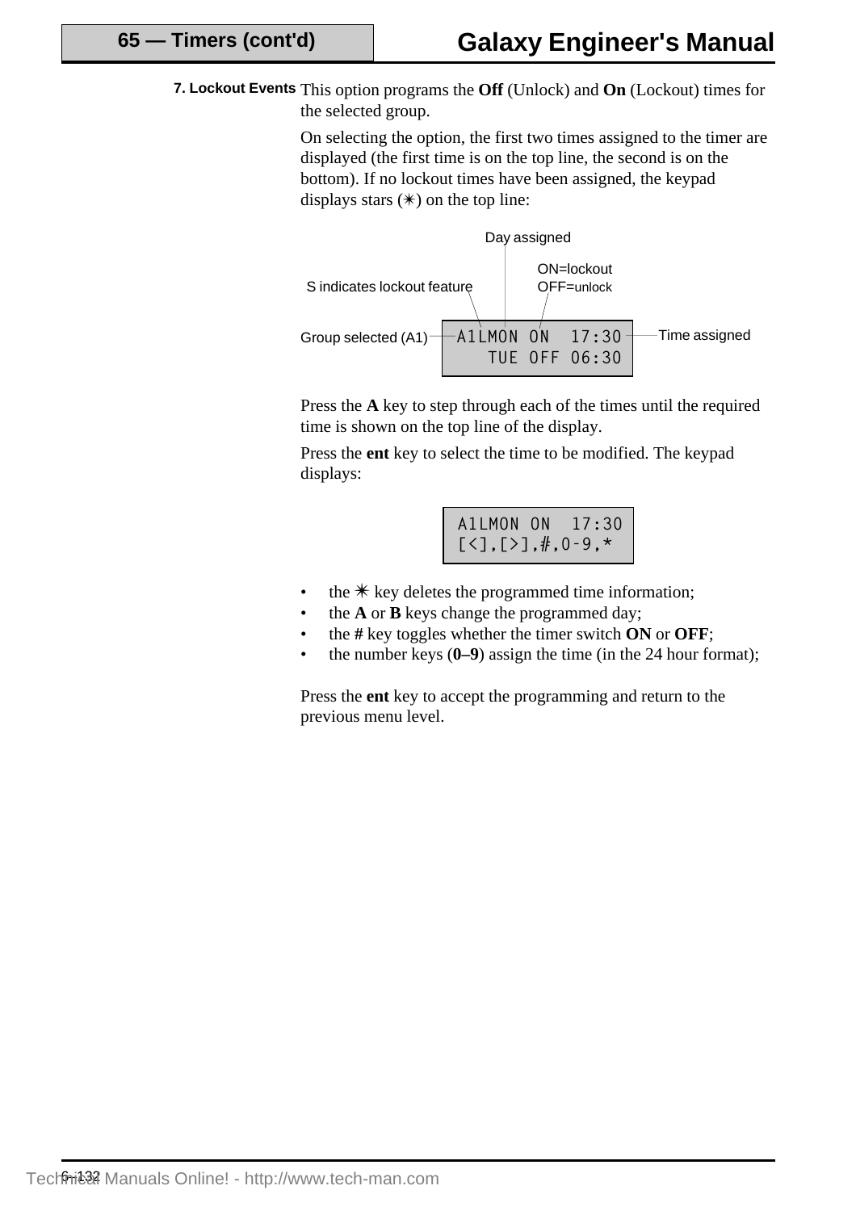**7. Lockout Events** This option programs the **Off** (Unlock) and **On** (Lockout) times for the selected group.

On selecting the option, the first two times assigned to the timer are displayed (the first time is on the top line, the second is on the bottom). If no lockout times have been assigned, the keypad displays stars (✳) on the top line:

```
A1LMON ON  17:30
   TUE OFF 06:30
```

Day assigned; ON=lockout, OFF=unlock; S indicates lockout feature; Group selected (A1); Time assigned

Press the **A** key to step through each of the times until the required time is shown on the top line of the display.

Press the **ent** key to select the time to be modified. The keypad displays:

```
A1LMON ON  17:30
[<],[>],#,0-9,*
```

- the ✳ key deletes the programmed time information;
- the **A** or **B** keys change the programmed day;
- the **#** key toggles whether the timer switch **ON** or **OFF**;
- the number keys (**0–9**) assign the time (in the 24 hour format);

Press the **ent** key to accept the programming and return to the previous menu level.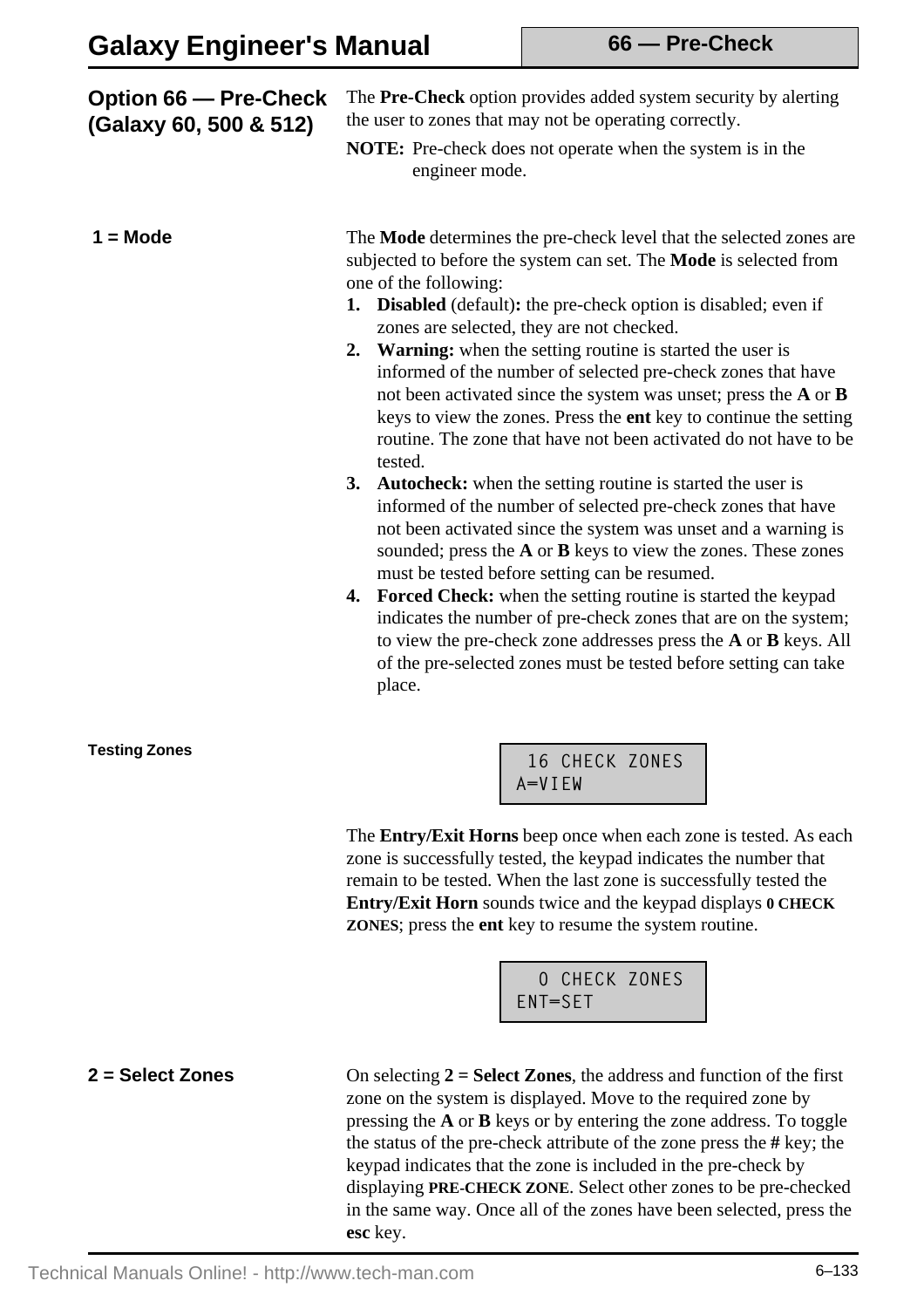## Option 66 — Pre-Check (Galaxy 60, 500 & 512)

The **Pre-Check** option provides added system security by alerting the user to zones that may not be operating correctly.

**NOTE:** Pre-check does not operate when the system is in the engineer mode.

### 1 = Mode

The **Mode** determines the pre-check level that the selected zones are subjected to before the system can set. The **Mode** is selected from one of the following:

1. **Disabled** (default)**:** the pre-check option is disabled; even if zones are selected, they are not checked.
2. **Warning:** when the setting routine is started the user is informed of the number of selected pre-check zones that have not been activated since the system was unset; press the **A** or **B** keys to view the zones. Press the **ent** key to continue the setting routine. The zone that have not been activated do not have to be tested.
3. **Autocheck:** when the setting routine is started the user is informed of the number of selected pre-check zones that have not been activated since the system was unset and a warning is sounded; press the **A** or **B** keys to view the zones. These zones must be tested before setting can be resumed.
4. **Forced Check:** when the setting routine is started the keypad indicates the number of pre-check zones that are on the system; to view the pre-check zone addresses press the **A** or **B** keys. All of the pre-selected zones must be tested before setting can take place.

#### Testing Zones

```
 16 CHECK ZONES
A=VIEW
```

The **Entry/Exit Horns** beep once when each zone is tested. As each zone is successfully tested, the keypad indicates the number that remain to be tested. When the last zone is successfully tested the **Entry/Exit Horn** sounds twice and the keypad displays **0 CHECK ZONES**; press the **ent** key to resume the system routine.

```
  0 CHECK ZONES
ENT=SET
```

### 2 = Select Zones

On selecting **2 = Select Zones**, the address and function of the first zone on the system is displayed. Move to the required zone by pressing the **A** or **B** keys or by entering the zone address. To toggle the status of the pre-check attribute of the zone press the **#** key; the keypad indicates that the zone is included in the pre-check by displaying **PRE-CHECK ZONE**. Select other zones to be pre-checked in the same way. Once all of the zones have been selected, press the **esc** key.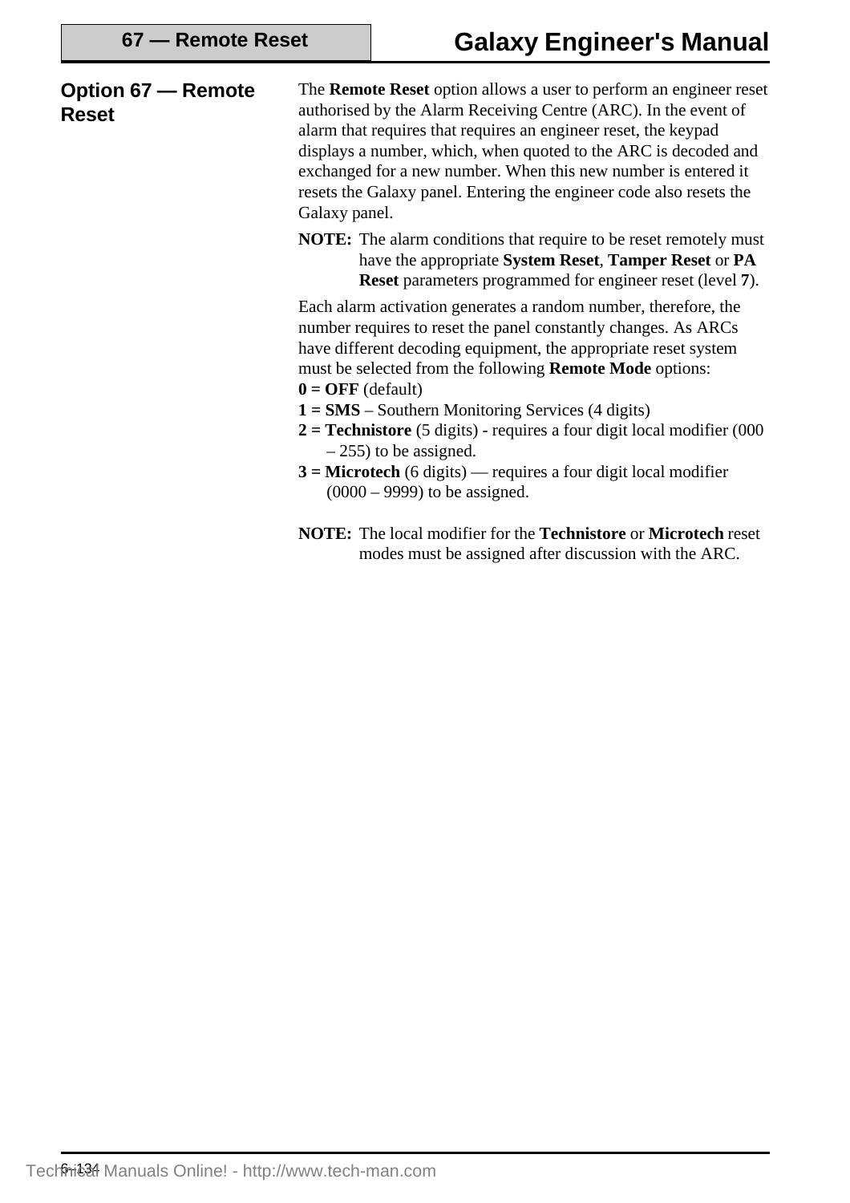## Option 67 — Remote Reset

The **Remote Reset** option allows a user to perform an engineer reset authorised by the Alarm Receiving Centre (ARC). In the event of alarm that requires that requires an engineer reset, the keypad displays a number, which, when quoted to the ARC is decoded and exchanged for a new number. When this new number is entered it resets the Galaxy panel. Entering the engineer code also resets the Galaxy panel.

**NOTE:** The alarm conditions that require to be reset remotely must have the appropriate **System Reset**, **Tamper Reset** or **PA Reset** parameters programmed for engineer reset (level **7**).

Each alarm activation generates a random number, therefore, the number requires to reset the panel constantly changes. As ARCs have different decoding equipment, the appropriate reset system must be selected from the following **Remote Mode** options:

**0 = OFF** (default)
**1 = SMS** – Southern Monitoring Services (4 digits)
**2 = Technistore** (5 digits) - requires a four digit local modifier (000 – 255) to be assigned.
**3 = Microtech** (6 digits) — requires a four digit local modifier (0000 – 9999) to be assigned.

**NOTE:** The local modifier for the **Technistore** or **Microtech** reset modes must be assigned after discussion with the ARC.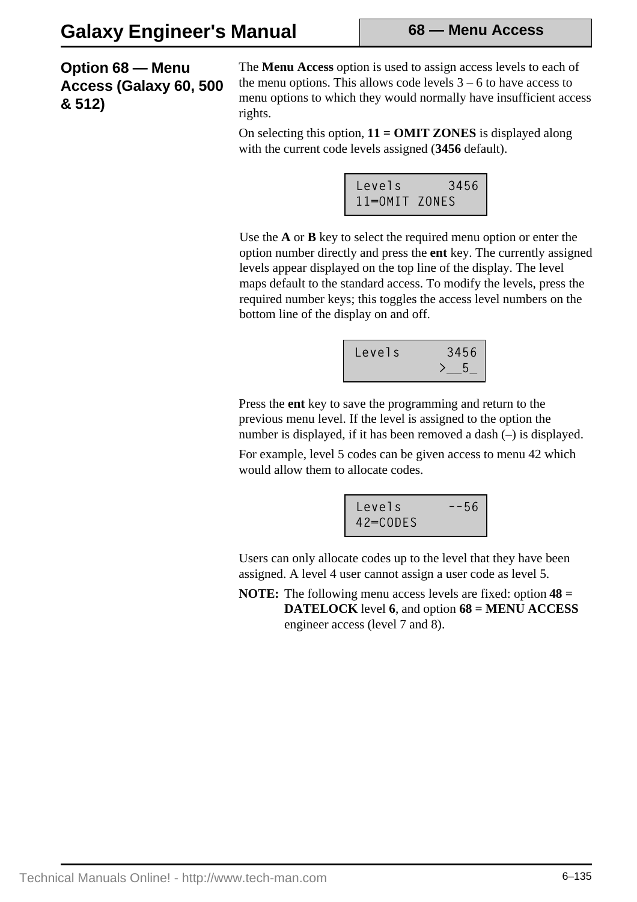## Option 68 — Menu Access (Galaxy 60, 500 & 512)

The **Menu Access** option is used to assign access levels to each of the menu options. This allows code levels 3 – 6 to have access to menu options to which they would normally have insufficient access rights.

On selecting this option, **11 = OMIT ZONES** is displayed along with the current code levels assigned (**3456** default).

```
Levels      3456
11=OMIT ZONES
```

Use the **A** or **B** key to select the required menu option or enter the option number directly and press the **ent** key. The currently assigned levels appear displayed on the top line of the display. The level maps default to the standard access. To modify the levels, press the required number keys; this toggles the access level numbers on the bottom line of the display on and off.

```
Levels      3456
            >__5_
```

Press the **ent** key to save the programming and return to the previous menu level. If the level is assigned to the option the number is displayed, if it has been removed a dash (–) is displayed.

For example, level 5 codes can be given access to menu 42 which would allow them to allocate codes.

```
Levels      --56
42=CODES
```

Users can only allocate codes up to the level that they have been assigned. A level 4 user cannot assign a user code as level 5.

**NOTE:** The following menu access levels are fixed: option **48 = DATELOCK** level **6**, and option **68 = MENU ACCESS** engineer access (level 7 and 8).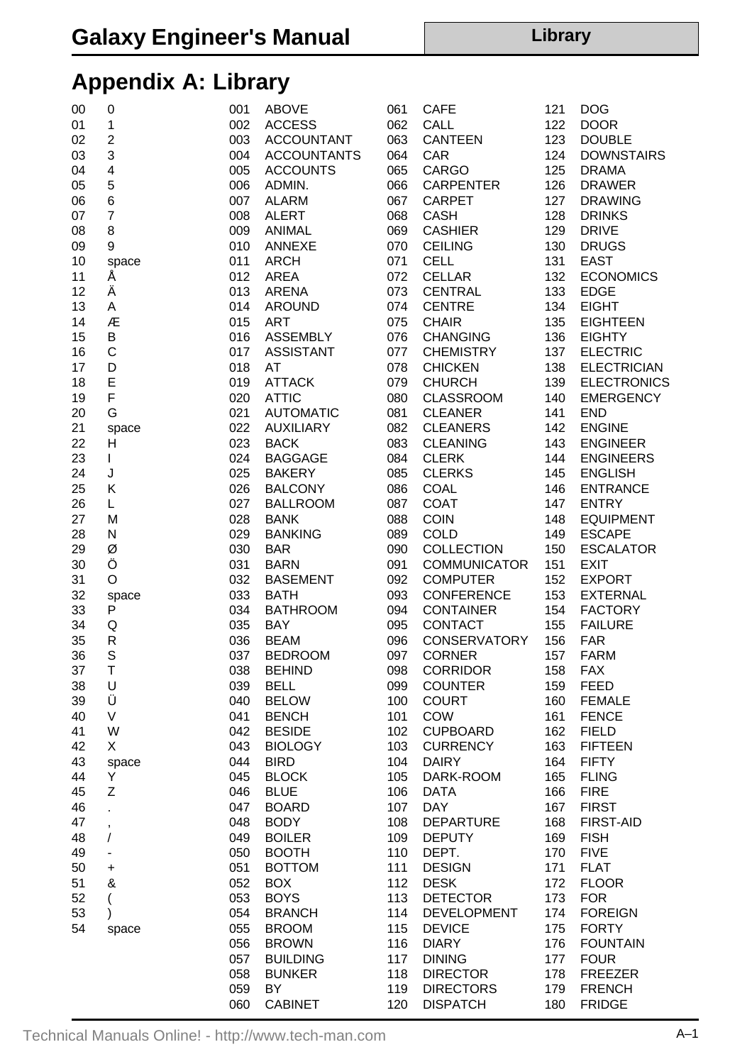# Appendix A: Library

| Code | Char | Code | Word | Code | Word | Code | Word |
|---|---|---|---|---|---|---|---|
| 00 | 0 | 001 | ABOVE | 061 | CAFE | 121 | DOG |
| 01 | 1 | 002 | ACCESS | 062 | CALL | 122 | DOOR |
| 02 | 2 | 003 | ACCOUNTANT | 063 | CANTEEN | 123 | DOUBLE |
| 03 | 3 | 004 | ACCOUNTANTS | 064 | CAR | 124 | DOWNSTAIRS |
| 04 | 4 | 005 | ACCOUNTS | 065 | CARGO | 125 | DRAMA |
| 05 | 5 | 006 | ADMIN. | 066 | CARPENTER | 126 | DRAWER |
| 06 | 6 | 007 | ALARM | 067 | CARPET | 127 | DRAWING |
| 07 | 7 | 008 | ALERT | 068 | CASH | 128 | DRINKS |
| 08 | 8 | 009 | ANIMAL | 069 | CASHIER | 129 | DRIVE |
| 09 | 9 | 010 | ANNEXE | 070 | CEILING | 130 | DRUGS |
| 10 | space | 011 | ARCH | 071 | CELL | 131 | EAST |
| 11 | Å | 012 | AREA | 072 | CELLAR | 132 | ECONOMICS |
| 12 | Ä | 013 | ARENA | 073 | CENTRAL | 133 | EDGE |
| 13 | A | 014 | AROUND | 074 | CENTRE | 134 | EIGHT |
| 14 | Æ | 015 | ART | 075 | CHAIR | 135 | EIGHTEEN |
| 15 | B | 016 | ASSEMBLY | 076 | CHANGING | 136 | EIGHTY |
| 16 | C | 017 | ASSISTANT | 077 | CHEMISTRY | 137 | ELECTRIC |
| 17 | D | 018 | AT | 078 | CHICKEN | 138 | ELECTRICIAN |
| 18 | E | 019 | ATTACK | 079 | CHURCH | 139 | ELECTRONICS |
| 19 | F | 020 | ATTIC | 080 | CLASSROOM | 140 | EMERGENCY |
| 20 | G | 021 | AUTOMATIC | 081 | CLEANER | 141 | END |
| 21 | space | 022 | AUXILIARY | 082 | CLEANERS | 142 | ENGINE |
| 22 | H | 023 | BACK | 083 | CLEANING | 143 | ENGINEER |
| 23 | I | 024 | BAGGAGE | 084 | CLERK | 144 | ENGINEERS |
| 24 | J | 025 | BAKERY | 085 | CLERKS | 145 | ENGLISH |
| 25 | K | 026 | BALCONY | 086 | COAL | 146 | ENTRANCE |
| 26 | L | 027 | BALLROOM | 087 | COAT | 147 | ENTRY |
| 27 | M | 028 | BANK | 088 | COIN | 148 | EQUIPMENT |
| 28 | N | 029 | BANKING | 089 | COLD | 149 | ESCAPE |
| 29 | Ø | 030 | BAR | 090 | COLLECTION | 150 | ESCALATOR |
| 30 | Ö | 031 | BARN | 091 | COMMUNICATOR | 151 | EXIT |
| 31 | O | 032 | BASEMENT | 092 | COMPUTER | 152 | EXPORT |
| 32 | space | 033 | BATH | 093 | CONFERENCE | 153 | EXTERNAL |
| 33 | P | 034 | BATHROOM | 094 | CONTAINER | 154 | FACTORY |
| 34 | Q | 035 | BAY | 095 | CONTACT | 155 | FAILURE |
| 35 | R | 036 | BEAM | 096 | CONSERVATORY | 156 | FAR |
| 36 | S | 037 | BEDROOM | 097 | CORNER | 157 | FARM |
| 37 | T | 038 | BEHIND | 098 | CORRIDOR | 158 | FAX |
| 38 | U | 039 | BELL | 099 | COUNTER | 159 | FEED |
| 39 | Ü | 040 | BELOW | 100 | COURT | 160 | FEMALE |
| 40 | V | 041 | BENCH | 101 | COW | 161 | FENCE |
| 41 | W | 042 | BESIDE | 102 | CUPBOARD | 162 | FIELD |
| 42 | X | 043 | BIOLOGY | 103 | CURRENCY | 163 | FIFTEEN |
| 43 | space | 044 | BIRD | 104 | DAIRY | 164 | FIFTY |
| 44 | Y | 045 | BLOCK | 105 | DARK-ROOM | 165 | FLING |
| 45 | Z | 046 | BLUE | 106 | DATA | 166 | FIRE |
| 46 | . | 047 | BOARD | 107 | DAY | 167 | FIRST |
| 47 | , | 048 | BODY | 108 | DEPARTURE | 168 | FIRST-AID |
| 48 | / | 049 | BOILER | 109 | DEPUTY | 169 | FISH |
| 49 | - | 050 | BOOTH | 110 | DEPT. | 170 | FIVE |
| 50 | + | 051 | BOTTOM | 111 | DESIGN | 171 | FLAT |
| 51 | & | 052 | BOX | 112 | DESK | 172 | FLOOR |
| 52 | ( | 053 | BOYS | 113 | DETECTOR | 173 | FOR |
| 53 | ) | 054 | BRANCH | 114 | DEVELOPMENT | 174 | FOREIGN |
| 54 | space | 055 | BROOM | 115 | DEVICE | 175 | FORTY |
| | | 056 | BROWN | 116 | DIARY | 176 | FOUNTAIN |
| | | 057 | BUILDING | 117 | DINING | 177 | FOUR |
| | | 058 | BUNKER | 118 | DIRECTOR | 178 | FREEZER |
| | | 059 | BY | 119 | DIRECTORS | 179 | FRENCH |
| | | 060 | CABINET | 120 | DISPATCH | 180 | FRIDGE |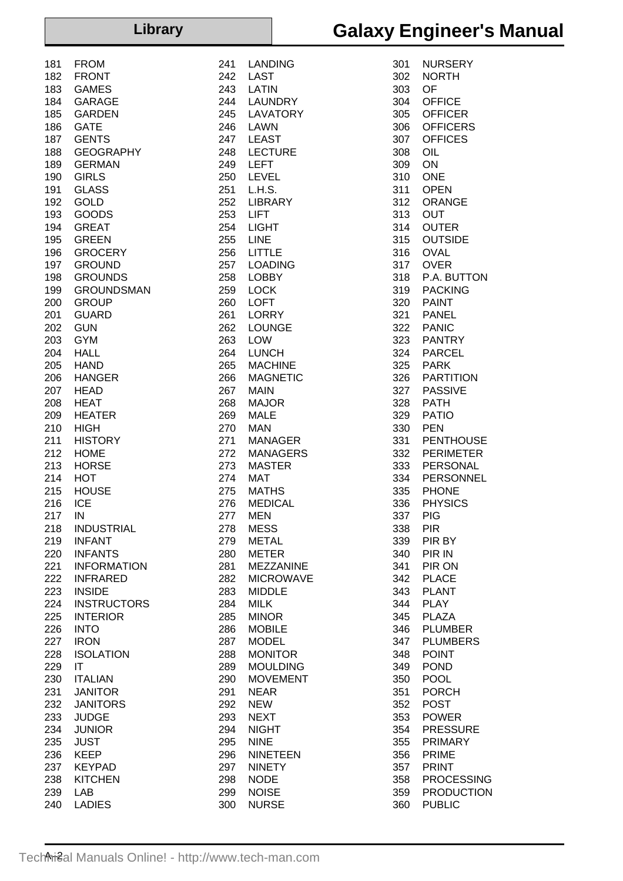181 FROM
182 FRONT
183 GAMES
184 GARAGE
185 GARDEN
186 GATE
187 GENTS
188 GEOGRAPHY
189 GERMAN
190 GIRLS
191 GLASS
192 GOLD
193 GOODS
194 GREAT
195 GREEN
196 GROCERY
197 GROUND
198 GROUNDS
199 GROUNDSMAN
200 GROUP
201 GUARD
202 GUN
203 GYM
204 HALL
205 HAND
206 HANGER
207 HEAD
208 HEAT
209 HEATER
210 HIGH
211 HISTORY
212 HOME
213 HORSE
214 HOT
215 HOUSE
216 ICE
217 IN
218 INDUSTRIAL
219 INFANT
220 INFANTS
221 INFORMATION
222 INFRARED
223 INSIDE
224 INSTRUCTORS
225 INTERIOR
226 INTO
227 IRON
228 ISOLATION
229 IT
230 ITALIAN
231 JANITOR
232 JANITORS
233 JUDGE
234 JUNIOR
235 JUST
236 KEEP
237 KEYPAD
238 KITCHEN
239 LAB
240 LADIES
241 LANDING
242 LAST
243 LATIN
244 LAUNDRY
245 LAVATORY
246 LAWN
247 LEAST
248 LECTURE
249 LEFT
250 LEVEL
251 L.H.S.
252 LIBRARY
253 LIFT
254 LIGHT
255 LINE
256 LITTLE
257 LOADING
258 LOBBY
259 LOCK
260 LOFT
261 LORRY
262 LOUNGE
263 LOW
264 LUNCH
265 MACHINE
266 MAGNETIC
267 MAIN
268 MAJOR
269 MALE
270 MAN
271 MANAGER
272 MANAGERS
273 MASTER
274 MAT
275 MATHS
276 MEDICAL
277 MEN
278 MESS
279 METAL
280 METER
281 MEZZANINE
282 MICROWAVE
283 MIDDLE
284 MILK
285 MINOR
286 MOBILE
287 MODEL
288 MONITOR
289 MOULDING
290 MOVEMENT
291 NEAR
292 NEW
293 NEXT
294 NIGHT
295 NINE
296 NINETEEN
297 NINETY
298 NODE
299 NOISE
300 NURSE
301 NURSERY
302 NORTH
303 OF
304 OFFICE
305 OFFICER
306 OFFICERS
307 OFFICES
308 OIL
309 ON
310 ONE
311 OPEN
312 ORANGE
313 OUT
314 OUTER
315 OUTSIDE
316 OVAL
317 OVER
318 P.A. BUTTON
319 PACKING
320 PAINT
321 PANEL
322 PANIC
323 PANTRY
324 PARCEL
325 PARK
326 PARTITION
327 PASSIVE
328 PATH
329 PATIO
330 PEN
331 PENTHOUSE
332 PERIMETER
333 PERSONAL
334 PERSONNEL
335 PHONE
336 PHYSICS
337 PIG
338 PIR
339 PIR BY
340 PIR IN
341 PIR ON
342 PLACE
343 PLANT
344 PLAY
345 PLAZA
346 PLUMBER
347 PLUMBERS
348 POINT
349 POND
350 POOL
351 PORCH
352 POST
353 POWER
354 PRESSURE
355 PRIMARY
356 PRIME
357 PRINT
358 PROCESSING
359 PRODUCTION
360 PUBLIC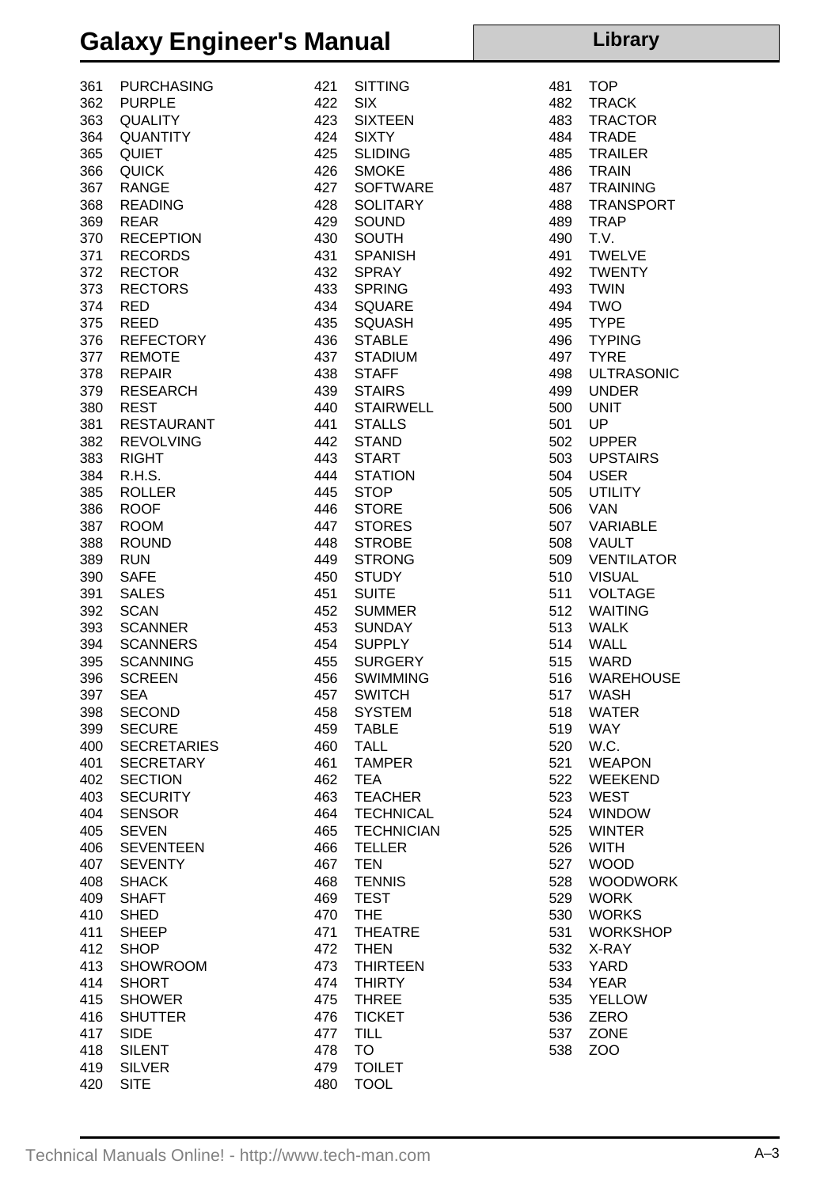| No. | Word |
|---|---|
| 361 | PURCHASING |
| 362 | PURPLE |
| 363 | QUALITY |
| 364 | QUANTITY |
| 365 | QUIET |
| 366 | QUICK |
| 367 | RANGE |
| 368 | READING |
| 369 | REAR |
| 370 | RECEPTION |
| 371 | RECORDS |
| 372 | RECTOR |
| 373 | RECTORS |
| 374 | RED |
| 375 | REED |
| 376 | REFECTORY |
| 377 | REMOTE |
| 378 | REPAIR |
| 379 | RESEARCH |
| 380 | REST |
| 381 | RESTAURANT |
| 382 | REVOLVING |
| 383 | RIGHT |
| 384 | R.H.S. |
| 385 | ROLLER |
| 386 | ROOF |
| 387 | ROOM |
| 388 | ROUND |
| 389 | RUN |
| 390 | SAFE |
| 391 | SALES |
| 392 | SCAN |
| 393 | SCANNER |
| 394 | SCANNERS |
| 395 | SCANNING |
| 396 | SCREEN |
| 397 | SEA |
| 398 | SECOND |
| 399 | SECURE |
| 400 | SECRETARIES |
| 401 | SECRETARY |
| 402 | SECTION |
| 403 | SECURITY |
| 404 | SENSOR |
| 405 | SEVEN |
| 406 | SEVENTEEN |
| 407 | SEVENTY |
| 408 | SHACK |
| 409 | SHAFT |
| 410 | SHED |
| 411 | SHEEP |
| 412 | SHOP |
| 413 | SHOWROOM |
| 414 | SHORT |
| 415 | SHOWER |
| 416 | SHUTTER |
| 417 | SIDE |
| 418 | SILENT |
| 419 | SILVER |
| 420 | SITE |
| 421 | SITTING |
| 422 | SIX |
| 423 | SIXTEEN |
| 424 | SIXTY |
| 425 | SLIDING |
| 426 | SMOKE |
| 427 | SOFTWARE |
| 428 | SOLITARY |
| 429 | SOUND |
| 430 | SOUTH |
| 431 | SPANISH |
| 432 | SPRAY |
| 433 | SPRING |
| 434 | SQUARE |
| 435 | SQUASH |
| 436 | STABLE |
| 437 | STADIUM |
| 438 | STAFF |
| 439 | STAIRS |
| 440 | STAIRWELL |
| 441 | STALLS |
| 442 | STAND |
| 443 | START |
| 444 | STATION |
| 445 | STOP |
| 446 | STORE |
| 447 | STORES |
| 448 | STROBE |
| 449 | STRONG |
| 450 | STUDY |
| 451 | SUITE |
| 452 | SUMMER |
| 453 | SUNDAY |
| 454 | SUPPLY |
| 455 | SURGERY |
| 456 | SWIMMING |
| 457 | SWITCH |
| 458 | SYSTEM |
| 459 | TABLE |
| 460 | TALL |
| 461 | TAMPER |
| 462 | TEA |
| 463 | TEACHER |
| 464 | TECHNICAL |
| 465 | TECHNICIAN |
| 466 | TELLER |
| 467 | TEN |
| 468 | TENNIS |
| 469 | TEST |
| 470 | THE |
| 471 | THEATRE |
| 472 | THEN |
| 473 | THIRTEEN |
| 474 | THIRTY |
| 475 | THREE |
| 476 | TICKET |
| 477 | TILL |
| 478 | TO |
| 479 | TOILET |
| 480 | TOOL |
| 481 | TOP |
| 482 | TRACK |
| 483 | TRACTOR |
| 484 | TRADE |
| 485 | TRAILER |
| 486 | TRAIN |
| 487 | TRAINING |
| 488 | TRANSPORT |
| 489 | TRAP |
| 490 | T.V. |
| 491 | TWELVE |
| 492 | TWENTY |
| 493 | TWIN |
| 494 | TWO |
| 495 | TYPE |
| 496 | TYPING |
| 497 | TYRE |
| 498 | ULTRASONIC |
| 499 | UNDER |
| 500 | UNIT |
| 501 | UP |
| 502 | UPPER |
| 503 | UPSTAIRS |
| 504 | USER |
| 505 | UTILITY |
| 506 | VAN |
| 507 | VARIABLE |
| 508 | VAULT |
| 509 | VENTILATOR |
| 510 | VISUAL |
| 511 | VOLTAGE |
| 512 | WAITING |
| 513 | WALK |
| 514 | WALL |
| 515 | WARD |
| 516 | WAREHOUSE |
| 517 | WASH |
| 518 | WATER |
| 519 | WAY |
| 520 | W.C. |
| 521 | WEAPON |
| 522 | WEEKEND |
| 523 | WEST |
| 524 | WINDOW |
| 525 | WINTER |
| 526 | WITH |
| 527 | WOOD |
| 528 | WOODWORK |
| 529 | WORK |
| 530 | WORKS |
| 531 | WORKSHOP |
| 532 | X-RAY |
| 533 | YARD |
| 534 | YEAR |
| 535 | YELLOW |
| 536 | ZERO |
| 537 | ZONE |
| 538 | ZOO |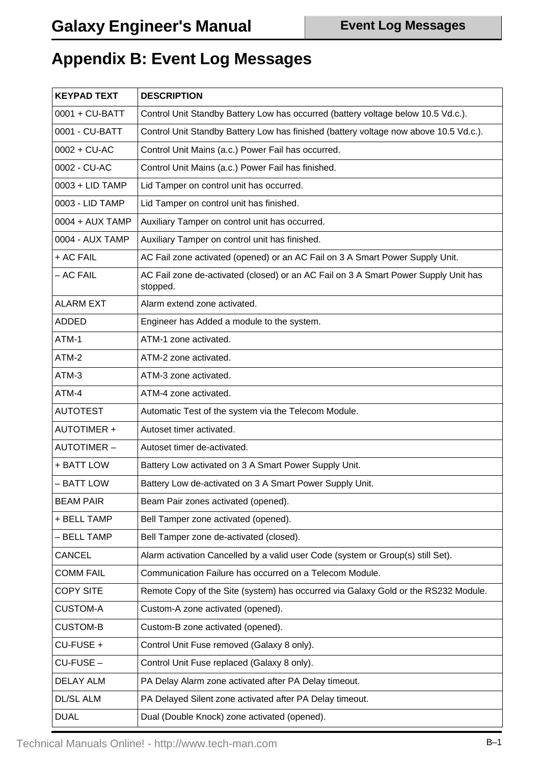# Appendix B: Event Log Messages

| KEYPAD TEXT | DESCRIPTION |
|---|---|
| 0001 + CU-BATT | Control Unit Standby Battery Low has occurred (battery voltage below 10.5 Vd.c.). |
| 0001 - CU-BATT | Control Unit Standby Battery Low has finished (battery voltage now above 10.5 Vd.c.). |
| 0002 + CU-AC | Control Unit Mains (a.c.) Power Fail has occurred. |
| 0002 - CU-AC | Control Unit Mains (a.c.) Power Fail has finished. |
| 0003 + LID TAMP | Lid Tamper on control unit has occurred. |
| 0003 - LID TAMP | Lid Tamper on control unit has finished. |
| 0004 + AUX TAMP | Auxiliary Tamper on control unit has occurred. |
| 0004 - AUX TAMP | Auxiliary Tamper on control unit has finished. |
| + AC FAIL | AC Fail zone activated (opened) or an AC Fail on 3 A Smart Power Supply Unit. |
| – AC FAIL | AC Fail zone de-activated (closed) or an AC Fail on 3 A Smart Power Supply Unit has stopped. |
| ALARM EXT | Alarm extend zone activated. |
| ADDED | Engineer has Added a module to the system. |
| ATM-1 | ATM-1 zone activated. |
| ATM-2 | ATM-2 zone activated. |
| ATM-3 | ATM-3 zone activated. |
| ATM-4 | ATM-4 zone activated. |
| AUTOTEST | Automatic Test of the system via the Telecom Module. |
| AUTOTIMER + | Autoset timer activated. |
| AUTOTIMER – | Autoset timer de-activated. |
| + BATT LOW | Battery Low activated on 3 A Smart Power Supply Unit. |
| – BATT LOW | Battery Low de-activated on 3 A Smart Power Supply Unit. |
| BEAM PAIR | Beam Pair zones activated (opened). |
| + BELL TAMP | Bell Tamper zone activated (opened). |
| – BELL TAMP | Bell Tamper zone de-activated (closed). |
| CANCEL | Alarm activation Cancelled by a valid user Code (system or Group(s) still Set). |
| COMM FAIL | Communication Failure has occurred on a Telecom Module. |
| COPY SITE | Remote Copy of the Site (system) has occurred via Galaxy Gold or the RS232 Module. |
| CUSTOM-A | Custom-A zone activated (opened). |
| CUSTOM-B | Custom-B zone activated (opened). |
| CU-FUSE + | Control Unit Fuse removed (Galaxy 8 only). |
| CU-FUSE – | Control Unit Fuse replaced (Galaxy 8 only). |
| DELAY ALM | PA Delay Alarm zone activated after PA Delay timeout. |
| DL/SL ALM | PA Delayed Silent zone activated after PA Delay timeout. |
| DUAL | Dual (Double Knock) zone activated (opened). |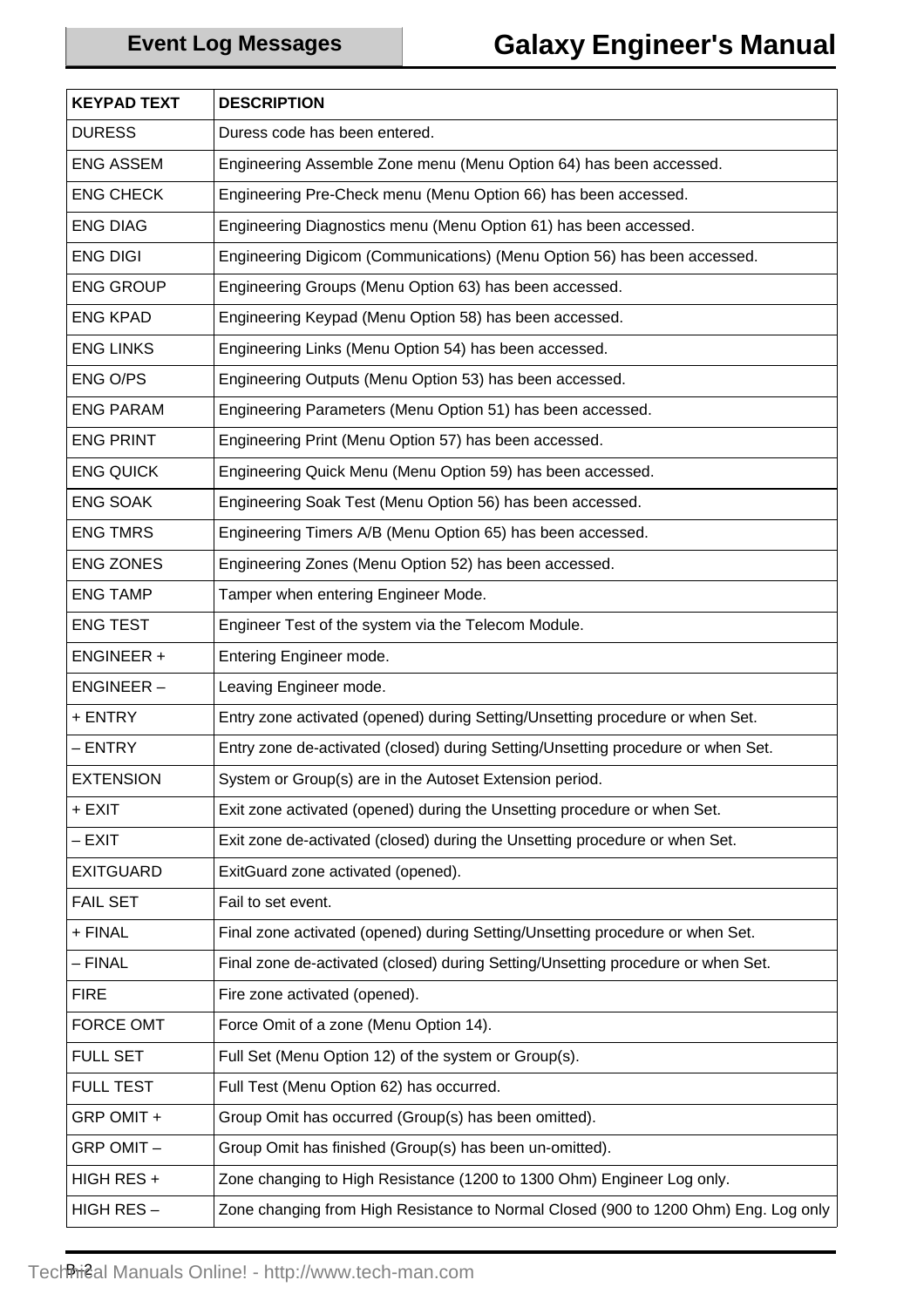| KEYPAD TEXT | DESCRIPTION |
|---|---|
| DURESS | Duress code has been entered. |
| ENG ASSEM | Engineering Assemble Zone menu (Menu Option 64) has been accessed. |
| ENG CHECK | Engineering Pre-Check menu (Menu Option 66) has been accessed. |
| ENG DIAG | Engineering Diagnostics menu (Menu Option 61) has been accessed. |
| ENG DIGI | Engineering Digicom (Communications) (Menu Option 56) has been accessed. |
| ENG GROUP | Engineering Groups (Menu Option 63) has been accessed. |
| ENG KPAD | Engineering Keypad (Menu Option 58) has been accessed. |
| ENG LINKS | Engineering Links (Menu Option 54) has been accessed. |
| ENG O/PS | Engineering Outputs (Menu Option 53) has been accessed. |
| ENG PARAM | Engineering Parameters (Menu Option 51) has been accessed. |
| ENG PRINT | Engineering Print (Menu Option 57) has been accessed. |
| ENG QUICK | Engineering Quick Menu (Menu Option 59) has been accessed. |
| ENG SOAK | Engineering Soak Test (Menu Option 56) has been accessed. |
| ENG TMRS | Engineering Timers A/B (Menu Option 65) has been accessed. |
| ENG ZONES | Engineering Zones (Menu Option 52) has been accessed. |
| ENG TAMP | Tamper when entering Engineer Mode. |
| ENG TEST | Engineer Test of the system via the Telecom Module. |
| ENGINEER + | Entering Engineer mode. |
| ENGINEER – | Leaving Engineer mode. |
| + ENTRY | Entry zone activated (opened) during Setting/Unsetting procedure or when Set. |
| – ENTRY | Entry zone de-activated (closed) during Setting/Unsetting procedure or when Set. |
| EXTENSION | System or Group(s) are in the Autoset Extension period. |
| + EXIT | Exit zone activated (opened) during the Unsetting procedure or when Set. |
| – EXIT | Exit zone de-activated (closed) during the Unsetting procedure or when Set. |
| EXITGUARD | ExitGuard zone activated (opened). |
| FAIL SET | Fail to set event. |
| + FINAL | Final zone activated (opened) during Setting/Unsetting procedure or when Set. |
| – FINAL | Final zone de-activated (closed) during Setting/Unsetting procedure or when Set. |
| FIRE | Fire zone activated (opened). |
| FORCE OMT | Force Omit of a zone (Menu Option 14). |
| FULL SET | Full Set (Menu Option 12) of the system or Group(s). |
| FULL TEST | Full Test (Menu Option 62) has occurred. |
| GRP OMIT + | Group Omit has occurred (Group(s) has been omitted). |
| GRP OMIT – | Group Omit has finished (Group(s) has been un-omitted). |
| HIGH RES + | Zone changing to High Resistance (1200 to 1300 Ohm) Engineer Log only. |
| HIGH RES – | Zone changing from High Resistance to Normal Closed (900 to 1200 Ohm) Eng. Log only |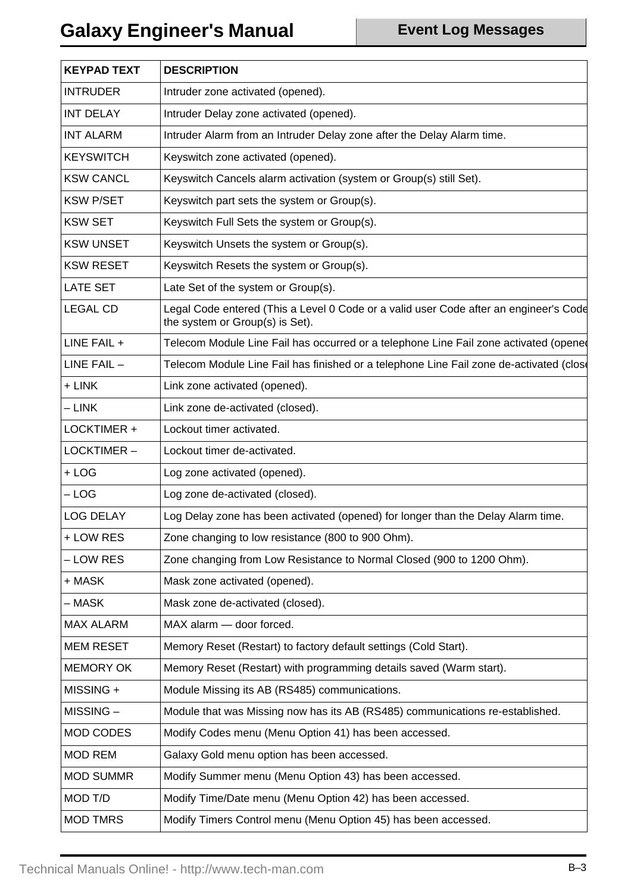| KEYPAD TEXT | DESCRIPTION |
|---|---|
| INTRUDER | Intruder zone activated (opened). |
| INT DELAY | Intruder Delay zone activated (opened). |
| INT ALARM | Intruder Alarm from an Intruder Delay zone after the Delay Alarm time. |
| KEYSWITCH | Keyswitch zone activated (opened). |
| KSW CANCL | Keyswitch Cancels alarm activation (system or Group(s) still Set). |
| KSW P/SET | Keyswitch part sets the system or Group(s). |
| KSW SET | Keyswitch Full Sets the system or Group(s). |
| KSW UNSET | Keyswitch Unsets the system or Group(s). |
| KSW RESET | Keyswitch Resets the system or Group(s). |
| LATE SET | Late Set of the system or Group(s). |
| LEGAL CD | Legal Code entered (This a Level 0 Code or a valid user Code after an engineer's Code the system or Group(s) is Set). |
| LINE FAIL + | Telecom Module Line Fail has occurred or a telephone Line Fail zone activated (opened |
| LINE FAIL – | Telecom Module Line Fail has finished or a telephone Line Fail zone de-activated (close |
| + LINK | Link zone activated (opened). |
| – LINK | Link zone de-activated (closed). |
| LOCKTIMER + | Lockout timer activated. |
| LOCKTIMER – | Lockout timer de-activated. |
| + LOG | Log zone activated (opened). |
| – LOG | Log zone de-activated (closed). |
| LOG DELAY | Log Delay zone has been activated (opened) for longer than the Delay Alarm time. |
| + LOW RES | Zone changing to low resistance (800 to 900 Ohm). |
| – LOW RES | Zone changing from Low Resistance to Normal Closed (900 to 1200 Ohm). |
| + MASK | Mask zone activated (opened). |
| – MASK | Mask zone de-activated (closed). |
| MAX ALARM | MAX alarm — door forced. |
| MEM RESET | Memory Reset (Restart) to factory default settings (Cold Start). |
| MEMORY OK | Memory Reset (Restart) with programming details saved (Warm start). |
| MISSING + | Module Missing its AB (RS485) communications. |
| MISSING – | Module that was Missing now has its AB (RS485) communications re-established. |
| MOD CODES | Modify Codes menu (Menu Option 41) has been accessed. |
| MOD REM | Galaxy Gold menu option has been accessed. |
| MOD SUMMR | Modify Summer menu (Menu Option 43) has been accessed. |
| MOD T/D | Modify Time/Date menu (Menu Option 42) has been accessed. |
| MOD TMRS | Modify Timers Control menu (Menu Option 45) has been accessed. |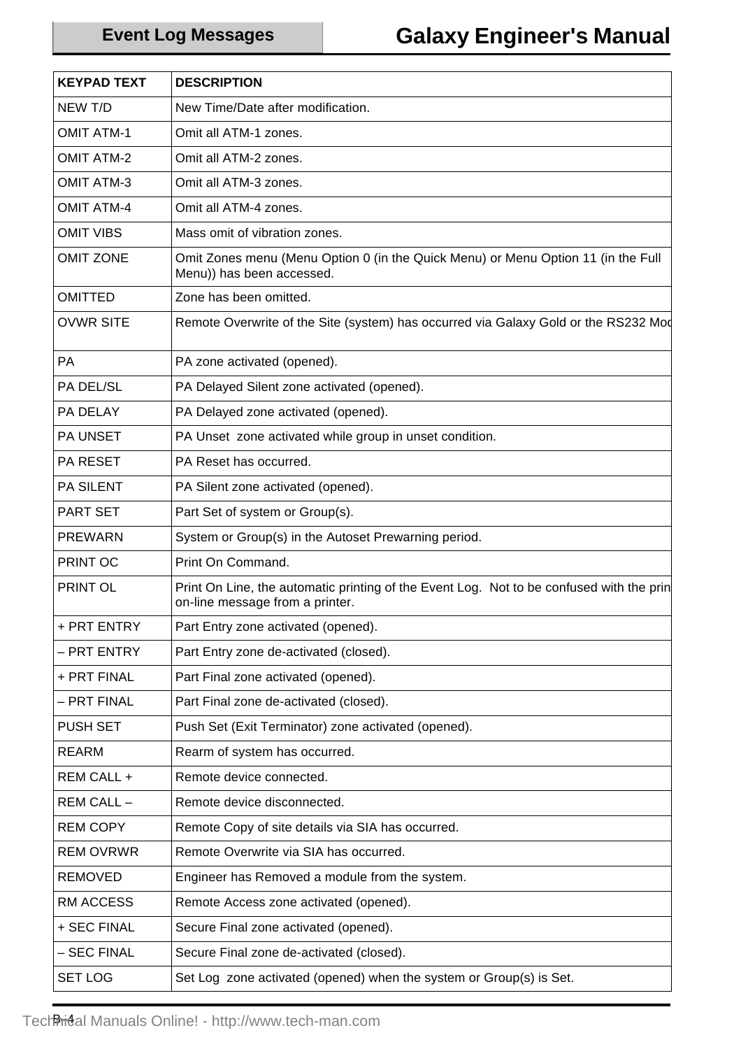| KEYPAD TEXT | DESCRIPTION |
|---|---|
| NEW T/D | New Time/Date after modification. |
| OMIT ATM-1 | Omit all ATM-1 zones. |
| OMIT ATM-2 | Omit all ATM-2 zones. |
| OMIT ATM-3 | Omit all ATM-3 zones. |
| OMIT ATM-4 | Omit all ATM-4 zones. |
| OMIT VIBS | Mass omit of vibration zones. |
| OMIT ZONE | Omit Zones menu (Menu Option 0 (in the Quick Menu) or Menu Option 11 (in the Full Menu)) has been accessed. |
| OMITTED | Zone has been omitted. |
| OVWR SITE | Remote Overwrite of the Site (system) has occurred via Galaxy Gold or the RS232 Mod |
| PA | PA zone activated (opened). |
| PA DEL/SL | PA Delayed Silent zone activated (opened). |
| PA DELAY | PA Delayed zone activated (opened). |
| PA UNSET | PA Unset zone activated while group in unset condition. |
| PA RESET | PA Reset has occurred. |
| PA SILENT | PA Silent zone activated (opened). |
| PART SET | Part Set of system or Group(s). |
| PREWARN | System or Group(s) in the Autoset Prewarning period. |
| PRINT OC | Print On Command. |
| PRINT OL | Print On Line, the automatic printing of the Event Log. Not to be confused with the prin on-line message from a printer. |
| + PRT ENTRY | Part Entry zone activated (opened). |
| – PRT ENTRY | Part Entry zone de-activated (closed). |
| + PRT FINAL | Part Final zone activated (opened). |
| – PRT FINAL | Part Final zone de-activated (closed). |
| PUSH SET | Push Set (Exit Terminator) zone activated (opened). |
| REARM | Rearm of system has occurred. |
| REM CALL + | Remote device connected. |
| REM CALL – | Remote device disconnected. |
| REM COPY | Remote Copy of site details via SIA has occurred. |
| REM OVRWR | Remote Overwrite via SIA has occurred. |
| REMOVED | Engineer has Removed a module from the system. |
| RM ACCESS | Remote Access zone activated (opened). |
| + SEC FINAL | Secure Final zone activated (opened). |
| – SEC FINAL | Secure Final zone de-activated (closed). |
| SET LOG | Set Log zone activated (opened) when the system or Group(s) is Set. |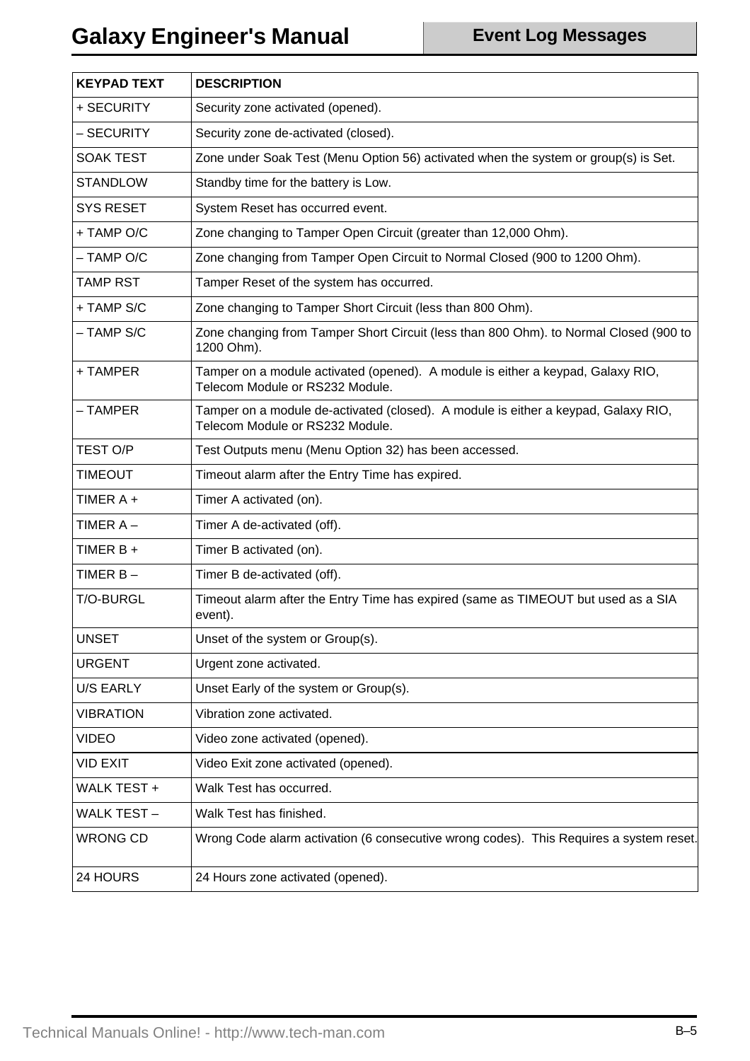| KEYPAD TEXT | DESCRIPTION |
|---|---|
| + SECURITY | Security zone activated (opened). |
| – SECURITY | Security zone de-activated (closed). |
| SOAK TEST | Zone under Soak Test (Menu Option 56) activated when the system or group(s) is Set. |
| STANDLOW | Standby time for the battery is Low. |
| SYS RESET | System Reset has occurred event. |
| + TAMP O/C | Zone changing to Tamper Open Circuit (greater than 12,000 Ohm). |
| – TAMP O/C | Zone changing from Tamper Open Circuit to Normal Closed (900 to 1200 Ohm). |
| TAMP RST | Tamper Reset of the system has occurred. |
| + TAMP S/C | Zone changing to Tamper Short Circuit (less than 800 Ohm). |
| – TAMP S/C | Zone changing from Tamper Short Circuit (less than 800 Ohm). to Normal Closed (900 to 1200 Ohm). |
| + TAMPER | Tamper on a module activated (opened). A module is either a keypad, Galaxy RIO, Telecom Module or RS232 Module. |
| – TAMPER | Tamper on a module de-activated (closed). A module is either a keypad, Galaxy RIO, Telecom Module or RS232 Module. |
| TEST O/P | Test Outputs menu (Menu Option 32) has been accessed. |
| TIMEOUT | Timeout alarm after the Entry Time has expired. |
| TIMER A + | Timer A activated (on). |
| TIMER A – | Timer A de-activated (off). |
| TIMER B + | Timer B activated (on). |
| TIMER B – | Timer B de-activated (off). |
| T/O-BURGL | Timeout alarm after the Entry Time has expired (same as TIMEOUT but used as a SIA event). |
| UNSET | Unset of the system or Group(s). |
| URGENT | Urgent zone activated. |
| U/S EARLY | Unset Early of the system or Group(s). |
| VIBRATION | Vibration zone activated. |
| VIDEO | Video zone activated (opened). |
| VID EXIT | Video Exit zone activated (opened). |
| WALK TEST + | Walk Test has occurred. |
| WALK TEST – | Walk Test has finished. |
| WRONG CD | Wrong Code alarm activation (6 consecutive wrong codes). This Requires a system reset. |
| 24 HOURS | 24 Hours zone activated (opened). |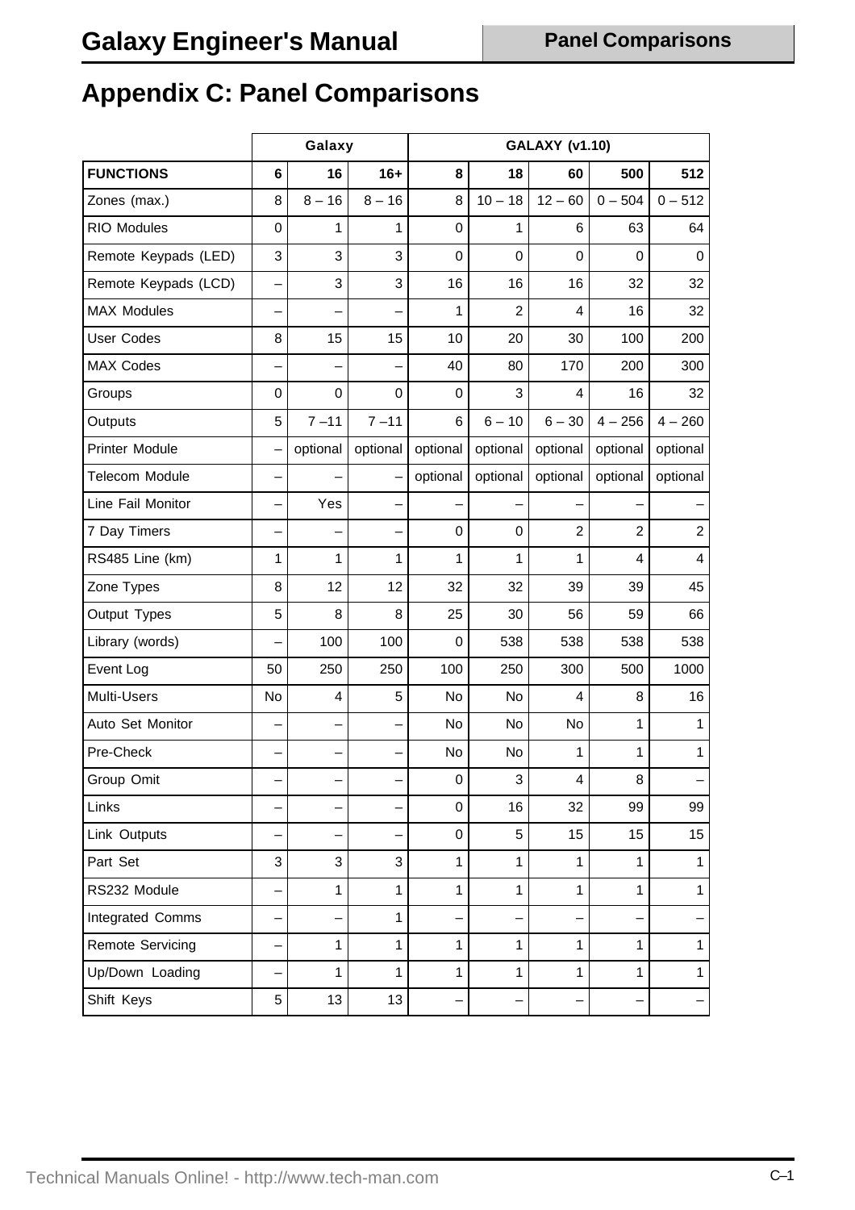# Appendix C: Panel Comparisons

| | Galaxy | | | GALAXY (v1.10) | | | | |
|---|---|---|---|---|---|---|---|---|
| **FUNCTIONS** | **6** | **16** | **16+** | **8** | **18** | **60** | **500** | **512** |
| Zones (max.) | 8 | 8 – 16 | 8 – 16 | 8 | 10 – 18 | 12 – 60 | 0 – 504 | 0 – 512 |
| RIO Modules | 0 | 1 | 1 | 0 | 1 | 6 | 63 | 64 |
| Remote Keypads (LED) | 3 | 3 | 3 | 0 | 0 | 0 | 0 | 0 |
| Remote Keypads (LCD) | – | 3 | 3 | 16 | 16 | 16 | 32 | 32 |
| MAX Modules | – | – | – | 1 | 2 | 4 | 16 | 32 |
| User Codes | 8 | 15 | 15 | 10 | 20 | 30 | 100 | 200 |
| MAX Codes | – | – | – | 40 | 80 | 170 | 200 | 300 |
| Groups | 0 | 0 | 0 | 0 | 3 | 4 | 16 | 32 |
| Outputs | 5 | 7 –11 | 7 –11 | 6 | 6 – 10 | 6 – 30 | 4 – 256 | 4 – 260 |
| Printer Module | – | optional | optional | optional | optional | optional | optional | optional |
| Telecom Module | – | – | – | optional | optional | optional | optional | optional |
| Line Fail Monitor | – | Yes | – | – | – | – | – | – |
| 7 Day Timers | – | – | – | 0 | 0 | 2 | 2 | 2 |
| RS485 Line (km) | 1 | 1 | 1 | 1 | 1 | 1 | 4 | 4 |
| Zone Types | 8 | 12 | 12 | 32 | 32 | 39 | 39 | 45 |
| Output Types | 5 | 8 | 8 | 25 | 30 | 56 | 59 | 66 |
| Library (words) | – | 100 | 100 | 0 | 538 | 538 | 538 | 538 |
| Event Log | 50 | 250 | 250 | 100 | 250 | 300 | 500 | 1000 |
| Multi-Users | No | 4 | 5 | No | No | 4 | 8 | 16 |
| Auto Set Monitor | – | – | – | No | No | No | 1 | 1 |
| Pre-Check | – | – | – | No | No | 1 | 1 | 1 |
| Group Omit | – | – | – | 0 | 3 | 4 | 8 | – |
| Links | – | – | – | 0 | 16 | 32 | 99 | 99 |
| Link Outputs | – | – | – | 0 | 5 | 15 | 15 | 15 |
| Part Set | 3 | 3 | 3 | 1 | 1 | 1 | 1 | 1 |
| RS232 Module | – | 1 | 1 | 1 | 1 | 1 | 1 | 1 |
| Integrated Comms | – | – | 1 | – | – | – | – | – |
| Remote Servicing | – | 1 | 1 | 1 | 1 | 1 | 1 | 1 |
| Up/Down Loading | – | 1 | 1 | 1 | 1 | 1 | 1 | 1 |
| Shift Keys | 5 | 13 | 13 | – | – | – | – | – |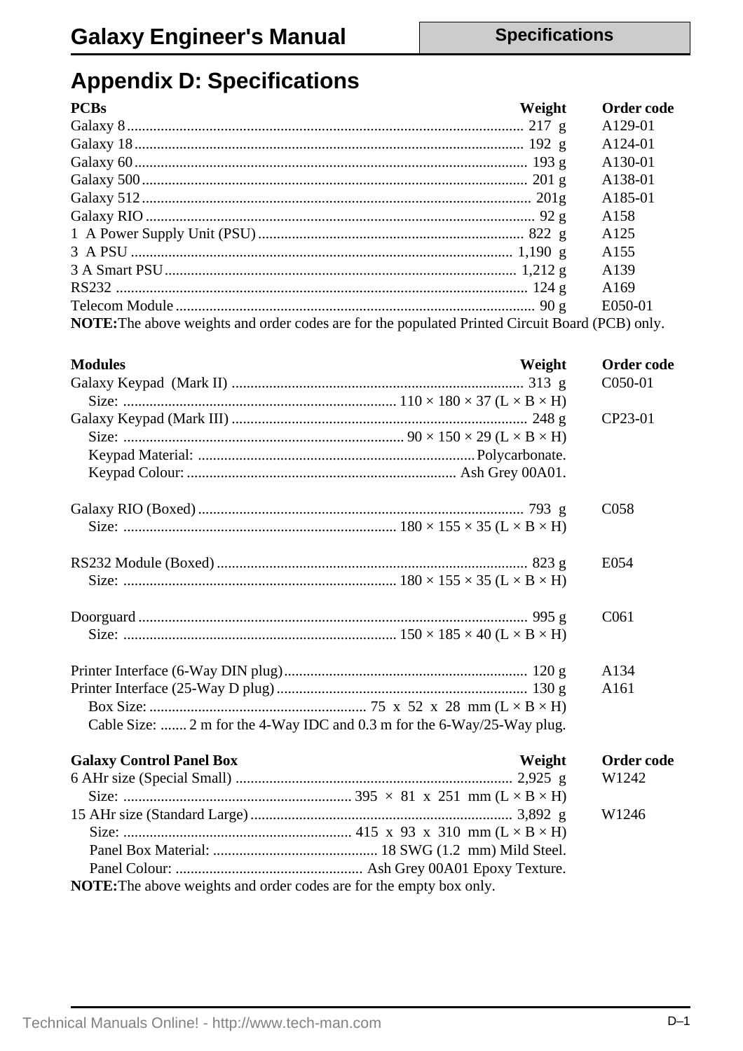# Appendix D: Specifications

| PCBs | Weight | Order code |
|---|---|---|
| Galaxy 8 | 217 g | A129-01 |
| Galaxy 18 | 192 g | A124-01 |
| Galaxy 60 | 193 g | A130-01 |
| Galaxy 500 | 201 g | A138-01 |
| Galaxy 512 | 201g | A185-01 |
| Galaxy RIO | 92 g | A158 |
| 1 A Power Supply Unit (PSU) | 822 g | A125 |
| 3 A PSU | 1,190 g | A155 |
| 3 A Smart PSU | 1,212 g | A139 |
| RS232 | 124 g | A169 |
| Telecom Module | 90 g | E050-01 |

**NOTE:** The above weights and order codes are for the populated Printed Circuit Board (PCB) only.

| Modules | Weight | Order code |
|---|---|---|
| Galaxy Keypad (Mark II) | 313 g | C050-01 |
| Size: | 110 × 180 × 37 (L × B × H) | |
| Galaxy Keypad (Mark III) | 248 g | CP23-01 |
| Size: | 90 × 150 × 29 (L × B × H) | |
| Keypad Material: | Polycarbonate. | |
| Keypad Colour: | Ash Grey 00A01. | |
| Galaxy RIO (Boxed) | 793 g | C058 |
| Size: | 180 × 155 × 35 (L × B × H) | |
| RS232 Module (Boxed) | 823 g | E054 |
| Size: | 180 × 155 × 35 (L × B × H) | |
| Doorguard | 995 g | C061 |
| Size: | 150 × 185 × 40 (L × B × H) | |
| Printer Interface (6-Way DIN plug) | 120 g | A134 |
| Printer Interface (25-Way D plug) | 130 g | A161 |
| Box Size: | 75 x 52 x 28 mm (L × B × H) | |
| Cable Size: | 2 m for the 4-Way IDC and 0.3 m for the 6-Way/25-Way plug. | |

| Galaxy Control Panel Box | Weight | Order code |
|---|---|---|
| 6 AHr size (Special Small) | 2,925 g | W1242 |
| Size: | 395 × 81 x 251 mm (L × B × H) | |
| 15 AHr size (Standard Large) | 3,892 g | W1246 |
| Size: | 415 x 93 x 310 mm (L × B × H) | |
| Panel Box Material: | 18 SWG (1.2 mm) Mild Steel. | |
| Panel Colour: | Ash Grey 00A01 Epoxy Texture. | |

**NOTE:** The above weights and order codes are for the empty box only.